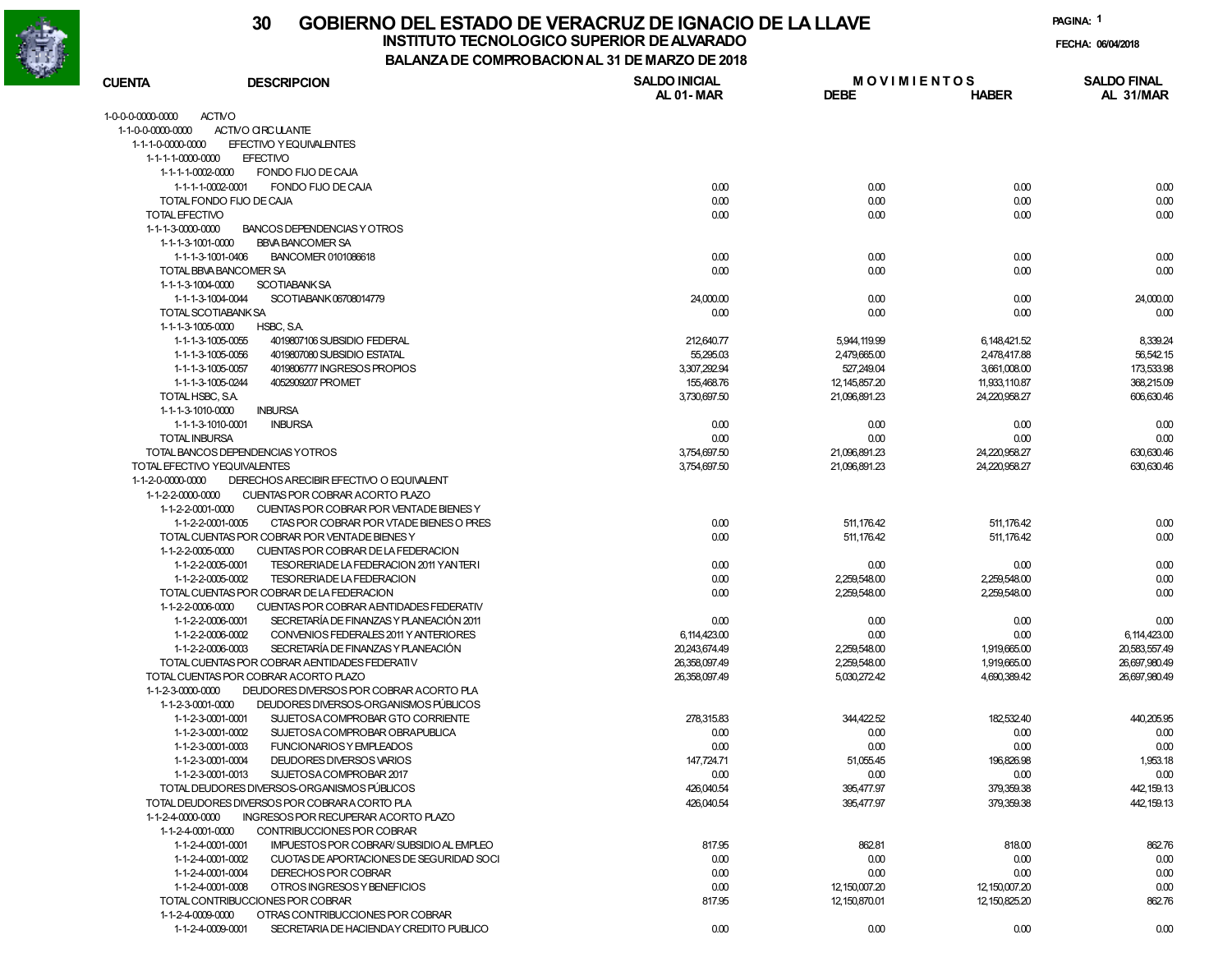# 30 GOBIERNO DEL ESTADO DE VERACRUZ DE IGNACIO DE LA LLAVE

## INSTITUTO TECNOLOGICO SUPERIOR DE ALVARADO

### BALANZA DE COMPROBACION AL 31 DE MARZO DE 2018

PAGINA: 1

FECHA: 06/04/2018

| CUENTA | DESCRIPCION | SALDO INICIAL AL 01-MAR | MOVIMIENTOS DEBE | HABER | SALDO FINAL AL 31/MAR |
|---|---|---|---|---|---|
| 1-0-0-0-0000-0000 | ACTIVO | | | | |
| 1-1-0-0-0000-0000 | ACTIVO CIRCULANTE | | | | |
| 1-1-1-0-0000-0000 | EFECTIVO Y EQUIVALENTES | | | | |
| 1-1-1-1-0000-0000 | EFECTIVO | | | | |
| 1-1-1-1-0002-0000 | FONDO FIJO DE CAJA | | | | |
| 1-1-1-1-0002-0001 | FONDO FIJO DE CAJA | 0.00 | 0.00 | 0.00 | 0.00 |
| | TOTAL FONDO FIJO DE CAJA | 0.00 | 0.00 | 0.00 | 0.00 |
| | TOTAL EFECTIVO | 0.00 | 0.00 | 0.00 | 0.00 |
| 1-1-1-3-0000-0000 | BANCOS DEPENDENCIAS Y OTROS | | | | |
| 1-1-1-3-1001-0000 | BBVA BANCOMER SA | | | | |
| 1-1-1-3-1001-0406 | BANCOMER 0101086618 | 0.00 | 0.00 | 0.00 | 0.00 |
| | TOTAL BBVA BANCOMER SA | 0.00 | 0.00 | 0.00 | 0.00 |
| 1-1-1-3-1004-0000 | SCOTIABANK SA | | | | |
| 1-1-1-3-1004-0044 | SCOTIABANK 06708014779 | 24,000.00 | 0.00 | 0.00 | 24,000.00 |
| | TOTAL SCOTIABANK SA | 0.00 | 0.00 | 0.00 | 0.00 |
| 1-1-1-3-1005-0000 | HSBC, S.A. | | | | |
| 1-1-1-3-1005-0055 | 4019807106 SUBSIDIO FEDERAL | 212,640.77 | 5,944,119.99 | 6,148,421.52 | 8,339.24 |
| 1-1-1-3-1005-0056 | 4019807080 SUBSIDIO ESTATAL | 55,295.03 | 2,479,665.00 | 2,478,417.88 | 56,542.15 |
| 1-1-1-3-1005-0057 | 4019806777 INGRESOS PROPIOS | 3,307,292.94 | 527,249.04 | 3,661,008.00 | 173,533.98 |
| 1-1-1-3-1005-0244 | 4052909207 PROMET | 155,468.76 | 12,145,857.20 | 11,933,110.87 | 368,215.09 |
| | TOTAL HSBC, S.A. | 3,730,697.50 | 21,096,891.23 | 24,220,958.27 | 606,630.46 |
| 1-1-1-3-1010-0000 | INBURSA | | | | |
| 1-1-1-3-1010-0001 | INBURSA | 0.00 | 0.00 | 0.00 | 0.00 |
| | TOTAL INBURSA | 0.00 | 0.00 | 0.00 | 0.00 |
| | TOTAL BANCOS DEPENDENCIAS Y OTROS | 3,754,697.50 | 21,096,891.23 | 24,220,958.27 | 630,630.46 |
| | TOTAL EFECTIVO Y EQUIVALENTES | 3,754,697.50 | 21,096,891.23 | 24,220,958.27 | 630,630.46 |
| 1-1-2-0-0000-0000 | DERECHOS A RECIBIR EFECTIVO O EQUIVALENT | | | | |
| 1-1-2-2-0000-0000 | CUENTAS POR COBRAR A CORTO PLAZO | | | | |
| 1-1-2-2-0001-0000 | CUENTAS POR COBRAR POR VENTA DE BIENES Y | | | | |
| 1-1-2-2-0001-0005 | CTAS POR COBRAR POR VTA DE BIENES O PRES | 0.00 | 511,176.42 | 511,176.42 | 0.00 |
| | TOTAL CUENTAS POR COBRAR POR VENTA DE BIENES Y | 0.00 | 511,176.42 | 511,176.42 | 0.00 |
| 1-1-2-2-0005-0000 | CUENTAS POR COBRAR DE LA FEDERACION | | | | |
| 1-1-2-2-0005-0001 | TESORERIA DE LA FEDERACION 2011 Y ANTERI | 0.00 | 0.00 | 0.00 | 0.00 |
| 1-1-2-2-0005-0002 | TESORERIA DE LA FEDERACION | 0.00 | 2,259,548.00 | 2,259,548.00 | 0.00 |
| | TOTAL CUENTAS POR COBRAR DE LA FEDERACION | 0.00 | 2,259,548.00 | 2,259,548.00 | 0.00 |
| 1-1-2-2-0006-0000 | CUENTAS POR COBRAR A ENTIDADES FEDERATIV | | | | |
| 1-1-2-2-0006-0001 | SECRETARÍA DE FINANZAS Y PLANEACIÓN 2011 | 0.00 | 0.00 | 0.00 | 0.00 |
| 1-1-2-2-0006-0002 | CONVENIOS FEDERALES 2011 Y ANTERIORES | 6,114,423.00 | 0.00 | 0.00 | 6,114,423.00 |
| 1-1-2-2-0006-0003 | SECRETARÍA DE FINANZAS Y PLANEACIÓN | 20,243,674.49 | 2,259,548.00 | 1,919,665.00 | 20,583,557.49 |
| | TOTAL CUENTAS POR COBRAR A ENTIDADES FEDERATIV | 26,358,097.49 | 2,259,548.00 | 1,919,665.00 | 26,697,980.49 |
| | TOTAL CUENTAS POR COBRAR A CORTO PLAZO | 26,358,097.49 | 5,030,272.42 | 4,690,389.42 | 26,697,980.49 |
| 1-1-2-3-0000-0000 | DEUDORES DIVERSOS POR COBRAR A CORTO PLA | | | | |
| 1-1-2-3-0001-0000 | DEUDORES DIVERSOS-ORGANISMOS PÚBLICOS | | | | |
| 1-1-2-3-0001-0001 | SUJETOS A COMPROBAR GTO CORRIENTE | 278,315.83 | 344,422.52 | 182,532.40 | 440,205.95 |
| 1-1-2-3-0001-0002 | SUJETOS A COMPROBAR OBRA PUBLICA | 0.00 | 0.00 | 0.00 | 0.00 |
| 1-1-2-3-0001-0003 | FUNCIONARIOS Y EMPLEADOS | 0.00 | 0.00 | 0.00 | 0.00 |
| 1-1-2-3-0001-0004 | DEUDORES DIVERSOS VARIOS | 147,724.71 | 51,055.45 | 196,826.98 | 1,953.18 |
| 1-1-2-3-0001-0013 | SUJETOS A COMPROBAR 2017 | 0.00 | 0.00 | 0.00 | 0.00 |
| | TOTAL DEUDORES DIVERSOS-ORGANISMOS PÚBLICOS | 426,040.54 | 395,477.97 | 379,359.38 | 442,159.13 |
| | TOTAL DEUDORES DIVERSOS POR COBRAR A CORTO PLA | 426,040.54 | 395,477.97 | 379,359.38 | 442,159.13 |
| 1-1-2-4-0000-0000 | INGRESOS POR RECUPERAR A CORTO PLAZO | | | | |
| 1-1-2-4-0001-0000 | CONTRIBUCCIONES POR COBRAR | | | | |
| 1-1-2-4-0001-0001 | IMPUESTOS POR COBRAR/ SUBSIDIO AL EMPLEO | 817.95 | 862.81 | 818.00 | 862.76 |
| 1-1-2-4-0001-0002 | CUOTAS DE APORTACIONES DE SEGURIDAD SOCI | 0.00 | 0.00 | 0.00 | 0.00 |
| 1-1-2-4-0001-0004 | DERECHOS POR COBRAR | 0.00 | 0.00 | 0.00 | 0.00 |
| 1-1-2-4-0001-0008 | OTROS INGRESOS Y BENEFICIOS | 0.00 | 12,150,007.20 | 12,150,007.20 | 0.00 |
| | TOTAL CONTRIBUCCIONES POR COBRAR | 817.95 | 12,150,870.01 | 12,150,825.20 | 862.76 |
| 1-1-2-4-0009-0000 | OTRAS CONTRIBUCCIONES POR COBRAR | | | | |
| 1-1-2-4-0009-0001 | SECRETARIA DE HACIENDA Y CREDITO PUBLICO | 0.00 | 0.00 | 0.00 | 0.00 |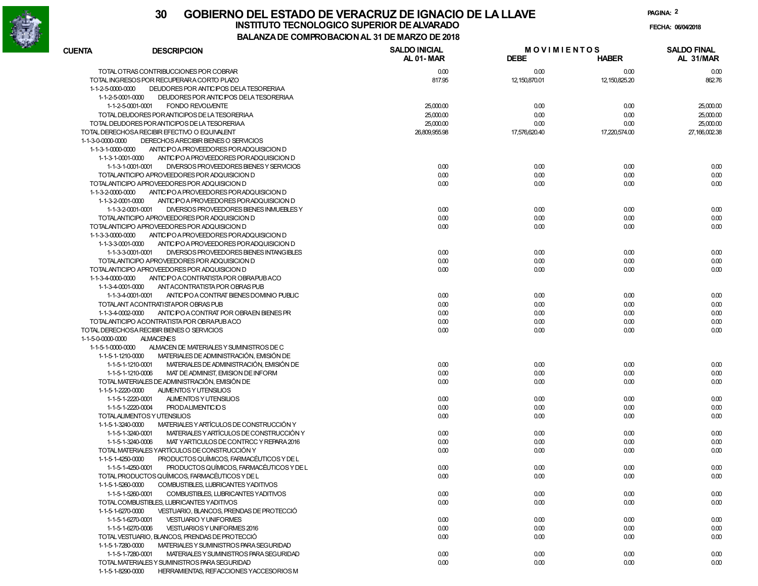# GOBIERNO DEL ESTADO DE VERACRUZ DE IGNACIO DE LA LLAVE

## INSTITUTO TECNOLOGICO SUPERIOR DE ALVARADO

### BALANZA DE COMPROBACION AL 31 DE MARZO DE 2018

FECHA: 06/04/2018

| CUENTA | DESCRIPCION | SALDO INICIAL AL 01- MAR | MOVIMIENTOS DEBE | MOVIMIENTOS HABER | SALDO FINAL AL 31/MAR |
|---|---|---|---|---|---|
| | TOTAL OTRAS CONTRIBUCCIONES POR COBRAR | 0.00 | 0.00 | 0.00 | 0.00 |
| | TOTAL INGRESOS POR RECUPERAR A CORTO PLAZO | 817.95 | 12,150,870.01 | 12,150,825.20 | 862.76 |
| 1-1-2-5-0000-0000 | DEUDORES POR ANTICIPOS DE LA TESORERIA A | | | | |
| 1-1-2-5-0001-0000 | DEUDORES POR ANTICIPOS DE LA TESORERIA A | | | | |
| 1-1-2-5-0001-0001 | FONDO REVOLVENTE | 25,000.00 | 0.00 | 0.00 | 25,000.00 |
| | TOTAL DEUDORES POR ANTICIPOS DE LA TESORERIA A | 25,000.00 | 0.00 | 0.00 | 25,000.00 |
| | TOTAL DEUDORES POR ANTICIPOS DE LA TESORERIA A | 25,000.00 | 0.00 | 0.00 | 25,000.00 |
| | TOTAL DERECHOS A RECIBIR EFECTIVO O EQUIVALENT | 26,809,955.98 | 17,576,620.40 | 17,220,574.00 | 27,166,002.38 |
| 1-1-3-0-0000-0000 | DERECHOS A RECIBIR BIENES O SERVICIOS | | | | |
| 1-1-3-1-0000-0000 | ANTICIPO A PROVEEDORES POR ADQUISICION D | | | | |
| 1-1-3-1-0001-0000 | ANTICIPO A PROVEEDORES POR ADQUISICION D | | | | |
| 1-1-3-1-0001-0001 | DIVERSOS PROVEEDORES BIENES Y SERVICIOS | 0.00 | 0.00 | 0.00 | 0.00 |
| | TOTAL ANTICIPO A PROVEEDORES POR ADQUISICION D | 0.00 | 0.00 | 0.00 | 0.00 |
| | TOTAL ANTICIPO A PROVEEDORES POR ADQUISICION D | 0.00 | 0.00 | 0.00 | 0.00 |
| 1-1-3-2-0000-0000 | ANTICIPO A PROVEEDORES POR ADQUISICION D | | | | |
| 1-1-3-2-0001-0000 | ANTICIPO A PROVEEDORES POR ADQUISICION D | | | | |
| 1-1-3-2-0001-0001 | DIVERSOS PROVEEDORES BIENES INMUEBLES Y | 0.00 | 0.00 | 0.00 | 0.00 |
| | TOTAL ANTICIPO A PROVEEDORES POR ADQUISICION D | 0.00 | 0.00 | 0.00 | 0.00 |
| | TOTAL ANTICIPO A PROVEEDORES POR ADQUISICION D | 0.00 | 0.00 | 0.00 | 0.00 |
| 1-1-3-3-0000-0000 | ANTICIPO A PROVEEDORES POR ADQUISICION D | | | | |
| 1-1-3-3-0001-0000 | ANTICIPO A PROVEEDORES POR ADQUISICION D | | | | |
| 1-1-3-3-0001-0001 | DIVERSOS PROVEEDORES BIENES INTANGIBLES | 0.00 | 0.00 | 0.00 | 0.00 |
| | TOTAL ANTICIPO A PROVEEDORES POR ADQUISICION D | 0.00 | 0.00 | 0.00 | 0.00 |
| | TOTAL ANTICIPO A PROVEEDORES POR ADQUISICION D | 0.00 | 0.00 | 0.00 | 0.00 |
| 1-1-3-4-0000-0000 | ANTICIPO A CONTRATISTA POR OBRA PUBACO | | | | |
| 1-1-3-4-0001-0000 | ANT A CONTRATISTA POR OBRAS PUB | | | | |
| 1-1-3-4-0001-0001 | ANTICIPO A CONTRAT BIENES DOMINIO PUBLIC | 0.00 | 0.00 | 0.00 | 0.00 |
| | TOTAL ANT A CONTRATISTA POR OBRAS PUB | 0.00 | 0.00 | 0.00 | 0.00 |
| 1-1-3-4-0002-0000 | ANTICIPO A CONTRAT POR OBRA EN BIENES PR | 0.00 | 0.00 | 0.00 | 0.00 |
| | TOTAL ANTICIPO A CONTRATISTA POR OBRA PUBACO | 0.00 | 0.00 | 0.00 | 0.00 |
| | TOTAL DERECHOS A RECIBIR BIENES O SERVICIOS | 0.00 | 0.00 | 0.00 | 0.00 |
| 1-1-5-0-0000-0000 | ALMACENES | | | | |
| 1-1-5-1-0000-0000 | ALMACEN DE MATERIALES Y SUMINISTROS DE C | | | | |
| 1-1-5-1-1210-0000 | MATERIALES DE ADMINISTRACIÓN, EMISIÓN DE | | | | |
| 1-1-5-1-1210-0001 | MATERIALES DE ADMINISTRACIÓN, EMISIÓN DE | 0.00 | 0.00 | 0.00 | 0.00 |
| 1-1-5-1-1210-0006 | MAT DE ADMINIST, EMISION DE INFORM | 0.00 | 0.00 | 0.00 | 0.00 |
| | TOTAL MATERIALES DE ADMINISTRACIÓN, EMISIÓN DE | 0.00 | 0.00 | 0.00 | 0.00 |
| 1-1-5-1-2220-0000 | ALIMENTOS Y UTENSILIOS | | | | |
| 1-1-5-1-2220-0001 | ALIMENTOS Y UTENSILIOS | 0.00 | 0.00 | 0.00 | 0.00 |
| 1-1-5-1-2220-0004 | PROD ALIMENTICIOS | 0.00 | 0.00 | 0.00 | 0.00 |
| | TOTAL ALIMENTOS Y UTENSILIOS | 0.00 | 0.00 | 0.00 | 0.00 |
| 1-1-5-1-3240-0000 | MATERIALES Y ARTÍCULOS DE CONSTRUCCIÓN Y | | | | |
| 1-1-5-1-3240-0001 | MATERIALES Y ARTÍCULOS DE CONSTRUCCIÓN Y | 0.00 | 0.00 | 0.00 | 0.00 |
| 1-1-5-1-3240-0006 | MAT Y ARTICULOS DE CONTRCC Y REPARA 2016 | 0.00 | 0.00 | 0.00 | 0.00 |
| | TOTAL MATERIALES Y ARTÍCULOS DE CONSTRUCCIÓN Y | 0.00 | 0.00 | 0.00 | 0.00 |
| 1-1-5-1-4250-0000 | PRODUCTOS QUÍMICOS, FARMACÉUTICOS Y DE L | | | | |
| 1-1-5-1-4250-0001 | PRODUCTOS QUÍMICOS, FARMACÉUTICOS Y DE L | 0.00 | 0.00 | 0.00 | 0.00 |
| | TOTAL PRODUCTOS QUÍMICOS, FARMACÉUTICOS Y DE L | 0.00 | 0.00 | 0.00 | 0.00 |
| 1-1-5-1-5260-0000 | COMBUSTIBLES, LUBRICANTES Y ADITIVOS | | | | |
| 1-1-5-1-5260-0001 | COMBUSTIBLES, LUBRICANTES Y ADITIVOS | 0.00 | 0.00 | 0.00 | 0.00 |
| | TOTAL COMBUSTIBLES, LUBRICANTES Y ADITIVOS | 0.00 | 0.00 | 0.00 | 0.00 |
| 1-1-5-1-6270-0000 | VESTUARIO, BLANCOS, PRENDAS DE PROTECCIÓ | | | | |
| 1-1-5-1-6270-0001 | VESTUARIO Y UNIFORMES | 0.00 | 0.00 | 0.00 | 0.00 |
| 1-1-5-1-6270-0006 | VESTUARIOS Y UNIFORMES 2016 | 0.00 | 0.00 | 0.00 | 0.00 |
| | TOTAL VESTUARIO, BLANCOS, PRENDAS DE PROTECCIÓ | 0.00 | 0.00 | 0.00 | 0.00 |
| 1-1-5-1-7280-0000 | MATERIALES Y SUMINISTROS PARA SEGURIDAD | | | | |
| 1-1-5-1-7280-0001 | MATERIALES Y SUMINISTROS PARA SEGURIDAD | 0.00 | 0.00 | 0.00 | 0.00 |
| | TOTAL MATERIALES Y SUMINISTROS PARA SEGURIDAD | 0.00 | 0.00 | 0.00 | 0.00 |
| 1-1-5-1-8290-0000 | HERRAMIENTAS, REFACCIONES Y ACCESORIOS M | | | | |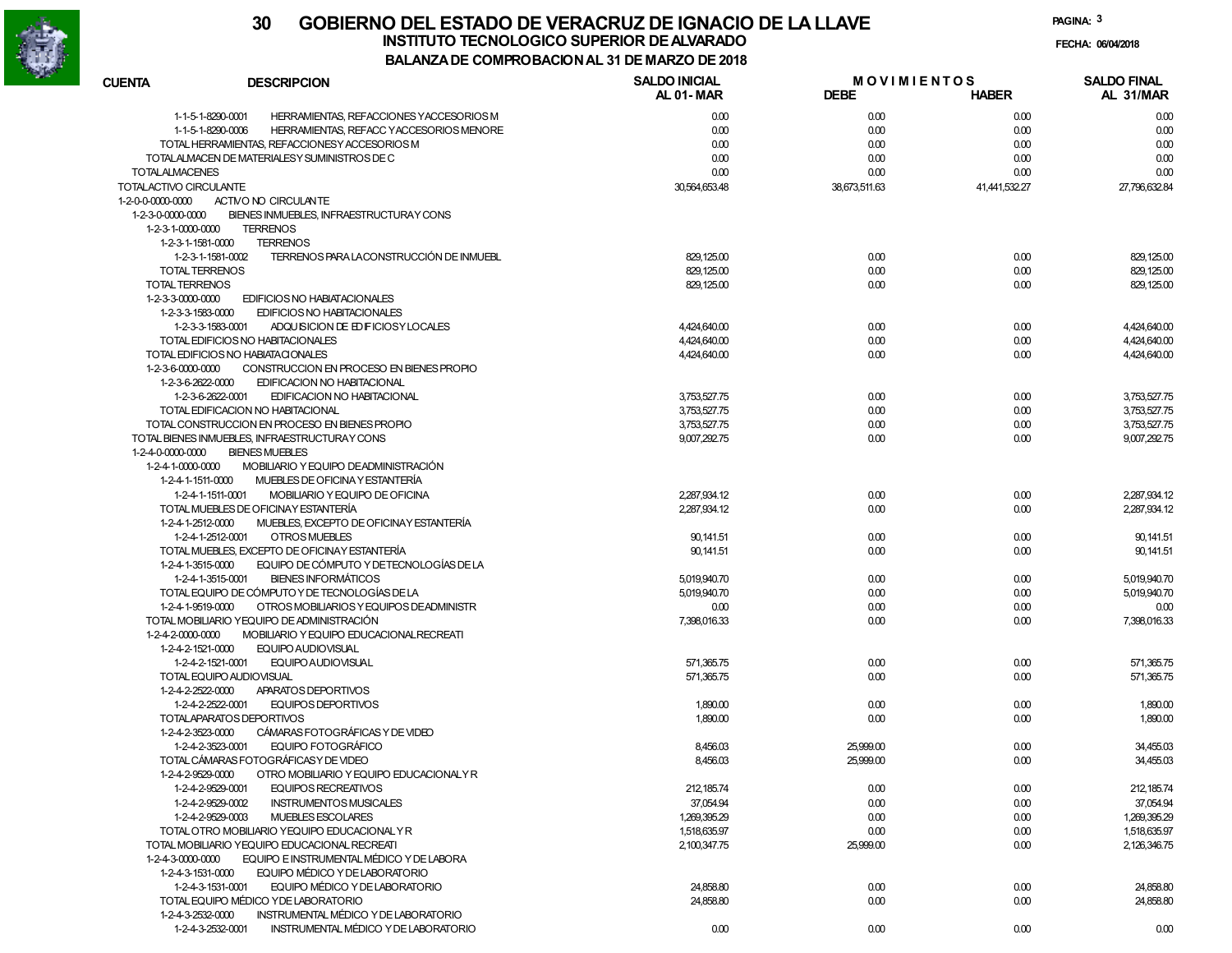# 30 GOBIERNO DEL ESTADO DE VERACRUZ DE IGNACIO DE LA LLAVE

## INSTITUTO TECNOLOGICO SUPERIOR DE ALVARADO

### BALANZA DE COMPROBACION AL 31 DE MARZO DE 2018

FECHA: 06/04/2018

| CUENTA | DESCRIPCION | SALDO INICIAL AL 01-MAR | MOVIMIENTOS DEBE | MOVIMIENTOS HABER | SALDO FINAL AL 31/MAR |
|---|---|---|---|---|---|
| 1-1-5-1-8290-0001 | HERRAMIENTAS, REFACCIONES Y ACCESORIOS M | 0.00 | 0.00 | 0.00 | 0.00 |
| 1-1-5-1-8290-0006 | HERRAMIENTAS, REFACC Y ACCESORIOS MENORE | 0.00 | 0.00 | 0.00 | 0.00 |
| | TOTAL HERRAMIENTAS, REFACCIONES Y ACCESORIOS M | 0.00 | 0.00 | 0.00 | 0.00 |
| | TOTAL ALMACEN DE MATERIALES Y SUMINISTROS DE C | 0.00 | 0.00 | 0.00 | 0.00 |
| | TOTAL ALMACENES | 0.00 | 0.00 | 0.00 | 0.00 |
| | TOTAL ACTIVO CIRCULANTE | 30,564,653.48 | 38,673,511.63 | 41,441,532.27 | 27,796,632.84 |
| 1-2-0-0-0000-0000 | ACTIVO NO CIRCULANTE | | | | |
| 1-2-3-0-0000-0000 | BIENES INMUEBLES, INFRAESTRUCTURA Y CONS | | | | |
| 1-2-3-1-0000-0000 | TERRENOS | | | | |
| 1-2-3-1-1581-0000 | TERRENOS | | | | |
| 1-2-3-1-1581-0002 | TERRENOS PARA LA CONSTRUCCIÓN DE INMUEBL | 829,125.00 | 0.00 | 0.00 | 829,125.00 |
| | TOTAL TERRENOS | 829,125.00 | 0.00 | 0.00 | 829,125.00 |
| | TOTAL TERRENOS | 829,125.00 | 0.00 | 0.00 | 829,125.00 |
| 1-2-3-3-0000-0000 | EDIFICIOS NO HABITACIONALES | | | | |
| 1-2-3-3-1583-0000 | EDIFICIOS NO HABITACIONALES | | | | |
| 1-2-3-3-1583-0001 | ADQUISICION DE EDIFICIOS Y LOCALES | 4,424,640.00 | 0.00 | 0.00 | 4,424,640.00 |
| | TOTAL EDIFICIOS NO HABITACIONALES | 4,424,640.00 | 0.00 | 0.00 | 4,424,640.00 |
| | TOTAL EDIFICIOS NO HABIATACIONALES | 4,424,640.00 | 0.00 | 0.00 | 4,424,640.00 |
| 1-2-3-6-0000-0000 | CONSTRUCCION EN PROCESO EN BIENES PROPIO | | | | |
| 1-2-3-6-2622-0000 | EDIFICACION NO HABITACIONAL | | | | |
| 1-2-3-6-2622-0001 | EDIFICACION NO HABITACIONAL | 3,753,527.75 | 0.00 | 0.00 | 3,753,527.75 |
| | TOTAL EDIFICACION NO HABITACIONAL | 3,753,527.75 | 0.00 | 0.00 | 3,753,527.75 |
| | TOTAL CONSTRUCCION EN PROCESO EN BIENES PROPIO | 3,753,527.75 | 0.00 | 0.00 | 3,753,527.75 |
| | TOTAL BIENES INMUEBLES, INFRAESTRUCTURA Y CONS | 9,007,292.75 | 0.00 | 0.00 | 9,007,292.75 |
| 1-2-4-0-0000-0000 | BIENES MUEBLES | | | | |
| 1-2-4-1-0000-0000 | MOBILIARIO Y EQUIPO DE ADMINISTRACIÓN | | | | |
| 1-2-4-1-1511-0000 | MUEBLES DE OFICINA Y ESTANTERÍA | | | | |
| 1-2-4-1-1511-0001 | MOBILIARIO Y EQUIPO DE OFICINA | 2,287,934.12 | 0.00 | 0.00 | 2,287,934.12 |
| | TOTAL MUEBLES DE OFICINA Y ESTANTERÍA | 2,287,934.12 | 0.00 | 0.00 | 2,287,934.12 |
| 1-2-4-1-2512-0000 | MUEBLES, EXCEPTO DE OFICINA Y ESTANTERÍA | | | | |
| 1-2-4-1-2512-0001 | OTROS MUEBLES | 90,141.51 | 0.00 | 0.00 | 90,141.51 |
| | TOTAL MUEBLES, EXCEPTO DE OFICINA Y ESTANTERÍA | 90,141.51 | 0.00 | 0.00 | 90,141.51 |
| 1-2-4-1-3515-0000 | EQUIPO DE CÓMPUTO Y DE TECNOLOGÍAS DE LA | | | | |
| 1-2-4-1-3515-0001 | BIENES INFORMÁTICOS | 5,019,940.70 | 0.00 | 0.00 | 5,019,940.70 |
| | TOTAL EQUIPO DE CÓMPUTO Y DE TECNOLOGÍAS DE LA | 5,019,940.70 | 0.00 | 0.00 | 5,019,940.70 |
| 1-2-4-1-9519-0000 | OTROS MOBILIARIOS Y EQUIPOS DE ADMINISTR | 0.00 | 0.00 | 0.00 | 0.00 |
| | TOTAL MOBILIARIO Y EQUIPO DE ADMINISTRACIÓN | 7,398,016.33 | 0.00 | 0.00 | 7,398,016.33 |
| 1-2-4-2-0000-0000 | MOBILIARIO Y EQUIPO EDUCACIONAL RECREATI | | | | |
| 1-2-4-2-1521-0000 | EQUIPO AUDIOVISUAL | | | | |
| 1-2-4-2-1521-0001 | EQUIPO AUDIOVISUAL | 571,365.75 | 0.00 | 0.00 | 571,365.75 |
| | TOTAL EQUIPO AUDIOVISUAL | 571,365.75 | 0.00 | 0.00 | 571,365.75 |
| 1-2-4-2-2522-0000 | APARATOS DEPORTIVOS | | | | |
| 1-2-4-2-2522-0001 | EQUIPOS DEPORTIVOS | 1,890.00 | 0.00 | 0.00 | 1,890.00 |
| | TOTAL APARATOS DEPORTIVOS | 1,890.00 | 0.00 | 0.00 | 1,890.00 |
| 1-2-4-2-3523-0000 | CÁMARAS FOTOGRÁFICAS Y DE VIDEO | | | | |
| 1-2-4-2-3523-0001 | EQUIPO FOTOGRÁFICO | 8,456.03 | 25,999.00 | 0.00 | 34,455.03 |
| | TOTAL CÁMARAS FOTOGRÁFICAS Y DE VIDEO | 8,456.03 | 25,999.00 | 0.00 | 34,455.03 |
| 1-2-4-2-9529-0000 | OTRO MOBILIARIO Y EQUIPO EDUCACIONAL Y R | | | | |
| 1-2-4-2-9529-0001 | EQUIPOS RECREATIVOS | 212,185.74 | 0.00 | 0.00 | 212,185.74 |
| 1-2-4-2-9529-0002 | INSTRUMENTOS MUSICALES | 37,054.94 | 0.00 | 0.00 | 37,054.94 |
| 1-2-4-2-9529-0003 | MUEBLES ESCOLARES | 1,269,395.29 | 0.00 | 0.00 | 1,269,395.29 |
| | TOTAL OTRO MOBILIARIO Y EQUIPO EDUCACIONAL Y R | 1,518,635.97 | 0.00 | 0.00 | 1,518,635.97 |
| | TOTAL MOBILIARIO Y EQUIPO EDUCACIONAL RECREATI | 2,100,347.75 | 25,999.00 | 0.00 | 2,126,346.75 |
| 1-2-4-3-0000-0000 | EQUIPO E INSTRUMENTAL MÉDICO Y DE LABORA | | | | |
| 1-2-4-3-1531-0000 | EQUIPO MÉDICO Y DE LABORATORIO | | | | |
| 1-2-4-3-1531-0001 | EQUIPO MÉDICO Y DE LABORATORIO | 24,858.80 | 0.00 | 0.00 | 24,858.80 |
| | TOTAL EQUIPO MÉDICO Y DE LABORATORIO | 24,858.80 | 0.00 | 0.00 | 24,858.80 |
| 1-2-4-3-2532-0000 | INSTRUMENTAL MÉDICO Y DE LABORATORIO | | | | |
| 1-2-4-3-2532-0001 | INSTRUMENTAL MÉDICO Y DE LABORATORIO | 0.00 | 0.00 | 0.00 | 0.00 |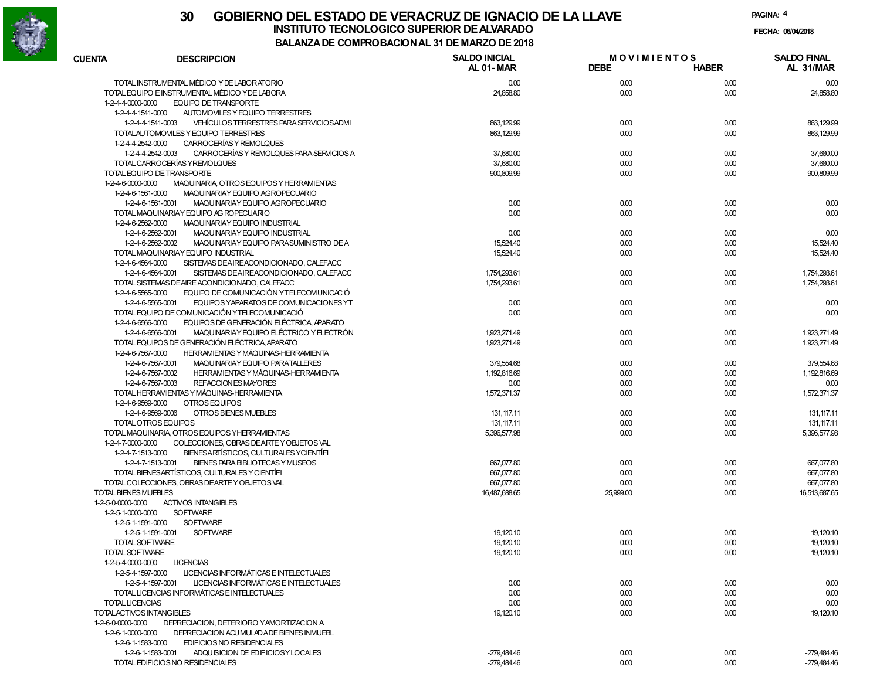# 30 GOBIERNO DEL ESTADO DE VERACRUZ DE IGNACIO DE LA LLAVE

## INSTITUTO TECNOLOGICO SUPERIOR DE ALVARADO

### BALANZA DE COMPROBACION AL 31 DE MARZO DE 2018

FECHA: 06/04/2018

| CUENTA | DESCRIPCION | SALDO INICIAL AL 01-MAR | MOVIMIENTOS DEBE | MOVIMIENTOS HABER | SALDO FINAL AL 31/MAR |
|---|---|---|---|---|---|
| | TOTAL INSTRUMENTAL MÉDICO Y DE LABORATORIO | 0.00 | 0.00 | 0.00 | 0.00 |
| | TOTAL EQUIPO E INSTRUMENTAL MÉDICO Y DE LABORA | 24,858.80 | 0.00 | 0.00 | 24,858.80 |
| 1-2-4-4-0000-0000 | EQUIPO DE TRANSPORTE | | | | |
| 1-2-4-4-1541-0000 | AUTOMOVILES Y EQUIPO TERRESTRES | | | | |
| 1-2-4-4-1541-0003 | VEHÍCULOS TERRESTRES PARA SERVICIOS ADMI | 863,129.99 | 0.00 | 0.00 | 863,129.99 |
| | TOTAL AUTOMOVILES Y EQUIPO TERRESTRES | 863,129.99 | 0.00 | 0.00 | 863,129.99 |
| 1-2-4-4-2542-0000 | CARROCERÍAS Y REMOLQUES | | | | |
| 1-2-4-4-2542-0003 | CARROCERÍAS Y REMOLQUES PARA SERVICIOS A | 37,680.00 | 0.00 | 0.00 | 37,680.00 |
| | TOTAL CARROCERÍAS Y REMOLQUES | 37,680.00 | 0.00 | 0.00 | 37,680.00 |
| | TOTAL EQUIPO DE TRANSPORTE | 900,809.99 | 0.00 | 0.00 | 900,809.99 |
| 1-2-4-6-0000-0000 | MAQUINARIA, OTROS EQUIPOS Y HERRAMIENTAS | | | | |
| 1-2-4-6-1561-0000 | MAQUINARIA Y EQUIPO AGROPECUARIO | | | | |
| 1-2-4-6-1561-0001 | MAQUINARIA Y EQUIPO AGROPECUARIO | 0.00 | 0.00 | 0.00 | 0.00 |
| | TOTAL MAQUINARIA Y EQUIPO AGROPECUARIO | 0.00 | 0.00 | 0.00 | 0.00 |
| 1-2-4-6-2562-0000 | MAQUINARIA Y EQUIPO INDUSTRIAL | | | | |
| 1-2-4-6-2562-0001 | MAQUINARIA Y EQUIPO INDUSTRIAL | 0.00 | 0.00 | 0.00 | 0.00 |
| 1-2-4-6-2562-0002 | MAQUINARIA Y EQUIPO PARA SUMINISTRO DE A | 15,524.40 | 0.00 | 0.00 | 15,524.40 |
| | TOTAL MAQUINARIA Y EQUIPO INDUSTRIAL | 15,524.40 | 0.00 | 0.00 | 15,524.40 |
| 1-2-4-6-4564-0000 | SISTEMAS DE AIRE ACONDICIONADO, CALEFACC | | | | |
| 1-2-4-6-4564-0001 | SISTEMAS DE AIRE ACONDICIONADO, CALEFACC | 1,754,293.61 | 0.00 | 0.00 | 1,754,293.61 |
| | TOTAL SISTEMAS DE AIRE ACONDICIONADO, CALEFACC | 1,754,293.61 | 0.00 | 0.00 | 1,754,293.61 |
| 1-2-4-6-5565-0000 | EQUIPO DE COMUNICACIÓN Y TELECOMUNICACIÓ | | | | |
| 1-2-4-6-5565-0001 | EQUIPOS Y APARATOS DE COMUNICACIONES Y T | 0.00 | 0.00 | 0.00 | 0.00 |
| | TOTAL EQUIPO DE COMUNICACIÓN Y TELECOMUNICACIÓ | 0.00 | 0.00 | 0.00 | 0.00 |
| 1-2-4-6-6566-0000 | EQUIPOS DE GENERACIÓN ELÉCTRICA, APARATO | | | | |
| 1-2-4-6-6566-0001 | MAQUINARIA Y EQUIPO ELÉCTRICO Y ELECTRÓN | 1,923,271.49 | 0.00 | 0.00 | 1,923,271.49 |
| | TOTAL EQUIPOS DE GENERACIÓN ELÉCTRICA, APARATO | 1,923,271.49 | 0.00 | 0.00 | 1,923,271.49 |
| 1-2-4-6-7567-0000 | HERRAMIENTAS Y MÁQUINAS-HERRAMIENTA | | | | |
| 1-2-4-6-7567-0001 | MAQUINARIA Y EQUIPO PARA TALLERES | 379,554.68 | 0.00 | 0.00 | 379,554.68 |
| 1-2-4-6-7567-0002 | HERRAMIENTAS Y MÁQUINAS-HERRAMIENTA | 1,192,816.69 | 0.00 | 0.00 | 1,192,816.69 |
| 1-2-4-6-7567-0003 | REFACCIONES MAYORES | 0.00 | 0.00 | 0.00 | 0.00 |
| | TOTAL HERRAMIENTAS Y MÁQUINAS-HERRAMIENTA | 1,572,371.37 | 0.00 | 0.00 | 1,572,371.37 |
| 1-2-4-6-9569-0000 | OTROS EQUIPOS | | | | |
| 1-2-4-6-9569-0006 | OTROS BIENES MUEBLES | 131,117.11 | 0.00 | 0.00 | 131,117.11 |
| | TOTAL OTROS EQUIPOS | 131,117.11 | 0.00 | 0.00 | 131,117.11 |
| | TOTAL MAQUINARIA, OTROS EQUIPOS Y HERRAMIENTAS | 5,396,577.98 | 0.00 | 0.00 | 5,396,577.98 |
| 1-2-4-7-0000-0000 | COLECCIONES, OBRAS DE ARTE Y OBJETOS VAL | | | | |
| 1-2-4-7-1513-0000 | BIENES ARTÍSTICOS, CULTURALES Y CIENTÍFI | | | | |
| 1-2-4-7-1513-0001 | BIENES PARA BIBLIOTECAS Y MUSEOS | 667,077.80 | 0.00 | 0.00 | 667,077.80 |
| | TOTAL BIENES ARTÍSTICOS, CULTURALES Y CIENTÍFI | 667,077.80 | 0.00 | 0.00 | 667,077.80 |
| | TOTAL COLECCIONES, OBRAS DE ARTE Y OBJETOS VAL | 667,077.80 | 0.00 | 0.00 | 667,077.80 |
| | TOTAL BIENES MUEBLES | 16,487,688.65 | 25,999.00 | 0.00 | 16,513,687.65 |
| 1-2-5-0-0000-0000 | ACTIVOS INTANGIBLES | | | | |
| 1-2-5-1-0000-0000 | SOFTWARE | | | | |
| 1-2-5-1-1591-0000 | SOFTWARE | | | | |
| 1-2-5-1-1591-0001 | SOFTWARE | 19,120.10 | 0.00 | 0.00 | 19,120.10 |
| | TOTAL SOFTWARE | 19,120.10 | 0.00 | 0.00 | 19,120.10 |
| | TOTAL SOFTWARE | 19,120.10 | 0.00 | 0.00 | 19,120.10 |
| 1-2-5-4-0000-0000 | LICENCIAS | | | | |
| 1-2-5-4-1597-0000 | LICENCIAS INFORMÁTICAS E INTELECTUALES | | | | |
| 1-2-5-4-1597-0001 | LICENCIAS INFORMÁTICAS E INTELECTUALES | 0.00 | 0.00 | 0.00 | 0.00 |
| | TOTAL LICENCIAS INFORMÁTICAS E INTELECTUALES | 0.00 | 0.00 | 0.00 | 0.00 |
| | TOTAL LICENCIAS | 0.00 | 0.00 | 0.00 | 0.00 |
| | TOTAL ACTIVOS INTANGIBLES | 19,120.10 | 0.00 | 0.00 | 19,120.10 |
| 1-2-6-0-0000-0000 | DEPRECIACION, DETERIORO Y AMORTIZACION A | | | | |
| 1-2-6-1-0000-0000 | DEPRECIACION ACUMULADA DE BIENES INMUEBL | | | | |
| 1-2-6-1-1583-0000 | EDIFICIOS NO RESIDENCIALES | | | | |
| 1-2-6-1-1583-0001 | ADQUISICION DE EDIFICIOS Y LOCALES | -279,484.46 | 0.00 | 0.00 | -279,484.46 |
| | TOTAL EDIFICIOS NO RESIDENCIALES | -279,484.46 | 0.00 | 0.00 | -279,484.46 |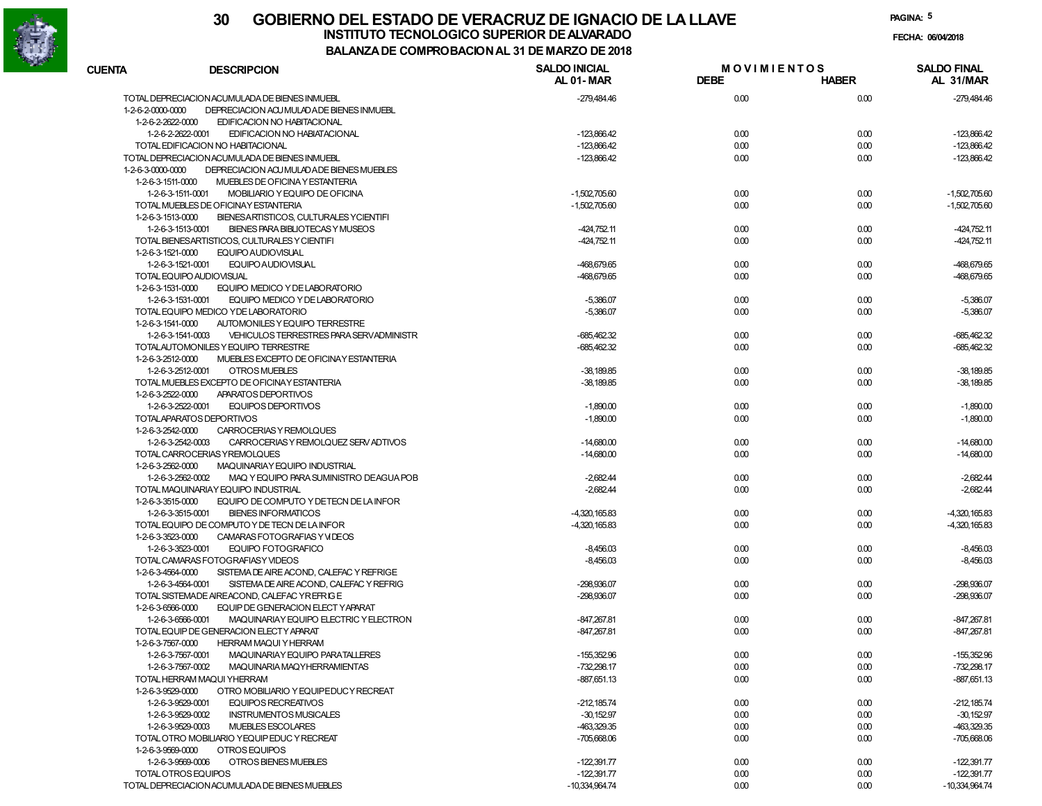# GOBIERNO DEL ESTADO DE VERACRUZ DE IGNACIO DE LA LLAVE

## INSTITUTO TECNOLOGICO SUPERIOR DE ALVARADO

### BALANZA DE COMPROBACION AL 31 DE MARZO DE 2018

FECHA: 06/04/2018

| CUENTA | DESCRIPCION | SALDO INICIAL AL 01-MAR | MOVIMIENTOS DEBE | MOVIMIENTOS HABER | SALDO FINAL AL 31/MAR |
|---|---|---|---|---|---|
| TOTAL DEPRECIACION ACUMULADA DE BIENES INMUEBL | | -279,484.46 | 0.00 | 0.00 | -279,484.46 |
| 1-2-6-2-0000-0000 | DEPRECIACION ACUMULADA DE BIENES INMUEBL | | | | |
| 1-2-6-2-2622-0000 | EDIFICACION NO HABITACIONAL | | | | |
| 1-2-6-2-2622-0001 | EDIFICACION NO HABITACIONAL | -123,866.42 | 0.00 | 0.00 | -123,866.42 |
| TOTAL EDIFICACION NO HABITACIONAL | | -123,866.42 | 0.00 | 0.00 | -123,866.42 |
| TOTAL DEPRECIACION ACUMULADA DE BIENES INMUEBL | | -123,866.42 | 0.00 | 0.00 | -123,866.42 |
| 1-2-6-3-0000-0000 | DEPRECIACION ACUMULADA DE BIENES MUEBLES | | | | |
| 1-2-6-3-1511-0000 | MUEBLES DE OFICINA Y ESTANTERIA | | | | |
| 1-2-6-3-1511-0001 | MOBILIARIO Y EQUIPO DE OFICINA | -1,502,705.60 | 0.00 | 0.00 | -1,502,705.60 |
| TOTAL MUEBLES DE OFICINA Y ESTANTERIA | | -1,502,705.60 | 0.00 | 0.00 | -1,502,705.60 |
| 1-2-6-3-1513-0000 | BIENES ARTISTICOS, CULTURALES Y CIENTIFI | | | | |
| 1-2-6-3-1513-0001 | BIENES PARA BIBLIOTECAS Y MUSEOS | -424,752.11 | 0.00 | 0.00 | -424,752.11 |
| TOTAL BIENES ARTISTICOS, CULTURALES Y CIENTIFI | | -424,752.11 | 0.00 | 0.00 | -424,752.11 |
| 1-2-6-3-1521-0000 | EQUIPO AUDIOVISUAL | | | | |
| 1-2-6-3-1521-0001 | EQUIPO AUDIOVISUAL | -468,679.65 | 0.00 | 0.00 | -468,679.65 |
| TOTAL EQUIPO AUDIOVISUAL | | -468,679.65 | 0.00 | 0.00 | -468,679.65 |
| 1-2-6-3-1531-0000 | EQUIPO MEDICO Y DE LABORATORIO | | | | |
| 1-2-6-3-1531-0001 | EQUIPO MEDICO Y DE LABORATORIO | -5,386.07 | 0.00 | 0.00 | -5,386.07 |
| TOTAL EQUIPO MEDICO Y DE LABORATORIO | | -5,386.07 | 0.00 | 0.00 | -5,386.07 |
| 1-2-6-3-1541-0000 | AUTOMONILES Y EQUIPO TERRESTRE | | | | |
| 1-2-6-3-1541-0003 | VEHICULOS TERRESTRES PARA SERV ADMINISTR | -685,462.32 | 0.00 | 0.00 | -685,462.32 |
| TOTAL AUTOMONILES Y EQUIPO TERRESTRE | | -685,462.32 | 0.00 | 0.00 | -685,462.32 |
| 1-2-6-3-2512-0000 | MUEBLES EXCEPTO DE OFICINA Y ESTANTERIA | | | | |
| 1-2-6-3-2512-0001 | OTROS MUEBLES | -38,189.85 | 0.00 | 0.00 | -38,189.85 |
| TOTAL MUEBLES EXCEPTO DE OFICINA Y ESTANTERIA | | -38,189.85 | 0.00 | 0.00 | -38,189.85 |
| 1-2-6-3-2522-0000 | APARATOS DEPORTIVOS | | | | |
| 1-2-6-3-2522-0001 | EQUIPOS DEPORTIVOS | -1,890.00 | 0.00 | 0.00 | -1,890.00 |
| TOTAL APARATOS DEPORTIVOS | | -1,890.00 | 0.00 | 0.00 | -1,890.00 |
| 1-2-6-3-2542-0000 | CARROCERIAS Y REMOLQUES | | | | |
| 1-2-6-3-2542-0003 | CARROCERIAS Y REMOLQUEZ SERV ADTIVOS | -14,680.00 | 0.00 | 0.00 | -14,680.00 |
| TOTAL CARROCERIAS Y REMOLQUES | | -14,680.00 | 0.00 | 0.00 | -14,680.00 |
| 1-2-6-3-2562-0000 | MAQUINARIA Y EQUIPO INDUSTRIAL | | | | |
| 1-2-6-3-2562-0002 | MAQ Y EQUIPO PARA SUMINISTRO DE AGUA POB | -2,682.44 | 0.00 | 0.00 | -2,682.44 |
| TOTAL MAQUINARIA Y EQUIPO INDUSTRIAL | | -2,682.44 | 0.00 | 0.00 | -2,682.44 |
| 1-2-6-3-3515-0000 | EQUIPO DE COMPUTO Y DE TECN DE LA INFOR | | | | |
| 1-2-6-3-3515-0001 | BIENES INFORMATICOS | -4,320,165.83 | 0.00 | 0.00 | -4,320,165.83 |
| TOTAL EQUIPO DE COMPUTO Y DE TECN DE LA INFOR | | -4,320,165.83 | 0.00 | 0.00 | -4,320,165.83 |
| 1-2-6-3-3523-0000 | CAMARAS FOTOGRAFIAS Y VIDEOS | | | | |
| 1-2-6-3-3523-0001 | EQUIPO FOTOGRAFICO | -8,456.03 | 0.00 | 0.00 | -8,456.03 |
| TOTAL CAMARAS FOTOGRAFIAS Y VIDEOS | | -8,456.03 | 0.00 | 0.00 | -8,456.03 |
| 1-2-6-3-4564-0000 | SISTEMA DE AIRE ACOND, CALEFAC Y REFRIGE | | | | |
| 1-2-6-3-4564-0001 | SISTEMA DE AIRE ACOND, CALEFAC Y REFRIG | -298,936.07 | 0.00 | 0.00 | -298,936.07 |
| TOTAL SISTEMA DE AIRE ACOND, CALEFAC Y REFRIGE | | -298,936.07 | 0.00 | 0.00 | -298,936.07 |
| 1-2-6-3-6566-0000 | EQUIP DE GENERACION ELECT Y APARAT | | | | |
| 1-2-6-3-6566-0001 | MAQUINARIA Y EQUIPO ELECTRIC Y ELECTRON | -847,267.81 | 0.00 | 0.00 | -847,267.81 |
| TOTAL EQUIP DE GENERACION ELECT Y APARAT | | -847,267.81 | 0.00 | 0.00 | -847,267.81 |
| 1-2-6-3-7567-0000 | HERRAM MAQUI Y HERRAM | | | | |
| 1-2-6-3-7567-0001 | MAQUINARIA Y EQUIPO PARA TALLERES | -155,352.96 | 0.00 | 0.00 | -155,352.96 |
| 1-2-6-3-7567-0002 | MAQUINARIA MAQ Y HERRAMIENTAS | -732,298.17 | 0.00 | 0.00 | -732,298.17 |
| TOTAL HERRAM MAQUI Y HERRAM | | -887,651.13 | 0.00 | 0.00 | -887,651.13 |
| 1-2-6-3-9529-0000 | OTRO MOBILIARIO Y EQUIP EDUC Y RECREAT | | | | |
| 1-2-6-3-9529-0001 | EQUIPOS RECREATIVOS | -212,185.74 | 0.00 | 0.00 | -212,185.74 |
| 1-2-6-3-9529-0002 | INSTRUMENTOS MUSICALES | -30,152.97 | 0.00 | 0.00 | -30,152.97 |
| 1-2-6-3-9529-0003 | MUEBLES ESCOLARES | -463,329.35 | 0.00 | 0.00 | -463,329.35 |
| TOTAL OTRO MOBILIARIO Y EQUIP EDUC Y RECREAT | | -705,668.06 | 0.00 | 0.00 | -705,668.06 |
| 1-2-6-3-9569-0000 | OTROS EQUIPOS | | | | |
| 1-2-6-3-9569-0006 | OTROS BIENES MUEBLES | -122,391.77 | 0.00 | 0.00 | -122,391.77 |
| TOTAL OTROS EQUIPOS | | -122,391.77 | 0.00 | 0.00 | -122,391.77 |
| TOTAL DEPRECIACION ACUMULADA DE BIENES MUEBLES | | -10,334,964.74 | 0.00 | 0.00 | -10,334,964.74 |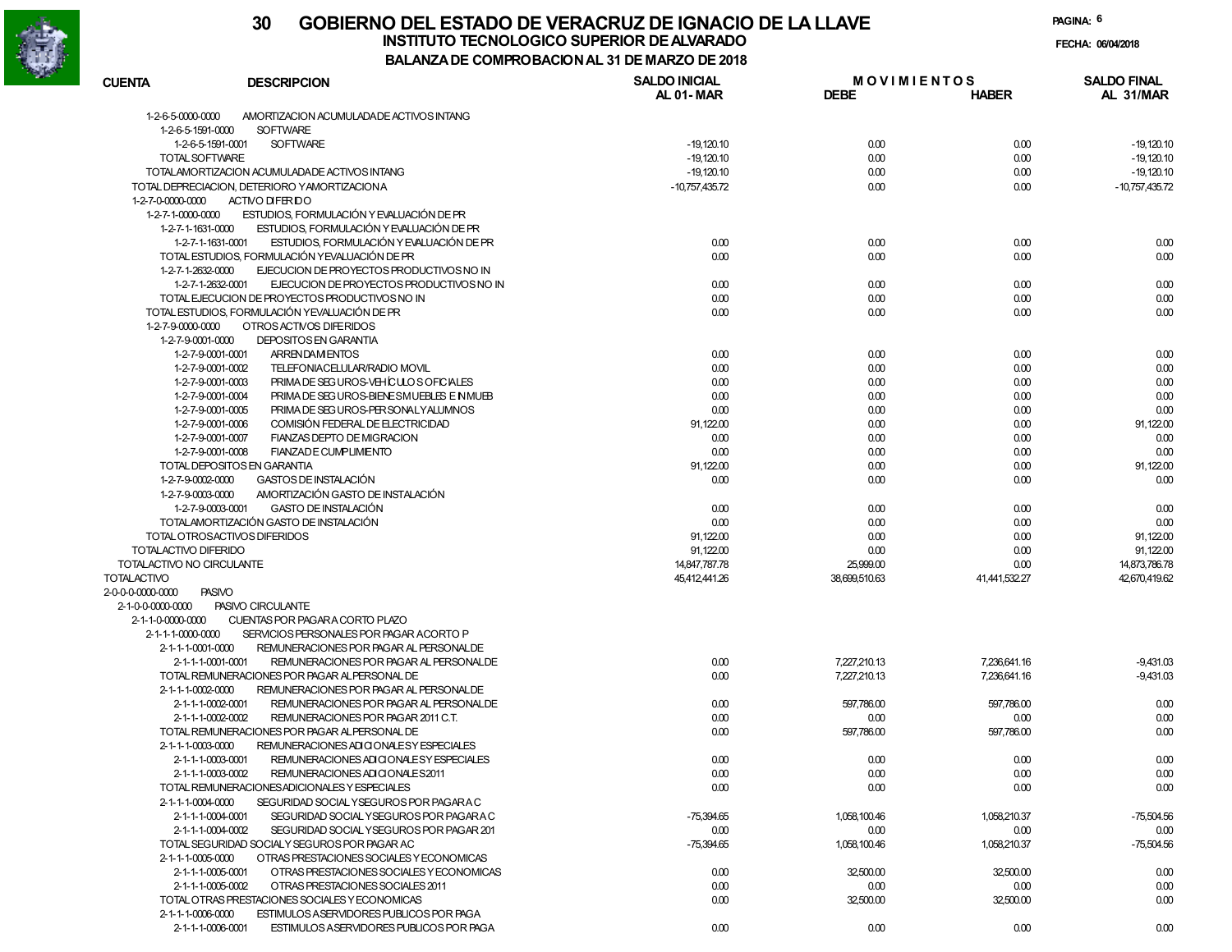# GOBIERNO DEL ESTADO DE VERACRUZ DE IGNACIO DE LA LLAVE

## INSTITUTO TECNOLOGICO SUPERIOR DE ALVARADO

### BALANZA DE COMPROBACION AL 31 DE MARZO DE 2018

FECHA: 06/04/2018

| CUENTA | DESCRIPCION | SALDO INICIAL AL 01-MAR | MOVIMIENTOS DEBE | MOVIMIENTOS HABER | SALDO FINAL AL 31/MAR |
|---|---|---|---|---|---|
| 1-2-6-5-0000-0000 | AMORTIZACION ACUMULADA DE ACTIVOS INTANG | | | | |
| 1-2-6-5-1591-0000 | SOFTWARE | | | | |
| 1-2-6-5-1591-0001 | SOFTWARE | -19,120.10 | 0.00 | 0.00 | -19,120.10 |
| | TOTAL SOFTWARE | -19,120.10 | 0.00 | 0.00 | -19,120.10 |
| | TOTAL AMORTIZACION ACUMULADA DE ACTIVOS INTANG | -19,120.10 | 0.00 | 0.00 | -19,120.10 |
| | TOTAL DEPRECIACION, DETERIORO Y AMORTIZACION A | -10,757,435.72 | 0.00 | 0.00 | -10,757,435.72 |
| 1-2-7-0-0000-0000 | ACTIVO DIFERIDO | | | | |
| 1-2-7-1-0000-0000 | ESTUDIOS, FORMULACIÓN Y EVALUACIÓN DE PR | | | | |
| 1-2-7-1-1631-0000 | ESTUDIOS, FORMULACIÓN Y EVALUACIÓN DE PR | | | | |
| 1-2-7-1-1631-0001 | ESTUDIOS, FORMULACIÓN Y EVALUACIÓN DE PR | 0.00 | 0.00 | 0.00 | 0.00 |
| | TOTAL ESTUDIOS, FORMULACIÓN Y EVALUACIÓN DE PR | 0.00 | 0.00 | 0.00 | 0.00 |
| 1-2-7-1-2632-0000 | EJECUCION DE PROYECTOS PRODUCTIVOS NO IN | | | | |
| 1-2-7-1-2632-0001 | EJECUCION DE PROYECTOS PRODUCTIVOS NO IN | 0.00 | 0.00 | 0.00 | 0.00 |
| | TOTAL EJECUCION DE PROYECTOS PRODUCTIVOS NO IN | 0.00 | 0.00 | 0.00 | 0.00 |
| | TOTAL ESTUDIOS, FORMULACIÓN Y EVALUACIÓN DE PR | 0.00 | 0.00 | 0.00 | 0.00 |
| 1-2-7-9-0000-0000 | OTROS ACTIVOS DIFERIDOS | | | | |
| 1-2-7-9-0001-0000 | DEPOSITOS EN GARANTIA | | | | |
| 1-2-7-9-0001-0001 | ARRENDAMIENTOS | 0.00 | 0.00 | 0.00 | 0.00 |
| 1-2-7-9-0001-0002 | TELEFONIA CELULAR/RADIO MOVIL | 0.00 | 0.00 | 0.00 | 0.00 |
| 1-2-7-9-0001-0003 | PRIMA DE SEGUROS-VEHÍCULOS OFICIALES | 0.00 | 0.00 | 0.00 | 0.00 |
| 1-2-7-9-0001-0004 | PRIMA DE SEGUROS-BIENES MUEBLES E INMUEB | 0.00 | 0.00 | 0.00 | 0.00 |
| 1-2-7-9-0001-0005 | PRIMA DE SEGUROS-PERSONAL Y ALUMNOS | 0.00 | 0.00 | 0.00 | 0.00 |
| 1-2-7-9-0001-0006 | COMISIÓN FEDERAL DE ELECTRICIDAD | 91,122.00 | 0.00 | 0.00 | 91,122.00 |
| 1-2-7-9-0001-0007 | FIANZAS DEPTO DE MIGRACION | 0.00 | 0.00 | 0.00 | 0.00 |
| 1-2-7-9-0001-0008 | FIANZA DE CUMPLIMIENTO | 0.00 | 0.00 | 0.00 | 0.00 |
| | TOTAL DEPOSITOS EN GARANTIA | 91,122.00 | 0.00 | 0.00 | 91,122.00 |
| 1-2-7-9-0002-0000 | GASTOS DE INSTALACIÓN | 0.00 | 0.00 | 0.00 | 0.00 |
| 1-2-7-9-0003-0000 | AMORTIZACIÓN GASTO DE INSTALACIÓN | | | | |
| 1-2-7-9-0003-0001 | GASTO DE INSTALACIÓN | 0.00 | 0.00 | 0.00 | 0.00 |
| | TOTAL AMORTIZACIÓN GASTO DE INSTALACIÓN | 0.00 | 0.00 | 0.00 | 0.00 |
| | TOTAL OTROS ACTIVOS DIFERIDOS | 91,122.00 | 0.00 | 0.00 | 91,122.00 |
| | TOTAL ACTIVO DIFERIDO | 91,122.00 | 0.00 | 0.00 | 91,122.00 |
| | TOTAL ACTIVO NO CIRCULANTE | 14,847,787.78 | 25,999.00 | 0.00 | 14,873,786.78 |
| | TOTAL ACTIVO | 45,412,441.26 | 38,699,510.63 | 41,441,532.27 | 42,670,419.62 |
| 2-0-0-0-0000-0000 | PASIVO | | | | |
| 2-1-0-0-0000-0000 | PASIVO CIRCULANTE | | | | |
| 2-1-1-0-0000-0000 | CUENTAS POR PAGAR A CORTO PLAZO | | | | |
| 2-1-1-1-0000-0000 | SERVICIOS PERSONALES POR PAGAR A CORTO P | | | | |
| 2-1-1-1-0001-0000 | REMUNERACIONES POR PAGAR AL PERSONAL DE | | | | |
| 2-1-1-1-0001-0001 | REMUNERACIONES POR PAGAR AL PERSONAL DE | 0.00 | 7,227,210.13 | 7,236,641.16 | -9,431.03 |
| | TOTAL REMUNERACIONES POR PAGAR AL PERSONAL DE | 0.00 | 7,227,210.13 | 7,236,641.16 | -9,431.03 |
| 2-1-1-1-0002-0000 | REMUNERACIONES POR PAGAR AL PERSONAL DE | | | | |
| 2-1-1-1-0002-0001 | REMUNERACIONES POR PAGAR AL PERSONAL DE | 0.00 | 597,786.00 | 597,786.00 | 0.00 |
| 2-1-1-1-0002-0002 | REMUNERACIONES POR PAGAR 2011 C.T. | 0.00 | 0.00 | 0.00 | 0.00 |
| | TOTAL REMUNERACIONES POR PAGAR AL PERSONAL DE | 0.00 | 597,786.00 | 597,786.00 | 0.00 |
| 2-1-1-1-0003-0000 | REMUNERACIONES ADICIONALES Y ESPECIALES | | | | |
| 2-1-1-1-0003-0001 | REMUNERACIONES ADICIONALES Y ESPECIALES | 0.00 | 0.00 | 0.00 | 0.00 |
| 2-1-1-1-0003-0002 | REMUNERACIONES ADICIONALES 2011 | 0.00 | 0.00 | 0.00 | 0.00 |
| | TOTAL REMUNERACIONES ADICIONALES Y ESPECIALES | 0.00 | 0.00 | 0.00 | 0.00 |
| 2-1-1-1-0004-0000 | SEGURIDAD SOCIAL Y SEGUROS POR PAGAR A C | | | | |
| 2-1-1-1-0004-0001 | SEGURIDAD SOCIAL Y SEGUROS POR PAGAR A C | -75,394.65 | 1,058,100.46 | 1,058,210.37 | -75,504.56 |
| 2-1-1-1-0004-0002 | SEGURIDAD SOCIAL Y SEGUROS POR PAGAR 201 | 0.00 | 0.00 | 0.00 | 0.00 |
| | TOTAL SEGURIDAD SOCIAL Y SEGUROS POR PAGAR AC | -75,394.65 | 1,058,100.46 | 1,058,210.37 | -75,504.56 |
| 2-1-1-1-0005-0000 | OTRAS PRESTACIONES SOCIALES Y ECONOMICAS | | | | |
| 2-1-1-1-0005-0001 | OTRAS PRESTACIONES SOCIALES Y ECONOMICAS | 0.00 | 32,500.00 | 32,500.00 | 0.00 |
| 2-1-1-1-0005-0002 | OTRAS PRESTACIONES SOCIALES 2011 | 0.00 | 0.00 | 0.00 | 0.00 |
| | TOTAL OTRAS PRESTACIONES SOCIALES Y ECONOMICAS | 0.00 | 32,500.00 | 32,500.00 | 0.00 |
| 2-1-1-1-0006-0000 | ESTIMULOS A SERVIDORES PUBLICOS POR PAGA | | | | |
| 2-1-1-1-0006-0001 | ESTIMULOS A SERVIDORES PUBLICOS POR PAGA | 0.00 | 0.00 | 0.00 | 0.00 |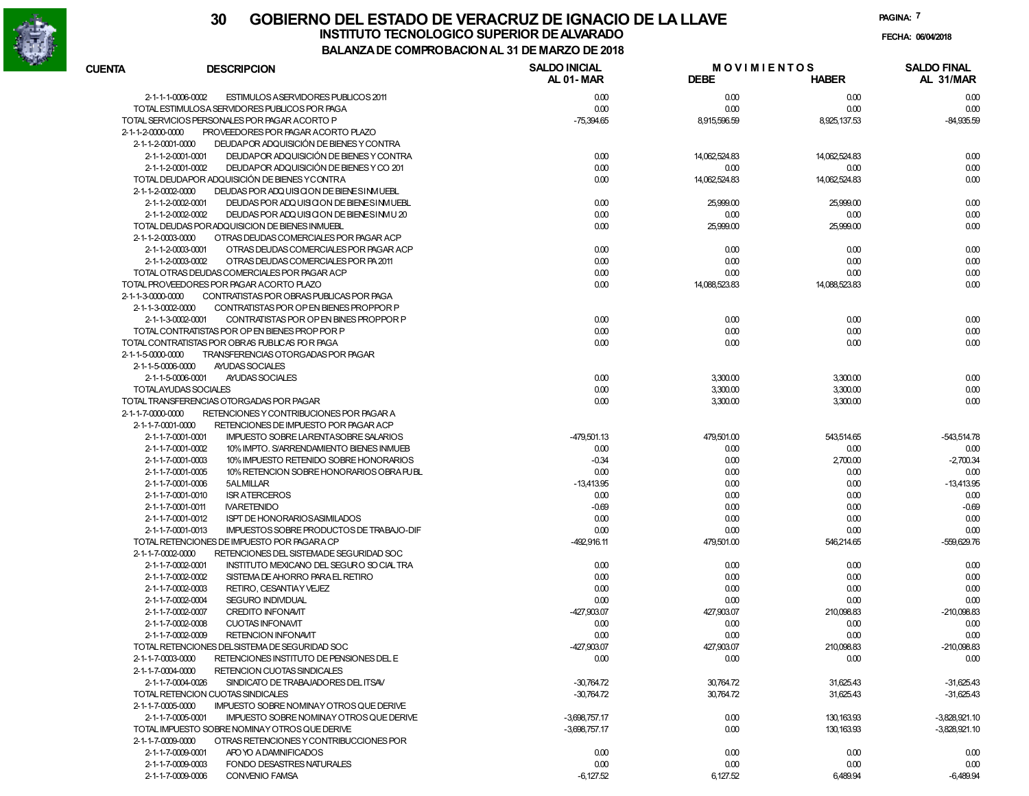# 30 GOBIERNO DEL ESTADO DE VERACRUZ DE IGNACIO DE LA LLAVE

## INSTITUTO TECNOLOGICO SUPERIOR DE ALVARADO

### BALANZA DE COMPROBACION AL 31 DE MARZO DE 2018

FECHA: 06/04/2018

| CUENTA | DESCRIPCION | SALDO INICIAL AL 01-MAR | MOVIMIENTOS DEBE | MOVIMIENTOS HABER | SALDO FINAL AL 31/MAR |
|---|---|---|---|---|---|
| 2-1-1-1-0006-0002 | ESTIMULOS A SERVIDORES PUBLICOS 2011 | 0.00 | 0.00 | 0.00 | 0.00 |
| | TOTAL ESTIMULOS A SERVIDORES PUBLICOS POR PAGA | 0.00 | 0.00 | 0.00 | 0.00 |
| | TOTAL SERVICIOS PERSONALES POR PAGAR A CORTO P | -75,394.65 | 8,915,596.59 | 8,925,137.53 | -84,935.59 |
| 2-1-1-2-0000-0000 | PROVEEDORES POR PAGAR A CORTO PLAZO | | | | |
| 2-1-1-2-0001-0000 | DEUDA POR ADQUISICIÓN DE BIENES Y CONTRA | | | | |
| 2-1-1-2-0001-0001 | DEUDA POR ADQUISICIÓN DE BIENES Y CONTRA | 0.00 | 14,062,524.83 | 14,062,524.83 | 0.00 |
| 2-1-1-2-0001-0002 | DEUDA POR ADQUISICIÓN DE BIENES Y CO 201 | 0.00 | 0.00 | 0.00 | 0.00 |
| | TOTAL DEUDA POR ADQUISICIÓN DE BIENES Y CONTRA | 0.00 | 14,062,524.83 | 14,062,524.83 | 0.00 |
| 2-1-1-2-0002-0000 | DEUDAS POR ADQUISICION DE BIENES INMUEBL | | | | |
| 2-1-1-2-0002-0001 | DEUDAS POR ADQUISICION DE BIENES INMUEBL | 0.00 | 25,999.00 | 25,999.00 | 0.00 |
| 2-1-1-2-0002-0002 | DEUDAS POR ADQUISICION DE BIENES INMU 20 | 0.00 | 0.00 | 0.00 | 0.00 |
| | TOTAL DEUDAS POR ADQUISICION DE BIENES INMUEBL | 0.00 | 25,999.00 | 25,999.00 | 0.00 |
| 2-1-1-2-0003-0000 | OTRAS DEUDAS COMERCIALES POR PAGAR ACP | | | | |
| 2-1-1-2-0003-0001 | OTRAS DEUDAS COMERCIALES POR PAGAR ACP | 0.00 | 0.00 | 0.00 | 0.00 |
| 2-1-1-2-0003-0002 | OTRAS DEUDAS COMERCIALES POR PA 2011 | 0.00 | 0.00 | 0.00 | 0.00 |
| | TOTAL OTRAS DEUDAS COMERCIALES POR PAGAR ACP | 0.00 | 0.00 | 0.00 | 0.00 |
| | TOTAL PROVEEDORES POR PAGAR A CORTO PLAZO | 0.00 | 14,088,523.83 | 14,088,523.83 | 0.00 |
| 2-1-1-3-0000-0000 | CONTRATISTAS POR OBRAS PUBLICAS POR PAGA | | | | |
| 2-1-1-3-0002-0000 | CONTRATISTAS POR OP EN BIENES PROPPOR P | | | | |
| 2-1-1-3-0002-0001 | CONTRATISTAS POR OP EN BINES PROPPOR P | 0.00 | 0.00 | 0.00 | 0.00 |
| | TOTAL CONTRATISTAS POR OP EN BIENES PROP POR P | 0.00 | 0.00 | 0.00 | 0.00 |
| | TOTAL CONTRATISTAS POR OBRAS PUBLICAS POR PAGA | 0.00 | 0.00 | 0.00 | 0.00 |
| 2-1-1-5-0000-0000 | TRANSFERENCIAS OTORGADAS POR PAGAR | | | | |
| 2-1-1-5-0006-0000 | AYUDAS SOCIALES | | | | |
| 2-1-1-5-0006-0001 | AYUDAS SOCIALES | 0.00 | 3,300.00 | 3,300.00 | 0.00 |
| | TOTAL AYUDAS SOCIALES | 0.00 | 3,300.00 | 3,300.00 | 0.00 |
| | TOTAL TRANSFERENCIAS OTORGADAS POR PAGAR | 0.00 | 3,300.00 | 3,300.00 | 0.00 |
| 2-1-1-7-0000-0000 | RETENCIONES Y CONTRIBUCIONES POR PAGAR A | | | | |
| 2-1-1-7-0001-0000 | RETENCIONES DE IMPUESTO POR PAGAR ACP | | | | |
| 2-1-1-7-0001-0001 | IMPUESTO SOBRE LA RENTA SOBRE SALARIOS | -479,501.13 | 479,501.00 | 543,514.65 | -543,514.78 |
| 2-1-1-7-0001-0002 | 10% IMPTO. S/ARRENDAMIENTO BIENES INMUEB | 0.00 | 0.00 | 0.00 | 0.00 |
| 2-1-1-7-0001-0003 | 10% IMPUESTO RETENIDO SOBRE HONORARIOS | -0.34 | 0.00 | 2,700.00 | -2,700.34 |
| 2-1-1-7-0001-0005 | 10% RETENCION SOBRE HONORARIOS OBRA PUBL | 0.00 | 0.00 | 0.00 | 0.00 |
| 2-1-1-7-0001-0006 | 5 AL MILLAR | -13,413.95 | 0.00 | 0.00 | -13,413.95 |
| 2-1-1-7-0001-0010 | ISR A TERCEROS | 0.00 | 0.00 | 0.00 | 0.00 |
| 2-1-1-7-0001-0011 | IVA RETENIDO | -0.69 | 0.00 | 0.00 | -0.69 |
| 2-1-1-7-0001-0012 | ISPT DE HONORARIOS ASIMILADOS | 0.00 | 0.00 | 0.00 | 0.00 |
| 2-1-1-7-0001-0013 | IMPUESTOS SOBRE PRODUCTOS DE TRABAJO-DIF | 0.00 | 0.00 | 0.00 | 0.00 |
| | TOTAL RETENCIONES DE IMPUESTO POR PAGAR ACP | -492,916.11 | 479,501.00 | 546,214.65 | -559,629.76 |
| 2-1-1-7-0002-0000 | RETENCIONES DEL SISTEMA DE SEGURIDAD SOC | | | | |
| 2-1-1-7-0002-0001 | INSTITUTO MEXICANO DEL SEGURO SOCIAL TRA | 0.00 | 0.00 | 0.00 | 0.00 |
| 2-1-1-7-0002-0002 | SISTEMA DE AHORRO PARA EL RETIRO | 0.00 | 0.00 | 0.00 | 0.00 |
| 2-1-1-7-0002-0003 | RETIRO, CESANTIA Y VEJEZ | 0.00 | 0.00 | 0.00 | 0.00 |
| 2-1-1-7-0002-0004 | SEGURO INDIVIDUAL | 0.00 | 0.00 | 0.00 | 0.00 |
| 2-1-1-7-0002-0007 | CREDITO INFONAVIT | -427,903.07 | 427,903.07 | 210,098.83 | -210,098.83 |
| 2-1-1-7-0002-0008 | CUOTAS INFONAVIT | 0.00 | 0.00 | 0.00 | 0.00 |
| 2-1-1-7-0002-0009 | RETENCION INFONAVIT | 0.00 | 0.00 | 0.00 | 0.00 |
| | TOTAL RETENCIONES DEL SISTEMA DE SEGURIDAD SOC | -427,903.07 | 427,903.07 | 210,098.83 | -210,098.83 |
| 2-1-1-7-0003-0000 | RETENCIONES INSTITUTO DE PENSIONES DEL E | 0.00 | 0.00 | 0.00 | 0.00 |
| 2-1-1-7-0004-0000 | RETENCION CUOTAS SINDICALES | | | | |
| 2-1-1-7-0004-0026 | SINDICATO DE TRABAJADORES DEL ITSAV | -30,764.72 | 30,764.72 | 31,625.43 | -31,625.43 |
| | TOTAL RETENCION CUOTAS SINDICALES | -30,764.72 | 30,764.72 | 31,625.43 | -31,625.43 |
| 2-1-1-7-0005-0000 | IMPUESTO SOBRE NOMINA Y OTROS QUE DERIVE | | | | |
| 2-1-1-7-0005-0001 | IMPUESTO SOBRE NOMINA Y OTROS QUE DERIVE | -3,698,757.17 | 0.00 | 130,163.93 | -3,828,921.10 |
| | TOTAL IMPUESTO SOBRE NOMINA Y OTROS QUE DERIVE | -3,698,757.17 | 0.00 | 130,163.93 | -3,828,921.10 |
| 2-1-1-7-0009-0000 | OTRAS RETENCIONES Y CONTRIBUCCIONES POR | | | | |
| 2-1-1-7-0009-0001 | APOYO A DAMNIFICADOS | 0.00 | 0.00 | 0.00 | 0.00 |
| 2-1-1-7-0009-0003 | FONDO DESASTRES NATURALES | 0.00 | 0.00 | 0.00 | 0.00 |
| 2-1-1-7-0009-0006 | CONVENIO FAMSA | -6,127.52 | 6,127.52 | 6,489.94 | -6,489.94 |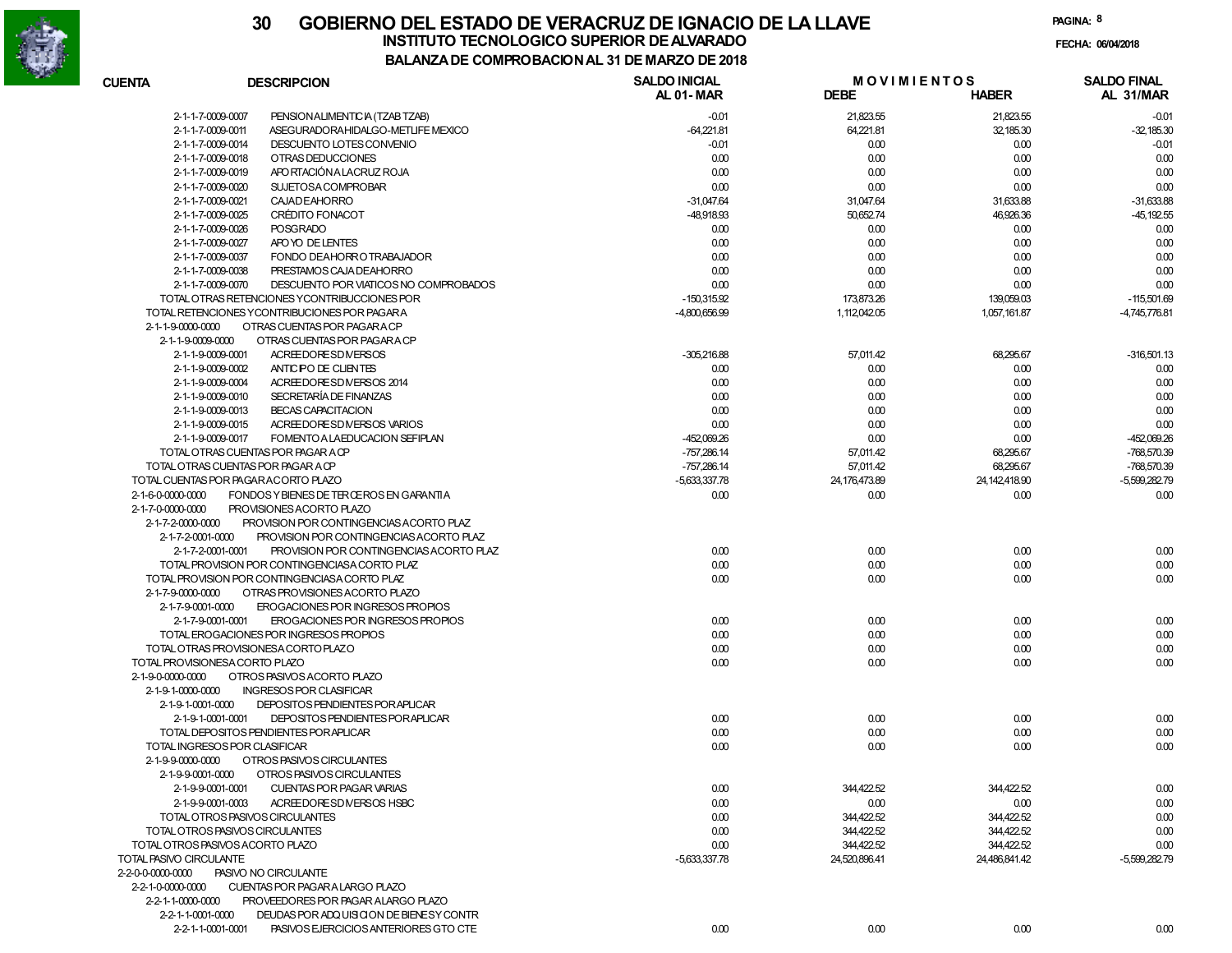# 30 GOBIERNO DEL ESTADO DE VERACRUZ DE IGNACIO DE LA LLAVE

## INSTITUTO TECNOLOGICO SUPERIOR DE ALVARADO

### BALANZA DE COMPROBACION AL 31 DE MARZO DE 2018

FECHA: 06/04/2018

| CUENTA | DESCRIPCION | SALDO INICIAL AL 01-MAR | MOVIMIENTOS DEBE | MOVIMIENTOS HABER | SALDO FINAL AL 31/MAR |
|---|---|---|---|---|---|
| 2-1-1-7-0009-0007 | PENSION ALIMENTICIA (TZAB TZAB) | -0.01 | 21,823.55 | 21,823.55 | -0.01 |
| 2-1-1-7-0009-0011 | ASEGURADORA HIDALGO-METLIFE MEXICO | -64,221.81 | 64,221.81 | 32,185.30 | -32,185.30 |
| 2-1-1-7-0009-0014 | DESCUENTO LOTES CONVENIO | -0.01 | 0.00 | 0.00 | -0.01 |
| 2-1-1-7-0009-0018 | OTRAS DEDUCCIONES | 0.00 | 0.00 | 0.00 | 0.00 |
| 2-1-1-7-0009-0019 | APORTACIÓN A LA CRUZ ROJA | 0.00 | 0.00 | 0.00 | 0.00 |
| 2-1-1-7-0009-0020 | SUJETOS A COMPROBAR | 0.00 | 0.00 | 0.00 | 0.00 |
| 2-1-1-7-0009-0021 | CAJA DE AHORRO | -31,047.64 | 31,047.64 | 31,633.88 | -31,633.88 |
| 2-1-1-7-0009-0025 | CRÉDITO FONACOT | -48,918.93 | 50,652.74 | 46,926.36 | -45,192.55 |
| 2-1-1-7-0009-0026 | POSGRADO | 0.00 | 0.00 | 0.00 | 0.00 |
| 2-1-1-7-0009-0027 | APOYO DE LENTES | 0.00 | 0.00 | 0.00 | 0.00 |
| 2-1-1-7-0009-0037 | FONDO DE AHORRO TRABAJADOR | 0.00 | 0.00 | 0.00 | 0.00 |
| 2-1-1-7-0009-0038 | PRESTAMOS CAJA DE AHORRO | 0.00 | 0.00 | 0.00 | 0.00 |
| 2-1-1-7-0009-0070 | DESCUENTO POR VIATICOS NO COMPROBADOS | 0.00 | 0.00 | 0.00 | 0.00 |
| | TOTAL OTRAS RETENCIONES Y CONTRIBUCCIONES POR | -150,315.92 | 173,873.26 | 139,059.03 | -115,501.69 |
| | TOTAL RETENCIONES Y CONTRIBUCIONES POR PAGAR A | -4,800,656.99 | 1,112,042.05 | 1,057,161.87 | -4,745,776.81 |
| 2-1-1-9-0000-0000 | OTRAS CUENTAS POR PAGAR A CP | | | | |
| 2-1-1-9-0009-0000 | OTRAS CUENTAS POR PAGAR A CP | | | | |
| 2-1-1-9-0009-0001 | ACREEDORES DIVERSOS | -305,216.88 | 57,011.42 | 68,295.67 | -316,501.13 |
| 2-1-1-9-0009-0002 | ANTICIPO DE CLIENTES | 0.00 | 0.00 | 0.00 | 0.00 |
| 2-1-1-9-0009-0004 | ACREEDORES DIVERSOS 2014 | 0.00 | 0.00 | 0.00 | 0.00 |
| 2-1-1-9-0009-0010 | SECRETARÍA DE FINANZAS | 0.00 | 0.00 | 0.00 | 0.00 |
| 2-1-1-9-0009-0013 | BECAS CAPACITACION | 0.00 | 0.00 | 0.00 | 0.00 |
| 2-1-1-9-0009-0015 | ACREEDORES DIVERSOS VARIOS | 0.00 | 0.00 | 0.00 | 0.00 |
| 2-1-1-9-0009-0017 | FOMENTO A LA EDUCACION SEFIPLAN | -452,069.26 | 0.00 | 0.00 | -452,069.26 |
| | TOTAL OTRAS CUENTAS POR PAGAR A CP | -757,286.14 | 57,011.42 | 68,295.67 | -768,570.39 |
| | TOTAL OTRAS CUENTAS POR PAGAR A CP | -757,286.14 | 57,011.42 | 68,295.67 | -768,570.39 |
| | TOTAL CUENTAS POR PAGAR A CORTO PLAZO | -5,633,337.78 | 24,176,473.89 | 24,142,418.90 | -5,599,282.79 |
| 2-1-6-0-0000-0000 | FONDOS Y BIENES DE TERCEROS EN GARANTIA | 0.00 | 0.00 | 0.00 | 0.00 |
| 2-1-7-0-0000-0000 | PROVISIONES A CORTO PLAZO | | | | |
| 2-1-7-2-0000-0000 | PROVISION POR CONTINGENCIAS A CORTO PLAZ | | | | |
| 2-1-7-2-0001-0000 | PROVISION POR CONTINGENCIAS A CORTO PLAZ | | | | |
| 2-1-7-2-0001-0001 | PROVISION POR CONTINGENCIAS A CORTO PLAZ | 0.00 | 0.00 | 0.00 | 0.00 |
| | TOTAL PROVISION POR CONTINGENCIAS A CORTO PLAZ | 0.00 | 0.00 | 0.00 | 0.00 |
| | TOTAL PROVISION POR CONTINGENCIAS A CORTO PLAZ | 0.00 | 0.00 | 0.00 | 0.00 |
| 2-1-7-9-0000-0000 | OTRAS PROVISIONES A CORTO PLAZO | | | | |
| 2-1-7-9-0001-0000 | EROGACIONES POR INGRESOS PROPIOS | | | | |
| 2-1-7-9-0001-0001 | EROGACIONES POR INGRESOS PROPIOS | 0.00 | 0.00 | 0.00 | 0.00 |
| | TOTAL EROGACIONES POR INGRESOS PROPIOS | 0.00 | 0.00 | 0.00 | 0.00 |
| | TOTAL OTRAS PROVISIONES A CORTO PLAZO | 0.00 | 0.00 | 0.00 | 0.00 |
| | TOTAL PROVISIONES A CORTO PLAZO | 0.00 | 0.00 | 0.00 | 0.00 |
| 2-1-9-0-0000-0000 | OTROS PASIVOS A CORTO PLAZO | | | | |
| 2-1-9-1-0000-0000 | INGRESOS POR CLASIFICAR | | | | |
| 2-1-9-1-0001-0000 | DEPOSITOS PENDIENTES POR APLICAR | | | | |
| 2-1-9-1-0001-0001 | DEPOSITOS PENDIENTES POR APLICAR | 0.00 | 0.00 | 0.00 | 0.00 |
| | TOTAL DEPOSITOS PENDIENTES POR APLICAR | 0.00 | 0.00 | 0.00 | 0.00 |
| | TOTAL INGRESOS POR CLASIFICAR | 0.00 | 0.00 | 0.00 | 0.00 |
| 2-1-9-9-0000-0000 | OTROS PASIVOS CIRCULANTES | | | | |
| 2-1-9-9-0001-0000 | OTROS PASIVOS CIRCULANTES | | | | |
| 2-1-9-9-0001-0001 | CUENTAS POR PAGAR VARIAS | 0.00 | 344,422.52 | 344,422.52 | 0.00 |
| 2-1-9-9-0001-0003 | ACREEDORES DIVERSOS HSBC | 0.00 | 0.00 | 0.00 | 0.00 |
| | TOTAL OTROS PASIVOS CIRCULANTES | 0.00 | 344,422.52 | 344,422.52 | 0.00 |
| | TOTAL OTROS PASIVOS CIRCULANTES | 0.00 | 344,422.52 | 344,422.52 | 0.00 |
| | TOTAL OTROS PASIVOS A CORTO PLAZO | 0.00 | 344,422.52 | 344,422.52 | 0.00 |
| | TOTAL PASIVO CIRCULANTE | -5,633,337.78 | 24,520,896.41 | 24,486,841.42 | -5,599,282.79 |
| 2-2-0-0-0000-0000 | PASIVO NO CIRCULANTE | | | | |
| 2-2-1-0-0000-0000 | CUENTAS POR PAGAR A LARGO PLAZO | | | | |
| 2-2-1-1-0000-0000 | PROVEEDORES POR PAGAR A LARGO PLAZO | | | | |
| 2-2-1-1-0001-0000 | DEUDAS POR ADQUISICION DE BIENES Y CONTR | | | | |
| 2-2-1-1-0001-0001 | PASIVOS EJERCICIOS ANTERIORES GTO CTE | 0.00 | 0.00 | 0.00 | 0.00 |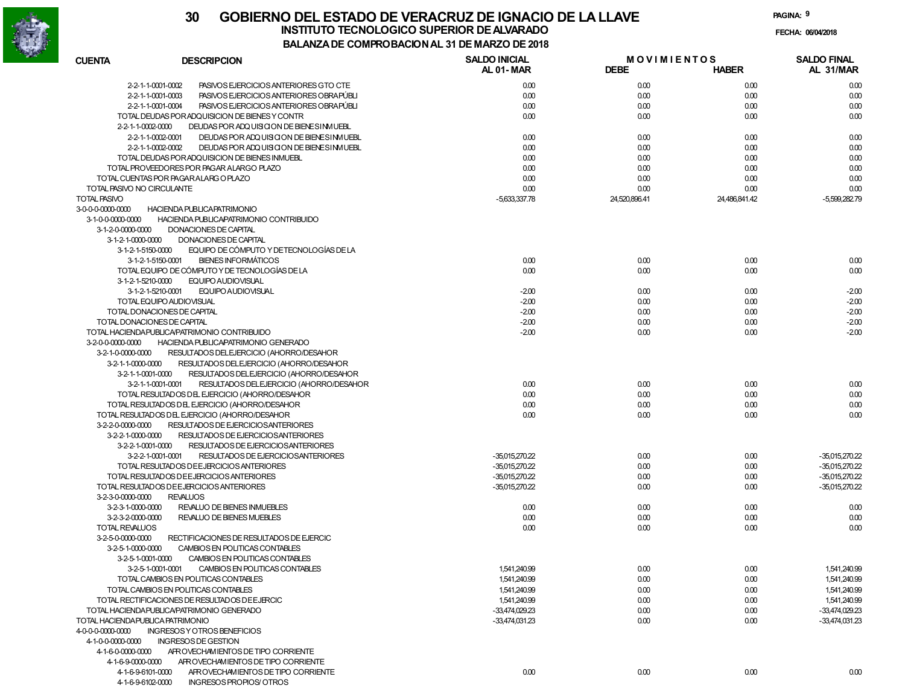# 30 GOBIERNO DEL ESTADO DE VERACRUZ DE IGNACIO DE LA LLAVE

## INSTITUTO TECNOLOGICO SUPERIOR DE ALVARADO

### BALANZA DE COMPROBACION AL 31 DE MARZO DE 2018

FECHA: 06/04/2018

| CUENTA | DESCRIPCION | SALDO INICIAL AL 01-MAR | MOVIMIENTOS DEBE | MOVIMIENTOS HABER | SALDO FINAL AL 31/MAR |
|---|---|---|---|---|---|
| 2-2-1-1-0001-0002 | PASIVOS EJERCICIOS ANTERIORES GTO CTE | 0.00 | 0.00 | 0.00 | 0.00 |
| 2-2-1-1-0001-0003 | PASIVOS EJERCICIOS ANTERIORES OBRA PÚBLI | 0.00 | 0.00 | 0.00 | 0.00 |
| 2-2-1-1-0001-0004 | PASIVOS EJERCICIOS ANTERIORES OBRA PÚBLI | 0.00 | 0.00 | 0.00 | 0.00 |
| | TOTAL DEUDAS POR ADQUISICION DE BIENES Y CONTR | 0.00 | 0.00 | 0.00 | 0.00 |
| 2-2-1-1-0002-0000 | DEUDAS POR ADQUISICION DE BIENES INMUEBL | | | | |
| 2-2-1-1-0002-0001 | DEUDAS POR ADQUISICION DE BIENES INMUEBL | 0.00 | 0.00 | 0.00 | 0.00 |
| 2-2-1-1-0002-0002 | DEUDAS POR ADQUISICION DE BIENES INMUEBL | 0.00 | 0.00 | 0.00 | 0.00 |
| | TOTAL DEUDAS POR ADQUISICION DE BIENES INMUEBL | 0.00 | 0.00 | 0.00 | 0.00 |
| | TOTAL PROVEEDORES POR PAGAR A LARGO PLAZO | 0.00 | 0.00 | 0.00 | 0.00 |
| | TOTAL CUENTAS POR PAGAR A LARGO PLAZO | 0.00 | 0.00 | 0.00 | 0.00 |
| | TOTAL PASIVO NO CIRCULANTE | 0.00 | 0.00 | 0.00 | 0.00 |
| | TOTAL PASIVO | -5,633,337.78 | 24,520,896.41 | 24,486,841.42 | -5,599,282.79 |
| 3-0-0-0-0000-0000 | HACIENDA PUBLICA PATRIMONIO | | | | |
| 3-1-0-0-0000-0000 | HACIENDA PUBLICA PATRIMONIO CONTRIBUIDO | | | | |
| 3-1-2-0-0000-0000 | DONACIONES DE CAPITAL | | | | |
| 3-1-2-1-0000-0000 | DONACIONES DE CAPITAL | | | | |
| 3-1-2-1-5150-0000 | EQUIPO DE CÓMPUTO Y DE TECNOLOGÍAS DE LA | | | | |
| 3-1-2-1-5150-0001 | BIENES INFORMÁTICOS | 0.00 | 0.00 | 0.00 | 0.00 |
| | TOTAL EQUIPO DE CÓMPUTO Y DE TECNOLOGÍAS DE LA | 0.00 | 0.00 | 0.00 | 0.00 |
| 3-1-2-1-5210-0000 | EQUIPO AUDIOVISUAL | | | | |
| 3-1-2-1-5210-0001 | EQUIPO AUDIOVISUAL | -2.00 | 0.00 | 0.00 | -2.00 |
| | TOTAL EQUIPO AUDIOVISUAL | -2.00 | 0.00 | 0.00 | -2.00 |
| | TOTAL DONACIONES DE CAPITAL | -2.00 | 0.00 | 0.00 | -2.00 |
| | TOTAL DONACIONES DE CAPITAL | -2.00 | 0.00 | 0.00 | -2.00 |
| | TOTAL HACIENDA PUBLICA/PATRIMONIO CONTRIBUIDO | -2.00 | 0.00 | 0.00 | -2.00 |
| 3-2-0-0-0000-0000 | HACIENDA PUBLICA PATRIMONIO GENERADO | | | | |
| 3-2-1-0-0000-0000 | RESULTADOS DEL EJERCICIO (AHORRO/DESAHOR | | | | |
| 3-2-1-1-0000-0000 | RESULTADOS DEL EJERCICIO (AHORRO/DESAHOR | | | | |
| 3-2-1-1-0001-0000 | RESULTADOS DEL EJERCICIO (AHORRO/DESAHOR | | | | |
| 3-2-1-1-0001-0001 | RESULTADOS DEL EJERCICIO (AHORRO/DESAHOR | 0.00 | 0.00 | 0.00 | 0.00 |
| | TOTAL RESULTADOS DEL EJERCICIO (AHORRO/DESAHOR | 0.00 | 0.00 | 0.00 | 0.00 |
| | TOTAL RESULTADOS DEL EJERCICIO (AHORRO/DESAHOR | 0.00 | 0.00 | 0.00 | 0.00 |
| | TOTAL RESULTADOS DEL EJERCICIO (AHORRO/DESAHOR | 0.00 | 0.00 | 0.00 | 0.00 |
| 3-2-2-0-0000-0000 | RESULTADOS DE EJERCICIOS ANTERIORES | | | | |
| 3-2-2-1-0000-0000 | RESULTADOS DE EJERCICIOS ANTERIORES | | | | |
| 3-2-2-1-0001-0000 | RESULTADOS DE EJERCICIOS ANTERIORES | | | | |
| 3-2-2-1-0001-0001 | RESULTADOS DE EJERCICIOS ANTERIORES | -35,015,270.22 | 0.00 | 0.00 | -35,015,270.22 |
| | TOTAL RESULTADOS DE EJERCICIOS ANTERIORES | -35,015,270.22 | 0.00 | 0.00 | -35,015,270.22 |
| | TOTAL RESULTADOS DE EJERCICIOS ANTERIORES | -35,015,270.22 | 0.00 | 0.00 | -35,015,270.22 |
| | TOTAL RESULTADOS DE EJERCICIOS ANTERIORES | -35,015,270.22 | 0.00 | 0.00 | -35,015,270.22 |
| 3-2-3-0-0000-0000 | REVALUOS | | | | |
| 3-2-3-1-0000-0000 | REVALUO DE BIENES INMUEBLES | 0.00 | 0.00 | 0.00 | 0.00 |
| 3-2-3-2-0000-0000 | REVALUO DE BIENES MUEBLES | 0.00 | 0.00 | 0.00 | 0.00 |
| | TOTAL REVALUOS | 0.00 | 0.00 | 0.00 | 0.00 |
| 3-2-5-0-0000-0000 | RECTIFICACIONES DE RESULTADOS DE EJERCIC | | | | |
| 3-2-5-1-0000-0000 | CAMBIOS EN POLITICAS CONTABLES | | | | |
| 3-2-5-1-0001-0000 | CAMBIOS EN POLITICAS CONTABLES | | | | |
| 3-2-5-1-0001-0001 | CAMBIOS EN POLITICAS CONTABLES | 1,541,240.99 | 0.00 | 0.00 | 1,541,240.99 |
| | TOTAL CAMBIOS EN POLITICAS CONTABLES | 1,541,240.99 | 0.00 | 0.00 | 1,541,240.99 |
| | TOTAL CAMBIOS EN POLITICAS CONTABLES | 1,541,240.99 | 0.00 | 0.00 | 1,541,240.99 |
| | TOTAL RECTIFICACIONES DE RESULTADOS DE EJERCIC | 1,541,240.99 | 0.00 | 0.00 | 1,541,240.99 |
| | TOTAL HACIENDA PUBLICA/PATRIMONIO GENERADO | -33,474,029.23 | 0.00 | 0.00 | -33,474,029.23 |
| | TOTAL HACIENDA PUBLICA PATRIMONIO | -33,474,031.23 | 0.00 | 0.00 | -33,474,031.23 |
| 4-0-0-0-0000-0000 | INGRESOS Y OTROS BENEFICIOS | | | | |
| 4-1-0-0-0000-0000 | INGRESOS DE GESTION | | | | |
| 4-1-6-0-0000-0000 | APROVECHAMIENTOS DE TIPO CORRIENTE | | | | |
| 4-1-6-9-0000-0000 | APROVECHAMIENTOS DE TIPO CORRIENTE | | | | |
| 4-1-6-9-6101-0000 | APROVECHAMIENTOS DE TIPO CORRIENTE | 0.00 | 0.00 | 0.00 | 0.00 |
| 4-1-6-9-6102-0000 | INGRESOS PROPIOS/ OTROS | | | | |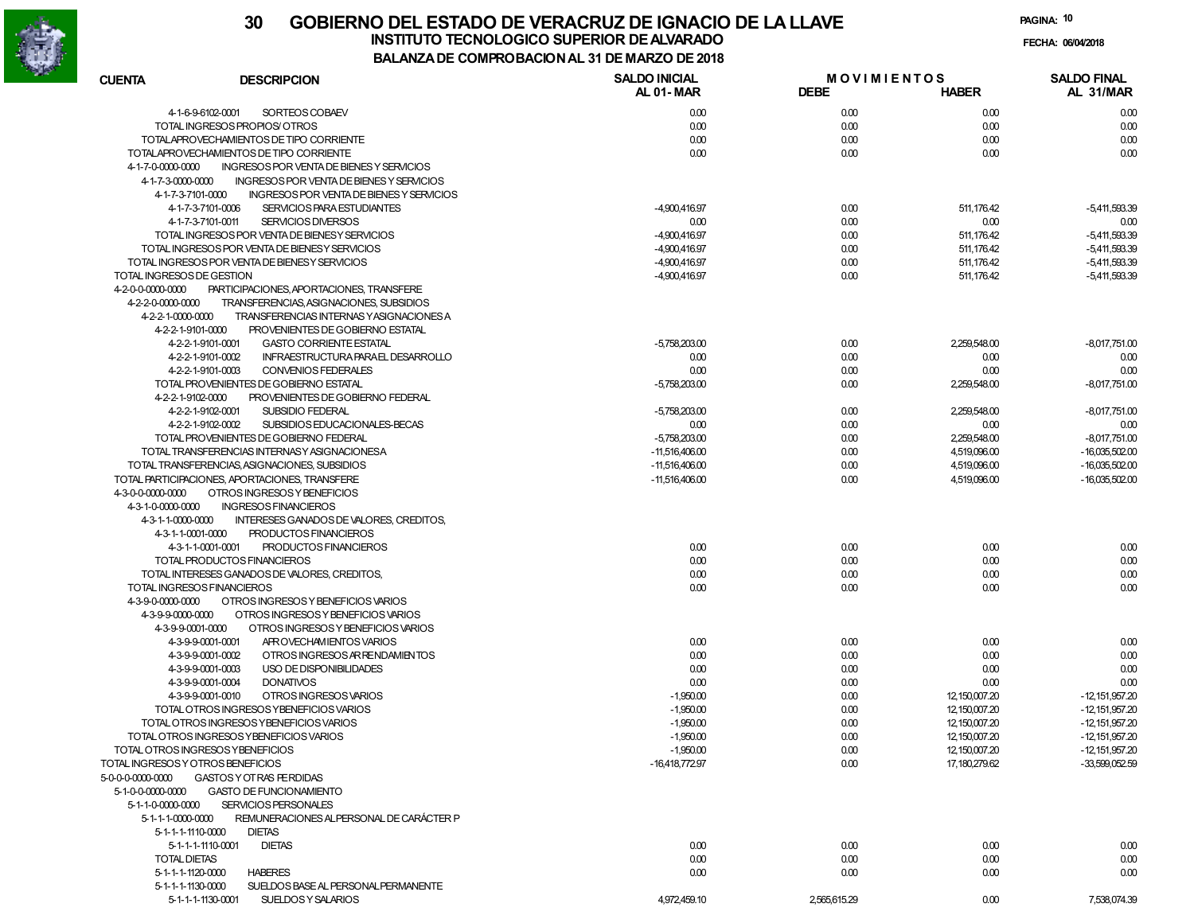# 30 GOBIERNO DEL ESTADO DE VERACRUZ DE IGNACIO DE LA LLAVE

## INSTITUTO TECNOLOGICO SUPERIOR DE ALVARADO

### BALANZA DE COMPROBACION AL 31 DE MARZO DE 2018

FECHA: 06/04/2018

| CUENTA | DESCRIPCION | SALDO INICIAL AL 01- MAR | MOVIMIENTOS DEBE | MOVIMIENTOS HABER | SALDO FINAL AL 31/MAR |
|---|---|---|---|---|---|
| 4-1-6-9-6102-0001 | SORTEOS COBAEV | 0.00 | 0.00 | 0.00 | 0.00 |
| | TOTAL INGRESOS PROPIOS/ OTROS | 0.00 | 0.00 | 0.00 | 0.00 |
| | TOTALAPROVECHAMIENTOS DE TIPO CORRIENTE | 0.00 | 0.00 | 0.00 | 0.00 |
| | TOTALAPROVECHAMIENTOS DE TIPO CORRIENTE | 0.00 | 0.00 | 0.00 | 0.00 |
| 4-1-7-0-0000-0000 | INGRESOS POR VENTA DE BIENES Y SERVICIOS | | | | |
| 4-1-7-3-0000-0000 | INGRESOS POR VENTA DE BIENES Y SERVICIOS | | | | |
| 4-1-7-3-7101-0000 | INGRESOS POR VENTA DE BIENES Y SERVICIOS | | | | |
| 4-1-7-3-7101-0006 | SERVICIOS PARA ESTUDIANTES | -4,900,416.97 | 0.00 | 511,176.42 | -5,411,593.39 |
| 4-1-7-3-7101-0011 | SERVICIOS DIVERSOS | 0.00 | 0.00 | 0.00 | 0.00 |
| | TOTAL INGRESOS POR VENTA DE BIENES Y SERVICIOS | -4,900,416.97 | 0.00 | 511,176.42 | -5,411,593.39 |
| | TOTAL INGRESOS POR VENTA DE BIENES Y SERVICIOS | -4,900,416.97 | 0.00 | 511,176.42 | -5,411,593.39 |
| | TOTAL INGRESOS POR VENTA DE BIENES Y SERVICIOS | -4,900,416.97 | 0.00 | 511,176.42 | -5,411,593.39 |
| | TOTAL INGRESOS DE GESTION | -4,900,416.97 | 0.00 | 511,176.42 | -5,411,593.39 |
| 4-2-0-0-0000-0000 | PARTICIPACIONES, APORTACIONES, TRANSFERE | | | | |
| 4-2-2-0-0000-0000 | TRANSFERENCIAS, ASIGNACIONES, SUBSIDIOS | | | | |
| 4-2-2-1-0000-0000 | TRANSFERENCIAS INTERNAS Y ASIGNACIONES A | | | | |
| 4-2-2-1-9101-0000 | PROVENIENTES DE GOBIERNO ESTATAL | | | | |
| 4-2-2-1-9101-0001 | GASTO CORRIENTE ESTATAL | -5,758,203.00 | 0.00 | 2,259,548.00 | -8,017,751.00 |
| 4-2-2-1-9101-0002 | INFRAESTRUCTURA PARA EL DESARROLLO | 0.00 | 0.00 | 0.00 | 0.00 |
| 4-2-2-1-9101-0003 | CONVENIOS FEDERALES | 0.00 | 0.00 | 0.00 | 0.00 |
| | TOTAL PROVENIENTES DE GOBIERNO ESTATAL | -5,758,203.00 | 0.00 | 2,259,548.00 | -8,017,751.00 |
| 4-2-2-1-9102-0000 | PROVENIENTES DE GOBIERNO FEDERAL | | | | |
| 4-2-2-1-9102-0001 | SUBSIDIO FEDERAL | -5,758,203.00 | 0.00 | 2,259,548.00 | -8,017,751.00 |
| 4-2-2-1-9102-0002 | SUBSIDIOS EDUCACIONALES-BECAS | 0.00 | 0.00 | 0.00 | 0.00 |
| | TOTAL PROVENIENTES DE GOBIERNO FEDERAL | -5,758,203.00 | 0.00 | 2,259,548.00 | -8,017,751.00 |
| | TOTAL TRANSFERENCIAS INTERNAS Y ASIGNACIONES A | -11,516,406.00 | 0.00 | 4,519,096.00 | -16,035,502.00 |
| | TOTAL TRANSFERENCIAS, ASIGNACIONES, SUBSIDIOS | -11,516,406.00 | 0.00 | 4,519,096.00 | -16,035,502.00 |
| | TOTAL PARTICIPACIONES, APORTACIONES, TRANSFERE | -11,516,406.00 | 0.00 | 4,519,096.00 | -16,035,502.00 |
| 4-3-0-0-0000-0000 | OTROS INGRESOS Y BENEFICIOS | | | | |
| 4-3-1-0-0000-0000 | INGRESOS FINANCIEROS | | | | |
| 4-3-1-1-0000-0000 | INTERESES GANADOS DE VALORES, CREDITOS, | | | | |
| 4-3-1-1-0001-0000 | PRODUCTOS FINANCIEROS | | | | |
| 4-3-1-1-0001-0001 | PRODUCTOS FINANCIEROS | 0.00 | 0.00 | 0.00 | 0.00 |
| | TOTAL PRODUCTOS FINANCIEROS | 0.00 | 0.00 | 0.00 | 0.00 |
| | TOTAL INTERESES GANADOS DE VALORES, CREDITOS, | 0.00 | 0.00 | 0.00 | 0.00 |
| | TOTAL INGRESOS FINANCIEROS | 0.00 | 0.00 | 0.00 | 0.00 |
| 4-3-9-0-0000-0000 | OTROS INGRESOS Y BENEFICIOS VARIOS | | | | |
| 4-3-9-9-0000-0000 | OTROS INGRESOS Y BENEFICIOS VARIOS | | | | |
| 4-3-9-9-0001-0000 | OTROS INGRESOS Y BENEFICIOS VARIOS | | | | |
| 4-3-9-9-0001-0001 | APROVECHAMIENTOS VARIOS | 0.00 | 0.00 | 0.00 | 0.00 |
| 4-3-9-9-0001-0002 | OTROS INGRESOS ARRENDAMIENTOS | 0.00 | 0.00 | 0.00 | 0.00 |
| 4-3-9-9-0001-0003 | USO DE DISPONIBILIDADES | 0.00 | 0.00 | 0.00 | 0.00 |
| 4-3-9-9-0001-0004 | DONATIVOS | 0.00 | 0.00 | 0.00 | 0.00 |
| 4-3-9-9-0001-0010 | OTROS INGRESOS VARIOS | -1,950.00 | 0.00 | 12,150,007.20 | -12,151,957.20 |
| | TOTAL OTROS INGRESOS Y BENEFICIOS VARIOS | -1,950.00 | 0.00 | 12,150,007.20 | -12,151,957.20 |
| | TOTAL OTROS INGRESOS Y BENEFICIOS VARIOS | -1,950.00 | 0.00 | 12,150,007.20 | -12,151,957.20 |
| | TOTAL OTROS INGRESOS Y BENEFICIOS VARIOS | -1,950.00 | 0.00 | 12,150,007.20 | -12,151,957.20 |
| | TOTAL OTROS INGRESOS Y BENEFICIOS | -1,950.00 | 0.00 | 12,150,007.20 | -12,151,957.20 |
| | TOTAL INGRESOS Y OTROS BENEFICIOS | -16,418,772.97 | 0.00 | 17,180,279.62 | -33,599,052.59 |
| 5-0-0-0-0000-0000 | GASTOS Y OTRAS PERDIDAS | | | | |
| 5-1-0-0-0000-0000 | GASTO DE FUNCIONAMIENTO | | | | |
| 5-1-1-0-0000-0000 | SERVICIOS PERSONALES | | | | |
| 5-1-1-1-0000-0000 | REMUNERACIONES AL PERSONAL DE CARÁCTER P | | | | |
| 5-1-1-1-1110-0000 | DIETAS | | | | |
| 5-1-1-1-1110-0001 | DIETAS | 0.00 | 0.00 | 0.00 | 0.00 |
| | TOTAL DIETAS | 0.00 | 0.00 | 0.00 | 0.00 |
| 5-1-1-1-1120-0000 | HABERES | 0.00 | 0.00 | 0.00 | 0.00 |
| 5-1-1-1-1130-0000 | SUELDOS BASE AL PERSONAL PERMANENTE | | | | |
| 5-1-1-1-1130-0001 | SUELDOS Y SALARIOS | 4,972,459.10 | 2,565,615.29 | 0.00 | 7,538,074.39 |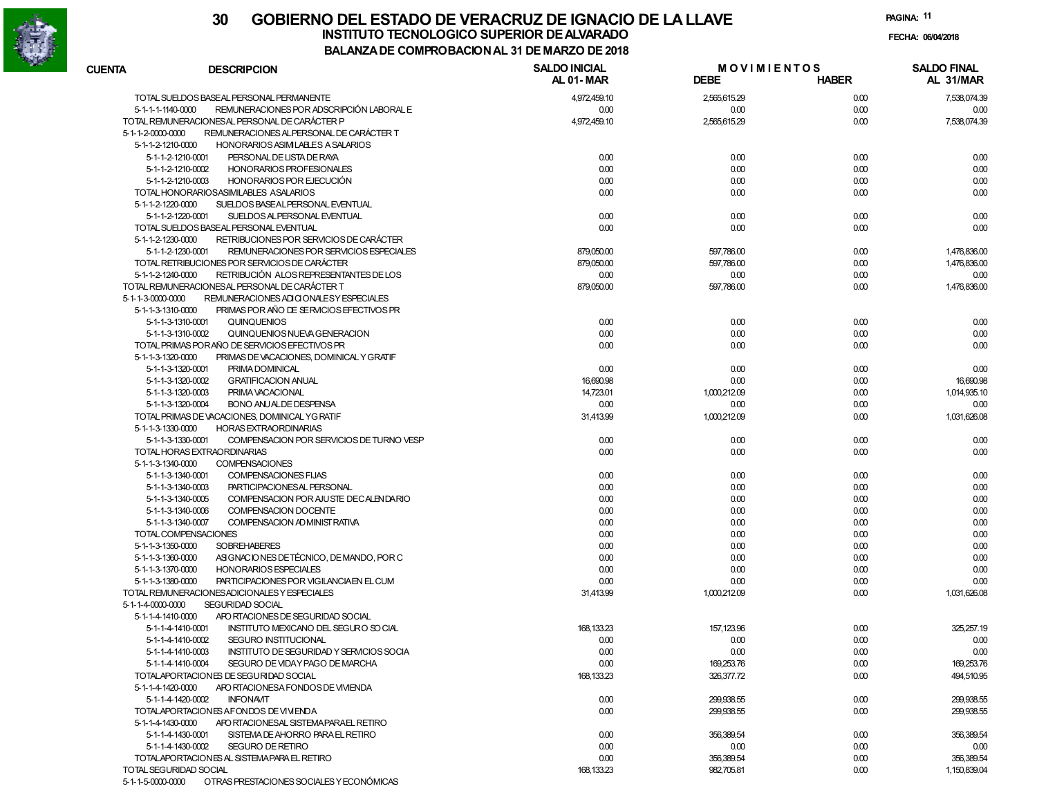# GOBIERNO DEL ESTADO DE VERACRUZ DE IGNACIO DE LA LLAVE

## INSTITUTO TECNOLOGICO SUPERIOR DE ALVARADO

### BALANZA DE COMPROBACION AL 31 DE MARZO DE 2018

FECHA: 06/04/2018

| CUENTA | DESCRIPCION | SALDO INICIAL AL 01-MAR | MOVIMIENTOS DEBE | MOVIMIENTOS HABER | SALDO FINAL AL 31/MAR |
|---|---|---|---|---|---|
| | TOTAL SUELDOS BASE AL PERSONAL PERMANENTE | 4,972,459.10 | 2,565,615.29 | 0.00 | 7,538,074.39 |
| 5-1-1-1-1140-0000 | REMUNERACIONES POR ADSCRIPCIÓN LABORAL E | 0.00 | 0.00 | 0.00 | 0.00 |
| | TOTAL REMUNERACIONES AL PERSONAL DE CARÁCTER P | 4,972,459.10 | 2,565,615.29 | 0.00 | 7,538,074.39 |
| 5-1-1-2-0000-0000 | REMUNERACIONES AL PERSONAL DE CARÁCTER T | | | | |
| 5-1-1-2-1210-0000 | HONORARIOS ASIMILABLES A SALARIOS | | | | |
| 5-1-1-2-1210-0001 | PERSONAL DE LISTA DE RAYA | 0.00 | 0.00 | 0.00 | 0.00 |
| 5-1-1-2-1210-0002 | HONORARIOS PROFESIONALES | 0.00 | 0.00 | 0.00 | 0.00 |
| 5-1-1-2-1210-0003 | HONORARIOS POR EJECUCIÓN | 0.00 | 0.00 | 0.00 | 0.00 |
| | TOTAL HONORARIOS ASIMILABLES A SALARIOS | 0.00 | 0.00 | 0.00 | 0.00 |
| 5-1-1-2-1220-0000 | SUELDOS BASE AL PERSONAL EVENTUAL | | | | |
| 5-1-1-2-1220-0001 | SUELDOS AL PERSONAL EVENTUAL | 0.00 | 0.00 | 0.00 | 0.00 |
| | TOTAL SUELDOS BASE AL PERSONAL EVENTUAL | 0.00 | 0.00 | 0.00 | 0.00 |
| 5-1-1-2-1230-0000 | RETRIBUCIONES POR SERVICIOS DE CARÁCTER | | | | |
| 5-1-1-2-1230-0001 | REMUNERACIONES POR SERVICIOS ESPECIALES | 879,050.00 | 597,786.00 | 0.00 | 1,476,836.00 |
| | TOTAL RETRIBUCIONES POR SERVICIOS DE CARÁCTER | 879,050.00 | 597,786.00 | 0.00 | 1,476,836.00 |
| 5-1-1-2-1240-0000 | RETRIBUCIÓN A LOS REPRESENTANTES DE LOS | 0.00 | 0.00 | 0.00 | 0.00 |
| | TOTAL REMUNERACIONES AL PERSONAL DE CARÁCTER T | 879,050.00 | 597,786.00 | 0.00 | 1,476,836.00 |
| 5-1-1-3-0000-0000 | REMUNERACIONES ADICIONALES Y ESPECIALES | | | | |
| 5-1-1-3-1310-0000 | PRIMAS POR AÑO DE SERVICIOS EFECTIVOS PR | | | | |
| 5-1-1-3-1310-0001 | QUINQUENIOS | 0.00 | 0.00 | 0.00 | 0.00 |
| 5-1-1-3-1310-0002 | QUINQUENIOS NUEVA GENERACION | 0.00 | 0.00 | 0.00 | 0.00 |
| | TOTAL PRIMAS POR AÑO DE SERVICIOS EFECTIVOS PR | 0.00 | 0.00 | 0.00 | 0.00 |
| 5-1-1-3-1320-0000 | PRIMAS DE VACACIONES, DOMINICAL Y GRATIF | | | | |
| 5-1-1-3-1320-0001 | PRIMA DOMINICAL | 0.00 | 0.00 | 0.00 | 0.00 |
| 5-1-1-3-1320-0002 | GRATIFICACION ANUAL | 16,690.98 | 0.00 | 0.00 | 16,690.98 |
| 5-1-1-3-1320-0003 | PRIMA VACACIONAL | 14,723.01 | 1,000,212.09 | 0.00 | 1,014,935.10 |
| 5-1-1-3-1320-0004 | BONO ANUAL DE DESPENSA | 0.00 | 0.00 | 0.00 | 0.00 |
| | TOTAL PRIMAS DE VACACIONES, DOMINICAL Y GRATIF | 31,413.99 | 1,000,212.09 | 0.00 | 1,031,626.08 |
| 5-1-1-3-1330-0000 | HORAS EXTRAORDINARIAS | | | | |
| 5-1-1-3-1330-0001 | COMPENSACION POR SERVICIOS DE TURNO VESP | 0.00 | 0.00 | 0.00 | 0.00 |
| | TOTAL HORAS EXTRAORDINARIAS | 0.00 | 0.00 | 0.00 | 0.00 |
| 5-1-1-3-1340-0000 | COMPENSACIONES | | | | |
| 5-1-1-3-1340-0001 | COMPENSACIONES FIJAS | 0.00 | 0.00 | 0.00 | 0.00 |
| 5-1-1-3-1340-0003 | PARTICIPACIONES AL PERSONAL | 0.00 | 0.00 | 0.00 | 0.00 |
| 5-1-1-3-1340-0005 | COMPENSACION POR AJUSTE DE CALENDARIO | 0.00 | 0.00 | 0.00 | 0.00 |
| 5-1-1-3-1340-0006 | COMPENSACION DOCENTE | 0.00 | 0.00 | 0.00 | 0.00 |
| 5-1-1-3-1340-0007 | COMPENSACION ADMINISTRATIVA | 0.00 | 0.00 | 0.00 | 0.00 |
| | TOTAL COMPENSACIONES | 0.00 | 0.00 | 0.00 | 0.00 |
| 5-1-1-3-1350-0000 | SOBREHABERES | 0.00 | 0.00 | 0.00 | 0.00 |
| 5-1-1-3-1360-0000 | ASIGNACIONES DE TÉCNICO, DE MANDO, POR C | 0.00 | 0.00 | 0.00 | 0.00 |
| 5-1-1-3-1370-0000 | HONORARIOS ESPECIALES | 0.00 | 0.00 | 0.00 | 0.00 |
| 5-1-1-3-1380-0000 | PARTICIPACIONES POR VIGILANCIA EN EL CUM | 0.00 | 0.00 | 0.00 | 0.00 |
| | TOTAL REMUNERACIONES ADICIONALES Y ESPECIALES | 31,413.99 | 1,000,212.09 | 0.00 | 1,031,626.08 |
| 5-1-1-4-0000-0000 | SEGURIDAD SOCIAL | | | | |
| 5-1-1-4-1410-0000 | APORTACIONES DE SEGURIDAD SOCIAL | | | | |
| 5-1-1-4-1410-0001 | INSTITUTO MEXICANO DEL SEGURO SOCIAL | 168,133.23 | 157,123.96 | 0.00 | 325,257.19 |
| 5-1-1-4-1410-0002 | SEGURO INSTITUCIONAL | 0.00 | 0.00 | 0.00 | 0.00 |
| 5-1-1-4-1410-0003 | INSTITUTO DE SEGURIDAD Y SERVICIOS SOCIA | 0.00 | 0.00 | 0.00 | 0.00 |
| 5-1-1-4-1410-0004 | SEGURO DE VIDA Y PAGO DE MARCHA | 0.00 | 169,253.76 | 0.00 | 169,253.76 |
| | TOTAL APORTACIONES DE SEGURIDAD SOCIAL | 168,133.23 | 326,377.72 | 0.00 | 494,510.95 |
| 5-1-1-4-1420-0000 | APORTACIONES A FONDOS DE VIVIENDA | | | | |
| 5-1-1-4-1420-0002 | INFONAVIT | 0.00 | 299,938.55 | 0.00 | 299,938.55 |
| | TOTAL APORTACIONES A FONDOS DE VIVIENDA | 0.00 | 299,938.55 | 0.00 | 299,938.55 |
| 5-1-1-4-1430-0000 | APORTACIONES AL SISTEMA PARA EL RETIRO | | | | |
| 5-1-1-4-1430-0001 | SISTEMA DE AHORRO PARA EL RETIRO | 0.00 | 356,389.54 | 0.00 | 356,389.54 |
| 5-1-1-4-1430-0002 | SEGURO DE RETIRO | 0.00 | 0.00 | 0.00 | 0.00 |
| | TOTAL APORTACIONES AL SISTEMA PARA EL RETIRO | 0.00 | 356,389.54 | 0.00 | 356,389.54 |
| | TOTAL SEGURIDAD SOCIAL | 168,133.23 | 982,705.81 | 0.00 | 1,150,839.04 |
| 5-1-1-5-0000-0000 | OTRAS PRESTACIONES SOCIALES Y ECONÓMICAS | | | | |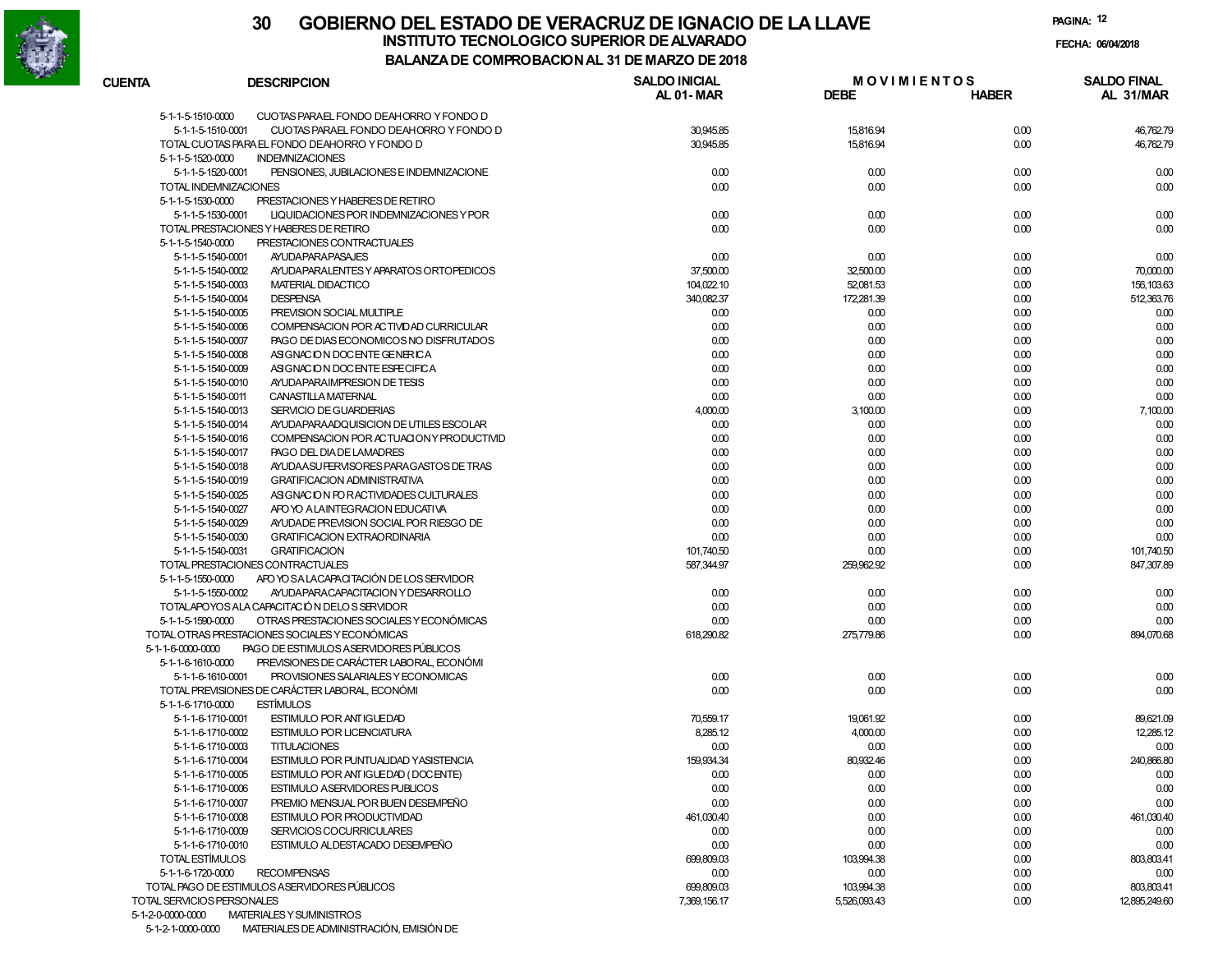# GOBIERNO DEL ESTADO DE VERACRUZ DE IGNACIO DE LA LLAVE

## INSTITUTO TECNOLOGICO SUPERIOR DE ALVARADO

### BALANZA DE COMPROBACION AL 31 DE MARZO DE 2018

30

FECHA: 06/04/2018

| CUENTA | DESCRIPCION | SALDO INICIAL AL 01-MAR | MOVIMIENTOS DEBE | MOVIMIENTOS HABER | SALDO FINAL AL 31/MAR |
|---|---|---|---|---|---|
| 5-1-1-5-1510-0000 | CUOTAS PARA EL FONDO DE AHORRO Y FONDO D | | | | |
| 5-1-1-5-1510-0001 | CUOTAS PARA EL FONDO DE AHORRO Y FONDO D | 30,945.85 | 15,816.94 | 0.00 | 46,762.79 |
| | TOTAL CUOTAS PARA EL FONDO DE AHORRO Y FONDO D | 30,945.85 | 15,816.94 | 0.00 | 46,762.79 |
| 5-1-1-5-1520-0000 | INDEMNIZACIONES | | | | |
| 5-1-1-5-1520-0001 | PENSIONES, JUBILACIONES E INDEMNIZACIONE | 0.00 | 0.00 | 0.00 | 0.00 |
| | TOTAL INDEMNIZACIONES | 0.00 | 0.00 | 0.00 | 0.00 |
| 5-1-1-5-1530-0000 | PRESTACIONES Y HABERES DE RETIRO | | | | |
| 5-1-1-5-1530-0001 | LIQUIDACIONES POR INDEMNIZACIONES Y POR | 0.00 | 0.00 | 0.00 | 0.00 |
| | TOTAL PRESTACIONES Y HABERES DE RETIRO | 0.00 | 0.00 | 0.00 | 0.00 |
| 5-1-1-5-1540-0000 | PRESTACIONES CONTRACTUALES | | | | |
| 5-1-1-5-1540-0001 | AYUDA PARA PASAJES | 0.00 | 0.00 | 0.00 | 0.00 |
| 5-1-1-5-1540-0002 | AYUDA PARA LENTES Y APARATOS ORTOPEDICOS | 37,500.00 | 32,500.00 | 0.00 | 70,000.00 |
| 5-1-1-5-1540-0003 | MATERIAL DIDACTICO | 104,022.10 | 52,081.53 | 0.00 | 156,103.63 |
| 5-1-1-5-1540-0004 | DESPENSA | 340,082.37 | 172,281.39 | 0.00 | 512,363.76 |
| 5-1-1-5-1540-0005 | PREVISION SOCIAL MULTIPLE | 0.00 | 0.00 | 0.00 | 0.00 |
| 5-1-1-5-1540-0006 | COMPENSACION POR ACTIVIDAD CURRICULAR | 0.00 | 0.00 | 0.00 | 0.00 |
| 5-1-1-5-1540-0007 | PAGO DE DIAS ECONOMICOS NO DISFRUTADOS | 0.00 | 0.00 | 0.00 | 0.00 |
| 5-1-1-5-1540-0008 | ASIGNACION DOCENTE GENERICA | 0.00 | 0.00 | 0.00 | 0.00 |
| 5-1-1-5-1540-0009 | ASIGNACION DOCENTE ESPECIFICA | 0.00 | 0.00 | 0.00 | 0.00 |
| 5-1-1-5-1540-0010 | AYUDA PARA IMPRESION DE TESIS | 0.00 | 0.00 | 0.00 | 0.00 |
| 5-1-1-5-1540-0011 | CANASTILLA MATERNAL | 0.00 | 0.00 | 0.00 | 0.00 |
| 5-1-1-5-1540-0013 | SERVICIO DE GUARDERIAS | 4,000.00 | 3,100.00 | 0.00 | 7,100.00 |
| 5-1-1-5-1540-0014 | AYUDA PARA ADQUISICION DE UTILES ESCOLAR | 0.00 | 0.00 | 0.00 | 0.00 |
| 5-1-1-5-1540-0016 | COMPENSACION POR ACTUACION Y PRODUCTIVID | 0.00 | 0.00 | 0.00 | 0.00 |
| 5-1-1-5-1540-0017 | PAGO DEL DIA DE LA MADRES | 0.00 | 0.00 | 0.00 | 0.00 |
| 5-1-1-5-1540-0018 | AYUDA A SUPERVISORES PARA GASTOS DE TRAS | 0.00 | 0.00 | 0.00 | 0.00 |
| 5-1-1-5-1540-0019 | GRATIFICACION ADMINISTRATIVA | 0.00 | 0.00 | 0.00 | 0.00 |
| 5-1-1-5-1540-0025 | ASIGNACION POR ACTIVIDADES CULTURALES | 0.00 | 0.00 | 0.00 | 0.00 |
| 5-1-1-5-1540-0027 | APOYO A LA INTEGRACION EDUCATIVA | 0.00 | 0.00 | 0.00 | 0.00 |
| 5-1-1-5-1540-0029 | AYUDA DE PREVISION SOCIAL POR RIESGO DE | 0.00 | 0.00 | 0.00 | 0.00 |
| 5-1-1-5-1540-0030 | GRATIFICACION EXTRAORDINARIA | 0.00 | 0.00 | 0.00 | 0.00 |
| 5-1-1-5-1540-0031 | GRATIFICACION | 101,740.50 | 0.00 | 0.00 | 101,740.50 |
| | TOTAL PRESTACIONES CONTRACTUALES | 587,344.97 | 259,962.92 | 0.00 | 847,307.89 |
| 5-1-1-5-1550-0000 | APOYOS A LA CAPACITACIÓN DE LOS SERVIDOR | | | | |
| 5-1-1-5-1550-0002 | AYUDA PARA CAPACITACION Y DESARROLLO | 0.00 | 0.00 | 0.00 | 0.00 |
| | TOTAL APOYOS A LA CAPACITACIÓN DE LOS SERVIDOR | 0.00 | 0.00 | 0.00 | 0.00 |
| 5-1-1-5-1590-0000 | OTRAS PRESTACIONES SOCIALES Y ECONÓMICAS | 0.00 | 0.00 | 0.00 | 0.00 |
| | TOTAL OTRAS PRESTACIONES SOCIALES Y ECONÓMICAS | 618,290.82 | 275,779.86 | 0.00 | 894,070.68 |
| 5-1-1-6-0000-0000 | PAGO DE ESTIMULOS A SERVIDORES PÚBLICOS | | | | |
| 5-1-1-6-1610-0000 | PREVISIONES DE CARÁCTER LABORAL, ECONÓMI | | | | |
| 5-1-1-6-1610-0001 | PROVISIONES SALARIALES Y ECONOMICAS | 0.00 | 0.00 | 0.00 | 0.00 |
| | TOTAL PREVISIONES DE CARÁCTER LABORAL, ECONÓMI | 0.00 | 0.00 | 0.00 | 0.00 |
| 5-1-1-6-1710-0000 | ESTÍMULOS | | | | |
| 5-1-1-6-1710-0001 | ESTIMULO POR ANTIGUEDAD | 70,559.17 | 19,061.92 | 0.00 | 89,621.09 |
| 5-1-1-6-1710-0002 | ESTIMULO POR LICENCIATURA | 8,285.12 | 4,000.00 | 0.00 | 12,285.12 |
| 5-1-1-6-1710-0003 | TITULACIONES | 0.00 | 0.00 | 0.00 | 0.00 |
| 5-1-1-6-1710-0004 | ESTIMULO POR PUNTUALIDAD Y ASISTENCIA | 159,934.34 | 80,932.46 | 0.00 | 240,866.80 |
| 5-1-1-6-1710-0005 | ESTIMULO POR ANTIGUEDAD (DOCENTE) | 0.00 | 0.00 | 0.00 | 0.00 |
| 5-1-1-6-1710-0006 | ESTIMULO A SERVIDORES PUBLICOS | 0.00 | 0.00 | 0.00 | 0.00 |
| 5-1-1-6-1710-0007 | PREMIO MENSUAL POR BUEN DESEMPEÑO | 0.00 | 0.00 | 0.00 | 0.00 |
| 5-1-1-6-1710-0008 | ESTIMULO POR PRODUCTIVIDAD | 461,030.40 | 0.00 | 0.00 | 461,030.40 |
| 5-1-1-6-1710-0009 | SERVICIOS COCURRICULARES | 0.00 | 0.00 | 0.00 | 0.00 |
| 5-1-1-6-1710-0010 | ESTIMULO AL DESTACADO DESEMPEÑO | 0.00 | 0.00 | 0.00 | 0.00 |
| | TOTAL ESTÍMULOS | 699,809.03 | 103,994.38 | 0.00 | 803,803.41 |
| 5-1-1-6-1720-0000 | RECOMPENSAS | 0.00 | 0.00 | 0.00 | 0.00 |
| | TOTAL PAGO DE ESTIMULOS A SERVIDORES PÚBLICOS | 699,809.03 | 103,994.38 | 0.00 | 803,803.41 |
| | TOTAL SERVICIOS PERSONALES | 7,369,156.17 | 5,526,093.43 | 0.00 | 12,895,249.60 |
| 5-1-2-0-0000-0000 | MATERIALES Y SUMINISTROS | | | | |
| 5-1-2-1-0000-0000 | MATERIALES DE ADMINISTRACIÓN, EMISIÓN DE | | | | |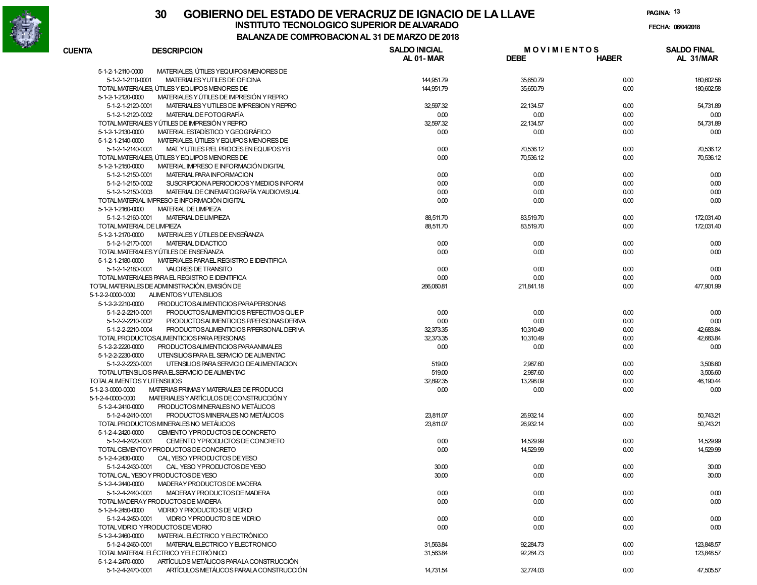# 30 GOBIERNO DEL ESTADO DE VERACRUZ DE IGNACIO DE LA LLAVE

## INSTITUTO TECNOLOGICO SUPERIOR DE ALVARADO

### BALANZA DE COMPROBACION AL 31 DE MARZO DE 2018

FECHA: 06/04/2018

| CUENTA | DESCRIPCION | SALDO INICIAL AL 01-MAR | MOVIMIENTOS DEBE | MOVIMIENTOS HABER | SALDO FINAL AL 31/MAR |
|---|---|---|---|---|---|
| 5-1-2-1-2110-0000 | MATERIALES, ÚTILES Y EQUIPOS MENORES DE | | | | |
| 5-1-2-1-2110-0001 | MATERIALES Y UTILES DE OFICINA | 144,951.79 | 35,650.79 | 0.00 | 180,602.58 |
| | TOTAL MATERIALES, ÚTILES Y EQUIPOS MENORES DE | 144,951.79 | 35,650.79 | 0.00 | 180,602.58 |
| 5-1-2-1-2120-0000 | MATERIALES Y ÚTILES DE IMPRESIÓN Y REPRO | | | | |
| 5-1-2-1-2120-0001 | MATERIALES Y UTILES DE IMPRESION Y REPRO | 32,597.32 | 22,134.57 | 0.00 | 54,731.89 |
| 5-1-2-1-2120-0002 | MATERIAL DE FOTOGRAFÍA | 0.00 | 0.00 | 0.00 | 0.00 |
| | TOTAL MATERIALES Y ÚTILES DE IMPRESIÓN Y REPRO | 32,597.32 | 22,134.57 | 0.00 | 54,731.89 |
| 5-1-2-1-2130-0000 | MATERIAL ESTADÍSTICO Y GEOGRÁFICO | 0.00 | 0.00 | 0.00 | 0.00 |
| 5-1-2-1-2140-0000 | MATERIALES, ÚTILES Y EQUIPOS MENORES DE | | | | |
| 5-1-2-1-2140-0001 | MAT. Y UTILES P/EL PROCES.EN EQUIPOS Y B | 0.00 | 70,536.12 | 0.00 | 70,536.12 |
| | TOTAL MATERIALES, ÚTILES Y EQUIPOS MENORES DE | 0.00 | 70,536.12 | 0.00 | 70,536.12 |
| 5-1-2-1-2150-0000 | MATERIAL IMPRESO E INFORMACIÓN DIGITAL | | | | |
| 5-1-2-1-2150-0001 | MATERIAL PARA INFORMACION | 0.00 | 0.00 | 0.00 | 0.00 |
| 5-1-2-1-2150-0002 | SUSCRIPCION A PERIODICOS Y MEDIOS INFORM | 0.00 | 0.00 | 0.00 | 0.00 |
| 5-1-2-1-2150-0003 | MATERIAL DE CINEMATOGRAFÍA Y AUDIOVISUAL | 0.00 | 0.00 | 0.00 | 0.00 |
| | TOTAL MATERIAL IMPRESO E INFORMACIÓN DIGITAL | 0.00 | 0.00 | 0.00 | 0.00 |
| 5-1-2-1-2160-0000 | MATERIAL DE LIMPIEZA | | | | |
| 5-1-2-1-2160-0001 | MATERIAL DE LIMPIEZA | 88,511.70 | 83,519.70 | 0.00 | 172,031.40 |
| | TOTAL MATERIAL DE LIMPIEZA | 88,511.70 | 83,519.70 | 0.00 | 172,031.40 |
| 5-1-2-1-2170-0000 | MATERIALES Y ÚTILES DE ENSEÑANZA | | | | |
| 5-1-2-1-2170-0001 | MATERIAL DIDACTICO | 0.00 | 0.00 | 0.00 | 0.00 |
| | TOTAL MATERIALES Y ÚTILES DE ENSEÑANZA | 0.00 | 0.00 | 0.00 | 0.00 |
| 5-1-2-1-2180-0000 | MATERIALES PARA EL REGISTRO E IDENTIFICA | | | | |
| 5-1-2-1-2180-0001 | VALORES DE TRANSITO | 0.00 | 0.00 | 0.00 | 0.00 |
| | TOTAL MATERIALES PARA EL REGISTRO E IDENTIFICA | 0.00 | 0.00 | 0.00 | 0.00 |
| | TOTAL MATERIALES DE ADMINISTRACIÓN, EMISIÓN DE | 266,060.81 | 211,841.18 | 0.00 | 477,901.99 |
| 5-1-2-2-0000-0000 | ALIMENTOS Y UTENSILIOS | | | | |
| 5-1-2-2-2210-0000 | PRODUCTOS ALIMENTICIOS PARA PERSONAS | | | | |
| 5-1-2-2-2210-0001 | PRODUCTOS ALIMENTICIOS P/EFECTIVOS QUE P | 0.00 | 0.00 | 0.00 | 0.00 |
| 5-1-2-2-2210-0002 | PRODUCTOS ALIMENTICIOS P/PERSONAS DERIVA | 0.00 | 0.00 | 0.00 | 0.00 |
| 5-1-2-2-2210-0004 | PRODUCTOS ALIMENTICIOS P/PERSONAL DERIVA | 32,373.35 | 10,310.49 | 0.00 | 42,683.84 |
| | TOTAL PRODUCTOS ALIMENTICIOS PARA PERSONAS | 32,373.35 | 10,310.49 | 0.00 | 42,683.84 |
| 5-1-2-2-2220-0000 | PRODUCTOS ALIMENTICIOS PARA ANIMALES | 0.00 | 0.00 | 0.00 | 0.00 |
| 5-1-2-2-2230-0000 | UTENSILIOS PARA EL SERVICIO DE ALIMENTAC | | | | |
| 5-1-2-2-2230-0001 | UTENSILIOS PARA SERVICIO DE ALIMENTACION | 519.00 | 2,987.60 | 0.00 | 3,506.60 |
| | TOTAL UTENSILIOS PARA EL SERVICIO DE ALIMENTAC | 519.00 | 2,987.60 | 0.00 | 3,506.60 |
| | TOTAL ALIMENTOS Y UTENSILIOS | 32,892.35 | 13,298.09 | 0.00 | 46,190.44 |
| 5-1-2-3-0000-0000 | MATERIAS PRIMAS Y MATERIALES DE PRODUCCI | 0.00 | 0.00 | 0.00 | 0.00 |
| 5-1-2-4-0000-0000 | MATERIALES Y ARTÍCULOS DE CONSTRUCCIÓN Y | | | | |
| 5-1-2-4-2410-0000 | PRODUCTOS MINERALES NO METÁLICOS | | | | |
| 5-1-2-4-2410-0001 | PRODUCTOS MINERALES NO METÁLICOS | 23,811.07 | 26,932.14 | 0.00 | 50,743.21 |
| | TOTAL PRODUCTOS MINERALES NO METÁLICOS | 23,811.07 | 26,932.14 | 0.00 | 50,743.21 |
| 5-1-2-4-2420-0000 | CEMENTO Y PRODUCTOS DE CONCRETO | | | | |
| 5-1-2-4-2420-0001 | CEMENTO Y PRODUCTOS DE CONCRETO | 0.00 | 14,529.99 | 0.00 | 14,529.99 |
| | TOTAL CEMENTO Y PRODUCTOS DE CONCRETO | 0.00 | 14,529.99 | 0.00 | 14,529.99 |
| 5-1-2-4-2430-0000 | CAL, YESO Y PRODUCTOS DE YESO | | | | |
| 5-1-2-4-2430-0001 | CAL, YESO Y PRODUCTOS DE YESO | 30.00 | 0.00 | 0.00 | 30.00 |
| | TOTAL CAL, YESO Y PRODUCTOS DE YESO | 30.00 | 0.00 | 0.00 | 30.00 |
| 5-1-2-4-2440-0000 | MADERA Y PRODUCTOS DE MADERA | | | | |
| 5-1-2-4-2440-0001 | MADERA Y PRODUCTOS DE MADERA | 0.00 | 0.00 | 0.00 | 0.00 |
| | TOTAL MADERA Y PRODUCTOS DE MADERA | 0.00 | 0.00 | 0.00 | 0.00 |
| 5-1-2-4-2450-0000 | VIDRIO Y PRODUCTOS DE VIDRIO | | | | |
| 5-1-2-4-2450-0001 | VIDRIO Y PRODUCTOS DE VIDRIO | 0.00 | 0.00 | 0.00 | 0.00 |
| | TOTAL VIDRIO Y PRODUCTOS DE VIDRIO | 0.00 | 0.00 | 0.00 | 0.00 |
| 5-1-2-4-2460-0000 | MATERIAL ELÉCTRICO Y ELECTRÓNICO | | | | |
| 5-1-2-4-2460-0001 | MATERIAL ELECTRICO Y ELECTRONICO | 31,563.84 | 92,284.73 | 0.00 | 123,848.57 |
| | TOTAL MATERIAL ELÉCTRICO Y ELECTRÓNICO | 31,563.84 | 92,284.73 | 0.00 | 123,848.57 |
| 5-1-2-4-2470-0000 | ARTÍCULOS METÁLICOS PARA LA CONSTRUCCIÓN | | | | |
| 5-1-2-4-2470-0001 | ARTÍCULOS METÁLICOS PARA LA CONSTRUCCIÓN | 14,731.54 | 32,774.03 | 0.00 | 47,505.57 |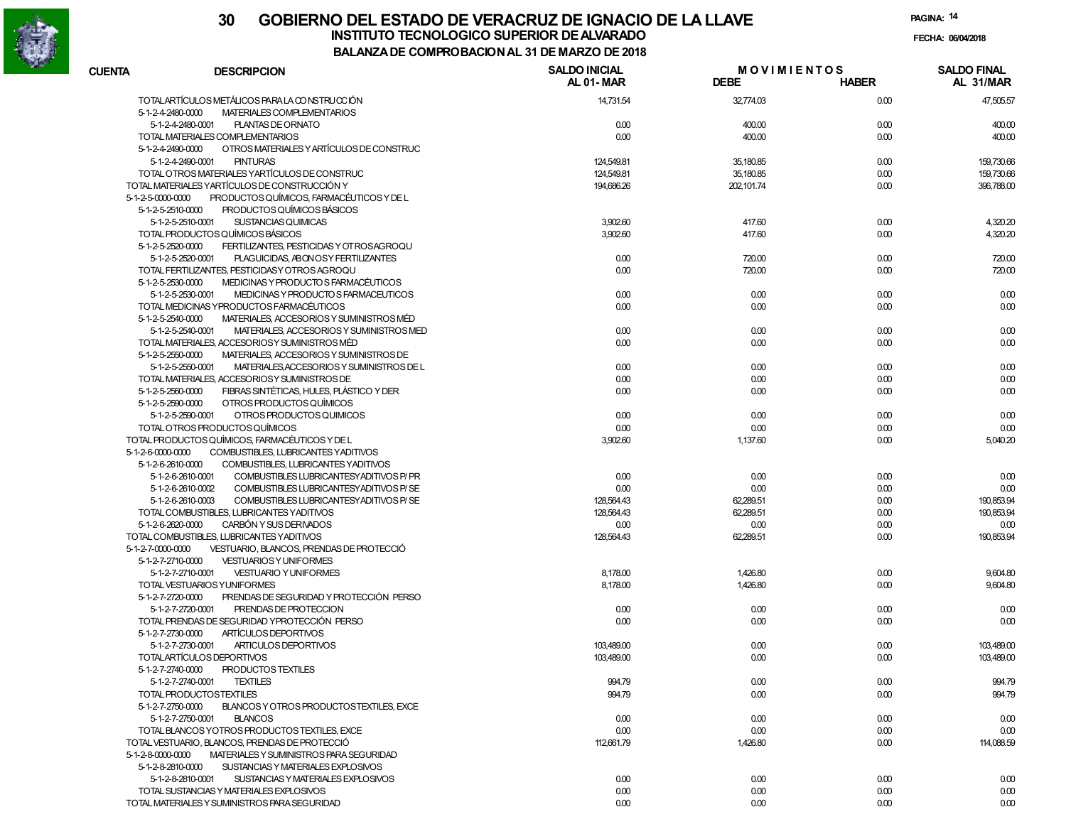# 30 GOBIERNO DEL ESTADO DE VERACRUZ DE IGNACIO DE LA LLAVE

## INSTITUTO TECNOLOGICO SUPERIOR DE ALVARADO

### BALANZA DE COMPROBACION AL 31 DE MARZO DE 2018

PAGINA: 14

FECHA: 06/04/2018

| CUENTA | DESCRIPCION | SALDO INICIAL AL 01-MAR | MOVIMIENTOS DEBE | MOVIMIENTOS HABER | SALDO FINAL AL 31/MAR |
|---|---|---|---|---|---|
| | TOTAL ARTÍCULOS METÁLICOS PARA LA CONSTRUCCIÓN | 14,731.54 | 32,774.03 | 0.00 | 47,505.57 |
| 5-1-2-4-2480-0000 | MATERIALES COMPLEMENTARIOS | | | | |
| 5-1-2-4-2480-0001 | PLANTAS DE ORNATO | 0.00 | 400.00 | 0.00 | 400.00 |
| | TOTAL MATERIALES COMPLEMENTARIOS | 0.00 | 400.00 | 0.00 | 400.00 |
| 5-1-2-4-2490-0000 | OTROS MATERIALES Y ARTÍCULOS DE CONSTRUC | | | | |
| 5-1-2-4-2490-0001 | PINTURAS | 124,549.81 | 35,180.85 | 0.00 | 159,730.66 |
| | TOTAL OTROS MATERIALES Y ARTÍCULOS DE CONSTRUC | 124,549.81 | 35,180.85 | 0.00 | 159,730.66 |
| | TOTAL MATERIALES Y ARTÍCULOS DE CONSTRUCCIÓN Y | 194,686.26 | 202,101.74 | 0.00 | 396,788.00 |
| 5-1-2-5-0000-0000 | PRODUCTOS QUÍMICOS, FARMACÉUTICOS Y DE L | | | | |
| 5-1-2-5-2510-0000 | PRODUCTOS QUÍMICOS BÁSICOS | | | | |
| 5-1-2-5-2510-0001 | SUSTANCIAS QUIMICAS | 3,902.60 | 417.60 | 0.00 | 4,320.20 |
| | TOTAL PRODUCTOS QUÍMICOS BÁSICOS | 3,902.60 | 417.60 | 0.00 | 4,320.20 |
| 5-1-2-5-2520-0000 | FERTILIZANTES, PESTICIDAS Y OTROS AGROQU | | | | |
| 5-1-2-5-2520-0001 | PLAGUICIDAS, ABONOS Y FERTILIZANTES | 0.00 | 720.00 | 0.00 | 720.00 |
| | TOTAL FERTILIZANTES, PESTICIDAS Y OTROS AGROQU | 0.00 | 720.00 | 0.00 | 720.00 |
| 5-1-2-5-2530-0000 | MEDICINAS Y PRODUCTOS FARMACÉUTICOS | | | | |
| 5-1-2-5-2530-0001 | MEDICINAS Y PRODUCTOS FARMACEUTICOS | 0.00 | 0.00 | 0.00 | 0.00 |
| | TOTAL MEDICINAS Y PRODUCTOS FARMACÉUTICOS | 0.00 | 0.00 | 0.00 | 0.00 |
| 5-1-2-5-2540-0000 | MATERIALES, ACCESORIOS Y SUMINISTROS MÉD | | | | |
| 5-1-2-5-2540-0001 | MATERIALES, ACCESORIOS Y SUMINISTROS MED | 0.00 | 0.00 | 0.00 | 0.00 |
| | TOTAL MATERIALES, ACCESORIOS Y SUMINISTROS MÉD | 0.00 | 0.00 | 0.00 | 0.00 |
| 5-1-2-5-2550-0000 | MATERIALES, ACCESORIOS Y SUMINISTROS DE | | | | |
| 5-1-2-5-2550-0001 | MATERIALES,ACCESORIOS Y SUMINISTROS DE L | 0.00 | 0.00 | 0.00 | 0.00 |
| | TOTAL MATERIALES, ACCESORIOS Y SUMINISTROS DE | 0.00 | 0.00 | 0.00 | 0.00 |
| 5-1-2-5-2560-0000 | FIBRAS SINTÉTICAS, HULES, PLÁSTICO Y DER | 0.00 | 0.00 | 0.00 | 0.00 |
| 5-1-2-5-2590-0000 | OTROS PRODUCTOS QUÍMICOS | | | | |
| 5-1-2-5-2590-0001 | OTROS PRODUCTOS QUIMICOS | 0.00 | 0.00 | 0.00 | 0.00 |
| | TOTAL OTROS PRODUCTOS QUÍMICOS | 0.00 | 0.00 | 0.00 | 0.00 |
| | TOTAL PRODUCTOS QUÍMICOS, FARMACÉUTICOS Y DE L | 3,902.60 | 1,137.60 | 0.00 | 5,040.20 |
| 5-1-2-6-0000-0000 | COMBUSTIBLES, LUBRICANTES Y ADITIVOS | | | | |
| 5-1-2-6-2610-0000 | COMBUSTIBLES, LUBRICANTES Y ADITIVOS | | | | |
| 5-1-2-6-2610-0001 | COMBUSTIBLES LUBRICANTES Y ADITIVOS P/ PR | 0.00 | 0.00 | 0.00 | 0.00 |
| 5-1-2-6-2610-0002 | COMBUSTIBLES LUBRICANTES Y ADITIVOS P/ SE | 0.00 | 0.00 | 0.00 | 0.00 |
| 5-1-2-6-2610-0003 | COMBUSTIBLES LUBRICANTES Y ADITIVOS P/ SE | 128,564.43 | 62,289.51 | 0.00 | 190,853.94 |
| | TOTAL COMBUSTIBLES, LUBRICANTES Y ADITIVOS | 128,564.43 | 62,289.51 | 0.00 | 190,853.94 |
| 5-1-2-6-2620-0000 | CARBÓN Y SUS DERIVADOS | 0.00 | 0.00 | 0.00 | 0.00 |
| | TOTAL COMBUSTIBLES, LUBRICANTES Y ADITIVOS | 128,564.43 | 62,289.51 | 0.00 | 190,853.94 |
| 5-1-2-7-0000-0000 | VESTUARIO, BLANCOS, PRENDAS DE PROTECCIÓ | | | | |
| 5-1-2-7-2710-0000 | VESTUARIOS Y UNIFORMES | | | | |
| 5-1-2-7-2710-0001 | VESTUARIO Y UNIFORMES | 8,178.00 | 1,426.80 | 0.00 | 9,604.80 |
| | TOTAL VESTUARIOS Y UNIFORMES | 8,178.00 | 1,426.80 | 0.00 | 9,604.80 |
| 5-1-2-7-2720-0000 | PRENDAS DE SEGURIDAD Y PROTECCIÓN PERSO | | | | |
| 5-1-2-7-2720-0001 | PRENDAS DE PROTECCION | 0.00 | 0.00 | 0.00 | 0.00 |
| | TOTAL PRENDAS DE SEGURIDAD Y PROTECCIÓN PERSO | 0.00 | 0.00 | 0.00 | 0.00 |
| 5-1-2-7-2730-0000 | ARTÍCULOS DEPORTIVOS | | | | |
| 5-1-2-7-2730-0001 | ARTICULOS DEPORTIVOS | 103,489.00 | 0.00 | 0.00 | 103,489.00 |
| | TOTAL ARTÍCULOS DEPORTIVOS | 103,489.00 | 0.00 | 0.00 | 103,489.00 |
| 5-1-2-7-2740-0000 | PRODUCTOS TEXTILES | | | | |
| 5-1-2-7-2740-0001 | TEXTILES | 994.79 | 0.00 | 0.00 | 994.79 |
| | TOTAL PRODUCTOS TEXTILES | 994.79 | 0.00 | 0.00 | 994.79 |
| 5-1-2-7-2750-0000 | BLANCOS Y OTROS PRODUCTOS TEXTILES, EXCE | | | | |
| 5-1-2-7-2750-0001 | BLANCOS | 0.00 | 0.00 | 0.00 | 0.00 |
| | TOTAL BLANCOS Y OTROS PRODUCTOS TEXTILES, EXCE | 0.00 | 0.00 | 0.00 | 0.00 |
| | TOTAL VESTUARIO, BLANCOS, PRENDAS DE PROTECCIÓ | 112,661.79 | 1,426.80 | 0.00 | 114,088.59 |
| 5-1-2-8-0000-0000 | MATERIALES Y SUMINISTROS PARA SEGURIDAD | | | | |
| 5-1-2-8-2810-0000 | SUSTANCIAS Y MATERIALES EXPLOSIVOS | | | | |
| 5-1-2-8-2810-0001 | SUSTANCIAS Y MATERIALES EXPLOSIVOS | 0.00 | 0.00 | 0.00 | 0.00 |
| | TOTAL SUSTANCIAS Y MATERIALES EXPLOSIVOS | 0.00 | 0.00 | 0.00 | 0.00 |
| | TOTAL MATERIALES Y SUMINISTROS PARA SEGURIDAD | 0.00 | 0.00 | 0.00 | 0.00 |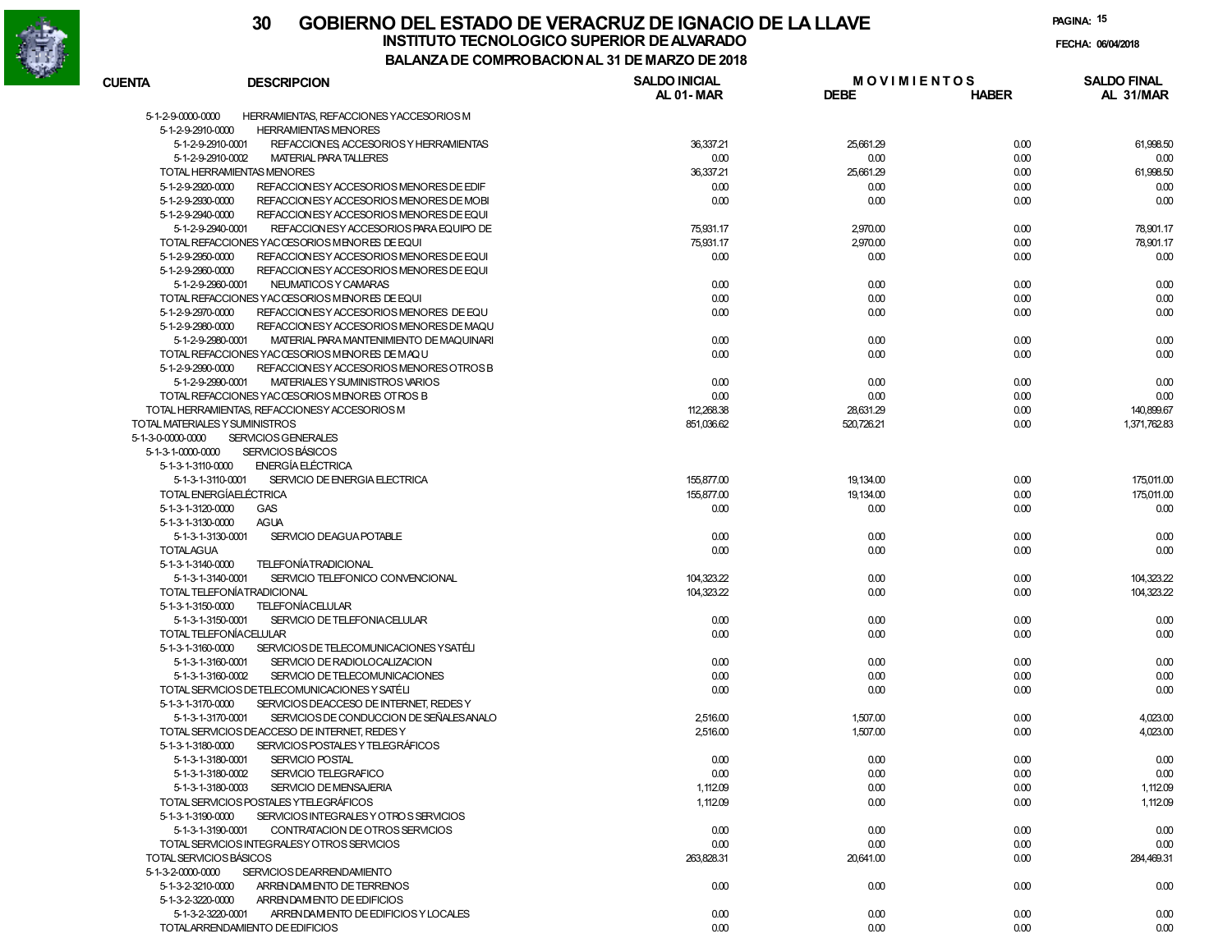# 30 GOBIERNO DEL ESTADO DE VERACRUZ DE IGNACIO DE LA LLAVE

## INSTITUTO TECNOLOGICO SUPERIOR DE ALVARADO

### BALANZA DE COMPROBACION AL 31 DE MARZO DE 2018

FECHA: 06/04/2018

| CUENTA | DESCRIPCION | SALDO INICIAL AL 01-MAR | MOVIMIENTOS DEBE | MOVIMIENTOS HABER | SALDO FINAL AL 31/MAR |
|---|---|---|---|---|---|
| 5-1-2-9-0000-0000 | HERRAMIENTAS, REFACCIONES Y ACCESORIOS M | | | | |
| 5-1-2-9-2910-0000 | HERRAMIENTAS MENORES | | | | |
| 5-1-2-9-2910-0001 | REFACCIONES, ACCESORIOS Y HERRAMIENTAS | 36,337.21 | 25,661.29 | 0.00 | 61,998.50 |
| 5-1-2-9-2910-0002 | MATERIAL PARA TALLERES | 0.00 | 0.00 | 0.00 | 0.00 |
| TOTAL HERRAMIENTAS MENORES | | 36,337.21 | 25,661.29 | 0.00 | 61,998.50 |
| 5-1-2-9-2920-0000 | REFACCIONES Y ACCESORIOS MENORES DE EDIF | 0.00 | 0.00 | 0.00 | 0.00 |
| 5-1-2-9-2930-0000 | REFACCIONES Y ACCESORIOS MENORES DE MOBI | 0.00 | 0.00 | 0.00 | 0.00 |
| 5-1-2-9-2940-0000 | REFACCIONES Y ACCESORIOS MENORES DE EQUI | | | | |
| 5-1-2-9-2940-0001 | REFACCIONES Y ACCESORIOS PARA EQUIPO DE | 75,931.17 | 2,970.00 | 0.00 | 78,901.17 |
| TOTAL REFACCIONES Y ACCESORIOS MENORES DE EQUI | | 75,931.17 | 2,970.00 | 0.00 | 78,901.17 |
| 5-1-2-9-2950-0000 | REFACCIONES Y ACCESORIOS MENORES DE EQUI | 0.00 | 0.00 | 0.00 | 0.00 |
| 5-1-2-9-2960-0000 | REFACCIONES Y ACCESORIOS MENORES DE EQUI | | | | |
| 5-1-2-9-2960-0001 | NEUMATICOS Y CAMARAS | 0.00 | 0.00 | 0.00 | 0.00 |
| TOTAL REFACCIONES Y ACCESORIOS MENORES DE EQUI | | 0.00 | 0.00 | 0.00 | 0.00 |
| 5-1-2-9-2970-0000 | REFACCIONES Y ACCESORIOS MENORES DE EQU | 0.00 | 0.00 | 0.00 | 0.00 |
| 5-1-2-9-2980-0000 | REFACCIONES Y ACCESORIOS MENORES DE MAQU | | | | |
| 5-1-2-9-2980-0001 | MATERIAL PARA MANTENIMIENTO DE MAQUINARI | 0.00 | 0.00 | 0.00 | 0.00 |
| TOTAL REFACCIONES Y ACCESORIOS MENORES DE MAQU | | 0.00 | 0.00 | 0.00 | 0.00 |
| 5-1-2-9-2990-0000 | REFACCIONES Y ACCESORIOS MENORES OTROS B | | | | |
| 5-1-2-9-2990-0001 | MATERIALES Y SUMINISTROS VARIOS | 0.00 | 0.00 | 0.00 | 0.00 |
| TOTAL REFACCIONES Y ACCESORIOS MENORES OTROS B | | 0.00 | 0.00 | 0.00 | 0.00 |
| TOTAL HERRAMIENTAS, REFACCIONES Y ACCESORIOS M | | 112,268.38 | 28,631.29 | 0.00 | 140,899.67 |
| TOTAL MATERIALES Y SUMINISTROS | | 851,036.62 | 520,726.21 | 0.00 | 1,371,762.83 |
| 5-1-3-0-0000-0000 | SERVICIOS GENERALES | | | | |
| 5-1-3-1-0000-0000 | SERVICIOS BÁSICOS | | | | |
| 5-1-3-1-3110-0000 | ENERGÍA ELÉCTRICA | | | | |
| 5-1-3-1-3110-0001 | SERVICIO DE ENERGIA ELECTRICA | 155,877.00 | 19,134.00 | 0.00 | 175,011.00 |
| TOTAL ENERGÍA ELÉCTRICA | | 155,877.00 | 19,134.00 | 0.00 | 175,011.00 |
| 5-1-3-1-3120-0000 | GAS | 0.00 | 0.00 | 0.00 | 0.00 |
| 5-1-3-1-3130-0000 | AGUA | | | | |
| 5-1-3-1-3130-0001 | SERVICIO DE AGUA POTABLE | 0.00 | 0.00 | 0.00 | 0.00 |
| TOTAL AGUA | | 0.00 | 0.00 | 0.00 | 0.00 |
| 5-1-3-1-3140-0000 | TELEFONÍA TRADICIONAL | | | | |
| 5-1-3-1-3140-0001 | SERVICIO TELEFONICO CONVENCIONAL | 104,323.22 | 0.00 | 0.00 | 104,323.22 |
| TOTAL TELEFONÍA TRADICIONAL | | 104,323.22 | 0.00 | 0.00 | 104,323.22 |
| 5-1-3-1-3150-0000 | TELEFONÍA CELULAR | | | | |
| 5-1-3-1-3150-0001 | SERVICIO DE TELEFONIA CELULAR | 0.00 | 0.00 | 0.00 | 0.00 |
| TOTAL TELEFONÍA CELULAR | | 0.00 | 0.00 | 0.00 | 0.00 |
| 5-1-3-1-3160-0000 | SERVICIOS DE TELECOMUNICACIONES Y SATÉLI | | | | |
| 5-1-3-1-3160-0001 | SERVICIO DE RADIOLOCALIZACION | 0.00 | 0.00 | 0.00 | 0.00 |
| 5-1-3-1-3160-0002 | SERVICIO DE TELECOMUNICACIONES | 0.00 | 0.00 | 0.00 | 0.00 |
| TOTAL SERVICIOS DE TELECOMUNICACIONES Y SATÉLI | | 0.00 | 0.00 | 0.00 | 0.00 |
| 5-1-3-1-3170-0000 | SERVICIOS DE ACCESO DE INTERNET, REDES Y | | | | |
| 5-1-3-1-3170-0001 | SERVICIOS DE CONDUCCION DE SEÑALES ANALO | 2,516.00 | 1,507.00 | 0.00 | 4,023.00 |
| TOTAL SERVICIOS DE ACCESO DE INTERNET, REDES Y | | 2,516.00 | 1,507.00 | 0.00 | 4,023.00 |
| 5-1-3-1-3180-0000 | SERVICIOS POSTALES Y TELEGRÁFICOS | | | | |
| 5-1-3-1-3180-0001 | SERVICIO POSTAL | 0.00 | 0.00 | 0.00 | 0.00 |
| 5-1-3-1-3180-0002 | SERVICIO TELEGRAFICO | 0.00 | 0.00 | 0.00 | 0.00 |
| 5-1-3-1-3180-0003 | SERVICIO DE MENSAJERIA | 1,112.09 | 0.00 | 0.00 | 1,112.09 |
| TOTAL SERVICIOS POSTALES Y TELEGRÁFICOS | | 1,112.09 | 0.00 | 0.00 | 1,112.09 |
| 5-1-3-1-3190-0000 | SERVICIOS INTEGRALES Y OTROS SERVICIOS | | | | |
| 5-1-3-1-3190-0001 | CONTRATACION DE OTROS SERVICIOS | 0.00 | 0.00 | 0.00 | 0.00 |
| TOTAL SERVICIOS INTEGRALES Y OTROS SERVICIOS | | 0.00 | 0.00 | 0.00 | 0.00 |
| TOTAL SERVICIOS BÁSICOS | | 263,828.31 | 20,641.00 | 0.00 | 284,469.31 |
| 5-1-3-2-0000-0000 | SERVICIOS DE ARRENDAMIENTO | | | | |
| 5-1-3-2-3210-0000 | ARRENDAMIENTO DE TERRENOS | 0.00 | 0.00 | 0.00 | 0.00 |
| 5-1-3-2-3220-0000 | ARRENDAMIENTO DE EDIFICIOS | | | | |
| 5-1-3-2-3220-0001 | ARRENDAMIENTO DE EDIFICIOS Y LOCALES | 0.00 | 0.00 | 0.00 | 0.00 |
| TOTAL ARRENDAMIENTO DE EDIFICIOS | | 0.00 | 0.00 | 0.00 | 0.00 |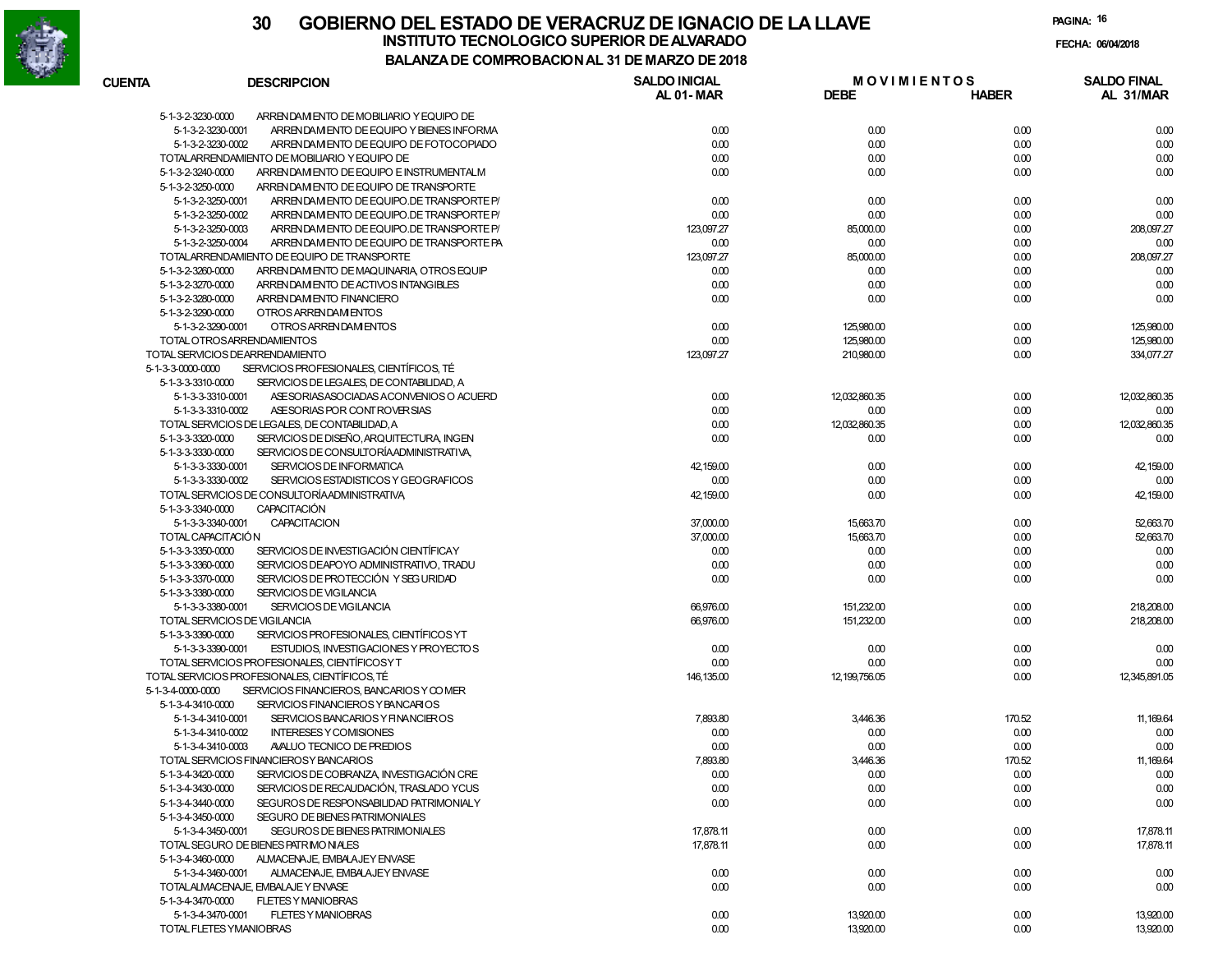# 30 GOBIERNO DEL ESTADO DE VERACRUZ DE IGNACIO DE LA LLAVE

## INSTITUTO TECNOLOGICO SUPERIOR DE ALVARADO

### BALANZA DE COMPROBACION AL 31 DE MARZO DE 2018

FECHA: 06/04/2018

| CUENTA | DESCRIPCION | SALDO INICIAL AL 01-MAR | MOVIMIENTOS DEBE | MOVIMIENTOS HABER | SALDO FINAL AL 31/MAR |
|---|---|---|---|---|---|
| 5-1-3-2-3230-0000 | ARRENDAMIENTO DE MOBILIARIO Y EQUIPO DE | | | | |
| 5-1-3-2-3230-0001 | ARRENDAMIENTO DE EQUIPO Y BIENES INFORMA | 0.00 | 0.00 | 0.00 | 0.00 |
| 5-1-3-2-3230-0002 | ARRENDAMIENTO DE EQUIPO DE FOTOCOPIADO | 0.00 | 0.00 | 0.00 | 0.00 |
| TOTAL ARRENDAMIENTO DE MOBILIARIO Y EQUIPO DE | | 0.00 | 0.00 | 0.00 | 0.00 |
| 5-1-3-2-3240-0000 | ARRENDAMIENTO DE EQUIPO E INSTRUMENTAL M | 0.00 | 0.00 | 0.00 | 0.00 |
| 5-1-3-2-3250-0000 | ARRENDAMIENTO DE EQUIPO DE TRANSPORTE | | | | |
| 5-1-3-2-3250-0001 | ARRENDAMIENTO DE EQUIPO.DE TRANSPORTE P/ | 0.00 | 0.00 | 0.00 | 0.00 |
| 5-1-3-2-3250-0002 | ARRENDAMIENTO DE EQUIPO.DE TRANSPORTE P/ | 0.00 | 0.00 | 0.00 | 0.00 |
| 5-1-3-2-3250-0003 | ARRENDAMIENTO DE EQUIPO.DE TRANSPORTE P/ | 123,097.27 | 85,000.00 | 0.00 | 208,097.27 |
| 5-1-3-2-3250-0004 | ARRENDAMIENTO DE EQUIPO DE TRANSPORTE PA | 0.00 | 0.00 | 0.00 | 0.00 |
| TOTAL ARRENDAMIENTO DE EQUIPO DE TRANSPORTE | | 123,097.27 | 85,000.00 | 0.00 | 208,097.27 |
| 5-1-3-2-3260-0000 | ARRENDAMIENTO DE MAQUINARIA, OTROS EQUIP | 0.00 | 0.00 | 0.00 | 0.00 |
| 5-1-3-2-3270-0000 | ARRENDAMIENTO DE ACTIVOS INTANGIBLES | 0.00 | 0.00 | 0.00 | 0.00 |
| 5-1-3-2-3280-0000 | ARRENDAMIENTO FINANCIERO | 0.00 | 0.00 | 0.00 | 0.00 |
| 5-1-3-2-3290-0000 | OTROS ARRENDAMIENTOS | | | | |
| 5-1-3-2-3290-0001 | OTROS ARRENDAMIENTOS | 0.00 | 125,980.00 | 0.00 | 125,980.00 |
| TOTAL OTROS ARRENDAMIENTOS | | 0.00 | 125,980.00 | 0.00 | 125,980.00 |
| TOTAL SERVICIOS DE ARRENDAMIENTO | | 123,097.27 | 210,980.00 | 0.00 | 334,077.27 |
| 5-1-3-3-0000-0000 | SERVICIOS PROFESIONALES, CIENTÍFICOS, TÉ | | | | |
| 5-1-3-3-3310-0000 | SERVICIOS DE LEGALES, DE CONTABILIDAD, A | | | | |
| 5-1-3-3-3310-0001 | ASESORIAS ASOCIADAS A CONVENIOS O ACUERD | 0.00 | 12,032,860.35 | 0.00 | 12,032,860.35 |
| 5-1-3-3-3310-0002 | ASESORIAS POR CONTROVERSIAS | 0.00 | 0.00 | 0.00 | 0.00 |
| TOTAL SERVICIOS DE LEGALES, DE CONTABILIDAD, A | | 0.00 | 12,032,860.35 | 0.00 | 12,032,860.35 |
| 5-1-3-3-3320-0000 | SERVICIOS DE DISEÑO, ARQUITECTURA, INGEN | 0.00 | 0.00 | 0.00 | 0.00 |
| 5-1-3-3-3330-0000 | SERVICIOS DE CONSULTORÍA ADMINISTRATIVA, | | | | |
| 5-1-3-3-3330-0001 | SERVICIOS DE INFORMATICA | 42,159.00 | 0.00 | 0.00 | 42,159.00 |
| 5-1-3-3-3330-0002 | SERVICIOS ESTADISTICOS Y GEOGRAFICOS | 0.00 | 0.00 | 0.00 | 0.00 |
| TOTAL SERVICIOS DE CONSULTORÍA ADMINISTRATIVA, | | 42,159.00 | 0.00 | 0.00 | 42,159.00 |
| 5-1-3-3-3340-0000 | CAPACITACIÓN | | | | |
| 5-1-3-3-3340-0001 | CAPACITACION | 37,000.00 | 15,663.70 | 0.00 | 52,663.70 |
| TOTAL CAPACITACIÓN | | 37,000.00 | 15,663.70 | 0.00 | 52,663.70 |
| 5-1-3-3-3350-0000 | SERVICIOS DE INVESTIGACIÓN CIENTÍFICA Y | 0.00 | 0.00 | 0.00 | 0.00 |
| 5-1-3-3-3360-0000 | SERVICIOS DE APOYO ADMINISTRATIVO, TRADU | 0.00 | 0.00 | 0.00 | 0.00 |
| 5-1-3-3-3370-0000 | SERVICIOS DE PROTECCIÓN Y SEGURIDAD | 0.00 | 0.00 | 0.00 | 0.00 |
| 5-1-3-3-3380-0000 | SERVICIOS DE VIGILANCIA | | | | |
| 5-1-3-3-3380-0001 | SERVICIOS DE VIGILANCIA | 66,976.00 | 151,232.00 | 0.00 | 218,208.00 |
| TOTAL SERVICIOS DE VIGILANCIA | | 66,976.00 | 151,232.00 | 0.00 | 218,208.00 |
| 5-1-3-3-3390-0000 | SERVICIOS PROFESIONALES, CIENTÍFICOS Y T | | | | |
| 5-1-3-3-3390-0001 | ESTUDIOS, INVESTIGACIONES Y PROYECTOS | 0.00 | 0.00 | 0.00 | 0.00 |
| TOTAL SERVICIOS PROFESIONALES, CIENTÍFICOS Y T | | 0.00 | 0.00 | 0.00 | 0.00 |
| TOTAL SERVICIOS PROFESIONALES, CIENTÍFICOS, TÉ | | 146,135.00 | 12,199,756.05 | 0.00 | 12,345,891.05 |
| 5-1-3-4-0000-0000 | SERVICIOS FINANCIEROS, BANCARIOS Y COMER | | | | |
| 5-1-3-4-3410-0000 | SERVICIOS FINANCIEROS Y BANCARIOS | | | | |
| 5-1-3-4-3410-0001 | SERVICIOS BANCARIOS Y FINANCIEROS | 7,893.80 | 3,446.36 | 170.52 | 11,169.64 |
| 5-1-3-4-3410-0002 | INTERESES Y COMISIONES | 0.00 | 0.00 | 0.00 | 0.00 |
| 5-1-3-4-3410-0003 | AVALUO TECNICO DE PREDIOS | 0.00 | 0.00 | 0.00 | 0.00 |
| TOTAL SERVICIOS FINANCIEROS Y BANCARIOS | | 7,893.80 | 3,446.36 | 170.52 | 11,169.64 |
| 5-1-3-4-3420-0000 | SERVICIOS DE COBRANZA, INVESTIGACIÓN CRE | 0.00 | 0.00 | 0.00 | 0.00 |
| 5-1-3-4-3430-0000 | SERVICIOS DE RECAUDACIÓN, TRASLADO Y CUS | 0.00 | 0.00 | 0.00 | 0.00 |
| 5-1-3-4-3440-0000 | SEGUROS DE RESPONSABILIDAD PATRIMONIAL Y | 0.00 | 0.00 | 0.00 | 0.00 |
| 5-1-3-4-3450-0000 | SEGURO DE BIENES PATRIMONIALES | | | | |
| 5-1-3-4-3450-0001 | SEGUROS DE BIENES PATRIMONIALES | 17,878.11 | 0.00 | 0.00 | 17,878.11 |
| TOTAL SEGURO DE BIENES PATRIMONIALES | | 17,878.11 | 0.00 | 0.00 | 17,878.11 |
| 5-1-3-4-3460-0000 | ALMACENAJE, EMBALAJE Y ENVASE | | | | |
| 5-1-3-4-3460-0001 | ALMACENAJE, EMBALAJE Y ENVASE | 0.00 | 0.00 | 0.00 | 0.00 |
| TOTAL ALMACENAJE, EMBALAJE Y ENVASE | | 0.00 | 0.00 | 0.00 | 0.00 |
| 5-1-3-4-3470-0000 | FLETES Y MANIOBRAS | | | | |
| 5-1-3-4-3470-0001 | FLETES Y MANIOBRAS | 0.00 | 13,920.00 | 0.00 | 13,920.00 |
| TOTAL FLETES Y MANIOBRAS | | 0.00 | 13,920.00 | 0.00 | 13,920.00 |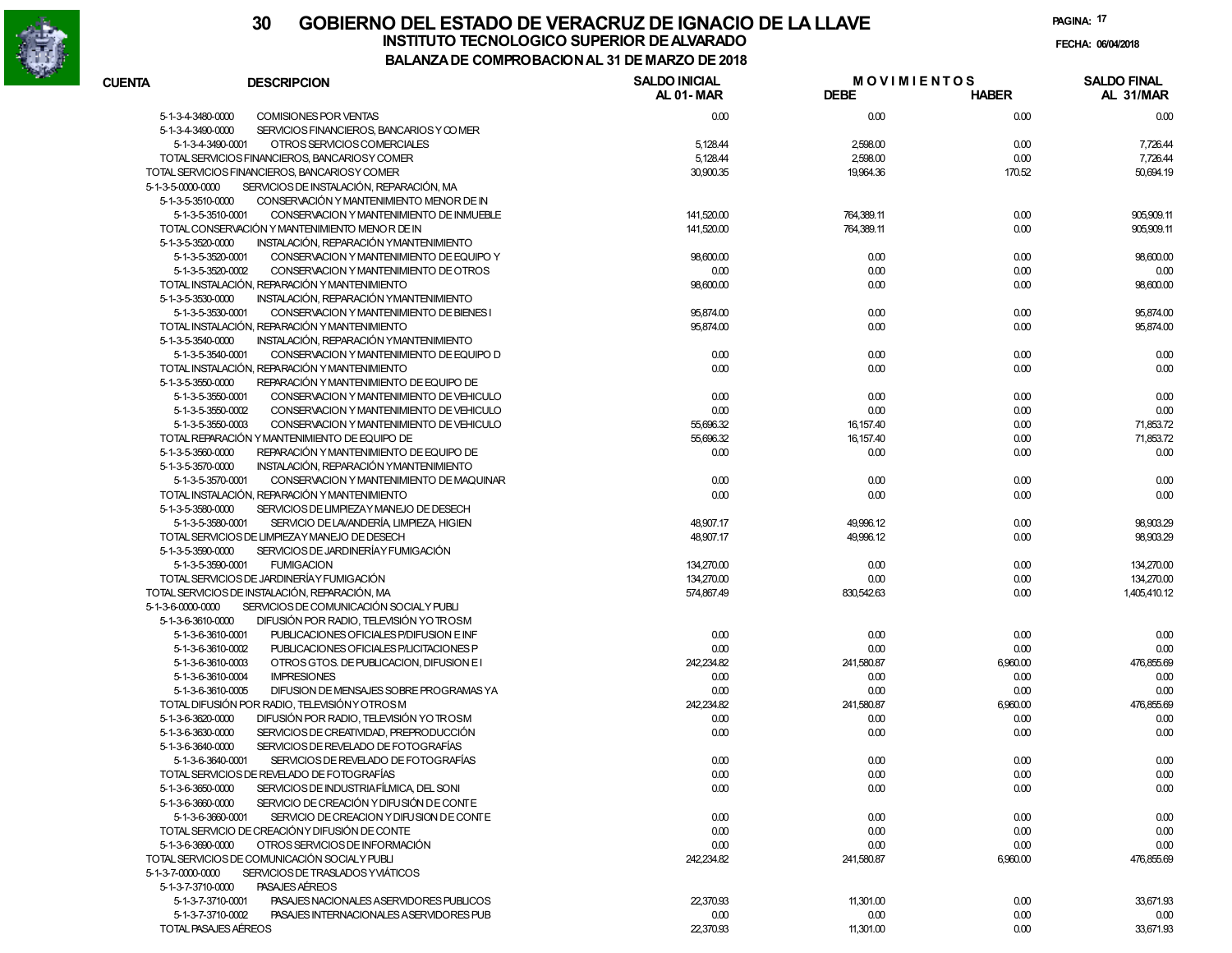# GOBIERNO DEL ESTADO DE VERACRUZ DE IGNACIO DE LA LLAVE

## INSTITUTO TECNOLOGICO SUPERIOR DE ALVARADO

### BALANZA DE COMPROBACION AL 31 DE MARZO DE 2018

FECHA: 06/04/2018

| CUENTA | DESCRIPCION | SALDO INICIAL AL 01-MAR | MOVIMIENTOS DEBE | MOVIMIENTOS HABER | SALDO FINAL AL 31/MAR |
|---|---|---|---|---|---|
| 5-1-3-4-3480-0000 | COMISIONES POR VENTAS | 0.00 | 0.00 | 0.00 | 0.00 |
| 5-1-3-4-3490-0000 | SERVICIOS FINANCIEROS, BANCARIOS Y COMER | | | | |
| 5-1-3-4-3490-0001 | OTROS SERVICIOS COMERCIALES | 5,128.44 | 2,598.00 | 0.00 | 7,726.44 |
| | TOTAL SERVICIOS FINANCIEROS, BANCARIOS Y COMER | 5,128.44 | 2,598.00 | 0.00 | 7,726.44 |
| | TOTAL SERVICIOS FINANCIEROS, BANCARIOS Y COMER | 30,900.35 | 19,964.36 | 170.52 | 50,694.19 |
| 5-1-3-5-0000-0000 | SERVICIOS DE INSTALACIÓN, REPARACIÓN, MA | | | | |
| 5-1-3-5-3510-0000 | CONSERVACIÓN Y MANTENIMIENTO MENOR DE IN | | | | |
| 5-1-3-5-3510-0001 | CONSERVACION Y MANTENIMIENTO DE INMUEBLE | 141,520.00 | 764,389.11 | 0.00 | 905,909.11 |
| | TOTAL CONSERVACIÓN Y MANTENIMIENTO MENOR DE IN | 141,520.00 | 764,389.11 | 0.00 | 905,909.11 |
| 5-1-3-5-3520-0000 | INSTALACIÓN, REPARACIÓN Y MANTENIMIENTO | | | | |
| 5-1-3-5-3520-0001 | CONSERVACION Y MANTENIMIENTO DE EQUIPO Y | 98,600.00 | 0.00 | 0.00 | 98,600.00 |
| 5-1-3-5-3520-0002 | CONSERVACION Y MANTENIMIENTO DE OTROS | 0.00 | 0.00 | 0.00 | 0.00 |
| | TOTAL INSTALACIÓN, REPARACIÓN Y MANTENIMIENTO | 98,600.00 | 0.00 | 0.00 | 98,600.00 |
| 5-1-3-5-3530-0000 | INSTALACIÓN, REPARACIÓN Y MANTENIMIENTO | | | | |
| 5-1-3-5-3530-0001 | CONSERVACION Y MANTENIMIENTO DE BIENES I | 95,874.00 | 0.00 | 0.00 | 95,874.00 |
| | TOTAL INSTALACIÓN, REPARACIÓN Y MANTENIMIENTO | 95,874.00 | 0.00 | 0.00 | 95,874.00 |
| 5-1-3-5-3540-0000 | INSTALACIÓN, REPARACIÓN Y MANTENIMIENTO | | | | |
| 5-1-3-5-3540-0001 | CONSERVACION Y MANTENIMIENTO DE EQUIPO D | 0.00 | 0.00 | 0.00 | 0.00 |
| | TOTAL INSTALACIÓN, REPARACIÓN Y MANTENIMIENTO | 0.00 | 0.00 | 0.00 | 0.00 |
| 5-1-3-5-3550-0000 | REPARACIÓN Y MANTENIMIENTO DE EQUIPO DE | | | | |
| 5-1-3-5-3550-0001 | CONSERVACION Y MANTENIMIENTO DE VEHICULO | 0.00 | 0.00 | 0.00 | 0.00 |
| 5-1-3-5-3550-0002 | CONSERVACION Y MANTENIMIENTO DE VEHICULO | 0.00 | 0.00 | 0.00 | 0.00 |
| 5-1-3-5-3550-0003 | CONSERVACION Y MANTENIMIENTO DE VEHICULO | 55,696.32 | 16,157.40 | 0.00 | 71,853.72 |
| | TOTAL REPARACIÓN Y MANTENIMIENTO DE EQUIPO DE | 55,696.32 | 16,157.40 | 0.00 | 71,853.72 |
| 5-1-3-5-3560-0000 | REPARACIÓN Y MANTENIMIENTO DE EQUIPO DE | 0.00 | 0.00 | 0.00 | 0.00 |
| 5-1-3-5-3570-0000 | INSTALACIÓN, REPARACIÓN Y MANTENIMIENTO | | | | |
| 5-1-3-5-3570-0001 | CONSERVACION Y MANTENIMIENTO DE MAQUINAR | 0.00 | 0.00 | 0.00 | 0.00 |
| | TOTAL INSTALACIÓN, REPARACIÓN Y MANTENIMIENTO | 0.00 | 0.00 | 0.00 | 0.00 |
| 5-1-3-5-3580-0000 | SERVICIOS DE LIMPIEZA Y MANEJO DE DESECH | | | | |
| 5-1-3-5-3580-0001 | SERVICIO DE LAVANDERÍA, LIMPIEZA, HIGIEN | 48,907.17 | 49,996.12 | 0.00 | 98,903.29 |
| | TOTAL SERVICIOS DE LIMPIEZA Y MANEJO DE DESECH | 48,907.17 | 49,996.12 | 0.00 | 98,903.29 |
| 5-1-3-5-3590-0000 | SERVICIOS DE JARDINERÍA Y FUMIGACIÓN | | | | |
| 5-1-3-5-3590-0001 | FUMIGACION | 134,270.00 | 0.00 | 0.00 | 134,270.00 |
| | TOTAL SERVICIOS DE JARDINERÍA Y FUMIGACIÓN | 134,270.00 | 0.00 | 0.00 | 134,270.00 |
| | TOTAL SERVICIOS DE INSTALACIÓN, REPARACIÓN, MA | 574,867.49 | 830,542.63 | 0.00 | 1,405,410.12 |
| 5-1-3-6-0000-0000 | SERVICIOS DE COMUNICACIÓN SOCIAL Y PUBLI | | | | |
| 5-1-3-6-3610-0000 | DIFUSIÓN POR RADIO, TELEVISIÓN Y OTROS M | | | | |
| 5-1-3-6-3610-0001 | PUBLICACIONES OFICIALES P/DIFUSION E INF | 0.00 | 0.00 | 0.00 | 0.00 |
| 5-1-3-6-3610-0002 | PUBLICACIONES OFICIALES P/LICITACIONES P | 0.00 | 0.00 | 0.00 | 0.00 |
| 5-1-3-6-3610-0003 | OTROS GTOS. DE PUBLICACION, DIFUSION E I | 242,234.82 | 241,580.87 | 6,960.00 | 476,855.69 |
| 5-1-3-6-3610-0004 | IMPRESIONES | 0.00 | 0.00 | 0.00 | 0.00 |
| 5-1-3-6-3610-0005 | DIFUSION DE MENSAJES SOBRE PROGRAMAS Y A | 0.00 | 0.00 | 0.00 | 0.00 |
| | TOTAL DIFUSIÓN POR RADIO, TELEVISIÓN Y OTROS M | 242,234.82 | 241,580.87 | 6,960.00 | 476,855.69 |
| 5-1-3-6-3620-0000 | DIFUSIÓN POR RADIO, TELEVISIÓN Y OTROS M | 0.00 | 0.00 | 0.00 | 0.00 |
| 5-1-3-6-3630-0000 | SERVICIOS DE CREATIVIDAD, PREPRODUCCIÓN | 0.00 | 0.00 | 0.00 | 0.00 |
| 5-1-3-6-3640-0000 | SERVICIOS DE REVELADO DE FOTOGRAFÍAS | | | | |
| 5-1-3-6-3640-0001 | SERVICIOS DE REVELADO DE FOTOGRAFÍAS | 0.00 | 0.00 | 0.00 | 0.00 |
| | TOTAL SERVICIOS DE REVELADO DE FOTOGRAFÍAS | 0.00 | 0.00 | 0.00 | 0.00 |
| 5-1-3-6-3650-0000 | SERVICIOS DE INDUSTRIA FÍLMICA, DEL SONI | 0.00 | 0.00 | 0.00 | 0.00 |
| 5-1-3-6-3660-0000 | SERVICIO DE CREACIÓN Y DIFUSIÓN DE CONTE | | | | |
| 5-1-3-6-3660-0001 | SERVICIO DE CREACION Y DIFUSION DE CONTE | 0.00 | 0.00 | 0.00 | 0.00 |
| | TOTAL SERVICIO DE CREACIÓN Y DIFUSIÓN DE CONTE | 0.00 | 0.00 | 0.00 | 0.00 |
| 5-1-3-6-3690-0000 | OTROS SERVICIOS DE INFORMACIÓN | 0.00 | 0.00 | 0.00 | 0.00 |
| | TOTAL SERVICIOS DE COMUNICACIÓN SOCIAL Y PUBLI | 242,234.82 | 241,580.87 | 6,960.00 | 476,855.69 |
| 5-1-3-7-0000-0000 | SERVICIOS DE TRASLADOS Y VIÁTICOS | | | | |
| 5-1-3-7-3710-0000 | PASAJES AÉREOS | | | | |
| 5-1-3-7-3710-0001 | PASAJES NACIONALES A SERVIDORES PUBLICOS | 22,370.93 | 11,301.00 | 0.00 | 33,671.93 |
| 5-1-3-7-3710-0002 | PASAJES INTERNACIONALES A SERVIDORES PUB | 0.00 | 0.00 | 0.00 | 0.00 |
| | TOTAL PASAJES AÉREOS | 22,370.93 | 11,301.00 | 0.00 | 33,671.93 |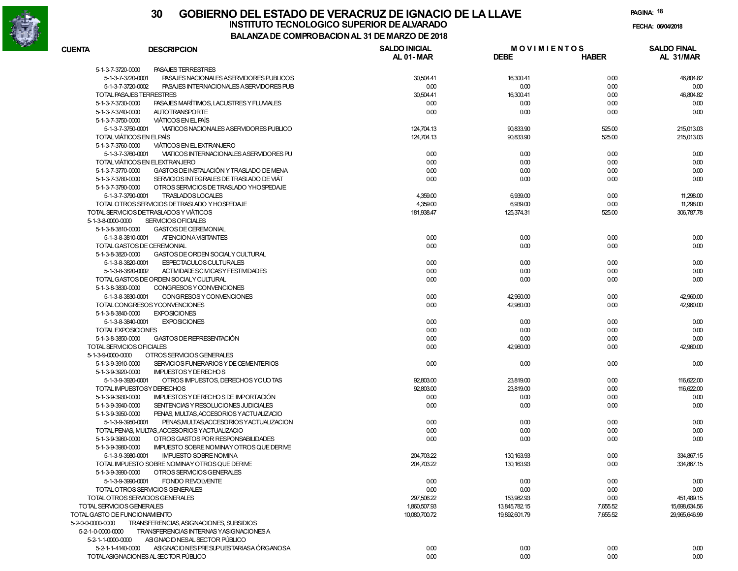# 30 GOBIERNO DEL ESTADO DE VERACRUZ DE IGNACIO DE LA LLAVE

## INSTITUTO TECNOLOGICO SUPERIOR DE ALVARADO

### BALANZA DE COMPROBACION AL 31 DE MARZO DE 2018

FECHA: 06/04/2018

| CUENTA | DESCRIPCION | SALDO INICIAL AL 01-MAR | MOVIMIENTOS DEBE | MOVIMIENTOS HABER | SALDO FINAL AL 31/MAR |
|---|---|---|---|---|---|
| 5-1-3-7-3720-0000 | PASAJES TERRESTRES | | | | |
| 5-1-3-7-3720-0001 | PASAJES NACIONALES A SERVIDORES PUBLICOS | 30,504.41 | 16,300.41 | 0.00 | 46,804.82 |
| 5-1-3-7-3720-0002 | PASAJES INTERNACIONALES A SERVIDORES PUB | 0.00 | 0.00 | 0.00 | 0.00 |
| | TOTAL PASAJES TERRESTRES | 30,504.41 | 16,300.41 | 0.00 | 46,804.82 |
| 5-1-3-7-3730-0000 | PASAJES MARÍTIMOS, LACUSTRES Y FLUVIALES | 0.00 | 0.00 | 0.00 | 0.00 |
| 5-1-3-7-3740-0000 | AUTOTRANSPORTE | 0.00 | 0.00 | 0.00 | 0.00 |
| 5-1-3-7-3750-0000 | VIÁTICOS EN EL PAÍS | | | | |
| 5-1-3-7-3750-0001 | VIATICOS NACIONALES A SERVIDORES PUBLICO | 124,704.13 | 90,833.90 | 525.00 | 215,013.03 |
| | TOTAL VIÁTICOS EN EL PAÍS | 124,704.13 | 90,833.90 | 525.00 | 215,013.03 |
| 5-1-3-7-3760-0000 | VIÁTICOS EN EL EXTRANJERO | | | | |
| 5-1-3-7-3760-0001 | VIATICOS INTERNACIONALES A SERVIDORES PU | 0.00 | 0.00 | 0.00 | 0.00 |
| | TOTAL VIÁTICOS EN EL EXTRANJERO | 0.00 | 0.00 | 0.00 | 0.00 |
| 5-1-3-7-3770-0000 | GASTOS DE INSTALACIÓN Y TRASLADO DE MENA | 0.00 | 0.00 | 0.00 | 0.00 |
| 5-1-3-7-3780-0000 | SERVICIOS INTEGRALES DE TRASLADO DE VIÁT | 0.00 | 0.00 | 0.00 | 0.00 |
| 5-1-3-7-3790-0000 | OTROS SERVICIOS DE TRASLADO Y HOSPEDAJE | | | | |
| 5-1-3-7-3790-0001 | TRASLADOS LOCALES | 4,359.00 | 6,939.00 | 0.00 | 11,298.00 |
| | TOTAL OTROS SERVICIOS DE TRASLADO Y HOSPEDAJE | 4,359.00 | 6,939.00 | 0.00 | 11,298.00 |
| | TOTAL SERVICIOS DE TRASLADOS Y VIÁTICOS | 181,938.47 | 125,374.31 | 525.00 | 306,787.78 |
| 5-1-3-8-0000-0000 | SERVICIOS OFICIALES | | | | |
| 5-1-3-8-3810-0000 | GASTOS DE CEREMONIAL | | | | |
| 5-1-3-8-3810-0001 | ATENCION A VISITANTES | 0.00 | 0.00 | 0.00 | 0.00 |
| | TOTAL GASTOS DE CEREMONIAL | 0.00 | 0.00 | 0.00 | 0.00 |
| 5-1-3-8-3820-0000 | GASTOS DE ORDEN SOCIAL Y CULTURAL | | | | |
| 5-1-3-8-3820-0001 | ESPECTACULOS CULTURALES | 0.00 | 0.00 | 0.00 | 0.00 |
| 5-1-3-8-3820-0002 | ACTIVIDADES CIVICAS Y FESTIVIDADES | 0.00 | 0.00 | 0.00 | 0.00 |
| | TOTAL GASTOS DE ORDEN SOCIAL Y CULTURAL | 0.00 | 0.00 | 0.00 | 0.00 |
| 5-1-3-8-3830-0000 | CONGRESOS Y CONVENCIONES | | | | |
| 5-1-3-8-3830-0001 | CONGRESOS Y CONVENCIONES | 0.00 | 42,960.00 | 0.00 | 42,960.00 |
| | TOTAL CONGRESOS Y CONVENCIONES | 0.00 | 42,960.00 | 0.00 | 42,960.00 |
| 5-1-3-8-3840-0000 | EXPOSICIONES | | | | |
| 5-1-3-8-3840-0001 | EXPOSICIONES | 0.00 | 0.00 | 0.00 | 0.00 |
| | TOTAL EXPOSICIONES | 0.00 | 0.00 | 0.00 | 0.00 |
| 5-1-3-8-3850-0000 | GASTOS DE REPRESENTACIÓN | 0.00 | 0.00 | 0.00 | 0.00 |
| | TOTAL SERVICIOS OFICIALES | 0.00 | 42,960.00 | 0.00 | 42,960.00 |
| 5-1-3-9-0000-0000 | OTROS SERVICIOS GENERALES | | | | |
| 5-1-3-9-3910-0000 | SERVICIOS FUNERARIOS Y DE CEMENTERIOS | 0.00 | 0.00 | 0.00 | 0.00 |
| 5-1-3-9-3920-0000 | IMPUESTOS Y DERECHOS | | | | |
| 5-1-3-9-3920-0001 | OTROS IMPUESTOS, DERECHOS Y CUOTAS | 92,803.00 | 23,819.00 | 0.00 | 116,622.00 |
| | TOTAL IMPUESTOS Y DERECHOS | 92,803.00 | 23,819.00 | 0.00 | 116,622.00 |
| 5-1-3-9-3930-0000 | IMPUESTOS Y DERECHOS DE IMPORTACIÓN | 0.00 | 0.00 | 0.00 | 0.00 |
| 5-1-3-9-3940-0000 | SENTENCIAS Y RESOLUCIONES JUDICIALES | 0.00 | 0.00 | 0.00 | 0.00 |
| 5-1-3-9-3950-0000 | PENAS, MULTAS, ACCESORIOS Y ACTUALIZACIO | | | | |
| 5-1-3-9-3950-0001 | PENAS,MULTAS,ACCESORIOS Y ACTUALIZACION | 0.00 | 0.00 | 0.00 | 0.00 |
| | TOTAL PENAS, MULTAS, ACCESORIOS Y ACTUALIZACIO | 0.00 | 0.00 | 0.00 | 0.00 |
| 5-1-3-9-3960-0000 | OTROS GASTOS POR RESPONSABILIDADES | 0.00 | 0.00 | 0.00 | 0.00 |
| 5-1-3-9-3980-0000 | IMPUESTO SOBRE NOMINA Y OTROS QUE DERIVE | | | | |
| 5-1-3-9-3980-0001 | IMPUESTO SOBRE NOMINA | 204,703.22 | 130,163.93 | 0.00 | 334,867.15 |
| | TOTAL IMPUESTO SOBRE NOMINA Y OTROS QUE DERIVE | 204,703.22 | 130,163.93 | 0.00 | 334,867.15 |
| 5-1-3-9-3990-0000 | OTROS SERVICIOS GENERALES | | | | |
| 5-1-3-9-3990-0001 | FONDO REVOLVENTE | 0.00 | 0.00 | 0.00 | 0.00 |
| | TOTAL OTROS SERVICIOS GENERALES | 0.00 | 0.00 | 0.00 | 0.00 |
| | TOTAL OTROS SERVICIOS GENERALES | 297,506.22 | 153,982.93 | 0.00 | 451,489.15 |
| | TOTAL SERVICIOS GENERALES | 1,860,507.93 | 13,845,782.15 | 7,655.52 | 15,698,634.56 |
| | TOTAL GASTO DE FUNCIONAMIENTO | 10,080,700.72 | 19,892,601.79 | 7,655.52 | 29,965,646.99 |
| 5-2-0-0-0000-0000 | TRANSFERENCIAS, ASIGNACIONES, SUBSIDIOS | | | | |
| 5-2-1-0-0000-0000 | TRANSFERENCIAS INTERNAS Y ASIGNACIONES A | | | | |
| 5-2-1-1-0000-0000 | ASIGNACIONES AL SECTOR PÚBLICO | | | | |
| 5-2-1-1-4140-0000 | ASIGNACIONES PRESUPUESTARIAS A ÓRGANOS A | 0.00 | 0.00 | 0.00 | 0.00 |
| | TOTAL ASIGNACIONES AL SECTOR PÚBLICO | 0.00 | 0.00 | 0.00 | 0.00 |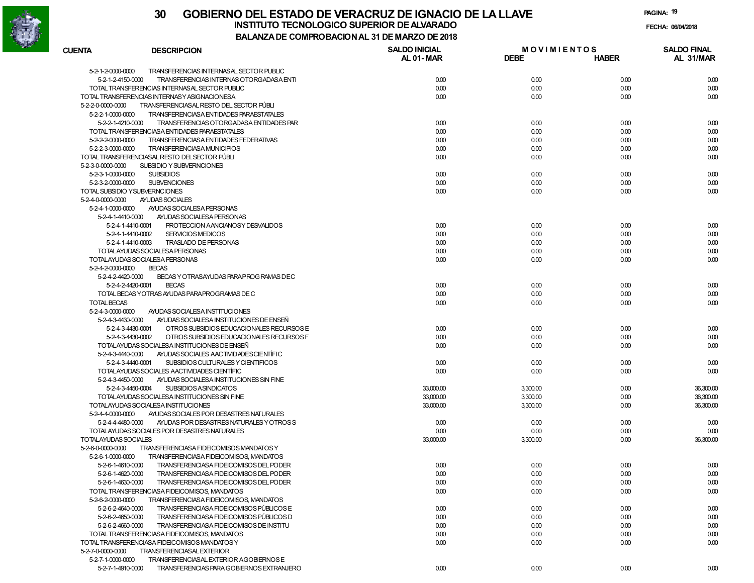# 30 GOBIERNO DEL ESTADO DE VERACRUZ DE IGNACIO DE LA LLAVE

## INSTITUTO TECNOLOGICO SUPERIOR DE ALVARADO

### BALANZA DE COMPROBACION AL 31 DE MARZO DE 2018

FECHA: 06/04/2018

| CUENTA | DESCRIPCION | SALDO INICIAL AL 01-MAR | MOVIMIENTOS DEBE | MOVIMIENTOS HABER | SALDO FINAL AL 31/MAR |
|---|---|---|---|---|---|
| 5-2-1-2-0000-0000 | TRANSFERENCIAS INTERNAS AL SECTOR PUBLIC | | | | |
| 5-2-1-2-4150-0000 | TRANSFERENCIAS INTERNAS OTORGADAS A ENTI | 0.00 | 0.00 | 0.00 | 0.00 |
| | TOTAL TRANSFERENCIAS INTERNAS AL SECTOR PUBLIC | 0.00 | 0.00 | 0.00 | 0.00 |
| | TOTAL TRANSFERENCIAS INTERNAS Y ASIGNACIONES A | 0.00 | 0.00 | 0.00 | 0.00 |
| 5-2-2-0-0000-0000 | TRANSFERENCIAS AL RESTO DEL SECTOR PÚBLI | | | | |
| 5-2-2-1-0000-0000 | TRANSFERENCIAS A ENTIDADES PARAESTATALES | | | | |
| 5-2-2-1-4210-0000 | TRANSFERENCIAS OTORGADAS A ENTIDADES PAR | 0.00 | 0.00 | 0.00 | 0.00 |
| | TOTAL TRANSFERENCIAS A ENTIDADES PARAESTATALES | 0.00 | 0.00 | 0.00 | 0.00 |
| 5-2-2-2-0000-0000 | TRANSFERENCIAS A ENTIDADES FEDERATIVAS | 0.00 | 0.00 | 0.00 | 0.00 |
| 5-2-2-3-0000-0000 | TRANSFERENCIAS A MUNICIPIOS | 0.00 | 0.00 | 0.00 | 0.00 |
| | TOTAL TRANSFERENCIAS AL RESTO DEL SECTOR PÚBLI | 0.00 | 0.00 | 0.00 | 0.00 |
| 5-2-3-0-0000-0000 | SUBSIDIO Y SUBVERNCIONES | | | | |
| 5-2-3-1-0000-0000 | SUBSIDIOS | 0.00 | 0.00 | 0.00 | 0.00 |
| 5-2-3-2-0000-0000 | SUBVENCIONES | 0.00 | 0.00 | 0.00 | 0.00 |
| | TOTAL SUBSIDIO Y SUBVERNCIONES | 0.00 | 0.00 | 0.00 | 0.00 |
| 5-2-4-0-0000-0000 | AYUDAS SOCIALES | | | | |
| 5-2-4-1-0000-0000 | AYUDAS SOCIALES A PERSONAS | | | | |
| 5-2-4-1-4410-0000 | AYUDAS SOCIALES A PERSONAS | | | | |
| 5-2-4-1-4410-0001 | PROTECCION A ANCIANOS Y DESVALIDOS | 0.00 | 0.00 | 0.00 | 0.00 |
| 5-2-4-1-4410-0002 | SERVICIOS MEDICOS | 0.00 | 0.00 | 0.00 | 0.00 |
| 5-2-4-1-4410-0003 | TRASLADO DE PERSONAS | 0.00 | 0.00 | 0.00 | 0.00 |
| | TOTAL AYUDAS SOCIALES A PERSONAS | 0.00 | 0.00 | 0.00 | 0.00 |
| | TOTAL AYUDAS SOCIALES A PERSONAS | 0.00 | 0.00 | 0.00 | 0.00 |
| 5-2-4-2-0000-0000 | BECAS | | | | |
| 5-2-4-2-4420-0000 | BECAS Y OTRAS AYUDAS PARA PROGRAMAS DE C | | | | |
| 5-2-4-2-4420-0001 | BECAS | 0.00 | 0.00 | 0.00 | 0.00 |
| | TOTAL BECAS Y OTRAS AYUDAS PARA PROGRAMAS DE C | 0.00 | 0.00 | 0.00 | 0.00 |
| | TOTAL BECAS | 0.00 | 0.00 | 0.00 | 0.00 |
| 5-2-4-3-0000-0000 | AYUDAS SOCIALES A INSTITUCIONES | | | | |
| 5-2-4-3-4430-0000 | AYUDAS SOCIALES A INSTITUCIONES DE ENSEÑ | | | | |
| 5-2-4-3-4430-0001 | OTROS SUBSIDIOS EDUCACIONALES RECURSOS E | 0.00 | 0.00 | 0.00 | 0.00 |
| 5-2-4-3-4430-0002 | OTROS SUBSIDIOS EDUCACIONALES RECURSOS F | 0.00 | 0.00 | 0.00 | 0.00 |
| | TOTAL AYUDAS SOCIALES A INSTITUCIONES DE ENSEÑ | 0.00 | 0.00 | 0.00 | 0.00 |
| 5-2-4-3-4440-0000 | AYUDAS SOCIALES A ACTIVIDADES CIENTÍFIC | | | | |
| 5-2-4-3-4440-0001 | SUBSIDIOS CULTURALES Y CIENTIFICOS | 0.00 | 0.00 | 0.00 | 0.00 |
| | TOTAL AYUDAS SOCIALES A ACTIVIDADES CIENTÍFIC | 0.00 | 0.00 | 0.00 | 0.00 |
| 5-2-4-3-4450-0000 | AYUDAS SOCIALES A INSTITUCIONES SIN FINE | | | | |
| 5-2-4-3-4450-0004 | SUBSIDIOS A SINDICATOS | 33,000.00 | 3,300.00 | 0.00 | 36,300.00 |
| | TOTAL AYUDAS SOCIALES A INSTITUCIONES SIN FINE | 33,000.00 | 3,300.00 | 0.00 | 36,300.00 |
| | TOTAL AYUDAS SOCIALES A INSTITUCIONES | 33,000.00 | 3,300.00 | 0.00 | 36,300.00 |
| 5-2-4-4-0000-0000 | AYUDAS SOCIALES POR DESASTRES NATURALES | | | | |
| 5-2-4-4-4480-0000 | AYUDAS POR DESASTRES NATURALES Y OTROS S | 0.00 | 0.00 | 0.00 | 0.00 |
| | TOTAL AYUDAS SOCIALES POR DESASTRES NATURALES | 0.00 | 0.00 | 0.00 | 0.00 |
| | TOTAL AYUDAS SOCIALES | 33,000.00 | 3,300.00 | 0.00 | 36,300.00 |
| 5-2-6-0-0000-0000 | TRANSFERENCIAS A FIDEICOMISOS MANDATOS Y | | | | |
| 5-2-6-1-0000-0000 | TRANSFERENCIAS A FIDEICOMISOS, MANDATOS | | | | |
| 5-2-6-1-4610-0000 | TRANSFERENCIAS A FIDEICOMISOS DEL PODER | 0.00 | 0.00 | 0.00 | 0.00 |
| 5-2-6-1-4620-0000 | TRANSFERENCIAS A FIDEICOMISOS DEL PODER | 0.00 | 0.00 | 0.00 | 0.00 |
| 5-2-6-1-4630-0000 | TRANSFERENCIAS A FIDEICOMISOS DEL PODER | 0.00 | 0.00 | 0.00 | 0.00 |
| | TOTAL TRANSFERENCIAS A FIDEICOMISOS, MANDATOS | 0.00 | 0.00 | 0.00 | 0.00 |
| 5-2-6-2-0000-0000 | TRANSFERENCIAS A FIDEICOMISOS, MANDATOS | | | | |
| 5-2-6-2-4640-0000 | TRANSFERENCIAS A FIDEICOMISOS PÚBLICOS E | 0.00 | 0.00 | 0.00 | 0.00 |
| 5-2-6-2-4650-0000 | TRANSFERENCIAS A FIDEICOMISOS PÚBLICOS D | 0.00 | 0.00 | 0.00 | 0.00 |
| 5-2-6-2-4660-0000 | TRANSFERENCIAS A FIDEICOMISOS DE INSTITU | 0.00 | 0.00 | 0.00 | 0.00 |
| | TOTAL TRANSFERENCIAS A FIDEICOMISOS, MANDATOS | 0.00 | 0.00 | 0.00 | 0.00 |
| | TOTAL TRANSFERENCIAS A FIDEICOMISOS MANDATOS Y | 0.00 | 0.00 | 0.00 | 0.00 |
| 5-2-7-0-0000-0000 | TRANSFERENCIAS AL EXTERIOR | | | | |
| 5-2-7-1-0000-0000 | TRANSFERENCIAS AL EXTERIOR A GOBIERNOS E | | | | |
| 5-2-7-1-4910-0000 | TRANSFERENCIAS PARA GOBIERNOS EXTRANJERO | 0.00 | 0.00 | 0.00 | 0.00 |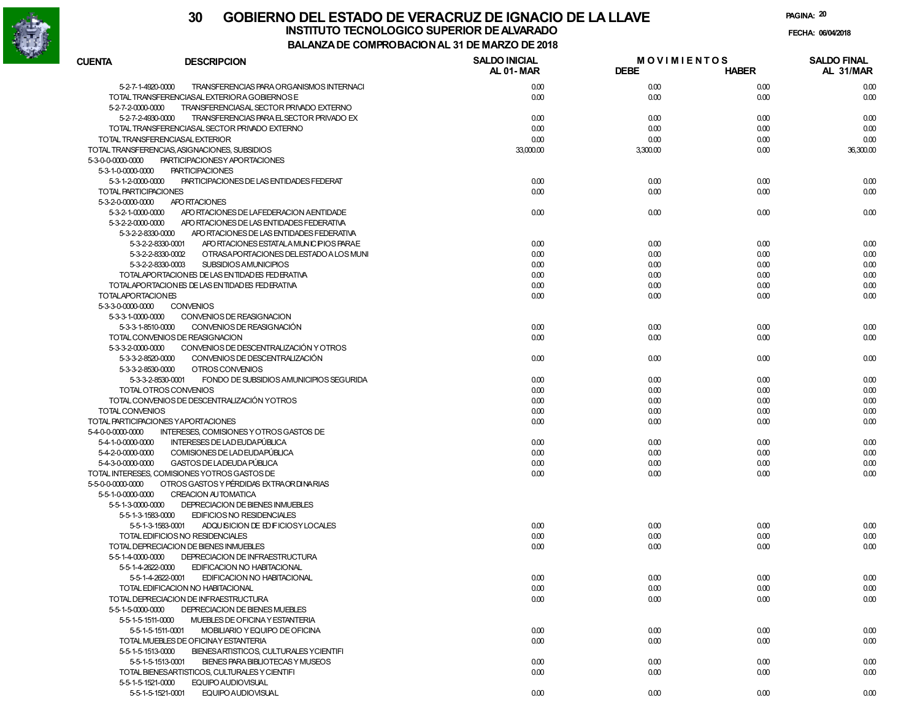# 30 GOBIERNO DEL ESTADO DE VERACRUZ DE IGNACIO DE LA LLAVE

## INSTITUTO TECNOLOGICO SUPERIOR DE ALVARADO

### BALANZA DE COMPROBACION AL 31 DE MARZO DE 2018

FECHA: 06/04/2018

| CUENTA | DESCRIPCION | SALDO INICIAL AL 01-MAR | MOVIMIENTOS DEBE | MOVIMIENTOS HABER | SALDO FINAL AL 31/MAR |
|---|---|---|---|---|---|
| 5-2-7-1-4920-0000 | TRANSFERENCIAS PARA ORGANISMOS INTERNACI | 0.00 | 0.00 | 0.00 | 0.00 |
| | TOTAL TRANSFERENCIAS AL EXTERIOR A GOBIERNOS E | 0.00 | 0.00 | 0.00 | 0.00 |
| 5-2-7-2-0000-0000 | TRANSFERENCIAS AL SECTOR PRIVADO EXTERNO | | | | |
| 5-2-7-2-4930-0000 | TRANSFERENCIAS PARA EL SECTOR PRIVADO EX | 0.00 | 0.00 | 0.00 | 0.00 |
| | TOTAL TRANSFERENCIAS AL SECTOR PRIVADO EXTERNO | 0.00 | 0.00 | 0.00 | 0.00 |
| | TOTAL TRANSFERENCIAS AL EXTERIOR | 0.00 | 0.00 | 0.00 | 0.00 |
| | TOTAL TRANSFERENCIAS, ASIGNACIONES, SUBSIDIOS | 33,000.00 | 3,300.00 | 0.00 | 36,300.00 |
| 5-3-0-0-0000-0000 | PARTICIPACIONES Y APORTACIONES | | | | |
| 5-3-1-0-0000-0000 | PARTICIPACIONES | | | | |
| 5-3-1-2-0000-0000 | PARTICIPACIONES DE LAS ENTIDADES FEDERAT | 0.00 | 0.00 | 0.00 | 0.00 |
| | TOTAL PARTICIPACIONES | 0.00 | 0.00 | 0.00 | 0.00 |
| 5-3-2-0-0000-0000 | APORTACIONES | | | | |
| 5-3-2-1-0000-0000 | APORTACIONES DE LA FEDERACION A ENTIDADE | 0.00 | 0.00 | 0.00 | 0.00 |
| 5-3-2-2-0000-0000 | APORTACIONES DE LAS ENTIDADES FEDERATIVA | | | | |
| 5-3-2-2-8330-0000 | APORTACIONES DE LAS ENTIDADES FEDERATIVA | | | | |
| 5-3-2-2-8330-0001 | APORTACIONES ESTATAL A MUNICIPIOS PARA E | 0.00 | 0.00 | 0.00 | 0.00 |
| 5-3-2-2-8330-0002 | OTRAS APORTACIONES DEL ESTADO A LOS MUNI | 0.00 | 0.00 | 0.00 | 0.00 |
| 5-3-2-2-8330-0003 | SUBSIDIOS A MUNICIPIOS | 0.00 | 0.00 | 0.00 | 0.00 |
| | TOTAL APORTACIONES DE LAS ENTIDADES FEDERATIVA | 0.00 | 0.00 | 0.00 | 0.00 |
| | TOTAL APORTACIONES DE LAS ENTIDADES FEDERATIVA | 0.00 | 0.00 | 0.00 | 0.00 |
| | TOTAL APORTACIONES | 0.00 | 0.00 | 0.00 | 0.00 |
| 5-3-3-0-0000-0000 | CONVENIOS | | | | |
| 5-3-3-1-0000-0000 | CONVENIOS DE REASIGNACION | | | | |
| 5-3-3-1-8510-0000 | CONVENIOS DE REASIGNACIÓN | 0.00 | 0.00 | 0.00 | 0.00 |
| | TOTAL CONVENIOS DE REASIGNACION | 0.00 | 0.00 | 0.00 | 0.00 |
| 5-3-3-2-0000-0000 | CONVENIOS DE DESCENTRALIZACIÓN Y OTROS | | | | |
| 5-3-3-2-8520-0000 | CONVENIOS DE DESCENTRALIZACIÓN | 0.00 | 0.00 | 0.00 | 0.00 |
| 5-3-3-2-8530-0000 | OTROS CONVENIOS | | | | |
| 5-3-3-2-8530-0001 | FONDO DE SUBSIDIOS A MUNICIPIOS SEGURIDA | 0.00 | 0.00 | 0.00 | 0.00 |
| | TOTAL OTROS CONVENIOS | 0.00 | 0.00 | 0.00 | 0.00 |
| | TOTAL CONVENIOS DE DESCENTRALIZACIÓN Y OTROS | 0.00 | 0.00 | 0.00 | 0.00 |
| | TOTAL CONVENIOS | 0.00 | 0.00 | 0.00 | 0.00 |
| | TOTAL PARTICIPACIONES Y APORTACIONES | 0.00 | 0.00 | 0.00 | 0.00 |
| 5-4-0-0-0000-0000 | INTERESES, COMISIONES Y OTROS GASTOS DE | | | | |
| 5-4-1-0-0000-0000 | INTERESES DE LA DEUDA PÚBLICA | 0.00 | 0.00 | 0.00 | 0.00 |
| 5-4-2-0-0000-0000 | COMISIONES DE LA DEUDA PÚBLICA | 0.00 | 0.00 | 0.00 | 0.00 |
| 5-4-3-0-0000-0000 | GASTOS DE LA DEUDA PÚBLICA | 0.00 | 0.00 | 0.00 | 0.00 |
| | TOTAL INTERESES, COMISIONES Y OTROS GASTOS DE | 0.00 | 0.00 | 0.00 | 0.00 |
| 5-5-0-0-0000-0000 | OTROS GASTOS Y PÉRDIDAS EXTRAORDINARIAS | | | | |
| 5-5-1-0-0000-0000 | CREACION AUTOMATICA | | | | |
| 5-5-1-3-0000-0000 | DEPRECIACION DE BIENES INMUEBLES | | | | |
| 5-5-1-3-1583-0000 | EDIFICIOS NO RESIDENCIALES | | | | |
| 5-5-1-3-1583-0001 | ADQUISICION DE EDIFICIOS Y LOCALES | 0.00 | 0.00 | 0.00 | 0.00 |
| | TOTAL EDIFICIOS NO RESIDENCIALES | 0.00 | 0.00 | 0.00 | 0.00 |
| | TOTAL DEPRECIACION DE BIENES INMUEBLES | 0.00 | 0.00 | 0.00 | 0.00 |
| 5-5-1-4-0000-0000 | DEPRECIACION DE INFRAESTRUCTURA | | | | |
| 5-5-1-4-2622-0000 | EDIFICACION NO HABITACIONAL | | | | |
| 5-5-1-4-2622-0001 | EDIFICACION NO HABITACIONAL | 0.00 | 0.00 | 0.00 | 0.00 |
| | TOTAL EDIFICACION NO HABITACIONAL | 0.00 | 0.00 | 0.00 | 0.00 |
| | TOTAL DEPRECIACION DE INFRAESTRUCTURA | 0.00 | 0.00 | 0.00 | 0.00 |
| 5-5-1-5-0000-0000 | DEPRECIACION DE BIENES MUEBLES | | | | |
| 5-5-1-5-1511-0000 | MUEBLES DE OFICINA Y ESTANTERIA | | | | |
| 5-5-1-5-1511-0001 | MOBILIARIO Y EQUIPO DE OFICINA | 0.00 | 0.00 | 0.00 | 0.00 |
| | TOTAL MUEBLES DE OFICINA Y ESTANTERIA | 0.00 | 0.00 | 0.00 | 0.00 |
| 5-5-1-5-1513-0000 | BIENES ARTISTICOS, CULTURALES Y CIENTIFI | | | | |
| 5-5-1-5-1513-0001 | BIENES PARA BIBLIOTECAS Y MUSEOS | 0.00 | 0.00 | 0.00 | 0.00 |
| | TOTAL BIENES ARTISTICOS, CULTURALES Y CIENTIFI | 0.00 | 0.00 | 0.00 | 0.00 |
| 5-5-1-5-1521-0000 | EQUIPO AUDIOVISUAL | | | | |
| 5-5-1-5-1521-0001 | EQUIPO AUDIOVISUAL | 0.00 | 0.00 | 0.00 | 0.00 |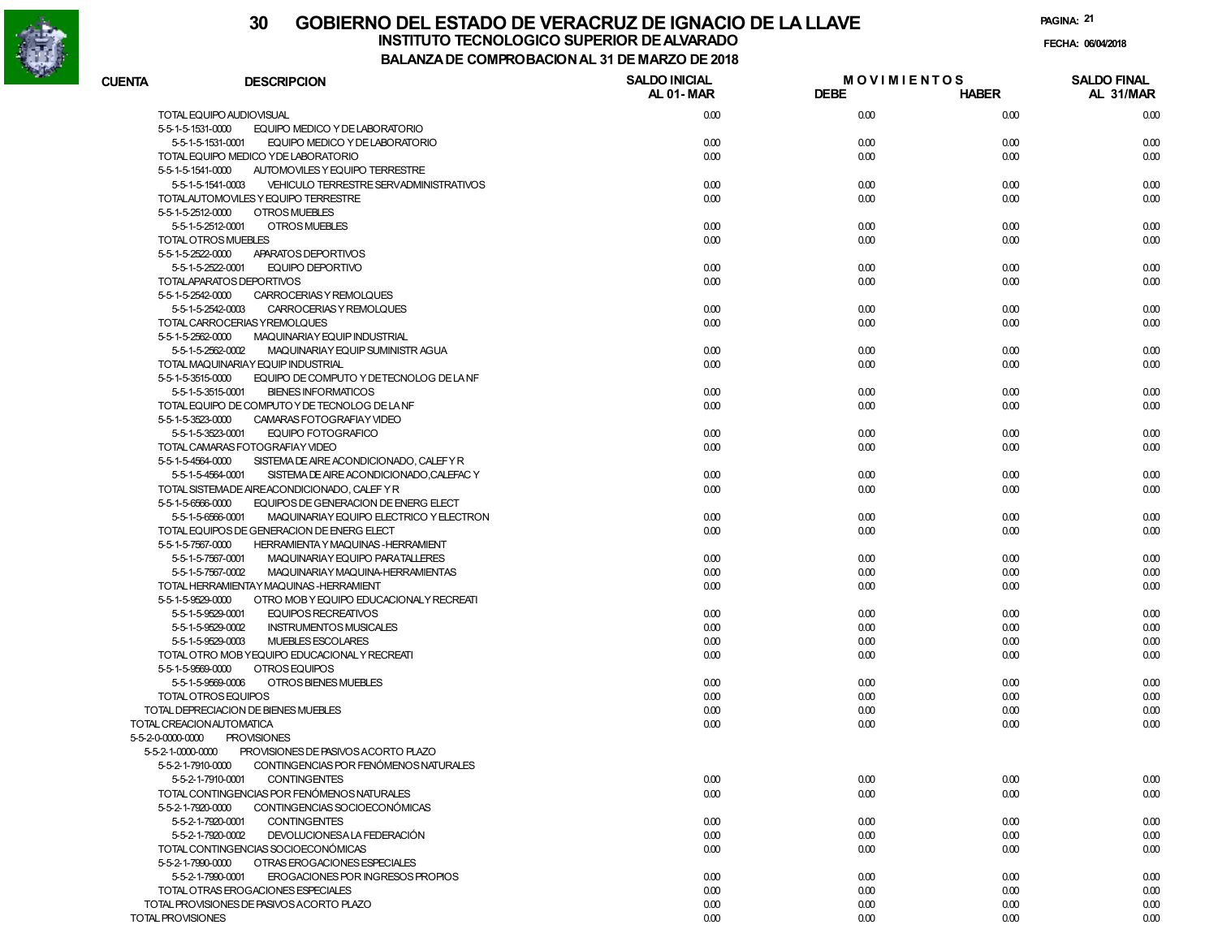# GOBIERNO DEL ESTADO DE VERACRUZ DE IGNACIO DE LA LLAVE

## INSTITUTO TECNOLOGICO SUPERIOR DE ALVARADO

### BALANZA DE COMPROBACION AL 31 DE MARZO DE 2018

FECHA: 06/04/2018

| CUENTA | DESCRIPCION | SALDO INICIAL AL 01-MAR | MOVIMIENTOS DEBE | MOVIMIENTOS HABER | SALDO FINAL AL 31/MAR |
|---|---|---|---|---|---|
| TOTAL EQUIPO AUDIOVISUAL | | 0.00 | 0.00 | 0.00 | 0.00 |
| 5-5-1-5-1531-0000 | EQUIPO MEDICO Y DE LABORATORIO | | | | |
| 5-5-1-5-1531-0001 | EQUIPO MEDICO Y DE LABORATORIO | 0.00 | 0.00 | 0.00 | 0.00 |
| TOTAL EQUIPO MEDICO Y DE LABORATORIO | | 0.00 | 0.00 | 0.00 | 0.00 |
| 5-5-1-5-1541-0000 | AUTOMOVILES Y EQUIPO TERRESTRE | | | | |
| 5-5-1-5-1541-0003 | VEHICULO TERRESTRE SERV ADMINISTRATIVOS | 0.00 | 0.00 | 0.00 | 0.00 |
| TOTAL AUTOMOVILES Y EQUIPO TERRESTRE | | 0.00 | 0.00 | 0.00 | 0.00 |
| 5-5-1-5-2512-0000 | OTROS MUEBLES | | | | |
| 5-5-1-5-2512-0001 | OTROS MUEBLES | 0.00 | 0.00 | 0.00 | 0.00 |
| TOTAL OTROS MUEBLES | | 0.00 | 0.00 | 0.00 | 0.00 |
| 5-5-1-5-2522-0000 | APARATOS DEPORTIVOS | | | | |
| 5-5-1-5-2522-0001 | EQUIPO DEPORTIVO | 0.00 | 0.00 | 0.00 | 0.00 |
| TOTAL APARATOS DEPORTIVOS | | 0.00 | 0.00 | 0.00 | 0.00 |
| 5-5-1-5-2542-0000 | CARROCERIAS Y REMOLQUES | | | | |
| 5-5-1-5-2542-0003 | CARROCERIAS Y REMOLQUES | 0.00 | 0.00 | 0.00 | 0.00 |
| TOTAL CARROCERIAS Y REMOLQUES | | 0.00 | 0.00 | 0.00 | 0.00 |
| 5-5-1-5-2562-0000 | MAQUINARIA Y EQUIP INDUSTRIAL | | | | |
| 5-5-1-5-2562-0002 | MAQUINARIA Y EQUIP SUMINISTR AGUA | 0.00 | 0.00 | 0.00 | 0.00 |
| TOTAL MAQUINARIA Y EQUIP INDUSTRIAL | | 0.00 | 0.00 | 0.00 | 0.00 |
| 5-5-1-5-3515-0000 | EQUIPO DE COMPUTO Y DE TECNOLOG DE LA NF | | | | |
| 5-5-1-5-3515-0001 | BIENES INFORMATICOS | 0.00 | 0.00 | 0.00 | 0.00 |
| TOTAL EQUIPO DE COMPUTO Y DE TECNOLOG DE LA NF | | 0.00 | 0.00 | 0.00 | 0.00 |
| 5-5-1-5-3523-0000 | CAMARAS FOTOGRAFIA Y VIDEO | | | | |
| 5-5-1-5-3523-0001 | EQUIPO FOTOGRAFICO | 0.00 | 0.00 | 0.00 | 0.00 |
| TOTAL CAMARAS FOTOGRAFIA Y VIDEO | | 0.00 | 0.00 | 0.00 | 0.00 |
| 5-5-1-5-4564-0000 | SISTEMA DE AIRE ACONDICIONADO, CALEF Y R | | | | |
| 5-5-1-5-4564-0001 | SISTEMA DE AIRE ACONDICIONADO,CALEFAC Y | 0.00 | 0.00 | 0.00 | 0.00 |
| TOTAL SISTEMADE AIREACONDICIONADO, CALEF Y R | | 0.00 | 0.00 | 0.00 | 0.00 |
| 5-5-1-5-6566-0000 | EQUIPOS DE GENERACION DE ENERG ELECT | | | | |
| 5-5-1-5-6566-0001 | MAQUINARIA Y EQUIPO ELECTRICO Y ELECTRON | 0.00 | 0.00 | 0.00 | 0.00 |
| TOTAL EQUIPOS DE GENERACION DE ENERG ELECT | | 0.00 | 0.00 | 0.00 | 0.00 |
| 5-5-1-5-7567-0000 | HERRAMIENTA Y MAQUINAS -HERRAMIENT | | | | |
| 5-5-1-5-7567-0001 | MAQUINARIA Y EQUIPO PARA TALLERES | 0.00 | 0.00 | 0.00 | 0.00 |
| 5-5-1-5-7567-0002 | MAQUINARIA Y MAQUINA-HERRAMIENTAS | 0.00 | 0.00 | 0.00 | 0.00 |
| TOTAL HERRAMIENTA Y MAQUINAS -HERRAMIENT | | 0.00 | 0.00 | 0.00 | 0.00 |
| 5-5-1-5-9529-0000 | OTRO MOB Y EQUIPO EDUCACIONAL Y RECREATI | | | | |
| 5-5-1-5-9529-0001 | EQUIPOS RECREATIVOS | 0.00 | 0.00 | 0.00 | 0.00 |
| 5-5-1-5-9529-0002 | INSTRUMENTOS MUSICALES | 0.00 | 0.00 | 0.00 | 0.00 |
| 5-5-1-5-9529-0003 | MUEBLES ESCOLARES | 0.00 | 0.00 | 0.00 | 0.00 |
| TOTAL OTRO MOB Y EQUIPO EDUCACIONAL Y RECREATI | | 0.00 | 0.00 | 0.00 | 0.00 |
| 5-5-1-5-9569-0000 | OTROS EQUIPOS | | | | |
| 5-5-1-5-9569-0006 | OTROS BIENES MUEBLES | 0.00 | 0.00 | 0.00 | 0.00 |
| TOTAL OTROS EQUIPOS | | 0.00 | 0.00 | 0.00 | 0.00 |
| TOTAL DEPRECIACION DE BIENES MUEBLES | | 0.00 | 0.00 | 0.00 | 0.00 |
| TOTAL CREACION AUTOMATICA | | 0.00 | 0.00 | 0.00 | 0.00 |
| 5-5-2-0-0000-0000 | PROVISIONES | | | | |
| 5-5-2-1-0000-0000 | PROVISIONES DE PASIVOS A CORTO PLAZO | | | | |
| 5-5-2-1-7910-0000 | CONTINGENCIAS POR FENÓMENOS NATURALES | | | | |
| 5-5-2-1-7910-0001 | CONTINGENTES | 0.00 | 0.00 | 0.00 | 0.00 |
| TOTAL CONTINGENCIAS POR FENÓMENOS NATURALES | | 0.00 | 0.00 | 0.00 | 0.00 |
| 5-5-2-1-7920-0000 | CONTINGENCIAS SOCIOECONÓMICAS | | | | |
| 5-5-2-1-7920-0001 | CONTINGENTES | 0.00 | 0.00 | 0.00 | 0.00 |
| 5-5-2-1-7920-0002 | DEVOLUCIONES A LA FEDERACIÓN | 0.00 | 0.00 | 0.00 | 0.00 |
| TOTAL CONTINGENCIAS SOCIOECONÓMICAS | | 0.00 | 0.00 | 0.00 | 0.00 |
| 5-5-2-1-7990-0000 | OTRAS EROGACIONES ESPECIALES | | | | |
| 5-5-2-1-7990-0001 | EROGACIONES POR INGRESOS PROPIOS | 0.00 | 0.00 | 0.00 | 0.00 |
| TOTAL OTRAS EROGACIONES ESPECIALES | | 0.00 | 0.00 | 0.00 | 0.00 |
| TOTAL PROVISIONES DE PASIVOS A CORTO PLAZO | | 0.00 | 0.00 | 0.00 | 0.00 |
| TOTAL PROVISIONES | | 0.00 | 0.00 | 0.00 | 0.00 |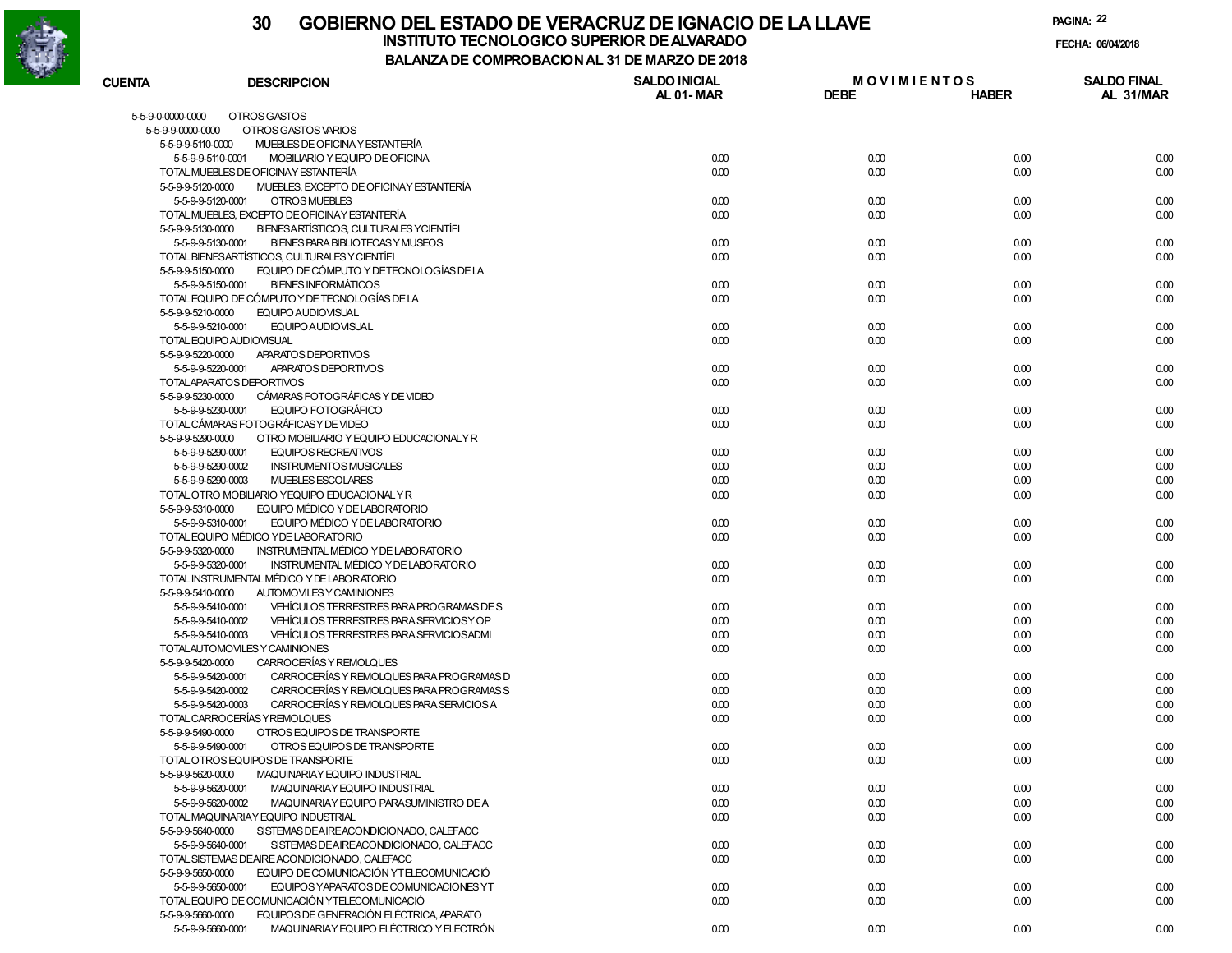# 30 GOBIERNO DEL ESTADO DE VERACRUZ DE IGNACIO DE LA LLAVE

## INSTITUTO TECNOLOGICO SUPERIOR DE ALVARADO

### BALANZA DE COMPROBACION AL 31 DE MARZO DE 2018

FECHA: 06/04/2018

| CUENTA | DESCRIPCION | SALDO INICIAL AL 01-MAR | MOVIMIENTOS DEBE | MOVIMIENTOS HABER | SALDO FINAL AL 31/MAR |
|---|---|---|---|---|---|
| 5-5-9-0-0000-0000 | OTROS GASTOS | | | | |
| 5-5-9-9-0000-0000 | OTROS GASTOS VARIOS | | | | |
| 5-5-9-9-5110-0000 | MUEBLES DE OFICINA Y ESTANTERÍA | | | | |
| 5-5-9-9-5110-0001 | MOBILIARIO Y EQUIPO DE OFICINA | 0.00 | 0.00 | 0.00 | 0.00 |
| TOTAL MUEBLES DE OFICINA Y ESTANTERÍA | | 0.00 | 0.00 | 0.00 | 0.00 |
| 5-5-9-9-5120-0000 | MUEBLES, EXCEPTO DE OFICINA Y ESTANTERÍA | | | | |
| 5-5-9-9-5120-0001 | OTROS MUEBLES | 0.00 | 0.00 | 0.00 | 0.00 |
| TOTAL MUEBLES, EXCEPTO DE OFICINA Y ESTANTERÍA | | 0.00 | 0.00 | 0.00 | 0.00 |
| 5-5-9-9-5130-0000 | BIENES ARTÍSTICOS, CULTURALES Y CIENTÍFI | | | | |
| 5-5-9-9-5130-0001 | BIENES PARA BIBLIOTECAS Y MUSEOS | 0.00 | 0.00 | 0.00 | 0.00 |
| TOTAL BIENES ARTÍSTICOS, CULTURALES Y CIENTÍFI | | 0.00 | 0.00 | 0.00 | 0.00 |
| 5-5-9-9-5150-0000 | EQUIPO DE CÓMPUTO Y DE TECNOLOGÍAS DE LA | | | | |
| 5-5-9-9-5150-0001 | BIENES INFORMÁTICOS | 0.00 | 0.00 | 0.00 | 0.00 |
| TOTAL EQUIPO DE CÓMPUTO Y DE TECNOLOGÍAS DE LA | | 0.00 | 0.00 | 0.00 | 0.00 |
| 5-5-9-9-5210-0000 | EQUIPO AUDIOVISUAL | | | | |
| 5-5-9-9-5210-0001 | EQUIPO AUDIOVISUAL | 0.00 | 0.00 | 0.00 | 0.00 |
| TOTAL EQUIPO AUDIOVISUAL | | 0.00 | 0.00 | 0.00 | 0.00 |
| 5-5-9-9-5220-0000 | APARATOS DEPORTIVOS | | | | |
| 5-5-9-9-5220-0001 | APARATOS DEPORTIVOS | 0.00 | 0.00 | 0.00 | 0.00 |
| TOTAL APARATOS DEPORTIVOS | | 0.00 | 0.00 | 0.00 | 0.00 |
| 5-5-9-9-5230-0000 | CÁMARAS FOTOGRÁFICAS Y DE VIDEO | | | | |
| 5-5-9-9-5230-0001 | EQUIPO FOTOGRÁFICO | 0.00 | 0.00 | 0.00 | 0.00 |
| TOTAL CÁMARAS FOTOGRÁFICAS Y DE VIDEO | | 0.00 | 0.00 | 0.00 | 0.00 |
| 5-5-9-9-5290-0000 | OTRO MOBILIARIO Y EQUIPO EDUCACIONAL Y R | | | | |
| 5-5-9-9-5290-0001 | EQUIPOS RECREATIVOS | 0.00 | 0.00 | 0.00 | 0.00 |
| 5-5-9-9-5290-0002 | INSTRUMENTOS MUSICALES | 0.00 | 0.00 | 0.00 | 0.00 |
| 5-5-9-9-5290-0003 | MUEBLES ESCOLARES | 0.00 | 0.00 | 0.00 | 0.00 |
| TOTAL OTRO MOBILIARIO Y EQUIPO EDUCACIONAL Y R | | 0.00 | 0.00 | 0.00 | 0.00 |
| 5-5-9-9-5310-0000 | EQUIPO MÉDICO Y DE LABORATORIO | | | | |
| 5-5-9-9-5310-0001 | EQUIPO MÉDICO Y DE LABORATORIO | 0.00 | 0.00 | 0.00 | 0.00 |
| TOTAL EQUIPO MÉDICO Y DE LABORATORIO | | 0.00 | 0.00 | 0.00 | 0.00 |
| 5-5-9-9-5320-0000 | INSTRUMENTAL MÉDICO Y DE LABORATORIO | | | | |
| 5-5-9-9-5320-0001 | INSTRUMENTAL MÉDICO Y DE LABORATORIO | 0.00 | 0.00 | 0.00 | 0.00 |
| TOTAL INSTRUMENTAL MÉDICO Y DE LABORATORIO | | 0.00 | 0.00 | 0.00 | 0.00 |
| 5-5-9-9-5410-0000 | AUTOMOVILES Y CAMINIONES | | | | |
| 5-5-9-9-5410-0001 | VEHÍCULOS TERRESTRES PARA PROGRAMAS DE S | 0.00 | 0.00 | 0.00 | 0.00 |
| 5-5-9-9-5410-0002 | VEHÍCULOS TERRESTRES PARA SERVICIOS Y OP | 0.00 | 0.00 | 0.00 | 0.00 |
| 5-5-9-9-5410-0003 | VEHÍCULOS TERRESTRES PARA SERVICIOS ADMI | 0.00 | 0.00 | 0.00 | 0.00 |
| TOTAL AUTOMOVILES Y CAMINIONES | | 0.00 | 0.00 | 0.00 | 0.00 |
| 5-5-9-9-5420-0000 | CARROCERÍAS Y REMOLQUES | | | | |
| 5-5-9-9-5420-0001 | CARROCERÍAS Y REMOLQUES PARA PROGRAMAS D | 0.00 | 0.00 | 0.00 | 0.00 |
| 5-5-9-9-5420-0002 | CARROCERÍAS Y REMOLQUES PARA PROGRAMAS S | 0.00 | 0.00 | 0.00 | 0.00 |
| 5-5-9-9-5420-0003 | CARROCERÍAS Y REMOLQUES PARA SERVICIOS A | 0.00 | 0.00 | 0.00 | 0.00 |
| TOTAL CARROCERÍAS Y REMOLQUES | | 0.00 | 0.00 | 0.00 | 0.00 |
| 5-5-9-9-5490-0000 | OTROS EQUIPOS DE TRANSPORTE | | | | |
| 5-5-9-9-5490-0001 | OTROS EQUIPOS DE TRANSPORTE | 0.00 | 0.00 | 0.00 | 0.00 |
| TOTAL OTROS EQUIPOS DE TRANSPORTE | | 0.00 | 0.00 | 0.00 | 0.00 |
| 5-5-9-9-5620-0000 | MAQUINARIA Y EQUIPO INDUSTRIAL | | | | |
| 5-5-9-9-5620-0001 | MAQUINARIA Y EQUIPO INDUSTRIAL | 0.00 | 0.00 | 0.00 | 0.00 |
| 5-5-9-9-5620-0002 | MAQUINARIA Y EQUIPO PARA SUMINISTRO DE A | 0.00 | 0.00 | 0.00 | 0.00 |
| TOTAL MAQUINARIA Y EQUIPO INDUSTRIAL | | 0.00 | 0.00 | 0.00 | 0.00 |
| 5-5-9-9-5640-0000 | SISTEMAS DE AIRE ACONDICIONADO, CALEFACC | | | | |
| 5-5-9-9-5640-0001 | SISTEMAS DE AIRE ACONDICIONADO, CALEFACC | 0.00 | 0.00 | 0.00 | 0.00 |
| TOTAL SISTEMAS DE AIRE ACONDICIONADO, CALEFACC | | 0.00 | 0.00 | 0.00 | 0.00 |
| 5-5-9-9-5650-0000 | EQUIPO DE COMUNICACIÓN Y TELECOMUNICACIÓ | | | | |
| 5-5-9-9-5650-0001 | EQUIPOS Y APARATOS DE COMUNICACIONES Y T | 0.00 | 0.00 | 0.00 | 0.00 |
| TOTAL EQUIPO DE COMUNICACIÓN Y TELECOMUNICACIÓ | | 0.00 | 0.00 | 0.00 | 0.00 |
| 5-5-9-9-5660-0000 | EQUIPOS DE GENERACIÓN ELÉCTRICA, APARATO | | | | |
| 5-5-9-9-5660-0001 | MAQUINARIA Y EQUIPO ELÉCTRICO Y ELECTRÓN | 0.00 | 0.00 | 0.00 | 0.00 |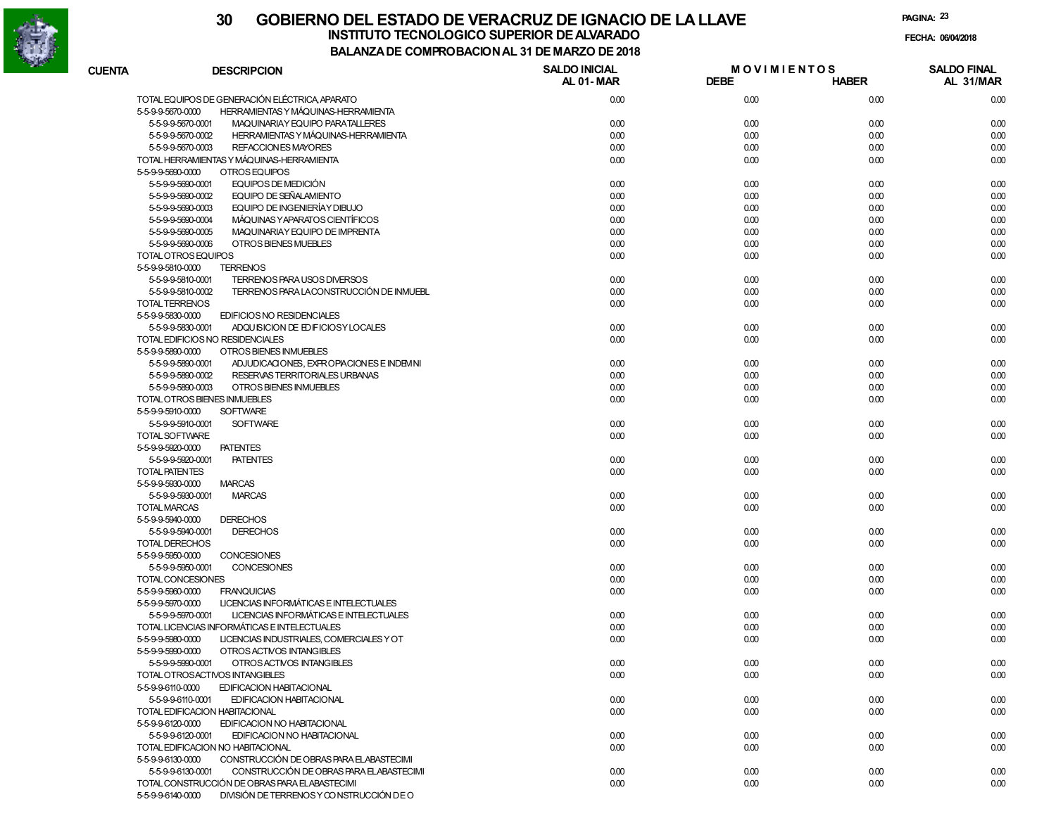# GOBIERNO DEL ESTADO DE VERACRUZ DE IGNACIO DE LA LLAVE

## INSTITUTO TECNOLOGICO SUPERIOR DE ALVARADO

### BALANZA DE COMPROBACION AL 31 DE MARZO DE 2018

| CUENTA | DESCRIPCION | SALDO INICIAL AL 01-MAR | MOVIMIENTOS DEBE | MOVIMIENTOS HABER | SALDO FINAL AL 31/MAR |
|---|---|---|---|---|---|
| | TOTAL EQUIPOS DE GENERACIÓN ELÉCTRICA, APARATO | 0.00 | 0.00 | 0.00 | 0.00 |
| 5-5-9-9-5670-0000 | HERRAMIENTAS Y MÁQUINAS-HERRAMIENTA | | | | |
| 5-5-9-9-5670-0001 | MAQUINARIA Y EQUIPO PARA TALLERES | 0.00 | 0.00 | 0.00 | 0.00 |
| 5-5-9-9-5670-0002 | HERRAMIENTAS Y MÁQUINAS-HERRAMIENTA | 0.00 | 0.00 | 0.00 | 0.00 |
| 5-5-9-9-5670-0003 | REFACCIONES MAYORES | 0.00 | 0.00 | 0.00 | 0.00 |
| | TOTAL HERRAMIENTAS Y MÁQUINAS-HERRAMIENTA | 0.00 | 0.00 | 0.00 | 0.00 |
| 5-5-9-9-5690-0000 | OTROS EQUIPOS | | | | |
| 5-5-9-9-5690-0001 | EQUIPOS DE MEDICIÓN | 0.00 | 0.00 | 0.00 | 0.00 |
| 5-5-9-9-5690-0002 | EQUIPO DE SEÑALAMIENTO | 0.00 | 0.00 | 0.00 | 0.00 |
| 5-5-9-9-5690-0003 | EQUIPO DE INGENIERÍA Y DIBUJO | 0.00 | 0.00 | 0.00 | 0.00 |
| 5-5-9-9-5690-0004 | MÁQUINAS Y APARATOS CIENTÍFICOS | 0.00 | 0.00 | 0.00 | 0.00 |
| 5-5-9-9-5690-0005 | MAQUINARIA Y EQUIPO DE IMPRENTA | 0.00 | 0.00 | 0.00 | 0.00 |
| 5-5-9-9-5690-0006 | OTROS BIENES MUEBLES | 0.00 | 0.00 | 0.00 | 0.00 |
| | TOTAL OTROS EQUIPOS | 0.00 | 0.00 | 0.00 | 0.00 |
| 5-5-9-9-5810-0000 | TERRENOS | | | | |
| 5-5-9-9-5810-0001 | TERRENOS PARA USOS DIVERSOS | 0.00 | 0.00 | 0.00 | 0.00 |
| 5-5-9-9-5810-0002 | TERRENOS PARA LA CONSTRUCCIÓN DE INMUEBL | 0.00 | 0.00 | 0.00 | 0.00 |
| | TOTAL TERRENOS | 0.00 | 0.00 | 0.00 | 0.00 |
| 5-5-9-9-5830-0000 | EDIFICIOS NO RESIDENCIALES | | | | |
| 5-5-9-9-5830-0001 | ADQUISICION DE EDIFICIOS Y LOCALES | 0.00 | 0.00 | 0.00 | 0.00 |
| | TOTAL EDIFICIOS NO RESIDENCIALES | 0.00 | 0.00 | 0.00 | 0.00 |
| 5-5-9-9-5890-0000 | OTROS BIENES INMUEBLES | | | | |
| 5-5-9-9-5890-0001 | ADJUDICACIONES, EXPROPIACIONES E INDEMNI | 0.00 | 0.00 | 0.00 | 0.00 |
| 5-5-9-9-5890-0002 | RESERVAS TERRITORIALES URBANAS | 0.00 | 0.00 | 0.00 | 0.00 |
| 5-5-9-9-5890-0003 | OTROS BIENES INMUEBLES | 0.00 | 0.00 | 0.00 | 0.00 |
| | TOTAL OTROS BIENES INMUEBLES | 0.00 | 0.00 | 0.00 | 0.00 |
| 5-5-9-9-5910-0000 | SOFTWARE | | | | |
| 5-5-9-9-5910-0001 | SOFTWARE | 0.00 | 0.00 | 0.00 | 0.00 |
| | TOTAL SOFTWARE | 0.00 | 0.00 | 0.00 | 0.00 |
| 5-5-9-9-5920-0000 | PATENTES | | | | |
| 5-5-9-9-5920-0001 | PATENTES | 0.00 | 0.00 | 0.00 | 0.00 |
| | TOTAL PATENTES | 0.00 | 0.00 | 0.00 | 0.00 |
| 5-5-9-9-5930-0000 | MARCAS | | | | |
| 5-5-9-9-5930-0001 | MARCAS | 0.00 | 0.00 | 0.00 | 0.00 |
| | TOTAL MARCAS | 0.00 | 0.00 | 0.00 | 0.00 |
| 5-5-9-9-5940-0000 | DERECHOS | | | | |
| 5-5-9-9-5940-0001 | DERECHOS | 0.00 | 0.00 | 0.00 | 0.00 |
| | TOTAL DERECHOS | 0.00 | 0.00 | 0.00 | 0.00 |
| 5-5-9-9-5950-0000 | CONCESIONES | | | | |
| 5-5-9-9-5950-0001 | CONCESIONES | 0.00 | 0.00 | 0.00 | 0.00 |
| | TOTAL CONCESIONES | 0.00 | 0.00 | 0.00 | 0.00 |
| 5-5-9-9-5960-0000 | FRANQUICIAS | 0.00 | 0.00 | 0.00 | 0.00 |
| 5-5-9-9-5970-0000 | LICENCIAS INFORMÁTICAS E INTELECTUALES | | | | |
| 5-5-9-9-5970-0001 | LICENCIAS INFORMÁTICAS E INTELECTUALES | 0.00 | 0.00 | 0.00 | 0.00 |
| | TOTAL LICENCIAS INFORMÁTICAS E INTELECTUALES | 0.00 | 0.00 | 0.00 | 0.00 |
| 5-5-9-9-5980-0000 | LICENCIAS INDUSTRIALES, COMERCIALES Y OT | 0.00 | 0.00 | 0.00 | 0.00 |
| 5-5-9-9-5990-0000 | OTROS ACTIVOS INTANGIBLES | | | | |
| 5-5-9-9-5990-0001 | OTROS ACTIVOS INTANGIBLES | 0.00 | 0.00 | 0.00 | 0.00 |
| | TOTAL OTROS ACTIVOS INTANGIBLES | 0.00 | 0.00 | 0.00 | 0.00 |
| 5-5-9-9-6110-0000 | EDIFICACION HABITACIONAL | | | | |
| 5-5-9-9-6110-0001 | EDIFICACION HABITACIONAL | 0.00 | 0.00 | 0.00 | 0.00 |
| | TOTAL EDIFICACION HABITACIONAL | 0.00 | 0.00 | 0.00 | 0.00 |
| 5-5-9-9-6120-0000 | EDIFICACION NO HABITACIONAL | | | | |
| 5-5-9-9-6120-0001 | EDIFICACION NO HABITACIONAL | 0.00 | 0.00 | 0.00 | 0.00 |
| | TOTAL EDIFICACION NO HABITACIONAL | 0.00 | 0.00 | 0.00 | 0.00 |
| 5-5-9-9-6130-0000 | CONSTRUCCIÓN DE OBRAS PARA EL ABASTECIMI | | | | |
| 5-5-9-9-6130-0001 | CONSTRUCCIÓN DE OBRAS PARA EL ABASTECIMI | 0.00 | 0.00 | 0.00 | 0.00 |
| | TOTAL CONSTRUCCIÓN DE OBRAS PARA EL ABASTECIMI | 0.00 | 0.00 | 0.00 | 0.00 |
| 5-5-9-9-6140-0000 | DIVISIÓN DE TERRENOS Y CONSTRUCCIÓN DE O | | | | |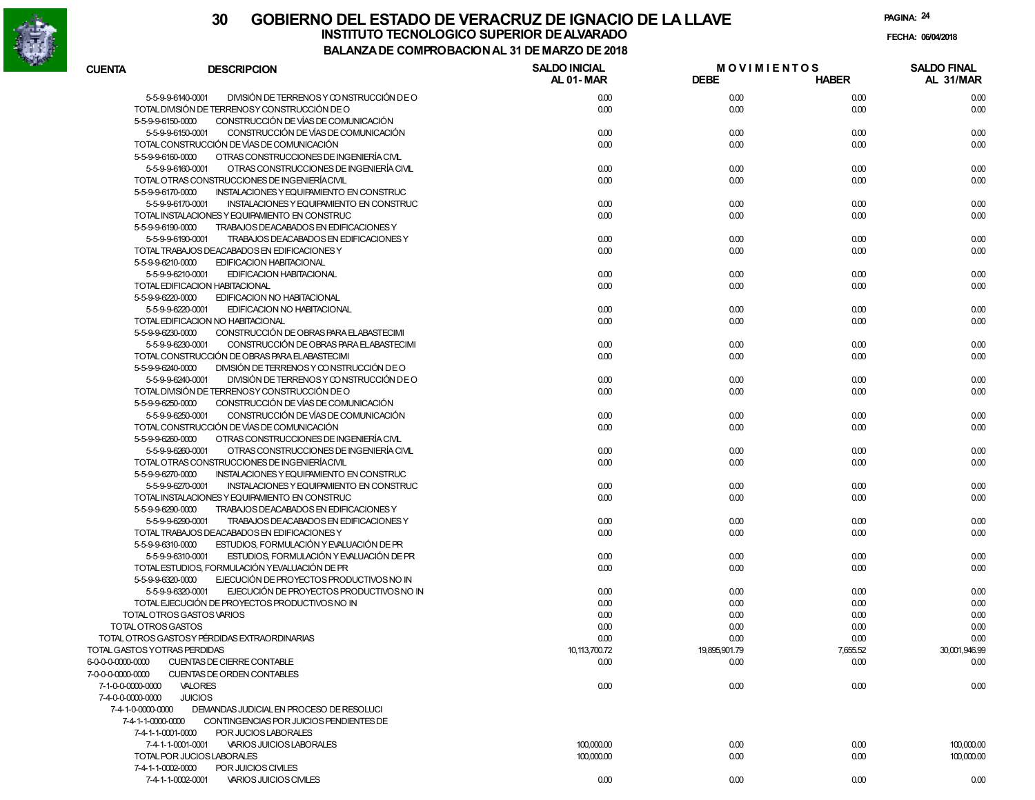# GOBIERNO DEL ESTADO DE VERACRUZ DE IGNACIO DE LA LLAVE

## INSTITUTO TECNOLOGICO SUPERIOR DE ALVARADO

### BALANZA DE COMPROBACION AL 31 DE MARZO DE 2018

FECHA: 06/04/2018

| CUENTA | DESCRIPCION | SALDO INICIAL AL 01-MAR | MOVIMIENTOS DEBE | MOVIMIENTOS HABER | SALDO FINAL AL 31/MAR |
|---|---|---|---|---|---|
| 5-5-9-9-6140-0001 | DIVISIÓN DE TERRENOS Y CONSTRUCCIÓN DE O | 0.00 | 0.00 | 0.00 | 0.00 |
| | TOTAL DIVISIÓN DE TERRENOS Y CONSTRUCCIÓN DE O | 0.00 | 0.00 | 0.00 | 0.00 |
| 5-5-9-9-6150-0000 | CONSTRUCCIÓN DE VÍAS DE COMUNICACIÓN | | | | |
| 5-5-9-9-6150-0001 | CONSTRUCCIÓN DE VÍAS DE COMUNICACIÓN | 0.00 | 0.00 | 0.00 | 0.00 |
| | TOTAL CONSTRUCCIÓN DE VÍAS DE COMUNICACIÓN | 0.00 | 0.00 | 0.00 | 0.00 |
| 5-5-9-9-6160-0000 | OTRAS CONSTRUCCIONES DE INGENIERÍA CIVIL | | | | |
| 5-5-9-9-6160-0001 | OTRAS CONSTRUCCIONES DE INGENIERÍA CIVIL | 0.00 | 0.00 | 0.00 | 0.00 |
| | TOTAL OTRAS CONSTRUCCIONES DE INGENIERÍA CIVIL | 0.00 | 0.00 | 0.00 | 0.00 |
| 5-5-9-9-6170-0000 | INSTALACIONES Y EQUIPAMIENTO EN CONSTRUC | | | | |
| 5-5-9-9-6170-0001 | INSTALACIONES Y EQUIPAMIENTO EN CONSTRUC | 0.00 | 0.00 | 0.00 | 0.00 |
| | TOTAL INSTALACIONES Y EQUIPAMIENTO EN CONSTRUC | 0.00 | 0.00 | 0.00 | 0.00 |
| 5-5-9-9-6190-0000 | TRABAJOS DE ACABADOS EN EDIFICACIONES Y | | | | |
| 5-5-9-9-6190-0001 | TRABAJOS DE ACABADOS EN EDIFICACIONES Y | 0.00 | 0.00 | 0.00 | 0.00 |
| | TOTAL TRABAJOS DE ACABADOS EN EDIFICACIONES Y | 0.00 | 0.00 | 0.00 | 0.00 |
| 5-5-9-9-6210-0000 | EDIFICACION HABITACIONAL | | | | |
| 5-5-9-9-6210-0001 | EDIFICACION HABITACIONAL | 0.00 | 0.00 | 0.00 | 0.00 |
| | TOTAL EDIFICACION HABITACIONAL | 0.00 | 0.00 | 0.00 | 0.00 |
| 5-5-9-9-6220-0000 | EDIFICACION NO HABITACIONAL | | | | |
| 5-5-9-9-6220-0001 | EDIFICACION NO HABITACIONAL | 0.00 | 0.00 | 0.00 | 0.00 |
| | TOTAL EDIFICACION NO HABITACIONAL | 0.00 | 0.00 | 0.00 | 0.00 |
| 5-5-9-9-6230-0000 | CONSTRUCCIÓN DE OBRAS PARA EL ABASTECIMI | | | | |
| 5-5-9-9-6230-0001 | CONSTRUCCIÓN DE OBRAS PARA EL ABASTECIMI | 0.00 | 0.00 | 0.00 | 0.00 |
| | TOTAL CONSTRUCCIÓN DE OBRAS PARA EL ABASTECIMI | 0.00 | 0.00 | 0.00 | 0.00 |
| 5-5-9-9-6240-0000 | DIVISIÓN DE TERRENOS Y CONSTRUCCIÓN DE O | | | | |
| 5-5-9-9-6240-0001 | DIVISIÓN DE TERRENOS Y CONSTRUCCIÓN DE O | 0.00 | 0.00 | 0.00 | 0.00 |
| | TOTAL DIVISIÓN DE TERRENOS Y CONSTRUCCIÓN DE O | 0.00 | 0.00 | 0.00 | 0.00 |
| 5-5-9-9-6250-0000 | CONSTRUCCIÓN DE VÍAS DE COMUNICACIÓN | | | | |
| 5-5-9-9-6250-0001 | CONSTRUCCIÓN DE VÍAS DE COMUNICACIÓN | 0.00 | 0.00 | 0.00 | 0.00 |
| | TOTAL CONSTRUCCIÓN DE VÍAS DE COMUNICACIÓN | 0.00 | 0.00 | 0.00 | 0.00 |
| 5-5-9-9-6260-0000 | OTRAS CONSTRUCCIONES DE INGENIERÍA CIVIL | | | | |
| 5-5-9-9-6260-0001 | OTRAS CONSTRUCCIONES DE INGENIERÍA CIVIL | 0.00 | 0.00 | 0.00 | 0.00 |
| | TOTAL OTRAS CONSTRUCCIONES DE INGENIERÍA CIVIL | 0.00 | 0.00 | 0.00 | 0.00 |
| 5-5-9-9-6270-0000 | INSTALACIONES Y EQUIPAMIENTO EN CONSTRUC | | | | |
| 5-5-9-9-6270-0001 | INSTALACIONES Y EQUIPAMIENTO EN CONSTRUC | 0.00 | 0.00 | 0.00 | 0.00 |
| | TOTAL INSTALACIONES Y EQUIPAMIENTO EN CONSTRUC | 0.00 | 0.00 | 0.00 | 0.00 |
| 5-5-9-9-6290-0000 | TRABAJOS DE ACABADOS EN EDIFICACIONES Y | | | | |
| 5-5-9-9-6290-0001 | TRABAJOS DE ACABADOS EN EDIFICACIONES Y | 0.00 | 0.00 | 0.00 | 0.00 |
| | TOTAL TRABAJOS DE ACABADOS EN EDIFICACIONES Y | 0.00 | 0.00 | 0.00 | 0.00 |
| 5-5-9-9-6310-0000 | ESTUDIOS, FORMULACIÓN Y EVALUACIÓN DE PR | | | | |
| 5-5-9-9-6310-0001 | ESTUDIOS, FORMULACIÓN Y EVALUACIÓN DE PR | 0.00 | 0.00 | 0.00 | 0.00 |
| | TOTAL ESTUDIOS, FORMULACIÓN Y EVALUACIÓN DE PR | 0.00 | 0.00 | 0.00 | 0.00 |
| 5-5-9-9-6320-0000 | EJECUCIÓN DE PROYECTOS PRODUCTIVOS NO IN | | | | |
| 5-5-9-9-6320-0001 | EJECUCIÓN DE PROYECTOS PRODUCTIVOS NO IN | 0.00 | 0.00 | 0.00 | 0.00 |
| | TOTAL EJECUCIÓN DE PROYECTOS PRODUCTIVOS NO IN | 0.00 | 0.00 | 0.00 | 0.00 |
| | TOTAL OTROS GASTOS VARIOS | 0.00 | 0.00 | 0.00 | 0.00 |
| | TOTAL OTROS GASTOS | 0.00 | 0.00 | 0.00 | 0.00 |
| | TOTAL OTROS GASTOS Y PÉRDIDAS EXTRAORDINARIAS | 0.00 | 0.00 | 0.00 | 0.00 |
| | TOTAL GASTOS Y OTRAS PERDIDAS | 10,113,700.72 | 19,895,901.79 | 7,655.52 | 30,001,946.99 |
| 6-0-0-0-0000-0000 | CUENTAS DE CIERRE CONTABLE | 0.00 | 0.00 | 0.00 | 0.00 |
| 7-0-0-0-0000-0000 | CUENTAS DE ORDEN CONTABLES | | | | |
| 7-1-0-0-0000-0000 | VALORES | 0.00 | 0.00 | 0.00 | 0.00 |
| 7-4-0-0-0000-0000 | JUICIOS | | | | |
| 7-4-1-0-0000-0000 | DEMANDAS JUDICIAL EN PROCESO DE RESOLUCI | | | | |
| 7-4-1-1-0000-0000 | CONTINGENCIAS POR JUICIOS PENDIENTES DE | | | | |
| 7-4-1-1-0001-0000 | POR JUCIOS LABORALES | | | | |
| 7-4-1-1-0001-0001 | VARIOS JUICIOS LABORALES | 100,000.00 | 0.00 | 0.00 | 100,000.00 |
| | TOTAL POR JUCIOS LABORALES | 100,000.00 | 0.00 | 0.00 | 100,000.00 |
| 7-4-1-1-0002-0000 | POR JUICIOS CIVILES | | | | |
| 7-4-1-1-0002-0001 | VARIOS JUICIOS CIVILES | 0.00 | 0.00 | 0.00 | 0.00 |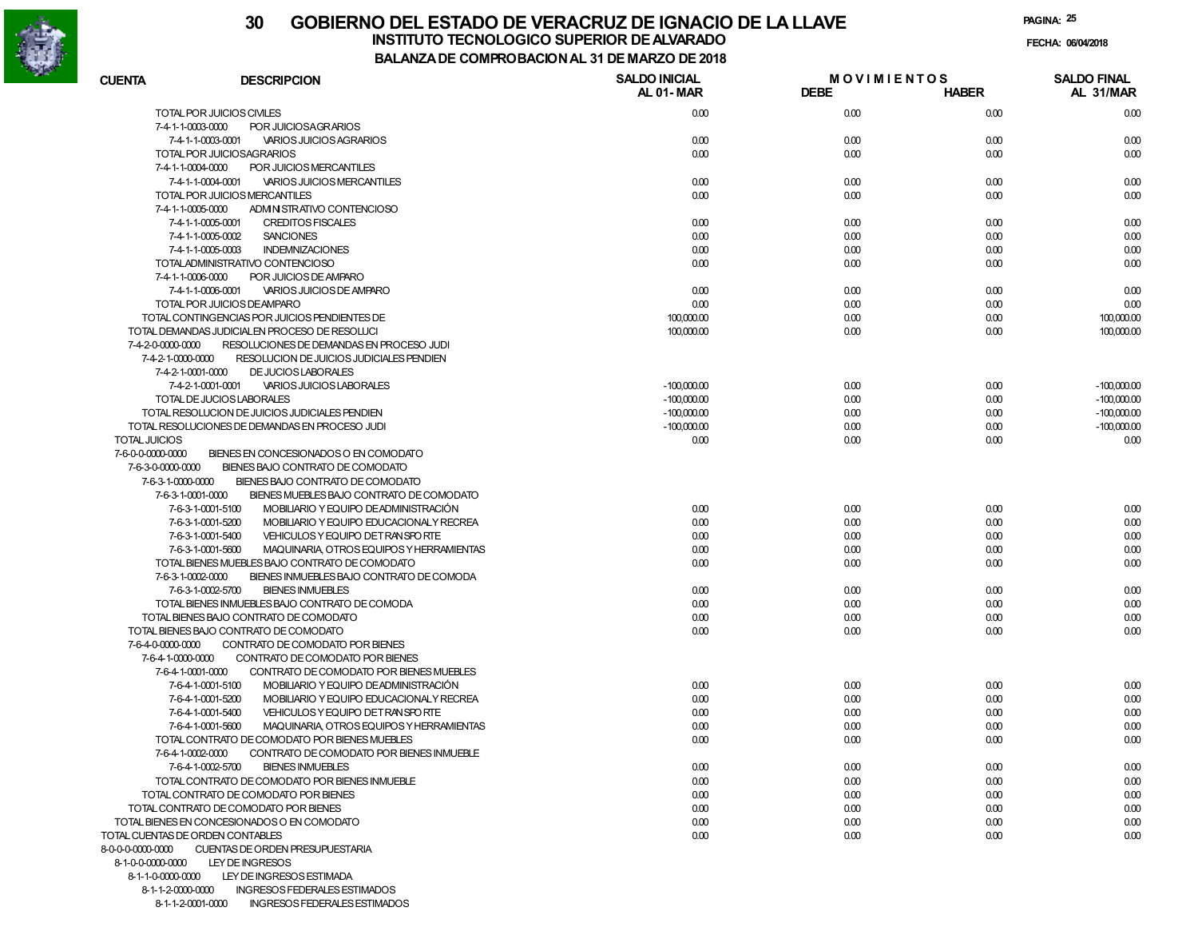# 30 GOBIERNO DEL ESTADO DE VERACRUZ DE IGNACIO DE LA LLAVE

## INSTITUTO TECNOLOGICO SUPERIOR DE ALVARADO

### BALANZA DE COMPROBACION AL 31 DE MARZO DE 2018

FECHA: 06/04/2018

| CUENTA | DESCRIPCION | SALDO INICIAL AL 01-MAR | MOVIMIENTOS DEBE | MOVIMIENTOS HABER | SALDO FINAL AL 31/MAR |
|---|---|---|---|---|---|
| | TOTAL POR JUICIOS CIVILES | 0.00 | 0.00 | 0.00 | 0.00 |
| 7-4-1-1-0003-0000 | POR JUICIOS AGRARIOS | | | | |
| 7-4-1-1-0003-0001 | VARIOS JUICIOS AGRARIOS | 0.00 | 0.00 | 0.00 | 0.00 |
| | TOTAL POR JUICIOS AGRARIOS | 0.00 | 0.00 | 0.00 | 0.00 |
| 7-4-1-1-0004-0000 | POR JUICIOS MERCANTILES | | | | |
| 7-4-1-1-0004-0001 | VARIOS JUICIOS MERCANTILES | 0.00 | 0.00 | 0.00 | 0.00 |
| | TOTAL POR JUICIOS MERCANTILES | 0.00 | 0.00 | 0.00 | 0.00 |
| 7-4-1-1-0005-0000 | ADMINISTRATIVO CONTENCIOSO | | | | |
| 7-4-1-1-0005-0001 | CREDITOS FISCALES | 0.00 | 0.00 | 0.00 | 0.00 |
| 7-4-1-1-0005-0002 | SANCIONES | 0.00 | 0.00 | 0.00 | 0.00 |
| 7-4-1-1-0005-0003 | INDEMNIZACIONES | 0.00 | 0.00 | 0.00 | 0.00 |
| | TOTAL ADMINISTRATIVO CONTENCIOSO | 0.00 | 0.00 | 0.00 | 0.00 |
| 7-4-1-1-0006-0000 | POR JUICIOS DE AMPARO | | | | |
| 7-4-1-1-0006-0001 | VARIOS JUICIOS DE AMPARO | 0.00 | 0.00 | 0.00 | 0.00 |
| | TOTAL POR JUICIOS DE AMPARO | 0.00 | 0.00 | 0.00 | 0.00 |
| | TOTAL CONTINGENCIAS POR JUICIOS PENDIENTES DE | 100,000.00 | 0.00 | 0.00 | 100,000.00 |
| | TOTAL DEMANDAS JUDICIAL EN PROCESO DE RESOLUCI | 100,000.00 | 0.00 | 0.00 | 100,000.00 |
| 7-4-2-0-0000-0000 | RESOLUCIONES DE DEMANDAS EN PROCESO JUDI | | | | |
| 7-4-2-1-0000-0000 | RESOLUCION DE JUICIOS JUDICIALES PENDIEN | | | | |
| 7-4-2-1-0001-0000 | DE JUCIOS LABORALES | | | | |
| 7-4-2-1-0001-0001 | VARIOS JUICIOS LABORALES | -100,000.00 | 0.00 | 0.00 | -100,000.00 |
| | TOTAL DE JUCIOS LABORALES | -100,000.00 | 0.00 | 0.00 | -100,000.00 |
| | TOTAL RESOLUCION DE JUICIOS JUDICIALES PENDIEN | -100,000.00 | 0.00 | 0.00 | -100,000.00 |
| | TOTAL RESOLUCIONES DE DEMANDAS EN PROCESO JUDI | -100,000.00 | 0.00 | 0.00 | -100,000.00 |
| | TOTAL JUICIOS | 0.00 | 0.00 | 0.00 | 0.00 |
| 7-6-0-0-0000-0000 | BIENES EN CONCESIONADOS O EN COMODATO | | | | |
| 7-6-3-0-0000-0000 | BIENES BAJO CONTRATO DE COMODATO | | | | |
| 7-6-3-1-0000-0000 | BIENES BAJO CONTRATO DE COMODATO | | | | |
| 7-6-3-1-0001-0000 | BIENES MUEBLES BAJO CONTRATO DE COMODATO | | | | |
| 7-6-3-1-0001-5100 | MOBILIARIO Y EQUIPO DE ADMINISTRACIÓN | 0.00 | 0.00 | 0.00 | 0.00 |
| 7-6-3-1-0001-5200 | MOBILIARIO Y EQUIPO EDUCACIONAL Y RECREA | 0.00 | 0.00 | 0.00 | 0.00 |
| 7-6-3-1-0001-5400 | VEHICULOS Y EQUIPO DE TRANSPORTE | 0.00 | 0.00 | 0.00 | 0.00 |
| 7-6-3-1-0001-5600 | MAQUINARIA, OTROS EQUIPOS Y HERRAMIENTAS | 0.00 | 0.00 | 0.00 | 0.00 |
| | TOTAL BIENES MUEBLES BAJO CONTRATO DE COMODATO | 0.00 | 0.00 | 0.00 | 0.00 |
| 7-6-3-1-0002-0000 | BIENES INMUEBLES BAJO CONTRATO DE COMODA | | | | |
| 7-6-3-1-0002-5700 | BIENES INMUEBLES | 0.00 | 0.00 | 0.00 | 0.00 |
| | TOTAL BIENES INMUEBLES BAJO CONTRATO DE COMODA | 0.00 | 0.00 | 0.00 | 0.00 |
| | TOTAL BIENES BAJO CONTRATO DE COMODATO | 0.00 | 0.00 | 0.00 | 0.00 |
| | TOTAL BIENES BAJO CONTRATO DE COMODATO | 0.00 | 0.00 | 0.00 | 0.00 |
| 7-6-4-0-0000-0000 | CONTRATO DE COMODATO POR BIENES | | | | |
| 7-6-4-1-0000-0000 | CONTRATO DE COMODATO POR BIENES | | | | |
| 7-6-4-1-0001-0000 | CONTRATO DE COMODATO POR BIENES MUEBLES | | | | |
| 7-6-4-1-0001-5100 | MOBILIARIO Y EQUIPO DE ADMINISTRACIÓN | 0.00 | 0.00 | 0.00 | 0.00 |
| 7-6-4-1-0001-5200 | MOBILIARIO Y EQUIPO EDUCACIONAL Y RECREA | 0.00 | 0.00 | 0.00 | 0.00 |
| 7-6-4-1-0001-5400 | VEHICULOS Y EQUIPO DE TRANSPORTE | 0.00 | 0.00 | 0.00 | 0.00 |
| 7-6-4-1-0001-5600 | MAQUINARIA, OTROS EQUIPOS Y HERRAMIENTAS | 0.00 | 0.00 | 0.00 | 0.00 |
| | TOTAL CONTRATO DE COMODATO POR BIENES MUEBLES | 0.00 | 0.00 | 0.00 | 0.00 |
| 7-6-4-1-0002-0000 | CONTRATO DE COMODATO POR BIENES INMUEBLE | | | | |
| 7-6-4-1-0002-5700 | BIENES INMUEBLES | 0.00 | 0.00 | 0.00 | 0.00 |
| | TOTAL CONTRATO DE COMODATO POR BIENES INMUEBLE | 0.00 | 0.00 | 0.00 | 0.00 |
| | TOTAL CONTRATO DE COMODATO POR BIENES | 0.00 | 0.00 | 0.00 | 0.00 |
| | TOTAL CONTRATO DE COMODATO POR BIENES | 0.00 | 0.00 | 0.00 | 0.00 |
| | TOTAL BIENES EN CONCESIONADOS O EN COMODATO | 0.00 | 0.00 | 0.00 | 0.00 |
| | TOTAL CUENTAS DE ORDEN CONTABLES | 0.00 | 0.00 | 0.00 | 0.00 |
| 8-0-0-0-0000-0000 | CUENTAS DE ORDEN PRESUPUESTARIA | | | | |
| 8-1-0-0-0000-0000 | LEY DE INGRESOS | | | | |
| 8-1-1-0-0000-0000 | LEY DE INGRESOS ESTIMADA | | | | |
| 8-1-1-2-0000-0000 | INGRESOS FEDERALES ESTIMADOS | | | | |
| 8-1-1-2-0001-0000 | INGRESOS FEDERALES ESTIMADOS | | | | |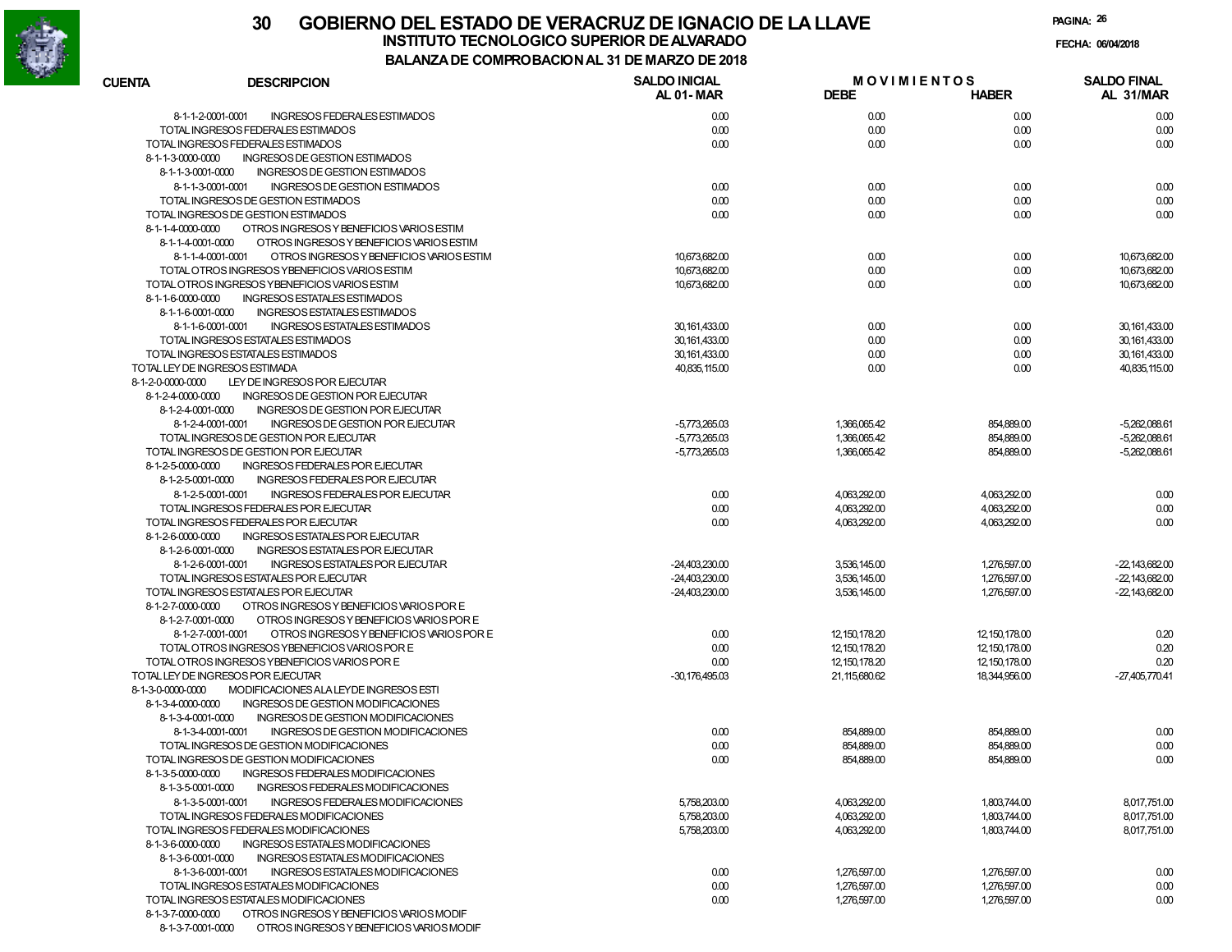# 30 GOBIERNO DEL ESTADO DE VERACRUZ DE IGNACIO DE LA LLAVE

## INSTITUTO TECNOLOGICO SUPERIOR DE ALVARADO

### BALANZA DE COMPROBACION AL 31 DE MARZO DE 2018

FECHA: 06/04/2018

| CUENTA | DESCRIPCION | SALDO INICIAL AL 01-MAR | MOVIMIENTOS DEBE | MOVIMIENTOS HABER | SALDO FINAL AL 31/MAR |
|---|---|---|---|---|---|
| 8-1-1-2-0001-0001 | INGRESOS FEDERALES ESTIMADOS | 0.00 | 0.00 | 0.00 | 0.00 |
| | TOTAL INGRESOS FEDERALES ESTIMADOS | 0.00 | 0.00 | 0.00 | 0.00 |
| | TOTAL INGRESOS FEDERALES ESTIMADOS | 0.00 | 0.00 | 0.00 | 0.00 |
| 8-1-1-3-0000-0000 | INGRESOS DE GESTION ESTIMADOS | | | | |
| 8-1-1-3-0001-0000 | INGRESOS DE GESTION ESTIMADOS | | | | |
| 8-1-1-3-0001-0001 | INGRESOS DE GESTION ESTIMADOS | 0.00 | 0.00 | 0.00 | 0.00 |
| | TOTAL INGRESOS DE GESTION ESTIMADOS | 0.00 | 0.00 | 0.00 | 0.00 |
| | TOTAL INGRESOS DE GESTION ESTIMADOS | 0.00 | 0.00 | 0.00 | 0.00 |
| 8-1-1-4-0000-0000 | OTROS INGRESOS Y BENEFICIOS VARIOS ESTIM | | | | |
| 8-1-1-4-0001-0000 | OTROS INGRESOS Y BENEFICIOS VARIOS ESTIM | | | | |
| 8-1-1-4-0001-0001 | OTROS INGRESOS Y BENEFICIOS VARIOS ESTIM | 10,673,682.00 | 0.00 | 0.00 | 10,673,682.00 |
| | TOTAL OTROS INGRESOS Y BENEFICIOS VARIOS ESTIM | 10,673,682.00 | 0.00 | 0.00 | 10,673,682.00 |
| | TOTAL OTROS INGRESOS Y BENEFICIOS VARIOS ESTIM | 10,673,682.00 | 0.00 | 0.00 | 10,673,682.00 |
| 8-1-1-6-0000-0000 | INGRESOS ESTATALES ESTIMADOS | | | | |
| 8-1-1-6-0001-0000 | INGRESOS ESTATALES ESTIMADOS | | | | |
| 8-1-1-6-0001-0001 | INGRESOS ESTATALES ESTIMADOS | 30,161,433.00 | 0.00 | 0.00 | 30,161,433.00 |
| | TOTAL INGRESOS ESTATALES ESTIMADOS | 30,161,433.00 | 0.00 | 0.00 | 30,161,433.00 |
| | TOTAL INGRESOS ESTATALES ESTIMADOS | 30,161,433.00 | 0.00 | 0.00 | 30,161,433.00 |
| | TOTAL LEY DE INGRESOS ESTIMADA | 40,835,115.00 | 0.00 | 0.00 | 40,835,115.00 |
| 8-1-2-0-0000-0000 | LEY DE INGRESOS POR EJECUTAR | | | | |
| 8-1-2-4-0000-0000 | INGRESOS DE GESTION POR EJECUTAR | | | | |
| 8-1-2-4-0001-0000 | INGRESOS DE GESTION POR EJECUTAR | | | | |
| 8-1-2-4-0001-0001 | INGRESOS DE GESTION POR EJECUTAR | -5,773,265.03 | 1,366,065.42 | 854,889.00 | -5,262,088.61 |
| | TOTAL INGRESOS DE GESTION POR EJECUTAR | -5,773,265.03 | 1,366,065.42 | 854,889.00 | -5,262,088.61 |
| | TOTAL INGRESOS DE GESTION POR EJECUTAR | -5,773,265.03 | 1,366,065.42 | 854,889.00 | -5,262,088.61 |
| 8-1-2-5-0000-0000 | INGRESOS FEDERALES POR EJECUTAR | | | | |
| 8-1-2-5-0001-0000 | INGRESOS FEDERALES POR EJECUTAR | | | | |
| 8-1-2-5-0001-0001 | INGRESOS FEDERALES POR EJECUTAR | 0.00 | 4,063,292.00 | 4,063,292.00 | 0.00 |
| | TOTAL INGRESOS FEDERALES POR EJECUTAR | 0.00 | 4,063,292.00 | 4,063,292.00 | 0.00 |
| | TOTAL INGRESOS FEDERALES POR EJECUTAR | 0.00 | 4,063,292.00 | 4,063,292.00 | 0.00 |
| 8-1-2-6-0000-0000 | INGRESOS ESTATALES POR EJECUTAR | | | | |
| 8-1-2-6-0001-0000 | INGRESOS ESTATALES POR EJECUTAR | | | | |
| 8-1-2-6-0001-0001 | INGRESOS ESTATALES POR EJECUTAR | -24,403,230.00 | 3,536,145.00 | 1,276,597.00 | -22,143,682.00 |
| | TOTAL INGRESOS ESTATALES POR EJECUTAR | -24,403,230.00 | 3,536,145.00 | 1,276,597.00 | -22,143,682.00 |
| | TOTAL INGRESOS ESTATALES POR EJECUTAR | -24,403,230.00 | 3,536,145.00 | 1,276,597.00 | -22,143,682.00 |
| 8-1-2-7-0000-0000 | OTROS INGRESOS Y BENEFICIOS VARIOS POR E | | | | |
| 8-1-2-7-0001-0000 | OTROS INGRESOS Y BENEFICIOS VARIOS POR E | | | | |
| 8-1-2-7-0001-0001 | OTROS INGRESOS Y BENEFICIOS VARIOS POR E | 0.00 | 12,150,178.20 | 12,150,178.00 | 0.20 |
| | TOTAL OTROS INGRESOS Y BENEFICIOS VARIOS POR E | 0.00 | 12,150,178.20 | 12,150,178.00 | 0.20 |
| | TOTAL OTROS INGRESOS Y BENEFICIOS VARIOS POR E | 0.00 | 12,150,178.20 | 12,150,178.00 | 0.20 |
| | TOTAL LEY DE INGRESOS POR EJECUTAR | -30,176,495.03 | 21,115,680.62 | 18,344,956.00 | -27,405,770.41 |
| 8-1-3-0-0000-0000 | MODIFICACIONES A LA LEY DE INGRESOS ESTI | | | | |
| 8-1-3-4-0000-0000 | INGRESOS DE GESTION MODIFICACIONES | | | | |
| 8-1-3-4-0001-0000 | INGRESOS DE GESTION MODIFICACIONES | | | | |
| 8-1-3-4-0001-0001 | INGRESOS DE GESTION MODIFICACIONES | 0.00 | 854,889.00 | 854,889.00 | 0.00 |
| | TOTAL INGRESOS DE GESTION MODIFICACIONES | 0.00 | 854,889.00 | 854,889.00 | 0.00 |
| | TOTAL INGRESOS DE GESTION MODIFICACIONES | 0.00 | 854,889.00 | 854,889.00 | 0.00 |
| 8-1-3-5-0000-0000 | INGRESOS FEDERALES MODIFICACIONES | | | | |
| 8-1-3-5-0001-0000 | INGRESOS FEDERALES MODIFICACIONES | | | | |
| 8-1-3-5-0001-0001 | INGRESOS FEDERALES MODIFICACIONES | 5,758,203.00 | 4,063,292.00 | 1,803,744.00 | 8,017,751.00 |
| | TOTAL INGRESOS FEDERALES MODIFICACIONES | 5,758,203.00 | 4,063,292.00 | 1,803,744.00 | 8,017,751.00 |
| | TOTAL INGRESOS FEDERALES MODIFICACIONES | 5,758,203.00 | 4,063,292.00 | 1,803,744.00 | 8,017,751.00 |
| 8-1-3-6-0000-0000 | INGRESOS ESTATALES MODIFICACIONES | | | | |
| 8-1-3-6-0001-0000 | INGRESOS ESTATALES MODIFICACIONES | | | | |
| 8-1-3-6-0001-0001 | INGRESOS ESTATALES MODIFICACIONES | 0.00 | 1,276,597.00 | 1,276,597.00 | 0.00 |
| | TOTAL INGRESOS ESTATALES MODIFICACIONES | 0.00 | 1,276,597.00 | 1,276,597.00 | 0.00 |
| | TOTAL INGRESOS ESTATALES MODIFICACIONES | 0.00 | 1,276,597.00 | 1,276,597.00 | 0.00 |
| 8-1-3-7-0000-0000 | OTROS INGRESOS Y BENEFICIOS VARIOS MODIF | | | | |
| 8-1-3-7-0001-0000 | OTROS INGRESOS Y BENEFICIOS VARIOS MODIF | | | | |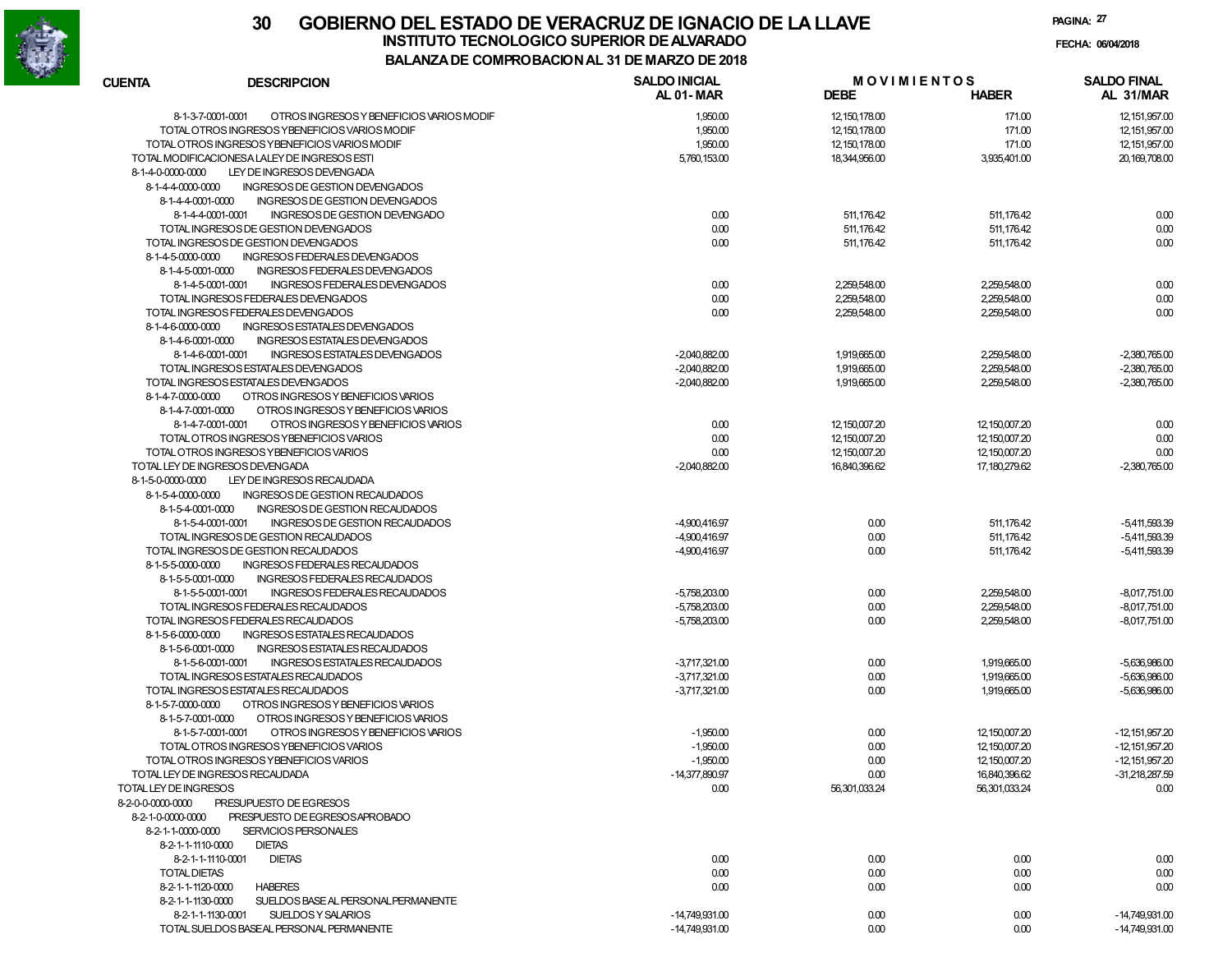# 30 GOBIERNO DEL ESTADO DE VERACRUZ DE IGNACIO DE LA LLAVE

## INSTITUTO TECNOLOGICO SUPERIOR DE ALVARADO

### BALANZA DE COMPROBACION AL 31 DE MARZO DE 2018

FECHA: 06/04/2018

| CUENTA | DESCRIPCION | SALDO INICIAL AL 01-MAR | MOVIMIENTOS DEBE | MOVIMIENTOS HABER | SALDO FINAL AL 31/MAR |
|---|---|---|---|---|---|
| 8-1-3-7-0001-0001 | OTROS INGRESOS Y BENEFICIOS VARIOS MODIF | 1,950.00 | 12,150,178.00 | 171.00 | 12,151,957.00 |
| | TOTAL OTROS INGRESOS Y BENEFICIOS VARIOS MODIF | 1,950.00 | 12,150,178.00 | 171.00 | 12,151,957.00 |
| | TOTAL OTROS INGRESOS Y BENEFICIOS VARIOS MODIF | 1,950.00 | 12,150,178.00 | 171.00 | 12,151,957.00 |
| | TOTAL MODIFICACIONES A LA LEY DE INGRESOS ESTI | 5,760,153.00 | 18,344,956.00 | 3,935,401.00 | 20,169,708.00 |
| 8-1-4-0-0000-0000 | LEY DE INGRESOS DEVENGADA | | | | |
| 8-1-4-4-0000-0000 | INGRESOS DE GESTION DEVENGADOS | | | | |
| 8-1-4-4-0001-0000 | INGRESOS DE GESTION DEVENGADOS | | | | |
| 8-1-4-4-0001-0001 | INGRESOS DE GESTION DEVENGADO | 0.00 | 511,176.42 | 511,176.42 | 0.00 |
| | TOTAL INGRESOS DE GESTION DEVENGADOS | 0.00 | 511,176.42 | 511,176.42 | 0.00 |
| | TOTAL INGRESOS DE GESTION DEVENGADOS | 0.00 | 511,176.42 | 511,176.42 | 0.00 |
| 8-1-4-5-0000-0000 | INGRESOS FEDERALES DEVENGADOS | | | | |
| 8-1-4-5-0001-0000 | INGRESOS FEDERALES DEVENGADOS | | | | |
| 8-1-4-5-0001-0001 | INGRESOS FEDERALES DEVENGADOS | 0.00 | 2,259,548.00 | 2,259,548.00 | 0.00 |
| | TOTAL INGRESOS FEDERALES DEVENGADOS | 0.00 | 2,259,548.00 | 2,259,548.00 | 0.00 |
| | TOTAL INGRESOS FEDERALES DEVENGADOS | 0.00 | 2,259,548.00 | 2,259,548.00 | 0.00 |
| 8-1-4-6-0000-0000 | INGRESOS ESTATALES DEVENGADOS | | | | |
| 8-1-4-6-0001-0000 | INGRESOS ESTATALES DEVENGADOS | | | | |
| 8-1-4-6-0001-0001 | INGRESOS ESTATALES DEVENGADOS | -2,040,882.00 | 1,919,665.00 | 2,259,548.00 | -2,380,765.00 |
| | TOTAL INGRESOS ESTATALES DEVENGADOS | -2,040,882.00 | 1,919,665.00 | 2,259,548.00 | -2,380,765.00 |
| | TOTAL INGRESOS ESTATALES DEVENGADOS | -2,040,882.00 | 1,919,665.00 | 2,259,548.00 | -2,380,765.00 |
| 8-1-4-7-0000-0000 | OTROS INGRESOS Y BENEFICIOS VARIOS | | | | |
| 8-1-4-7-0001-0000 | OTROS INGRESOS Y BENEFICIOS VARIOS | | | | |
| 8-1-4-7-0001-0001 | OTROS INGRESOS Y BENEFICIOS VARIOS | 0.00 | 12,150,007.20 | 12,150,007.20 | 0.00 |
| | TOTAL OTROS INGRESOS Y BENEFICIOS VARIOS | 0.00 | 12,150,007.20 | 12,150,007.20 | 0.00 |
| | TOTAL OTROS INGRESOS Y BENEFICIOS VARIOS | 0.00 | 12,150,007.20 | 12,150,007.20 | 0.00 |
| | TOTAL LEY DE INGRESOS DEVENGADA | -2,040,882.00 | 16,840,396.62 | 17,180,279.62 | -2,380,765.00 |
| 8-1-5-0-0000-0000 | LEY DE INGRESOS RECAUDADA | | | | |
| 8-1-5-4-0000-0000 | INGRESOS DE GESTION RECAUDADOS | | | | |
| 8-1-5-4-0001-0000 | INGRESOS DE GESTION RECAUDADOS | | | | |
| 8-1-5-4-0001-0001 | INGRESOS DE GESTION RECAUDADOS | -4,900,416.97 | 0.00 | 511,176.42 | -5,411,593.39 |
| | TOTAL INGRESOS DE GESTION RECAUDADOS | -4,900,416.97 | 0.00 | 511,176.42 | -5,411,593.39 |
| | TOTAL INGRESOS DE GESTION RECAUDADOS | -4,900,416.97 | 0.00 | 511,176.42 | -5,411,593.39 |
| 8-1-5-5-0000-0000 | INGRESOS FEDERALES RECAUDADOS | | | | |
| 8-1-5-5-0001-0000 | INGRESOS FEDERALES RECAUDADOS | | | | |
| 8-1-5-5-0001-0001 | INGRESOS FEDERALES RECAUDADOS | -5,758,203.00 | 0.00 | 2,259,548.00 | -8,017,751.00 |
| | TOTAL INGRESOS FEDERALES RECAUDADOS | -5,758,203.00 | 0.00 | 2,259,548.00 | -8,017,751.00 |
| | TOTAL INGRESOS FEDERALES RECAUDADOS | -5,758,203.00 | 0.00 | 2,259,548.00 | -8,017,751.00 |
| 8-1-5-6-0000-0000 | INGRESOS ESTATALES RECAUDADOS | | | | |
| 8-1-5-6-0001-0000 | INGRESOS ESTATALES RECAUDADOS | | | | |
| 8-1-5-6-0001-0001 | INGRESOS ESTATALES RECAUDADOS | -3,717,321.00 | 0.00 | 1,919,665.00 | -5,636,986.00 |
| | TOTAL INGRESOS ESTATALES RECAUDADOS | -3,717,321.00 | 0.00 | 1,919,665.00 | -5,636,986.00 |
| | TOTAL INGRESOS ESTATALES RECAUDADOS | -3,717,321.00 | 0.00 | 1,919,665.00 | -5,636,986.00 |
| 8-1-5-7-0000-0000 | OTROS INGRESOS Y BENEFICIOS VARIOS | | | | |
| 8-1-5-7-0001-0000 | OTROS INGRESOS Y BENEFICIOS VARIOS | | | | |
| 8-1-5-7-0001-0001 | OTROS INGRESOS Y BENEFICIOS VARIOS | -1,950.00 | 0.00 | 12,150,007.20 | -12,151,957.20 |
| | TOTAL OTROS INGRESOS Y BENEFICIOS VARIOS | -1,950.00 | 0.00 | 12,150,007.20 | -12,151,957.20 |
| | TOTAL OTROS INGRESOS Y BENEFICIOS VARIOS | -1,950.00 | 0.00 | 12,150,007.20 | -12,151,957.20 |
| | TOTAL LEY DE INGRESOS RECAUDADA | -14,377,890.97 | 0.00 | 16,840,396.62 | -31,218,287.59 |
| | TOTAL LEY DE INGRESOS | 0.00 | 56,301,033.24 | 56,301,033.24 | 0.00 |
| 8-2-0-0-0000-0000 | PRESUPUESTO DE EGRESOS | | | | |
| 8-2-1-0-0000-0000 | PRESPUESTO DE EGRESOS APROBADO | | | | |
| 8-2-1-1-0000-0000 | SERVICIOS PERSONALES | | | | |
| 8-2-1-1-1110-0000 | DIETAS | | | | |
| 8-2-1-1-1110-0001 | DIETAS | 0.00 | 0.00 | 0.00 | 0.00 |
| | TOTAL DIETAS | 0.00 | 0.00 | 0.00 | 0.00 |
| 8-2-1-1-1120-0000 | HABERES | 0.00 | 0.00 | 0.00 | 0.00 |
| 8-2-1-1-1130-0000 | SUELDOS BASE AL PERSONAL PERMANENTE | | | | |
| 8-2-1-1-1130-0001 | SUELDOS Y SALARIOS | -14,749,931.00 | 0.00 | 0.00 | -14,749,931.00 |
| | TOTAL SUELDOS BASE AL PERSONAL PERMANENTE | -14,749,931.00 | 0.00 | 0.00 | -14,749,931.00 |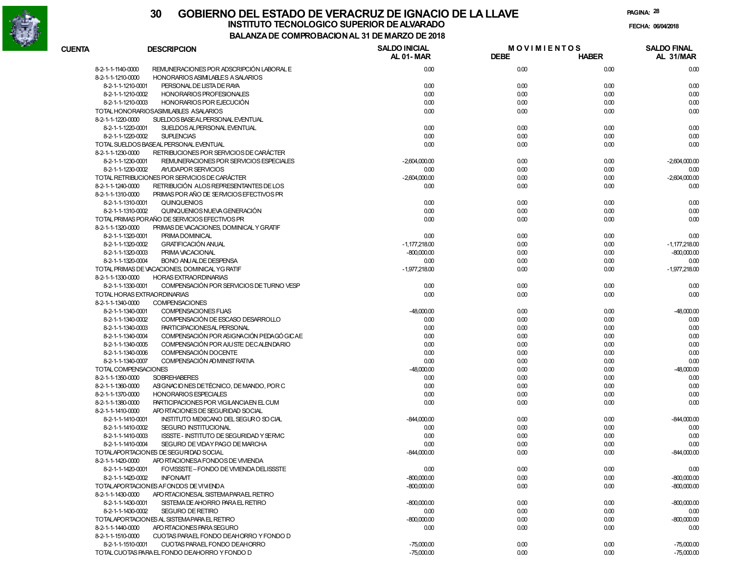# 30 GOBIERNO DEL ESTADO DE VERACRUZ DE IGNACIO DE LA LLAVE

## INSTITUTO TECNOLOGICO SUPERIOR DE ALVARADO

### BALANZA DE COMPROBACION AL 31 DE MARZO DE 2018

FECHA: 06/04/2018

| CUENTA | DESCRIPCION | SALDO INICIAL AL 01- MAR | MOVIMIENTOS DEBE | HABER | SALDO FINAL AL 31/MAR |
|---|---|---|---|---|---|
| 8-2-1-1-1140-0000 | REMUNERACIONES POR ADSCRIPCIÓN LABORAL E | 0.00 | 0.00 | 0.00 | 0.00 |
| 8-2-1-1-1210-0000 | HONORARIOS ASIMILABLES A SALARIOS | | | | |
| 8-2-1-1-1210-0001 | PERSONAL DE LISTA DE RAYA | 0.00 | 0.00 | 0.00 | 0.00 |
| 8-2-1-1-1210-0002 | HONORARIOS PROFESIONALES | 0.00 | 0.00 | 0.00 | 0.00 |
| 8-2-1-1-1210-0003 | HONORARIOS POR EJECUCIÓN | 0.00 | 0.00 | 0.00 | 0.00 |
| TOTAL HONORARIOS ASIMILABLES A SALARIOS | | 0.00 | 0.00 | 0.00 | 0.00 |
| 8-2-1-1-1220-0000 | SUELDOS BASE AL PERSONAL EVENTUAL | | | | |
| 8-2-1-1-1220-0001 | SUELDOS AL PERSONAL EVENTUAL | 0.00 | 0.00 | 0.00 | 0.00 |
| 8-2-1-1-1220-0002 | SUPLENCIAS | 0.00 | 0.00 | 0.00 | 0.00 |
| TOTAL SUELDOS BASE AL PERSONAL EVENTUAL | | 0.00 | 0.00 | 0.00 | 0.00 |
| 8-2-1-1-1230-0000 | RETRIBUCIONES POR SERVICIOS DE CARÁCTER | | | | |
| 8-2-1-1-1230-0001 | REMUNERACIONES POR SERVICIOS ESPECIALES | -2,604,000.00 | 0.00 | 0.00 | -2,604,000.00 |
| 8-2-1-1-1230-0002 | AYUDA POR SERVICIOS | 0.00 | 0.00 | 0.00 | 0.00 |
| TOTAL RETRIBUCIONES POR SERVICIOS DE CARÁCTER | | -2,604,000.00 | 0.00 | 0.00 | -2,604,000.00 |
| 8-2-1-1-1240-0000 | RETRIBUCIÓN A LOS REPRESENTANTES DE LOS | 0.00 | 0.00 | 0.00 | 0.00 |
| 8-2-1-1-1310-0000 | PRIMAS POR AÑO DE SERVICIOS EFECTIVOS PR | | | | |
| 8-2-1-1-1310-0001 | QUINQUENIOS | 0.00 | 0.00 | 0.00 | 0.00 |
| 8-2-1-1-1310-0002 | QUINQUENIOS NUEVA GENERACIÓN | 0.00 | 0.00 | 0.00 | 0.00 |
| TOTAL PRIMAS POR AÑO DE SERVICIOS EFECTIVOS PR | | 0.00 | 0.00 | 0.00 | 0.00 |
| 8-2-1-1-1320-0000 | PRIMAS DE VACACIONES, DOMINICAL Y GRATIF | | | | |
| 8-2-1-1-1320-0001 | PRIMA DOMINICAL | 0.00 | 0.00 | 0.00 | 0.00 |
| 8-2-1-1-1320-0002 | GRATIFICACIÓN ANUAL | -1,177,218.00 | 0.00 | 0.00 | -1,177,218.00 |
| 8-2-1-1-1320-0003 | PRIMA VACACIONAL | -800,000.00 | 0.00 | 0.00 | -800,000.00 |
| 8-2-1-1-1320-0004 | BONO ANUAL DE DESPENSA | 0.00 | 0.00 | 0.00 | 0.00 |
| TOTAL PRIMAS DE VACACIONES, DOMINICAL Y GRATIF | | -1,977,218.00 | 0.00 | 0.00 | -1,977,218.00 |
| 8-2-1-1-1330-0000 | HORAS EXTRAORDINARIAS | | | | |
| 8-2-1-1-1330-0001 | COMPENSACIÓN POR SERVICIOS DE TURNO VESP | 0.00 | 0.00 | 0.00 | 0.00 |
| TOTAL HORAS EXTRAORDINARIAS | | 0.00 | 0.00 | 0.00 | 0.00 |
| 8-2-1-1-1340-0000 | COMPENSACIONES | | | | |
| 8-2-1-1-1340-0001 | COMPENSACIONES FIJAS | -48,000.00 | 0.00 | 0.00 | -48,000.00 |
| 8-2-1-1-1340-0002 | COMPENSACIÓN DE ESCASO DESARROLLO | 0.00 | 0.00 | 0.00 | 0.00 |
| 8-2-1-1-1340-0003 | PARTICIPACIONES AL PERSONAL | 0.00 | 0.00 | 0.00 | 0.00 |
| 8-2-1-1-1340-0004 | COMPENSACIÓN POR ASIGNACIÓN PEDAGÓGICA E | 0.00 | 0.00 | 0.00 | 0.00 |
| 8-2-1-1-1340-0005 | COMPENSACIÓN POR AJUSTE DE CALENDARIO | 0.00 | 0.00 | 0.00 | 0.00 |
| 8-2-1-1-1340-0006 | COMPENSACIÓN DOCENTE | 0.00 | 0.00 | 0.00 | 0.00 |
| 8-2-1-1-1340-0007 | COMPENSACIÓN ADMINISTRATIVA | 0.00 | 0.00 | 0.00 | 0.00 |
| TOTAL COMPENSACIONES | | -48,000.00 | 0.00 | 0.00 | -48,000.00 |
| 8-2-1-1-1350-0000 | SOBREHABERES | 0.00 | 0.00 | 0.00 | 0.00 |
| 8-2-1-1-1360-0000 | ASIGNACIONES DE TÉCNICO, DE MANDO, POR C | 0.00 | 0.00 | 0.00 | 0.00 |
| 8-2-1-1-1370-0000 | HONORARIOS ESPECIALES | 0.00 | 0.00 | 0.00 | 0.00 |
| 8-2-1-1-1380-0000 | PARTICIPACIONES POR VIGILANCIA EN EL CUM | 0.00 | 0.00 | 0.00 | 0.00 |
| 8-2-1-1-1410-0000 | APORTACIONES DE SEGURIDAD SOCIAL | | | | |
| 8-2-1-1-1410-0001 | INSTITUTO MEXICANO DEL SEGURO SOCIAL | -844,000.00 | 0.00 | 0.00 | -844,000.00 |
| 8-2-1-1-1410-0002 | SEGURO INSTITUCIONAL | 0.00 | 0.00 | 0.00 | 0.00 |
| 8-2-1-1-1410-0003 | ISSSTE - INSTITUTO DE SEGURIDAD Y SERVIC | 0.00 | 0.00 | 0.00 | 0.00 |
| 8-2-1-1-1410-0004 | SEGURO DE VIDA Y PAGO DE MARCHA | 0.00 | 0.00 | 0.00 | 0.00 |
| TOTAL APORTACIONES DE SEGURIDAD SOCIAL | | -844,000.00 | 0.00 | 0.00 | -844,000.00 |
| 8-2-1-1-1420-0000 | APORTACIONES A FONDOS DE VIVIENDA | | | | |
| 8-2-1-1-1420-0001 | FOVISSSTE – FONDO DE VIVIENDA DEL ISSSTE | 0.00 | 0.00 | 0.00 | 0.00 |
| 8-2-1-1-1420-0002 | INFONAVIT | -800,000.00 | 0.00 | 0.00 | -800,000.00 |
| TOTAL APORTACIONES A FONDOS DE VIVIENDA | | -800,000.00 | 0.00 | 0.00 | -800,000.00 |
| 8-2-1-1-1430-0000 | APORTACIONES AL SISTEMA PARA EL RETIRO | | | | |
| 8-2-1-1-1430-0001 | SISTEMA DE AHORRO PARA EL RETIRO | -800,000.00 | 0.00 | 0.00 | -800,000.00 |
| 8-2-1-1-1430-0002 | SEGURO DE RETIRO | 0.00 | 0.00 | 0.00 | 0.00 |
| TOTAL APORTACIONES AL SISTEMA PARA EL RETIRO | | -800,000.00 | 0.00 | 0.00 | -800,000.00 |
| 8-2-1-1-1440-0000 | APORTACIONES PARA SEGURO | 0.00 | 0.00 | 0.00 | 0.00 |
| 8-2-1-1-1510-0000 | CUOTAS PARA EL FONDO DE AHORRO Y FONDO D | | | | |
| 8-2-1-1-1510-0001 | CUOTAS PARA EL FONDO DE AHORRO | -75,000.00 | 0.00 | 0.00 | -75,000.00 |
| TOTAL CUOTAS PARA EL FONDO DE AHORRO Y FONDO D | | -75,000.00 | 0.00 | 0.00 | -75,000.00 |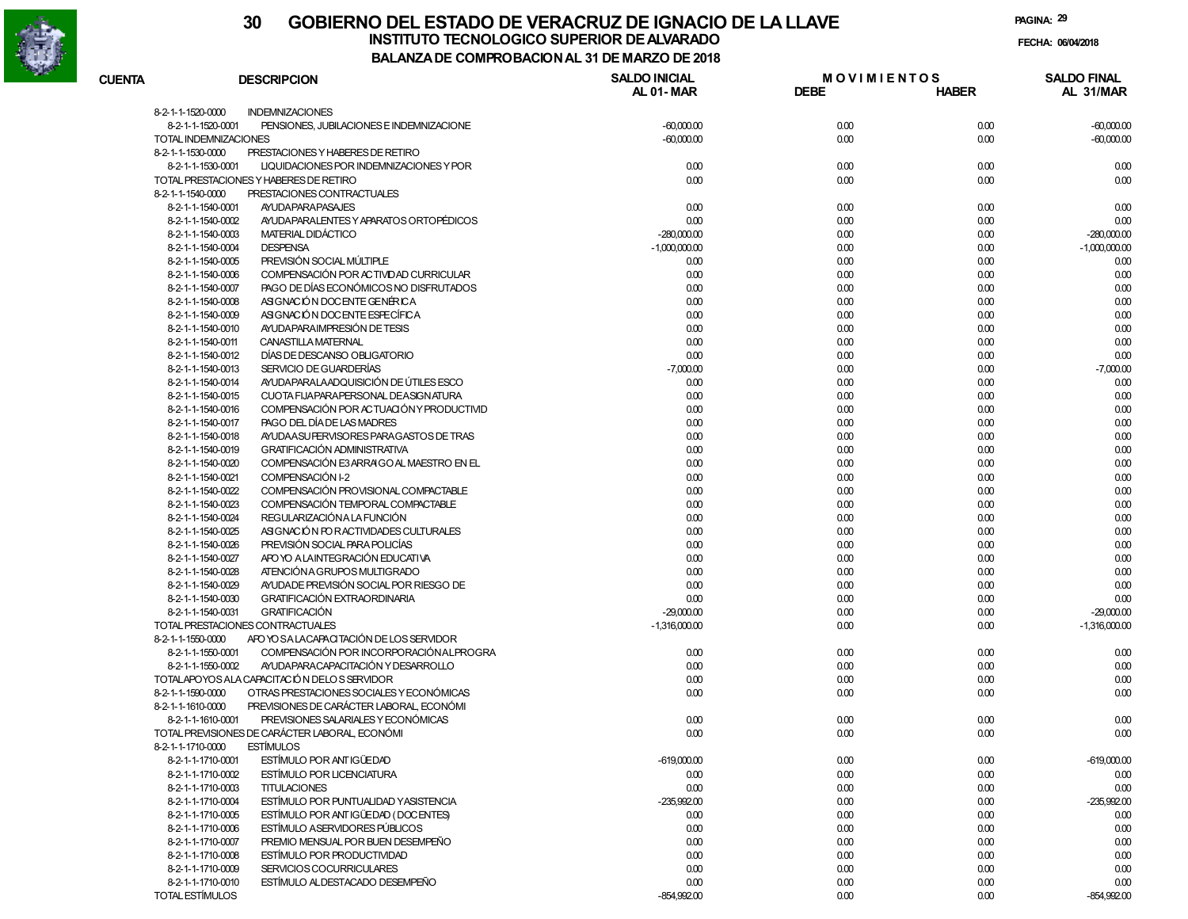# GOBIERNO DEL ESTADO DE VERACRUZ DE IGNACIO DE LA LLAVE

## INSTITUTO TECNOLOGICO SUPERIOR DE ALVARADO

### BALANZA DE COMPROBACION AL 31 DE MARZO DE 2018

FECHA: 06/04/2018

| CUENTA | DESCRIPCION | SALDO INICIAL AL 01-MAR | MOVIMIENTOS DEBE | MOVIMIENTOS HABER | SALDO FINAL AL 31/MAR |
|---|---|---|---|---|---|
| 8-2-1-1-1520-0000 | INDEMNIZACIONES | | | | |
| 8-2-1-1-1520-0001 | PENSIONES, JUBILACIONES E INDEMNIZACIONE | -60,000.00 | 0.00 | 0.00 | -60,000.00 |
| TOTAL INDEMNIZACIONES | | -60,000.00 | 0.00 | 0.00 | -60,000.00 |
| 8-2-1-1-1530-0000 | PRESTACIONES Y HABERES DE RETIRO | | | | |
| 8-2-1-1-1530-0001 | LIQUIDACIONES POR INDEMNIZACIONES Y POR | 0.00 | 0.00 | 0.00 | 0.00 |
| TOTAL PRESTACIONES Y HABERES DE RETIRO | | 0.00 | 0.00 | 0.00 | 0.00 |
| 8-2-1-1-1540-0000 | PRESTACIONES CONTRACTUALES | | | | |
| 8-2-1-1-1540-0001 | AYUDA PARA PASAJES | 0.00 | 0.00 | 0.00 | 0.00 |
| 8-2-1-1-1540-0002 | AYUDA PARA LENTES Y APARATOS ORTOPÉDICOS | 0.00 | 0.00 | 0.00 | 0.00 |
| 8-2-1-1-1540-0003 | MATERIAL DIDÁCTICO | -280,000.00 | 0.00 | 0.00 | -280,000.00 |
| 8-2-1-1-1540-0004 | DESPENSA | -1,000,000.00 | 0.00 | 0.00 | -1,000,000.00 |
| 8-2-1-1-1540-0005 | PREVISIÓN SOCIAL MÚLTIPLE | 0.00 | 0.00 | 0.00 | 0.00 |
| 8-2-1-1-1540-0006 | COMPENSACIÓN POR ACTIVIDAD CURRICULAR | 0.00 | 0.00 | 0.00 | 0.00 |
| 8-2-1-1-1540-0007 | PAGO DE DÍAS ECONÓMICOS NO DISFRUTADOS | 0.00 | 0.00 | 0.00 | 0.00 |
| 8-2-1-1-1540-0008 | ASIGNACIÓN DOCENTE GENÉRICA | 0.00 | 0.00 | 0.00 | 0.00 |
| 8-2-1-1-1540-0009 | ASIGNACIÓN DOCENTE ESPECÍFICA | 0.00 | 0.00 | 0.00 | 0.00 |
| 8-2-1-1-1540-0010 | AYUDA PARA IMPRESIÓN DE TESIS | 0.00 | 0.00 | 0.00 | 0.00 |
| 8-2-1-1-1540-0011 | CANASTILLA MATERNAL | 0.00 | 0.00 | 0.00 | 0.00 |
| 8-2-1-1-1540-0012 | DÍAS DE DESCANSO OBLIGATORIO | 0.00 | 0.00 | 0.00 | 0.00 |
| 8-2-1-1-1540-0013 | SERVICIO DE GUARDERÍAS | -7,000.00 | 0.00 | 0.00 | -7,000.00 |
| 8-2-1-1-1540-0014 | AYUDA PARA LA ADQUISICIÓN DE ÚTILES ESCO | 0.00 | 0.00 | 0.00 | 0.00 |
| 8-2-1-1-1540-0015 | CUOTA FIJA PARA PERSONAL DE ASIGNATURA | 0.00 | 0.00 | 0.00 | 0.00 |
| 8-2-1-1-1540-0016 | COMPENSACIÓN POR ACTUACIÓN Y PRODUCTIVID | 0.00 | 0.00 | 0.00 | 0.00 |
| 8-2-1-1-1540-0017 | PAGO DEL DÍA DE LAS MADRES | 0.00 | 0.00 | 0.00 | 0.00 |
| 8-2-1-1-1540-0018 | AYUDA A SUPERVISORES PARA GASTOS DE TRAS | 0.00 | 0.00 | 0.00 | 0.00 |
| 8-2-1-1-1540-0019 | GRATIFICACIÓN ADMINISTRATIVA | 0.00 | 0.00 | 0.00 | 0.00 |
| 8-2-1-1-1540-0020 | COMPENSACIÓN E3 ARRAIGO AL MAESTRO EN EL | 0.00 | 0.00 | 0.00 | 0.00 |
| 8-2-1-1-1540-0021 | COMPENSACIÓN I-2 | 0.00 | 0.00 | 0.00 | 0.00 |
| 8-2-1-1-1540-0022 | COMPENSACIÓN PROVISIONAL COMPACTABLE | 0.00 | 0.00 | 0.00 | 0.00 |
| 8-2-1-1-1540-0023 | COMPENSACIÓN TEMPORAL COMPACTABLE | 0.00 | 0.00 | 0.00 | 0.00 |
| 8-2-1-1-1540-0024 | REGULARIZACIÓN A LA FUNCIÓN | 0.00 | 0.00 | 0.00 | 0.00 |
| 8-2-1-1-1540-0025 | ASIGNACIÓN POR ACTIVIDADES CULTURALES | 0.00 | 0.00 | 0.00 | 0.00 |
| 8-2-1-1-1540-0026 | PREVISIÓN SOCIAL PARA POLICÍAS | 0.00 | 0.00 | 0.00 | 0.00 |
| 8-2-1-1-1540-0027 | APOYO A LA INTEGRACIÓN EDUCATIVA | 0.00 | 0.00 | 0.00 | 0.00 |
| 8-2-1-1-1540-0028 | ATENCIÓN A GRUPOS MULTIGRADO | 0.00 | 0.00 | 0.00 | 0.00 |
| 8-2-1-1-1540-0029 | AYUDA DE PREVISIÓN SOCIAL POR RIESGO DE | 0.00 | 0.00 | 0.00 | 0.00 |
| 8-2-1-1-1540-0030 | GRATIFICACIÓN EXTRAORDINARIA | 0.00 | 0.00 | 0.00 | 0.00 |
| 8-2-1-1-1540-0031 | GRATIFICACIÓN | -29,000.00 | 0.00 | 0.00 | -29,000.00 |
| TOTAL PRESTACIONES CONTRACTUALES | | -1,316,000.00 | 0.00 | 0.00 | -1,316,000.00 |
| 8-2-1-1-1550-0000 | APOYOS A LA CAPACITACIÓN DE LOS SERVIDOR | | | | |
| 8-2-1-1-1550-0001 | COMPENSACIÓN POR INCORPORACIÓN AL PROGRA | 0.00 | 0.00 | 0.00 | 0.00 |
| 8-2-1-1-1550-0002 | AYUDA PARA CAPACITACIÓN Y DESARROLLO | 0.00 | 0.00 | 0.00 | 0.00 |
| TOTAL APOYOS A LA CAPACITACIÓN DE LOS SERVIDOR | | 0.00 | 0.00 | 0.00 | 0.00 |
| 8-2-1-1-1590-0000 | OTRAS PRESTACIONES SOCIALES Y ECONÓMICAS | 0.00 | 0.00 | 0.00 | 0.00 |
| 8-2-1-1-1610-0000 | PREVISIONES DE CARÁCTER LABORAL, ECONÓMI | | | | |
| 8-2-1-1-1610-0001 | PREVISIONES SALARIALES Y ECONÓMICAS | 0.00 | 0.00 | 0.00 | 0.00 |
| TOTAL PREVISIONES DE CARÁCTER LABORAL, ECONÓMI | | 0.00 | 0.00 | 0.00 | 0.00 |
| 8-2-1-1-1710-0000 | ESTÍMULOS | | | | |
| 8-2-1-1-1710-0001 | ESTÍMULO POR ANTIGÜEDAD | -619,000.00 | 0.00 | 0.00 | -619,000.00 |
| 8-2-1-1-1710-0002 | ESTÍMULO POR LICENCIATURA | 0.00 | 0.00 | 0.00 | 0.00 |
| 8-2-1-1-1710-0003 | TITULACIONES | 0.00 | 0.00 | 0.00 | 0.00 |
| 8-2-1-1-1710-0004 | ESTÍMULO POR PUNTUALIDAD Y ASISTENCIA | -235,992.00 | 0.00 | 0.00 | -235,992.00 |
| 8-2-1-1-1710-0005 | ESTÍMULO POR ANTIGÜEDAD (DOCENTES) | 0.00 | 0.00 | 0.00 | 0.00 |
| 8-2-1-1-1710-0006 | ESTÍMULO A SERVIDORES PÚBLICOS | 0.00 | 0.00 | 0.00 | 0.00 |
| 8-2-1-1-1710-0007 | PREMIO MENSUAL POR BUEN DESEMPEÑO | 0.00 | 0.00 | 0.00 | 0.00 |
| 8-2-1-1-1710-0008 | ESTÍMULO POR PRODUCTIVIDAD | 0.00 | 0.00 | 0.00 | 0.00 |
| 8-2-1-1-1710-0009 | SERVICIOS COCURRICULARES | 0.00 | 0.00 | 0.00 | 0.00 |
| 8-2-1-1-1710-0010 | ESTÍMULO AL DESTACADO DESEMPEÑO | 0.00 | 0.00 | 0.00 | 0.00 |
| TOTAL ESTÍMULOS | | -854,992.00 | 0.00 | 0.00 | -854,992.00 |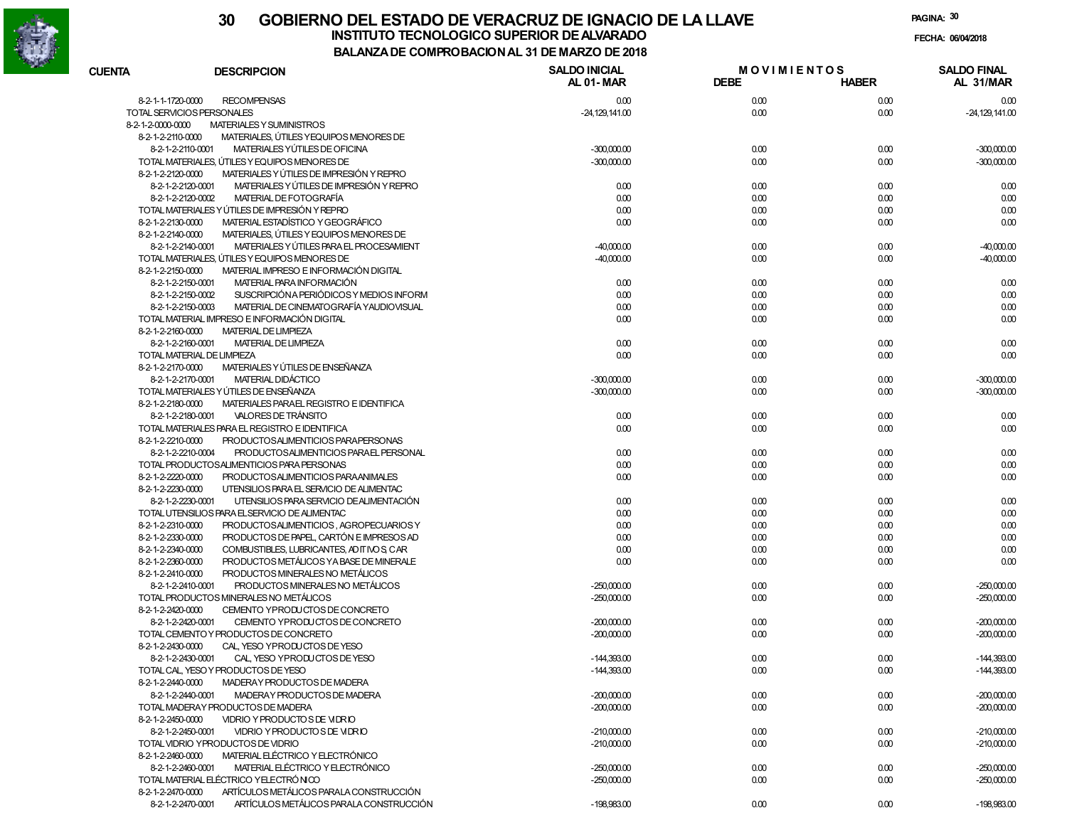# GOBIERNO DEL ESTADO DE VERACRUZ DE IGNACIO DE LA LLAVE

## INSTITUTO TECNOLOGICO SUPERIOR DE ALVARADO

### BALANZA DE COMPROBACION AL 31 DE MARZO DE 2018

FECHA: 06/04/2018

| CUENTA | DESCRIPCION | SALDO INICIAL AL 01-MAR | MOVIMIENTOS DEBE | MOVIMIENTOS HABER | SALDO FINAL AL 31/MAR |
|---|---|---|---|---|---|
| 8-2-1-1-1720-0000 | RECOMPENSAS | 0.00 | 0.00 | 0.00 | 0.00 |
| TOTAL SERVICIOS PERSONALES | | -24,129,141.00 | 0.00 | 0.00 | -24,129,141.00 |
| 8-2-1-2-0000-0000 | MATERIALES Y SUMINISTROS | | | | |
| 8-2-1-2-2110-0000 | MATERIALES, ÚTILES Y EQUIPOS MENORES DE | | | | |
| 8-2-1-2-2110-0001 | MATERIALES Y ÚTILES DE OFICINA | -300,000.00 | 0.00 | 0.00 | -300,000.00 |
| TOTAL MATERIALES, ÚTILES Y EQUIPOS MENORES DE | | -300,000.00 | 0.00 | 0.00 | -300,000.00 |
| 8-2-1-2-2120-0000 | MATERIALES Y ÚTILES DE IMPRESIÓN Y REPRO | | | | |
| 8-2-1-2-2120-0001 | MATERIALES Y ÚTILES DE IMPRESIÓN Y REPRO | 0.00 | 0.00 | 0.00 | 0.00 |
| 8-2-1-2-2120-0002 | MATERIAL DE FOTOGRAFÍA | 0.00 | 0.00 | 0.00 | 0.00 |
| TOTAL MATERIALES Y ÚTILES DE IMPRESIÓN Y REPRO | | 0.00 | 0.00 | 0.00 | 0.00 |
| 8-2-1-2-2130-0000 | MATERIAL ESTADÍSTICO Y GEOGRÁFICO | 0.00 | 0.00 | 0.00 | 0.00 |
| 8-2-1-2-2140-0000 | MATERIALES, ÚTILES Y EQUIPOS MENORES DE | | | | |
| 8-2-1-2-2140-0001 | MATERIALES Y ÚTILES PARA EL PROCESAMIENT | -40,000.00 | 0.00 | 0.00 | -40,000.00 |
| TOTAL MATERIALES, ÚTILES Y EQUIPOS MENORES DE | | -40,000.00 | 0.00 | 0.00 | -40,000.00 |
| 8-2-1-2-2150-0000 | MATERIAL IMPRESO E INFORMACIÓN DIGITAL | | | | |
| 8-2-1-2-2150-0001 | MATERIAL PARA INFORMACIÓN | 0.00 | 0.00 | 0.00 | 0.00 |
| 8-2-1-2-2150-0002 | SUSCRIPCIÓN A PERIÓDICOS Y MEDIOS INFORM | 0.00 | 0.00 | 0.00 | 0.00 |
| 8-2-1-2-2150-0003 | MATERIAL DE CINEMATOGRAFÍA Y AUDIOVISUAL | 0.00 | 0.00 | 0.00 | 0.00 |
| TOTAL MATERIAL IMPRESO E INFORMACIÓN DIGITAL | | 0.00 | 0.00 | 0.00 | 0.00 |
| 8-2-1-2-2160-0000 | MATERIAL DE LIMPIEZA | | | | |
| 8-2-1-2-2160-0001 | MATERIAL DE LIMPIEZA | 0.00 | 0.00 | 0.00 | 0.00 |
| TOTAL MATERIAL DE LIMPIEZA | | 0.00 | 0.00 | 0.00 | 0.00 |
| 8-2-1-2-2170-0000 | MATERIALES Y ÚTILES DE ENSEÑANZA | | | | |
| 8-2-1-2-2170-0001 | MATERIAL DIDÁCTICO | -300,000.00 | 0.00 | 0.00 | -300,000.00 |
| TOTAL MATERIALES Y ÚTILES DE ENSEÑANZA | | -300,000.00 | 0.00 | 0.00 | -300,000.00 |
| 8-2-1-2-2180-0000 | MATERIALES PARA EL REGISTRO E IDENTIFICA | | | | |
| 8-2-1-2-2180-0001 | VALORES DE TRÁNSITO | 0.00 | 0.00 | 0.00 | 0.00 |
| TOTAL MATERIALES PARA EL REGISTRO E IDENTIFICA | | 0.00 | 0.00 | 0.00 | 0.00 |
| 8-2-1-2-2210-0000 | PRODUCTOS ALIMENTICIOS PARA PERSONAS | | | | |
| 8-2-1-2-2210-0004 | PRODUCTOS ALIMENTICIOS PARA EL PERSONAL | 0.00 | 0.00 | 0.00 | 0.00 |
| TOTAL PRODUCTOS ALIMENTICIOS PARA PERSONAS | | 0.00 | 0.00 | 0.00 | 0.00 |
| 8-2-1-2-2220-0000 | PRODUCTOS ALIMENTICIOS PARA ANIMALES | 0.00 | 0.00 | 0.00 | 0.00 |
| 8-2-1-2-2230-0000 | UTENSILIOS PARA EL SERVICIO DE ALIMENTAC | | | | |
| 8-2-1-2-2230-0001 | UTENSILIOS PARA SERVICIO DE ALIMENTACIÓN | 0.00 | 0.00 | 0.00 | 0.00 |
| TOTAL UTENSILIOS PARA EL SERVICIO DE ALIMENTAC | | 0.00 | 0.00 | 0.00 | 0.00 |
| 8-2-1-2-2310-0000 | PRODUCTOS ALIMENTICIOS , AGROPECUARIOS Y | 0.00 | 0.00 | 0.00 | 0.00 |
| 8-2-1-2-2330-0000 | PRODUCTOS DE PAPEL, CARTÓN E IMPRESOS AD | 0.00 | 0.00 | 0.00 | 0.00 |
| 8-2-1-2-2340-0000 | COMBUSTIBLES, LUBRICANTES, ADITIVOS, CAR | 0.00 | 0.00 | 0.00 | 0.00 |
| 8-2-1-2-2360-0000 | PRODUCTOS METÁLICOS Y A BASE DE MINERALE | 0.00 | 0.00 | 0.00 | 0.00 |
| 8-2-1-2-2410-0000 | PRODUCTOS MINERALES NO METÁLICOS | | | | |
| 8-2-1-2-2410-0001 | PRODUCTOS MINERALES NO METÁLICOS | -250,000.00 | 0.00 | 0.00 | -250,000.00 |
| TOTAL PRODUCTOS MINERALES NO METÁLICOS | | -250,000.00 | 0.00 | 0.00 | -250,000.00 |
| 8-2-1-2-2420-0000 | CEMENTO Y PRODUCTOS DE CONCRETO | | | | |
| 8-2-1-2-2420-0001 | CEMENTO Y PRODUCTOS DE CONCRETO | -200,000.00 | 0.00 | 0.00 | -200,000.00 |
| TOTAL CEMENTO Y PRODUCTOS DE CONCRETO | | -200,000.00 | 0.00 | 0.00 | -200,000.00 |
| 8-2-1-2-2430-0000 | CAL, YESO Y PRODUCTOS DE YESO | | | | |
| 8-2-1-2-2430-0001 | CAL, YESO Y PRODUCTOS DE YESO | -144,393.00 | 0.00 | 0.00 | -144,393.00 |
| TOTAL CAL, YESO Y PRODUCTOS DE YESO | | -144,393.00 | 0.00 | 0.00 | -144,393.00 |
| 8-2-1-2-2440-0000 | MADERA Y PRODUCTOS DE MADERA | | | | |
| 8-2-1-2-2440-0001 | MADERA Y PRODUCTOS DE MADERA | -200,000.00 | 0.00 | 0.00 | -200,000.00 |
| TOTAL MADERA Y PRODUCTOS DE MADERA | | -200,000.00 | 0.00 | 0.00 | -200,000.00 |
| 8-2-1-2-2450-0000 | VIDRIO Y PRODUCTOS DE VIDRIO | | | | |
| 8-2-1-2-2450-0001 | VIDRIO Y PRODUCTOS DE VIDRIO | -210,000.00 | 0.00 | 0.00 | -210,000.00 |
| TOTAL VIDRIO Y PRODUCTOS DE VIDRIO | | -210,000.00 | 0.00 | 0.00 | -210,000.00 |
| 8-2-1-2-2460-0000 | MATERIAL ELÉCTRICO Y ELECTRÓNICO | | | | |
| 8-2-1-2-2460-0001 | MATERIAL ELÉCTRICO Y ELECTRÓNICO | -250,000.00 | 0.00 | 0.00 | -250,000.00 |
| TOTAL MATERIAL ELÉCTRICO Y ELECTRÓNICO | | -250,000.00 | 0.00 | 0.00 | -250,000.00 |
| 8-2-1-2-2470-0000 | ARTÍCULOS METÁLICOS PARA LA CONSTRUCCIÓN | | | | |
| 8-2-1-2-2470-0001 | ARTÍCULOS METÁLICOS PARA LA CONSTRUCCIÓN | -198,983.00 | 0.00 | 0.00 | -198,983.00 |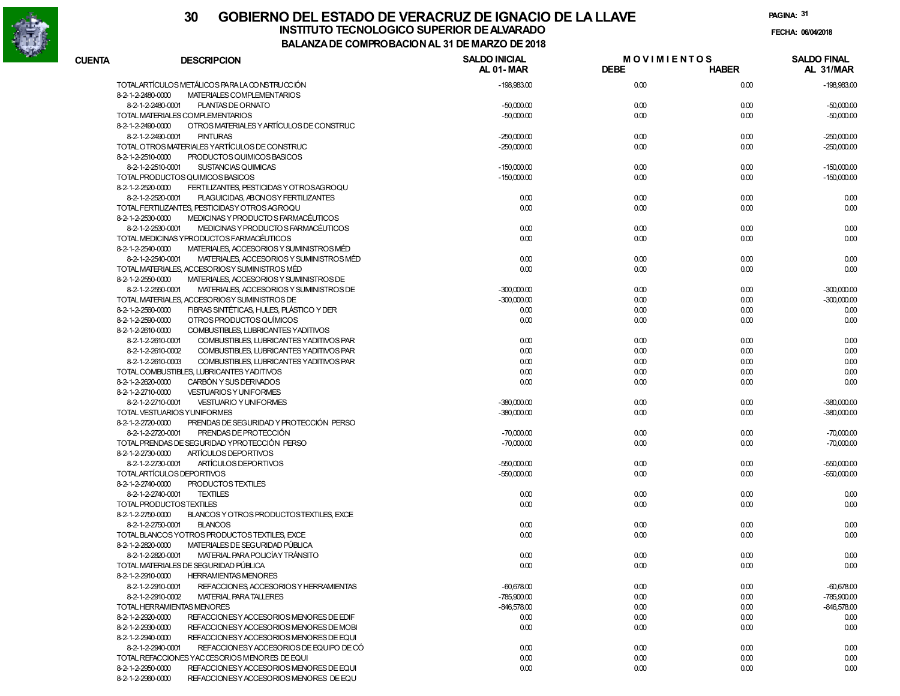# GOBIERNO DEL ESTADO DE VERACRUZ DE IGNACIO DE LA LLAVE

## INSTITUTO TECNOLOGICO SUPERIOR DE ALVARADO

### BALANZA DE COMPROBACION AL 31 DE MARZO DE 2018

FECHA: 06/04/2018

| CUENTA | DESCRIPCION | SALDO INICIAL AL 01-MAR | MOVIMIENTOS DEBE | MOVIMIENTOS HABER | SALDO FINAL AL 31/MAR |
|---|---|---|---|---|---|
| | TOTAL ARTÍCULOS METÁLICOS PARA LA CONSTRUCCIÓN | -198,983.00 | 0.00 | 0.00 | -198,983.00 |
| 8-2-1-2-2480-0000 | MATERIALES COMPLEMENTARIOS | | | | |
| 8-2-1-2-2480-0001 | PLANTAS DE ORNATO | -50,000.00 | 0.00 | 0.00 | -50,000.00 |
| | TOTAL MATERIALES COMPLEMENTARIOS | -50,000.00 | 0.00 | 0.00 | -50,000.00 |
| 8-2-1-2-2490-0000 | OTROS MATERIALES Y ARTÍCULOS DE CONSTRUC | | | | |
| 8-2-1-2-2490-0001 | PINTURAS | -250,000.00 | 0.00 | 0.00 | -250,000.00 |
| | TOTAL OTROS MATERIALES Y ARTÍCULOS DE CONSTRUC | -250,000.00 | 0.00 | 0.00 | -250,000.00 |
| 8-2-1-2-2510-0000 | PRODUCTOS QUIMICOS BASICOS | | | | |
| 8-2-1-2-2510-0001 | SUSTANCIAS QUIMICAS | -150,000.00 | 0.00 | 0.00 | -150,000.00 |
| | TOTAL PRODUCTOS QUIMICOS BASICOS | -150,000.00 | 0.00 | 0.00 | -150,000.00 |
| 8-2-1-2-2520-0000 | FERTILIZANTES, PESTICIDAS Y OTROS AGROQU | | | | |
| 8-2-1-2-2520-0001 | PLAGUICIDAS, ABONOS Y FERTILIZANTES | 0.00 | 0.00 | 0.00 | 0.00 |
| | TOTAL FERTILIZANTES, PESTICIDAS Y OTROS AGROQU | 0.00 | 0.00 | 0.00 | 0.00 |
| 8-2-1-2-2530-0000 | MEDICINAS Y PRODUCTOS FARMACÉUTICOS | | | | |
| 8-2-1-2-2530-0001 | MEDICINAS Y PRODUCTOS FARMACÉUTICOS | 0.00 | 0.00 | 0.00 | 0.00 |
| | TOTAL MEDICINAS Y PRODUCTOS FARMACÉUTICOS | 0.00 | 0.00 | 0.00 | 0.00 |
| 8-2-1-2-2540-0000 | MATERIALES, ACCESORIOS Y SUMINISTROS MÉD | | | | |
| 8-2-1-2-2540-0001 | MATERIALES, ACCESORIOS Y SUMINISTROS MÉD | 0.00 | 0.00 | 0.00 | 0.00 |
| | TOTAL MATERIALES, ACCESORIOS Y SUMINISTROS MÉD | 0.00 | 0.00 | 0.00 | 0.00 |
| 8-2-1-2-2550-0000 | MATERIALES, ACCESORIOS Y SUMINISTROS DE | | | | |
| 8-2-1-2-2550-0001 | MATERIALES, ACCESORIOS Y SUMINISTROS DE | -300,000.00 | 0.00 | 0.00 | -300,000.00 |
| | TOTAL MATERIALES, ACCESORIOS Y SUMINISTROS DE | -300,000.00 | 0.00 | 0.00 | -300,000.00 |
| 8-2-1-2-2560-0000 | FIBRAS SINTÉTICAS, HULES, PLÁSTICO Y DER | 0.00 | 0.00 | 0.00 | 0.00 |
| 8-2-1-2-2590-0000 | OTROS PRODUCTOS QUÍMICOS | 0.00 | 0.00 | 0.00 | 0.00 |
| 8-2-1-2-2610-0000 | COMBUSTIBLES, LUBRICANTES Y ADITIVOS | | | | |
| 8-2-1-2-2610-0001 | COMBUSTIBLES, LUBRICANTES Y ADITIVOS PAR | 0.00 | 0.00 | 0.00 | 0.00 |
| 8-2-1-2-2610-0002 | COMBUSTIBLES, LUBRICANTES Y ADITIVOS PAR | 0.00 | 0.00 | 0.00 | 0.00 |
| 8-2-1-2-2610-0003 | COMBUSTIBLES, LUBRICANTES Y ADITIVOS PAR | 0.00 | 0.00 | 0.00 | 0.00 |
| | TOTAL COMBUSTIBLES, LUBRICANTES Y ADITIVOS | 0.00 | 0.00 | 0.00 | 0.00 |
| 8-2-1-2-2620-0000 | CARBÓN Y SUS DERIVADOS | 0.00 | 0.00 | 0.00 | 0.00 |
| 8-2-1-2-2710-0000 | VESTUARIOS Y UNIFORMES | | | | |
| 8-2-1-2-2710-0001 | VESTUARIO Y UNIFORMES | -380,000.00 | 0.00 | 0.00 | -380,000.00 |
| | TOTAL VESTUARIOS Y UNIFORMES | -380,000.00 | 0.00 | 0.00 | -380,000.00 |
| 8-2-1-2-2720-0000 | PRENDAS DE SEGURIDAD Y PROTECCIÓN PERSO | | | | |
| 8-2-1-2-2720-0001 | PRENDAS DE PROTECCIÓN | -70,000.00 | 0.00 | 0.00 | -70,000.00 |
| | TOTAL PRENDAS DE SEGURIDAD Y PROTECCIÓN PERSO | -70,000.00 | 0.00 | 0.00 | -70,000.00 |
| 8-2-1-2-2730-0000 | ARTÍCULOS DEPORTIVOS | | | | |
| 8-2-1-2-2730-0001 | ARTÍCULOS DEPORTIVOS | -550,000.00 | 0.00 | 0.00 | -550,000.00 |
| | TOTAL ARTÍCULOS DEPORTIVOS | -550,000.00 | 0.00 | 0.00 | -550,000.00 |
| 8-2-1-2-2740-0000 | PRODUCTOS TEXTILES | | | | |
| 8-2-1-2-2740-0001 | TEXTILES | 0.00 | 0.00 | 0.00 | 0.00 |
| | TOTAL PRODUCTOS TEXTILES | 0.00 | 0.00 | 0.00 | 0.00 |
| 8-2-1-2-2750-0000 | BLANCOS Y OTROS PRODUCTOS TEXTILES, EXCE | | | | |
| 8-2-1-2-2750-0001 | BLANCOS | 0.00 | 0.00 | 0.00 | 0.00 |
| | TOTAL BLANCOS Y OTROS PRODUCTOS TEXTILES, EXCE | 0.00 | 0.00 | 0.00 | 0.00 |
| 8-2-1-2-2820-0000 | MATERIALES DE SEGURIDAD PÚBLICA | | | | |
| 8-2-1-2-2820-0001 | MATERIAL PARA POLICÍA Y TRÁNSITO | 0.00 | 0.00 | 0.00 | 0.00 |
| | TOTAL MATERIALES DE SEGURIDAD PÚBLICA | 0.00 | 0.00 | 0.00 | 0.00 |
| 8-2-1-2-2910-0000 | HERRAMIENTAS MENORES | | | | |
| 8-2-1-2-2910-0001 | REFACCIONES, ACCESORIOS Y HERRAMIENTAS | -60,678.00 | 0.00 | 0.00 | -60,678.00 |
| 8-2-1-2-2910-0002 | MATERIAL PARA TALLERES | -785,900.00 | 0.00 | 0.00 | -785,900.00 |
| | TOTAL HERRAMIENTAS MENORES | -846,578.00 | 0.00 | 0.00 | -846,578.00 |
| 8-2-1-2-2920-0000 | REFACCIONES Y ACCESORIOS MENORES DE EDIF | 0.00 | 0.00 | 0.00 | 0.00 |
| 8-2-1-2-2930-0000 | REFACCIONES Y ACCESORIOS MENORES DE MOBI | 0.00 | 0.00 | 0.00 | 0.00 |
| 8-2-1-2-2940-0000 | REFACCIONES Y ACCESORIOS MENORES DE EQUI | | | | |
| 8-2-1-2-2940-0001 | REFACCIONES Y ACCESORIOS DE EQUIPO DE CÓ | 0.00 | 0.00 | 0.00 | 0.00 |
| | TOTAL REFACCIONES Y ACCESORIOS MENORES DE EQUI | 0.00 | 0.00 | 0.00 | 0.00 |
| 8-2-1-2-2950-0000 | REFACCIONES Y ACCESORIOS MENORES DE EQUI | 0.00 | 0.00 | 0.00 | 0.00 |
| 8-2-1-2-2960-0000 | REFACCIONES Y ACCESORIOS MENORES DE EQU | | | | |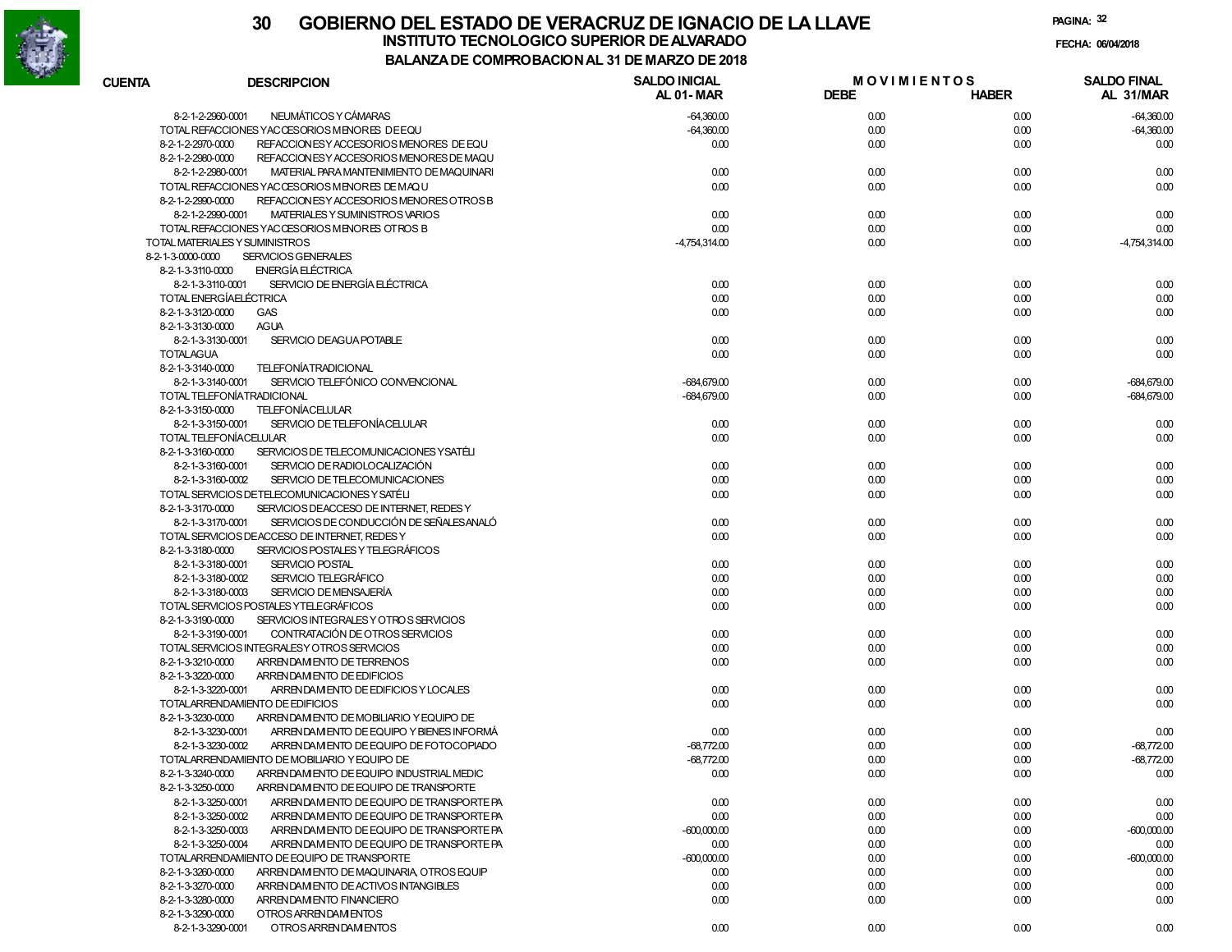# 30 GOBIERNO DEL ESTADO DE VERACRUZ DE IGNACIO DE LA LLAVE

## INSTITUTO TECNOLOGICO SUPERIOR DE ALVARADO

### BALANZA DE COMPROBACION AL 31 DE MARZO DE 2018

FECHA: 06/04/2018

| CUENTA | DESCRIPCION | SALDO INICIAL AL 01- MAR | MOVIMIENTOS DEBE | MOVIMIENTOS HABER | SALDO FINAL AL 31/MAR |
|---|---|---|---|---|---|
| 8-2-1-2-2960-0001 | NEUMÁTICOS Y CÁMARAS | -64,360.00 | 0.00 | 0.00 | -64,360.00 |
| TOTAL REFACCIONES Y ACCESORIOS MENORES DE EQU | | -64,360.00 | 0.00 | 0.00 | -64,360.00 |
| 8-2-1-2-2970-0000 | REFACCIONES Y ACCESORIOS MENORES DE EQU | 0.00 | 0.00 | 0.00 | 0.00 |
| 8-2-1-2-2980-0000 | REFACCIONES Y ACCESORIOS MENORES DE MAQU | | | | |
| 8-2-1-2-2980-0001 | MATERIAL PARA MANTENIMIENTO DE MAQUINARI | 0.00 | 0.00 | 0.00 | 0.00 |
| TOTAL REFACCIONES Y ACCESORIOS MENORES DE MAQU | | 0.00 | 0.00 | 0.00 | 0.00 |
| 8-2-1-2-2990-0000 | REFACCIONES Y ACCESORIOS MENORES OTROS B | | | | |
| 8-2-1-2-2990-0001 | MATERIALES Y SUMINISTROS VARIOS | 0.00 | 0.00 | 0.00 | 0.00 |
| TOTAL REFACCIONES Y ACCESORIOS MENORES OTROS B | | 0.00 | 0.00 | 0.00 | 0.00 |
| TOTAL MATERIALES Y SUMINISTROS | | -4,754,314.00 | 0.00 | 0.00 | -4,754,314.00 |
| 8-2-1-3-0000-0000 | SERVICIOS GENERALES | | | | |
| 8-2-1-3-3110-0000 | ENERGÍA ELÉCTRICA | | | | |
| 8-2-1-3-3110-0001 | SERVICIO DE ENERGÍA ELÉCTRICA | 0.00 | 0.00 | 0.00 | 0.00 |
| TOTAL ENERGÍA ELÉCTRICA | | 0.00 | 0.00 | 0.00 | 0.00 |
| 8-2-1-3-3120-0000 | GAS | 0.00 | 0.00 | 0.00 | 0.00 |
| 8-2-1-3-3130-0000 | AGUA | | | | |
| 8-2-1-3-3130-0001 | SERVICIO DE AGUA POTABLE | 0.00 | 0.00 | 0.00 | 0.00 |
| TOTAL AGUA | | 0.00 | 0.00 | 0.00 | 0.00 |
| 8-2-1-3-3140-0000 | TELEFONÍA TRADICIONAL | | | | |
| 8-2-1-3-3140-0001 | SERVICIO TELEFÓNICO CONVENCIONAL | -684,679.00 | 0.00 | 0.00 | -684,679.00 |
| TOTAL TELEFONÍA TRADICIONAL | | -684,679.00 | 0.00 | 0.00 | -684,679.00 |
| 8-2-1-3-3150-0000 | TELEFONÍA CELULAR | | | | |
| 8-2-1-3-3150-0001 | SERVICIO DE TELEFONÍA CELULAR | 0.00 | 0.00 | 0.00 | 0.00 |
| TOTAL TELEFONÍA CELULAR | | 0.00 | 0.00 | 0.00 | 0.00 |
| 8-2-1-3-3160-0000 | SERVICIOS DE TELECOMUNICACIONES Y SATÉLI | | | | |
| 8-2-1-3-3160-0001 | SERVICIO DE RADIOLOCALIZACIÓN | 0.00 | 0.00 | 0.00 | 0.00 |
| 8-2-1-3-3160-0002 | SERVICIO DE TELECOMUNICACIONES | 0.00 | 0.00 | 0.00 | 0.00 |
| TOTAL SERVICIOS DE TELECOMUNICACIONES Y SATÉLI | | 0.00 | 0.00 | 0.00 | 0.00 |
| 8-2-1-3-3170-0000 | SERVICIOS DE ACCESO DE INTERNET, REDES Y | | | | |
| 8-2-1-3-3170-0001 | SERVICIOS DE CONDUCCIÓN DE SEÑALES ANALÓ | 0.00 | 0.00 | 0.00 | 0.00 |
| TOTAL SERVICIOS DE ACCESO DE INTERNET, REDES Y | | 0.00 | 0.00 | 0.00 | 0.00 |
| 8-2-1-3-3180-0000 | SERVICIOS POSTALES Y TELEGRÁFICOS | | | | |
| 8-2-1-3-3180-0001 | SERVICIO POSTAL | 0.00 | 0.00 | 0.00 | 0.00 |
| 8-2-1-3-3180-0002 | SERVICIO TELEGRÁFICO | 0.00 | 0.00 | 0.00 | 0.00 |
| 8-2-1-3-3180-0003 | SERVICIO DE MENSAJERÍA | 0.00 | 0.00 | 0.00 | 0.00 |
| TOTAL SERVICIOS POSTALES Y TELEGRÁFICOS | | 0.00 | 0.00 | 0.00 | 0.00 |
| 8-2-1-3-3190-0000 | SERVICIOS INTEGRALES Y OTROS SERVICIOS | | | | |
| 8-2-1-3-3190-0001 | CONTRATACIÓN DE OTROS SERVICIOS | 0.00 | 0.00 | 0.00 | 0.00 |
| TOTAL SERVICIOS INTEGRALES Y OTROS SERVICIOS | | 0.00 | 0.00 | 0.00 | 0.00 |
| 8-2-1-3-3210-0000 | ARRENDAMIENTO DE TERRENOS | 0.00 | 0.00 | 0.00 | 0.00 |
| 8-2-1-3-3220-0000 | ARRENDAMIENTO DE EDIFICIOS | | | | |
| 8-2-1-3-3220-0001 | ARRENDAMIENTO DE EDIFICIOS Y LOCALES | 0.00 | 0.00 | 0.00 | 0.00 |
| TOTAL ARRENDAMIENTO DE EDIFICIOS | | 0.00 | 0.00 | 0.00 | 0.00 |
| 8-2-1-3-3230-0000 | ARRENDAMIENTO DE MOBILIARIO Y EQUIPO DE | | | | |
| 8-2-1-3-3230-0001 | ARRENDAMIENTO DE EQUIPO Y BIENES INFORMÁ | 0.00 | 0.00 | 0.00 | 0.00 |
| 8-2-1-3-3230-0002 | ARRENDAMIENTO DE EQUIPO DE FOTOCOPIADO | -68,772.00 | 0.00 | 0.00 | -68,772.00 |
| TOTAL ARRENDAMIENTO DE MOBILIARIO Y EQUIPO DE | | -68,772.00 | 0.00 | 0.00 | -68,772.00 |
| 8-2-1-3-3240-0000 | ARRENDAMIENTO DE EQUIPO INDUSTRIAL MEDIC | 0.00 | 0.00 | 0.00 | 0.00 |
| 8-2-1-3-3250-0000 | ARRENDAMIENTO DE EQUIPO DE TRANSPORTE | | | | |
| 8-2-1-3-3250-0001 | ARRENDAMIENTO DE EQUIPO DE TRANSPORTE PA | 0.00 | 0.00 | 0.00 | 0.00 |
| 8-2-1-3-3250-0002 | ARRENDAMIENTO DE EQUIPO DE TRANSPORTE PA | 0.00 | 0.00 | 0.00 | 0.00 |
| 8-2-1-3-3250-0003 | ARRENDAMIENTO DE EQUIPO DE TRANSPORTE PA | -600,000.00 | 0.00 | 0.00 | -600,000.00 |
| 8-2-1-3-3250-0004 | ARRENDAMIENTO DE EQUIPO DE TRANSPORTE PA | 0.00 | 0.00 | 0.00 | 0.00 |
| TOTAL ARRENDAMIENTO DE EQUIPO DE TRANSPORTE | | -600,000.00 | 0.00 | 0.00 | -600,000.00 |
| 8-2-1-3-3260-0000 | ARRENDAMIENTO DE MAQUINARIA, OTROS EQUIP | 0.00 | 0.00 | 0.00 | 0.00 |
| 8-2-1-3-3270-0000 | ARRENDAMIENTO DE ACTIVOS INTANGIBLES | 0.00 | 0.00 | 0.00 | 0.00 |
| 8-2-1-3-3280-0000 | ARRENDAMIENTO FINANCIERO | 0.00 | 0.00 | 0.00 | 0.00 |
| 8-2-1-3-3290-0000 | OTROS ARRENDAMIENTOS | | | | |
| 8-2-1-3-3290-0001 | OTROS ARRENDAMIENTOS | 0.00 | 0.00 | 0.00 | 0.00 |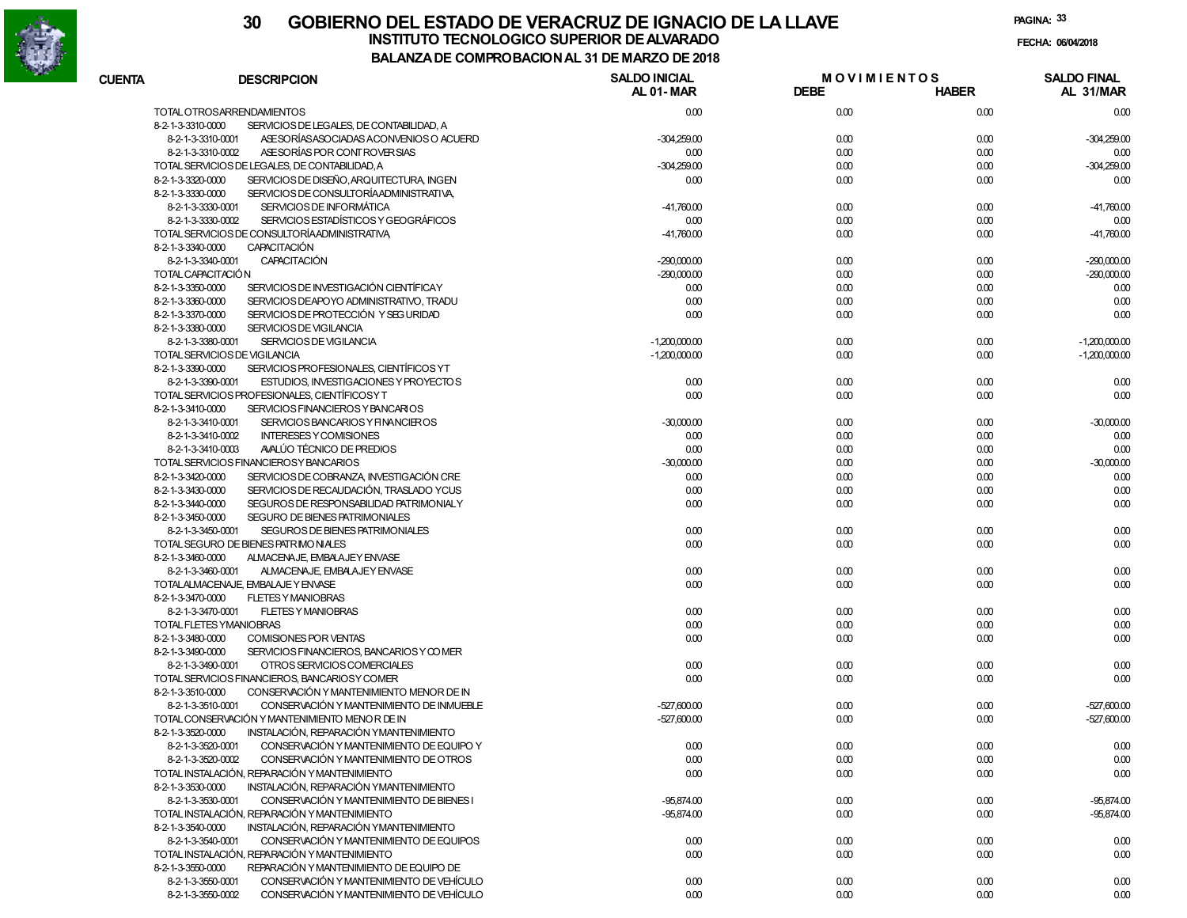# 30 GOBIERNO DEL ESTADO DE VERACRUZ DE IGNACIO DE LA LLAVE

## INSTITUTO TECNOLOGICO SUPERIOR DE ALVARADO

### BALANZA DE COMPROBACION AL 31 DE MARZO DE 2018

FECHA: 06/04/2018

| CUENTA | DESCRIPCION | SALDO INICIAL AL 01-MAR | MOVIMIENTOS DEBE | MOVIMIENTOS HABER | SALDO FINAL AL 31/MAR |
|---|---|---|---|---|---|
| TOTAL OTROS ARRENDAMIENTOS | | 0.00 | 0.00 | 0.00 | 0.00 |
| 8-2-1-3-3310-0000 | SERVICIOS DE LEGALES, DE CONTABILIDAD, A | | | | |
| 8-2-1-3-3310-0001 | ASESORÍAS ASOCIADAS A CONVENIOS O ACUERD | -304,259.00 | 0.00 | 0.00 | -304,259.00 |
| 8-2-1-3-3310-0002 | ASESORÍAS POR CONTROVERSIAS | 0.00 | 0.00 | 0.00 | 0.00 |
| TOTAL SERVICIOS DE LEGALES, DE CONTABILIDAD, A | | -304,259.00 | 0.00 | 0.00 | -304,259.00 |
| 8-2-1-3-3320-0000 | SERVICIOS DE DISEÑO, ARQUITECTURA, INGEN | 0.00 | 0.00 | 0.00 | 0.00 |
| 8-2-1-3-3330-0000 | SERVICIOS DE CONSULTORÍA ADMINISTRATIVA, | | | | |
| 8-2-1-3-3330-0001 | SERVICIOS DE INFORMÁTICA | -41,760.00 | 0.00 | 0.00 | -41,760.00 |
| 8-2-1-3-3330-0002 | SERVICIOS ESTADÍSTICOS Y GEOGRÁFICOS | 0.00 | 0.00 | 0.00 | 0.00 |
| TOTAL SERVICIOS DE CONSULTORÍA ADMINISTRATIVA, | | -41,760.00 | 0.00 | 0.00 | -41,760.00 |
| 8-2-1-3-3340-0000 | CAPACITACIÓN | | | | |
| 8-2-1-3-3340-0001 | CAPACITACIÓN | -290,000.00 | 0.00 | 0.00 | -290,000.00 |
| TOTAL CAPACITACIÓN | | -290,000.00 | 0.00 | 0.00 | -290,000.00 |
| 8-2-1-3-3350-0000 | SERVICIOS DE INVESTIGACIÓN CIENTÍFICA Y | 0.00 | 0.00 | 0.00 | 0.00 |
| 8-2-1-3-3360-0000 | SERVICIOS DE APOYO ADMINISTRATIVO, TRADU | 0.00 | 0.00 | 0.00 | 0.00 |
| 8-2-1-3-3370-0000 | SERVICIOS DE PROTECCIÓN Y SEGURIDAD | 0.00 | 0.00 | 0.00 | 0.00 |
| 8-2-1-3-3380-0000 | SERVICIOS DE VIGILANCIA | | | | |
| 8-2-1-3-3380-0001 | SERVICIOS DE VIGILANCIA | -1,200,000.00 | 0.00 | 0.00 | -1,200,000.00 |
| TOTAL SERVICIOS DE VIGILANCIA | | -1,200,000.00 | 0.00 | 0.00 | -1,200,000.00 |
| 8-2-1-3-3390-0000 | SERVICIOS PROFESIONALES, CIENTÍFICOS Y T | | | | |
| 8-2-1-3-3390-0001 | ESTUDIOS, INVESTIGACIONES Y PROYECTOS | 0.00 | 0.00 | 0.00 | 0.00 |
| TOTAL SERVICIOS PROFESIONALES, CIENTÍFICOS Y T | | 0.00 | 0.00 | 0.00 | 0.00 |
| 8-2-1-3-3410-0000 | SERVICIOS FINANCIEROS Y BANCARIOS | | | | |
| 8-2-1-3-3410-0001 | SERVICIOS BANCARIOS Y FINANCIEROS | -30,000.00 | 0.00 | 0.00 | -30,000.00 |
| 8-2-1-3-3410-0002 | INTERESES Y COMISIONES | 0.00 | 0.00 | 0.00 | 0.00 |
| 8-2-1-3-3410-0003 | AVALÚO TÉCNICO DE PREDIOS | 0.00 | 0.00 | 0.00 | 0.00 |
| TOTAL SERVICIOS FINANCIEROS Y BANCARIOS | | -30,000.00 | 0.00 | 0.00 | -30,000.00 |
| 8-2-1-3-3420-0000 | SERVICIOS DE COBRANZA, INVESTIGACIÓN CRE | 0.00 | 0.00 | 0.00 | 0.00 |
| 8-2-1-3-3430-0000 | SERVICIOS DE RECAUDACIÓN, TRASLADO Y CUS | 0.00 | 0.00 | 0.00 | 0.00 |
| 8-2-1-3-3440-0000 | SEGUROS DE RESPONSABILIDAD PATRIMONIAL Y | 0.00 | 0.00 | 0.00 | 0.00 |
| 8-2-1-3-3450-0000 | SEGURO DE BIENES PATRIMONIALES | | | | |
| 8-2-1-3-3450-0001 | SEGUROS DE BIENES PATRIMONIALES | 0.00 | 0.00 | 0.00 | 0.00 |
| TOTAL SEGURO DE BIENES PATRIMONIALES | | 0.00 | 0.00 | 0.00 | 0.00 |
| 8-2-1-3-3460-0000 | ALMACENAJE, EMBALAJE Y ENVASE | | | | |
| 8-2-1-3-3460-0001 | ALMACENAJE, EMBALAJE Y ENVASE | 0.00 | 0.00 | 0.00 | 0.00 |
| TOTAL ALMACENAJE, EMBALAJE Y ENVASE | | 0.00 | 0.00 | 0.00 | 0.00 |
| 8-2-1-3-3470-0000 | FLETES Y MANIOBRAS | | | | |
| 8-2-1-3-3470-0001 | FLETES Y MANIOBRAS | 0.00 | 0.00 | 0.00 | 0.00 |
| TOTAL FLETES Y MANIOBRAS | | 0.00 | 0.00 | 0.00 | 0.00 |
| 8-2-1-3-3480-0000 | COMISIONES POR VENTAS | 0.00 | 0.00 | 0.00 | 0.00 |
| 8-2-1-3-3490-0000 | SERVICIOS FINANCIEROS, BANCARIOS Y COMER | | | | |
| 8-2-1-3-3490-0001 | OTROS SERVICIOS COMERCIALES | 0.00 | 0.00 | 0.00 | 0.00 |
| TOTAL SERVICIOS FINANCIEROS, BANCARIOS Y COMER | | 0.00 | 0.00 | 0.00 | 0.00 |
| 8-2-1-3-3510-0000 | CONSERVACIÓN Y MANTENIMIENTO MENOR DE IN | | | | |
| 8-2-1-3-3510-0001 | CONSERVACIÓN Y MANTENIMIENTO DE INMUEBLE | -527,600.00 | 0.00 | 0.00 | -527,600.00 |
| TOTAL CONSERVACIÓN Y MANTENIMIENTO MENOR DE IN | | -527,600.00 | 0.00 | 0.00 | -527,600.00 |
| 8-2-1-3-3520-0000 | INSTALACIÓN, REPARACIÓN Y MANTENIMIENTO | | | | |
| 8-2-1-3-3520-0001 | CONSERVACIÓN Y MANTENIMIENTO DE EQUIPO Y | 0.00 | 0.00 | 0.00 | 0.00 |
| 8-2-1-3-3520-0002 | CONSERVACIÓN Y MANTENIMIENTO DE OTROS | 0.00 | 0.00 | 0.00 | 0.00 |
| TOTAL INSTALACIÓN, REPARACIÓN Y MANTENIMIENTO | | 0.00 | 0.00 | 0.00 | 0.00 |
| 8-2-1-3-3530-0000 | INSTALACIÓN, REPARACIÓN Y MANTENIMIENTO | | | | |
| 8-2-1-3-3530-0001 | CONSERVACIÓN Y MANTENIMIENTO DE BIENES I | -95,874.00 | 0.00 | 0.00 | -95,874.00 |
| TOTAL INSTALACIÓN, REPARACIÓN Y MANTENIMIENTO | | -95,874.00 | 0.00 | 0.00 | -95,874.00 |
| 8-2-1-3-3540-0000 | INSTALACIÓN, REPARACIÓN Y MANTENIMIENTO | | | | |
| 8-2-1-3-3540-0001 | CONSERVACIÓN Y MANTENIMIENTO DE EQUIPOS | 0.00 | 0.00 | 0.00 | 0.00 |
| TOTAL INSTALACIÓN, REPARACIÓN Y MANTENIMIENTO | | 0.00 | 0.00 | 0.00 | 0.00 |
| 8-2-1-3-3550-0000 | REPARACIÓN Y MANTENIMIENTO DE EQUIPO DE | | | | |
| 8-2-1-3-3550-0001 | CONSERVACIÓN Y MANTENIMIENTO DE VEHÍCULO | 0.00 | 0.00 | 0.00 | 0.00 |
| 8-2-1-3-3550-0002 | CONSERVACIÓN Y MANTENIMIENTO DE VEHÍCULO | 0.00 | 0.00 | 0.00 | 0.00 |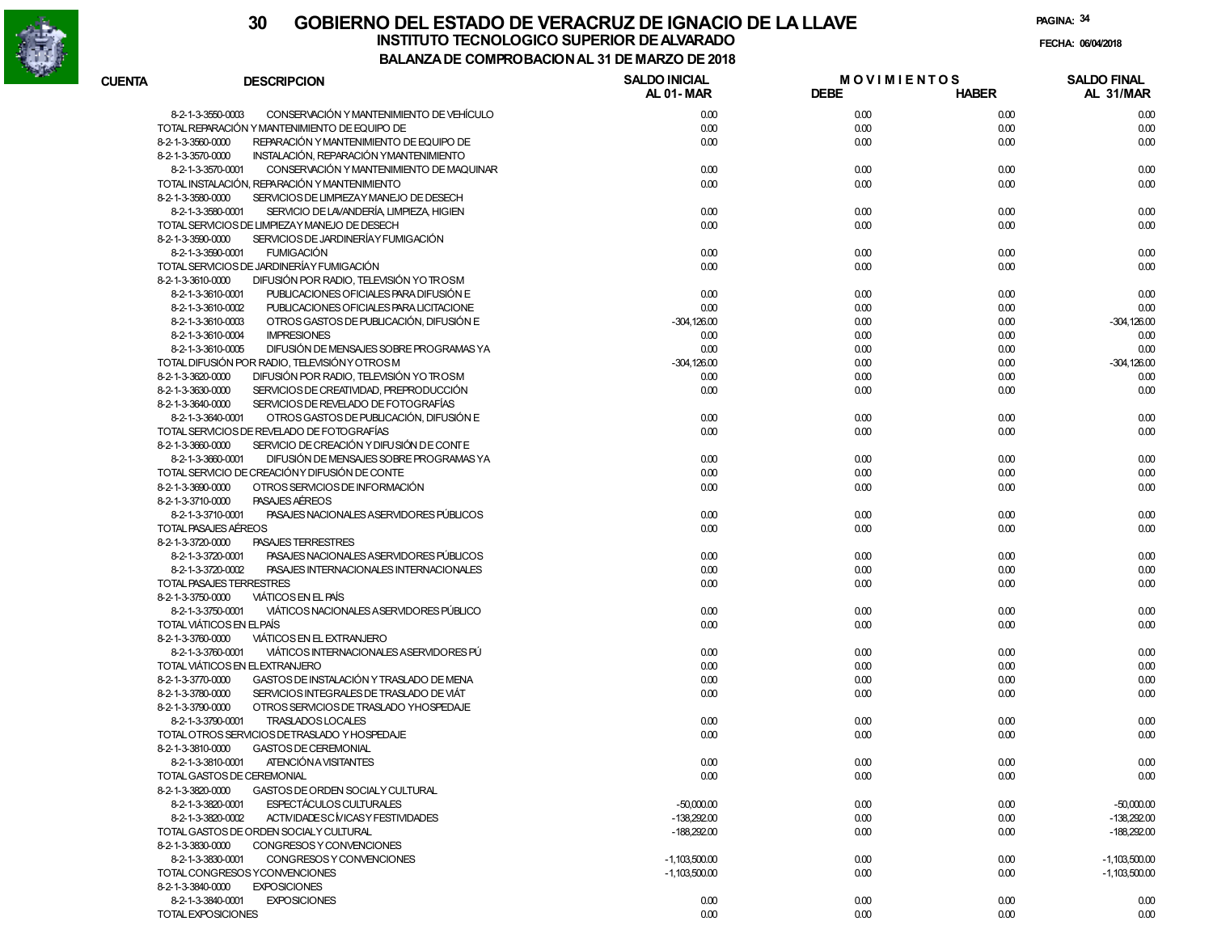# 30 GOBIERNO DEL ESTADO DE VERACRUZ DE IGNACIO DE LA LLAVE

## INSTITUTO TECNOLOGICO SUPERIOR DE ALVARADO

### BALANZA DE COMPROBACION AL 31 DE MARZO DE 2018

PAGINA: 34

FECHA: 06/04/2018

| CUENTA | DESCRIPCION | SALDO INICIAL AL 01- MAR | MOVIMIENTOS DEBE | MOVIMIENTOS HABER | SALDO FINAL AL 31/MAR |
|---|---|---|---|---|---|
| 8-2-1-3-3550-0003 | CONSERVACIÓN Y MANTENIMIENTO DE VEHÍCULO | 0.00 | 0.00 | 0.00 | 0.00 |
| | TOTAL REPARACIÓN Y MANTENIMIENTO DE EQUIPO DE | 0.00 | 0.00 | 0.00 | 0.00 |
| 8-2-1-3-3560-0000 | REPARACIÓN Y MANTENIMIENTO DE EQUIPO DE | 0.00 | 0.00 | 0.00 | 0.00 |
| 8-2-1-3-3570-0000 | INSTALACIÓN, REPARACIÓN Y MANTENIMIENTO | | | | |
| 8-2-1-3-3570-0001 | CONSERVACIÓN Y MANTENIMIENTO DE MAQUINAR | 0.00 | 0.00 | 0.00 | 0.00 |
| | TOTAL INSTALACIÓN, REPARACIÓN Y MANTENIMIENTO | 0.00 | 0.00 | 0.00 | 0.00 |
| 8-2-1-3-3580-0000 | SERVICIOS DE LIMPIEZA Y MANEJO DE DESECH | | | | |
| 8-2-1-3-3580-0001 | SERVICIO DE LAVANDERÍA, LIMPIEZA, HIGIEN | 0.00 | 0.00 | 0.00 | 0.00 |
| | TOTAL SERVICIOS DE LIMPIEZA Y MANEJO DE DESECH | 0.00 | 0.00 | 0.00 | 0.00 |
| 8-2-1-3-3590-0000 | SERVICIOS DE JARDINERÍA Y FUMIGACIÓN | | | | |
| 8-2-1-3-3590-0001 | FUMIGACIÓN | 0.00 | 0.00 | 0.00 | 0.00 |
| | TOTAL SERVICIOS DE JARDINERÍA Y FUMIGACIÓN | 0.00 | 0.00 | 0.00 | 0.00 |
| 8-2-1-3-3610-0000 | DIFUSIÓN POR RADIO, TELEVISIÓN Y OTROS M | | | | |
| 8-2-1-3-3610-0001 | PUBLICACIONES OFICIALES PARA DIFUSIÓN E | 0.00 | 0.00 | 0.00 | 0.00 |
| 8-2-1-3-3610-0002 | PUBLICACIONES OFICIALES PARA LICITACIONE | 0.00 | 0.00 | 0.00 | 0.00 |
| 8-2-1-3-3610-0003 | OTROS GASTOS DE PUBLICACIÓN, DIFUSIÓN E | -304,126.00 | 0.00 | 0.00 | -304,126.00 |
| 8-2-1-3-3610-0004 | IMPRESIONES | 0.00 | 0.00 | 0.00 | 0.00 |
| 8-2-1-3-3610-0005 | DIFUSIÓN DE MENSAJES SOBRE PROGRAMAS Y A | 0.00 | 0.00 | 0.00 | 0.00 |
| | TOTAL DIFUSIÓN POR RADIO, TELEVISIÓN Y OTROS M | -304,126.00 | 0.00 | 0.00 | -304,126.00 |
| 8-2-1-3-3620-0000 | DIFUSIÓN POR RADIO, TELEVISIÓN Y OTROS M | 0.00 | 0.00 | 0.00 | 0.00 |
| 8-2-1-3-3630-0000 | SERVICIOS DE CREATIVIDAD, PREPRODUCCIÓN | 0.00 | 0.00 | 0.00 | 0.00 |
| 8-2-1-3-3640-0000 | SERVICIOS DE REVELADO DE FOTOGRAFÍAS | | | | |
| 8-2-1-3-3640-0001 | OTROS GASTOS DE PUBLICACIÓN, DIFUSIÓN E | 0.00 | 0.00 | 0.00 | 0.00 |
| | TOTAL SERVICIOS DE REVELADO DE FOTOGRAFÍAS | 0.00 | 0.00 | 0.00 | 0.00 |
| 8-2-1-3-3660-0000 | SERVICIO DE CREACIÓN Y DIFUSIÓN DE CONTE | | | | |
| 8-2-1-3-3660-0001 | DIFUSIÓN DE MENSAJES SOBRE PROGRAMAS Y A | 0.00 | 0.00 | 0.00 | 0.00 |
| | TOTAL SERVICIO DE CREACIÓN Y DIFUSIÓN DE CONTE | 0.00 | 0.00 | 0.00 | 0.00 |
| 8-2-1-3-3690-0000 | OTROS SERVICIOS DE INFORMACIÓN | 0.00 | 0.00 | 0.00 | 0.00 |
| 8-2-1-3-3710-0000 | PASAJES AÉREOS | | | | |
| 8-2-1-3-3710-0001 | PASAJES NACIONALES A SERVIDORES PÚBLICOS | 0.00 | 0.00 | 0.00 | 0.00 |
| | TOTAL PASAJES AÉREOS | 0.00 | 0.00 | 0.00 | 0.00 |
| 8-2-1-3-3720-0000 | PASAJES TERRESTRES | | | | |
| 8-2-1-3-3720-0001 | PASAJES NACIONALES A SERVIDORES PÚBLICOS | 0.00 | 0.00 | 0.00 | 0.00 |
| 8-2-1-3-3720-0002 | PASAJES INTERNACIONALES INTERNACIONALES | 0.00 | 0.00 | 0.00 | 0.00 |
| | TOTAL PASAJES TERRESTRES | 0.00 | 0.00 | 0.00 | 0.00 |
| 8-2-1-3-3750-0000 | VIÁTICOS EN EL PAÍS | | | | |
| 8-2-1-3-3750-0001 | VIÁTICOS NACIONALES A SERVIDORES PÚBLICO | 0.00 | 0.00 | 0.00 | 0.00 |
| | TOTAL VIÁTICOS EN EL PAÍS | 0.00 | 0.00 | 0.00 | 0.00 |
| 8-2-1-3-3760-0000 | VIÁTICOS EN EL EXTRANJERO | | | | |
| 8-2-1-3-3760-0001 | VIÁTICOS INTERNACIONALES A SERVIDORES PÚ | 0.00 | 0.00 | 0.00 | 0.00 |
| | TOTAL VIÁTICOS EN EL EXTRANJERO | 0.00 | 0.00 | 0.00 | 0.00 |
| 8-2-1-3-3770-0000 | GASTOS DE INSTALACIÓN Y TRASLADO DE MENA | 0.00 | 0.00 | 0.00 | 0.00 |
| 8-2-1-3-3780-0000 | SERVICIOS INTEGRALES DE TRASLADO DE VIÁT | 0.00 | 0.00 | 0.00 | 0.00 |
| 8-2-1-3-3790-0000 | OTROS SERVICIOS DE TRASLADO Y HOSPEDAJE | | | | |
| 8-2-1-3-3790-0001 | TRASLADOS LOCALES | 0.00 | 0.00 | 0.00 | 0.00 |
| | TOTAL OTROS SERVICIOS DE TRASLADO Y HOSPEDAJE | 0.00 | 0.00 | 0.00 | 0.00 |
| 8-2-1-3-3810-0000 | GASTOS DE CEREMONIAL | | | | |
| 8-2-1-3-3810-0001 | ATENCIÓN A VISITANTES | 0.00 | 0.00 | 0.00 | 0.00 |
| | TOTAL GASTOS DE CEREMONIAL | 0.00 | 0.00 | 0.00 | 0.00 |
| 8-2-1-3-3820-0000 | GASTOS DE ORDEN SOCIAL Y CULTURAL | | | | |
| 8-2-1-3-3820-0001 | ESPECTÁCULOS CULTURALES | -50,000.00 | 0.00 | 0.00 | -50,000.00 |
| 8-2-1-3-3820-0002 | ACTIVIDADES CÍVICAS Y FESTIVIDADES | -138,292.00 | 0.00 | 0.00 | -138,292.00 |
| | TOTAL GASTOS DE ORDEN SOCIAL Y CULTURAL | -188,292.00 | 0.00 | 0.00 | -188,292.00 |
| 8-2-1-3-3830-0000 | CONGRESOS Y CONVENCIONES | | | | |
| 8-2-1-3-3830-0001 | CONGRESOS Y CONVENCIONES | -1,103,500.00 | 0.00 | 0.00 | -1,103,500.00 |
| | TOTAL CONGRESOS Y CONVENCIONES | -1,103,500.00 | 0.00 | 0.00 | -1,103,500.00 |
| 8-2-1-3-3840-0000 | EXPOSICIONES | | | | |
| 8-2-1-3-3840-0001 | EXPOSICIONES | 0.00 | 0.00 | 0.00 | 0.00 |
| | TOTAL EXPOSICIONES | 0.00 | 0.00 | 0.00 | 0.00 |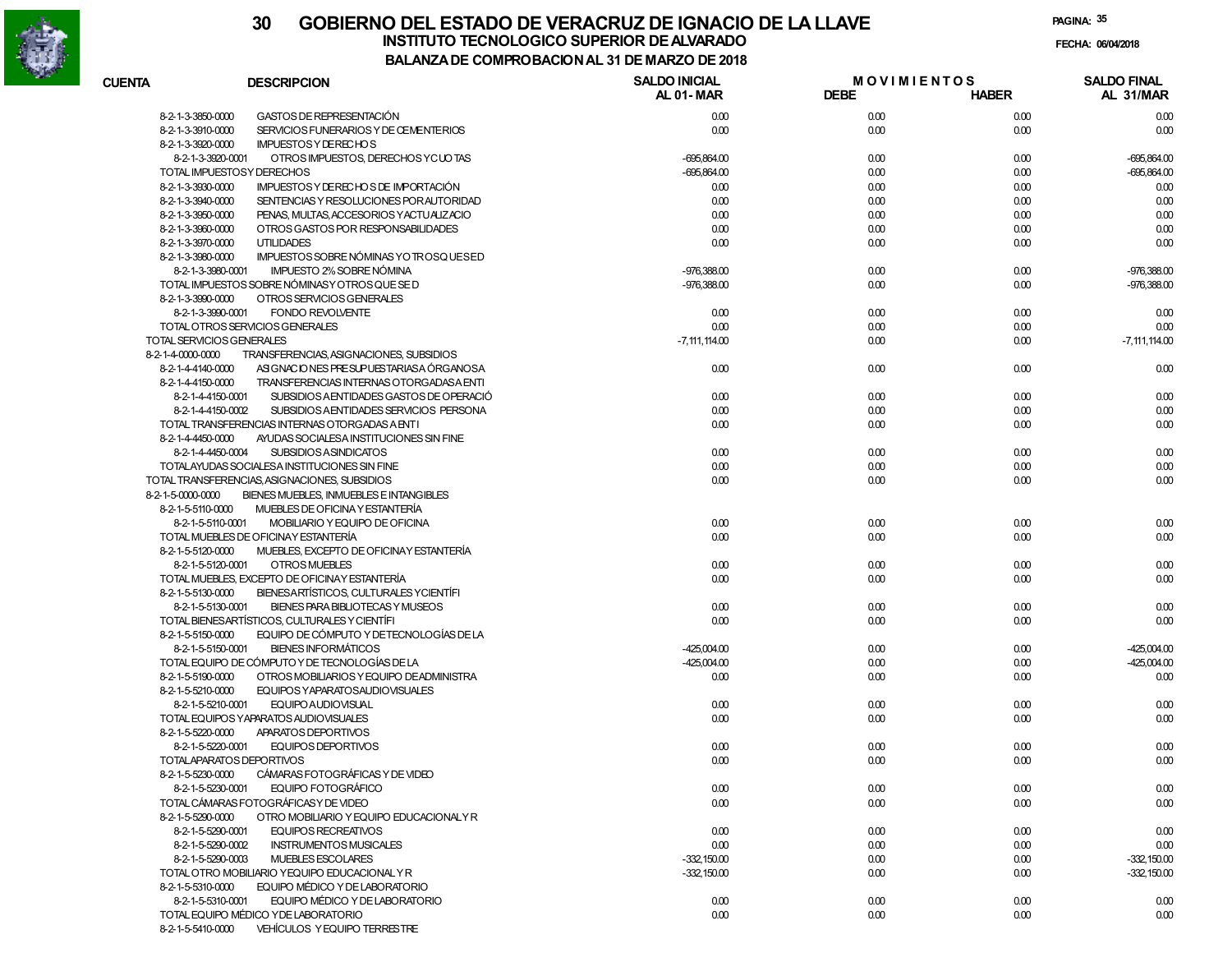# GOBIERNO DEL ESTADO DE VERACRUZ DE IGNACIO DE LA LLAVE

## INSTITUTO TECNOLOGICO SUPERIOR DE ALVARADO

### BALANZA DE COMPROBACION AL 31 DE MARZO DE 2018

| CUENTA | DESCRIPCION | SALDO INICIAL AL 01-MAR | MOVIMIENTOS DEBE | MOVIMIENTOS HABER | SALDO FINAL AL 31/MAR |
|---|---|---|---|---|---|
| 8-2-1-3-3850-0000 | GASTOS DE REPRESENTACIÓN | 0.00 | 0.00 | 0.00 | 0.00 |
| 8-2-1-3-3910-0000 | SERVICIOS FUNERARIOS Y DE CEMENTERIOS | 0.00 | 0.00 | 0.00 | 0.00 |
| 8-2-1-3-3920-0000 | IMPUESTOS Y DERECHOS | | | | |
| 8-2-1-3-3920-0001 | OTROS IMPUESTOS, DERECHOS Y CUOTAS | -695,864.00 | 0.00 | 0.00 | -695,864.00 |
| TOTAL IMPUESTOS Y DERECHOS | | -695,864.00 | 0.00 | 0.00 | -695,864.00 |
| 8-2-1-3-3930-0000 | IMPUESTOS Y DERECHOS DE IMPORTACIÓN | 0.00 | 0.00 | 0.00 | 0.00 |
| 8-2-1-3-3940-0000 | SENTENCIAS Y RESOLUCIONES POR AUTORIDAD | 0.00 | 0.00 | 0.00 | 0.00 |
| 8-2-1-3-3950-0000 | PENAS, MULTAS, ACCESORIOS Y ACTUALIZACIO | 0.00 | 0.00 | 0.00 | 0.00 |
| 8-2-1-3-3960-0000 | OTROS GASTOS POR RESPONSABILIDADES | 0.00 | 0.00 | 0.00 | 0.00 |
| 8-2-1-3-3970-0000 | UTILIDADES | 0.00 | 0.00 | 0.00 | 0.00 |
| 8-2-1-3-3980-0000 | IMPUESTOS SOBRE NÓMINAS Y OTROS QUE SE D | | | | |
| 8-2-1-3-3980-0001 | IMPUESTO 2% SOBRE NÓMINA | -976,388.00 | 0.00 | 0.00 | -976,388.00 |
| TOTAL IMPUESTOS SOBRE NÓMINAS Y OTROS QUE SE D | | -976,388.00 | 0.00 | 0.00 | -976,388.00 |
| 8-2-1-3-3990-0000 | OTROS SERVICIOS GENERALES | | | | |
| 8-2-1-3-3990-0001 | FONDO REVOLVENTE | 0.00 | 0.00 | 0.00 | 0.00 |
| TOTAL OTROS SERVICIOS GENERALES | | 0.00 | 0.00 | 0.00 | 0.00 |
| TOTAL SERVICIOS GENERALES | | -7,111,114.00 | 0.00 | 0.00 | -7,111,114.00 |
| 8-2-1-4-0000-0000 | TRANSFERENCIAS, ASIGNACIONES, SUBSIDIOS | | | | |
| 8-2-1-4-4140-0000 | ASIGNACIONES PRESUPUESTARIAS A ÓRGANOS A | 0.00 | 0.00 | 0.00 | 0.00 |
| 8-2-1-4-4150-0000 | TRANSFERENCIAS INTERNAS OTORGADAS A ENTI | | | | |
| 8-2-1-4-4150-0001 | SUBSIDIOS A ENTIDADES GASTOS DE OPERACIÓ | 0.00 | 0.00 | 0.00 | 0.00 |
| 8-2-1-4-4150-0002 | SUBSIDIOS A ENTIDADES SERVICIOS PERSONA | 0.00 | 0.00 | 0.00 | 0.00 |
| TOTAL TRANSFERENCIAS INTERNAS OTORGADAS A ENTI | | 0.00 | 0.00 | 0.00 | 0.00 |
| 8-2-1-4-4450-0000 | AYUDAS SOCIALES A INSTITUCIONES SIN FINE | | | | |
| 8-2-1-4-4450-0004 | SUBSIDIOS A SINDICATOS | 0.00 | 0.00 | 0.00 | 0.00 |
| TOTAL AYUDAS SOCIALES A INSTITUCIONES SIN FINE | | 0.00 | 0.00 | 0.00 | 0.00 |
| TOTAL TRANSFERENCIAS, ASIGNACIONES, SUBSIDIOS | | 0.00 | 0.00 | 0.00 | 0.00 |
| 8-2-1-5-0000-0000 | BIENES MUEBLES, INMUEBLES E INTANGIBLES | | | | |
| 8-2-1-5-5110-0000 | MUEBLES DE OFICINA Y ESTANTERÍA | | | | |
| 8-2-1-5-5110-0001 | MOBILIARIO Y EQUIPO DE OFICINA | 0.00 | 0.00 | 0.00 | 0.00 |
| TOTAL MUEBLES DE OFICINA Y ESTANTERÍA | | 0.00 | 0.00 | 0.00 | 0.00 |
| 8-2-1-5-5120-0000 | MUEBLES, EXCEPTO DE OFICINA Y ESTANTERÍA | | | | |
| 8-2-1-5-5120-0001 | OTROS MUEBLES | 0.00 | 0.00 | 0.00 | 0.00 |
| TOTAL MUEBLES, EXCEPTO DE OFICINA Y ESTANTERÍA | | 0.00 | 0.00 | 0.00 | 0.00 |
| 8-2-1-5-5130-0000 | BIENES ARTÍSTICOS, CULTURALES Y CIENTÍFI | | | | |
| 8-2-1-5-5130-0001 | BIENES PARA BIBLIOTECAS Y MUSEOS | 0.00 | 0.00 | 0.00 | 0.00 |
| TOTAL BIENES ARTÍSTICOS, CULTURALES Y CIENTÍFI | | 0.00 | 0.00 | 0.00 | 0.00 |
| 8-2-1-5-5150-0000 | EQUIPO DE CÓMPUTO Y DE TECNOLOGÍAS DE LA | | | | |
| 8-2-1-5-5150-0001 | BIENES INFORMÁTICOS | -425,004.00 | 0.00 | 0.00 | -425,004.00 |
| TOTAL EQUIPO DE CÓMPUTO Y DE TECNOLOGÍAS DE LA | | -425,004.00 | 0.00 | 0.00 | -425,004.00 |
| 8-2-1-5-5190-0000 | OTROS MOBILIARIOS Y EQUIPO DE ADMINISTRA | 0.00 | 0.00 | 0.00 | 0.00 |
| 8-2-1-5-5210-0000 | EQUIPOS Y APARATOS AUDIOVISUALES | | | | |
| 8-2-1-5-5210-0001 | EQUIPO AUDIOVISUAL | 0.00 | 0.00 | 0.00 | 0.00 |
| TOTAL EQUIPOS Y APARATOS AUDIOVISUALES | | 0.00 | 0.00 | 0.00 | 0.00 |
| 8-2-1-5-5220-0000 | APARATOS DEPORTIVOS | | | | |
| 8-2-1-5-5220-0001 | EQUIPOS DEPORTIVOS | 0.00 | 0.00 | 0.00 | 0.00 |
| TOTAL APARATOS DEPORTIVOS | | 0.00 | 0.00 | 0.00 | 0.00 |
| 8-2-1-5-5230-0000 | CÁMARAS FOTOGRÁFICAS Y DE VIDEO | | | | |
| 8-2-1-5-5230-0001 | EQUIPO FOTOGRÁFICO | 0.00 | 0.00 | 0.00 | 0.00 |
| TOTAL CÁMARAS FOTOGRÁFICAS Y DE VIDEO | | 0.00 | 0.00 | 0.00 | 0.00 |
| 8-2-1-5-5290-0000 | OTRO MOBILIARIO Y EQUIPO EDUCACIONAL Y R | | | | |
| 8-2-1-5-5290-0001 | EQUIPOS RECREATIVOS | 0.00 | 0.00 | 0.00 | 0.00 |
| 8-2-1-5-5290-0002 | INSTRUMENTOS MUSICALES | 0.00 | 0.00 | 0.00 | 0.00 |
| 8-2-1-5-5290-0003 | MUEBLES ESCOLARES | -332,150.00 | 0.00 | 0.00 | -332,150.00 |
| TOTAL OTRO MOBILIARIO Y EQUIPO EDUCACIONAL Y R | | -332,150.00 | 0.00 | 0.00 | -332,150.00 |
| 8-2-1-5-5310-0000 | EQUIPO MÉDICO Y DE LABORATORIO | | | | |
| 8-2-1-5-5310-0001 | EQUIPO MÉDICO Y DE LABORATORIO | 0.00 | 0.00 | 0.00 | 0.00 |
| TOTAL EQUIPO MÉDICO Y DE LABORATORIO | | 0.00 | 0.00 | 0.00 | 0.00 |
| 8-2-1-5-5410-0000 | VEHÍCULOS Y EQUIPO TERRESTRE | | | | |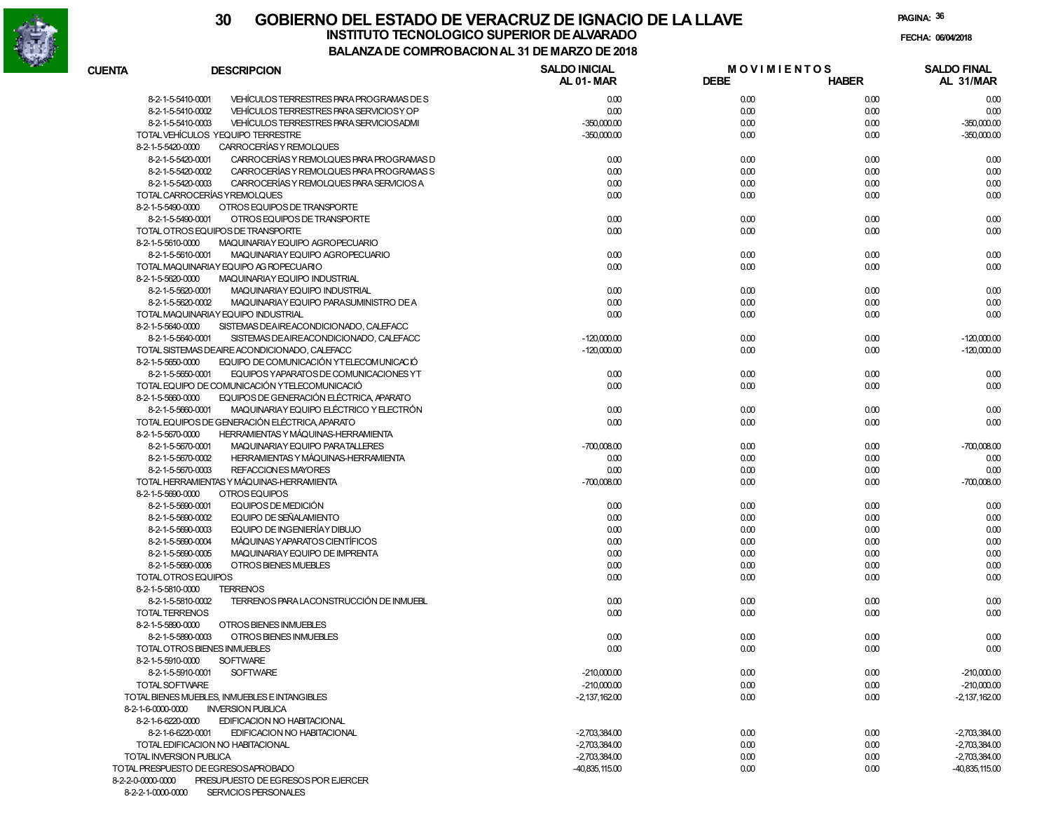# GOBIERNO DEL ESTADO DE VERACRUZ DE IGNACIO DE LA LLAVE

## INSTITUTO TECNOLOGICO SUPERIOR DE ALVARADO

### BALANZA DE COMPROBACION AL 31 DE MARZO DE 2018

FECHA: 06/04/2018

| CUENTA | DESCRIPCION | SALDO INICIAL AL 01- MAR | MOVIMIENTOS DEBE | HABER | SALDO FINAL AL 31/MAR |
|---|---|---|---|---|---|
| 8-2-1-5-5410-0001 | VEHÍCULOS TERRESTRES PARA PROGRAMAS DE S | 0.00 | 0.00 | 0.00 | 0.00 |
| 8-2-1-5-5410-0002 | VEHÍCULOS TERRESTRES PARA SERVICIOS Y OP | 0.00 | 0.00 | 0.00 | 0.00 |
| 8-2-1-5-5410-0003 | VEHÍCULOS TERRESTRES PARA SERVICIOS ADMI | -350,000.00 | 0.00 | 0.00 | -350,000.00 |
| TOTAL VEHÍCULOS Y EQUIPO TERRESTRE | | -350,000.00 | 0.00 | 0.00 | -350,000.00 |
| 8-2-1-5-5420-0000 | CARROCERÍAS Y REMOLQUES | | | | |
| 8-2-1-5-5420-0001 | CARROCERÍAS Y REMOLQUES PARA PROGRAMAS D | 0.00 | 0.00 | 0.00 | 0.00 |
| 8-2-1-5-5420-0002 | CARROCERÍAS Y REMOLQUES PARA PROGRAMAS S | 0.00 | 0.00 | 0.00 | 0.00 |
| 8-2-1-5-5420-0003 | CARROCERÍAS Y REMOLQUES PARA SERVICIOS A | 0.00 | 0.00 | 0.00 | 0.00 |
| TOTAL CARROCERÍAS Y REMOLQUES | | 0.00 | 0.00 | 0.00 | 0.00 |
| 8-2-1-5-5490-0000 | OTROS EQUIPOS DE TRANSPORTE | | | | |
| 8-2-1-5-5490-0001 | OTROS EQUIPOS DE TRANSPORTE | 0.00 | 0.00 | 0.00 | 0.00 |
| TOTAL OTROS EQUIPOS DE TRANSPORTE | | 0.00 | 0.00 | 0.00 | 0.00 |
| 8-2-1-5-5610-0000 | MAQUINARIA Y EQUIPO AGROPECUARIO | | | | |
| 8-2-1-5-5610-0001 | MAQUINARIA Y EQUIPO AGROPECUARIO | 0.00 | 0.00 | 0.00 | 0.00 |
| TOTAL MAQUINARIA Y EQUIPO AGROPECUARIO | | 0.00 | 0.00 | 0.00 | 0.00 |
| 8-2-1-5-5620-0000 | MAQUINARIA Y EQUIPO INDUSTRIAL | | | | |
| 8-2-1-5-5620-0001 | MAQUINARIA Y EQUIPO INDUSTRIAL | 0.00 | 0.00 | 0.00 | 0.00 |
| 8-2-1-5-5620-0002 | MAQUINARIA Y EQUIPO PARA SUMINISTRO DE A | 0.00 | 0.00 | 0.00 | 0.00 |
| TOTAL MAQUINARIA Y EQUIPO INDUSTRIAL | | 0.00 | 0.00 | 0.00 | 0.00 |
| 8-2-1-5-5640-0000 | SISTEMAS DE AIRE ACONDICIONADO, CALEFACC | | | | |
| 8-2-1-5-5640-0001 | SISTEMAS DE AIRE ACONDICIONADO, CALEFACC | -120,000.00 | 0.00 | 0.00 | -120,000.00 |
| TOTAL SISTEMAS DE AIRE ACONDICIONADO, CALEFACC | | -120,000.00 | 0.00 | 0.00 | -120,000.00 |
| 8-2-1-5-5650-0000 | EQUIPO DE COMUNICACIÓN Y TELECOMUNICACIÓ | | | | |
| 8-2-1-5-5650-0001 | EQUIPOS Y APARATOS DE COMUNICACIONES Y T | 0.00 | 0.00 | 0.00 | 0.00 |
| TOTAL EQUIPO DE COMUNICACIÓN Y TELECOMUNICACIÓ | | 0.00 | 0.00 | 0.00 | 0.00 |
| 8-2-1-5-5660-0000 | EQUIPOS DE GENERACIÓN ELÉCTRICA, APARATO | | | | |
| 8-2-1-5-5660-0001 | MAQUINARIA Y EQUIPO ELÉCTRICO Y ELECTRÓN | 0.00 | 0.00 | 0.00 | 0.00 |
| TOTAL EQUIPOS DE GENERACIÓN ELÉCTRICA, APARATO | | 0.00 | 0.00 | 0.00 | 0.00 |
| 8-2-1-5-5670-0000 | HERRAMIENTAS Y MÁQUINAS-HERRAMIENTA | | | | |
| 8-2-1-5-5670-0001 | MAQUINARIA Y EQUIPO PARA TALLERES | -700,008.00 | 0.00 | 0.00 | -700,008.00 |
| 8-2-1-5-5670-0002 | HERRAMIENTAS Y MÁQUINAS-HERRAMIENTA | 0.00 | 0.00 | 0.00 | 0.00 |
| 8-2-1-5-5670-0003 | REFACCIONES MAYORES | 0.00 | 0.00 | 0.00 | 0.00 |
| TOTAL HERRAMIENTAS Y MÁQUINAS-HERRAMIENTA | | -700,008.00 | 0.00 | 0.00 | -700,008.00 |
| 8-2-1-5-5690-0000 | OTROS EQUIPOS | | | | |
| 8-2-1-5-5690-0001 | EQUIPOS DE MEDICIÓN | 0.00 | 0.00 | 0.00 | 0.00 |
| 8-2-1-5-5690-0002 | EQUIPO DE SEÑALAMIENTO | 0.00 | 0.00 | 0.00 | 0.00 |
| 8-2-1-5-5690-0003 | EQUIPO DE INGENIERÍA Y DIBUJO | 0.00 | 0.00 | 0.00 | 0.00 |
| 8-2-1-5-5690-0004 | MÁQUINAS Y APARATOS CIENTÍFICOS | 0.00 | 0.00 | 0.00 | 0.00 |
| 8-2-1-5-5690-0005 | MAQUINARIA Y EQUIPO DE IMPRENTA | 0.00 | 0.00 | 0.00 | 0.00 |
| 8-2-1-5-5690-0006 | OTROS BIENES MUEBLES | 0.00 | 0.00 | 0.00 | 0.00 |
| TOTAL OTROS EQUIPOS | | 0.00 | 0.00 | 0.00 | 0.00 |
| 8-2-1-5-5810-0000 | TERRENOS | | | | |
| 8-2-1-5-5810-0002 | TERRENOS PARA LA CONSTRUCCIÓN DE INMUEBL | 0.00 | 0.00 | 0.00 | 0.00 |
| TOTAL TERRENOS | | 0.00 | 0.00 | 0.00 | 0.00 |
| 8-2-1-5-5890-0000 | OTROS BIENES INMUEBLES | | | | |
| 8-2-1-5-5890-0003 | OTROS BIENES INMUEBLES | 0.00 | 0.00 | 0.00 | 0.00 |
| TOTAL OTROS BIENES INMUEBLES | | 0.00 | 0.00 | 0.00 | 0.00 |
| 8-2-1-5-5910-0000 | SOFTWARE | | | | |
| 8-2-1-5-5910-0001 | SOFTWARE | -210,000.00 | 0.00 | 0.00 | -210,000.00 |
| TOTAL SOFTWARE | | -210,000.00 | 0.00 | 0.00 | -210,000.00 |
| TOTAL BIENES MUEBLES, INMUEBLES E INTANGIBLES | | -2,137,162.00 | 0.00 | 0.00 | -2,137,162.00 |
| 8-2-1-6-0000-0000 | INVERSION PUBLICA | | | | |
| 8-2-1-6-6220-0000 | EDIFICACION NO HABITACIONAL | | | | |
| 8-2-1-6-6220-0001 | EDIFICACION NO HABITACIONAL | -2,703,384.00 | 0.00 | 0.00 | -2,703,384.00 |
| TOTAL EDIFICACION NO HABITACIONAL | | -2,703,384.00 | 0.00 | 0.00 | -2,703,384.00 |
| TOTAL INVERSION PUBLICA | | -2,703,384.00 | 0.00 | 0.00 | -2,703,384.00 |
| TOTAL PRESPUESTO DE EGRESOS APROBADO | | -40,835,115.00 | 0.00 | 0.00 | -40,835,115.00 |
| 8-2-2-0-0000-0000 | PRESUPUESTO DE EGRESOS POR EJERCER | | | | |
| 8-2-2-1-0000-0000 | SERVICIOS PERSONALES | | | | |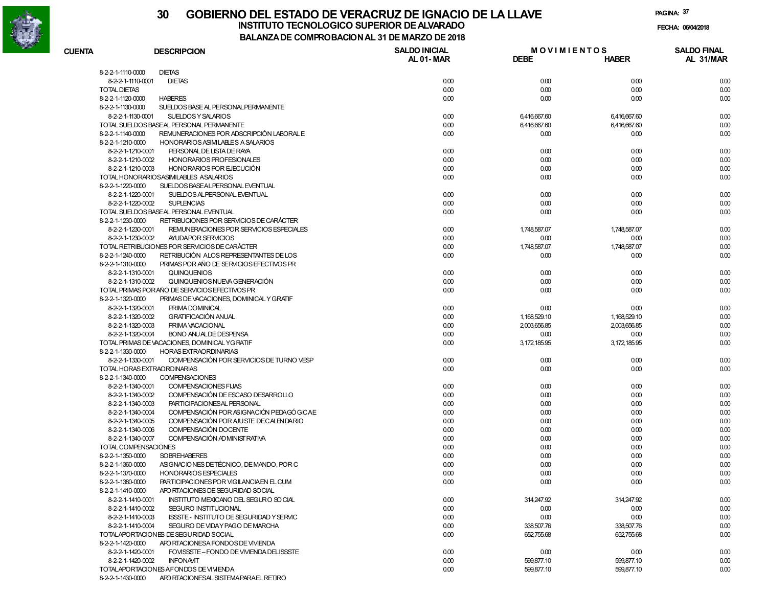# 30 GOBIERNO DEL ESTADO DE VERACRUZ DE IGNACIO DE LA LLAVE

## INSTITUTO TECNOLOGICO SUPERIOR DE ALVARADO

### BALANZA DE COMPROBACION AL 31 DE MARZO DE 2018

FECHA: 06/04/2018

| CUENTA | DESCRIPCION | SALDO INICIAL AL 01-MAR | MOVIMIENTOS DEBE | MOVIMIENTOS HABER | SALDO FINAL AL 31/MAR |
|---|---|---|---|---|---|
| 8-2-2-1-1110-0000 | DIETAS | | | | |
| 8-2-2-1-1110-0001 | DIETAS | 0.00 | 0.00 | 0.00 | 0.00 |
| TOTAL DIETAS | | 0.00 | 0.00 | 0.00 | 0.00 |
| 8-2-2-1-1120-0000 | HABERES | 0.00 | 0.00 | 0.00 | 0.00 |
| 8-2-2-1-1130-0000 | SUELDOS BASE AL PERSONAL PERMANENTE | | | | |
| 8-2-2-1-1130-0001 | SUELDOS Y SALARIOS | 0.00 | 6,416,667.60 | 6,416,667.60 | 0.00 |
| TOTAL SUELDOS BASE AL PERSONAL PERMANENTE | | 0.00 | 6,416,667.60 | 6,416,667.60 | 0.00 |
| 8-2-2-1-1140-0000 | REMUNERACIONES POR ADSCRIPCIÓN LABORAL E | 0.00 | 0.00 | 0.00 | 0.00 |
| 8-2-2-1-1210-0000 | HONORARIOS ASIMILABLES A SALARIOS | | | | |
| 8-2-2-1-1210-0001 | PERSONAL DE LISTA DE RAYA | 0.00 | 0.00 | 0.00 | 0.00 |
| 8-2-2-1-1210-0002 | HONORARIOS PROFESIONALES | 0.00 | 0.00 | 0.00 | 0.00 |
| 8-2-2-1-1210-0003 | HONORARIOS POR EJECUCIÓN | 0.00 | 0.00 | 0.00 | 0.00 |
| TOTAL HONORARIOS ASIMILABLES A SALARIOS | | 0.00 | 0.00 | 0.00 | 0.00 |
| 8-2-2-1-1220-0000 | SUELDOS BASE AL PERSONAL EVENTUAL | | | | |
| 8-2-2-1-1220-0001 | SUELDOS AL PERSONAL EVENTUAL | 0.00 | 0.00 | 0.00 | 0.00 |
| 8-2-2-1-1220-0002 | SUPLENCIAS | 0.00 | 0.00 | 0.00 | 0.00 |
| TOTAL SUELDOS BASE AL PERSONAL EVENTUAL | | 0.00 | 0.00 | 0.00 | 0.00 |
| 8-2-2-1-1230-0000 | RETRIBUCIONES POR SERVICIOS DE CARÁCTER | | | | |
| 8-2-2-1-1230-0001 | REMUNERACIONES POR SERVICIOS ESPECIALES | 0.00 | 1,748,587.07 | 1,748,587.07 | 0.00 |
| 8-2-2-1-1230-0002 | AYUDA POR SERVICIOS | 0.00 | 0.00 | 0.00 | 0.00 |
| TOTAL RETRIBUCIONES POR SERVICIOS DE CARÁCTER | | 0.00 | 1,748,587.07 | 1,748,587.07 | 0.00 |
| 8-2-2-1-1240-0000 | RETRIBUCIÓN A LOS REPRESENTANTES DE LOS | 0.00 | 0.00 | 0.00 | 0.00 |
| 8-2-2-1-1310-0000 | PRIMAS POR AÑO DE SERVICIOS EFECTIVOS PR | | | | |
| 8-2-2-1-1310-0001 | QUINQUENIOS | 0.00 | 0.00 | 0.00 | 0.00 |
| 8-2-2-1-1310-0002 | QUINQUENIOS NUEVA GENERACIÓN | 0.00 | 0.00 | 0.00 | 0.00 |
| TOTAL PRIMAS POR AÑO DE SERVICIOS EFECTIVOS PR | | 0.00 | 0.00 | 0.00 | 0.00 |
| 8-2-2-1-1320-0000 | PRIMAS DE VACACIONES, DOMINICAL Y GRATIF | | | | |
| 8-2-2-1-1320-0001 | PRIMA DOMINICAL | 0.00 | 0.00 | 0.00 | 0.00 |
| 8-2-2-1-1320-0002 | GRATIFICACIÓN ANUAL | 0.00 | 1,168,529.10 | 1,168,529.10 | 0.00 |
| 8-2-2-1-1320-0003 | PRIMA VACACIONAL | 0.00 | 2,003,656.85 | 2,003,656.85 | 0.00 |
| 8-2-2-1-1320-0004 | BONO ANUAL DE DESPENSA | 0.00 | 0.00 | 0.00 | 0.00 |
| TOTAL PRIMAS DE VACACIONES, DOMINICAL Y GRATIF | | 0.00 | 3,172,185.95 | 3,172,185.95 | 0.00 |
| 8-2-2-1-1330-0000 | HORAS EXTRAORDINARIAS | | | | |
| 8-2-2-1-1330-0001 | COMPENSACIÓN POR SERVICIOS DE TURNO VESP | 0.00 | 0.00 | 0.00 | 0.00 |
| TOTAL HORAS EXTRAORDINARIAS | | 0.00 | 0.00 | 0.00 | 0.00 |
| 8-2-2-1-1340-0000 | COMPENSACIONES | | | | |
| 8-2-2-1-1340-0001 | COMPENSACIONES FIJAS | 0.00 | 0.00 | 0.00 | 0.00 |
| 8-2-2-1-1340-0002 | COMPENSACIÓN DE ESCASO DESARROLLO | 0.00 | 0.00 | 0.00 | 0.00 |
| 8-2-2-1-1340-0003 | PARTICIPACIONES AL PERSONAL | 0.00 | 0.00 | 0.00 | 0.00 |
| 8-2-2-1-1340-0004 | COMPENSACIÓN POR ASIGNACIÓN PEDAGÓGICA E | 0.00 | 0.00 | 0.00 | 0.00 |
| 8-2-2-1-1340-0005 | COMPENSACIÓN POR AJUSTE DE CALENDARIO | 0.00 | 0.00 | 0.00 | 0.00 |
| 8-2-2-1-1340-0006 | COMPENSACIÓN DOCENTE | 0.00 | 0.00 | 0.00 | 0.00 |
| 8-2-2-1-1340-0007 | COMPENSACIÓN ADMINISTRATIVA | 0.00 | 0.00 | 0.00 | 0.00 |
| TOTAL COMPENSACIONES | | 0.00 | 0.00 | 0.00 | 0.00 |
| 8-2-2-1-1350-0000 | SOBREHABERES | 0.00 | 0.00 | 0.00 | 0.00 |
| 8-2-2-1-1360-0000 | ASIGNACIONES DE TÉCNICO, DE MANDO, POR C | 0.00 | 0.00 | 0.00 | 0.00 |
| 8-2-2-1-1370-0000 | HONORARIOS ESPECIALES | 0.00 | 0.00 | 0.00 | 0.00 |
| 8-2-2-1-1380-0000 | PARTICIPACIONES POR VIGILANCIA EN EL CUM | 0.00 | 0.00 | 0.00 | 0.00 |
| 8-2-2-1-1410-0000 | APORTACIONES DE SEGURIDAD SOCIAL | | | | |
| 8-2-2-1-1410-0001 | INSTITUTO MEXICANO DEL SEGURO SOCIAL | 0.00 | 314,247.92 | 314,247.92 | 0.00 |
| 8-2-2-1-1410-0002 | SEGURO INSTITUCIONAL | 0.00 | 0.00 | 0.00 | 0.00 |
| 8-2-2-1-1410-0003 | ISSSTE - INSTITUTO DE SEGURIDAD Y SERVIC | 0.00 | 0.00 | 0.00 | 0.00 |
| 8-2-2-1-1410-0004 | SEGURO DE VIDA Y PAGO DE MARCHA | 0.00 | 338,507.76 | 338,507.76 | 0.00 |
| TOTAL APORTACIONES DE SEGURIDAD SOCIAL | | 0.00 | 652,755.68 | 652,755.68 | 0.00 |
| 8-2-2-1-1420-0000 | APORTACIONES A FONDOS DE VIVIENDA | | | | |
| 8-2-2-1-1420-0001 | FOVISSSTE – FONDO DE VIVIENDA DEL ISSSTE | 0.00 | 0.00 | 0.00 | 0.00 |
| 8-2-2-1-1420-0002 | INFONAVIT | 0.00 | 599,877.10 | 599,877.10 | 0.00 |
| TOTAL APORTACIONES A FONDOS DE VIVIENDA | | 0.00 | 599,877.10 | 599,877.10 | 0.00 |
| 8-2-2-1-1430-0000 | APORTACIONES AL SISTEMA PARA EL RETIRO | | | | |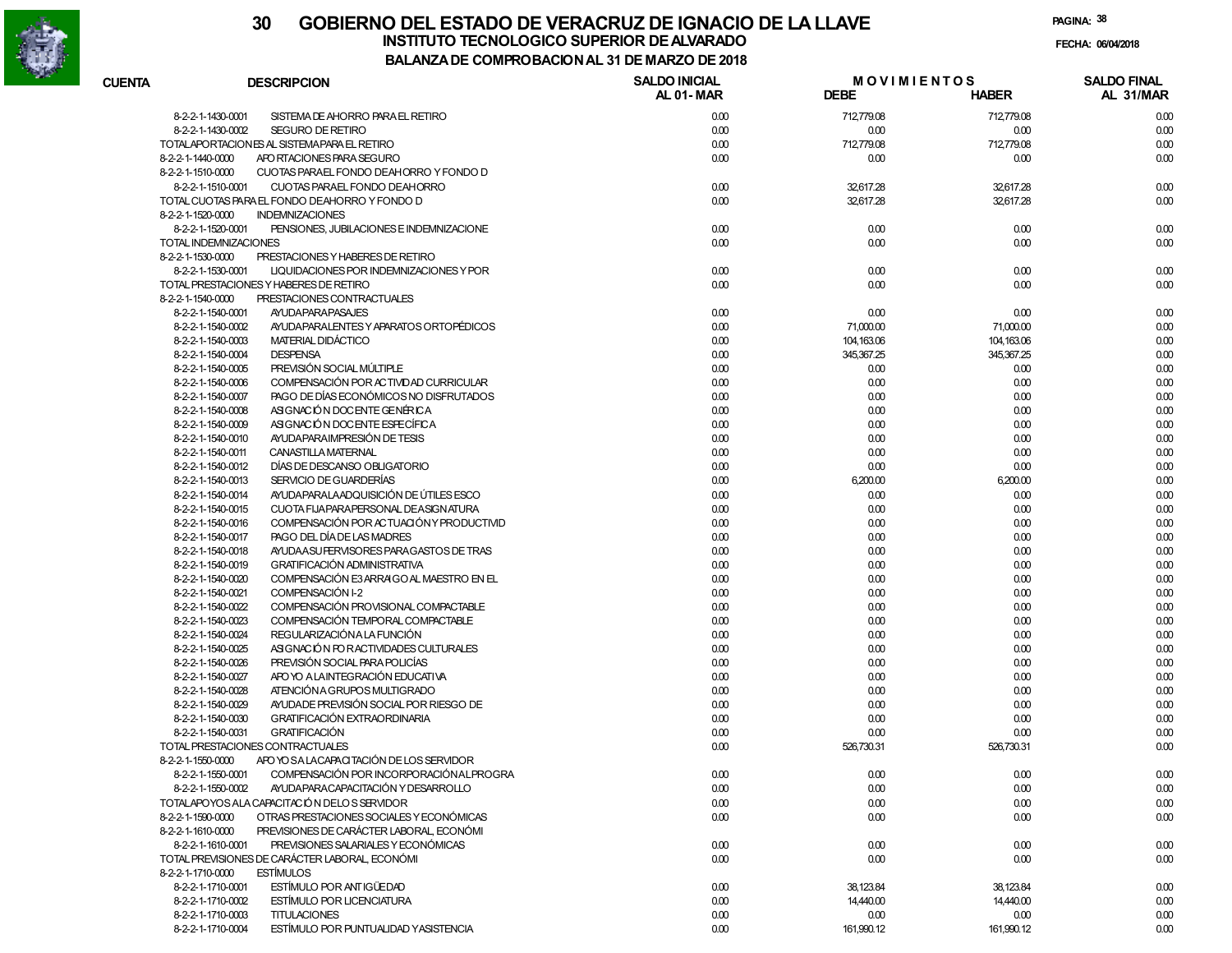# 30 GOBIERNO DEL ESTADO DE VERACRUZ DE IGNACIO DE LA LLAVE

## INSTITUTO TECNOLOGICO SUPERIOR DE ALVARADO

### BALANZA DE COMPROBACION AL 31 DE MARZO DE 2018

FECHA: 06/04/2018

| CUENTA | DESCRIPCION | SALDO INICIAL AL 01- MAR | MOVIMIENTOS DEBE | MOVIMIENTOS HABER | SALDO FINAL AL 31/MAR |
|---|---|---|---|---|---|
| 8-2-2-1-1430-0001 | SISTEMA DE AHORRO PARA EL RETIRO | 0.00 | 712,779.08 | 712,779.08 | 0.00 |
| 8-2-2-1-1430-0002 | SEGURO DE RETIRO | 0.00 | 0.00 | 0.00 | 0.00 |
| TOTAL APORTACIONES AL SISTEMA PARA EL RETIRO | | 0.00 | 712,779.08 | 712,779.08 | 0.00 |
| 8-2-2-1-1440-0000 | APORTACIONES PARA SEGURO | 0.00 | 0.00 | 0.00 | 0.00 |
| 8-2-2-1-1510-0000 | CUOTAS PARA EL FONDO DE AHORRO Y FONDO D | | | | |
| 8-2-2-1-1510-0001 | CUOTAS PARA EL FONDO DE AHORRO | 0.00 | 32,617.28 | 32,617.28 | 0.00 |
| TOTAL CUOTAS PARA EL FONDO DE AHORRO Y FONDO D | | 0.00 | 32,617.28 | 32,617.28 | 0.00 |
| 8-2-2-1-1520-0000 | INDEMNIZACIONES | | | | |
| 8-2-2-1-1520-0001 | PENSIONES, JUBILACIONES E INDEMNIZACIONE | 0.00 | 0.00 | 0.00 | 0.00 |
| TOTAL INDEMNIZACIONES | | 0.00 | 0.00 | 0.00 | 0.00 |
| 8-2-2-1-1530-0000 | PRESTACIONES Y HABERES DE RETIRO | | | | |
| 8-2-2-1-1530-0001 | LIQUIDACIONES POR INDEMNIZACIONES Y POR | 0.00 | 0.00 | 0.00 | 0.00 |
| TOTAL PRESTACIONES Y HABERES DE RETIRO | | 0.00 | 0.00 | 0.00 | 0.00 |
| 8-2-2-1-1540-0000 | PRESTACIONES CONTRACTUALES | | | | |
| 8-2-2-1-1540-0001 | AYUDA PARA PASAJES | 0.00 | 0.00 | 0.00 | 0.00 |
| 8-2-2-1-1540-0002 | AYUDA PARA LENTES Y APARATOS ORTOPÉDICOS | 0.00 | 71,000.00 | 71,000.00 | 0.00 |
| 8-2-2-1-1540-0003 | MATERIAL DIDÁCTICO | 0.00 | 104,163.06 | 104,163.06 | 0.00 |
| 8-2-2-1-1540-0004 | DESPENSA | 0.00 | 345,367.25 | 345,367.25 | 0.00 |
| 8-2-2-1-1540-0005 | PREVISIÓN SOCIAL MÚLTIPLE | 0.00 | 0.00 | 0.00 | 0.00 |
| 8-2-2-1-1540-0006 | COMPENSACIÓN POR ACTIVIDAD CURRICULAR | 0.00 | 0.00 | 0.00 | 0.00 |
| 8-2-2-1-1540-0007 | PAGO DE DÍAS ECONÓMICOS NO DISFRUTADOS | 0.00 | 0.00 | 0.00 | 0.00 |
| 8-2-2-1-1540-0008 | ASIGNACIÓN DOCENTE GENÉRICA | 0.00 | 0.00 | 0.00 | 0.00 |
| 8-2-2-1-1540-0009 | ASIGNACIÓN DOCENTE ESPECÍFICA | 0.00 | 0.00 | 0.00 | 0.00 |
| 8-2-2-1-1540-0010 | AYUDA PARA IMPRESIÓN DE TESIS | 0.00 | 0.00 | 0.00 | 0.00 |
| 8-2-2-1-1540-0011 | CANASTILLA MATERNAL | 0.00 | 0.00 | 0.00 | 0.00 |
| 8-2-2-1-1540-0012 | DÍAS DE DESCANSO OBLIGATORIO | 0.00 | 0.00 | 0.00 | 0.00 |
| 8-2-2-1-1540-0013 | SERVICIO DE GUARDERÍAS | 0.00 | 6,200.00 | 6,200.00 | 0.00 |
| 8-2-2-1-1540-0014 | AYUDA PARA LA ADQUISICIÓN DE ÚTILES ESCO | 0.00 | 0.00 | 0.00 | 0.00 |
| 8-2-2-1-1540-0015 | CUOTA FIJA PARA PERSONAL DE ASIGNATURA | 0.00 | 0.00 | 0.00 | 0.00 |
| 8-2-2-1-1540-0016 | COMPENSACIÓN POR ACTUACIÓN Y PRODUCTIVID | 0.00 | 0.00 | 0.00 | 0.00 |
| 8-2-2-1-1540-0017 | PAGO DEL DÍA DE LAS MADRES | 0.00 | 0.00 | 0.00 | 0.00 |
| 8-2-2-1-1540-0018 | AYUDA A SUPERVISORES PARA GASTOS DE TRAS | 0.00 | 0.00 | 0.00 | 0.00 |
| 8-2-2-1-1540-0019 | GRATIFICACIÓN ADMINISTRATIVA | 0.00 | 0.00 | 0.00 | 0.00 |
| 8-2-2-1-1540-0020 | COMPENSACIÓN E3 ARRAIGO AL MAESTRO EN EL | 0.00 | 0.00 | 0.00 | 0.00 |
| 8-2-2-1-1540-0021 | COMPENSACIÓN I-2 | 0.00 | 0.00 | 0.00 | 0.00 |
| 8-2-2-1-1540-0022 | COMPENSACIÓN PROVISIONAL COMPACTABLE | 0.00 | 0.00 | 0.00 | 0.00 |
| 8-2-2-1-1540-0023 | COMPENSACIÓN TEMPORAL COMPACTABLE | 0.00 | 0.00 | 0.00 | 0.00 |
| 8-2-2-1-1540-0024 | REGULARIZACIÓN A LA FUNCIÓN | 0.00 | 0.00 | 0.00 | 0.00 |
| 8-2-2-1-1540-0025 | ASIGNACIÓN POR ACTIVIDADES CULTURALES | 0.00 | 0.00 | 0.00 | 0.00 |
| 8-2-2-1-1540-0026 | PREVISIÓN SOCIAL PARA POLICÍAS | 0.00 | 0.00 | 0.00 | 0.00 |
| 8-2-2-1-1540-0027 | APOYO A LA INTEGRACIÓN EDUCATIVA | 0.00 | 0.00 | 0.00 | 0.00 |
| 8-2-2-1-1540-0028 | ATENCIÓN A GRUPOS MULTIGRADO | 0.00 | 0.00 | 0.00 | 0.00 |
| 8-2-2-1-1540-0029 | AYUDA DE PREVISIÓN SOCIAL POR RIESGO DE | 0.00 | 0.00 | 0.00 | 0.00 |
| 8-2-2-1-1540-0030 | GRATIFICACIÓN EXTRAORDINARIA | 0.00 | 0.00 | 0.00 | 0.00 |
| 8-2-2-1-1540-0031 | GRATIFICACIÓN | 0.00 | 0.00 | 0.00 | 0.00 |
| TOTAL PRESTACIONES CONTRACTUALES | | 0.00 | 526,730.31 | 526,730.31 | 0.00 |
| 8-2-2-1-1550-0000 | APOYOS A LA CAPACITACIÓN DE LOS SERVIDOR | | | | |
| 8-2-2-1-1550-0001 | COMPENSACIÓN POR INCORPORACIÓN AL PROGRA | 0.00 | 0.00 | 0.00 | 0.00 |
| 8-2-2-1-1550-0002 | AYUDA PARA CAPACITACIÓN Y DESARROLLO | 0.00 | 0.00 | 0.00 | 0.00 |
| TOTAL APOYOS A LA CAPACITACIÓN DE LOS SERVIDOR | | 0.00 | 0.00 | 0.00 | 0.00 |
| 8-2-2-1-1590-0000 | OTRAS PRESTACIONES SOCIALES Y ECONÓMICAS | 0.00 | 0.00 | 0.00 | 0.00 |
| 8-2-2-1-1610-0000 | PREVISIONES DE CARÁCTER LABORAL, ECONÓMI | | | | |
| 8-2-2-1-1610-0001 | PREVISIONES SALARIALES Y ECONÓMICAS | 0.00 | 0.00 | 0.00 | 0.00 |
| TOTAL PREVISIONES DE CARÁCTER LABORAL, ECONÓMI | | 0.00 | 0.00 | 0.00 | 0.00 |
| 8-2-2-1-1710-0000 | ESTÍMULOS | | | | |
| 8-2-2-1-1710-0001 | ESTÍMULO POR ANTIGÜEDAD | 0.00 | 38,123.84 | 38,123.84 | 0.00 |
| 8-2-2-1-1710-0002 | ESTÍMULO POR LICENCIATURA | 0.00 | 14,440.00 | 14,440.00 | 0.00 |
| 8-2-2-1-1710-0003 | TITULACIONES | 0.00 | 0.00 | 0.00 | 0.00 |
| 8-2-2-1-1710-0004 | ESTÍMULO POR PUNTUALIDAD Y ASISTENCIA | 0.00 | 161,990.12 | 161,990.12 | 0.00 |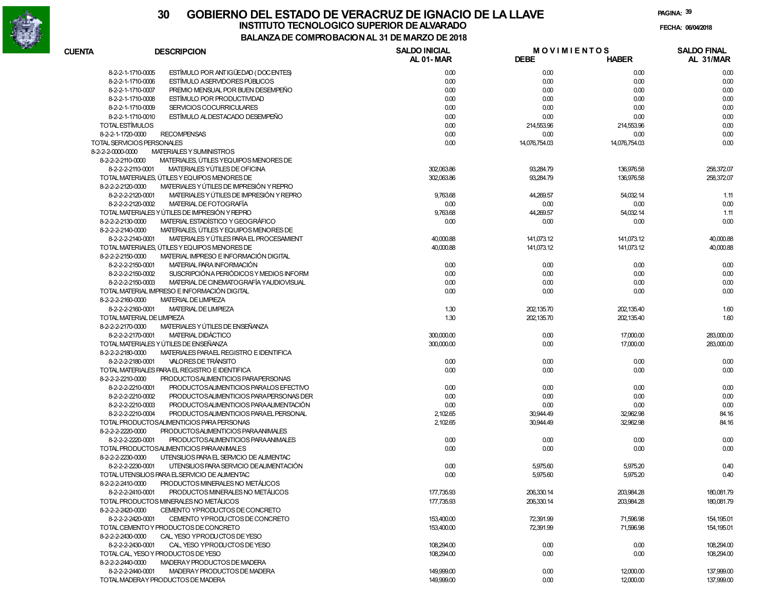# 30 GOBIERNO DEL ESTADO DE VERACRUZ DE IGNACIO DE LA LLAVE

## INSTITUTO TECNOLOGICO SUPERIOR DE ALVARADO

### BALANZA DE COMPROBACION AL 31 DE MARZO DE 2018

FECHA: 06/04/2018

| CUENTA | DESCRIPCION | SALDO INICIAL AL 01- MAR | MOVIMIENTOS DEBE | MOVIMIENTOS HABER | SALDO FINAL AL 31/MAR |
|---|---|---|---|---|---|
| 8-2-2-1-1710-0005 | ESTÍMULO POR ANTIGÜEDAD ( DOCENTES) | 0.00 | 0.00 | 0.00 | 0.00 |
| 8-2-2-1-1710-0006 | ESTÍMULO A SERVIDORES PÚBLICOS | 0.00 | 0.00 | 0.00 | 0.00 |
| 8-2-2-1-1710-0007 | PREMIO MENSUAL POR BUEN DESEMPEÑO | 0.00 | 0.00 | 0.00 | 0.00 |
| 8-2-2-1-1710-0008 | ESTÍMULO POR PRODUCTIVIDAD | 0.00 | 0.00 | 0.00 | 0.00 |
| 8-2-2-1-1710-0009 | SERVICIOS COCURRICULARES | 0.00 | 0.00 | 0.00 | 0.00 |
| 8-2-2-1-1710-0010 | ESTÍMULO AL DESTACADO DESEMPEÑO | 0.00 | 0.00 | 0.00 | 0.00 |
| TOTAL ESTÍMULOS | | 0.00 | 214,553.96 | 214,553.96 | 0.00 |
| 8-2-2-1-1720-0000 | RECOMPENSAS | 0.00 | 0.00 | 0.00 | 0.00 |
| TOTAL SERVICIOS PERSONALES | | 0.00 | 14,076,754.03 | 14,076,754.03 | 0.00 |
| 8-2-2-2-0000-0000 | MATERIALES Y SUMINISTROS | | | | |
| 8-2-2-2-2110-0000 | MATERIALES, ÚTILES Y EQUIPOS MENORES DE | | | | |
| 8-2-2-2-2110-0001 | MATERIALES Y ÚTILES DE OFICINA | 302,063.86 | 93,284.79 | 136,976.58 | 258,372.07 |
| TOTAL MATERIALES, ÚTILES Y EQUIPOS MENORES DE | | 302,063.86 | 93,284.79 | 136,976.58 | 258,372.07 |
| 8-2-2-2-2120-0000 | MATERIALES Y ÚTILES DE IMPRESIÓN Y REPRO | | | | |
| 8-2-2-2-2120-0001 | MATERIALES Y ÚTILES DE IMPRESIÓN Y REPRO | 9,763.68 | 44,269.57 | 54,032.14 | 1.11 |
| 8-2-2-2-2120-0002 | MATERIAL DE FOTOGRAFÍA | 0.00 | 0.00 | 0.00 | 0.00 |
| TOTAL MATERIALES Y ÚTILES DE IMPRESIÓN Y REPRO | | 9,763.68 | 44,269.57 | 54,032.14 | 1.11 |
| 8-2-2-2-2130-0000 | MATERIAL ESTADÍSTICO Y GEOGRÁFICO | 0.00 | 0.00 | 0.00 | 0.00 |
| 8-2-2-2-2140-0000 | MATERIALES, ÚTILES Y EQUIPOS MENORES DE | | | | |
| 8-2-2-2-2140-0001 | MATERIALES Y ÚTILES PARA EL PROCESAMIENT | 40,000.88 | 141,073.12 | 141,073.12 | 40,000.88 |
| TOTAL MATERIALES, ÚTILES Y EQUIPOS MENORES DE | | 40,000.88 | 141,073.12 | 141,073.12 | 40,000.88 |
| 8-2-2-2-2150-0000 | MATERIAL IMPRESO E INFORMACIÓN DIGITAL | | | | |
| 8-2-2-2-2150-0001 | MATERIAL PARA INFORMACIÓN | 0.00 | 0.00 | 0.00 | 0.00 |
| 8-2-2-2-2150-0002 | SUSCRIPCIÓN A PERIÓDICOS Y MEDIOS INFORM | 0.00 | 0.00 | 0.00 | 0.00 |
| 8-2-2-2-2150-0003 | MATERIAL DE CINEMATOGRAFÍA Y AUDIOVISUAL | 0.00 | 0.00 | 0.00 | 0.00 |
| TOTAL MATERIAL IMPRESO E INFORMACIÓN DIGITAL | | 0.00 | 0.00 | 0.00 | 0.00 |
| 8-2-2-2-2160-0000 | MATERIAL DE LIMPIEZA | | | | |
| 8-2-2-2-2160-0001 | MATERIAL DE LIMPIEZA | 1.30 | 202,135.70 | 202,135.40 | 1.60 |
| TOTAL MATERIAL DE LIMPIEZA | | 1.30 | 202,135.70 | 202,135.40 | 1.60 |
| 8-2-2-2-2170-0000 | MATERIALES Y ÚTILES DE ENSEÑANZA | | | | |
| 8-2-2-2-2170-0001 | MATERIAL DIDÁCTICO | 300,000.00 | 0.00 | 17,000.00 | 283,000.00 |
| TOTAL MATERIALES Y ÚTILES DE ENSEÑANZA | | 300,000.00 | 0.00 | 17,000.00 | 283,000.00 |
| 8-2-2-2-2180-0000 | MATERIALES PARA EL REGISTRO E IDENTIFICA | | | | |
| 8-2-2-2-2180-0001 | VALORES DE TRÁNSITO | 0.00 | 0.00 | 0.00 | 0.00 |
| TOTAL MATERIALES PARA EL REGISTRO E IDENTIFICA | | 0.00 | 0.00 | 0.00 | 0.00 |
| 8-2-2-2-2210-0000 | PRODUCTOS ALIMENTICIOS PARA PERSONAS | | | | |
| 8-2-2-2-2210-0001 | PRODUCTOS ALIMENTICIOS PARA LOS EFECTIVO | 0.00 | 0.00 | 0.00 | 0.00 |
| 8-2-2-2-2210-0002 | PRODUCTOS ALIMENTICIOS PARA PERSONAS DER | 0.00 | 0.00 | 0.00 | 0.00 |
| 8-2-2-2-2210-0003 | PRODUCTOS ALIMENTICIOS PARA ALIMENTACIÓN | 0.00 | 0.00 | 0.00 | 0.00 |
| 8-2-2-2-2210-0004 | PRODUCTOS ALIMENTICIOS PARA EL PERSONAL | 2,102.65 | 30,944.49 | 32,962.98 | 84.16 |
| TOTAL PRODUCTOS ALIMENTICIOS PARA PERSONAS | | 2,102.65 | 30,944.49 | 32,962.98 | 84.16 |
| 8-2-2-2-2220-0000 | PRODUCTOS ALIMENTICIOS PARA ANIMALES | | | | |
| 8-2-2-2-2220-0001 | PRODUCTOS ALIMENTICIOS PARA ANIMALES | 0.00 | 0.00 | 0.00 | 0.00 |
| TOTAL PRODUCTOS ALIMENTICIOS PARA ANIMALES | | 0.00 | 0.00 | 0.00 | 0.00 |
| 8-2-2-2-2230-0000 | UTENSILIOS PARA EL SERVICIO DE ALIMENTAC | | | | |
| 8-2-2-2-2230-0001 | UTENSILIOS PARA SERVICIO DE ALIMENTACIÓN | 0.00 | 5,975.60 | 5,975.20 | 0.40 |
| TOTAL UTENSILIOS PARA EL SERVICIO DE ALIMENTAC | | 0.00 | 5,975.60 | 5,975.20 | 0.40 |
| 8-2-2-2-2410-0000 | PRODUCTOS MINERALES NO METÁLICOS | | | | |
| 8-2-2-2-2410-0001 | PRODUCTOS MINERALES NO METÁLICOS | 177,735.93 | 206,330.14 | 203,984.28 | 180,081.79 |
| TOTAL PRODUCTOS MINERALES NO METÁLICOS | | 177,735.93 | 206,330.14 | 203,984.28 | 180,081.79 |
| 8-2-2-2-2420-0000 | CEMENTO Y PRODUCTOS DE CONCRETO | | | | |
| 8-2-2-2-2420-0001 | CEMENTO Y PRODUCTOS DE CONCRETO | 153,400.00 | 72,391.99 | 71,596.98 | 154,195.01 |
| TOTAL CEMENTO Y PRODUCTOS DE CONCRETO | | 153,400.00 | 72,391.99 | 71,596.98 | 154,195.01 |
| 8-2-2-2-2430-0000 | CAL, YESO Y PRODUCTOS DE YESO | | | | |
| 8-2-2-2-2430-0001 | CAL, YESO Y PRODUCTOS DE YESO | 108,294.00 | 0.00 | 0.00 | 108,294.00 |
| TOTAL CAL, YESO Y PRODUCTOS DE YESO | | 108,294.00 | 0.00 | 0.00 | 108,294.00 |
| 8-2-2-2-2440-0000 | MADERA Y PRODUCTOS DE MADERA | | | | |
| 8-2-2-2-2440-0001 | MADERA Y PRODUCTOS DE MADERA | 149,999.00 | 0.00 | 12,000.00 | 137,999.00 |
| TOTAL MADERA Y PRODUCTOS DE MADERA | | 149,999.00 | 0.00 | 12,000.00 | 137,999.00 |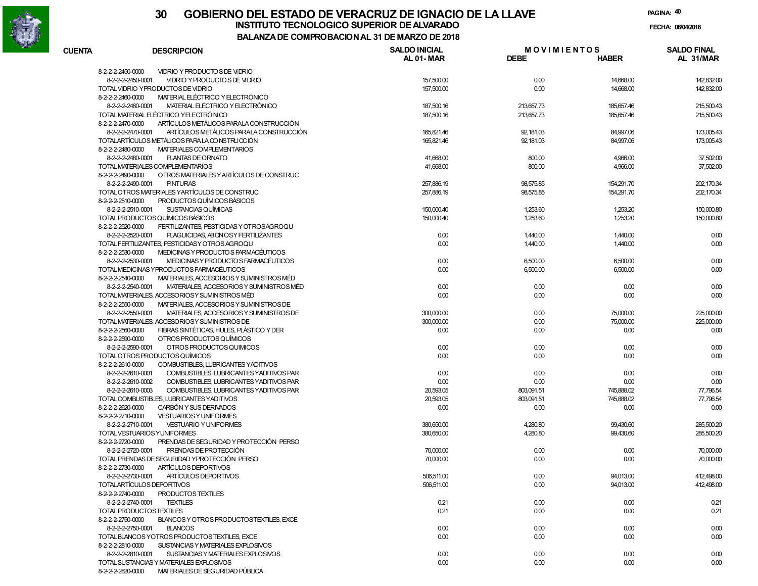# 30 GOBIERNO DEL ESTADO DE VERACRUZ DE IGNACIO DE LA LLAVE

## INSTITUTO TECNOLOGICO SUPERIOR DE ALVARADO

### BALANZA DE COMPROBACION AL 31 DE MARZO DE 2018

FECHA: 06/04/2018

| CUENTA | DESCRIPCION | SALDO INICIAL AL 01- MAR | MOVIMIENTOS DEBE | MOVIMIENTOS HABER | SALDO FINAL AL 31/MAR |
|---|---|---|---|---|---|
| 8-2-2-2-2450-0000 | VIDRIO Y PRODUCTOS DE VIDRIO | | | | |
| 8-2-2-2-2450-0001 | VIDRIO Y PRODUCTOS DE VIDRIO | 157,500.00 | 0.00 | 14,668.00 | 142,832.00 |
| | TOTAL VIDRIO Y PRODUCTOS DE VIDRIO | 157,500.00 | 0.00 | 14,668.00 | 142,832.00 |
| 8-2-2-2-2460-0000 | MATERIAL ELÉCTRICO Y ELECTRÓNICO | | | | |
| 8-2-2-2-2460-0001 | MATERIAL ELÉCTRICO Y ELECTRÓNICO | 187,500.16 | 213,657.73 | 185,657.46 | 215,500.43 |
| | TOTAL MATERIAL ELÉCTRICO Y ELECTRÓNICO | 187,500.16 | 213,657.73 | 185,657.46 | 215,500.43 |
| 8-2-2-2-2470-0000 | ARTÍCULOS METÁLICOS PARA LA CONSTRUCCIÓN | | | | |
| 8-2-2-2-2470-0001 | ARTÍCULOS METÁLICOS PARA LA CONSTRUCCIÓN | 165,821.46 | 92,181.03 | 84,997.06 | 173,005.43 |
| | TOTAL ARTÍCULOS METÁLICOS PARA LA CONSTRUCCIÓN | 165,821.46 | 92,181.03 | 84,997.06 | 173,005.43 |
| 8-2-2-2-2480-0000 | MATERIALES COMPLEMENTARIOS | | | | |
| 8-2-2-2-2480-0001 | PLANTAS DE ORNATO | 41,668.00 | 800.00 | 4,966.00 | 37,502.00 |
| | TOTAL MATERIALES COMPLEMENTARIOS | 41,668.00 | 800.00 | 4,966.00 | 37,502.00 |
| 8-2-2-2-2490-0000 | OTROS MATERIALES Y ARTÍCULOS DE CONSTRUC | | | | |
| 8-2-2-2-2490-0001 | PINTURAS | 257,886.19 | 98,575.85 | 154,291.70 | 202,170.34 |
| | TOTAL OTROS MATERIALES Y ARTÍCULOS DE CONSTRUC | 257,886.19 | 98,575.85 | 154,291.70 | 202,170.34 |
| 8-2-2-2-2510-0000 | PRODUCTOS QUÍMICOS BÁSICOS | | | | |
| 8-2-2-2-2510-0001 | SUSTANCIAS QUÍMICAS | 150,000.40 | 1,253.60 | 1,253.20 | 150,000.80 |
| | TOTAL PRODUCTOS QUÍMICOS BÁSICOS | 150,000.40 | 1,253.60 | 1,253.20 | 150,000.80 |
| 8-2-2-2-2520-0000 | FERTILIZANTES, PESTICIDAS Y OTROS AGROQU | | | | |
| 8-2-2-2-2520-0001 | PLAGUICIDAS, ABONOS Y FERTILIZANTES | 0.00 | 1,440.00 | 1,440.00 | 0.00 |
| | TOTAL FERTILIZANTES, PESTICIDAS Y OTROS AGROQU | 0.00 | 1,440.00 | 1,440.00 | 0.00 |
| 8-2-2-2-2530-0000 | MEDICINAS Y PRODUCTOS FARMACÉUTICOS | | | | |
| 8-2-2-2-2530-0001 | MEDICINAS Y PRODUCTOS FARMACÉUTICOS | 0.00 | 6,500.00 | 6,500.00 | 0.00 |
| | TOTAL MEDICINAS Y PRODUCTOS FARMACÉUTICOS | 0.00 | 6,500.00 | 6,500.00 | 0.00 |
| 8-2-2-2-2540-0000 | MATERIALES, ACCESORIOS Y SUMINISTROS MÉD | | | | |
| 8-2-2-2-2540-0001 | MATERIALES, ACCESORIOS Y SUMINISTROS MÉD | 0.00 | 0.00 | 0.00 | 0.00 |
| | TOTAL MATERIALES, ACCESORIOS Y SUMINISTROS MÉD | 0.00 | 0.00 | 0.00 | 0.00 |
| 8-2-2-2-2550-0000 | MATERIALES, ACCESORIOS Y SUMINISTROS DE | | | | |
| 8-2-2-2-2550-0001 | MATERIALES, ACCESORIOS Y SUMINISTROS DE | 300,000.00 | 0.00 | 75,000.00 | 225,000.00 |
| | TOTAL MATERIALES, ACCESORIOS Y SUMINISTROS DE | 300,000.00 | 0.00 | 75,000.00 | 225,000.00 |
| 8-2-2-2-2560-0000 | FIBRAS SINTÉTICAS, HULES, PLÁSTICO Y DER | 0.00 | 0.00 | 0.00 | 0.00 |
| 8-2-2-2-2590-0000 | OTROS PRODUCTOS QUÍMICOS | | | | |
| 8-2-2-2-2590-0001 | OTROS PRODUCTOS QUIMICOS | 0.00 | 0.00 | 0.00 | 0.00 |
| | TOTAL OTROS PRODUCTOS QUÍMICOS | 0.00 | 0.00 | 0.00 | 0.00 |
| 8-2-2-2-2610-0000 | COMBUSTIBLES, LUBRICANTES Y ADITIVOS | | | | |
| 8-2-2-2-2610-0001 | COMBUSTIBLES, LUBRICANTES Y ADITIVOS PAR | 0.00 | 0.00 | 0.00 | 0.00 |
| 8-2-2-2-2610-0002 | COMBUSTIBLES, LUBRICANTES Y ADITIVOS PAR | 0.00 | 0.00 | 0.00 | 0.00 |
| 8-2-2-2-2610-0003 | COMBUSTIBLES, LUBRICANTES Y ADITIVOS PAR | 20,593.05 | 803,091.51 | 745,888.02 | 77,796.54 |
| | TOTAL COMBUSTIBLES, LUBRICANTES Y ADITIVOS | 20,593.05 | 803,091.51 | 745,888.02 | 77,796.54 |
| 8-2-2-2-2620-0000 | CARBÓN Y SUS DERIVADOS | 0.00 | 0.00 | 0.00 | 0.00 |
| 8-2-2-2-2710-0000 | VESTUARIOS Y UNIFORMES | | | | |
| 8-2-2-2-2710-0001 | VESTUARIO Y UNIFORMES | 380,650.00 | 4,280.80 | 99,430.60 | 285,500.20 |
| | TOTAL VESTUARIOS Y UNIFORMES | 380,650.00 | 4,280.80 | 99,430.60 | 285,500.20 |
| 8-2-2-2-2720-0000 | PRENDAS DE SEGURIDAD Y PROTECCIÓN PERSO | | | | |
| 8-2-2-2-2720-0001 | PRENDAS DE PROTECCIÓN | 70,000.00 | 0.00 | 0.00 | 70,000.00 |
| | TOTAL PRENDAS DE SEGURIDAD Y PROTECCIÓN PERSO | 70,000.00 | 0.00 | 0.00 | 70,000.00 |
| 8-2-2-2-2730-0000 | ARTÍCULOS DEPORTIVOS | | | | |
| 8-2-2-2-2730-0001 | ARTÍCULOS DEPORTIVOS | 506,511.00 | 0.00 | 94,013.00 | 412,498.00 |
| | TOTAL ARTÍCULOS DEPORTIVOS | 506,511.00 | 0.00 | 94,013.00 | 412,498.00 |
| 8-2-2-2-2740-0000 | PRODUCTOS TEXTILES | | | | |
| 8-2-2-2-2740-0001 | TEXTILES | 0.21 | 0.00 | 0.00 | 0.21 |
| | TOTAL PRODUCTOS TEXTILES | 0.21 | 0.00 | 0.00 | 0.21 |
| 8-2-2-2-2750-0000 | BLANCOS Y OTROS PRODUCTOS TEXTILES, EXCE | | | | |
| 8-2-2-2-2750-0001 | BLANCOS | 0.00 | 0.00 | 0.00 | 0.00 |
| | TOTAL BLANCOS Y OTROS PRODUCTOS TEXTILES, EXCE | 0.00 | 0.00 | 0.00 | 0.00 |
| 8-2-2-2-2810-0000 | SUSTANCIAS Y MATERIALES EXPLOSIVOS | | | | |
| 8-2-2-2-2810-0001 | SUSTANCIAS Y MATERIALES EXPLOSIVOS | 0.00 | 0.00 | 0.00 | 0.00 |
| | TOTAL SUSTANCIAS Y MATERIALES EXPLOSIVOS | 0.00 | 0.00 | 0.00 | 0.00 |
| 8-2-2-2-2820-0000 | MATERIALES DE SEGURIDAD PÚBLICA | | | | |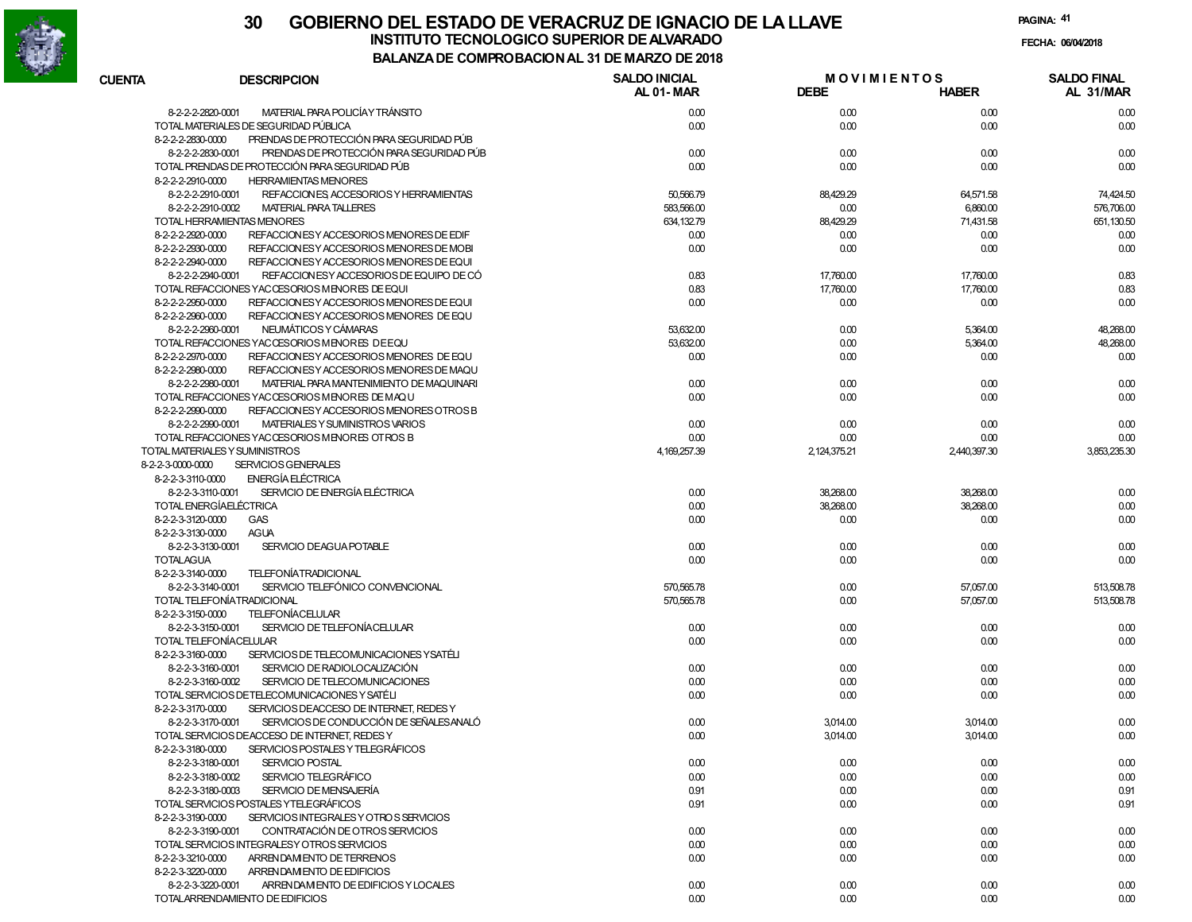# 30 GOBIERNO DEL ESTADO DE VERACRUZ DE IGNACIO DE LA LLAVE

## INSTITUTO TECNOLOGICO SUPERIOR DE ALVARADO

### BALANZA DE COMPROBACION AL 31 DE MARZO DE 2018

FECHA: 06/04/2018

| CUENTA | DESCRIPCION | SALDO INICIAL AL 01- MAR | MOVIMIENTOS DEBE | MOVIMIENTOS HABER | SALDO FINAL AL 31/MAR |
|---|---|---|---|---|---|
| 8-2-2-2-2820-0001 | MATERIAL PARA POLICÍA Y TRÁNSITO | 0.00 | 0.00 | 0.00 | 0.00 |
| | TOTAL MATERIALES DE SEGURIDAD PÚBLICA | 0.00 | 0.00 | 0.00 | 0.00 |
| 8-2-2-2-2830-0000 | PRENDAS DE PROTECCIÓN PARA SEGURIDAD PÚB | | | | |
| 8-2-2-2-2830-0001 | PRENDAS DE PROTECCIÓN PARA SEGURIDAD PÚB | 0.00 | 0.00 | 0.00 | 0.00 |
| | TOTAL PRENDAS DE PROTECCIÓN PARA SEGURIDAD PÚB | 0.00 | 0.00 | 0.00 | 0.00 |
| 8-2-2-2-2910-0000 | HERRAMIENTAS MENORES | | | | |
| 8-2-2-2-2910-0001 | REFACCIONES, ACCESORIOS Y HERRAMIENTAS | 50,566.79 | 88,429.29 | 64,571.58 | 74,424.50 |
| 8-2-2-2-2910-0002 | MATERIAL PARA TALLERES | 583,566.00 | 0.00 | 6,860.00 | 576,706.00 |
| | TOTAL HERRAMIENTAS MENORES | 634,132.79 | 88,429.29 | 71,431.58 | 651,130.50 |
| 8-2-2-2-2920-0000 | REFACCIONES Y ACCESORIOS MENORES DE EDIF | 0.00 | 0.00 | 0.00 | 0.00 |
| 8-2-2-2-2930-0000 | REFACCIONES Y ACCESORIOS MENORES DE MOBI | 0.00 | 0.00 | 0.00 | 0.00 |
| 8-2-2-2-2940-0000 | REFACCIONES Y ACCESORIOS MENORES DE EQUI | | | | |
| 8-2-2-2-2940-0001 | REFACCIONES Y ACCESORIOS DE EQUIPO DE CÓ | 0.83 | 17,760.00 | 17,760.00 | 0.83 |
| | TOTAL REFACCIONES Y ACCESORIOS MENORES DE EQUI | 0.83 | 17,760.00 | 17,760.00 | 0.83 |
| 8-2-2-2-2950-0000 | REFACCIONES Y ACCESORIOS MENORES DE EQUI | 0.00 | 0.00 | 0.00 | 0.00 |
| 8-2-2-2-2960-0000 | REFACCIONES Y ACCESORIOS MENORES DE EQU | | | | |
| 8-2-2-2-2960-0001 | NEUMÁTICOS Y CÁMARAS | 53,632.00 | 0.00 | 5,364.00 | 48,268.00 |
| | TOTAL REFACCIONES Y ACCESORIOS MENORES DE EQU | 53,632.00 | 0.00 | 5,364.00 | 48,268.00 |
| 8-2-2-2-2970-0000 | REFACCIONES Y ACCESORIOS MENORES DE EQU | 0.00 | 0.00 | 0.00 | 0.00 |
| 8-2-2-2-2980-0000 | REFACCIONES Y ACCESORIOS MENORES DE MAQU | | | | |
| 8-2-2-2-2980-0001 | MATERIAL PARA MANTENIMIENTO DE MAQUINARI | 0.00 | 0.00 | 0.00 | 0.00 |
| | TOTAL REFACCIONES Y ACCESORIOS MENORES DE MAQU | 0.00 | 0.00 | 0.00 | 0.00 |
| 8-2-2-2-2990-0000 | REFACCIONES Y ACCESORIOS MENORES OTROS B | | | | |
| 8-2-2-2-2990-0001 | MATERIALES Y SUMINISTROS VARIOS | 0.00 | 0.00 | 0.00 | 0.00 |
| | TOTAL REFACCIONES Y ACCESORIOS MENORES OTROS B | 0.00 | 0.00 | 0.00 | 0.00 |
| | TOTAL MATERIALES Y SUMINISTROS | 4,169,257.39 | 2,124,375.21 | 2,440,397.30 | 3,853,235.30 |
| 8-2-2-3-0000-0000 | SERVICIOS GENERALES | | | | |
| 8-2-2-3-3110-0000 | ENERGÍA ELÉCTRICA | | | | |
| 8-2-2-3-3110-0001 | SERVICIO DE ENERGÍA ELÉCTRICA | 0.00 | 38,268.00 | 38,268.00 | 0.00 |
| | TOTAL ENERGÍA ELÉCTRICA | 0.00 | 38,268.00 | 38,268.00 | 0.00 |
| 8-2-2-3-3120-0000 | GAS | 0.00 | 0.00 | 0.00 | 0.00 |
| 8-2-2-3-3130-0000 | AGUA | | | | |
| 8-2-2-3-3130-0001 | SERVICIO DE AGUA POTABLE | 0.00 | 0.00 | 0.00 | 0.00 |
| | TOTAL AGUA | 0.00 | 0.00 | 0.00 | 0.00 |
| 8-2-2-3-3140-0000 | TELEFONÍA TRADICIONAL | | | | |
| 8-2-2-3-3140-0001 | SERVICIO TELEFÓNICO CONVENCIONAL | 570,565.78 | 0.00 | 57,057.00 | 513,508.78 |
| | TOTAL TELEFONÍA TRADICIONAL | 570,565.78 | 0.00 | 57,057.00 | 513,508.78 |
| 8-2-2-3-3150-0000 | TELEFONÍA CELULAR | | | | |
| 8-2-2-3-3150-0001 | SERVICIO DE TELEFONÍA CELULAR | 0.00 | 0.00 | 0.00 | 0.00 |
| | TOTAL TELEFONÍA CELULAR | 0.00 | 0.00 | 0.00 | 0.00 |
| 8-2-2-3-3160-0000 | SERVICIOS DE TELECOMUNICACIONES Y SATÉLI | | | | |
| 8-2-2-3-3160-0001 | SERVICIO DE RADIOLOCALIZACIÓN | 0.00 | 0.00 | 0.00 | 0.00 |
| 8-2-2-3-3160-0002 | SERVICIO DE TELECOMUNICACIONES | 0.00 | 0.00 | 0.00 | 0.00 |
| | TOTAL SERVICIOS DE TELECOMUNICACIONES Y SATÉLI | 0.00 | 0.00 | 0.00 | 0.00 |
| 8-2-2-3-3170-0000 | SERVICIOS DE ACCESO DE INTERNET, REDES Y | | | | |
| 8-2-2-3-3170-0001 | SERVICIOS DE CONDUCCIÓN DE SEÑALES ANALÓ | 0.00 | 3,014.00 | 3,014.00 | 0.00 |
| | TOTAL SERVICIOS DE ACCESO DE INTERNET, REDES Y | 0.00 | 3,014.00 | 3,014.00 | 0.00 |
| 8-2-2-3-3180-0000 | SERVICIOS POSTALES Y TELEGRÁFICOS | | | | |
| 8-2-2-3-3180-0001 | SERVICIO POSTAL | 0.00 | 0.00 | 0.00 | 0.00 |
| 8-2-2-3-3180-0002 | SERVICIO TELEGRÁFICO | 0.00 | 0.00 | 0.00 | 0.00 |
| 8-2-2-3-3180-0003 | SERVICIO DE MENSAJERÍA | 0.91 | 0.00 | 0.00 | 0.91 |
| | TOTAL SERVICIOS POSTALES Y TELEGRÁFICOS | 0.91 | 0.00 | 0.00 | 0.91 |
| 8-2-2-3-3190-0000 | SERVICIOS INTEGRALES Y OTROS SERVICIOS | | | | |
| 8-2-2-3-3190-0001 | CONTRATACIÓN DE OTROS SERVICIOS | 0.00 | 0.00 | 0.00 | 0.00 |
| | TOTAL SERVICIOS INTEGRALES Y OTROS SERVICIOS | 0.00 | 0.00 | 0.00 | 0.00 |
| 8-2-2-3-3210-0000 | ARRENDAMIENTO DE TERRENOS | 0.00 | 0.00 | 0.00 | 0.00 |
| 8-2-2-3-3220-0000 | ARRENDAMIENTO DE EDIFICIOS | | | | |
| 8-2-2-3-3220-0001 | ARRENDAMIENTO DE EDIFICIOS Y LOCALES | 0.00 | 0.00 | 0.00 | 0.00 |
| | TOTAL ARRENDAMIENTO DE EDIFICIOS | 0.00 | 0.00 | 0.00 | 0.00 |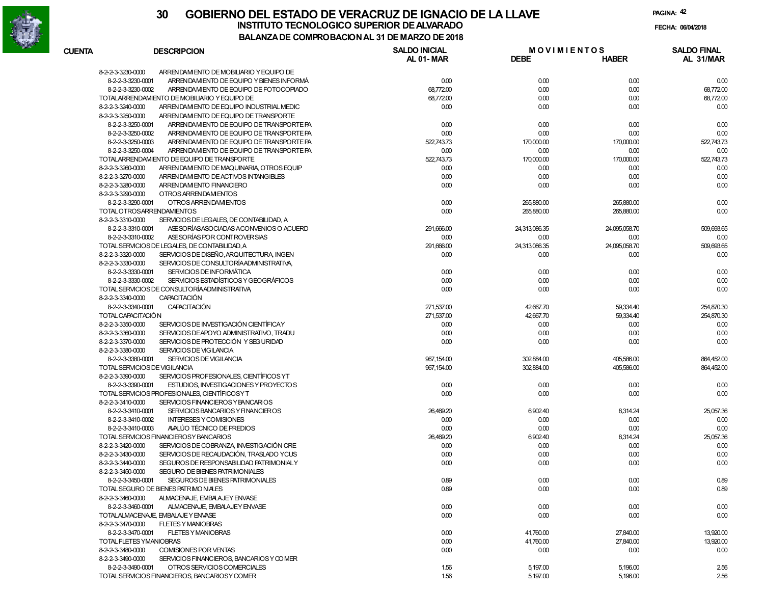# 30 GOBIERNO DEL ESTADO DE VERACRUZ DE IGNACIO DE LA LLAVE

## INSTITUTO TECNOLOGICO SUPERIOR DE ALVARADO

### BALANZA DE COMPROBACION AL 31 DE MARZO DE 2018

FECHA: 06/04/2018

| CUENTA | DESCRIPCION | SALDO INICIAL AL 01-MAR | MOVIMIENTOS DEBE | MOVIMIENTOS HABER | SALDO FINAL AL 31/MAR |
|---|---|---|---|---|---|
| 8-2-2-3-3230-0000 | ARRENDAMIENTO DE MOBILIARIO Y EQUIPO DE | | | | |
| 8-2-2-3-3230-0001 | ARRENDAMIENTO DE EQUIPO Y BIENES INFORMÁ | 0.00 | 0.00 | 0.00 | 0.00 |
| 8-2-2-3-3230-0002 | ARRENDAMIENTO DE EQUIPO DE FOTOCOPIADO | 68,772.00 | 0.00 | 0.00 | 68,772.00 |
| TOTAL ARRENDAMIENTO DE MOBILIARIO Y EQUIPO DE | | 68,772.00 | 0.00 | 0.00 | 68,772.00 |
| 8-2-2-3-3240-0000 | ARRENDAMIENTO DE EQUIPO INDUSTRIAL MEDIC | 0.00 | 0.00 | 0.00 | 0.00 |
| 8-2-2-3-3250-0000 | ARRENDAMIENTO DE EQUIPO DE TRANSPORTE | | | | |
| 8-2-2-3-3250-0001 | ARRENDAMIENTO DE EQUIPO DE TRANSPORTE PA | 0.00 | 0.00 | 0.00 | 0.00 |
| 8-2-2-3-3250-0002 | ARRENDAMIENTO DE EQUIPO DE TRANSPORTE PA | 0.00 | 0.00 | 0.00 | 0.00 |
| 8-2-2-3-3250-0003 | ARRENDAMIENTO DE EQUIPO DE TRANSPORTE PA | 522,743.73 | 170,000.00 | 170,000.00 | 522,743.73 |
| 8-2-2-3-3250-0004 | ARRENDAMIENTO DE EQUIPO DE TRANSPORTE PA | 0.00 | 0.00 | 0.00 | 0.00 |
| TOTAL ARRENDAMIENTO DE EQUIPO DE TRANSPORTE | | 522,743.73 | 170,000.00 | 170,000.00 | 522,743.73 |
| 8-2-2-3-3260-0000 | ARRENDAMIENTO DE MAQUINARIA, OTROS EQUIP | 0.00 | 0.00 | 0.00 | 0.00 |
| 8-2-2-3-3270-0000 | ARRENDAMIENTO DE ACTIVOS INTANGIBLES | 0.00 | 0.00 | 0.00 | 0.00 |
| 8-2-2-3-3280-0000 | ARRENDAMIENTO FINANCIERO | 0.00 | 0.00 | 0.00 | 0.00 |
| 8-2-2-3-3290-0000 | OTROS ARRENDAMIENTOS | | | | |
| 8-2-2-3-3290-0001 | OTROS ARRENDAMIENTOS | 0.00 | 265,880.00 | 265,880.00 | 0.00 |
| TOTAL OTROS ARRENDAMIENTOS | | 0.00 | 265,880.00 | 265,880.00 | 0.00 |
| 8-2-2-3-3310-0000 | SERVICIOS DE LEGALES, DE CONTABILIDAD, A | | | | |
| 8-2-2-3-3310-0001 | ASESORÍAS ASOCIADAS A CONVENIOS O ACUERD | 291,666.00 | 24,313,086.35 | 24,095,058.70 | 509,693.65 |
| 8-2-2-3-3310-0002 | ASESORÍAS POR CONTROVERSIAS | 0.00 | 0.00 | 0.00 | 0.00 |
| TOTAL SERVICIOS DE LEGALES, DE CONTABILIDAD, A | | 291,666.00 | 24,313,086.35 | 24,095,058.70 | 509,693.65 |
| 8-2-2-3-3320-0000 | SERVICIOS DE DISEÑO, ARQUITECTURA, INGEN | 0.00 | 0.00 | 0.00 | 0.00 |
| 8-2-2-3-3330-0000 | SERVICIOS DE CONSULTORÍA ADMINISTRATIVA, | | | | |
| 8-2-2-3-3330-0001 | SERVICIOS DE INFORMÁTICA | 0.00 | 0.00 | 0.00 | 0.00 |
| 8-2-2-3-3330-0002 | SERVICIOS ESTADÍSTICOS Y GEOGRÁFICOS | 0.00 | 0.00 | 0.00 | 0.00 |
| TOTAL SERVICIOS DE CONSULTORÍA ADMINISTRATIVA, | | 0.00 | 0.00 | 0.00 | 0.00 |
| 8-2-2-3-3340-0000 | CAPACITACIÓN | | | | |
| 8-2-2-3-3340-0001 | CAPACITACIÓN | 271,537.00 | 42,667.70 | 59,334.40 | 254,870.30 |
| TOTAL CAPACITACIÓN | | 271,537.00 | 42,667.70 | 59,334.40 | 254,870.30 |
| 8-2-2-3-3350-0000 | SERVICIOS DE INVESTIGACIÓN CIENTÍFICA Y | 0.00 | 0.00 | 0.00 | 0.00 |
| 8-2-2-3-3360-0000 | SERVICIOS DE APOYO ADMINISTRATIVO, TRADU | 0.00 | 0.00 | 0.00 | 0.00 |
| 8-2-2-3-3370-0000 | SERVICIOS DE PROTECCIÓN Y SEGURIDAD | 0.00 | 0.00 | 0.00 | 0.00 |
| 8-2-2-3-3380-0000 | SERVICIOS DE VIGILANCIA | | | | |
| 8-2-2-3-3380-0001 | SERVICIOS DE VIGILANCIA | 967,154.00 | 302,884.00 | 405,586.00 | 864,452.00 |
| TOTAL SERVICIOS DE VIGILANCIA | | 967,154.00 | 302,884.00 | 405,586.00 | 864,452.00 |
| 8-2-2-3-3390-0000 | SERVICIOS PROFESIONALES, CIENTÍFICOS Y T | | | | |
| 8-2-2-3-3390-0001 | ESTUDIOS, INVESTIGACIONES Y PROYECTOS | 0.00 | 0.00 | 0.00 | 0.00 |
| TOTAL SERVICIOS PROFESIONALES, CIENTÍFICOS Y T | | 0.00 | 0.00 | 0.00 | 0.00 |
| 8-2-2-3-3410-0000 | SERVICIOS FINANCIEROS Y BANCARIOS | | | | |
| 8-2-2-3-3410-0001 | SERVICIOS BANCARIOS Y FINANCIEROS | 26,469.20 | 6,902.40 | 8,314.24 | 25,057.36 |
| 8-2-2-3-3410-0002 | INTERESES Y COMISIONES | 0.00 | 0.00 | 0.00 | 0.00 |
| 8-2-2-3-3410-0003 | AVALÚO TÉCNICO DE PREDIOS | 0.00 | 0.00 | 0.00 | 0.00 |
| TOTAL SERVICIOS FINANCIEROS Y BANCARIOS | | 26,469.20 | 6,902.40 | 8,314.24 | 25,057.36 |
| 8-2-2-3-3420-0000 | SERVICIOS DE COBRANZA, INVESTIGACIÓN CRE | 0.00 | 0.00 | 0.00 | 0.00 |
| 8-2-2-3-3430-0000 | SERVICIOS DE RECAUDACIÓN, TRASLADO Y CUS | 0.00 | 0.00 | 0.00 | 0.00 |
| 8-2-2-3-3440-0000 | SEGUROS DE RESPONSABILIDAD PATRIMONIAL Y | 0.00 | 0.00 | 0.00 | 0.00 |
| 8-2-2-3-3450-0000 | SEGURO DE BIENES PATRIMONIALES | | | | |
| 8-2-2-3-3450-0001 | SEGUROS DE BIENES PATRIMONIALES | 0.89 | 0.00 | 0.00 | 0.89 |
| TOTAL SEGURO DE BIENES PATRIMONIALES | | 0.89 | 0.00 | 0.00 | 0.89 |
| 8-2-2-3-3460-0000 | ALMACENAJE, EMBALAJE Y ENVASE | | | | |
| 8-2-2-3-3460-0001 | ALMACENAJE, EMBALAJE Y ENVASE | 0.00 | 0.00 | 0.00 | 0.00 |
| TOTAL ALMACENAJE, EMBALAJE Y ENVASE | | 0.00 | 0.00 | 0.00 | 0.00 |
| 8-2-2-3-3470-0000 | FLETES Y MANIOBRAS | | | | |
| 8-2-2-3-3470-0001 | FLETES Y MANIOBRAS | 0.00 | 41,760.00 | 27,840.00 | 13,920.00 |
| TOTAL FLETES Y MANIOBRAS | | 0.00 | 41,760.00 | 27,840.00 | 13,920.00 |
| 8-2-2-3-3480-0000 | COMISIONES POR VENTAS | 0.00 | 0.00 | 0.00 | 0.00 |
| 8-2-2-3-3490-0000 | SERVICIOS FINANCIEROS, BANCARIOS Y COMER | | | | |
| 8-2-2-3-3490-0001 | OTROS SERVICIOS COMERCIALES | 1.56 | 5,197.00 | 5,196.00 | 2.56 |
| TOTAL SERVICIOS FINANCIEROS, BANCARIOS Y COMER | | 1.56 | 5,197.00 | 5,196.00 | 2.56 |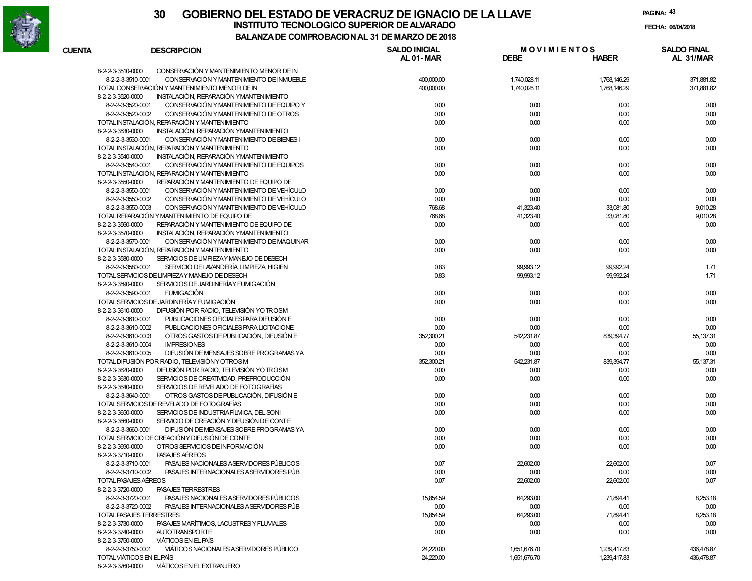# 30 GOBIERNO DEL ESTADO DE VERACRUZ DE IGNACIO DE LA LLAVE

## INSTITUTO TECNOLOGICO SUPERIOR DE ALVARADO

### BALANZA DE COMPROBACION AL 31 DE MARZO DE 2018

FECHA: 06/04/2018

| CUENTA | DESCRIPCION | SALDO INICIAL AL 01-MAR | MOVIMIENTOS DEBE | MOVIMIENTOS HABER | SALDO FINAL AL 31/MAR |
|---|---|---|---|---|---|
| 8-2-2-3-3510-0000 | CONSERVACIÓN Y MANTENIMIENTO MENOR DE IN | | | | |
| 8-2-2-3-3510-0001 | CONSERVACIÓN Y MANTENIMIENTO DE INMUEBLE | 400,000.00 | 1,740,028.11 | 1,768,146.29 | 371,881.82 |
| | TOTAL CONSERVACIÓN Y MANTENIMIENTO MENOR DE IN | 400,000.00 | 1,740,028.11 | 1,768,146.29 | 371,881.82 |
| 8-2-2-3-3520-0000 | INSTALACIÓN, REPARACIÓN Y MANTENIMIENTO | | | | |
| 8-2-2-3-3520-0001 | CONSERVACIÓN Y MANTENIMIENTO DE EQUIPO Y | 0.00 | 0.00 | 0.00 | 0.00 |
| 8-2-2-3-3520-0002 | CONSERVACIÓN Y MANTENIMIENTO DE OTROS | 0.00 | 0.00 | 0.00 | 0.00 |
| | TOTAL INSTALACIÓN, REPARACIÓN Y MANTENIMIENTO | 0.00 | 0.00 | 0.00 | 0.00 |
| 8-2-2-3-3530-0000 | INSTALACIÓN, REPARACIÓN Y MANTENIMIENTO | | | | |
| 8-2-2-3-3530-0001 | CONSERVACIÓN Y MANTENIMIENTO DE BIENES I | 0.00 | 0.00 | 0.00 | 0.00 |
| | TOTAL INSTALACIÓN, REPARACIÓN Y MANTENIMIENTO | 0.00 | 0.00 | 0.00 | 0.00 |
| 8-2-2-3-3540-0000 | INSTALACIÓN, REPARACIÓN Y MANTENIMIENTO | | | | |
| 8-2-2-3-3540-0001 | CONSERVACIÓN Y MANTENIMIENTO DE EQUIPOS | 0.00 | 0.00 | 0.00 | 0.00 |
| | TOTAL INSTALACIÓN, REPARACIÓN Y MANTENIMIENTO | 0.00 | 0.00 | 0.00 | 0.00 |
| 8-2-2-3-3550-0000 | REPARACIÓN Y MANTENIMIENTO DE EQUIPO DE | | | | |
| 8-2-2-3-3550-0001 | CONSERVACIÓN Y MANTENIMIENTO DE VEHÍCULO | 0.00 | 0.00 | 0.00 | 0.00 |
| 8-2-2-3-3550-0002 | CONSERVACIÓN Y MANTENIMIENTO DE VEHÍCULO | 0.00 | 0.00 | 0.00 | 0.00 |
| 8-2-2-3-3550-0003 | CONSERVACIÓN Y MANTENIMIENTO DE VEHÍCULO | 768.68 | 41,323.40 | 33,081.80 | 9,010.28 |
| | TOTAL REPARACIÓN Y MANTENIMIENTO DE EQUIPO DE | 768.68 | 41,323.40 | 33,081.80 | 9,010.28 |
| 8-2-2-3-3560-0000 | REPARACIÓN Y MANTENIMIENTO DE EQUIPO DE | 0.00 | 0.00 | 0.00 | 0.00 |
| 8-2-2-3-3570-0000 | INSTALACIÓN, REPARACIÓN Y MANTENIMIENTO | | | | |
| 8-2-2-3-3570-0001 | CONSERVACIÓN Y MANTENIMIENTO DE MAQUINAR | 0.00 | 0.00 | 0.00 | 0.00 |
| | TOTAL INSTALACIÓN, REPARACIÓN Y MANTENIMIENTO | 0.00 | 0.00 | 0.00 | 0.00 |
| 8-2-2-3-3580-0000 | SERVICIOS DE LIMPIEZA Y MANEJO DE DESECH | | | | |
| 8-2-2-3-3580-0001 | SERVICIO DE LAVANDERÍA, LIMPIEZA, HIGIEN | 0.83 | 99,993.12 | 99,992.24 | 1.71 |
| | TOTAL SERVICIOS DE LIMPIEZA Y MANEJO DE DESECH | 0.83 | 99,993.12 | 99,992.24 | 1.71 |
| 8-2-2-3-3590-0000 | SERVICIOS DE JARDINERÍA Y FUMIGACIÓN | | | | |
| 8-2-2-3-3590-0001 | FUMIGACIÓN | 0.00 | 0.00 | 0.00 | 0.00 |
| | TOTAL SERVICIOS DE JARDINERÍA Y FUMIGACIÓN | 0.00 | 0.00 | 0.00 | 0.00 |
| 8-2-2-3-3610-0000 | DIFUSIÓN POR RADIO, TELEVISIÓN Y OTROS M | | | | |
| 8-2-2-3-3610-0001 | PUBLICACIONES OFICIALES PARA DIFUSIÓN E | 0.00 | 0.00 | 0.00 | 0.00 |
| 8-2-2-3-3610-0002 | PUBLICACIONES OFICIALES PARA LICITACIONE | 0.00 | 0.00 | 0.00 | 0.00 |
| 8-2-2-3-3610-0003 | OTROS GASTOS DE PUBLICACIÓN, DIFUSIÓN E | 352,300.21 | 542,231.87 | 839,394.77 | 55,137.31 |
| 8-2-2-3-3610-0004 | IMPRESIONES | 0.00 | 0.00 | 0.00 | 0.00 |
| 8-2-2-3-3610-0005 | DIFUSIÓN DE MENSAJES SOBRE PROGRAMAS Y A | 0.00 | 0.00 | 0.00 | 0.00 |
| | TOTAL DIFUSIÓN POR RADIO, TELEVISIÓN Y OTROS M | 352,300.21 | 542,231.87 | 839,394.77 | 55,137.31 |
| 8-2-2-3-3620-0000 | DIFUSIÓN POR RADIO, TELEVISIÓN Y OTROS M | 0.00 | 0.00 | 0.00 | 0.00 |
| 8-2-2-3-3630-0000 | SERVICIOS DE CREATIVIDAD, PREPRODUCCIÓN | 0.00 | 0.00 | 0.00 | 0.00 |
| 8-2-2-3-3640-0000 | SERVICIOS DE REVELADO DE FOTOGRAFÍAS | | | | |
| 8-2-2-3-3640-0001 | OTROS GASTOS DE PUBLICACIÓN, DIFUSIÓN E | 0.00 | 0.00 | 0.00 | 0.00 |
| | TOTAL SERVICIOS DE REVELADO DE FOTOGRAFÍAS | 0.00 | 0.00 | 0.00 | 0.00 |
| 8-2-2-3-3650-0000 | SERVICIOS DE INDUSTRIA FÍLMICA, DEL SONI | 0.00 | 0.00 | 0.00 | 0.00 |
| 8-2-2-3-3660-0000 | SERVICIO DE CREACIÓN Y DIFUSIÓN DE CONTE | | | | |
| 8-2-2-3-3660-0001 | DIFUSIÓN DE MENSAJES SOBRE PROGRAMAS Y A | 0.00 | 0.00 | 0.00 | 0.00 |
| | TOTAL SERVICIO DE CREACIÓN Y DIFUSIÓN DE CONTE | 0.00 | 0.00 | 0.00 | 0.00 |
| 8-2-2-3-3690-0000 | OTROS SERVICIOS DE INFORMACIÓN | 0.00 | 0.00 | 0.00 | 0.00 |
| 8-2-2-3-3710-0000 | PASAJES AÉREOS | | | | |
| 8-2-2-3-3710-0001 | PASAJES NACIONALES A SERVIDORES PÚBLICOS | 0.07 | 22,602.00 | 22,602.00 | 0.07 |
| 8-2-2-3-3710-0002 | PASAJES INTERNACIONALES A SERVIDORES PÚB | 0.00 | 0.00 | 0.00 | 0.00 |
| | TOTAL PASAJES AÉREOS | 0.07 | 22,602.00 | 22,602.00 | 0.07 |
| 8-2-2-3-3720-0000 | PASAJES TERRESTRES | | | | |
| 8-2-2-3-3720-0001 | PASAJES NACIONALES A SERVIDORES PÚBLICOS | 15,854.59 | 64,293.00 | 71,894.41 | 8,253.18 |
| 8-2-2-3-3720-0002 | PASAJES INTERNACIONALES A SERVIDORES PÚB | 0.00 | 0.00 | 0.00 | 0.00 |
| | TOTAL PASAJES TERRESTRES | 15,854.59 | 64,293.00 | 71,894.41 | 8,253.18 |
| 8-2-2-3-3730-0000 | PASAJES MARÍTIMOS, LACUSTRES Y FLUVIALES | 0.00 | 0.00 | 0.00 | 0.00 |
| 8-2-2-3-3740-0000 | AUTOTRANSPORTE | 0.00 | 0.00 | 0.00 | 0.00 |
| 8-2-2-3-3750-0000 | VIÁTICOS EN EL PAÍS | | | | |
| 8-2-2-3-3750-0001 | VIÁTICOS NACIONALES A SERVIDORES PÚBLICO | 24,220.00 | 1,651,676.70 | 1,239,417.83 | 436,478.87 |
| | TOTAL VIÁTICOS EN EL PAÍS | 24,220.00 | 1,651,676.70 | 1,239,417.83 | 436,478.87 |
| 8-2-2-3-3760-0000 | VIÁTICOS EN EL EXTRANJERO | | | | |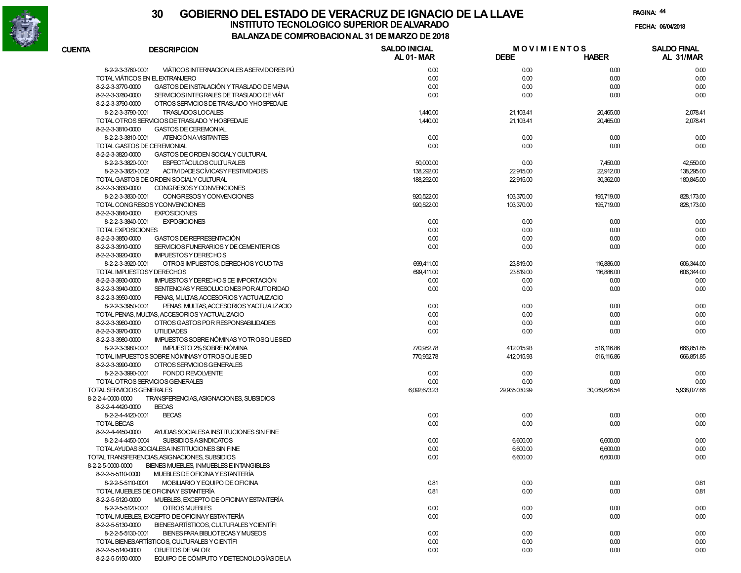# GOBIERNO DEL ESTADO DE VERACRUZ DE IGNACIO DE LA LLAVE

## INSTITUTO TECNOLOGICO SUPERIOR DE ALVARADO

### BALANZA DE COMPROBACION AL 31 DE MARZO DE 2018

FECHA: 06/04/2018

| CUENTA | DESCRIPCION | SALDO INICIAL AL 01-MAR | MOVIMIENTOS DEBE | MOVIMIENTOS HABER | SALDO FINAL AL 31/MAR |
|---|---|---|---|---|---|
| 8-2-2-3-3760-0001 | VIÁTICOS INTERNACIONALES A SERVIDORES PÚ | 0.00 | 0.00 | 0.00 | 0.00 |
| | TOTAL VIÁTICOS EN EL EXTRANJERO | 0.00 | 0.00 | 0.00 | 0.00 |
| 8-2-2-3-3770-0000 | GASTOS DE INSTALACIÓN Y TRASLADO DE MENA | 0.00 | 0.00 | 0.00 | 0.00 |
| 8-2-2-3-3780-0000 | SERVICIOS INTEGRALES DE TRASLADO DE VIÁT | 0.00 | 0.00 | 0.00 | 0.00 |
| 8-2-2-3-3790-0000 | OTROS SERVICIOS DE TRASLADO Y HOSPEDAJE | | | | |
| 8-2-2-3-3790-0001 | TRASLADOS LOCALES | 1,440.00 | 21,103.41 | 20,465.00 | 2,078.41 |
| | TOTAL OTROS SERVICIOS DE TRASLADO Y HOSPEDAJE | 1,440.00 | 21,103.41 | 20,465.00 | 2,078.41 |
| 8-2-2-3-3810-0000 | GASTOS DE CEREMONIAL | | | | |
| 8-2-2-3-3810-0001 | ATENCIÓN A VISITANTES | 0.00 | 0.00 | 0.00 | 0.00 |
| | TOTAL GASTOS DE CEREMONIAL | 0.00 | 0.00 | 0.00 | 0.00 |
| 8-2-2-3-3820-0000 | GASTOS DE ORDEN SOCIAL Y CULTURAL | | | | |
| 8-2-2-3-3820-0001 | ESPECTÁCULOS CULTURALES | 50,000.00 | 0.00 | 7,450.00 | 42,550.00 |
| 8-2-2-3-3820-0002 | ACTIVIDADES CÍVICAS Y FESTIVIDADES | 138,292.00 | 22,915.00 | 22,912.00 | 138,295.00 |
| | TOTAL GASTOS DE ORDEN SOCIAL Y CULTURAL | 188,292.00 | 22,915.00 | 30,362.00 | 180,845.00 |
| 8-2-2-3-3830-0000 | CONGRESOS Y CONVENCIONES | | | | |
| 8-2-2-3-3830-0001 | CONGRESOS Y CONVENCIONES | 920,522.00 | 103,370.00 | 195,719.00 | 828,173.00 |
| | TOTAL CONGRESOS Y CONVENCIONES | 920,522.00 | 103,370.00 | 195,719.00 | 828,173.00 |
| 8-2-2-3-3840-0000 | EXPOSICIONES | | | | |
| 8-2-2-3-3840-0001 | EXPOSICIONES | 0.00 | 0.00 | 0.00 | 0.00 |
| | TOTAL EXPOSICIONES | 0.00 | 0.00 | 0.00 | 0.00 |
| 8-2-2-3-3850-0000 | GASTOS DE REPRESENTACIÓN | 0.00 | 0.00 | 0.00 | 0.00 |
| 8-2-2-3-3910-0000 | SERVICIOS FUNERARIOS Y DE CEMENTERIOS | 0.00 | 0.00 | 0.00 | 0.00 |
| 8-2-2-3-3920-0000 | IMPUESTOS Y DERECHOS | | | | |
| 8-2-2-3-3920-0001 | OTROS IMPUESTOS, DERECHOS Y CUOTAS | 699,411.00 | 23,819.00 | 116,886.00 | 606,344.00 |
| | TOTAL IMPUESTOS Y DERECHOS | 699,411.00 | 23,819.00 | 116,886.00 | 606,344.00 |
| 8-2-2-3-3930-0000 | IMPUESTOS Y DERECHOS DE IMPORTACIÓN | 0.00 | 0.00 | 0.00 | 0.00 |
| 8-2-2-3-3940-0000 | SENTENCIAS Y RESOLUCIONES POR AUTORIDAD | 0.00 | 0.00 | 0.00 | 0.00 |
| 8-2-2-3-3950-0000 | PENAS, MULTAS, ACCESORIOS Y ACTUALIZACIO | | | | |
| 8-2-2-3-3950-0001 | PENAS, MULTAS, ACCESORIOS Y ACTUALIZACIO | 0.00 | 0.00 | 0.00 | 0.00 |
| | TOTAL PENAS, MULTAS, ACCESORIOS Y ACTUALIZACIO | 0.00 | 0.00 | 0.00 | 0.00 |
| 8-2-2-3-3960-0000 | OTROS GASTOS POR RESPONSABILIDADES | 0.00 | 0.00 | 0.00 | 0.00 |
| 8-2-2-3-3970-0000 | UTILIDADES | 0.00 | 0.00 | 0.00 | 0.00 |
| 8-2-2-3-3980-0000 | IMPUESTOS SOBRE NÓMINAS Y OTROS QUE SE D | | | | |
| 8-2-2-3-3980-0001 | IMPUESTO 2% SOBRE NÓMINA | 770,952.78 | 412,015.93 | 516,116.86 | 666,851.85 |
| | TOTAL IMPUESTOS SOBRE NÓMINAS Y OTROS QUE SE D | 770,952.78 | 412,015.93 | 516,116.86 | 666,851.85 |
| 8-2-2-3-3990-0000 | OTROS SERVICIOS GENERALES | | | | |
| 8-2-2-3-3990-0001 | FONDO REVOLVENTE | 0.00 | 0.00 | 0.00 | 0.00 |
| | TOTAL OTROS SERVICIOS GENERALES | 0.00 | 0.00 | 0.00 | 0.00 |
| | TOTAL SERVICIOS GENERALES | 6,092,673.23 | 29,935,030.99 | 30,089,626.54 | 5,938,077.68 |
| 8-2-2-4-0000-0000 | TRANSFERENCIAS, ASIGNACIONES, SUBSIDIOS | | | | |
| 8-2-2-4-4420-0000 | BECAS | | | | |
| 8-2-2-4-4420-0001 | BECAS | 0.00 | 0.00 | 0.00 | 0.00 |
| | TOTAL BECAS | 0.00 | 0.00 | 0.00 | 0.00 |
| 8-2-2-4-4450-0000 | AYUDAS SOCIALES A INSTITUCIONES SIN FINE | | | | |
| 8-2-2-4-4450-0004 | SUBSIDIOS A SINDICATOS | 0.00 | 6,600.00 | 6,600.00 | 0.00 |
| | TOTAL AYUDAS SOCIALES A INSTITUCIONES SIN FINE | 0.00 | 6,600.00 | 6,600.00 | 0.00 |
| | TOTAL TRANSFERENCIAS, ASIGNACIONES, SUBSIDIOS | 0.00 | 6,600.00 | 6,600.00 | 0.00 |
| 8-2-2-5-0000-0000 | BIENES MUEBLES, INMUEBLES E INTANGIBLES | | | | |
| 8-2-2-5-5110-0000 | MUEBLES DE OFICINA Y ESTANTERÍA | | | | |
| 8-2-2-5-5110-0001 | MOBILIARIO Y EQUIPO DE OFICINA | 0.81 | 0.00 | 0.00 | 0.81 |
| | TOTAL MUEBLES DE OFICINA Y ESTANTERÍA | 0.81 | 0.00 | 0.00 | 0.81 |
| 8-2-2-5-5120-0000 | MUEBLES, EXCEPTO DE OFICINA Y ESTANTERÍA | | | | |
| 8-2-2-5-5120-0001 | OTROS MUEBLES | 0.00 | 0.00 | 0.00 | 0.00 |
| | TOTAL MUEBLES, EXCEPTO DE OFICINA Y ESTANTERÍA | 0.00 | 0.00 | 0.00 | 0.00 |
| 8-2-2-5-5130-0000 | BIENES ARTÍSTICOS, CULTURALES Y CIENTÍFI | | | | |
| 8-2-2-5-5130-0001 | BIENES PARA BIBLIOTECAS Y MUSEOS | 0.00 | 0.00 | 0.00 | 0.00 |
| | TOTAL BIENES ARTÍSTICOS, CULTURALES Y CIENTÍFI | 0.00 | 0.00 | 0.00 | 0.00 |
| 8-2-2-5-5140-0000 | OBJETOS DE VALOR | 0.00 | 0.00 | 0.00 | 0.00 |
| 8-2-2-5-5150-0000 | EQUIPO DE CÓMPUTO Y DE TECNOLOGÍAS DE LA | | | | |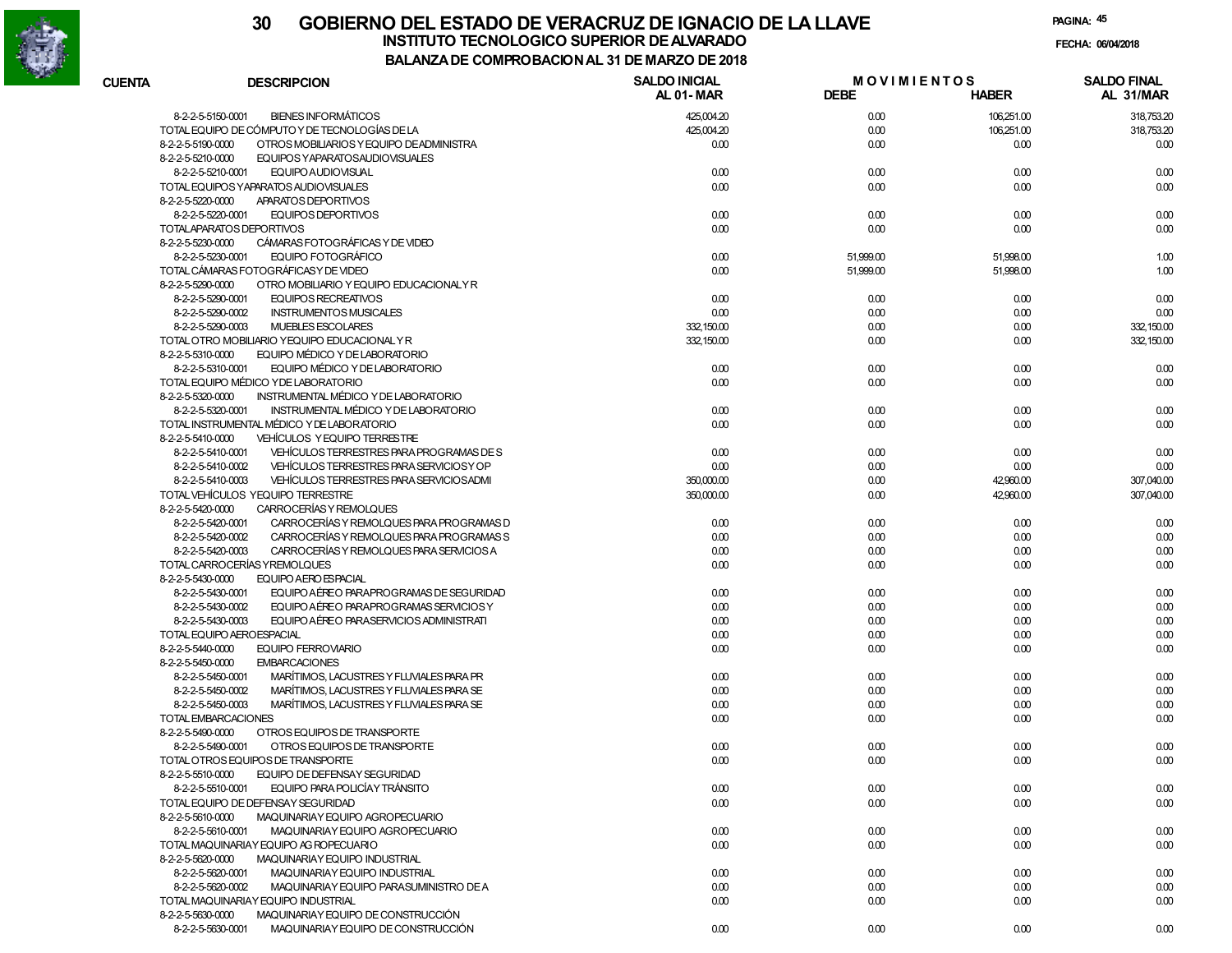# 30 GOBIERNO DEL ESTADO DE VERACRUZ DE IGNACIO DE LA LLAVE

## INSTITUTO TECNOLOGICO SUPERIOR DE ALVARADO

### BALANZA DE COMPROBACION AL 31 DE MARZO DE 2018

FECHA: 06/04/2018

| CUENTA | DESCRIPCION | SALDO INICIAL AL 01- MAR | MOVIMIENTOS DEBE | MOVIMIENTOS HABER | SALDO FINAL AL 31/MAR |
|---|---|---|---|---|---|
| 8-2-2-5-5150-0001 | BIENES INFORMÁTICOS | 425,004.20 | 0.00 | 106,251.00 | 318,753.20 |
| TOTAL EQUIPO DE CÓMPUTO Y DE TECNOLOGÍAS DE LA | | 425,004.20 | 0.00 | 106,251.00 | 318,753.20 |
| 8-2-2-5-5190-0000 | OTROS MOBILIARIOS Y EQUIPO DE ADMINISTRA | 0.00 | 0.00 | 0.00 | 0.00 |
| 8-2-2-5-5210-0000 | EQUIPOS Y APARATOS AUDIOVISUALES | | | | |
| 8-2-2-5-5210-0001 | EQUIPO AUDIOVISUAL | 0.00 | 0.00 | 0.00 | 0.00 |
| TOTAL EQUIPOS Y APARATOS AUDIOVISUALES | | 0.00 | 0.00 | 0.00 | 0.00 |
| 8-2-2-5-5220-0000 | APARATOS DEPORTIVOS | | | | |
| 8-2-2-5-5220-0001 | EQUIPOS DEPORTIVOS | 0.00 | 0.00 | 0.00 | 0.00 |
| TOTAL APARATOS DEPORTIVOS | | 0.00 | 0.00 | 0.00 | 0.00 |
| 8-2-2-5-5230-0000 | CÁMARAS FOTOGRÁFICAS Y DE VIDEO | | | | |
| 8-2-2-5-5230-0001 | EQUIPO FOTOGRÁFICO | 0.00 | 51,999.00 | 51,998.00 | 1.00 |
| TOTAL CÁMARAS FOTOGRÁFICAS Y DE VIDEO | | 0.00 | 51,999.00 | 51,998.00 | 1.00 |
| 8-2-2-5-5290-0000 | OTRO MOBILIARIO Y EQUIPO EDUCACIONAL Y R | | | | |
| 8-2-2-5-5290-0001 | EQUIPOS RECREATIVOS | 0.00 | 0.00 | 0.00 | 0.00 |
| 8-2-2-5-5290-0002 | INSTRUMENTOS MUSICALES | 0.00 | 0.00 | 0.00 | 0.00 |
| 8-2-2-5-5290-0003 | MUEBLES ESCOLARES | 332,150.00 | 0.00 | 0.00 | 332,150.00 |
| TOTAL OTRO MOBILIARIO Y EQUIPO EDUCACIONAL Y R | | 332,150.00 | 0.00 | 0.00 | 332,150.00 |
| 8-2-2-5-5310-0000 | EQUIPO MÉDICO Y DE LABORATORIO | | | | |
| 8-2-2-5-5310-0001 | EQUIPO MÉDICO Y DE LABORATORIO | 0.00 | 0.00 | 0.00 | 0.00 |
| TOTAL EQUIPO MÉDICO Y DE LABORATORIO | | 0.00 | 0.00 | 0.00 | 0.00 |
| 8-2-2-5-5320-0000 | INSTRUMENTAL MÉDICO Y DE LABORATORIO | | | | |
| 8-2-2-5-5320-0001 | INSTRUMENTAL MÉDICO Y DE LABORATORIO | 0.00 | 0.00 | 0.00 | 0.00 |
| TOTAL INSTRUMENTAL MÉDICO Y DE LABORATORIO | | 0.00 | 0.00 | 0.00 | 0.00 |
| 8-2-2-5-5410-0000 | VEHÍCULOS Y EQUIPO TERRESTRE | | | | |
| 8-2-2-5-5410-0001 | VEHÍCULOS TERRESTRES PARA PROGRAMAS DE S | 0.00 | 0.00 | 0.00 | 0.00 |
| 8-2-2-5-5410-0002 | VEHÍCULOS TERRESTRES PARA SERVICIOS Y OP | 0.00 | 0.00 | 0.00 | 0.00 |
| 8-2-2-5-5410-0003 | VEHÍCULOS TERRESTRES PARA SERVICIOS ADMI | 350,000.00 | 0.00 | 42,960.00 | 307,040.00 |
| TOTAL VEHÍCULOS Y EQUIPO TERRESTRE | | 350,000.00 | 0.00 | 42,960.00 | 307,040.00 |
| 8-2-2-5-5420-0000 | CARROCERÍAS Y REMOLQUES | | | | |
| 8-2-2-5-5420-0001 | CARROCERÍAS Y REMOLQUES PARA PROGRAMAS D | 0.00 | 0.00 | 0.00 | 0.00 |
| 8-2-2-5-5420-0002 | CARROCERÍAS Y REMOLQUES PARA PROGRAMAS S | 0.00 | 0.00 | 0.00 | 0.00 |
| 8-2-2-5-5420-0003 | CARROCERÍAS Y REMOLQUES PARA SERVICIOS A | 0.00 | 0.00 | 0.00 | 0.00 |
| TOTAL CARROCERÍAS Y REMOLQUES | | 0.00 | 0.00 | 0.00 | 0.00 |
| 8-2-2-5-5430-0000 | EQUIPO AEROESPACIAL | | | | |
| 8-2-2-5-5430-0001 | EQUIPO AÉREO PARA PROGRAMAS DE SEGURIDAD | 0.00 | 0.00 | 0.00 | 0.00 |
| 8-2-2-5-5430-0002 | EQUIPO AÉREO PARA PROGRAMAS SERVICIOS Y | 0.00 | 0.00 | 0.00 | 0.00 |
| 8-2-2-5-5430-0003 | EQUIPO AÉREO PARA SERVICIOS ADMINISTRATI | 0.00 | 0.00 | 0.00 | 0.00 |
| TOTAL EQUIPO AEROESPACIAL | | 0.00 | 0.00 | 0.00 | 0.00 |
| 8-2-2-5-5440-0000 | EQUIPO FERROVIARIO | 0.00 | 0.00 | 0.00 | 0.00 |
| 8-2-2-5-5450-0000 | EMBARCACIONES | | | | |
| 8-2-2-5-5450-0001 | MARÍTIMOS, LACUSTRES Y FLUVIALES PARA PR | 0.00 | 0.00 | 0.00 | 0.00 |
| 8-2-2-5-5450-0002 | MARÍTIMOS, LACUSTRES Y FLUVIALES PARA SE | 0.00 | 0.00 | 0.00 | 0.00 |
| 8-2-2-5-5450-0003 | MARÍTIMOS, LACUSTRES Y FLUVIALES PARA SE | 0.00 | 0.00 | 0.00 | 0.00 |
| TOTAL EMBARCACIONES | | 0.00 | 0.00 | 0.00 | 0.00 |
| 8-2-2-5-5490-0000 | OTROS EQUIPOS DE TRANSPORTE | | | | |
| 8-2-2-5-5490-0001 | OTROS EQUIPOS DE TRANSPORTE | 0.00 | 0.00 | 0.00 | 0.00 |
| TOTAL OTROS EQUIPOS DE TRANSPORTE | | 0.00 | 0.00 | 0.00 | 0.00 |
| 8-2-2-5-5510-0000 | EQUIPO DE DEFENSA Y SEGURIDAD | | | | |
| 8-2-2-5-5510-0001 | EQUIPO PARA POLICÍA Y TRÁNSITO | 0.00 | 0.00 | 0.00 | 0.00 |
| TOTAL EQUIPO DE DEFENSA Y SEGURIDAD | | 0.00 | 0.00 | 0.00 | 0.00 |
| 8-2-2-5-5610-0000 | MAQUINARIA Y EQUIPO AGROPECUARIO | | | | |
| 8-2-2-5-5610-0001 | MAQUINARIA Y EQUIPO AGROPECUARIO | 0.00 | 0.00 | 0.00 | 0.00 |
| TOTAL MAQUINARIA Y EQUIPO AGROPECUARIO | | 0.00 | 0.00 | 0.00 | 0.00 |
| 8-2-2-5-5620-0000 | MAQUINARIA Y EQUIPO INDUSTRIAL | | | | |
| 8-2-2-5-5620-0001 | MAQUINARIA Y EQUIPO INDUSTRIAL | 0.00 | 0.00 | 0.00 | 0.00 |
| 8-2-2-5-5620-0002 | MAQUINARIA Y EQUIPO PARA SUMINISTRO DE A | 0.00 | 0.00 | 0.00 | 0.00 |
| TOTAL MAQUINARIA Y EQUIPO INDUSTRIAL | | 0.00 | 0.00 | 0.00 | 0.00 |
| 8-2-2-5-5630-0000 | MAQUINARIA Y EQUIPO DE CONSTRUCCIÓN | | | | |
| 8-2-2-5-5630-0001 | MAQUINARIA Y EQUIPO DE CONSTRUCCIÓN | 0.00 | 0.00 | 0.00 | 0.00 |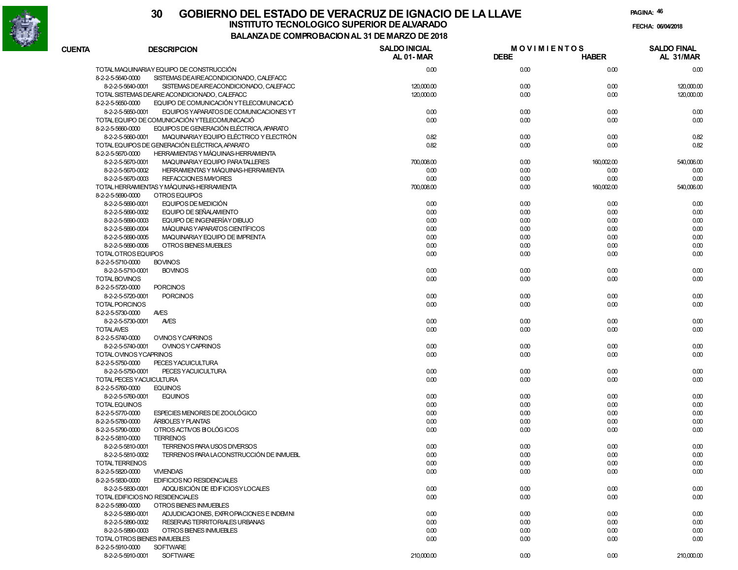# GOBIERNO DEL ESTADO DE VERACRUZ DE IGNACIO DE LA LLAVE

## INSTITUTO TECNOLOGICO SUPERIOR DE ALVARADO

### BALANZA DE COMPROBACION AL 31 DE MARZO DE 2018

FECHA: 06/04/2018

| CUENTA | DESCRIPCION | SALDO INICIAL AL 01-MAR | MOVIMIENTOS DEBE | MOVIMIENTOS HABER | SALDO FINAL AL 31/MAR |
|---|---|---|---|---|---|
| | TOTAL MAQUINARIA Y EQUIPO DE CONSTRUCCIÓN | 0.00 | 0.00 | 0.00 | 0.00 |
| 8-2-2-5-5640-0000 | SISTEMAS DE AIRE ACONDICIONADO, CALEFACC | | | | |
| 8-2-2-5-5640-0001 | SISTEMAS DE AIRE ACONDICIONADO, CALEFACC | 120,000.00 | 0.00 | 0.00 | 120,000.00 |
| | TOTAL SISTEMAS DE AIRE ACONDICIONADO, CALEFACC | 120,000.00 | 0.00 | 0.00 | 120,000.00 |
| 8-2-2-5-5650-0000 | EQUIPO DE COMUNICACIÓN Y TELECOMUNICACIÓ | | | | |
| 8-2-2-5-5650-0001 | EQUIPOS Y APARATOS DE COMUNICACIONES Y T | 0.00 | 0.00 | 0.00 | 0.00 |
| | TOTAL EQUIPO DE COMUNICACIÓN Y TELECOMUNICACIÓ | 0.00 | 0.00 | 0.00 | 0.00 |
| 8-2-2-5-5660-0000 | EQUIPOS DE GENERACIÓN ELÉCTRICA, APARATO | | | | |
| 8-2-2-5-5660-0001 | MAQUINARIA Y EQUIPO ELÉCTRICO Y ELECTRÓN | 0.82 | 0.00 | 0.00 | 0.82 |
| | TOTAL EQUIPOS DE GENERACIÓN ELÉCTRICA, APARATO | 0.82 | 0.00 | 0.00 | 0.82 |
| 8-2-2-5-5670-0000 | HERRAMIENTAS Y MÁQUINAS-HERRAMIENTA | | | | |
| 8-2-2-5-5670-0001 | MAQUINARIA Y EQUIPO PARA TALLERES | 700,008.00 | 0.00 | 160,002.00 | 540,006.00 |
| 8-2-2-5-5670-0002 | HERRAMIENTAS Y MÁQUINAS-HERRAMIENTA | 0.00 | 0.00 | 0.00 | 0.00 |
| 8-2-2-5-5670-0003 | REFACCIONES MAYORES | 0.00 | 0.00 | 0.00 | 0.00 |
| | TOTAL HERRAMIENTAS Y MÁQUINAS-HERRAMIENTA | 700,008.00 | 0.00 | 160,002.00 | 540,006.00 |
| 8-2-2-5-5690-0000 | OTROS EQUIPOS | | | | |
| 8-2-2-5-5690-0001 | EQUIPOS DE MEDICIÓN | 0.00 | 0.00 | 0.00 | 0.00 |
| 8-2-2-5-5690-0002 | EQUIPO DE SEÑALAMIENTO | 0.00 | 0.00 | 0.00 | 0.00 |
| 8-2-2-5-5690-0003 | EQUIPO DE INGENIERÍA Y DIBUJO | 0.00 | 0.00 | 0.00 | 0.00 |
| 8-2-2-5-5690-0004 | MÁQUINAS Y APARATOS CIENTÍFICOS | 0.00 | 0.00 | 0.00 | 0.00 |
| 8-2-2-5-5690-0005 | MAQUINARIA Y EQUIPO DE IMPRENTA | 0.00 | 0.00 | 0.00 | 0.00 |
| 8-2-2-5-5690-0006 | OTROS BIENES MUEBLES | 0.00 | 0.00 | 0.00 | 0.00 |
| | TOTAL OTROS EQUIPOS | 0.00 | 0.00 | 0.00 | 0.00 |
| 8-2-2-5-5710-0000 | BOVINOS | | | | |
| 8-2-2-5-5710-0001 | BOVINOS | 0.00 | 0.00 | 0.00 | 0.00 |
| | TOTAL BOVINOS | 0.00 | 0.00 | 0.00 | 0.00 |
| 8-2-2-5-5720-0000 | PORCINOS | | | | |
| 8-2-2-5-5720-0001 | PORCINOS | 0.00 | 0.00 | 0.00 | 0.00 |
| | TOTAL PORCINOS | 0.00 | 0.00 | 0.00 | 0.00 |
| 8-2-2-5-5730-0000 | AVES | | | | |
| 8-2-2-5-5730-0001 | AVES | 0.00 | 0.00 | 0.00 | 0.00 |
| | TOTAL AVES | 0.00 | 0.00 | 0.00 | 0.00 |
| 8-2-2-5-5740-0000 | OVINOS Y CAPRINOS | | | | |
| 8-2-2-5-5740-0001 | OVINOS Y CAPRINOS | 0.00 | 0.00 | 0.00 | 0.00 |
| | TOTAL OVINOS Y CAPRINOS | 0.00 | 0.00 | 0.00 | 0.00 |
| 8-2-2-5-5750-0000 | PECES Y ACUICULTURA | | | | |
| 8-2-2-5-5750-0001 | PECES Y ACUICULTURA | 0.00 | 0.00 | 0.00 | 0.00 |
| | TOTAL PECES Y ACUICULTURA | 0.00 | 0.00 | 0.00 | 0.00 |
| 8-2-2-5-5760-0000 | EQUINOS | | | | |
| 8-2-2-5-5760-0001 | EQUINOS | 0.00 | 0.00 | 0.00 | 0.00 |
| | TOTAL EQUINOS | 0.00 | 0.00 | 0.00 | 0.00 |
| 8-2-2-5-5770-0000 | ESPECIES MENORES DE ZOOLÓGICO | 0.00 | 0.00 | 0.00 | 0.00 |
| 8-2-2-5-5780-0000 | ÁRBOLES Y PLANTAS | 0.00 | 0.00 | 0.00 | 0.00 |
| 8-2-2-5-5790-0000 | OTROS ACTIVOS BIOLÓGICOS | 0.00 | 0.00 | 0.00 | 0.00 |
| 8-2-2-5-5810-0000 | TERRENOS | | | | |
| 8-2-2-5-5810-0001 | TERRENOS PARA USOS DIVERSOS | 0.00 | 0.00 | 0.00 | 0.00 |
| 8-2-2-5-5810-0002 | TERRENOS PARA LA CONSTRUCCIÓN DE INMUEBL | 0.00 | 0.00 | 0.00 | 0.00 |
| | TOTAL TERRENOS | 0.00 | 0.00 | 0.00 | 0.00 |
| 8-2-2-5-5820-0000 | VIVIENDAS | 0.00 | 0.00 | 0.00 | 0.00 |
| 8-2-2-5-5830-0000 | EDIFICIOS NO RESIDENCIALES | | | | |
| 8-2-2-5-5830-0001 | ADQUISICIÓN DE EDIFICIOS Y LOCALES | 0.00 | 0.00 | 0.00 | 0.00 |
| | TOTAL EDIFICIOS NO RESIDENCIALES | 0.00 | 0.00 | 0.00 | 0.00 |
| 8-2-2-5-5890-0000 | OTROS BIENES INMUEBLES | | | | |
| 8-2-2-5-5890-0001 | ADJUDICACIONES, EXPROPIACIONES E INDEMNI | 0.00 | 0.00 | 0.00 | 0.00 |
| 8-2-2-5-5890-0002 | RESERVAS TERRITORIALES URBANAS | 0.00 | 0.00 | 0.00 | 0.00 |
| 8-2-2-5-5890-0003 | OTROS BIENES INMUEBLES | 0.00 | 0.00 | 0.00 | 0.00 |
| | TOTAL OTROS BIENES INMUEBLES | 0.00 | 0.00 | 0.00 | 0.00 |
| 8-2-2-5-5910-0000 | SOFTWARE | | | | |
| 8-2-2-5-5910-0001 | SOFTWARE | 210,000.00 | 0.00 | 0.00 | 210,000.00 |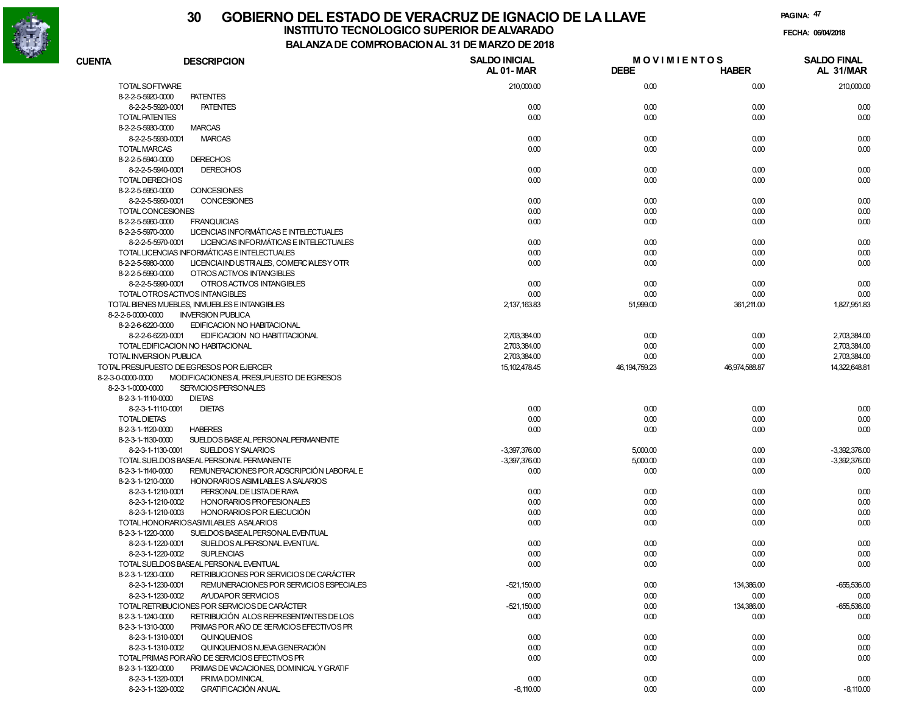# 30 GOBIERNO DEL ESTADO DE VERACRUZ DE IGNACIO DE LA LLAVE

## INSTITUTO TECNOLOGICO SUPERIOR DE ALVARADO

### BALANZA DE COMPROBACION AL 31 DE MARZO DE 2018

FECHA: 06/04/2018

| CUENTA | DESCRIPCION | SALDO INICIAL AL 01-MAR | MOVIMIENTOS DEBE | MOVIMIENTOS HABER | SALDO FINAL AL 31/MAR |
|---|---|---|---|---|---|
| TOTAL SOFTWARE | | 210,000.00 | 0.00 | 0.00 | 210,000.00 |
| 8-2-2-5-5920-0000 | PATENTES | | | | |
| 8-2-2-5-5920-0001 | PATENTES | 0.00 | 0.00 | 0.00 | 0.00 |
| TOTAL PATENTES | | 0.00 | 0.00 | 0.00 | 0.00 |
| 8-2-2-5-5930-0000 | MARCAS | | | | |
| 8-2-2-5-5930-0001 | MARCAS | 0.00 | 0.00 | 0.00 | 0.00 |
| TOTAL MARCAS | | 0.00 | 0.00 | 0.00 | 0.00 |
| 8-2-2-5-5940-0000 | DERECHOS | | | | |
| 8-2-2-5-5940-0001 | DERECHOS | 0.00 | 0.00 | 0.00 | 0.00 |
| TOTAL DERECHOS | | 0.00 | 0.00 | 0.00 | 0.00 |
| 8-2-2-5-5950-0000 | CONCESIONES | | | | |
| 8-2-2-5-5950-0001 | CONCESIONES | 0.00 | 0.00 | 0.00 | 0.00 |
| TOTAL CONCESIONES | | 0.00 | 0.00 | 0.00 | 0.00 |
| 8-2-2-5-5960-0000 | FRANQUICIAS | 0.00 | 0.00 | 0.00 | 0.00 |
| 8-2-2-5-5970-0000 | LICENCIAS INFORMÁTICAS E INTELECTUALES | | | | |
| 8-2-2-5-5970-0001 | LICENCIAS INFORMÁTICAS E INTELECTUALES | 0.00 | 0.00 | 0.00 | 0.00 |
| TOTAL LICENCIAS INFORMÁTICAS E INTELECTUALES | | 0.00 | 0.00 | 0.00 | 0.00 |
| 8-2-2-5-5980-0000 | LICENCIA INDUSTRIALES, COMERCIALES Y OTR | 0.00 | 0.00 | 0.00 | 0.00 |
| 8-2-2-5-5990-0000 | OTROS ACTIVOS INTANGIBLES | | | | |
| 8-2-2-5-5990-0001 | OTROS ACTIVOS INTANGIBLES | 0.00 | 0.00 | 0.00 | 0.00 |
| TOTAL OTROS ACTIVOS INTANGIBLES | | 0.00 | 0.00 | 0.00 | 0.00 |
| TOTAL BIENES MUEBLES, INMUEBLES E INTANGIBLES | | 2,137,163.83 | 51,999.00 | 361,211.00 | 1,827,951.83 |
| 8-2-2-6-0000-0000 | INVERSION PUBLICA | | | | |
| 8-2-2-6-6220-0000 | EDIFICACION NO HABITACIONAL | | | | |
| 8-2-2-6-6220-0001 | EDIFICACION NO HABITITACIONAL | 2,703,384.00 | 0.00 | 0.00 | 2,703,384.00 |
| TOTAL EDIFICACION NO HABITACIONAL | | 2,703,384.00 | 0.00 | 0.00 | 2,703,384.00 |
| TOTAL INVERSION PUBLICA | | 2,703,384.00 | 0.00 | 0.00 | 2,703,384.00 |
| TOTAL PRESUPUESTO DE EGRESOS POR EJERCER | | 15,102,478.45 | 46,194,759.23 | 46,974,588.87 | 14,322,648.81 |
| 8-2-3-0-0000-0000 | MODIFICACIONES AL PRESUPUESTO DE EGRESOS | | | | |
| 8-2-3-1-0000-0000 | SERVICIOS PERSONALES | | | | |
| 8-2-3-1-1110-0000 | DIETAS | | | | |
| 8-2-3-1-1110-0001 | DIETAS | 0.00 | 0.00 | 0.00 | 0.00 |
| TOTAL DIETAS | | 0.00 | 0.00 | 0.00 | 0.00 |
| 8-2-3-1-1120-0000 | HABERES | 0.00 | 0.00 | 0.00 | 0.00 |
| 8-2-3-1-1130-0000 | SUELDOS BASE AL PERSONAL PERMANENTE | | | | |
| 8-2-3-1-1130-0001 | SUELDOS Y SALARIOS | -3,397,376.00 | 5,000.00 | 0.00 | -3,392,376.00 |
| TOTAL SUELDOS BASE AL PERSONAL PERMANENTE | | -3,397,376.00 | 5,000.00 | 0.00 | -3,392,376.00 |
| 8-2-3-1-1140-0000 | REMUNERACIONES POR ADSCRIPCIÓN LABORAL E | 0.00 | 0.00 | 0.00 | 0.00 |
| 8-2-3-1-1210-0000 | HONORARIOS ASIMILABLES A SALARIOS | | | | |
| 8-2-3-1-1210-0001 | PERSONAL DE LISTA DE RAYA | 0.00 | 0.00 | 0.00 | 0.00 |
| 8-2-3-1-1210-0002 | HONORARIOS PROFESIONALES | 0.00 | 0.00 | 0.00 | 0.00 |
| 8-2-3-1-1210-0003 | HONORARIOS POR EJECUCIÓN | 0.00 | 0.00 | 0.00 | 0.00 |
| TOTAL HONORARIOS ASIMILABLES A SALARIOS | | 0.00 | 0.00 | 0.00 | 0.00 |
| 8-2-3-1-1220-0000 | SUELDOS BASE AL PERSONAL EVENTUAL | | | | |
| 8-2-3-1-1220-0001 | SUELDOS AL PERSONAL EVENTUAL | 0.00 | 0.00 | 0.00 | 0.00 |
| 8-2-3-1-1220-0002 | SUPLENCIAS | 0.00 | 0.00 | 0.00 | 0.00 |
| TOTAL SUELDOS BASE AL PERSONAL EVENTUAL | | 0.00 | 0.00 | 0.00 | 0.00 |
| 8-2-3-1-1230-0000 | RETRIBUCIONES POR SERVICIOS DE CARÁCTER | | | | |
| 8-2-3-1-1230-0001 | REMUNERACIONES POR SERVICIOS ESPECIALES | -521,150.00 | 0.00 | 134,386.00 | -655,536.00 |
| 8-2-3-1-1230-0002 | AYUDA POR SERVICIOS | 0.00 | 0.00 | 0.00 | 0.00 |
| TOTAL RETRIBUCIONES POR SERVICIOS DE CARÁCTER | | -521,150.00 | 0.00 | 134,386.00 | -655,536.00 |
| 8-2-3-1-1240-0000 | RETRIBUCIÓN A LOS REPRESENTANTES DE LOS | 0.00 | 0.00 | 0.00 | 0.00 |
| 8-2-3-1-1310-0000 | PRIMAS POR AÑO DE SERVICIOS EFECTIVOS PR | | | | |
| 8-2-3-1-1310-0001 | QUINQUENIOS | 0.00 | 0.00 | 0.00 | 0.00 |
| 8-2-3-1-1310-0002 | QUINQUENIOS NUEVA GENERACIÓN | 0.00 | 0.00 | 0.00 | 0.00 |
| TOTAL PRIMAS POR AÑO DE SERVICIOS EFECTIVOS PR | | 0.00 | 0.00 | 0.00 | 0.00 |
| 8-2-3-1-1320-0000 | PRIMAS DE VACACIONES, DOMINICAL Y GRATIF | | | | |
| 8-2-3-1-1320-0001 | PRIMA DOMINICAL | 0.00 | 0.00 | 0.00 | 0.00 |
| 8-2-3-1-1320-0002 | GRATIFICACIÓN ANUAL | -8,110.00 | 0.00 | 0.00 | -8,110.00 |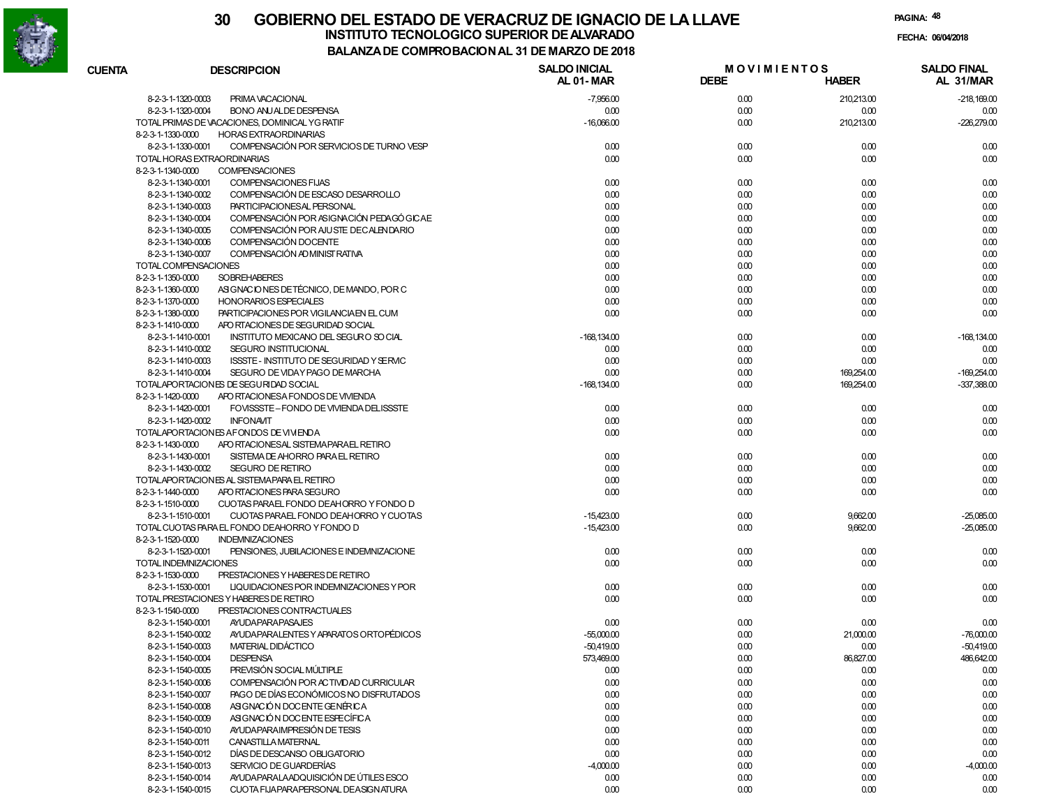# 30 GOBIERNO DEL ESTADO DE VERACRUZ DE IGNACIO DE LA LLAVE

## INSTITUTO TECNOLOGICO SUPERIOR DE ALVARADO

### BALANZA DE COMPROBACION AL 31 DE MARZO DE 2018

FECHA: 06/04/2018

| CUENTA | DESCRIPCION | SALDO INICIAL AL 01-MAR | MOVIMIENTOS DEBE | MOVIMIENTOS HABER | SALDO FINAL AL 31/MAR |
|---|---|---|---|---|---|
| 8-2-3-1-1320-0003 | PRIMA VACACIONAL | -7,956.00 | 0.00 | 210,213.00 | -218,169.00 |
| 8-2-3-1-1320-0004 | BONO ANUAL DE DESPENSA | 0.00 | 0.00 | 0.00 | 0.00 |
| TOTAL PRIMAS DE VACACIONES, DOMINICAL Y GRATIF | | -16,066.00 | 0.00 | 210,213.00 | -226,279.00 |
| 8-2-3-1-1330-0000 | HORAS EXTRAORDINARIAS | | | | |
| 8-2-3-1-1330-0001 | COMPENSACIÓN POR SERVICIOS DE TURNO VESP | 0.00 | 0.00 | 0.00 | 0.00 |
| TOTAL HORAS EXTRAORDINARIAS | | 0.00 | 0.00 | 0.00 | 0.00 |
| 8-2-3-1-1340-0000 | COMPENSACIONES | | | | |
| 8-2-3-1-1340-0001 | COMPENSACIONES FIJAS | 0.00 | 0.00 | 0.00 | 0.00 |
| 8-2-3-1-1340-0002 | COMPENSACIÓN DE ESCASO DESARROLLO | 0.00 | 0.00 | 0.00 | 0.00 |
| 8-2-3-1-1340-0003 | PARTICIPACIONES AL PERSONAL | 0.00 | 0.00 | 0.00 | 0.00 |
| 8-2-3-1-1340-0004 | COMPENSACIÓN POR ASIGNACIÓN PEDAGÓGICA E | 0.00 | 0.00 | 0.00 | 0.00 |
| 8-2-3-1-1340-0005 | COMPENSACIÓN POR AJUSTE DE CALENDARIO | 0.00 | 0.00 | 0.00 | 0.00 |
| 8-2-3-1-1340-0006 | COMPENSACIÓN DOCENTE | 0.00 | 0.00 | 0.00 | 0.00 |
| 8-2-3-1-1340-0007 | COMPENSACIÓN ADMINISTRATIVA | 0.00 | 0.00 | 0.00 | 0.00 |
| TOTAL COMPENSACIONES | | 0.00 | 0.00 | 0.00 | 0.00 |
| 8-2-3-1-1350-0000 | SOBREHABERES | 0.00 | 0.00 | 0.00 | 0.00 |
| 8-2-3-1-1360-0000 | ASIGNACIONES DE TÉCNICO, DE MANDO, POR C | 0.00 | 0.00 | 0.00 | 0.00 |
| 8-2-3-1-1370-0000 | HONORARIOS ESPECIALES | 0.00 | 0.00 | 0.00 | 0.00 |
| 8-2-3-1-1380-0000 | PARTICIPACIONES POR VIGILANCIA EN EL CUM | 0.00 | 0.00 | 0.00 | 0.00 |
| 8-2-3-1-1410-0000 | APORTACIONES DE SEGURIDAD SOCIAL | | | | |
| 8-2-3-1-1410-0001 | INSTITUTO MEXICANO DEL SEGURO SOCIAL | -168,134.00 | 0.00 | 0.00 | -168,134.00 |
| 8-2-3-1-1410-0002 | SEGURO INSTITUCIONAL | 0.00 | 0.00 | 0.00 | 0.00 |
| 8-2-3-1-1410-0003 | ISSSTE - INSTITUTO DE SEGURIDAD Y SERVIC | 0.00 | 0.00 | 0.00 | 0.00 |
| 8-2-3-1-1410-0004 | SEGURO DE VIDA Y PAGO DE MARCHA | 0.00 | 0.00 | 169,254.00 | -169,254.00 |
| TOTAL APORTACIONES DE SEGURIDAD SOCIAL | | -168,134.00 | 0.00 | 169,254.00 | -337,388.00 |
| 8-2-3-1-1420-0000 | APORTACIONES A FONDOS DE VIVIENDA | | | | |
| 8-2-3-1-1420-0001 | FOVISSSTE – FONDO DE VIVIENDA DEL ISSSTE | 0.00 | 0.00 | 0.00 | 0.00 |
| 8-2-3-1-1420-0002 | INFONAVIT | 0.00 | 0.00 | 0.00 | 0.00 |
| TOTAL APORTACIONES A FONDOS DE VIVIENDA | | 0.00 | 0.00 | 0.00 | 0.00 |
| 8-2-3-1-1430-0000 | APORTACIONES AL SISTEMA PARA EL RETIRO | | | | |
| 8-2-3-1-1430-0001 | SISTEMA DE AHORRO PARA EL RETIRO | 0.00 | 0.00 | 0.00 | 0.00 |
| 8-2-3-1-1430-0002 | SEGURO DE RETIRO | 0.00 | 0.00 | 0.00 | 0.00 |
| TOTAL APORTACIONES AL SISTEMA PARA EL RETIRO | | 0.00 | 0.00 | 0.00 | 0.00 |
| 8-2-3-1-1440-0000 | APORTACIONES PARA SEGURO | 0.00 | 0.00 | 0.00 | 0.00 |
| 8-2-3-1-1510-0000 | CUOTAS PARA EL FONDO DE AHORRO Y FONDO D | | | | |
| 8-2-3-1-1510-0001 | CUOTAS PARA EL FONDO DE AHORRO Y CUOTAS | -15,423.00 | 0.00 | 9,662.00 | -25,085.00 |
| TOTAL CUOTAS PARA EL FONDO DE AHORRO Y FONDO D | | -15,423.00 | 0.00 | 9,662.00 | -25,085.00 |
| 8-2-3-1-1520-0000 | INDEMNIZACIONES | | | | |
| 8-2-3-1-1520-0001 | PENSIONES, JUBILACIONES E INDEMNIZACIONE | 0.00 | 0.00 | 0.00 | 0.00 |
| TOTAL INDEMNIZACIONES | | 0.00 | 0.00 | 0.00 | 0.00 |
| 8-2-3-1-1530-0000 | PRESTACIONES Y HABERES DE RETIRO | | | | |
| 8-2-3-1-1530-0001 | LIQUIDACIONES POR INDEMNIZACIONES Y POR | 0.00 | 0.00 | 0.00 | 0.00 |
| TOTAL PRESTACIONES Y HABERES DE RETIRO | | 0.00 | 0.00 | 0.00 | 0.00 |
| 8-2-3-1-1540-0000 | PRESTACIONES CONTRACTUALES | | | | |
| 8-2-3-1-1540-0001 | AYUDA PARA PASAJES | 0.00 | 0.00 | 0.00 | 0.00 |
| 8-2-3-1-1540-0002 | AYUDA PARA LENTES Y APARATOS ORTOPÉDICOS | -55,000.00 | 0.00 | 21,000.00 | -76,000.00 |
| 8-2-3-1-1540-0003 | MATERIAL DIDÁCTICO | -50,419.00 | 0.00 | 0.00 | -50,419.00 |
| 8-2-3-1-1540-0004 | DESPENSA | 573,469.00 | 0.00 | 86,827.00 | 486,642.00 |
| 8-2-3-1-1540-0005 | PREVISIÓN SOCIAL MÚLTIPLE | 0.00 | 0.00 | 0.00 | 0.00 |
| 8-2-3-1-1540-0006 | COMPENSACIÓN POR ACTIVIDAD CURRICULAR | 0.00 | 0.00 | 0.00 | 0.00 |
| 8-2-3-1-1540-0007 | PAGO DE DÍAS ECONÓMICOS NO DISFRUTADOS | 0.00 | 0.00 | 0.00 | 0.00 |
| 8-2-3-1-1540-0008 | ASIGNACIÓN DOCENTE GENÉRICA | 0.00 | 0.00 | 0.00 | 0.00 |
| 8-2-3-1-1540-0009 | ASIGNACIÓN DOCENTE ESPECÍFICA | 0.00 | 0.00 | 0.00 | 0.00 |
| 8-2-3-1-1540-0010 | AYUDA PARA IMPRESIÓN DE TESIS | 0.00 | 0.00 | 0.00 | 0.00 |
| 8-2-3-1-1540-0011 | CANASTILLA MATERNAL | 0.00 | 0.00 | 0.00 | 0.00 |
| 8-2-3-1-1540-0012 | DÍAS DE DESCANSO OBLIGATORIO | 0.00 | 0.00 | 0.00 | 0.00 |
| 8-2-3-1-1540-0013 | SERVICIO DE GUARDERÍAS | -4,000.00 | 0.00 | 0.00 | -4,000.00 |
| 8-2-3-1-1540-0014 | AYUDA PARA LA ADQUISICIÓN DE ÚTILES ESCO | 0.00 | 0.00 | 0.00 | 0.00 |
| 8-2-3-1-1540-0015 | CUOTA FIJA PARA PERSONAL DE ASIGNATURA | 0.00 | 0.00 | 0.00 | 0.00 |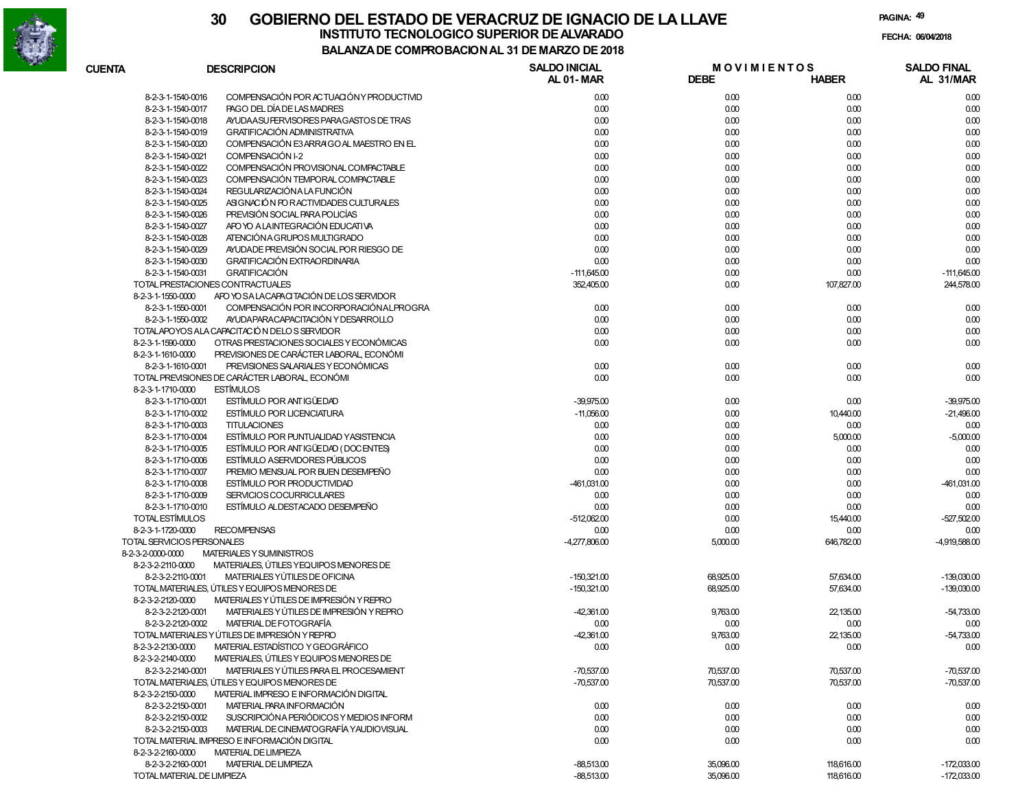# 30 GOBIERNO DEL ESTADO DE VERACRUZ DE IGNACIO DE LA LLAVE

## INSTITUTO TECNOLOGICO SUPERIOR DE ALVARADO

### BALANZA DE COMPROBACION AL 31 DE MARZO DE 2018

FECHA: 06/04/2018

| CUENTA | DESCRIPCION | SALDO INICIAL AL 01-MAR | MOVIMIENTOS DEBE | MOVIMIENTOS HABER | SALDO FINAL AL 31/MAR |
|---|---|---|---|---|---|
| 8-2-3-1-1540-0016 | COMPENSACIÓN POR ACTUACIÓN Y PRODUCTIVID | 0.00 | 0.00 | 0.00 | 0.00 |
| 8-2-3-1-1540-0017 | PAGO DEL DÍA DE LAS MADRES | 0.00 | 0.00 | 0.00 | 0.00 |
| 8-2-3-1-1540-0018 | AYUDA A SUPERVISORES PARA GASTOS DE TRAS | 0.00 | 0.00 | 0.00 | 0.00 |
| 8-2-3-1-1540-0019 | GRATIFICACIÓN ADMINISTRATIVA | 0.00 | 0.00 | 0.00 | 0.00 |
| 8-2-3-1-1540-0020 | COMPENSACIÓN E3 ARRAIGO AL MAESTRO EN EL | 0.00 | 0.00 | 0.00 | 0.00 |
| 8-2-3-1-1540-0021 | COMPENSACIÓN I-2 | 0.00 | 0.00 | 0.00 | 0.00 |
| 8-2-3-1-1540-0022 | COMPENSACIÓN PROVISIONAL COMPACTABLE | 0.00 | 0.00 | 0.00 | 0.00 |
| 8-2-3-1-1540-0023 | COMPENSACIÓN TEMPORAL COMPACTABLE | 0.00 | 0.00 | 0.00 | 0.00 |
| 8-2-3-1-1540-0024 | REGULARIZACIÓN A LA FUNCIÓN | 0.00 | 0.00 | 0.00 | 0.00 |
| 8-2-3-1-1540-0025 | ASIGNACIÓN POR ACTIVIDADES CULTURALES | 0.00 | 0.00 | 0.00 | 0.00 |
| 8-2-3-1-1540-0026 | PREVISIÓN SOCIAL PARA POLICÍAS | 0.00 | 0.00 | 0.00 | 0.00 |
| 8-2-3-1-1540-0027 | APOYO A LA INTEGRACIÓN EDUCATIVA | 0.00 | 0.00 | 0.00 | 0.00 |
| 8-2-3-1-1540-0028 | ATENCIÓN A GRUPOS MULTIGRADO | 0.00 | 0.00 | 0.00 | 0.00 |
| 8-2-3-1-1540-0029 | AYUDA DE PREVISIÓN SOCIAL POR RIESGO DE | 0.00 | 0.00 | 0.00 | 0.00 |
| 8-2-3-1-1540-0030 | GRATIFICACIÓN EXTRAORDINARIA | 0.00 | 0.00 | 0.00 | 0.00 |
| 8-2-3-1-1540-0031 | GRATIFICACIÓN | -111,645.00 | 0.00 | 0.00 | -111,645.00 |
| TOTAL PRESTACIONES CONTRACTUALES | | 352,405.00 | 0.00 | 107,827.00 | 244,578.00 |
| 8-2-3-1-1550-0000 | APOYOS A LA CAPACITACIÓN DE LOS SERVIDOR | | | | |
| 8-2-3-1-1550-0001 | COMPENSACIÓN POR INCORPORACIÓN AL PROGRA | 0.00 | 0.00 | 0.00 | 0.00 |
| 8-2-3-1-1550-0002 | AYUDA PARA CAPACITACIÓN Y DESARROLLO | 0.00 | 0.00 | 0.00 | 0.00 |
| TOTAL APOYOS A LA CAPACITACIÓN DE LOS SERVIDOR | | 0.00 | 0.00 | 0.00 | 0.00 |
| 8-2-3-1-1590-0000 | OTRAS PRESTACIONES SOCIALES Y ECONÓMICAS | 0.00 | 0.00 | 0.00 | 0.00 |
| 8-2-3-1-1610-0000 | PREVISIONES DE CARÁCTER LABORAL, ECONÓMI | | | | |
| 8-2-3-1-1610-0001 | PREVISIONES SALARIALES Y ECONÓMICAS | 0.00 | 0.00 | 0.00 | 0.00 |
| TOTAL PREVISIONES DE CARÁCTER LABORAL, ECONÓMI | | 0.00 | 0.00 | 0.00 | 0.00 |
| 8-2-3-1-1710-0000 | ESTÍMULOS | | | | |
| 8-2-3-1-1710-0001 | ESTÍMULO POR ANTIGÜEDAD | -39,975.00 | 0.00 | 0.00 | -39,975.00 |
| 8-2-3-1-1710-0002 | ESTÍMULO POR LICENCIATURA | -11,056.00 | 0.00 | 10,440.00 | -21,496.00 |
| 8-2-3-1-1710-0003 | TITULACIONES | 0.00 | 0.00 | 0.00 | 0.00 |
| 8-2-3-1-1710-0004 | ESTÍMULO POR PUNTUALIDAD Y ASISTENCIA | 0.00 | 0.00 | 5,000.00 | -5,000.00 |
| 8-2-3-1-1710-0005 | ESTÍMULO POR ANTIGÜEDAD (DOCENTES) | 0.00 | 0.00 | 0.00 | 0.00 |
| 8-2-3-1-1710-0006 | ESTÍMULO A SERVIDORES PÚBLICOS | 0.00 | 0.00 | 0.00 | 0.00 |
| 8-2-3-1-1710-0007 | PREMIO MENSUAL POR BUEN DESEMPEÑO | 0.00 | 0.00 | 0.00 | 0.00 |
| 8-2-3-1-1710-0008 | ESTÍMULO POR PRODUCTIVIDAD | -461,031.00 | 0.00 | 0.00 | -461,031.00 |
| 8-2-3-1-1710-0009 | SERVICIOS COCURRICULARES | 0.00 | 0.00 | 0.00 | 0.00 |
| 8-2-3-1-1710-0010 | ESTÍMULO AL DESTACADO DESEMPEÑO | 0.00 | 0.00 | 0.00 | 0.00 |
| TOTAL ESTÍMULOS | | -512,062.00 | 0.00 | 15,440.00 | -527,502.00 |
| 8-2-3-1-1720-0000 | RECOMPENSAS | 0.00 | 0.00 | 0.00 | 0.00 |
| TOTAL SERVICIOS PERSONALES | | -4,277,806.00 | 5,000.00 | 646,782.00 | -4,919,588.00 |
| 8-2-3-2-0000-0000 | MATERIALES Y SUMINISTROS | | | | |
| 8-2-3-2-2110-0000 | MATERIALES, ÚTILES Y EQUIPOS MENORES DE | | | | |
| 8-2-3-2-2110-0001 | MATERIALES Y ÚTILES DE OFICINA | -150,321.00 | 68,925.00 | 57,634.00 | -139,030.00 |
| TOTAL MATERIALES, ÚTILES Y EQUIPOS MENORES DE | | -150,321.00 | 68,925.00 | 57,634.00 | -139,030.00 |
| 8-2-3-2-2120-0000 | MATERIALES Y ÚTILES DE IMPRESIÓN Y REPRO | | | | |
| 8-2-3-2-2120-0001 | MATERIALES Y ÚTILES DE IMPRESIÓN Y REPRO | -42,361.00 | 9,763.00 | 22,135.00 | -54,733.00 |
| 8-2-3-2-2120-0002 | MATERIAL DE FOTOGRAFÍA | 0.00 | 0.00 | 0.00 | 0.00 |
| TOTAL MATERIALES Y ÚTILES DE IMPRESIÓN Y REPRO | | -42,361.00 | 9,763.00 | 22,135.00 | -54,733.00 |
| 8-2-3-2-2130-0000 | MATERIAL ESTADÍSTICO Y GEOGRÁFICO | 0.00 | 0.00 | 0.00 | 0.00 |
| 8-2-3-2-2140-0000 | MATERIALES, ÚTILES Y EQUIPOS MENORES DE | | | | |
| 8-2-3-2-2140-0001 | MATERIALES Y ÚTILES PARA EL PROCESAMIENT | -70,537.00 | 70,537.00 | 70,537.00 | -70,537.00 |
| TOTAL MATERIALES, ÚTILES Y EQUIPOS MENORES DE | | -70,537.00 | 70,537.00 | 70,537.00 | -70,537.00 |
| 8-2-3-2-2150-0000 | MATERIAL IMPRESO E INFORMACIÓN DIGITAL | | | | |
| 8-2-3-2-2150-0001 | MATERIAL PARA INFORMACIÓN | 0.00 | 0.00 | 0.00 | 0.00 |
| 8-2-3-2-2150-0002 | SUSCRIPCIÓN A PERIÓDICOS Y MEDIOS INFORM | 0.00 | 0.00 | 0.00 | 0.00 |
| 8-2-3-2-2150-0003 | MATERIAL DE CINEMATOGRAFÍA Y AUDIOVISUAL | 0.00 | 0.00 | 0.00 | 0.00 |
| TOTAL MATERIAL IMPRESO E INFORMACIÓN DIGITAL | | 0.00 | 0.00 | 0.00 | 0.00 |
| 8-2-3-2-2160-0000 | MATERIAL DE LIMPIEZA | | | | |
| 8-2-3-2-2160-0001 | MATERIAL DE LIMPIEZA | -88,513.00 | 35,096.00 | 118,616.00 | -172,033.00 |
| TOTAL MATERIAL DE LIMPIEZA | | -88,513.00 | 35,096.00 | 118,616.00 | -172,033.00 |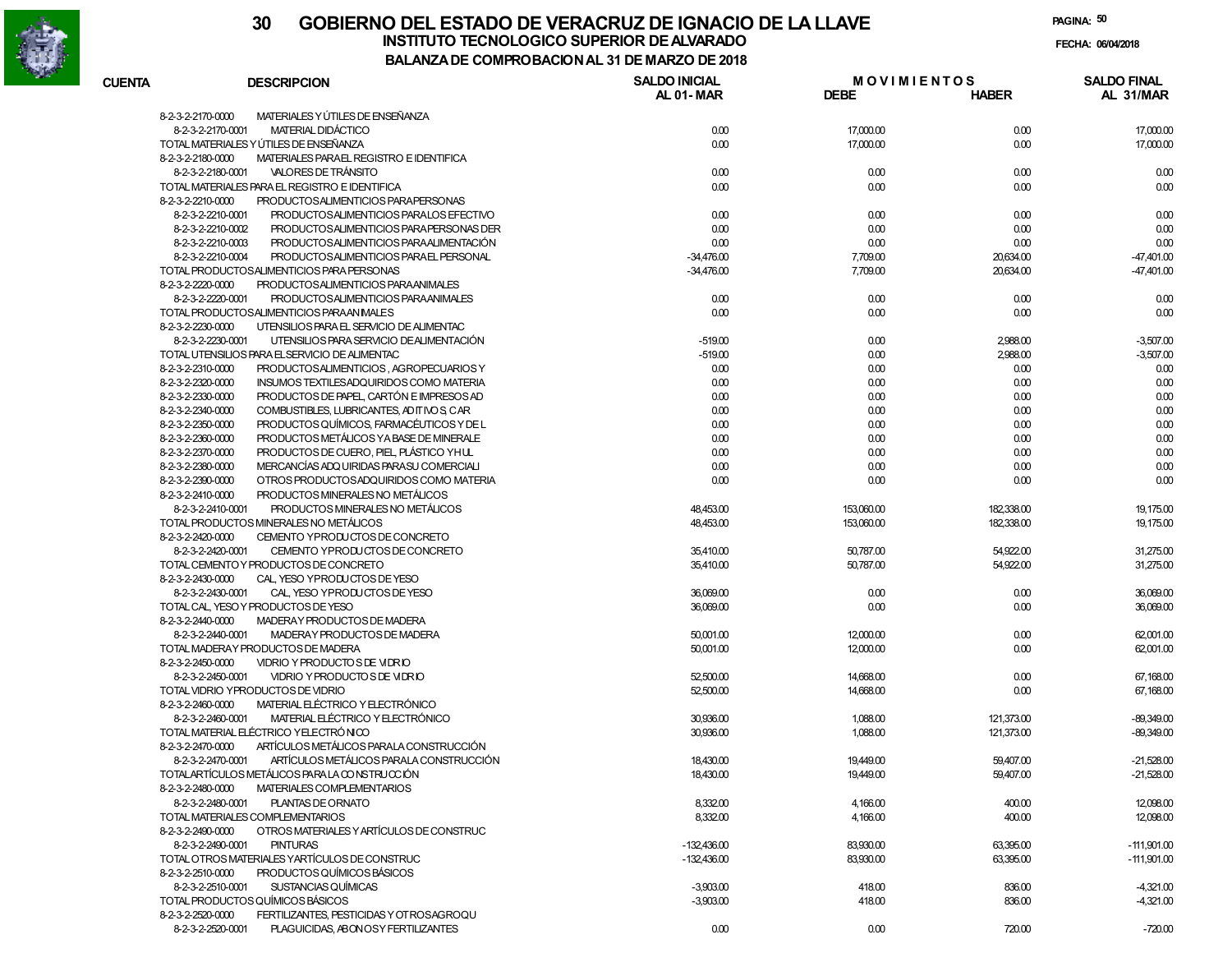# GOBIERNO DEL ESTADO DE VERACRUZ DE IGNACIO DE LA LLAVE

## INSTITUTO TECNOLOGICO SUPERIOR DE ALVARADO

### BALANZA DE COMPROBACION AL 31 DE MARZO DE 2018

FECHA: 06/04/2018

| CUENTA | DESCRIPCION | SALDO INICIAL AL 01-MAR | MOVIMIENTOS DEBE | MOVIMIENTOS HABER | SALDO FINAL AL 31/MAR |
|---|---|---|---|---|---|
| 8-2-3-2-2170-0000 | MATERIALES Y ÚTILES DE ENSEÑANZA | | | | |
| 8-2-3-2-2170-0001 | MATERIAL DIDÁCTICO | 0.00 | 17,000.00 | 0.00 | 17,000.00 |
| | TOTAL MATERIALES Y ÚTILES DE ENSEÑANZA | 0.00 | 17,000.00 | 0.00 | 17,000.00 |
| 8-2-3-2-2180-0000 | MATERIALES PARA EL REGISTRO E IDENTIFICA | | | | |
| 8-2-3-2-2180-0001 | VALORES DE TRÁNSITO | 0.00 | 0.00 | 0.00 | 0.00 |
| | TOTAL MATERIALES PARA EL REGISTRO E IDENTIFICA | 0.00 | 0.00 | 0.00 | 0.00 |
| 8-2-3-2-2210-0000 | PRODUCTOS ALIMENTICIOS PARA PERSONAS | | | | |
| 8-2-3-2-2210-0001 | PRODUCTOS ALIMENTICIOS PARA LOS EFECTIVO | 0.00 | 0.00 | 0.00 | 0.00 |
| 8-2-3-2-2210-0002 | PRODUCTOS ALIMENTICIOS PARA PERSONAS DER | 0.00 | 0.00 | 0.00 | 0.00 |
| 8-2-3-2-2210-0003 | PRODUCTOS ALIMENTICIOS PARA ALIMENTACIÓN | 0.00 | 0.00 | 0.00 | 0.00 |
| 8-2-3-2-2210-0004 | PRODUCTOS ALIMENTICIOS PARA EL PERSONAL | -34,476.00 | 7,709.00 | 20,634.00 | -47,401.00 |
| | TOTAL PRODUCTOS ALIMENTICIOS PARA PERSONAS | -34,476.00 | 7,709.00 | 20,634.00 | -47,401.00 |
| 8-2-3-2-2220-0000 | PRODUCTOS ALIMENTICIOS PARA ANIMALES | | | | |
| 8-2-3-2-2220-0001 | PRODUCTOS ALIMENTICIOS PARA ANIMALES | 0.00 | 0.00 | 0.00 | 0.00 |
| | TOTAL PRODUCTOS ALIMENTICIOS PARA ANIMALES | 0.00 | 0.00 | 0.00 | 0.00 |
| 8-2-3-2-2230-0000 | UTENSILIOS PARA EL SERVICIO DE ALIMENTAC | | | | |
| 8-2-3-2-2230-0001 | UTENSILIOS PARA SERVICIO DE ALIMENTACIÓN | -519.00 | 0.00 | 2,988.00 | -3,507.00 |
| | TOTAL UTENSILIOS PARA EL SERVICIO DE ALIMENTAC | -519.00 | 0.00 | 2,988.00 | -3,507.00 |
| 8-2-3-2-2310-0000 | PRODUCTOS ALIMENTICIOS , AGROPECUARIOS Y | 0.00 | 0.00 | 0.00 | 0.00 |
| 8-2-3-2-2320-0000 | INSUMOS TEXTILES ADQUIRIDOS COMO MATERIA | 0.00 | 0.00 | 0.00 | 0.00 |
| 8-2-3-2-2330-0000 | PRODUCTOS DE PAPEL, CARTÓN E IMPRESOS AD | 0.00 | 0.00 | 0.00 | 0.00 |
| 8-2-3-2-2340-0000 | COMBUSTIBLES, LUBRICANTES, ADITIVOS, CAR | 0.00 | 0.00 | 0.00 | 0.00 |
| 8-2-3-2-2350-0000 | PRODUCTOS QUÍMICOS, FARMACÉUTICOS Y DE L | 0.00 | 0.00 | 0.00 | 0.00 |
| 8-2-3-2-2360-0000 | PRODUCTOS METÁLICOS Y A BASE DE MINERALE | 0.00 | 0.00 | 0.00 | 0.00 |
| 8-2-3-2-2370-0000 | PRODUCTOS DE CUERO, PIEL, PLÁSTICO Y HUL | 0.00 | 0.00 | 0.00 | 0.00 |
| 8-2-3-2-2380-0000 | MERCANCÍAS ADQUIRIDAS PARA SU COMERCIALI | 0.00 | 0.00 | 0.00 | 0.00 |
| 8-2-3-2-2390-0000 | OTROS PRODUCTOS ADQUIRIDOS COMO MATERIA | 0.00 | 0.00 | 0.00 | 0.00 |
| 8-2-3-2-2410-0000 | PRODUCTOS MINERALES NO METÁLICOS | | | | |
| 8-2-3-2-2410-0001 | PRODUCTOS MINERALES NO METÁLICOS | 48,453.00 | 153,060.00 | 182,338.00 | 19,175.00 |
| | TOTAL PRODUCTOS MINERALES NO METÁLICOS | 48,453.00 | 153,060.00 | 182,338.00 | 19,175.00 |
| 8-2-3-2-2420-0000 | CEMENTO Y PRODUCTOS DE CONCRETO | | | | |
| 8-2-3-2-2420-0001 | CEMENTO Y PRODUCTOS DE CONCRETO | 35,410.00 | 50,787.00 | 54,922.00 | 31,275.00 |
| | TOTAL CEMENTO Y PRODUCTOS DE CONCRETO | 35,410.00 | 50,787.00 | 54,922.00 | 31,275.00 |
| 8-2-3-2-2430-0000 | CAL, YESO Y PRODUCTOS DE YESO | | | | |
| 8-2-3-2-2430-0001 | CAL, YESO Y PRODUCTOS DE YESO | 36,069.00 | 0.00 | 0.00 | 36,069.00 |
| | TOTAL CAL, YESO Y PRODUCTOS DE YESO | 36,069.00 | 0.00 | 0.00 | 36,069.00 |
| 8-2-3-2-2440-0000 | MADERA Y PRODUCTOS DE MADERA | | | | |
| 8-2-3-2-2440-0001 | MADERA Y PRODUCTOS DE MADERA | 50,001.00 | 12,000.00 | 0.00 | 62,001.00 |
| | TOTAL MADERA Y PRODUCTOS DE MADERA | 50,001.00 | 12,000.00 | 0.00 | 62,001.00 |
| 8-2-3-2-2450-0000 | VIDRIO Y PRODUCTOS DE VIDRIO | | | | |
| 8-2-3-2-2450-0001 | VIDRIO Y PRODUCTOS DE VIDRIO | 52,500.00 | 14,668.00 | 0.00 | 67,168.00 |
| | TOTAL VIDRIO Y PRODUCTOS DE VIDRIO | 52,500.00 | 14,668.00 | 0.00 | 67,168.00 |
| 8-2-3-2-2460-0000 | MATERIAL ELÉCTRICO Y ELECTRÓNICO | | | | |
| 8-2-3-2-2460-0001 | MATERIAL ELÉCTRICO Y ELECTRÓNICO | 30,936.00 | 1,088.00 | 121,373.00 | -89,349.00 |
| | TOTAL MATERIAL ELÉCTRICO Y ELECTRÓNICO | 30,936.00 | 1,088.00 | 121,373.00 | -89,349.00 |
| 8-2-3-2-2470-0000 | ARTÍCULOS METÁLICOS PARA LA CONSTRUCCIÓN | | | | |
| 8-2-3-2-2470-0001 | ARTÍCULOS METÁLICOS PARA LA CONSTRUCCIÓN | 18,430.00 | 19,449.00 | 59,407.00 | -21,528.00 |
| | TOTAL ARTÍCULOS METÁLICOS PARA LA CONSTRUCCIÓN | 18,430.00 | 19,449.00 | 59,407.00 | -21,528.00 |
| 8-2-3-2-2480-0000 | MATERIALES COMPLEMENTARIOS | | | | |
| 8-2-3-2-2480-0001 | PLANTAS DE ORNATO | 8,332.00 | 4,166.00 | 400.00 | 12,098.00 |
| | TOTAL MATERIALES COMPLEMENTARIOS | 8,332.00 | 4,166.00 | 400.00 | 12,098.00 |
| 8-2-3-2-2490-0000 | OTROS MATERIALES Y ARTÍCULOS DE CONSTRUC | | | | |
| 8-2-3-2-2490-0001 | PINTURAS | -132,436.00 | 83,930.00 | 63,395.00 | -111,901.00 |
| | TOTAL OTROS MATERIALES Y ARTÍCULOS DE CONSTRUC | -132,436.00 | 83,930.00 | 63,395.00 | -111,901.00 |
| 8-2-3-2-2510-0000 | PRODUCTOS QUÍMICOS BÁSICOS | | | | |
| 8-2-3-2-2510-0001 | SUSTANCIAS QUÍMICAS | -3,903.00 | 418.00 | 836.00 | -4,321.00 |
| | TOTAL PRODUCTOS QUÍMICOS BÁSICOS | -3,903.00 | 418.00 | 836.00 | -4,321.00 |
| 8-2-3-2-2520-0000 | FERTILIZANTES, PESTICIDAS Y OTROS AGROQU | | | | |
| 8-2-3-2-2520-0001 | PLAGUICIDAS, ABONOS Y FERTILIZANTES | 0.00 | 0.00 | 720.00 | -720.00 |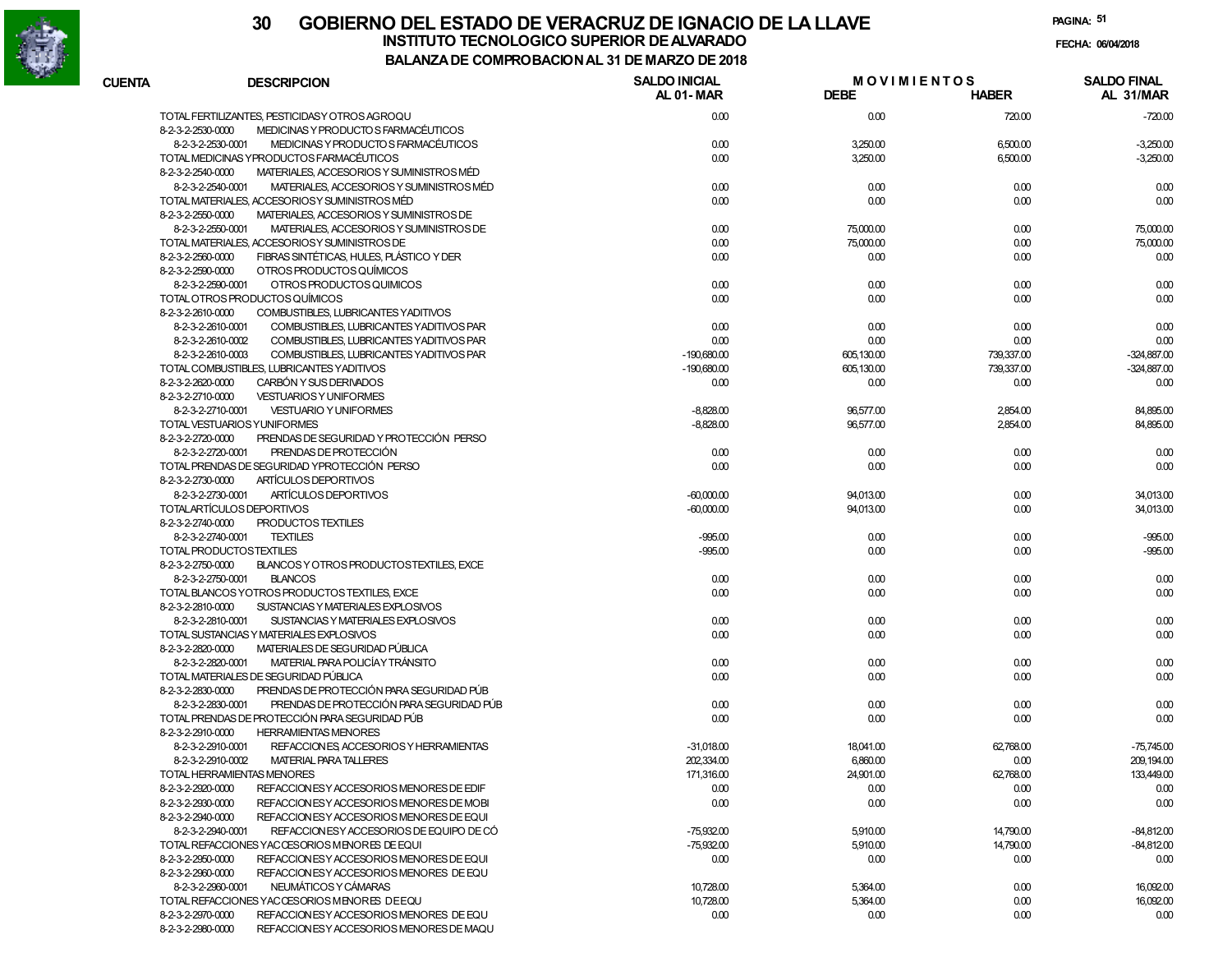# GOBIERNO DEL ESTADO DE VERACRUZ DE IGNACIO DE LA LLAVE

## INSTITUTO TECNOLOGICO SUPERIOR DE ALVARADO

### BALANZA DE COMPROBACION AL 31 DE MARZO DE 2018

FECHA: 06/04/2018

| CUENTA | DESCRIPCION | SALDO INICIAL AL 01-MAR | MOVIMIENTOS DEBE | MOVIMIENTOS HABER | SALDO FINAL AL 31/MAR |
|---|---|---|---|---|---|
| | TOTAL FERTILIZANTES, PESTICIDAS Y OTROS AGROQU | 0.00 | 0.00 | 720.00 | -720.00 |
| 8-2-3-2-2530-0000 | MEDICINAS Y PRODUCTOS FARMACÉUTICOS | | | | |
| 8-2-3-2-2530-0001 | MEDICINAS Y PRODUCTOS FARMACÉUTICOS | 0.00 | 3,250.00 | 6,500.00 | -3,250.00 |
| | TOTAL MEDICINAS Y PRODUCTOS FARMACÉUTICOS | 0.00 | 3,250.00 | 6,500.00 | -3,250.00 |
| 8-2-3-2-2540-0000 | MATERIALES, ACCESORIOS Y SUMINISTROS MÉD | | | | |
| 8-2-3-2-2540-0001 | MATERIALES, ACCESORIOS Y SUMINISTROS MÉD | 0.00 | 0.00 | 0.00 | 0.00 |
| | TOTAL MATERIALES, ACCESORIOS Y SUMINISTROS MÉD | 0.00 | 0.00 | 0.00 | 0.00 |
| 8-2-3-2-2550-0000 | MATERIALES, ACCESORIOS Y SUMINISTROS DE | | | | |
| 8-2-3-2-2550-0001 | MATERIALES, ACCESORIOS Y SUMINISTROS DE | 0.00 | 75,000.00 | 0.00 | 75,000.00 |
| | TOTAL MATERIALES, ACCESORIOS Y SUMINISTROS DE | 0.00 | 75,000.00 | 0.00 | 75,000.00 |
| 8-2-3-2-2560-0000 | FIBRAS SINTÉTICAS, HULES, PLÁSTICO Y DER | 0.00 | 0.00 | 0.00 | 0.00 |
| 8-2-3-2-2590-0000 | OTROS PRODUCTOS QUÍMICOS | | | | |
| 8-2-3-2-2590-0001 | OTROS PRODUCTOS QUIMICOS | 0.00 | 0.00 | 0.00 | 0.00 |
| | TOTAL OTROS PRODUCTOS QUÍMICOS | 0.00 | 0.00 | 0.00 | 0.00 |
| 8-2-3-2-2610-0000 | COMBUSTIBLES, LUBRICANTES Y ADITIVOS | | | | |
| 8-2-3-2-2610-0001 | COMBUSTIBLES, LUBRICANTES Y ADITIVOS PAR | 0.00 | 0.00 | 0.00 | 0.00 |
| 8-2-3-2-2610-0002 | COMBUSTIBLES, LUBRICANTES Y ADITIVOS PAR | 0.00 | 0.00 | 0.00 | 0.00 |
| 8-2-3-2-2610-0003 | COMBUSTIBLES, LUBRICANTES Y ADITIVOS PAR | -190,680.00 | 605,130.00 | 739,337.00 | -324,887.00 |
| | TOTAL COMBUSTIBLES, LUBRICANTES Y ADITIVOS | -190,680.00 | 605,130.00 | 739,337.00 | -324,887.00 |
| 8-2-3-2-2620-0000 | CARBÓN Y SUS DERIVADOS | 0.00 | 0.00 | 0.00 | 0.00 |
| 8-2-3-2-2710-0000 | VESTUARIOS Y UNIFORMES | | | | |
| 8-2-3-2-2710-0001 | VESTUARIO Y UNIFORMES | -8,828.00 | 96,577.00 | 2,854.00 | 84,895.00 |
| | TOTAL VESTUARIOS Y UNIFORMES | -8,828.00 | 96,577.00 | 2,854.00 | 84,895.00 |
| 8-2-3-2-2720-0000 | PRENDAS DE SEGURIDAD Y PROTECCIÓN PERSO | | | | |
| 8-2-3-2-2720-0001 | PRENDAS DE PROTECCIÓN | 0.00 | 0.00 | 0.00 | 0.00 |
| | TOTAL PRENDAS DE SEGURIDAD Y PROTECCIÓN PERSO | 0.00 | 0.00 | 0.00 | 0.00 |
| 8-2-3-2-2730-0000 | ARTÍCULOS DEPORTIVOS | | | | |
| 8-2-3-2-2730-0001 | ARTÍCULOS DEPORTIVOS | -60,000.00 | 94,013.00 | 0.00 | 34,013.00 |
| | TOTAL ARTÍCULOS DEPORTIVOS | -60,000.00 | 94,013.00 | 0.00 | 34,013.00 |
| 8-2-3-2-2740-0000 | PRODUCTOS TEXTILES | | | | |
| 8-2-3-2-2740-0001 | TEXTILES | -995.00 | 0.00 | 0.00 | -995.00 |
| | TOTAL PRODUCTOS TEXTILES | -995.00 | 0.00 | 0.00 | -995.00 |
| 8-2-3-2-2750-0000 | BLANCOS Y OTROS PRODUCTOS TEXTILES, EXCE | | | | |
| 8-2-3-2-2750-0001 | BLANCOS | 0.00 | 0.00 | 0.00 | 0.00 |
| | TOTAL BLANCOS Y OTROS PRODUCTOS TEXTILES, EXCE | 0.00 | 0.00 | 0.00 | 0.00 |
| 8-2-3-2-2810-0000 | SUSTANCIAS Y MATERIALES EXPLOSIVOS | | | | |
| 8-2-3-2-2810-0001 | SUSTANCIAS Y MATERIALES EXPLOSIVOS | 0.00 | 0.00 | 0.00 | 0.00 |
| | TOTAL SUSTANCIAS Y MATERIALES EXPLOSIVOS | 0.00 | 0.00 | 0.00 | 0.00 |
| 8-2-3-2-2820-0000 | MATERIALES DE SEGURIDAD PÚBLICA | | | | |
| 8-2-3-2-2820-0001 | MATERIAL PARA POLICÍA Y TRÁNSITO | 0.00 | 0.00 | 0.00 | 0.00 |
| | TOTAL MATERIALES DE SEGURIDAD PÚBLICA | 0.00 | 0.00 | 0.00 | 0.00 |
| 8-2-3-2-2830-0000 | PRENDAS DE PROTECCIÓN PARA SEGURIDAD PÚB | | | | |
| 8-2-3-2-2830-0001 | PRENDAS DE PROTECCIÓN PARA SEGURIDAD PÚB | 0.00 | 0.00 | 0.00 | 0.00 |
| | TOTAL PRENDAS DE PROTECCIÓN PARA SEGURIDAD PÚB | 0.00 | 0.00 | 0.00 | 0.00 |
| 8-2-3-2-2910-0000 | HERRAMIENTAS MENORES | | | | |
| 8-2-3-2-2910-0001 | REFACCIONES, ACCESORIOS Y HERRAMIENTAS | -31,018.00 | 18,041.00 | 62,768.00 | -75,745.00 |
| 8-2-3-2-2910-0002 | MATERIAL PARA TALLERES | 202,334.00 | 6,860.00 | 0.00 | 209,194.00 |
| | TOTAL HERRAMIENTAS MENORES | 171,316.00 | 24,901.00 | 62,768.00 | 133,449.00 |
| 8-2-3-2-2920-0000 | REFACCIONES Y ACCESORIOS MENORES DE EDIF | 0.00 | 0.00 | 0.00 | 0.00 |
| 8-2-3-2-2930-0000 | REFACCIONES Y ACCESORIOS MENORES DE MOBI | 0.00 | 0.00 | 0.00 | 0.00 |
| 8-2-3-2-2940-0000 | REFACCIONES Y ACCESORIOS MENORES DE EQUI | | | | |
| 8-2-3-2-2940-0001 | REFACCIONES Y ACCESORIOS DE EQUIPO DE CÓ | -75,932.00 | 5,910.00 | 14,790.00 | -84,812.00 |
| | TOTAL REFACCIONES Y ACCESORIOS MENORES DE EQUI | -75,932.00 | 5,910.00 | 14,790.00 | -84,812.00 |
| 8-2-3-2-2950-0000 | REFACCIONES Y ACCESORIOS MENORES DE EQUI | 0.00 | 0.00 | 0.00 | 0.00 |
| 8-2-3-2-2960-0000 | REFACCIONES Y ACCESORIOS MENORES DE EQU | | | | |
| 8-2-3-2-2960-0001 | NEUMÁTICOS Y CÁMARAS | 10,728.00 | 5,364.00 | 0.00 | 16,092.00 |
| | TOTAL REFACCIONES Y ACCESORIOS MENORES DE EQU | 10,728.00 | 5,364.00 | 0.00 | 16,092.00 |
| 8-2-3-2-2970-0000 | REFACCIONES Y ACCESORIOS MENORES DE EQU | 0.00 | 0.00 | 0.00 | 0.00 |
| 8-2-3-2-2980-0000 | REFACCIONES Y ACCESORIOS MENORES DE MAQU | | | | |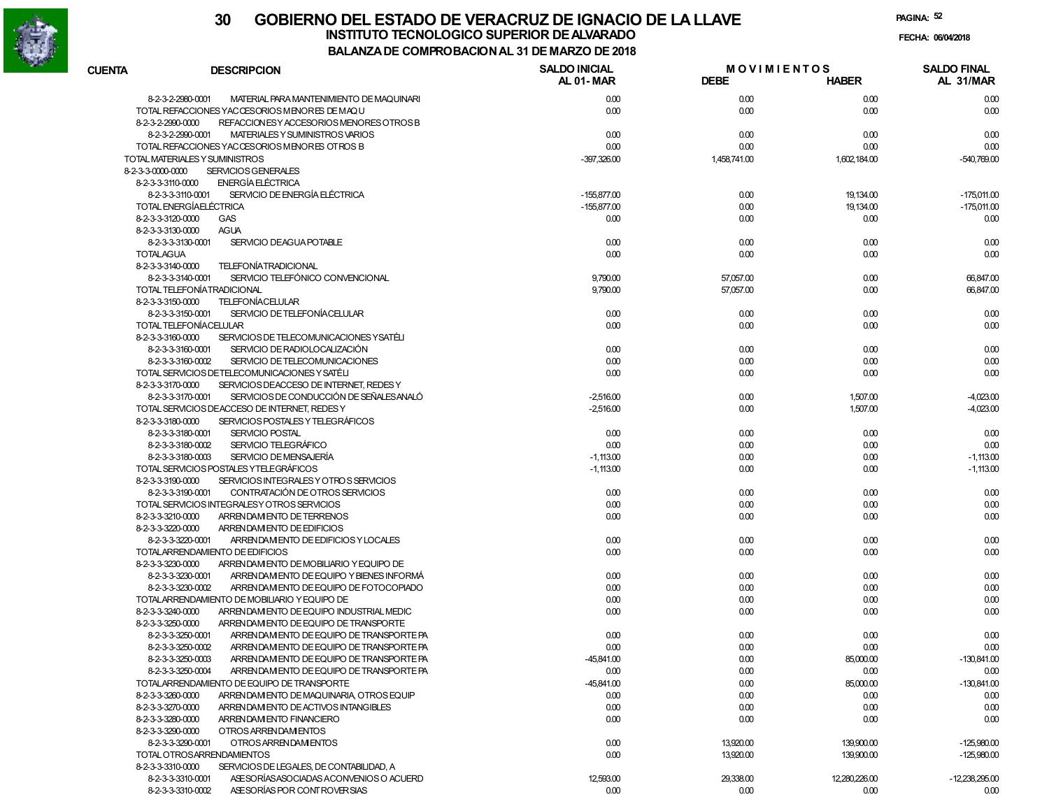# GOBIERNO DEL ESTADO DE VERACRUZ DE IGNACIO DE LA LLAVE

## INSTITUTO TECNOLOGICO SUPERIOR DE ALVARADO

### BALANZA DE COMPROBACION AL 31 DE MARZO DE 2018

FECHA: 06/04/2018

| CUENTA | DESCRIPCION | SALDO INICIAL AL 01-MAR | MOVIMIENTOS DEBE | MOVIMIENTOS HABER | SALDO FINAL AL 31/MAR |
|---|---|---|---|---|---|
| 8-2-3-2-2980-0001 | MATERIAL PARA MANTENIMIENTO DE MAQUINARI | 0.00 | 0.00 | 0.00 | 0.00 |
| | TOTAL REFACCIONES Y ACCESORIOS MENORES DE MAQU | 0.00 | 0.00 | 0.00 | 0.00 |
| 8-2-3-2-2990-0000 | REFACCIONES Y ACCESORIOS MENORES OTROS B | | | | |
| 8-2-3-2-2990-0001 | MATERIALES Y SUMINISTROS VARIOS | 0.00 | 0.00 | 0.00 | 0.00 |
| | TOTAL REFACCIONES Y ACCESORIOS MENORES OTROS B | 0.00 | 0.00 | 0.00 | 0.00 |
| | TOTAL MATERIALES Y SUMINISTROS | -397,326.00 | 1,458,741.00 | 1,602,184.00 | -540,769.00 |
| 8-2-3-3-0000-0000 | SERVICIOS GENERALES | | | | |
| 8-2-3-3-3110-0000 | ENERGÍA ELÉCTRICA | | | | |
| 8-2-3-3-3110-0001 | SERVICIO DE ENERGÍA ELÉCTRICA | -155,877.00 | 0.00 | 19,134.00 | -175,011.00 |
| | TOTAL ENERGÍA ELÉCTRICA | -155,877.00 | 0.00 | 19,134.00 | -175,011.00 |
| 8-2-3-3-3120-0000 | GAS | 0.00 | 0.00 | 0.00 | 0.00 |
| 8-2-3-3-3130-0000 | AGUA | | | | |
| 8-2-3-3-3130-0001 | SERVICIO DE AGUA POTABLE | 0.00 | 0.00 | 0.00 | 0.00 |
| | TOTAL AGUA | 0.00 | 0.00 | 0.00 | 0.00 |
| 8-2-3-3-3140-0000 | TELEFONÍA TRADICIONAL | | | | |
| 8-2-3-3-3140-0001 | SERVICIO TELEFÓNICO CONVENCIONAL | 9,790.00 | 57,057.00 | 0.00 | 66,847.00 |
| | TOTAL TELEFONÍA TRADICIONAL | 9,790.00 | 57,057.00 | 0.00 | 66,847.00 |
| 8-2-3-3-3150-0000 | TELEFONÍA CELULAR | | | | |
| 8-2-3-3-3150-0001 | SERVICIO DE TELEFONÍA CELULAR | 0.00 | 0.00 | 0.00 | 0.00 |
| | TOTAL TELEFONÍA CELULAR | 0.00 | 0.00 | 0.00 | 0.00 |
| 8-2-3-3-3160-0000 | SERVICIOS DE TELECOMUNICACIONES Y SATÉLI | | | | |
| 8-2-3-3-3160-0001 | SERVICIO DE RADIOLOCALIZACIÓN | 0.00 | 0.00 | 0.00 | 0.00 |
| 8-2-3-3-3160-0002 | SERVICIO DE TELECOMUNICACIONES | 0.00 | 0.00 | 0.00 | 0.00 |
| | TOTAL SERVICIOS DE TELECOMUNICACIONES Y SATÉLI | 0.00 | 0.00 | 0.00 | 0.00 |
| 8-2-3-3-3170-0000 | SERVICIOS DE ACCESO DE INTERNET, REDES Y | | | | |
| 8-2-3-3-3170-0001 | SERVICIOS DE CONDUCCIÓN DE SEÑALES ANALÓ | -2,516.00 | 0.00 | 1,507.00 | -4,023.00 |
| | TOTAL SERVICIOS DE ACCESO DE INTERNET, REDES Y | -2,516.00 | 0.00 | 1,507.00 | -4,023.00 |
| 8-2-3-3-3180-0000 | SERVICIOS POSTALES Y TELEGRÁFICOS | | | | |
| 8-2-3-3-3180-0001 | SERVICIO POSTAL | 0.00 | 0.00 | 0.00 | 0.00 |
| 8-2-3-3-3180-0002 | SERVICIO TELEGRÁFICO | 0.00 | 0.00 | 0.00 | 0.00 |
| 8-2-3-3-3180-0003 | SERVICIO DE MENSAJERÍA | -1,113.00 | 0.00 | 0.00 | -1,113.00 |
| | TOTAL SERVICIOS POSTALES Y TELEGRÁFICOS | -1,113.00 | 0.00 | 0.00 | -1,113.00 |
| 8-2-3-3-3190-0000 | SERVICIOS INTEGRALES Y OTROS SERVICIOS | | | | |
| 8-2-3-3-3190-0001 | CONTRATACIÓN DE OTROS SERVICIOS | 0.00 | 0.00 | 0.00 | 0.00 |
| | TOTAL SERVICIOS INTEGRALES Y OTROS SERVICIOS | 0.00 | 0.00 | 0.00 | 0.00 |
| 8-2-3-3-3210-0000 | ARRENDAMIENTO DE TERRENOS | 0.00 | 0.00 | 0.00 | 0.00 |
| 8-2-3-3-3220-0000 | ARRENDAMIENTO DE EDIFICIOS | | | | |
| 8-2-3-3-3220-0001 | ARRENDAMIENTO DE EDIFICIOS Y LOCALES | 0.00 | 0.00 | 0.00 | 0.00 |
| | TOTAL ARRENDAMIENTO DE EDIFICIOS | 0.00 | 0.00 | 0.00 | 0.00 |
| 8-2-3-3-3230-0000 | ARRENDAMIENTO DE MOBILIARIO Y EQUIPO DE | | | | |
| 8-2-3-3-3230-0001 | ARRENDAMIENTO DE EQUIPO Y BIENES INFORMÁ | 0.00 | 0.00 | 0.00 | 0.00 |
| 8-2-3-3-3230-0002 | ARRENDAMIENTO DE EQUIPO DE FOTOCOPIADO | 0.00 | 0.00 | 0.00 | 0.00 |
| | TOTAL ARRENDAMIENTO DE MOBILIARIO Y EQUIPO DE | 0.00 | 0.00 | 0.00 | 0.00 |
| 8-2-3-3-3240-0000 | ARRENDAMIENTO DE EQUIPO INDUSTRIAL MEDIC | 0.00 | 0.00 | 0.00 | 0.00 |
| 8-2-3-3-3250-0000 | ARRENDAMIENTO DE EQUIPO DE TRANSPORTE | | | | |
| 8-2-3-3-3250-0001 | ARRENDAMIENTO DE EQUIPO DE TRANSPORTE PA | 0.00 | 0.00 | 0.00 | 0.00 |
| 8-2-3-3-3250-0002 | ARRENDAMIENTO DE EQUIPO DE TRANSPORTE PA | 0.00 | 0.00 | 0.00 | 0.00 |
| 8-2-3-3-3250-0003 | ARRENDAMIENTO DE EQUIPO DE TRANSPORTE PA | -45,841.00 | 0.00 | 85,000.00 | -130,841.00 |
| 8-2-3-3-3250-0004 | ARRENDAMIENTO DE EQUIPO DE TRANSPORTE PA | 0.00 | 0.00 | 0.00 | 0.00 |
| | TOTAL ARRENDAMIENTO DE EQUIPO DE TRANSPORTE | -45,841.00 | 0.00 | 85,000.00 | -130,841.00 |
| 8-2-3-3-3260-0000 | ARRENDAMIENTO DE MAQUINARIA, OTROS EQUIP | 0.00 | 0.00 | 0.00 | 0.00 |
| 8-2-3-3-3270-0000 | ARRENDAMIENTO DE ACTIVOS INTANGIBLES | 0.00 | 0.00 | 0.00 | 0.00 |
| 8-2-3-3-3280-0000 | ARRENDAMIENTO FINANCIERO | 0.00 | 0.00 | 0.00 | 0.00 |
| 8-2-3-3-3290-0000 | OTROS ARRENDAMIENTOS | | | | |
| 8-2-3-3-3290-0001 | OTROS ARRENDAMIENTOS | 0.00 | 13,920.00 | 139,900.00 | -125,980.00 |
| | TOTAL OTROS ARRENDAMIENTOS | 0.00 | 13,920.00 | 139,900.00 | -125,980.00 |
| 8-2-3-3-3310-0000 | SERVICIOS DE LEGALES, DE CONTABILIDAD, A | | | | |
| 8-2-3-3-3310-0001 | ASESORÍAS ASOCIADAS A CONVENIOS O ACUERD | 12,593.00 | 29,338.00 | 12,280,226.00 | -12,238,295.00 |
| 8-2-3-3-3310-0002 | ASESORÍAS POR CONTROVERSIAS | 0.00 | 0.00 | 0.00 | 0.00 |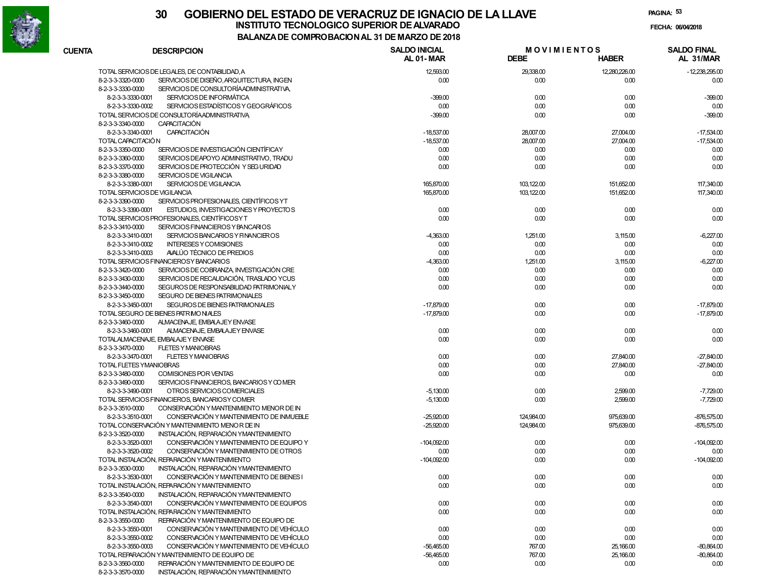# 30 GOBIERNO DEL ESTADO DE VERACRUZ DE IGNACIO DE LA LLAVE

## INSTITUTO TECNOLOGICO SUPERIOR DE ALVARADO

### BALANZA DE COMPROBACION AL 31 DE MARZO DE 2018

PAGINA: 53

FECHA: 06/04/2018

| CUENTA | DESCRIPCION | SALDO INICIAL AL 01-MAR | MOVIMIENTOS DEBE | HABER | SALDO FINAL AL 31/MAR |
|---|---|---|---|---|---|
| | TOTAL SERVICIOS DE LEGALES, DE CONTABILIDAD, A | 12,593.00 | 29,338.00 | 12,280,226.00 | -12,238,295.00 |
| 8-2-3-3-3320-0000 | SERVICIOS DE DISEÑO, ARQUITECTURA, INGEN | 0.00 | 0.00 | 0.00 | 0.00 |
| 8-2-3-3-3330-0000 | SERVICIOS DE CONSULTORÍA ADMINISTRATIVA, | | | | |
| 8-2-3-3-3330-0001 | SERVICIOS DE INFORMÁTICA | -399.00 | 0.00 | 0.00 | -399.00 |
| 8-2-3-3-3330-0002 | SERVICIOS ESTADÍSTICOS Y GEOGRÁFICOS | 0.00 | 0.00 | 0.00 | 0.00 |
| | TOTAL SERVICIOS DE CONSULTORÍA ADMINISTRATIVA, | -399.00 | 0.00 | 0.00 | -399.00 |
| 8-2-3-3-3340-0000 | CAPACITACIÓN | | | | |
| 8-2-3-3-3340-0001 | CAPACITACIÓN | -18,537.00 | 28,007.00 | 27,004.00 | -17,534.00 |
| | TOTAL CAPACITACIÓN | -18,537.00 | 28,007.00 | 27,004.00 | -17,534.00 |
| 8-2-3-3-3350-0000 | SERVICIOS DE INVESTIGACIÓN CIENTÍFICA Y | 0.00 | 0.00 | 0.00 | 0.00 |
| 8-2-3-3-3360-0000 | SERVICIOS DE APOYO ADMINISTRATIVO, TRADU | 0.00 | 0.00 | 0.00 | 0.00 |
| 8-2-3-3-3370-0000 | SERVICIOS DE PROTECCIÓN Y SEGURIDAD | 0.00 | 0.00 | 0.00 | 0.00 |
| 8-2-3-3-3380-0000 | SERVICIOS DE VIGILANCIA | | | | |
| 8-2-3-3-3380-0001 | SERVICIOS DE VIGILANCIA | 165,870.00 | 103,122.00 | 151,652.00 | 117,340.00 |
| | TOTAL SERVICIOS DE VIGILANCIA | 165,870.00 | 103,122.00 | 151,652.00 | 117,340.00 |
| 8-2-3-3-3390-0000 | SERVICIOS PROFESIONALES, CIENTÍFICOS Y T | | | | |
| 8-2-3-3-3390-0001 | ESTUDIOS, INVESTIGACIONES Y PROYECTOS | 0.00 | 0.00 | 0.00 | 0.00 |
| | TOTAL SERVICIOS PROFESIONALES, CIENTÍFICOS Y T | 0.00 | 0.00 | 0.00 | 0.00 |
| 8-2-3-3-3410-0000 | SERVICIOS FINANCIEROS Y BANCARIOS | | | | |
| 8-2-3-3-3410-0001 | SERVICIOS BANCARIOS Y FINANCIEROS | -4,363.00 | 1,251.00 | 3,115.00 | -6,227.00 |
| 8-2-3-3-3410-0002 | INTERESES Y COMISIONES | 0.00 | 0.00 | 0.00 | 0.00 |
| 8-2-3-3-3410-0003 | AVALÚO TÉCNICO DE PREDIOS | 0.00 | 0.00 | 0.00 | 0.00 |
| | TOTAL SERVICIOS FINANCIEROS Y BANCARIOS | -4,363.00 | 1,251.00 | 3,115.00 | -6,227.00 |
| 8-2-3-3-3420-0000 | SERVICIOS DE COBRANZA, INVESTIGACIÓN CRE | 0.00 | 0.00 | 0.00 | 0.00 |
| 8-2-3-3-3430-0000 | SERVICIOS DE RECAUDACIÓN, TRASLADO Y CUS | 0.00 | 0.00 | 0.00 | 0.00 |
| 8-2-3-3-3440-0000 | SEGUROS DE RESPONSABILIDAD PATRIMONIAL Y | 0.00 | 0.00 | 0.00 | 0.00 |
| 8-2-3-3-3450-0000 | SEGURO DE BIENES PATRIMONIALES | | | | |
| 8-2-3-3-3450-0001 | SEGUROS DE BIENES PATRIMONIALES | -17,879.00 | 0.00 | 0.00 | -17,879.00 |
| | TOTAL SEGURO DE BIENES PATRIMONIALES | -17,879.00 | 0.00 | 0.00 | -17,879.00 |
| 8-2-3-3-3460-0000 | ALMACENAJE, EMBALAJE Y ENVASE | | | | |
| 8-2-3-3-3460-0001 | ALMACENAJE, EMBALAJE Y ENVASE | 0.00 | 0.00 | 0.00 | 0.00 |
| | TOTAL ALMACENAJE, EMBALAJE Y ENVASE | 0.00 | 0.00 | 0.00 | 0.00 |
| 8-2-3-3-3470-0000 | FLETES Y MANIOBRAS | | | | |
| 8-2-3-3-3470-0001 | FLETES Y MANIOBRAS | 0.00 | 0.00 | 27,840.00 | -27,840.00 |
| | TOTAL FLETES Y MANIOBRAS | 0.00 | 0.00 | 27,840.00 | -27,840.00 |
| 8-2-3-3-3480-0000 | COMISIONES POR VENTAS | 0.00 | 0.00 | 0.00 | 0.00 |
| 8-2-3-3-3490-0000 | SERVICIOS FINANCIEROS, BANCARIOS Y COMER | | | | |
| 8-2-3-3-3490-0001 | OTROS SERVICIOS COMERCIALES | -5,130.00 | 0.00 | 2,599.00 | -7,729.00 |
| | TOTAL SERVICIOS FINANCIEROS, BANCARIOS Y COMER | -5,130.00 | 0.00 | 2,599.00 | -7,729.00 |
| 8-2-3-3-3510-0000 | CONSERVACIÓN Y MANTENIMIENTO MENOR DE IN | | | | |
| 8-2-3-3-3510-0001 | CONSERVACIÓN Y MANTENIMIENTO DE INMUEBLE | -25,920.00 | 124,984.00 | 975,639.00 | -876,575.00 |
| | TOTAL CONSERVACIÓN Y MANTENIMIENTO MENOR DE IN | -25,920.00 | 124,984.00 | 975,639.00 | -876,575.00 |
| 8-2-3-3-3520-0000 | INSTALACIÓN, REPARACIÓN Y MANTENIMIENTO | | | | |
| 8-2-3-3-3520-0001 | CONSERVACIÓN Y MANTENIMIENTO DE EQUIPO Y | -104,092.00 | 0.00 | 0.00 | -104,092.00 |
| 8-2-3-3-3520-0002 | CONSERVACIÓN Y MANTENIMIENTO DE OTROS | 0.00 | 0.00 | 0.00 | 0.00 |
| | TOTAL INSTALACIÓN, REPARACIÓN Y MANTENIMIENTO | -104,092.00 | 0.00 | 0.00 | -104,092.00 |
| 8-2-3-3-3530-0000 | INSTALACIÓN, REPARACIÓN Y MANTENIMIENTO | | | | |
| 8-2-3-3-3530-0001 | CONSERVACIÓN Y MANTENIMIENTO DE BIENES I | 0.00 | 0.00 | 0.00 | 0.00 |
| | TOTAL INSTALACIÓN, REPARACIÓN Y MANTENIMIENTO | 0.00 | 0.00 | 0.00 | 0.00 |
| 8-2-3-3-3540-0000 | INSTALACIÓN, REPARACIÓN Y MANTENIMIENTO | | | | |
| 8-2-3-3-3540-0001 | CONSERVACIÓN Y MANTENIMIENTO DE EQUIPOS | 0.00 | 0.00 | 0.00 | 0.00 |
| | TOTAL INSTALACIÓN, REPARACIÓN Y MANTENIMIENTO | 0.00 | 0.00 | 0.00 | 0.00 |
| 8-2-3-3-3550-0000 | REPARACIÓN Y MANTENIMIENTO DE EQUIPO DE | | | | |
| 8-2-3-3-3550-0001 | CONSERVACIÓN Y MANTENIMIENTO DE VEHÍCULO | 0.00 | 0.00 | 0.00 | 0.00 |
| 8-2-3-3-3550-0002 | CONSERVACIÓN Y MANTENIMIENTO DE VEHÍCULO | 0.00 | 0.00 | 0.00 | 0.00 |
| 8-2-3-3-3550-0003 | CONSERVACIÓN Y MANTENIMIENTO DE VEHÍCULO | -56,465.00 | 767.00 | 25,166.00 | -80,864.00 |
| | TOTAL REPARACIÓN Y MANTENIMIENTO DE EQUIPO DE | -56,465.00 | 767.00 | 25,166.00 | -80,864.00 |
| 8-2-3-3-3560-0000 | REPARACIÓN Y MANTENIMIENTO DE EQUIPO DE | 0.00 | 0.00 | 0.00 | 0.00 |
| 8-2-3-3-3570-0000 | INSTALACIÓN, REPARACIÓN Y MANTENIMIENTO | | | | |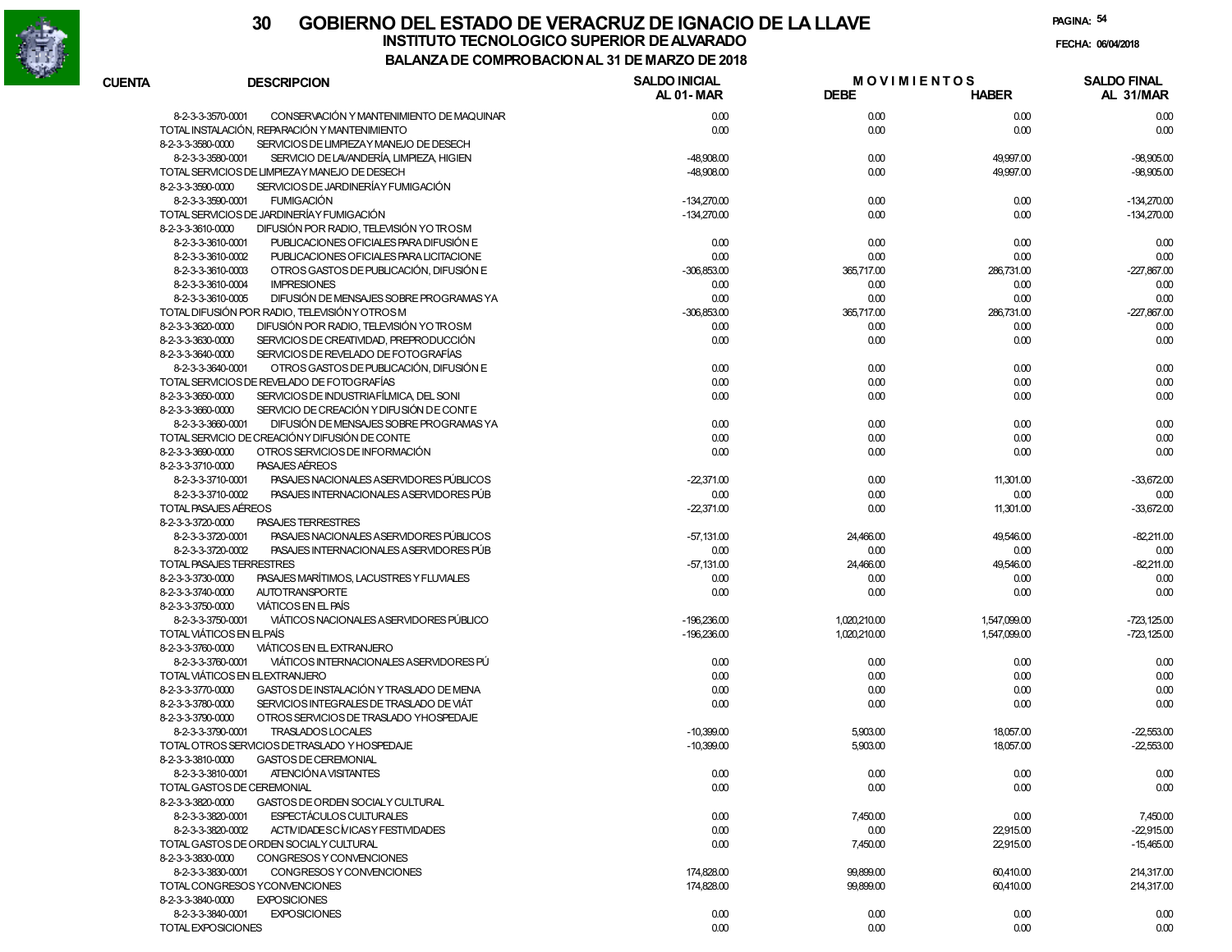# 30 GOBIERNO DEL ESTADO DE VERACRUZ DE IGNACIO DE LA LLAVE

## INSTITUTO TECNOLOGICO SUPERIOR DE ALVARADO

### BALANZA DE COMPROBACION AL 31 DE MARZO DE 2018

FECHA: 06/04/2018

| CUENTA | DESCRIPCION | SALDO INICIAL AL 01- MAR | MOVIMIENTOS DEBE | HABER | SALDO FINAL AL 31/MAR |
|---|---|---|---|---|---|
| 8-2-3-3-3570-0001 | CONSERVACIÓN Y MANTENIMIENTO DE MAQUINAR | 0.00 | 0.00 | 0.00 | 0.00 |
| TOTAL INSTALACIÓN, REPARACIÓN Y MANTENIMIENTO | | 0.00 | 0.00 | 0.00 | 0.00 |
| 8-2-3-3-3580-0000 | SERVICIOS DE LIMPIEZA Y MANEJO DE DESECH | | | | |
| 8-2-3-3-3580-0001 | SERVICIO DE LAVANDERÍA, LIMPIEZA, HIGIEN | -48,908.00 | 0.00 | 49,997.00 | -98,905.00 |
| TOTAL SERVICIOS DE LIMPIEZA Y MANEJO DE DESECH | | -48,908.00 | 0.00 | 49,997.00 | -98,905.00 |
| 8-2-3-3-3590-0000 | SERVICIOS DE JARDINERÍA Y FUMIGACIÓN | | | | |
| 8-2-3-3-3590-0001 | FUMIGACIÓN | -134,270.00 | 0.00 | 0.00 | -134,270.00 |
| TOTAL SERVICIOS DE JARDINERÍA Y FUMIGACIÓN | | -134,270.00 | 0.00 | 0.00 | -134,270.00 |
| 8-2-3-3-3610-0000 | DIFUSIÓN POR RADIO, TELEVISIÓN Y OTROS M | | | | |
| 8-2-3-3-3610-0001 | PUBLICACIONES OFICIALES PARA DIFUSIÓN E | 0.00 | 0.00 | 0.00 | 0.00 |
| 8-2-3-3-3610-0002 | PUBLICACIONES OFICIALES PARA LICITACIONE | 0.00 | 0.00 | 0.00 | 0.00 |
| 8-2-3-3-3610-0003 | OTROS GASTOS DE PUBLICACIÓN, DIFUSIÓN E | -306,853.00 | 365,717.00 | 286,731.00 | -227,867.00 |
| 8-2-3-3-3610-0004 | IMPRESIONES | 0.00 | 0.00 | 0.00 | 0.00 |
| 8-2-3-3-3610-0005 | DIFUSIÓN DE MENSAJES SOBRE PROGRAMAS Y A | 0.00 | 0.00 | 0.00 | 0.00 |
| TOTAL DIFUSIÓN POR RADIO, TELEVISIÓN Y OTROS M | | -306,853.00 | 365,717.00 | 286,731.00 | -227,867.00 |
| 8-2-3-3-3620-0000 | DIFUSIÓN POR RADIO, TELEVISIÓN Y OTROS M | 0.00 | 0.00 | 0.00 | 0.00 |
| 8-2-3-3-3630-0000 | SERVICIOS DE CREATIVIDAD, PREPRODUCCIÓN | 0.00 | 0.00 | 0.00 | 0.00 |
| 8-2-3-3-3640-0000 | SERVICIOS DE REVELADO DE FOTOGRAFÍAS | | | | |
| 8-2-3-3-3640-0001 | OTROS GASTOS DE PUBLICACIÓN, DIFUSIÓN E | 0.00 | 0.00 | 0.00 | 0.00 |
| TOTAL SERVICIOS DE REVELADO DE FOTOGRAFÍAS | | 0.00 | 0.00 | 0.00 | 0.00 |
| 8-2-3-3-3650-0000 | SERVICIOS DE INDUSTRIA FÍLMICA, DEL SONI | 0.00 | 0.00 | 0.00 | 0.00 |
| 8-2-3-3-3660-0000 | SERVICIO DE CREACIÓN Y DIFUSIÓN DE CONTE | | | | |
| 8-2-3-3-3660-0001 | DIFUSIÓN DE MENSAJES SOBRE PROGRAMAS Y A | 0.00 | 0.00 | 0.00 | 0.00 |
| TOTAL SERVICIO DE CREACIÓN Y DIFUSIÓN DE CONTE | | 0.00 | 0.00 | 0.00 | 0.00 |
| 8-2-3-3-3690-0000 | OTROS SERVICIOS DE INFORMACIÓN | 0.00 | 0.00 | 0.00 | 0.00 |
| 8-2-3-3-3710-0000 | PASAJES AÉREOS | | | | |
| 8-2-3-3-3710-0001 | PASAJES NACIONALES A SERVIDORES PÚBLICOS | -22,371.00 | 0.00 | 11,301.00 | -33,672.00 |
| 8-2-3-3-3710-0002 | PASAJES INTERNACIONALES A SERVIDORES PÚB | 0.00 | 0.00 | 0.00 | 0.00 |
| TOTAL PASAJES AÉREOS | | -22,371.00 | 0.00 | 11,301.00 | -33,672.00 |
| 8-2-3-3-3720-0000 | PASAJES TERRESTRES | | | | |
| 8-2-3-3-3720-0001 | PASAJES NACIONALES A SERVIDORES PÚBLICOS | -57,131.00 | 24,466.00 | 49,546.00 | -82,211.00 |
| 8-2-3-3-3720-0002 | PASAJES INTERNACIONALES A SERVIDORES PÚB | 0.00 | 0.00 | 0.00 | 0.00 |
| TOTAL PASAJES TERRESTRES | | -57,131.00 | 24,466.00 | 49,546.00 | -82,211.00 |
| 8-2-3-3-3730-0000 | PASAJES MARÍTIMOS, LACUSTRES Y FLUVIALES | 0.00 | 0.00 | 0.00 | 0.00 |
| 8-2-3-3-3740-0000 | AUTOTRANSPORTE | 0.00 | 0.00 | 0.00 | 0.00 |
| 8-2-3-3-3750-0000 | VIÁTICOS EN EL PAÍS | | | | |
| 8-2-3-3-3750-0001 | VIÁTICOS NACIONALES A SERVIDORES PÚBLICO | -196,236.00 | 1,020,210.00 | 1,547,099.00 | -723,125.00 |
| TOTAL VIÁTICOS EN EL PAÍS | | -196,236.00 | 1,020,210.00 | 1,547,099.00 | -723,125.00 |
| 8-2-3-3-3760-0000 | VIÁTICOS EN EL EXTRANJERO | | | | |
| 8-2-3-3-3760-0001 | VIÁTICOS INTERNACIONALES A SERVIDORES PÚ | 0.00 | 0.00 | 0.00 | 0.00 |
| TOTAL VIÁTICOS EN EL EXTRANJERO | | 0.00 | 0.00 | 0.00 | 0.00 |
| 8-2-3-3-3770-0000 | GASTOS DE INSTALACIÓN Y TRASLADO DE MENA | 0.00 | 0.00 | 0.00 | 0.00 |
| 8-2-3-3-3780-0000 | SERVICIOS INTEGRALES DE TRASLADO DE VIÁT | 0.00 | 0.00 | 0.00 | 0.00 |
| 8-2-3-3-3790-0000 | OTROS SERVICIOS DE TRASLADO Y HOSPEDAJE | | | | |
| 8-2-3-3-3790-0001 | TRASLADOS LOCALES | -10,399.00 | 5,903.00 | 18,057.00 | -22,553.00 |
| TOTAL OTROS SERVICIOS DE TRASLADO Y HOSPEDAJE | | -10,399.00 | 5,903.00 | 18,057.00 | -22,553.00 |
| 8-2-3-3-3810-0000 | GASTOS DE CEREMONIAL | | | | |
| 8-2-3-3-3810-0001 | ATENCIÓN A VISITANTES | 0.00 | 0.00 | 0.00 | 0.00 |
| TOTAL GASTOS DE CEREMONIAL | | 0.00 | 0.00 | 0.00 | 0.00 |
| 8-2-3-3-3820-0000 | GASTOS DE ORDEN SOCIAL Y CULTURAL | | | | |
| 8-2-3-3-3820-0001 | ESPECTÁCULOS CULTURALES | 0.00 | 7,450.00 | 0.00 | 7,450.00 |
| 8-2-3-3-3820-0002 | ACTIVIDADES CÍVICAS Y FESTIVIDADES | 0.00 | 0.00 | 22,915.00 | -22,915.00 |
| TOTAL GASTOS DE ORDEN SOCIAL Y CULTURAL | | 0.00 | 7,450.00 | 22,915.00 | -15,465.00 |
| 8-2-3-3-3830-0000 | CONGRESOS Y CONVENCIONES | | | | |
| 8-2-3-3-3830-0001 | CONGRESOS Y CONVENCIONES | 174,828.00 | 99,899.00 | 60,410.00 | 214,317.00 |
| TOTAL CONGRESOS Y CONVENCIONES | | 174,828.00 | 99,899.00 | 60,410.00 | 214,317.00 |
| 8-2-3-3-3840-0000 | EXPOSICIONES | | | | |
| 8-2-3-3-3840-0001 | EXPOSICIONES | 0.00 | 0.00 | 0.00 | 0.00 |
| TOTAL EXPOSICIONES | | 0.00 | 0.00 | 0.00 | 0.00 |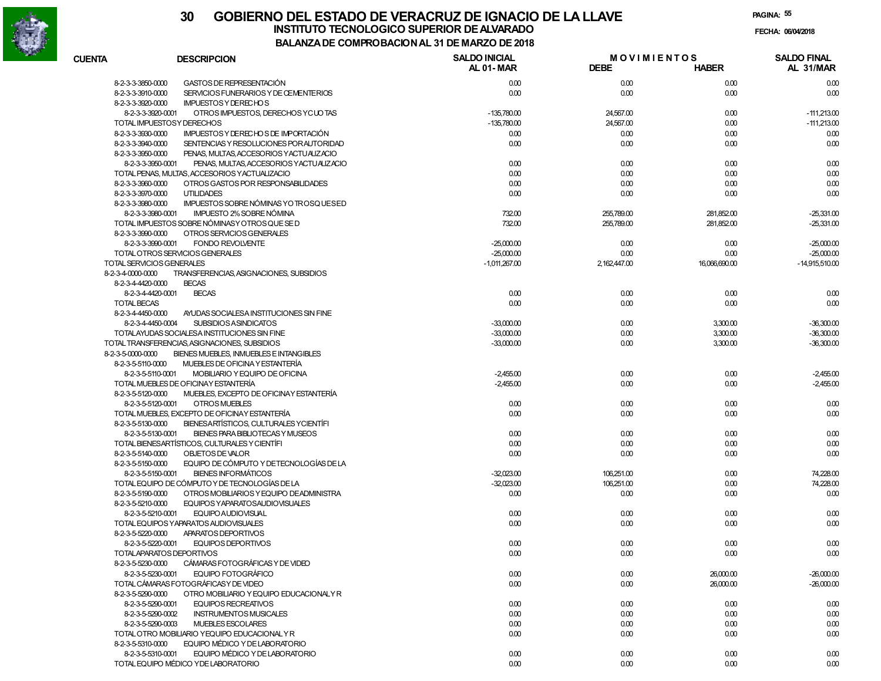# GOBIERNO DEL ESTADO DE VERACRUZ DE IGNACIO DE LA LLAVE

## INSTITUTO TECNOLOGICO SUPERIOR DE ALVARADO

### BALANZA DE COMPROBACION AL 31 DE MARZO DE 2018

FECHA: 06/04/2018

| CUENTA | DESCRIPCION | SALDO INICIAL AL 01-MAR | MOVIMIENTOS DEBE | MOVIMIENTOS HABER | SALDO FINAL AL 31/MAR |
|---|---|---|---|---|---|
| 8-2-3-3-3850-0000 | GASTOS DE REPRESENTACIÓN | 0.00 | 0.00 | 0.00 | 0.00 |
| 8-2-3-3-3910-0000 | SERVICIOS FUNERARIOS Y DE CEMENTERIOS | 0.00 | 0.00 | 0.00 | 0.00 |
| 8-2-3-3-3920-0000 | IMPUESTOS Y DERECHOS | | | | |
| 8-2-3-3-3920-0001 | OTROS IMPUESTOS, DERECHOS Y CUOTAS | -135,780.00 | 24,567.00 | 0.00 | -111,213.00 |
| | TOTAL IMPUESTOS Y DERECHOS | -135,780.00 | 24,567.00 | 0.00 | -111,213.00 |
| 8-2-3-3-3930-0000 | IMPUESTOS Y DERECHOS DE IMPORTACIÓN | 0.00 | 0.00 | 0.00 | 0.00 |
| 8-2-3-3-3940-0000 | SENTENCIAS Y RESOLUCIONES POR AUTORIDAD | 0.00 | 0.00 | 0.00 | 0.00 |
| 8-2-3-3-3950-0000 | PENAS, MULTAS, ACCESORIOS Y ACTUALIZACIO | | | | |
| 8-2-3-3-3950-0001 | PENAS, MULTAS, ACCESORIOS Y ACTUALIZACIO | 0.00 | 0.00 | 0.00 | 0.00 |
| | TOTAL PENAS, MULTAS, ACCESORIOS Y ACTUALIZACIO | 0.00 | 0.00 | 0.00 | 0.00 |
| 8-2-3-3-3960-0000 | OTROS GASTOS POR RESPONSABILIDADES | 0.00 | 0.00 | 0.00 | 0.00 |
| 8-2-3-3-3970-0000 | UTILIDADES | 0.00 | 0.00 | 0.00 | 0.00 |
| 8-2-3-3-3980-0000 | IMPUESTOS SOBRE NÓMINAS Y OTROS QUE SE D | | | | |
| 8-2-3-3-3980-0001 | IMPUESTO 2% SOBRE NÓMINA | 732.00 | 255,789.00 | 281,852.00 | -25,331.00 |
| | TOTAL IMPUESTOS SOBRE NÓMINAS Y OTROS QUE SE D | 732.00 | 255,789.00 | 281,852.00 | -25,331.00 |
| 8-2-3-3-3990-0000 | OTROS SERVICIOS GENERALES | | | | |
| 8-2-3-3-3990-0001 | FONDO REVOLVENTE | -25,000.00 | 0.00 | 0.00 | -25,000.00 |
| | TOTAL OTROS SERVICIOS GENERALES | -25,000.00 | 0.00 | 0.00 | -25,000.00 |
| | TOTAL SERVICIOS GENERALES | -1,011,267.00 | 2,162,447.00 | 16,066,690.00 | -14,915,510.00 |
| 8-2-3-4-0000-0000 | TRANSFERENCIAS, ASIGNACIONES, SUBSIDIOS | | | | |
| 8-2-3-4-4420-0000 | BECAS | | | | |
| 8-2-3-4-4420-0001 | BECAS | 0.00 | 0.00 | 0.00 | 0.00 |
| | TOTAL BECAS | 0.00 | 0.00 | 0.00 | 0.00 |
| 8-2-3-4-4450-0000 | AYUDAS SOCIALES A INSTITUCIONES SIN FINE | | | | |
| 8-2-3-4-4450-0004 | SUBSIDIOS A SINDICATOS | -33,000.00 | 0.00 | 3,300.00 | -36,300.00 |
| | TOTAL AYUDAS SOCIALES A INSTITUCIONES SIN FINE | -33,000.00 | 0.00 | 3,300.00 | -36,300.00 |
| | TOTAL TRANSFERENCIAS, ASIGNACIONES, SUBSIDIOS | -33,000.00 | 0.00 | 3,300.00 | -36,300.00 |
| 8-2-3-5-0000-0000 | BIENES MUEBLES, INMUEBLES E INTANGIBLES | | | | |
| 8-2-3-5-5110-0000 | MUEBLES DE OFICINA Y ESTANTERÍA | | | | |
| 8-2-3-5-5110-0001 | MOBILIARIO Y EQUIPO DE OFICINA | -2,455.00 | 0.00 | 0.00 | -2,455.00 |
| | TOTAL MUEBLES DE OFICINA Y ESTANTERÍA | -2,455.00 | 0.00 | 0.00 | -2,455.00 |
| 8-2-3-5-5120-0000 | MUEBLES, EXCEPTO DE OFICINA Y ESTANTERÍA | | | | |
| 8-2-3-5-5120-0001 | OTROS MUEBLES | 0.00 | 0.00 | 0.00 | 0.00 |
| | TOTAL MUEBLES, EXCEPTO DE OFICINA Y ESTANTERÍA | 0.00 | 0.00 | 0.00 | 0.00 |
| 8-2-3-5-5130-0000 | BIENES ARTÍSTICOS, CULTURALES Y CIENTÍFI | | | | |
| 8-2-3-5-5130-0001 | BIENES PARA BIBLIOTECAS Y MUSEOS | 0.00 | 0.00 | 0.00 | 0.00 |
| | TOTAL BIENES ARTÍSTICOS, CULTURALES Y CIENTÍFI | 0.00 | 0.00 | 0.00 | 0.00 |
| 8-2-3-5-5140-0000 | OBJETOS DE VALOR | 0.00 | 0.00 | 0.00 | 0.00 |
| 8-2-3-5-5150-0000 | EQUIPO DE CÓMPUTO Y DE TECNOLOGÍAS DE LA | | | | |
| 8-2-3-5-5150-0001 | BIENES INFORMÁTICOS | -32,023.00 | 106,251.00 | 0.00 | 74,228.00 |
| | TOTAL EQUIPO DE CÓMPUTO Y DE TECNOLOGÍAS DE LA | -32,023.00 | 106,251.00 | 0.00 | 74,228.00 |
| 8-2-3-5-5190-0000 | OTROS MOBILIARIOS Y EQUIPO DE ADMINISTRA | 0.00 | 0.00 | 0.00 | 0.00 |
| 8-2-3-5-5210-0000 | EQUIPOS Y APARATOS AUDIOVISUALES | | | | |
| 8-2-3-5-5210-0001 | EQUIPO AUDIOVISUAL | 0.00 | 0.00 | 0.00 | 0.00 |
| | TOTAL EQUIPOS Y APARATOS AUDIOVISUALES | 0.00 | 0.00 | 0.00 | 0.00 |
| 8-2-3-5-5220-0000 | APARATOS DEPORTIVOS | | | | |
| 8-2-3-5-5220-0001 | EQUIPOS DEPORTIVOS | 0.00 | 0.00 | 0.00 | 0.00 |
| | TOTAL APARATOS DEPORTIVOS | 0.00 | 0.00 | 0.00 | 0.00 |
| 8-2-3-5-5230-0000 | CÁMARAS FOTOGRÁFICAS Y DE VIDEO | | | | |
| 8-2-3-5-5230-0001 | EQUIPO FOTOGRÁFICO | 0.00 | 0.00 | 26,000.00 | -26,000.00 |
| | TOTAL CÁMARAS FOTOGRÁFICAS Y DE VIDEO | 0.00 | 0.00 | 26,000.00 | -26,000.00 |
| 8-2-3-5-5290-0000 | OTRO MOBILIARIO Y EQUIPO EDUCACIONAL Y R | | | | |
| 8-2-3-5-5290-0001 | EQUIPOS RECREATIVOS | 0.00 | 0.00 | 0.00 | 0.00 |
| 8-2-3-5-5290-0002 | INSTRUMENTOS MUSICALES | 0.00 | 0.00 | 0.00 | 0.00 |
| 8-2-3-5-5290-0003 | MUEBLES ESCOLARES | 0.00 | 0.00 | 0.00 | 0.00 |
| | TOTAL OTRO MOBILIARIO Y EQUIPO EDUCACIONAL Y R | 0.00 | 0.00 | 0.00 | 0.00 |
| 8-2-3-5-5310-0000 | EQUIPO MÉDICO Y DE LABORATORIO | | | | |
| 8-2-3-5-5310-0001 | EQUIPO MÉDICO Y DE LABORATORIO | 0.00 | 0.00 | 0.00 | 0.00 |
| | TOTAL EQUIPO MÉDICO Y DE LABORATORIO | 0.00 | 0.00 | 0.00 | 0.00 |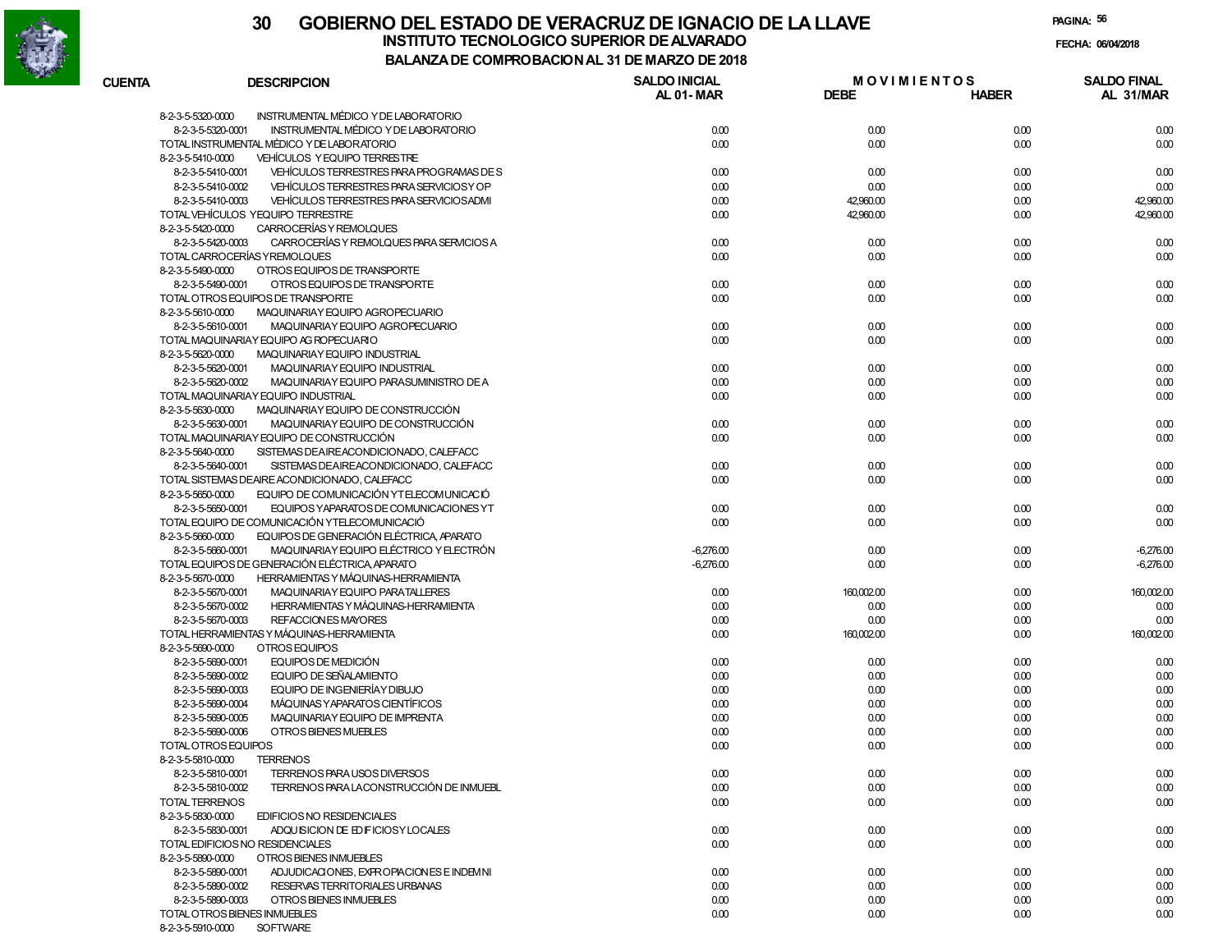# 30 GOBIERNO DEL ESTADO DE VERACRUZ DE IGNACIO DE LA LLAVE

## INSTITUTO TECNOLOGICO SUPERIOR DE ALVARADO

### BALANZA DE COMPROBACION AL 31 DE MARZO DE 2018

FECHA: 06/04/2018

| CUENTA | DESCRIPCION | SALDO INICIAL AL 01-MAR | MOVIMIENTOS DEBE | MOVIMIENTOS HABER | SALDO FINAL AL 31/MAR |
|---|---|---|---|---|---|
| 8-2-3-5-5320-0000 | INSTRUMENTAL MÉDICO Y DE LABORATORIO | | | | |
| 8-2-3-5-5320-0001 | INSTRUMENTAL MÉDICO Y DE LABORATORIO | 0.00 | 0.00 | 0.00 | 0.00 |
| TOTAL INSTRUMENTAL MÉDICO Y DE LABORATORIO | | 0.00 | 0.00 | 0.00 | 0.00 |
| 8-2-3-5-5410-0000 | VEHÍCULOS Y EQUIPO TERRESTRE | | | | |
| 8-2-3-5-5410-0001 | VEHÍCULOS TERRESTRES PARA PROGRAMAS DE S | 0.00 | 0.00 | 0.00 | 0.00 |
| 8-2-3-5-5410-0002 | VEHÍCULOS TERRESTRES PARA SERVICIOS Y OP | 0.00 | 0.00 | 0.00 | 0.00 |
| 8-2-3-5-5410-0003 | VEHÍCULOS TERRESTRES PARA SERVICIOS ADMI | 0.00 | 42,960.00 | 0.00 | 42,960.00 |
| TOTAL VEHÍCULOS Y EQUIPO TERRESTRE | | 0.00 | 42,960.00 | 0.00 | 42,960.00 |
| 8-2-3-5-5420-0000 | CARROCERÍAS Y REMOLQUES | | | | |
| 8-2-3-5-5420-0003 | CARROCERÍAS Y REMOLQUES PARA SERVICIOS A | 0.00 | 0.00 | 0.00 | 0.00 |
| TOTAL CARROCERÍAS Y REMOLQUES | | 0.00 | 0.00 | 0.00 | 0.00 |
| 8-2-3-5-5490-0000 | OTROS EQUIPOS DE TRANSPORTE | | | | |
| 8-2-3-5-5490-0001 | OTROS EQUIPOS DE TRANSPORTE | 0.00 | 0.00 | 0.00 | 0.00 |
| TOTAL OTROS EQUIPOS DE TRANSPORTE | | 0.00 | 0.00 | 0.00 | 0.00 |
| 8-2-3-5-5610-0000 | MAQUINARIA Y EQUIPO AGROPECUARIO | | | | |
| 8-2-3-5-5610-0001 | MAQUINARIA Y EQUIPO AGROPECUARIO | 0.00 | 0.00 | 0.00 | 0.00 |
| TOTAL MAQUINARIA Y EQUIPO AGROPECUARIO | | 0.00 | 0.00 | 0.00 | 0.00 |
| 8-2-3-5-5620-0000 | MAQUINARIA Y EQUIPO INDUSTRIAL | | | | |
| 8-2-3-5-5620-0001 | MAQUINARIA Y EQUIPO INDUSTRIAL | 0.00 | 0.00 | 0.00 | 0.00 |
| 8-2-3-5-5620-0002 | MAQUINARIA Y EQUIPO PARA SUMINISTRO DE A | 0.00 | 0.00 | 0.00 | 0.00 |
| TOTAL MAQUINARIA Y EQUIPO INDUSTRIAL | | 0.00 | 0.00 | 0.00 | 0.00 |
| 8-2-3-5-5630-0000 | MAQUINARIA Y EQUIPO DE CONSTRUCCIÓN | | | | |
| 8-2-3-5-5630-0001 | MAQUINARIA Y EQUIPO DE CONSTRUCCIÓN | 0.00 | 0.00 | 0.00 | 0.00 |
| TOTAL MAQUINARIA Y EQUIPO DE CONSTRUCCIÓN | | 0.00 | 0.00 | 0.00 | 0.00 |
| 8-2-3-5-5640-0000 | SISTEMAS DE AIRE ACONDICIONADO, CALEFACC | | | | |
| 8-2-3-5-5640-0001 | SISTEMAS DE AIRE ACONDICIONADO, CALEFACC | 0.00 | 0.00 | 0.00 | 0.00 |
| TOTAL SISTEMAS DE AIRE ACONDICIONADO, CALEFACC | | 0.00 | 0.00 | 0.00 | 0.00 |
| 8-2-3-5-5650-0000 | EQUIPO DE COMUNICACIÓN Y TELECOMUNICACIÓ | | | | |
| 8-2-3-5-5650-0001 | EQUIPOS Y APARATOS DE COMUNICACIONES Y T | 0.00 | 0.00 | 0.00 | 0.00 |
| TOTAL EQUIPO DE COMUNICACIÓN Y TELECOMUNICACIÓ | | 0.00 | 0.00 | 0.00 | 0.00 |
| 8-2-3-5-5660-0000 | EQUIPOS DE GENERACIÓN ELÉCTRICA, APARATO | | | | |
| 8-2-3-5-5660-0001 | MAQUINARIA Y EQUIPO ELÉCTRICO Y ELECTRÓN | -6,276.00 | 0.00 | 0.00 | -6,276.00 |
| TOTAL EQUIPOS DE GENERACIÓN ELÉCTRICA, APARATO | | -6,276.00 | 0.00 | 0.00 | -6,276.00 |
| 8-2-3-5-5670-0000 | HERRAMIENTAS Y MÁQUINAS-HERRAMIENTA | | | | |
| 8-2-3-5-5670-0001 | MAQUINARIA Y EQUIPO PARA TALLERES | 0.00 | 160,002.00 | 0.00 | 160,002.00 |
| 8-2-3-5-5670-0002 | HERRAMIENTAS Y MÁQUINAS-HERRAMIENTA | 0.00 | 0.00 | 0.00 | 0.00 |
| 8-2-3-5-5670-0003 | REFACCIONES MAYORES | 0.00 | 0.00 | 0.00 | 0.00 |
| TOTAL HERRAMIENTAS Y MÁQUINAS-HERRAMIENTA | | 0.00 | 160,002.00 | 0.00 | 160,002.00 |
| 8-2-3-5-5690-0000 | OTROS EQUIPOS | | | | |
| 8-2-3-5-5690-0001 | EQUIPOS DE MEDICIÓN | 0.00 | 0.00 | 0.00 | 0.00 |
| 8-2-3-5-5690-0002 | EQUIPO DE SEÑALAMIENTO | 0.00 | 0.00 | 0.00 | 0.00 |
| 8-2-3-5-5690-0003 | EQUIPO DE INGENIERÍA Y DIBUJO | 0.00 | 0.00 | 0.00 | 0.00 |
| 8-2-3-5-5690-0004 | MÁQUINAS Y APARATOS CIENTÍFICOS | 0.00 | 0.00 | 0.00 | 0.00 |
| 8-2-3-5-5690-0005 | MAQUINARIA Y EQUIPO DE IMPRENTA | 0.00 | 0.00 | 0.00 | 0.00 |
| 8-2-3-5-5690-0006 | OTROS BIENES MUEBLES | 0.00 | 0.00 | 0.00 | 0.00 |
| TOTAL OTROS EQUIPOS | | 0.00 | 0.00 | 0.00 | 0.00 |
| 8-2-3-5-5810-0000 | TERRENOS | | | | |
| 8-2-3-5-5810-0001 | TERRENOS PARA USOS DIVERSOS | 0.00 | 0.00 | 0.00 | 0.00 |
| 8-2-3-5-5810-0002 | TERRENOS PARA LA CONSTRUCCIÓN DE INMUEBL | 0.00 | 0.00 | 0.00 | 0.00 |
| TOTAL TERRENOS | | 0.00 | 0.00 | 0.00 | 0.00 |
| 8-2-3-5-5830-0000 | EDIFICIOS NO RESIDENCIALES | | | | |
| 8-2-3-5-5830-0001 | ADQUISICION DE EDIFICIOS Y LOCALES | 0.00 | 0.00 | 0.00 | 0.00 |
| TOTAL EDIFICIOS NO RESIDENCIALES | | 0.00 | 0.00 | 0.00 | 0.00 |
| 8-2-3-5-5890-0000 | OTROS BIENES INMUEBLES | | | | |
| 8-2-3-5-5890-0001 | ADJUDICACIONES, EXPROPIACIONES E INDEMNI | 0.00 | 0.00 | 0.00 | 0.00 |
| 8-2-3-5-5890-0002 | RESERVAS TERRITORIALES URBANAS | 0.00 | 0.00 | 0.00 | 0.00 |
| 8-2-3-5-5890-0003 | OTROS BIENES INMUEBLES | 0.00 | 0.00 | 0.00 | 0.00 |
| TOTAL OTROS BIENES INMUEBLES | | 0.00 | 0.00 | 0.00 | 0.00 |
| 8-2-3-5-5910-0000 | SOFTWARE | | | | |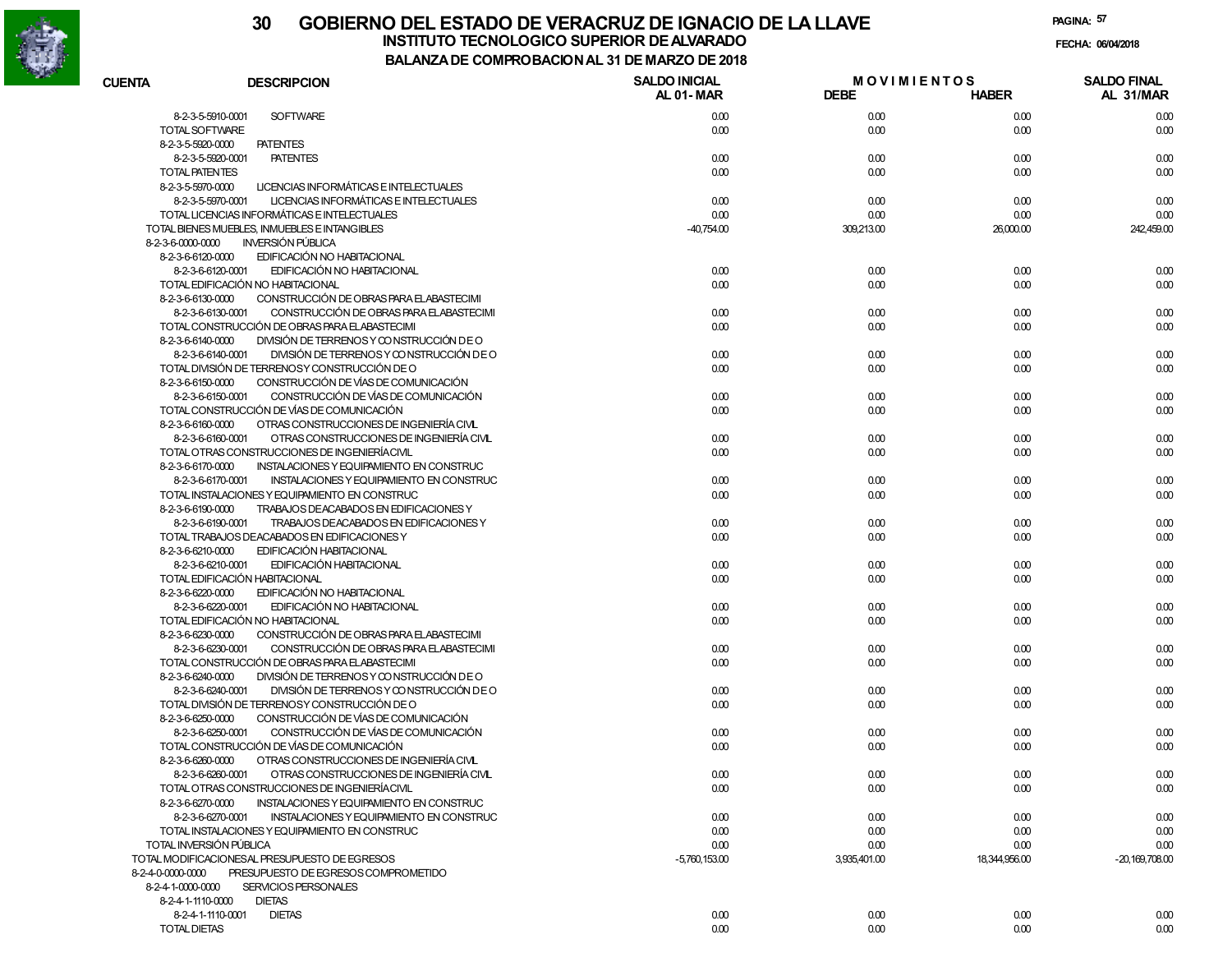# 30 GOBIERNO DEL ESTADO DE VERACRUZ DE IGNACIO DE LA LLAVE

## INSTITUTO TECNOLOGICO SUPERIOR DE ALVARADO

### BALANZA DE COMPROBACION AL 31 DE MARZO DE 2018

FECHA: 06/04/2018

| CUENTA | DESCRIPCION | SALDO INICIAL AL 01-MAR | MOVIMIENTOS DEBE | MOVIMIENTOS HABER | SALDO FINAL AL 31/MAR |
|---|---|---|---|---|---|
| 8-2-3-5-5910-0001 | SOFTWARE | 0.00 | 0.00 | 0.00 | 0.00 |
| TOTAL SOFTWARE | | 0.00 | 0.00 | 0.00 | 0.00 |
| 8-2-3-5-5920-0000 | PATENTES | | | | |
| 8-2-3-5-5920-0001 | PATENTES | 0.00 | 0.00 | 0.00 | 0.00 |
| TOTAL PATENTES | | 0.00 | 0.00 | 0.00 | 0.00 |
| 8-2-3-5-5970-0000 | LICENCIAS INFORMÁTICAS E INTELECTUALES | | | | |
| 8-2-3-5-5970-0001 | LICENCIAS INFORMÁTICAS E INTELECTUALES | 0.00 | 0.00 | 0.00 | 0.00 |
| TOTAL LICENCIAS INFORMÁTICAS E INTELECTUALES | | 0.00 | 0.00 | 0.00 | 0.00 |
| TOTAL BIENES MUEBLES, INMUEBLES E INTANGIBLES | | -40,754.00 | 309,213.00 | 26,000.00 | 242,459.00 |
| 8-2-3-6-0000-0000 | INVERSIÓN PÚBLICA | | | | |
| 8-2-3-6-6120-0000 | EDIFICACIÓN NO HABITACIONAL | | | | |
| 8-2-3-6-6120-0001 | EDIFICACIÓN NO HABITACIONAL | 0.00 | 0.00 | 0.00 | 0.00 |
| TOTAL EDIFICACIÓN NO HABITACIONAL | | 0.00 | 0.00 | 0.00 | 0.00 |
| 8-2-3-6-6130-0000 | CONSTRUCCIÓN DE OBRAS PARA EL ABASTECIMI | | | | |
| 8-2-3-6-6130-0001 | CONSTRUCCIÓN DE OBRAS PARA EL ABASTECIMI | 0.00 | 0.00 | 0.00 | 0.00 |
| TOTAL CONSTRUCCIÓN DE OBRAS PARA EL ABASTECIMI | | 0.00 | 0.00 | 0.00 | 0.00 |
| 8-2-3-6-6140-0000 | DIVISIÓN DE TERRENOS Y CONSTRUCCIÓN DE O | | | | |
| 8-2-3-6-6140-0001 | DIVISIÓN DE TERRENOS Y CONSTRUCCIÓN DE O | 0.00 | 0.00 | 0.00 | 0.00 |
| TOTAL DIVISIÓN DE TERRENOS Y CONSTRUCCIÓN DE O | | 0.00 | 0.00 | 0.00 | 0.00 |
| 8-2-3-6-6150-0000 | CONSTRUCCIÓN DE VÍAS DE COMUNICACIÓN | | | | |
| 8-2-3-6-6150-0001 | CONSTRUCCIÓN DE VÍAS DE COMUNICACIÓN | 0.00 | 0.00 | 0.00 | 0.00 |
| TOTAL CONSTRUCCIÓN DE VÍAS DE COMUNICACIÓN | | 0.00 | 0.00 | 0.00 | 0.00 |
| 8-2-3-6-6160-0000 | OTRAS CONSTRUCCIONES DE INGENIERÍA CIVIL | | | | |
| 8-2-3-6-6160-0001 | OTRAS CONSTRUCCIONES DE INGENIERÍA CIVIL | 0.00 | 0.00 | 0.00 | 0.00 |
| TOTAL OTRAS CONSTRUCCIONES DE INGENIERÍA CIVIL | | 0.00 | 0.00 | 0.00 | 0.00 |
| 8-2-3-6-6170-0000 | INSTALACIONES Y EQUIPAMIENTO EN CONSTRUC | | | | |
| 8-2-3-6-6170-0001 | INSTALACIONES Y EQUIPAMIENTO EN CONSTRUC | 0.00 | 0.00 | 0.00 | 0.00 |
| TOTAL INSTALACIONES Y EQUIPAMIENTO EN CONSTRUC | | 0.00 | 0.00 | 0.00 | 0.00 |
| 8-2-3-6-6190-0000 | TRABAJOS DE ACABADOS EN EDIFICACIONES Y | | | | |
| 8-2-3-6-6190-0001 | TRABAJOS DE ACABADOS EN EDIFICACIONES Y | 0.00 | 0.00 | 0.00 | 0.00 |
| TOTAL TRABAJOS DE ACABADOS EN EDIFICACIONES Y | | 0.00 | 0.00 | 0.00 | 0.00 |
| 8-2-3-6-6210-0000 | EDIFICACIÓN HABITACIONAL | | | | |
| 8-2-3-6-6210-0001 | EDIFICACIÓN HABITACIONAL | 0.00 | 0.00 | 0.00 | 0.00 |
| TOTAL EDIFICACIÓN HABITACIONAL | | 0.00 | 0.00 | 0.00 | 0.00 |
| 8-2-3-6-6220-0000 | EDIFICACIÓN NO HABITACIONAL | | | | |
| 8-2-3-6-6220-0001 | EDIFICACIÓN NO HABITACIONAL | 0.00 | 0.00 | 0.00 | 0.00 |
| TOTAL EDIFICACIÓN NO HABITACIONAL | | 0.00 | 0.00 | 0.00 | 0.00 |
| 8-2-3-6-6230-0000 | CONSTRUCCIÓN DE OBRAS PARA EL ABASTECIMI | | | | |
| 8-2-3-6-6230-0001 | CONSTRUCCIÓN DE OBRAS PARA EL ABASTECIMI | 0.00 | 0.00 | 0.00 | 0.00 |
| TOTAL CONSTRUCCIÓN DE OBRAS PARA EL ABASTECIMI | | 0.00 | 0.00 | 0.00 | 0.00 |
| 8-2-3-6-6240-0000 | DIVISIÓN DE TERRENOS Y CONSTRUCCIÓN DE O | | | | |
| 8-2-3-6-6240-0001 | DIVISIÓN DE TERRENOS Y CONSTRUCCIÓN DE O | 0.00 | 0.00 | 0.00 | 0.00 |
| TOTAL DIVISIÓN DE TERRENOS Y CONSTRUCCIÓN DE O | | 0.00 | 0.00 | 0.00 | 0.00 |
| 8-2-3-6-6250-0000 | CONSTRUCCIÓN DE VÍAS DE COMUNICACIÓN | | | | |
| 8-2-3-6-6250-0001 | CONSTRUCCIÓN DE VÍAS DE COMUNICACIÓN | 0.00 | 0.00 | 0.00 | 0.00 |
| TOTAL CONSTRUCCIÓN DE VÍAS DE COMUNICACIÓN | | 0.00 | 0.00 | 0.00 | 0.00 |
| 8-2-3-6-6260-0000 | OTRAS CONSTRUCCIONES DE INGENIERÍA CIVIL | | | | |
| 8-2-3-6-6260-0001 | OTRAS CONSTRUCCIONES DE INGENIERÍA CIVIL | 0.00 | 0.00 | 0.00 | 0.00 |
| TOTAL OTRAS CONSTRUCCIONES DE INGENIERÍA CIVIL | | 0.00 | 0.00 | 0.00 | 0.00 |
| 8-2-3-6-6270-0000 | INSTALACIONES Y EQUIPAMIENTO EN CONSTRUC | | | | |
| 8-2-3-6-6270-0001 | INSTALACIONES Y EQUIPAMIENTO EN CONSTRUC | 0.00 | 0.00 | 0.00 | 0.00 |
| TOTAL INSTALACIONES Y EQUIPAMIENTO EN CONSTRUC | | 0.00 | 0.00 | 0.00 | 0.00 |
| TOTAL INVERSIÓN PÚBLICA | | 0.00 | 0.00 | 0.00 | 0.00 |
| TOTAL MODIFICACIONES AL PRESUPUESTO DE EGRESOS | | -5,760,153.00 | 3,935,401.00 | 18,344,956.00 | -20,169,708.00 |
| 8-2-4-0-0000-0000 | PRESUPUESTO DE EGRESOS COMPROMETIDO | | | | |
| 8-2-4-1-0000-0000 | SERVICIOS PERSONALES | | | | |
| 8-2-4-1-1110-0000 | DIETAS | | | | |
| 8-2-4-1-1110-0001 | DIETAS | 0.00 | 0.00 | 0.00 | 0.00 |
| TOTAL DIETAS | | 0.00 | 0.00 | 0.00 | 0.00 |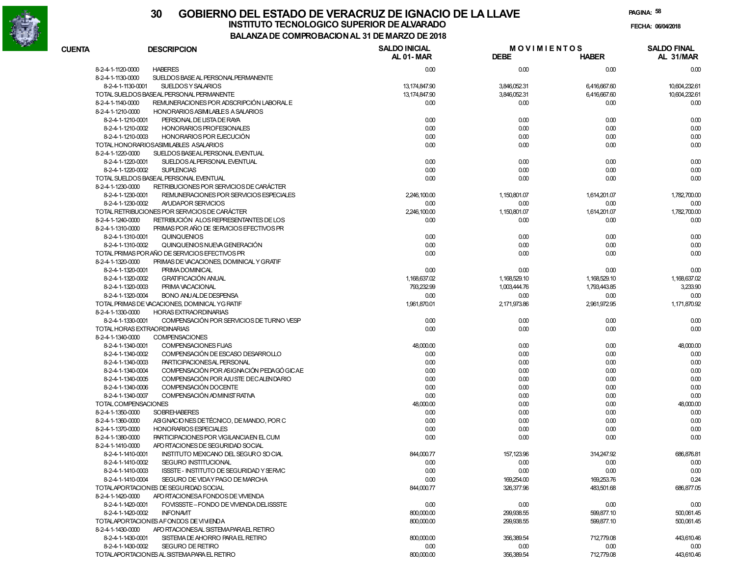# 30 GOBIERNO DEL ESTADO DE VERACRUZ DE IGNACIO DE LA LLAVE

## INSTITUTO TECNOLOGICO SUPERIOR DE ALVARADO

### BALANZA DE COMPROBACION AL 31 DE MARZO DE 2018

FECHA: 06/04/2018

| CUENTA | DESCRIPCION | SALDO INICIAL AL 01-MAR | MOVIMIENTOS DEBE | HABER | SALDO FINAL AL 31/MAR |
|---|---|---|---|---|---|
| 8-2-4-1-1120-0000 | HABERES | 0.00 | 0.00 | 0.00 | 0.00 |
| 8-2-4-1-1130-0000 | SUELDOS BASE AL PERSONAL PERMANENTE | | | | |
| 8-2-4-1-1130-0001 | SUELDOS Y SALARIOS | 13,174,847.90 | 3,846,052.31 | 6,416,667.60 | 10,604,232.61 |
| | TOTAL SUELDOS BASE AL PERSONAL PERMANENTE | 13,174,847.90 | 3,846,052.31 | 6,416,667.60 | 10,604,232.61 |
| 8-2-4-1-1140-0000 | REMUNERACIONES POR ADSCRIPCIÓN LABORAL E | 0.00 | 0.00 | 0.00 | 0.00 |
| 8-2-4-1-1210-0000 | HONORARIOS ASIMILABLES A SALARIOS | | | | |
| 8-2-4-1-1210-0001 | PERSONAL DE LISTA DE RAYA | 0.00 | 0.00 | 0.00 | 0.00 |
| 8-2-4-1-1210-0002 | HONORARIOS PROFESIONALES | 0.00 | 0.00 | 0.00 | 0.00 |
| 8-2-4-1-1210-0003 | HONORARIOS POR EJECUCIÓN | 0.00 | 0.00 | 0.00 | 0.00 |
| | TOTAL HONORARIOS ASIMILABLES A SALARIOS | 0.00 | 0.00 | 0.00 | 0.00 |
| 8-2-4-1-1220-0000 | SUELDOS BASE AL PERSONAL EVENTUAL | | | | |
| 8-2-4-1-1220-0001 | SUELDOS AL PERSONAL EVENTUAL | 0.00 | 0.00 | 0.00 | 0.00 |
| 8-2-4-1-1220-0002 | SUPLENCIAS | 0.00 | 0.00 | 0.00 | 0.00 |
| | TOTAL SUELDOS BASE AL PERSONAL EVENTUAL | 0.00 | 0.00 | 0.00 | 0.00 |
| 8-2-4-1-1230-0000 | RETRIBUCIONES POR SERVICIOS DE CARÁCTER | | | | |
| 8-2-4-1-1230-0001 | REMUNERACIONES POR SERVICIOS ESPECIALES | 2,246,100.00 | 1,150,801.07 | 1,614,201.07 | 1,782,700.00 |
| 8-2-4-1-1230-0002 | AYUDA POR SERVICIOS | 0.00 | 0.00 | 0.00 | 0.00 |
| | TOTAL RETRIBUCIONES POR SERVICIOS DE CARÁCTER | 2,246,100.00 | 1,150,801.07 | 1,614,201.07 | 1,782,700.00 |
| 8-2-4-1-1240-0000 | RETRIBUCIÓN A LOS REPRESENTANTES DE LOS | 0.00 | 0.00 | 0.00 | 0.00 |
| 8-2-4-1-1310-0000 | PRIMAS POR AÑO DE SERVICIOS EFECTIVOS PR | | | | |
| 8-2-4-1-1310-0001 | QUINQUENIOS | 0.00 | 0.00 | 0.00 | 0.00 |
| 8-2-4-1-1310-0002 | QUINQUENIOS NUEVA GENERACIÓN | 0.00 | 0.00 | 0.00 | 0.00 |
| | TOTAL PRIMAS POR AÑO DE SERVICIOS EFECTIVOS PR | 0.00 | 0.00 | 0.00 | 0.00 |
| 8-2-4-1-1320-0000 | PRIMAS DE VACACIONES, DOMINICAL Y GRATIF | | | | |
| 8-2-4-1-1320-0001 | PRIMA DOMINICAL | 0.00 | 0.00 | 0.00 | 0.00 |
| 8-2-4-1-1320-0002 | GRATIFICACIÓN ANUAL | 1,168,637.02 | 1,168,529.10 | 1,168,529.10 | 1,168,637.02 |
| 8-2-4-1-1320-0003 | PRIMA VACACIONAL | 793,232.99 | 1,003,444.76 | 1,793,443.85 | 3,233.90 |
| 8-2-4-1-1320-0004 | BONO ANUAL DE DESPENSA | 0.00 | 0.00 | 0.00 | 0.00 |
| | TOTAL PRIMAS DE VACACIONES, DOMINICAL Y GRATIF | 1,961,870.01 | 2,171,973.86 | 2,961,972.95 | 1,171,870.92 |
| 8-2-4-1-1330-0000 | HORAS EXTRAORDINARIAS | | | | |
| 8-2-4-1-1330-0001 | COMPENSACIÓN POR SERVICIOS DE TURNO VESP | 0.00 | 0.00 | 0.00 | 0.00 |
| | TOTAL HORAS EXTRAORDINARIAS | 0.00 | 0.00 | 0.00 | 0.00 |
| 8-2-4-1-1340-0000 | COMPENSACIONES | | | | |
| 8-2-4-1-1340-0001 | COMPENSACIONES FIJAS | 48,000.00 | 0.00 | 0.00 | 48,000.00 |
| 8-2-4-1-1340-0002 | COMPENSACIÓN DE ESCASO DESARROLLO | 0.00 | 0.00 | 0.00 | 0.00 |
| 8-2-4-1-1340-0003 | PARTICIPACIONES AL PERSONAL | 0.00 | 0.00 | 0.00 | 0.00 |
| 8-2-4-1-1340-0004 | COMPENSACIÓN POR ASIGNACIÓN PEDAGÓGICA E | 0.00 | 0.00 | 0.00 | 0.00 |
| 8-2-4-1-1340-0005 | COMPENSACIÓN POR AJUSTE DE CALENDARIO | 0.00 | 0.00 | 0.00 | 0.00 |
| 8-2-4-1-1340-0006 | COMPENSACIÓN DOCENTE | 0.00 | 0.00 | 0.00 | 0.00 |
| 8-2-4-1-1340-0007 | COMPENSACIÓN ADMINISTRATIVA | 0.00 | 0.00 | 0.00 | 0.00 |
| | TOTAL COMPENSACIONES | 48,000.00 | 0.00 | 0.00 | 48,000.00 |
| 8-2-4-1-1350-0000 | SOBREHABERES | 0.00 | 0.00 | 0.00 | 0.00 |
| 8-2-4-1-1360-0000 | ASIGNACIONES DE TÉCNICO, DE MANDO, POR C | 0.00 | 0.00 | 0.00 | 0.00 |
| 8-2-4-1-1370-0000 | HONORARIOS ESPECIALES | 0.00 | 0.00 | 0.00 | 0.00 |
| 8-2-4-1-1380-0000 | PARTICIPACIONES POR VIGILANCIA EN EL CUM | 0.00 | 0.00 | 0.00 | 0.00 |
| 8-2-4-1-1410-0000 | APORTACIONES DE SEGURIDAD SOCIAL | | | | |
| 8-2-4-1-1410-0001 | INSTITUTO MEXICANO DEL SEGURO SOCIAL | 844,000.77 | 157,123.96 | 314,247.92 | 686,876.81 |
| 8-2-4-1-1410-0002 | SEGURO INSTITUCIONAL | 0.00 | 0.00 | 0.00 | 0.00 |
| 8-2-4-1-1410-0003 | ISSSTE - INSTITUTO DE SEGURIDAD Y SERVIC | 0.00 | 0.00 | 0.00 | 0.00 |
| 8-2-4-1-1410-0004 | SEGURO DE VIDA Y PAGO DE MARCHA | 0.00 | 169,254.00 | 169,253.76 | 0.24 |
| | TOTAL APORTACIONES DE SEGURIDAD SOCIAL | 844,000.77 | 326,377.96 | 483,501.68 | 686,877.05 |
| 8-2-4-1-1420-0000 | APORTACIONES A FONDOS DE VIVIENDA | | | | |
| 8-2-4-1-1420-0001 | FOVISSSTE – FONDO DE VIVIENDA DEL ISSSTE | 0.00 | 0.00 | 0.00 | 0.00 |
| 8-2-4-1-1420-0002 | INFONAVIT | 800,000.00 | 299,938.55 | 599,877.10 | 500,061.45 |
| | TOTAL APORTACIONES A FONDOS DE VIVIENDA | 800,000.00 | 299,938.55 | 599,877.10 | 500,061.45 |
| 8-2-4-1-1430-0000 | APORTACIONES AL SISTEMA PARA EL RETIRO | | | | |
| 8-2-4-1-1430-0001 | SISTEMA DE AHORRO PARA EL RETIRO | 800,000.00 | 356,389.54 | 712,779.08 | 443,610.46 |
| 8-2-4-1-1430-0002 | SEGURO DE RETIRO | 0.00 | 0.00 | 0.00 | 0.00 |
| | TOTAL APORTACIONES AL SISTEMA PARA EL RETIRO | 800,000.00 | 356,389.54 | 712,779.08 | 443,610.46 |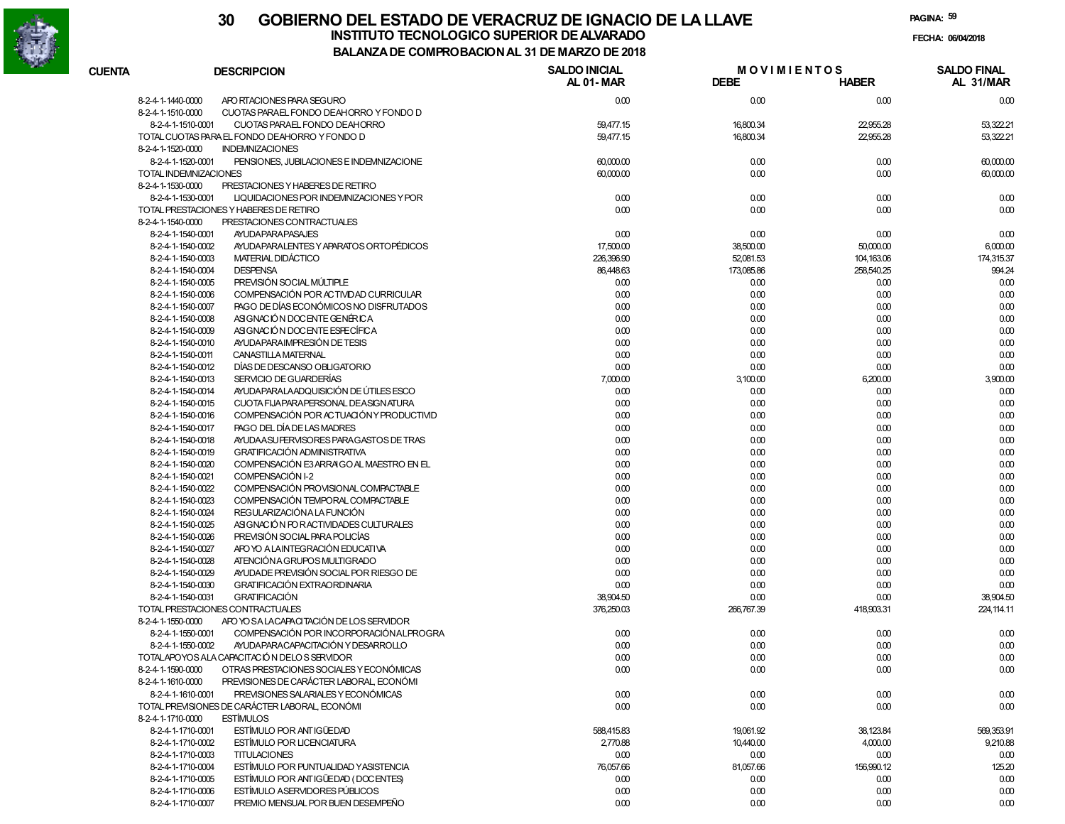# 30 GOBIERNO DEL ESTADO DE VERACRUZ DE IGNACIO DE LA LLAVE

## INSTITUTO TECNOLOGICO SUPERIOR DE ALVARADO

### BALANZA DE COMPROBACION AL 31 DE MARZO DE 2018

FECHA: 06/04/2018

| CUENTA | DESCRIPCION | SALDO INICIAL AL 01-MAR | MOVIMIENTOS DEBE | MOVIMIENTOS HABER | SALDO FINAL AL 31/MAR |
|---|---|---|---|---|---|
| 8-2-4-1-1440-0000 | APORTACIONES PARA SEGURO | 0.00 | 0.00 | 0.00 | 0.00 |
| 8-2-4-1-1510-0000 | CUOTAS PARA EL FONDO DE AHORRO Y FONDO D | | | | |
| 8-2-4-1-1510-0001 | CUOTAS PARA EL FONDO DE AHORRO | 59,477.15 | 16,800.34 | 22,955.28 | 53,322.21 |
| TOTAL CUOTAS PARA EL FONDO DE AHORRO Y FONDO D | | 59,477.15 | 16,800.34 | 22,955.28 | 53,322.21 |
| 8-2-4-1-1520-0000 | INDEMNIZACIONES | | | | |
| 8-2-4-1-1520-0001 | PENSIONES, JUBILACIONES E INDEMNIZACIONE | 60,000.00 | 0.00 | 0.00 | 60,000.00 |
| TOTAL INDEMNIZACIONES | | 60,000.00 | 0.00 | 0.00 | 60,000.00 |
| 8-2-4-1-1530-0000 | PRESTACIONES Y HABERES DE RETIRO | | | | |
| 8-2-4-1-1530-0001 | LIQUIDACIONES POR INDEMNIZACIONES Y POR | 0.00 | 0.00 | 0.00 | 0.00 |
| TOTAL PRESTACIONES Y HABERES DE RETIRO | | 0.00 | 0.00 | 0.00 | 0.00 |
| 8-2-4-1-1540-0000 | PRESTACIONES CONTRACTUALES | | | | |
| 8-2-4-1-1540-0001 | AYUDA PARA PASAJES | 0.00 | 0.00 | 0.00 | 0.00 |
| 8-2-4-1-1540-0002 | AYUDA PARA LENTES Y APARATOS ORTOPÉDICOS | 17,500.00 | 38,500.00 | 50,000.00 | 6,000.00 |
| 8-2-4-1-1540-0003 | MATERIAL DIDÁCTICO | 226,396.90 | 52,081.53 | 104,163.06 | 174,315.37 |
| 8-2-4-1-1540-0004 | DESPENSA | 86,448.63 | 173,085.86 | 258,540.25 | 994.24 |
| 8-2-4-1-1540-0005 | PREVISIÓN SOCIAL MÚLTIPLE | 0.00 | 0.00 | 0.00 | 0.00 |
| 8-2-4-1-1540-0006 | COMPENSACIÓN POR ACTIVIDAD CURRICULAR | 0.00 | 0.00 | 0.00 | 0.00 |
| 8-2-4-1-1540-0007 | PAGO DE DÍAS ECONÓMICOS NO DISFRUTADOS | 0.00 | 0.00 | 0.00 | 0.00 |
| 8-2-4-1-1540-0008 | ASIGNACIÓN DOCENTE GENÉRICA | 0.00 | 0.00 | 0.00 | 0.00 |
| 8-2-4-1-1540-0009 | ASIGNACIÓN DOCENTE ESPECÍFICA | 0.00 | 0.00 | 0.00 | 0.00 |
| 8-2-4-1-1540-0010 | AYUDA PARA IMPRESIÓN DE TESIS | 0.00 | 0.00 | 0.00 | 0.00 |
| 8-2-4-1-1540-0011 | CANASTILLA MATERNAL | 0.00 | 0.00 | 0.00 | 0.00 |
| 8-2-4-1-1540-0012 | DÍAS DE DESCANSO OBLIGATORIO | 0.00 | 0.00 | 0.00 | 0.00 |
| 8-2-4-1-1540-0013 | SERVICIO DE GUARDERÍAS | 7,000.00 | 3,100.00 | 6,200.00 | 3,900.00 |
| 8-2-4-1-1540-0014 | AYUDA PARA LA ADQUISICIÓN DE ÚTILES ESCO | 0.00 | 0.00 | 0.00 | 0.00 |
| 8-2-4-1-1540-0015 | CUOTA FIJA PARA PERSONAL DE ASIGNATURA | 0.00 | 0.00 | 0.00 | 0.00 |
| 8-2-4-1-1540-0016 | COMPENSACIÓN POR ACTUACIÓN Y PRODUCTIVID | 0.00 | 0.00 | 0.00 | 0.00 |
| 8-2-4-1-1540-0017 | PAGO DEL DÍA DE LAS MADRES | 0.00 | 0.00 | 0.00 | 0.00 |
| 8-2-4-1-1540-0018 | AYUDA A SUPERVISORES PARA GASTOS DE TRAS | 0.00 | 0.00 | 0.00 | 0.00 |
| 8-2-4-1-1540-0019 | GRATIFICACIÓN ADMINISTRATIVA | 0.00 | 0.00 | 0.00 | 0.00 |
| 8-2-4-1-1540-0020 | COMPENSACIÓN E3 ARRAIGO AL MAESTRO EN EL | 0.00 | 0.00 | 0.00 | 0.00 |
| 8-2-4-1-1540-0021 | COMPENSACIÓN I-2 | 0.00 | 0.00 | 0.00 | 0.00 |
| 8-2-4-1-1540-0022 | COMPENSACIÓN PROVISIONAL COMPACTABLE | 0.00 | 0.00 | 0.00 | 0.00 |
| 8-2-4-1-1540-0023 | COMPENSACIÓN TEMPORAL COMPACTABLE | 0.00 | 0.00 | 0.00 | 0.00 |
| 8-2-4-1-1540-0024 | REGULARIZACIÓN A LA FUNCIÓN | 0.00 | 0.00 | 0.00 | 0.00 |
| 8-2-4-1-1540-0025 | ASIGNACIÓN PO R ACTIVIDADES CULTURALES | 0.00 | 0.00 | 0.00 | 0.00 |
| 8-2-4-1-1540-0026 | PREVISIÓN SOCIAL PARA POLICÍAS | 0.00 | 0.00 | 0.00 | 0.00 |
| 8-2-4-1-1540-0027 | APOYO A LA INTEGRACIÓN EDUCATIVA | 0.00 | 0.00 | 0.00 | 0.00 |
| 8-2-4-1-1540-0028 | ATENCIÓN A GRUPOS MULTIGRADO | 0.00 | 0.00 | 0.00 | 0.00 |
| 8-2-4-1-1540-0029 | AYUDA DE PREVISIÓN SOCIAL POR RIESGO DE | 0.00 | 0.00 | 0.00 | 0.00 |
| 8-2-4-1-1540-0030 | GRATIFICACIÓN EXTRAORDINARIA | 0.00 | 0.00 | 0.00 | 0.00 |
| 8-2-4-1-1540-0031 | GRATIFICACIÓN | 38,904.50 | 0.00 | 0.00 | 38,904.50 |
| TOTAL PRESTACIONES CONTRACTUALES | | 376,250.03 | 266,767.39 | 418,903.31 | 224,114.11 |
| 8-2-4-1-1550-0000 | APOYOS A LA CAPACITACIÓN DE LOS SERVIDOR | | | | |
| 8-2-4-1-1550-0001 | COMPENSACIÓN POR INCORPORACIÓN AL PROGRA | 0.00 | 0.00 | 0.00 | 0.00 |
| 8-2-4-1-1550-0002 | AYUDA PARA CAPACITACIÓN Y DESARROLLO | 0.00 | 0.00 | 0.00 | 0.00 |
| TOTAL APOYOS A LA CAPACITACIÓN DE LOS SERVIDOR | | 0.00 | 0.00 | 0.00 | 0.00 |
| 8-2-4-1-1590-0000 | OTRAS PRESTACIONES SOCIALES Y ECONÓMICAS | 0.00 | 0.00 | 0.00 | 0.00 |
| 8-2-4-1-1610-0000 | PREVISIONES DE CARÁCTER LABORAL, ECONÓMI | | | | |
| 8-2-4-1-1610-0001 | PREVISIONES SALARIALES Y ECONÓMICAS | 0.00 | 0.00 | 0.00 | 0.00 |
| TOTAL PREVISIONES DE CARÁCTER LABORAL, ECONÓMI | | 0.00 | 0.00 | 0.00 | 0.00 |
| 8-2-4-1-1710-0000 | ESTÍMULOS | | | | |
| 8-2-4-1-1710-0001 | ESTÍMULO POR ANTIGÜEDAD | 588,415.83 | 19,061.92 | 38,123.84 | 569,353.91 |
| 8-2-4-1-1710-0002 | ESTÍMULO POR LICENCIATURA | 2,770.88 | 10,440.00 | 4,000.00 | 9,210.88 |
| 8-2-4-1-1710-0003 | TITULACIONES | 0.00 | 0.00 | 0.00 | 0.00 |
| 8-2-4-1-1710-0004 | ESTÍMULO POR PUNTUALIDAD Y ASISTENCIA | 76,057.66 | 81,057.66 | 156,990.12 | 125.20 |
| 8-2-4-1-1710-0005 | ESTÍMULO POR ANTIGÜEDAD (DOCENTES) | 0.00 | 0.00 | 0.00 | 0.00 |
| 8-2-4-1-1710-0006 | ESTÍMULO A SERVIDORES PÚBLICOS | 0.00 | 0.00 | 0.00 | 0.00 |
| 8-2-4-1-1710-0007 | PREMIO MENSUAL POR BUEN DESEMPEÑO | 0.00 | 0.00 | 0.00 | 0.00 |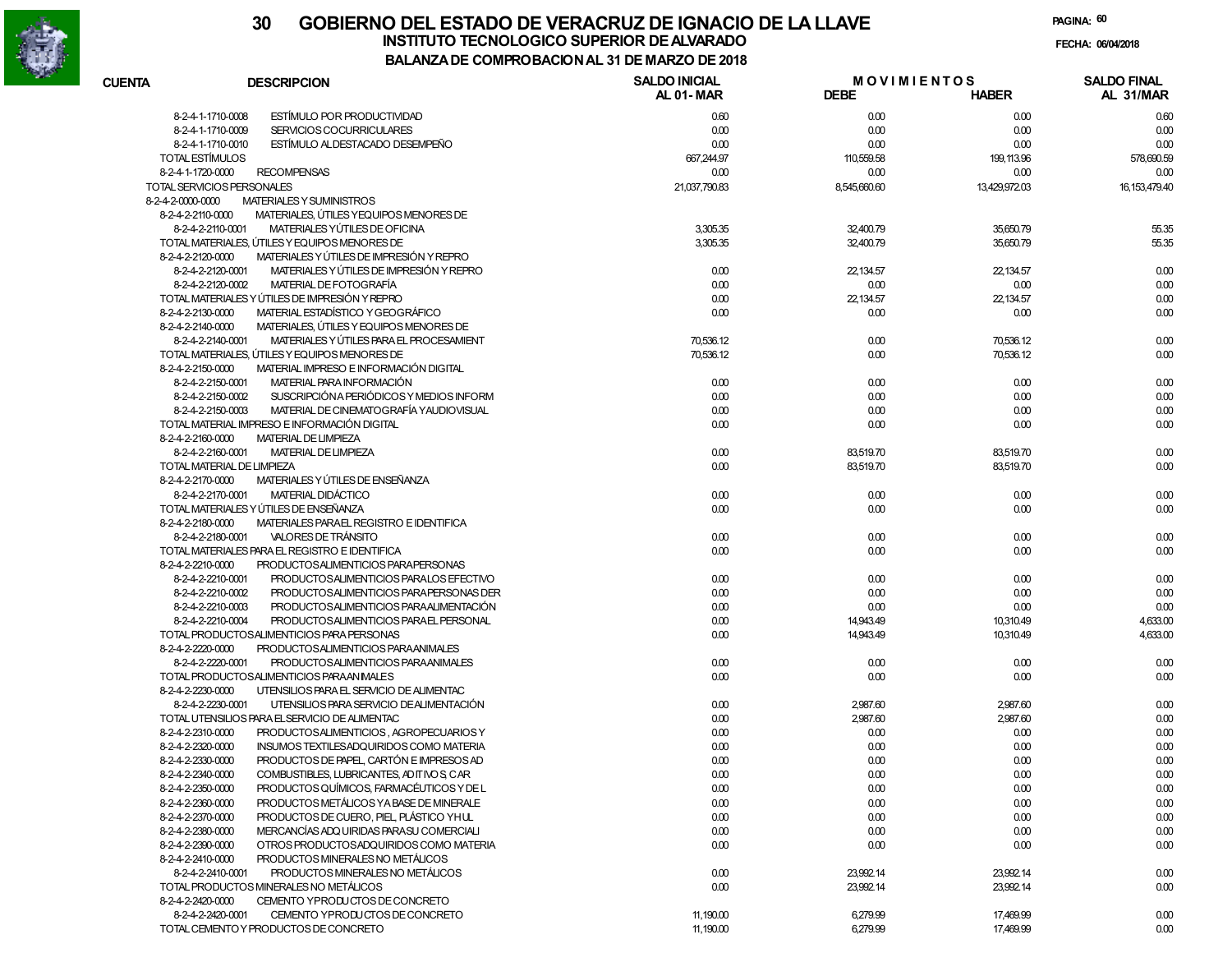# GOBIERNO DEL ESTADO DE VERACRUZ DE IGNACIO DE LA LLAVE

## INSTITUTO TECNOLOGICO SUPERIOR DE ALVARADO

### BALANZA DE COMPROBACION AL 31 DE MARZO DE 2018

FECHA: 06/04/2018

| CUENTA | DESCRIPCION | SALDO INICIAL AL 01- MAR | MOVIMIENTOS DEBE | MOVIMIENTOS HABER | SALDO FINAL AL 31/MAR |
|---|---|---|---|---|---|
| 8-2-4-1-1710-0008 | ESTÍMULO POR PRODUCTIVIDAD | 0.60 | 0.00 | 0.00 | 0.60 |
| 8-2-4-1-1710-0009 | SERVICIOS COCURRICULARES | 0.00 | 0.00 | 0.00 | 0.00 |
| 8-2-4-1-1710-0010 | ESTÍMULO AL DESTACADO DESEMPEÑO | 0.00 | 0.00 | 0.00 | 0.00 |
| TOTAL ESTÍMULOS | | 667,244.97 | 110,559.58 | 199,113.96 | 578,690.59 |
| 8-2-4-1-1720-0000 | RECOMPENSAS | 0.00 | 0.00 | 0.00 | 0.00 |
| TOTAL SERVICIOS PERSONALES | | 21,037,790.83 | 8,545,660.60 | 13,429,972.03 | 16,153,479.40 |
| 8-2-4-2-0000-0000 | MATERIALES Y SUMINISTROS | | | | |
| 8-2-4-2-2110-0000 | MATERIALES, ÚTILES Y EQUIPOS MENORES DE | | | | |
| 8-2-4-2-2110-0001 | MATERIALES Y ÚTILES DE OFICINA | 3,305.35 | 32,400.79 | 35,650.79 | 55.35 |
| TOTAL MATERIALES, ÚTILES Y EQUIPOS MENORES DE | | 3,305.35 | 32,400.79 | 35,650.79 | 55.35 |
| 8-2-4-2-2120-0000 | MATERIALES Y ÚTILES DE IMPRESIÓN Y REPRO | | | | |
| 8-2-4-2-2120-0001 | MATERIALES Y ÚTILES DE IMPRESIÓN Y REPRO | 0.00 | 22,134.57 | 22,134.57 | 0.00 |
| 8-2-4-2-2120-0002 | MATERIAL DE FOTOGRAFÍA | 0.00 | 0.00 | 0.00 | 0.00 |
| TOTAL MATERIALES Y ÚTILES DE IMPRESIÓN Y REPRO | | 0.00 | 22,134.57 | 22,134.57 | 0.00 |
| 8-2-4-2-2130-0000 | MATERIAL ESTADÍSTICO Y GEOGRÁFICO | 0.00 | 0.00 | 0.00 | 0.00 |
| 8-2-4-2-2140-0000 | MATERIALES, ÚTILES Y EQUIPOS MENORES DE | | | | |
| 8-2-4-2-2140-0001 | MATERIALES Y ÚTILES PARA EL PROCESAMIENT | 70,536.12 | 0.00 | 70,536.12 | 0.00 |
| TOTAL MATERIALES, ÚTILES Y EQUIPOS MENORES DE | | 70,536.12 | 0.00 | 70,536.12 | 0.00 |
| 8-2-4-2-2150-0000 | MATERIAL IMPRESO E INFORMACIÓN DIGITAL | | | | |
| 8-2-4-2-2150-0001 | MATERIAL PARA INFORMACIÓN | 0.00 | 0.00 | 0.00 | 0.00 |
| 8-2-4-2-2150-0002 | SUSCRIPCIÓN A PERIÓDICOS Y MEDIOS INFORM | 0.00 | 0.00 | 0.00 | 0.00 |
| 8-2-4-2-2150-0003 | MATERIAL DE CINEMATOGRAFÍA Y AUDIOVISUAL | 0.00 | 0.00 | 0.00 | 0.00 |
| TOTAL MATERIAL IMPRESO E INFORMACIÓN DIGITAL | | 0.00 | 0.00 | 0.00 | 0.00 |
| 8-2-4-2-2160-0000 | MATERIAL DE LIMPIEZA | | | | |
| 8-2-4-2-2160-0001 | MATERIAL DE LIMPIEZA | 0.00 | 83,519.70 | 83,519.70 | 0.00 |
| TOTAL MATERIAL DE LIMPIEZA | | 0.00 | 83,519.70 | 83,519.70 | 0.00 |
| 8-2-4-2-2170-0000 | MATERIALES Y ÚTILES DE ENSEÑANZA | | | | |
| 8-2-4-2-2170-0001 | MATERIAL DIDÁCTICO | 0.00 | 0.00 | 0.00 | 0.00 |
| TOTAL MATERIALES Y ÚTILES DE ENSEÑANZA | | 0.00 | 0.00 | 0.00 | 0.00 |
| 8-2-4-2-2180-0000 | MATERIALES PARA EL REGISTRO E IDENTIFICA | | | | |
| 8-2-4-2-2180-0001 | VALORES DE TRÁNSITO | 0.00 | 0.00 | 0.00 | 0.00 |
| TOTAL MATERIALES PARA EL REGISTRO E IDENTIFICA | | 0.00 | 0.00 | 0.00 | 0.00 |
| 8-2-4-2-2210-0000 | PRODUCTOS ALIMENTICIOS PARA PERSONAS | | | | |
| 8-2-4-2-2210-0001 | PRODUCTOS ALIMENTICIOS PARA LOS EFECTIVO | 0.00 | 0.00 | 0.00 | 0.00 |
| 8-2-4-2-2210-0002 | PRODUCTOS ALIMENTICIOS PARA PERSONAS DER | 0.00 | 0.00 | 0.00 | 0.00 |
| 8-2-4-2-2210-0003 | PRODUCTOS ALIMENTICIOS PARA ALIMENTACIÓN | 0.00 | 0.00 | 0.00 | 0.00 |
| 8-2-4-2-2210-0004 | PRODUCTOS ALIMENTICIOS PARA EL PERSONAL | 0.00 | 14,943.49 | 10,310.49 | 4,633.00 |
| TOTAL PRODUCTOS ALIMENTICIOS PARA PERSONAS | | 0.00 | 14,943.49 | 10,310.49 | 4,633.00 |
| 8-2-4-2-2220-0000 | PRODUCTOS ALIMENTICIOS PARA ANIMALES | | | | |
| 8-2-4-2-2220-0001 | PRODUCTOS ALIMENTICIOS PARA ANIMALES | 0.00 | 0.00 | 0.00 | 0.00 |
| TOTAL PRODUCTOS ALIMENTICIOS PARA ANIMALES | | 0.00 | 0.00 | 0.00 | 0.00 |
| 8-2-4-2-2230-0000 | UTENSILIOS PARA EL SERVICIO DE ALIMENTAC | | | | |
| 8-2-4-2-2230-0001 | UTENSILIOS PARA SERVICIO DE ALIMENTACIÓN | 0.00 | 2,987.60 | 2,987.60 | 0.00 |
| TOTAL UTENSILIOS PARA EL SERVICIO DE ALIMENTAC | | 0.00 | 2,987.60 | 2,987.60 | 0.00 |
| 8-2-4-2-2310-0000 | PRODUCTOS ALIMENTICIOS , AGROPECUARIOS Y | 0.00 | 0.00 | 0.00 | 0.00 |
| 8-2-4-2-2320-0000 | INSUMOS TEXTILES ADQUIRIDOS COMO MATERIA | 0.00 | 0.00 | 0.00 | 0.00 |
| 8-2-4-2-2330-0000 | PRODUCTOS DE PAPEL, CARTÓN E IMPRESOS AD | 0.00 | 0.00 | 0.00 | 0.00 |
| 8-2-4-2-2340-0000 | COMBUSTIBLES, LUBRICANTES, ADITIVOS, CAR | 0.00 | 0.00 | 0.00 | 0.00 |
| 8-2-4-2-2350-0000 | PRODUCTOS QUÍMICOS, FARMACÉUTICOS Y DE L | 0.00 | 0.00 | 0.00 | 0.00 |
| 8-2-4-2-2360-0000 | PRODUCTOS METÁLICOS Y A BASE DE MINERALE | 0.00 | 0.00 | 0.00 | 0.00 |
| 8-2-4-2-2370-0000 | PRODUCTOS DE CUERO, PIEL, PLÁSTICO Y HUL | 0.00 | 0.00 | 0.00 | 0.00 |
| 8-2-4-2-2380-0000 | MERCANCÍAS ADQUIRIDAS PARA SU COMERCIALI | 0.00 | 0.00 | 0.00 | 0.00 |
| 8-2-4-2-2390-0000 | OTROS PRODUCTOS ADQUIRIDOS COMO MATERIA | 0.00 | 0.00 | 0.00 | 0.00 |
| 8-2-4-2-2410-0000 | PRODUCTOS MINERALES NO METÁLICOS | | | | |
| 8-2-4-2-2410-0001 | PRODUCTOS MINERALES NO METÁLICOS | 0.00 | 23,992.14 | 23,992.14 | 0.00 |
| TOTAL PRODUCTOS MINERALES NO METÁLICOS | | 0.00 | 23,992.14 | 23,992.14 | 0.00 |
| 8-2-4-2-2420-0000 | CEMENTO Y PRODUCTOS DE CONCRETO | | | | |
| 8-2-4-2-2420-0001 | CEMENTO Y PRODUCTOS DE CONCRETO | 11,190.00 | 6,279.99 | 17,469.99 | 0.00 |
| TOTAL CEMENTO Y PRODUCTOS DE CONCRETO | | 11,190.00 | 6,279.99 | 17,469.99 | 0.00 |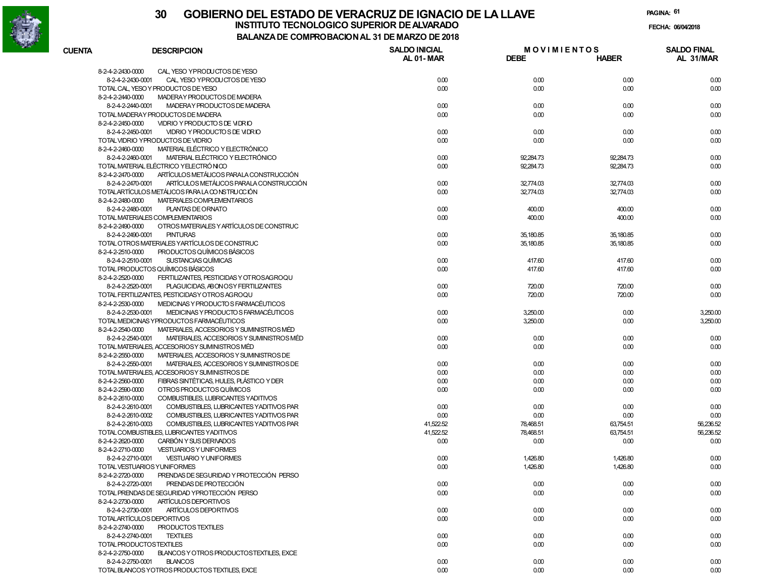# 30 GOBIERNO DEL ESTADO DE VERACRUZ DE IGNACIO DE LA LLAVE

## INSTITUTO TECNOLOGICO SUPERIOR DE ALVARADO

## BALANZA DE COMPROBACION AL 31 DE MARZO DE 2018

FECHA: 06/04/2018

| CUENTA | DESCRIPCION | SALDO INICIAL AL 01- MAR | MOVIMIENTOS DEBE | MOVIMIENTOS HABER | SALDO FINAL AL 31/MAR |
|---|---|---|---|---|---|
| 8-2-4-2-2430-0000 | CAL, YESO Y PRODUCTOS DE YESO | | | | |
| 8-2-4-2-2430-0001 | CAL, YESO Y PRODUCTOS DE YESO | 0.00 | 0.00 | 0.00 | 0.00 |
| | TOTAL CAL, YESO Y PRODUCTOS DE YESO | 0.00 | 0.00 | 0.00 | 0.00 |
| 8-2-4-2-2440-0000 | MADERA Y PRODUCTOS DE MADERA | | | | |
| 8-2-4-2-2440-0001 | MADERA Y PRODUCTOS DE MADERA | 0.00 | 0.00 | 0.00 | 0.00 |
| | TOTAL MADERA Y PRODUCTOS DE MADERA | 0.00 | 0.00 | 0.00 | 0.00 |
| 8-2-4-2-2450-0000 | VIDRIO Y PRODUCTOS DE VIDRIO | | | | |
| 8-2-4-2-2450-0001 | VIDRIO Y PRODUCTOS DE VIDRIO | 0.00 | 0.00 | 0.00 | 0.00 |
| | TOTAL VIDRIO Y PRODUCTOS DE VIDRIO | 0.00 | 0.00 | 0.00 | 0.00 |
| 8-2-4-2-2460-0000 | MATERIAL ELÉCTRICO Y ELECTRÓNICO | | | | |
| 8-2-4-2-2460-0001 | MATERIAL ELÉCTRICO Y ELECTRÓNICO | 0.00 | 92,284.73 | 92,284.73 | 0.00 |
| | TOTAL MATERIAL ELÉCTRICO Y ELECTRÓNICO | 0.00 | 92,284.73 | 92,284.73 | 0.00 |
| 8-2-4-2-2470-0000 | ARTÍCULOS METÁLICOS PARA LA CONSTRUCCIÓN | | | | |
| 8-2-4-2-2470-0001 | ARTÍCULOS METÁLICOS PARA LA CONSTRUCCIÓN | 0.00 | 32,774.03 | 32,774.03 | 0.00 |
| | TOTAL ARTÍCULOS METÁLICOS PARA LA CONSTRUCCIÓN | 0.00 | 32,774.03 | 32,774.03 | 0.00 |
| 8-2-4-2-2480-0000 | MATERIALES COMPLEMENTARIOS | | | | |
| 8-2-4-2-2480-0001 | PLANTAS DE ORNATO | 0.00 | 400.00 | 400.00 | 0.00 |
| | TOTAL MATERIALES COMPLEMENTARIOS | 0.00 | 400.00 | 400.00 | 0.00 |
| 8-2-4-2-2490-0000 | OTROS MATERIALES Y ARTÍCULOS DE CONSTRUC | | | | |
| 8-2-4-2-2490-0001 | PINTURAS | 0.00 | 35,180.85 | 35,180.85 | 0.00 |
| | TOTAL OTROS MATERIALES Y ARTÍCULOS DE CONSTRUC | 0.00 | 35,180.85 | 35,180.85 | 0.00 |
| 8-2-4-2-2510-0000 | PRODUCTOS QUÍMICOS BÁSICOS | | | | |
| 8-2-4-2-2510-0001 | SUSTANCIAS QUÍMICAS | 0.00 | 417.60 | 417.60 | 0.00 |
| | TOTAL PRODUCTOS QUÍMICOS BÁSICOS | 0.00 | 417.60 | 417.60 | 0.00 |
| 8-2-4-2-2520-0000 | FERTILIZANTES, PESTICIDAS Y OTROS AGROQU | | | | |
| 8-2-4-2-2520-0001 | PLAGUICIDAS, ABONOS Y FERTILIZANTES | 0.00 | 720.00 | 720.00 | 0.00 |
| | TOTAL FERTILIZANTES, PESTICIDAS Y OTROS AGROQU | 0.00 | 720.00 | 720.00 | 0.00 |
| 8-2-4-2-2530-0000 | MEDICINAS Y PRODUCTOS FARMACÉUTICOS | | | | |
| 8-2-4-2-2530-0001 | MEDICINAS Y PRODUCTOS FARMACÉUTICOS | 0.00 | 3,250.00 | 0.00 | 3,250.00 |
| | TOTAL MEDICINAS Y PRODUCTOS FARMACÉUTICOS | 0.00 | 3,250.00 | 0.00 | 3,250.00 |
| 8-2-4-2-2540-0000 | MATERIALES, ACCESORIOS Y SUMINISTROS MÉD | | | | |
| 8-2-4-2-2540-0001 | MATERIALES, ACCESORIOS Y SUMINISTROS MÉD | 0.00 | 0.00 | 0.00 | 0.00 |
| | TOTAL MATERIALES, ACCESORIOS Y SUMINISTROS MÉD | 0.00 | 0.00 | 0.00 | 0.00 |
| 8-2-4-2-2550-0000 | MATERIALES, ACCESORIOS Y SUMINISTROS DE | | | | |
| 8-2-4-2-2550-0001 | MATERIALES, ACCESORIOS Y SUMINISTROS DE | 0.00 | 0.00 | 0.00 | 0.00 |
| | TOTAL MATERIALES, ACCESORIOS Y SUMINISTROS DE | 0.00 | 0.00 | 0.00 | 0.00 |
| 8-2-4-2-2560-0000 | FIBRAS SINTÉTICAS, HULES, PLÁSTICO Y DER | 0.00 | 0.00 | 0.00 | 0.00 |
| 8-2-4-2-2590-0000 | OTROS PRODUCTOS QUÍMICOS | 0.00 | 0.00 | 0.00 | 0.00 |
| 8-2-4-2-2610-0000 | COMBUSTIBLES, LUBRICANTES Y ADITIVOS | | | | |
| 8-2-4-2-2610-0001 | COMBUSTIBLES, LUBRICANTES Y ADITIVOS PAR | 0.00 | 0.00 | 0.00 | 0.00 |
| 8-2-4-2-2610-0002 | COMBUSTIBLES, LUBRICANTES Y ADITIVOS PAR | 0.00 | 0.00 | 0.00 | 0.00 |
| 8-2-4-2-2610-0003 | COMBUSTIBLES, LUBRICANTES Y ADITIVOS PAR | 41,522.52 | 78,468.51 | 63,754.51 | 56,236.52 |
| | TOTAL COMBUSTIBLES, LUBRICANTES Y ADITIVOS | 41,522.52 | 78,468.51 | 63,754.51 | 56,236.52 |
| 8-2-4-2-2620-0000 | CARBÓN Y SUS DERIVADOS | 0.00 | 0.00 | 0.00 | 0.00 |
| 8-2-4-2-2710-0000 | VESTUARIOS Y UNIFORMES | | | | |
| 8-2-4-2-2710-0001 | VESTUARIO Y UNIFORMES | 0.00 | 1,426.80 | 1,426.80 | 0.00 |
| | TOTAL VESTUARIOS Y UNIFORMES | 0.00 | 1,426.80 | 1,426.80 | 0.00 |
| 8-2-4-2-2720-0000 | PRENDAS DE SEGURIDAD Y PROTECCIÓN PERSO | | | | |
| 8-2-4-2-2720-0001 | PRENDAS DE PROTECCIÓN | 0.00 | 0.00 | 0.00 | 0.00 |
| | TOTAL PRENDAS DE SEGURIDAD Y PROTECCIÓN PERSO | 0.00 | 0.00 | 0.00 | 0.00 |
| 8-2-4-2-2730-0000 | ARTÍCULOS DEPORTIVOS | | | | |
| 8-2-4-2-2730-0001 | ARTÍCULOS DEPORTIVOS | 0.00 | 0.00 | 0.00 | 0.00 |
| | TOTAL ARTÍCULOS DEPORTIVOS | 0.00 | 0.00 | 0.00 | 0.00 |
| 8-2-4-2-2740-0000 | PRODUCTOS TEXTILES | | | | |
| 8-2-4-2-2740-0001 | TEXTILES | 0.00 | 0.00 | 0.00 | 0.00 |
| | TOTAL PRODUCTOS TEXTILES | 0.00 | 0.00 | 0.00 | 0.00 |
| 8-2-4-2-2750-0000 | BLANCOS Y OTROS PRODUCTOS TEXTILES, EXCE | | | | |
| 8-2-4-2-2750-0001 | BLANCOS | 0.00 | 0.00 | 0.00 | 0.00 |
| | TOTAL BLANCOS Y OTROS PRODUCTOS TEXTILES, EXCE | 0.00 | 0.00 | 0.00 | 0.00 |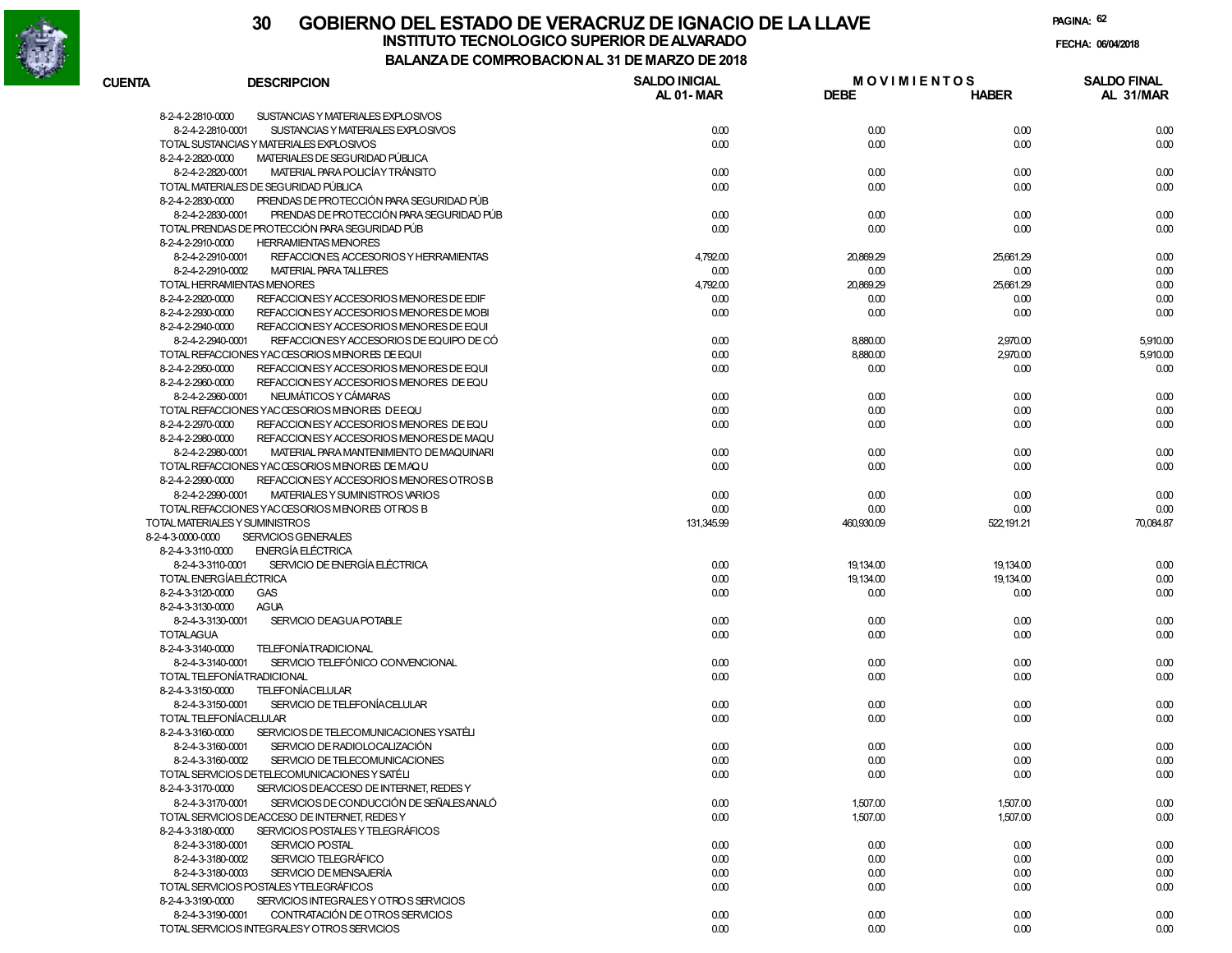# 30 GOBIERNO DEL ESTADO DE VERACRUZ DE IGNACIO DE LA LLAVE

## INSTITUTO TECNOLOGICO SUPERIOR DE ALVARADO

### BALANZA DE COMPROBACION AL 31 DE MARZO DE 2018

FECHA: 06/04/2018

| CUENTA | DESCRIPCION | SALDO INICIAL AL 01-MAR | MOVIMIENTOS DEBE | MOVIMIENTOS HABER | SALDO FINAL AL 31/MAR |
|---|---|---|---|---|---|
| 8-2-4-2-2810-0000 | SUSTANCIAS Y MATERIALES EXPLOSIVOS | | | | |
| 8-2-4-2-2810-0001 | SUSTANCIAS Y MATERIALES EXPLOSIVOS | 0.00 | 0.00 | 0.00 | 0.00 |
| | TOTAL SUSTANCIAS Y MATERIALES EXPLOSIVOS | 0.00 | 0.00 | 0.00 | 0.00 |
| 8-2-4-2-2820-0000 | MATERIALES DE SEGURIDAD PÚBLICA | | | | |
| 8-2-4-2-2820-0001 | MATERIAL PARA POLICÍA Y TRÁNSITO | 0.00 | 0.00 | 0.00 | 0.00 |
| | TOTAL MATERIALES DE SEGURIDAD PÚBLICA | 0.00 | 0.00 | 0.00 | 0.00 |
| 8-2-4-2-2830-0000 | PRENDAS DE PROTECCIÓN PARA SEGURIDAD PÚB | | | | |
| 8-2-4-2-2830-0001 | PRENDAS DE PROTECCIÓN PARA SEGURIDAD PÚB | 0.00 | 0.00 | 0.00 | 0.00 |
| | TOTAL PRENDAS DE PROTECCIÓN PARA SEGURIDAD PÚB | 0.00 | 0.00 | 0.00 | 0.00 |
| 8-2-4-2-2910-0000 | HERRAMIENTAS MENORES | | | | |
| 8-2-4-2-2910-0001 | REFACCIONES, ACCESORIOS Y HERRAMIENTAS | 4,792.00 | 20,869.29 | 25,661.29 | 0.00 |
| 8-2-4-2-2910-0002 | MATERIAL PARA TALLERES | 0.00 | 0.00 | 0.00 | 0.00 |
| | TOTAL HERRAMIENTAS MENORES | 4,792.00 | 20,869.29 | 25,661.29 | 0.00 |
| 8-2-4-2-2920-0000 | REFACCIONES Y ACCESORIOS MENORES DE EDIF | 0.00 | 0.00 | 0.00 | 0.00 |
| 8-2-4-2-2930-0000 | REFACCIONES Y ACCESORIOS MENORES DE MOBI | 0.00 | 0.00 | 0.00 | 0.00 |
| 8-2-4-2-2940-0000 | REFACCIONES Y ACCESORIOS MENORES DE EQUI | | | | |
| 8-2-4-2-2940-0001 | REFACCIONES Y ACCESORIOS DE EQUIPO DE CÓ | 0.00 | 8,880.00 | 2,970.00 | 5,910.00 |
| | TOTAL REFACCIONES Y ACCESORIOS MENORES DE EQUI | 0.00 | 8,880.00 | 2,970.00 | 5,910.00 |
| 8-2-4-2-2950-0000 | REFACCIONES Y ACCESORIOS MENORES DE EQUI | 0.00 | 0.00 | 0.00 | 0.00 |
| 8-2-4-2-2960-0000 | REFACCIONES Y ACCESORIOS MENORES DE EQU | | | | |
| 8-2-4-2-2960-0001 | NEUMÁTICOS Y CÁMARAS | 0.00 | 0.00 | 0.00 | 0.00 |
| | TOTAL REFACCIONES Y ACCESORIOS MENORES DE EQU | 0.00 | 0.00 | 0.00 | 0.00 |
| 8-2-4-2-2970-0000 | REFACCIONES Y ACCESORIOS MENORES DE EQU | 0.00 | 0.00 | 0.00 | 0.00 |
| 8-2-4-2-2980-0000 | REFACCIONES Y ACCESORIOS MENORES DE MAQU | | | | |
| 8-2-4-2-2980-0001 | MATERIAL PARA MANTENIMIENTO DE MAQUINARI | 0.00 | 0.00 | 0.00 | 0.00 |
| | TOTAL REFACCIONES Y ACCESORIOS MENORES DE MAQU | 0.00 | 0.00 | 0.00 | 0.00 |
| 8-2-4-2-2990-0000 | REFACCIONES Y ACCESORIOS MENORES OTROS B | | | | |
| 8-2-4-2-2990-0001 | MATERIALES Y SUMINISTROS VARIOS | 0.00 | 0.00 | 0.00 | 0.00 |
| | TOTAL REFACCIONES Y ACCESORIOS MENORES OTROS B | 0.00 | 0.00 | 0.00 | 0.00 |
| | TOTAL MATERIALES Y SUMINISTROS | 131,345.99 | 460,930.09 | 522,191.21 | 70,084.87 |
| 8-2-4-3-0000-0000 | SERVICIOS GENERALES | | | | |
| 8-2-4-3-3110-0000 | ENERGÍA ELÉCTRICA | | | | |
| 8-2-4-3-3110-0001 | SERVICIO DE ENERGÍA ELÉCTRICA | 0.00 | 19,134.00 | 19,134.00 | 0.00 |
| | TOTAL ENERGÍA ELÉCTRICA | 0.00 | 19,134.00 | 19,134.00 | 0.00 |
| 8-2-4-3-3120-0000 | GAS | 0.00 | 0.00 | 0.00 | 0.00 |
| 8-2-4-3-3130-0000 | AGUA | | | | |
| 8-2-4-3-3130-0001 | SERVICIO DE AGUA POTABLE | 0.00 | 0.00 | 0.00 | 0.00 |
| | TOTAL AGUA | 0.00 | 0.00 | 0.00 | 0.00 |
| 8-2-4-3-3140-0000 | TELEFONÍA TRADICIONAL | | | | |
| 8-2-4-3-3140-0001 | SERVICIO TELEFÓNICO CONVENCIONAL | 0.00 | 0.00 | 0.00 | 0.00 |
| | TOTAL TELEFONÍA TRADICIONAL | 0.00 | 0.00 | 0.00 | 0.00 |
| 8-2-4-3-3150-0000 | TELEFONÍA CELULAR | | | | |
| 8-2-4-3-3150-0001 | SERVICIO DE TELEFONÍA CELULAR | 0.00 | 0.00 | 0.00 | 0.00 |
| | TOTAL TELEFONÍA CELULAR | 0.00 | 0.00 | 0.00 | 0.00 |
| 8-2-4-3-3160-0000 | SERVICIOS DE TELECOMUNICACIONES Y SATÉLI | | | | |
| 8-2-4-3-3160-0001 | SERVICIO DE RADIOLOCALIZACIÓN | 0.00 | 0.00 | 0.00 | 0.00 |
| 8-2-4-3-3160-0002 | SERVICIO DE TELECOMUNICACIONES | 0.00 | 0.00 | 0.00 | 0.00 |
| | TOTAL SERVICIOS DE TELECOMUNICACIONES Y SATÉLI | 0.00 | 0.00 | 0.00 | 0.00 |
| 8-2-4-3-3170-0000 | SERVICIOS DE ACCESO DE INTERNET, REDES Y | | | | |
| 8-2-4-3-3170-0001 | SERVICIOS DE CONDUCCIÓN DE SEÑALES ANALÓ | 0.00 | 1,507.00 | 1,507.00 | 0.00 |
| | TOTAL SERVICIOS DE ACCESO DE INTERNET, REDES Y | 0.00 | 1,507.00 | 1,507.00 | 0.00 |
| 8-2-4-3-3180-0000 | SERVICIOS POSTALES Y TELEGRÁFICOS | | | | |
| 8-2-4-3-3180-0001 | SERVICIO POSTAL | 0.00 | 0.00 | 0.00 | 0.00 |
| 8-2-4-3-3180-0002 | SERVICIO TELEGRÁFICO | 0.00 | 0.00 | 0.00 | 0.00 |
| 8-2-4-3-3180-0003 | SERVICIO DE MENSAJERÍA | 0.00 | 0.00 | 0.00 | 0.00 |
| | TOTAL SERVICIOS POSTALES Y TELEGRÁFICOS | 0.00 | 0.00 | 0.00 | 0.00 |
| 8-2-4-3-3190-0000 | SERVICIOS INTEGRALES Y OTROS SERVICIOS | | | | |
| 8-2-4-3-3190-0001 | CONTRATACIÓN DE OTROS SERVICIOS | 0.00 | 0.00 | 0.00 | 0.00 |
| | TOTAL SERVICIOS INTEGRALES Y OTROS SERVICIOS | 0.00 | 0.00 | 0.00 | 0.00 |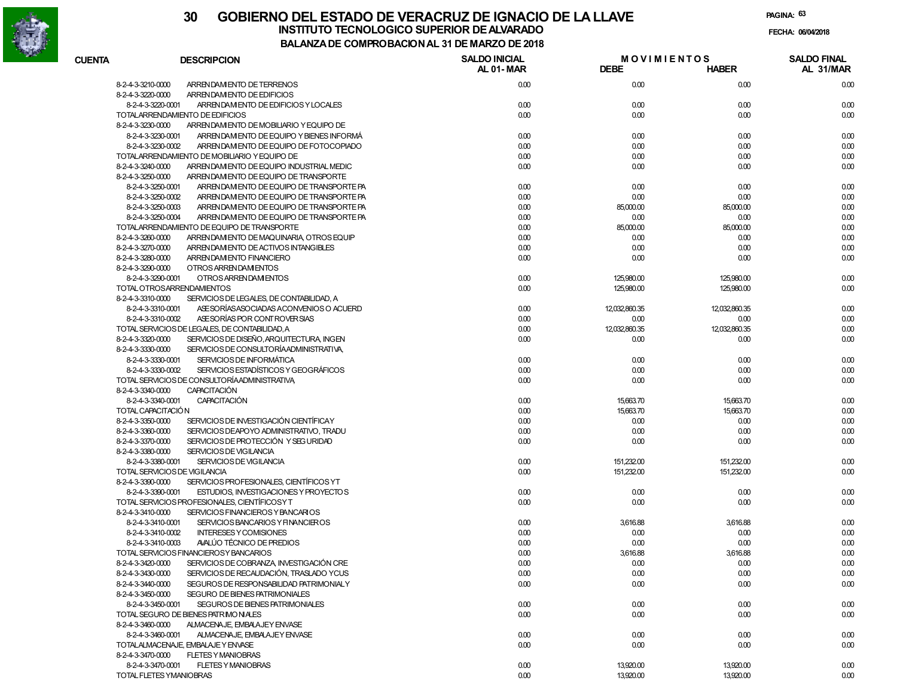# 30 GOBIERNO DEL ESTADO DE VERACRUZ DE IGNACIO DE LA LLAVE
## INSTITUTO TECNOLOGICO SUPERIOR DE ALVARADO
### BALANZA DE COMPROBACION AL 31 DE MARZO DE 2018

FECHA: 06/04/2018

| CUENTA | DESCRIPCION | SALDO INICIAL AL 01-MAR | MOVIMIENTOS DEBE | MOVIMIENTOS HABER | SALDO FINAL AL 31/MAR |
|---|---|---|---|---|---|
| 8-2-4-3-3210-0000 | ARRENDAMIENTO DE TERRENOS | 0.00 | 0.00 | 0.00 | 0.00 |
| 8-2-4-3-3220-0000 | ARRENDAMIENTO DE EDIFICIOS | | | | |
| 8-2-4-3-3220-0001 | ARRENDAMIENTO DE EDIFICIOS Y LOCALES | 0.00 | 0.00 | 0.00 | 0.00 |
| TOTAL ARRENDAMIENTO DE EDIFICIOS | | 0.00 | 0.00 | 0.00 | 0.00 |
| 8-2-4-3-3230-0000 | ARRENDAMIENTO DE MOBILIARIO Y EQUIPO DE | | | | |
| 8-2-4-3-3230-0001 | ARRENDAMIENTO DE EQUIPO Y BIENES INFORMÁ | 0.00 | 0.00 | 0.00 | 0.00 |
| 8-2-4-3-3230-0002 | ARRENDAMIENTO DE EQUIPO DE FOTOCOPIADO | 0.00 | 0.00 | 0.00 | 0.00 |
| TOTAL ARRENDAMIENTO DE MOBILIARIO Y EQUIPO DE | | 0.00 | 0.00 | 0.00 | 0.00 |
| 8-2-4-3-3240-0000 | ARRENDAMIENTO DE EQUIPO INDUSTRIAL MEDIC | 0.00 | 0.00 | 0.00 | 0.00 |
| 8-2-4-3-3250-0000 | ARRENDAMIENTO DE EQUIPO DE TRANSPORTE | | | | |
| 8-2-4-3-3250-0001 | ARRENDAMIENTO DE EQUIPO DE TRANSPORTE PA | 0.00 | 0.00 | 0.00 | 0.00 |
| 8-2-4-3-3250-0002 | ARRENDAMIENTO DE EQUIPO DE TRANSPORTE PA | 0.00 | 0.00 | 0.00 | 0.00 |
| 8-2-4-3-3250-0003 | ARRENDAMIENTO DE EQUIPO DE TRANSPORTE PA | 0.00 | 85,000.00 | 85,000.00 | 0.00 |
| 8-2-4-3-3250-0004 | ARRENDAMIENTO DE EQUIPO DE TRANSPORTE PA | 0.00 | 0.00 | 0.00 | 0.00 |
| TOTAL ARRENDAMIENTO DE EQUIPO DE TRANSPORTE | | 0.00 | 85,000.00 | 85,000.00 | 0.00 |
| 8-2-4-3-3260-0000 | ARRENDAMIENTO DE MAQUINARIA, OTROS EQUIP | 0.00 | 0.00 | 0.00 | 0.00 |
| 8-2-4-3-3270-0000 | ARRENDAMIENTO DE ACTIVOS INTANGIBLES | 0.00 | 0.00 | 0.00 | 0.00 |
| 8-2-4-3-3280-0000 | ARRENDAMIENTO FINANCIERO | 0.00 | 0.00 | 0.00 | 0.00 |
| 8-2-4-3-3290-0000 | OTROS ARRENDAMIENTOS | | | | |
| 8-2-4-3-3290-0001 | OTROS ARRENDAMIENTOS | 0.00 | 125,980.00 | 125,980.00 | 0.00 |
| TOTAL OTROS ARRENDAMIENTOS | | 0.00 | 125,980.00 | 125,980.00 | 0.00 |
| 8-2-4-3-3310-0000 | SERVICIOS DE LEGALES, DE CONTABILIDAD, A | | | | |
| 8-2-4-3-3310-0001 | ASESORÍAS ASOCIADAS A CONVENIOS O ACUERD | 0.00 | 12,032,860.35 | 12,032,860.35 | 0.00 |
| 8-2-4-3-3310-0002 | ASESORÍAS POR CONTROVERSIAS | 0.00 | 0.00 | 0.00 | 0.00 |
| TOTAL SERVICIOS DE LEGALES, DE CONTABILIDAD, A | | 0.00 | 12,032,860.35 | 12,032,860.35 | 0.00 |
| 8-2-4-3-3320-0000 | SERVICIOS DE DISEÑO, ARQUITECTURA, INGEN | 0.00 | 0.00 | 0.00 | 0.00 |
| 8-2-4-3-3330-0000 | SERVICIOS DE CONSULTORÍA ADMINISTRATIVA, | | | | |
| 8-2-4-3-3330-0001 | SERVICIOS DE INFORMÁTICA | 0.00 | 0.00 | 0.00 | 0.00 |
| 8-2-4-3-3330-0002 | SERVICIOS ESTADÍSTICOS Y GEOGRÁFICOS | 0.00 | 0.00 | 0.00 | 0.00 |
| TOTAL SERVICIOS DE CONSULTORÍA ADMINISTRATIVA, | | 0.00 | 0.00 | 0.00 | 0.00 |
| 8-2-4-3-3340-0000 | CAPACITACIÓN | | | | |
| 8-2-4-3-3340-0001 | CAPACITACIÓN | 0.00 | 15,663.70 | 15,663.70 | 0.00 |
| TOTAL CAPACITACIÓN | | 0.00 | 15,663.70 | 15,663.70 | 0.00 |
| 8-2-4-3-3350-0000 | SERVICIOS DE INVESTIGACIÓN CIENTÍFICA Y | 0.00 | 0.00 | 0.00 | 0.00 |
| 8-2-4-3-3360-0000 | SERVICIOS DE APOYO ADMINISTRATIVO, TRADU | 0.00 | 0.00 | 0.00 | 0.00 |
| 8-2-4-3-3370-0000 | SERVICIOS DE PROTECCIÓN Y SEGURIDAD | 0.00 | 0.00 | 0.00 | 0.00 |
| 8-2-4-3-3380-0000 | SERVICIOS DE VIGILANCIA | | | | |
| 8-2-4-3-3380-0001 | SERVICIOS DE VIGILANCIA | 0.00 | 151,232.00 | 151,232.00 | 0.00 |
| TOTAL SERVICIOS DE VIGILANCIA | | 0.00 | 151,232.00 | 151,232.00 | 0.00 |
| 8-2-4-3-3390-0000 | SERVICIOS PROFESIONALES, CIENTÍFICOS Y T | | | | |
| 8-2-4-3-3390-0001 | ESTUDIOS, INVESTIGACIONES Y PROYECTOS | 0.00 | 0.00 | 0.00 | 0.00 |
| TOTAL SERVICIOS PROFESIONALES, CIENTÍFICOS Y T | | 0.00 | 0.00 | 0.00 | 0.00 |
| 8-2-4-3-3410-0000 | SERVICIOS FINANCIEROS Y BANCARIOS | | | | |
| 8-2-4-3-3410-0001 | SERVICIOS BANCARIOS Y FINANCIEROS | 0.00 | 3,616.88 | 3,616.88 | 0.00 |
| 8-2-4-3-3410-0002 | INTERESES Y COMISIONES | 0.00 | 0.00 | 0.00 | 0.00 |
| 8-2-4-3-3410-0003 | AVALÚO TÉCNICO DE PREDIOS | 0.00 | 0.00 | 0.00 | 0.00 |
| TOTAL SERVICIOS FINANCIEROS Y BANCARIOS | | 0.00 | 3,616.88 | 3,616.88 | 0.00 |
| 8-2-4-3-3420-0000 | SERVICIOS DE COBRANZA, INVESTIGACIÓN CRE | 0.00 | 0.00 | 0.00 | 0.00 |
| 8-2-4-3-3430-0000 | SERVICIOS DE RECAUDACIÓN, TRASLADO Y CUS | 0.00 | 0.00 | 0.00 | 0.00 |
| 8-2-4-3-3440-0000 | SEGUROS DE RESPONSABILIDAD PATRIMONIAL Y | 0.00 | 0.00 | 0.00 | 0.00 |
| 8-2-4-3-3450-0000 | SEGURO DE BIENES PATRIMONIALES | | | | |
| 8-2-4-3-3450-0001 | SEGUROS DE BIENES PATRIMONIALES | 0.00 | 0.00 | 0.00 | 0.00 |
| TOTAL SEGURO DE BIENES PATRIMONIALES | | 0.00 | 0.00 | 0.00 | 0.00 |
| 8-2-4-3-3460-0000 | ALMACENAJE, EMBALAJE Y ENVASE | | | | |
| 8-2-4-3-3460-0001 | ALMACENAJE, EMBALAJE Y ENVASE | 0.00 | 0.00 | 0.00 | 0.00 |
| TOTAL ALMACENAJE, EMBALAJE Y ENVASE | | 0.00 | 0.00 | 0.00 | 0.00 |
| 8-2-4-3-3470-0000 | FLETES Y MANIOBRAS | | | | |
| 8-2-4-3-3470-0001 | FLETES Y MANIOBRAS | 0.00 | 13,920.00 | 13,920.00 | 0.00 |
| TOTAL FLETES Y MANIOBRAS | | 0.00 | 13,920.00 | 13,920.00 | 0.00 |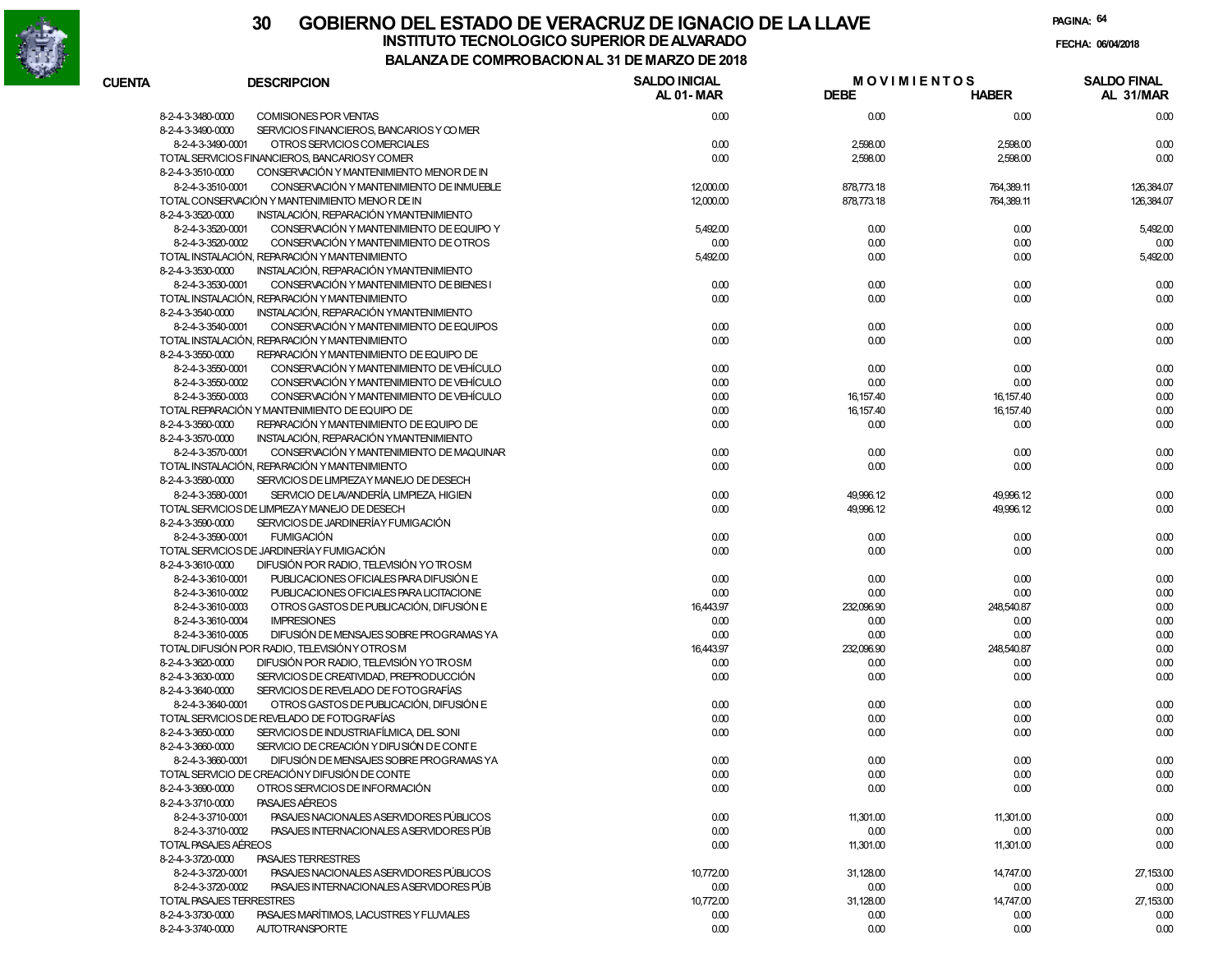# GOBIERNO DEL ESTADO DE VERACRUZ DE IGNACIO DE LA LLAVE

## INSTITUTO TECNOLOGICO SUPERIOR DE ALVARADO

### BALANZA DE COMPROBACION AL 31 DE MARZO DE 2018

FECHA: 06/04/2018

| CUENTA | DESCRIPCION | SALDO INICIAL AL 01-MAR | MOVIMIENTOS DEBE | MOVIMIENTOS HABER | SALDO FINAL AL 31/MAR |
|---|---|---|---|---|---|
| 8-2-4-3-3480-0000 | COMISIONES POR VENTAS | 0.00 | 0.00 | 0.00 | 0.00 |
| 8-2-4-3-3490-0000 | SERVICIOS FINANCIEROS, BANCARIOS Y COMER | | | | |
| 8-2-4-3-3490-0001 | OTROS SERVICIOS COMERCIALES | 0.00 | 2,598.00 | 2,598.00 | 0.00 |
| | TOTAL SERVICIOS FINANCIEROS, BANCARIOS Y COMER | 0.00 | 2,598.00 | 2,598.00 | 0.00 |
| 8-2-4-3-3510-0000 | CONSERVACIÓN Y MANTENIMIENTO MENOR DE IN | | | | |
| 8-2-4-3-3510-0001 | CONSERVACIÓN Y MANTENIMIENTO DE INMUEBLE | 12,000.00 | 878,773.18 | 764,389.11 | 126,384.07 |
| | TOTAL CONSERVACIÓN Y MANTENIMIENTO MENOR DE IN | 12,000.00 | 878,773.18 | 764,389.11 | 126,384.07 |
| 8-2-4-3-3520-0000 | INSTALACIÓN, REPARACIÓN Y MANTENIMIENTO | | | | |
| 8-2-4-3-3520-0001 | CONSERVACIÓN Y MANTENIMIENTO DE EQUIPO Y | 5,492.00 | 0.00 | 0.00 | 5,492.00 |
| 8-2-4-3-3520-0002 | CONSERVACIÓN Y MANTENIMIENTO DE OTROS | 0.00 | 0.00 | 0.00 | 0.00 |
| | TOTAL INSTALACIÓN, REPARACIÓN Y MANTENIMIENTO | 5,492.00 | 0.00 | 0.00 | 5,492.00 |
| 8-2-4-3-3530-0000 | INSTALACIÓN, REPARACIÓN Y MANTENIMIENTO | | | | |
| 8-2-4-3-3530-0001 | CONSERVACIÓN Y MANTENIMIENTO DE BIENES I | 0.00 | 0.00 | 0.00 | 0.00 |
| | TOTAL INSTALACIÓN, REPARACIÓN Y MANTENIMIENTO | 0.00 | 0.00 | 0.00 | 0.00 |
| 8-2-4-3-3540-0000 | INSTALACIÓN, REPARACIÓN Y MANTENIMIENTO | | | | |
| 8-2-4-3-3540-0001 | CONSERVACIÓN Y MANTENIMIENTO DE EQUIPOS | 0.00 | 0.00 | 0.00 | 0.00 |
| | TOTAL INSTALACIÓN, REPARACIÓN Y MANTENIMIENTO | 0.00 | 0.00 | 0.00 | 0.00 |
| 8-2-4-3-3550-0000 | REPARACIÓN Y MANTENIMIENTO DE EQUIPO DE | | | | |
| 8-2-4-3-3550-0001 | CONSERVACIÓN Y MANTENIMIENTO DE VEHÍCULO | 0.00 | 0.00 | 0.00 | 0.00 |
| 8-2-4-3-3550-0002 | CONSERVACIÓN Y MANTENIMIENTO DE VEHÍCULO | 0.00 | 0.00 | 0.00 | 0.00 |
| 8-2-4-3-3550-0003 | CONSERVACIÓN Y MANTENIMIENTO DE VEHÍCULO | 0.00 | 16,157.40 | 16,157.40 | 0.00 |
| | TOTAL REPARACIÓN Y MANTENIMIENTO DE EQUIPO DE | 0.00 | 16,157.40 | 16,157.40 | 0.00 |
| 8-2-4-3-3560-0000 | REPARACIÓN Y MANTENIMIENTO DE EQUIPO DE | 0.00 | 0.00 | 0.00 | 0.00 |
| 8-2-4-3-3570-0000 | INSTALACIÓN, REPARACIÓN Y MANTENIMIENTO | | | | |
| 8-2-4-3-3570-0001 | CONSERVACIÓN Y MANTENIMIENTO DE MAQUINAR | 0.00 | 0.00 | 0.00 | 0.00 |
| | TOTAL INSTALACIÓN, REPARACIÓN Y MANTENIMIENTO | 0.00 | 0.00 | 0.00 | 0.00 |
| 8-2-4-3-3580-0000 | SERVICIOS DE LIMPIEZA Y MANEJO DE DESECH | | | | |
| 8-2-4-3-3580-0001 | SERVICIO DE LAVANDERÍA, LIMPIEZA, HIGIEN | 0.00 | 49,996.12 | 49,996.12 | 0.00 |
| | TOTAL SERVICIOS DE LIMPIEZA Y MANEJO DE DESECH | 0.00 | 49,996.12 | 49,996.12 | 0.00 |
| 8-2-4-3-3590-0000 | SERVICIOS DE JARDINERÍA Y FUMIGACIÓN | | | | |
| 8-2-4-3-3590-0001 | FUMIGACIÓN | 0.00 | 0.00 | 0.00 | 0.00 |
| | TOTAL SERVICIOS DE JARDINERÍA Y FUMIGACIÓN | 0.00 | 0.00 | 0.00 | 0.00 |
| 8-2-4-3-3610-0000 | DIFUSIÓN POR RADIO, TELEVISIÓN Y OTROS M | | | | |
| 8-2-4-3-3610-0001 | PUBLICACIONES OFICIALES PARA DIFUSIÓN E | 0.00 | 0.00 | 0.00 | 0.00 |
| 8-2-4-3-3610-0002 | PUBLICACIONES OFICIALES PARA LICITACIONE | 0.00 | 0.00 | 0.00 | 0.00 |
| 8-2-4-3-3610-0003 | OTROS GASTOS DE PUBLICACIÓN, DIFUSIÓN E | 16,443.97 | 232,096.90 | 248,540.87 | 0.00 |
| 8-2-4-3-3610-0004 | IMPRESIONES | 0.00 | 0.00 | 0.00 | 0.00 |
| 8-2-4-3-3610-0005 | DIFUSIÓN DE MENSAJES SOBRE PROGRAMAS Y A | 0.00 | 0.00 | 0.00 | 0.00 |
| | TOTAL DIFUSIÓN POR RADIO, TELEVISIÓN Y OTROS M | 16,443.97 | 232,096.90 | 248,540.87 | 0.00 |
| 8-2-4-3-3620-0000 | DIFUSIÓN POR RADIO, TELEVISIÓN Y OTROS M | 0.00 | 0.00 | 0.00 | 0.00 |
| 8-2-4-3-3630-0000 | SERVICIOS DE CREATIVIDAD, PREPRODUCCIÓN | 0.00 | 0.00 | 0.00 | 0.00 |
| 8-2-4-3-3640-0000 | SERVICIOS DE REVELADO DE FOTOGRAFÍAS | | | | |
| 8-2-4-3-3640-0001 | OTROS GASTOS DE PUBLICACIÓN, DIFUSIÓN E | 0.00 | 0.00 | 0.00 | 0.00 |
| | TOTAL SERVICIOS DE REVELADO DE FOTOGRAFÍAS | 0.00 | 0.00 | 0.00 | 0.00 |
| 8-2-4-3-3650-0000 | SERVICIOS DE INDUSTRIA FÍLMICA, DEL SONI | 0.00 | 0.00 | 0.00 | 0.00 |
| 8-2-4-3-3660-0000 | SERVICIO DE CREACIÓN Y DIFUSIÓN DE CONTE | | | | |
| 8-2-4-3-3660-0001 | DIFUSIÓN DE MENSAJES SOBRE PROGRAMAS Y A | 0.00 | 0.00 | 0.00 | 0.00 |
| | TOTAL SERVICIO DE CREACIÓN Y DIFUSIÓN DE CONTE | 0.00 | 0.00 | 0.00 | 0.00 |
| 8-2-4-3-3690-0000 | OTROS SERVICIOS DE INFORMACIÓN | 0.00 | 0.00 | 0.00 | 0.00 |
| 8-2-4-3-3710-0000 | PASAJES AÉREOS | | | | |
| 8-2-4-3-3710-0001 | PASAJES NACIONALES A SERVIDORES PÚBLICOS | 0.00 | 11,301.00 | 11,301.00 | 0.00 |
| 8-2-4-3-3710-0002 | PASAJES INTERNACIONALES A SERVIDORES PÚB | 0.00 | 0.00 | 0.00 | 0.00 |
| | TOTAL PASAJES AÉREOS | 0.00 | 11,301.00 | 11,301.00 | 0.00 |
| 8-2-4-3-3720-0000 | PASAJES TERRESTRES | | | | |
| 8-2-4-3-3720-0001 | PASAJES NACIONALES A SERVIDORES PÚBLICOS | 10,772.00 | 31,128.00 | 14,747.00 | 27,153.00 |
| 8-2-4-3-3720-0002 | PASAJES INTERNACIONALES A SERVIDORES PÚB | 0.00 | 0.00 | 0.00 | 0.00 |
| | TOTAL PASAJES TERRESTRES | 10,772.00 | 31,128.00 | 14,747.00 | 27,153.00 |
| 8-2-4-3-3730-0000 | PASAJES MARÍTIMOS, LACUSTRES Y FLUVIALES | 0.00 | 0.00 | 0.00 | 0.00 |
| 8-2-4-3-3740-0000 | AUTOTRANSPORTE | 0.00 | 0.00 | 0.00 | 0.00 |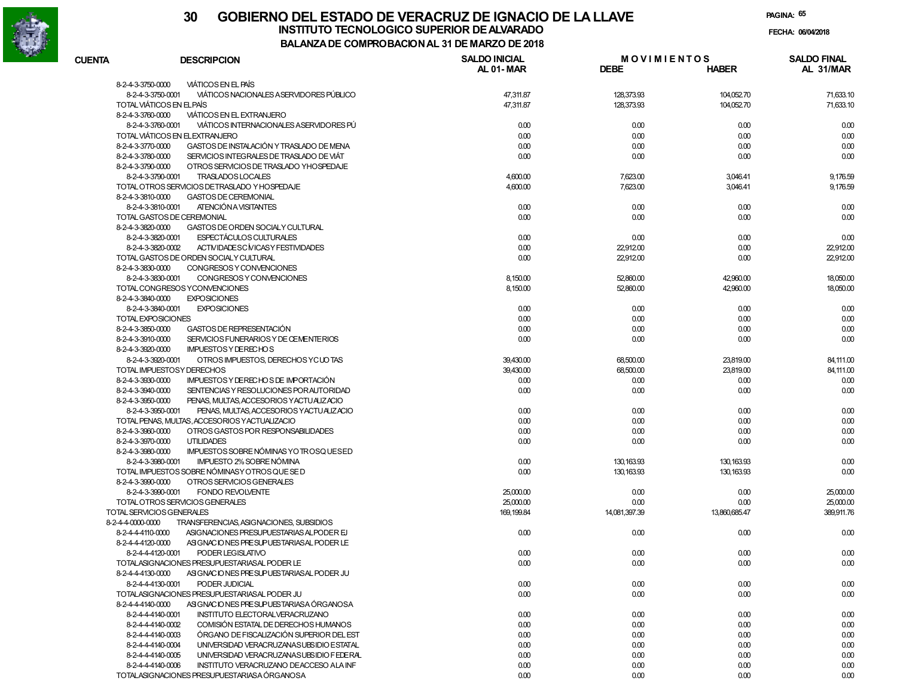# 30 GOBIERNO DEL ESTADO DE VERACRUZ DE IGNACIO DE LA LLAVE

## INSTITUTO TECNOLOGICO SUPERIOR DE ALVARADO

## BALANZA DE COMPROBACION AL 31 DE MARZO DE 2018

PAGINA: 65

FECHA: 06/04/2018

| CUENTA | DESCRIPCION | SALDO INICIAL AL 01-MAR | MOVIMIENTOS DEBE | MOVIMIENTOS HABER | SALDO FINAL AL 31/MAR |
|---|---|---|---|---|---|
| 8-2-4-3-3750-0000 | VIÁTICOS EN EL PAÍS | | | | |
| 8-2-4-3-3750-0001 | VIÁTICOS NACIONALES A SERVIDORES PÚBLICO | 47,311.87 | 128,373.93 | 104,052.70 | 71,633.10 |
| TOTAL VIÁTICOS EN EL PAÍS | | 47,311.87 | 128,373.93 | 104,052.70 | 71,633.10 |
| 8-2-4-3-3760-0000 | VIÁTICOS EN EL EXTRANJERO | | | | |
| 8-2-4-3-3760-0001 | VIÁTICOS INTERNACIONALES A SERVIDORES PÚ | 0.00 | 0.00 | 0.00 | 0.00 |
| TOTAL VIÁTICOS EN EL EXTRANJERO | | 0.00 | 0.00 | 0.00 | 0.00 |
| 8-2-4-3-3770-0000 | GASTOS DE INSTALACIÓN Y TRASLADO DE MENA | 0.00 | 0.00 | 0.00 | 0.00 |
| 8-2-4-3-3780-0000 | SERVICIOS INTEGRALES DE TRASLADO DE VIÁT | 0.00 | 0.00 | 0.00 | 0.00 |
| 8-2-4-3-3790-0000 | OTROS SERVICIOS DE TRASLADO Y HOSPEDAJE | | | | |
| 8-2-4-3-3790-0001 | TRASLADOS LOCALES | 4,600.00 | 7,623.00 | 3,046.41 | 9,176.59 |
| TOTAL OTROS SERVICIOS DE TRASLADO Y HOSPEDAJE | | 4,600.00 | 7,623.00 | 3,046.41 | 9,176.59 |
| 8-2-4-3-3810-0000 | GASTOS DE CEREMONIAL | | | | |
| 8-2-4-3-3810-0001 | ATENCIÓN A VISITANTES | 0.00 | 0.00 | 0.00 | 0.00 |
| TOTAL GASTOS DE CEREMONIAL | | 0.00 | 0.00 | 0.00 | 0.00 |
| 8-2-4-3-3820-0000 | GASTOS DE ORDEN SOCIAL Y CULTURAL | | | | |
| 8-2-4-3-3820-0001 | ESPECTÁCULOS CULTURALES | 0.00 | 0.00 | 0.00 | 0.00 |
| 8-2-4-3-3820-0002 | ACTIVIDADES CÍVICAS Y FESTIVIDADES | 0.00 | 22,912.00 | 0.00 | 22,912.00 |
| TOTAL GASTOS DE ORDEN SOCIAL Y CULTURAL | | 0.00 | 22,912.00 | 0.00 | 22,912.00 |
| 8-2-4-3-3830-0000 | CONGRESOS Y CONVENCIONES | | | | |
| 8-2-4-3-3830-0001 | CONGRESOS Y CONVENCIONES | 8,150.00 | 52,860.00 | 42,960.00 | 18,050.00 |
| TOTAL CONGRESOS Y CONVENCIONES | | 8,150.00 | 52,860.00 | 42,960.00 | 18,050.00 |
| 8-2-4-3-3840-0000 | EXPOSICIONES | | | | |
| 8-2-4-3-3840-0001 | EXPOSICIONES | 0.00 | 0.00 | 0.00 | 0.00 |
| TOTAL EXPOSICIONES | | 0.00 | 0.00 | 0.00 | 0.00 |
| 8-2-4-3-3850-0000 | GASTOS DE REPRESENTACIÓN | 0.00 | 0.00 | 0.00 | 0.00 |
| 8-2-4-3-3910-0000 | SERVICIOS FUNERARIOS Y DE CEMENTERIOS | 0.00 | 0.00 | 0.00 | 0.00 |
| 8-2-4-3-3920-0000 | IMPUESTOS Y DERECHOS | | | | |
| 8-2-4-3-3920-0001 | OTROS IMPUESTOS, DERECHOS Y CUOTAS | 39,430.00 | 68,500.00 | 23,819.00 | 84,111.00 |
| TOTAL IMPUESTOS Y DERECHOS | | 39,430.00 | 68,500.00 | 23,819.00 | 84,111.00 |
| 8-2-4-3-3930-0000 | IMPUESTOS Y DERECHOS DE IMPORTACIÓN | 0.00 | 0.00 | 0.00 | 0.00 |
| 8-2-4-3-3940-0000 | SENTENCIAS Y RESOLUCIONES POR AUTORIDAD | 0.00 | 0.00 | 0.00 | 0.00 |
| 8-2-4-3-3950-0000 | PENAS, MULTAS, ACCESORIOS Y ACTUALIZACIO | | | | |
| 8-2-4-3-3950-0001 | PENAS, MULTAS, ACCESORIOS Y ACTUALIZACIO | 0.00 | 0.00 | 0.00 | 0.00 |
| TOTAL PENAS, MULTAS, ACCESORIOS Y ACTUALIZACIO | | 0.00 | 0.00 | 0.00 | 0.00 |
| 8-2-4-3-3960-0000 | OTROS GASTOS POR RESPONSABILIDADES | 0.00 | 0.00 | 0.00 | 0.00 |
| 8-2-4-3-3970-0000 | UTILIDADES | 0.00 | 0.00 | 0.00 | 0.00 |
| 8-2-4-3-3980-0000 | IMPUESTOS SOBRE NÓMINAS Y OTROS QUE SE D | | | | |
| 8-2-4-3-3980-0001 | IMPUESTO 2% SOBRE NÓMINA | 0.00 | 130,163.93 | 130,163.93 | 0.00 |
| TOTAL IMPUESTOS SOBRE NÓMINAS Y OTROS QUE SE D | | 0.00 | 130,163.93 | 130,163.93 | 0.00 |
| 8-2-4-3-3990-0000 | OTROS SERVICIOS GENERALES | | | | |
| 8-2-4-3-3990-0001 | FONDO REVOLVENTE | 25,000.00 | 0.00 | 0.00 | 25,000.00 |
| TOTAL OTROS SERVICIOS GENERALES | | 25,000.00 | 0.00 | 0.00 | 25,000.00 |
| TOTAL SERVICIOS GENERALES | | 169,199.84 | 14,081,397.39 | 13,860,685.47 | 389,911.76 |
| 8-2-4-4-0000-0000 | TRANSFERENCIAS, ASIGNACIONES, SUBSIDIOS | | | | |
| 8-2-4-4-4110-0000 | ASIGNACIONES PRESUPUESTARIAS AL PODER EJ | 0.00 | 0.00 | 0.00 | 0.00 |
| 8-2-4-4-4120-0000 | ASIGNACIONES PRESUPUESTARIAS AL PODER LE | | | | |
| 8-2-4-4-4120-0001 | PODER LEGISLATIVO | 0.00 | 0.00 | 0.00 | 0.00 |
| TOTAL ASIGNACIONES PRESUPUESTARIAS AL PODER LE | | 0.00 | 0.00 | 0.00 | 0.00 |
| 8-2-4-4-4130-0000 | ASIGNACIONES PRESUPUESTARIAS AL PODER JU | | | | |
| 8-2-4-4-4130-0001 | PODER JUDICIAL | 0.00 | 0.00 | 0.00 | 0.00 |
| TOTAL ASIGNACIONES PRESUPUESTARIAS AL PODER JU | | 0.00 | 0.00 | 0.00 | 0.00 |
| 8-2-4-4-4140-0000 | ASIGNACIONES PRESUPUESTARIAS A ÓRGANOS A | | | | |
| 8-2-4-4-4140-0001 | INSTITUTO ELECTORAL VERACRUZANO | 0.00 | 0.00 | 0.00 | 0.00 |
| 8-2-4-4-4140-0002 | COMISIÓN ESTATAL DE DERECHOS HUMANOS | 0.00 | 0.00 | 0.00 | 0.00 |
| 8-2-4-4-4140-0003 | ÓRGANO DE FISCALIZACIÓN SUPERIOR DEL EST | 0.00 | 0.00 | 0.00 | 0.00 |
| 8-2-4-4-4140-0004 | UNIVERSIDAD VERACRUZANA SUBSIDIO ESTATAL | 0.00 | 0.00 | 0.00 | 0.00 |
| 8-2-4-4-4140-0005 | UNIVERSIDAD VERACRUZANA SUBSIDIO FEDERAL | 0.00 | 0.00 | 0.00 | 0.00 |
| 8-2-4-4-4140-0006 | INSTITUTO VERACRUZANO DE ACCESO A LA INF | 0.00 | 0.00 | 0.00 | 0.00 |
| TOTAL ASIGNACIONES PRESUPUESTARIAS A ÓRGANOS A | | 0.00 | 0.00 | 0.00 | 0.00 |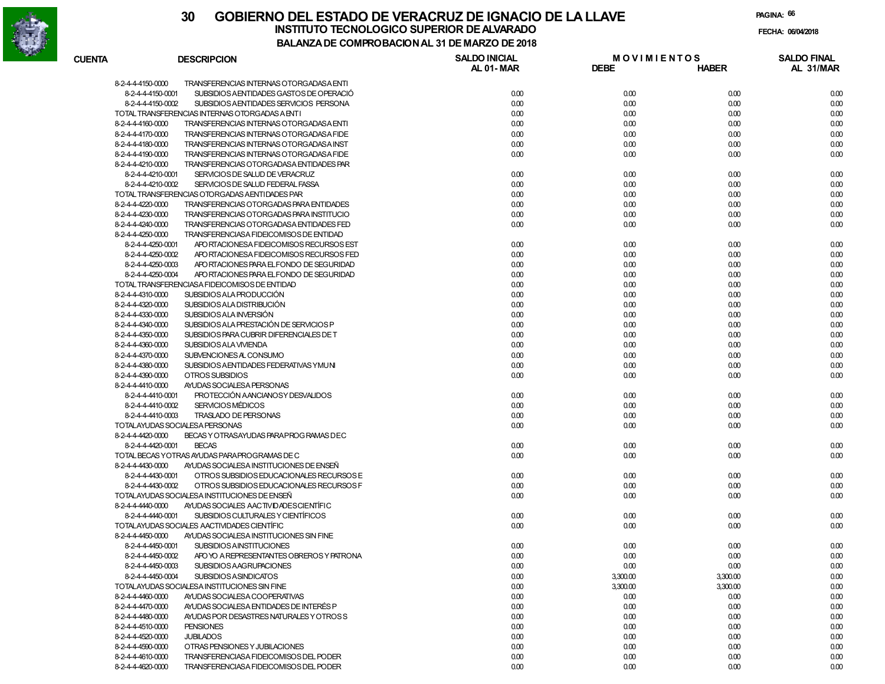# 30 GOBIERNO DEL ESTADO DE VERACRUZ DE IGNACIO DE LA LLAVE

## INSTITUTO TECNOLOGICO SUPERIOR DE ALVARADO

### BALANZA DE COMPROBACION AL 31 DE MARZO DE 2018

PAGINA: 66

FECHA: 06/04/2018

| CUENTA | DESCRIPCION | SALDO INICIAL AL 01- MAR | MOVIMIENTOS DEBE | HABER | SALDO FINAL AL 31/MAR |
|---|---|---|---|---|---|
| 8-2-4-4-4150-0000 | TRANSFERENCIAS INTERNAS OTORGADAS A ENTI | | | | |
| 8-2-4-4-4150-0001 | SUBSIDIOS A ENTIDADES GASTOS DE OPERACIÓ | 0.00 | 0.00 | 0.00 | 0.00 |
| 8-2-4-4-4150-0002 | SUBSIDIOS A ENTIDADES SERVICIOS PERSONA | 0.00 | 0.00 | 0.00 | 0.00 |
| TOTAL TRANSFERENCIAS INTERNAS OTORGADAS A ENTI | | 0.00 | 0.00 | 0.00 | 0.00 |
| 8-2-4-4-4160-0000 | TRANSFERENCIAS INTERNAS OTORGADAS A ENTI | 0.00 | 0.00 | 0.00 | 0.00 |
| 8-2-4-4-4170-0000 | TRANSFERENCIAS INTERNAS OTORGADAS A FIDE | 0.00 | 0.00 | 0.00 | 0.00 |
| 8-2-4-4-4180-0000 | TRANSFERENCIAS INTERNAS OTORGADAS A INST | 0.00 | 0.00 | 0.00 | 0.00 |
| 8-2-4-4-4190-0000 | TRANSFERENCIAS INTERNAS OTORGADAS A FIDE | 0.00 | 0.00 | 0.00 | 0.00 |
| 8-2-4-4-4210-0000 | TRANSFERENCIAS OTORGADAS A ENTIDADES PAR | | | | |
| 8-2-4-4-4210-0001 | SERVICIOS DE SALUD DE VERACRUZ | 0.00 | 0.00 | 0.00 | 0.00 |
| 8-2-4-4-4210-0002 | SERVICIOS DE SALUD FEDERAL FASSA | 0.00 | 0.00 | 0.00 | 0.00 |
| TOTAL TRANSFERENCIAS OTORGADAS A ENTIDADES PAR | | 0.00 | 0.00 | 0.00 | 0.00 |
| 8-2-4-4-4220-0000 | TRANSFERENCIAS OTORGADAS PARA ENTIDADES | 0.00 | 0.00 | 0.00 | 0.00 |
| 8-2-4-4-4230-0000 | TRANSFERENCIAS OTORGADAS PARA INSTITUCIO | 0.00 | 0.00 | 0.00 | 0.00 |
| 8-2-4-4-4240-0000 | TRANSFERENCIAS OTORGADAS A ENTIDADES FED | 0.00 | 0.00 | 0.00 | 0.00 |
| 8-2-4-4-4250-0000 | TRANSFERENCIAS A FIDEICOMISOS DE ENTIDAD | | | | |
| 8-2-4-4-4250-0001 | APORTACIONES A FIDEICOMISOS RECURSOS EST | 0.00 | 0.00 | 0.00 | 0.00 |
| 8-2-4-4-4250-0002 | APORTACIONES A FIDEICOMISOS RECURSOS FED | 0.00 | 0.00 | 0.00 | 0.00 |
| 8-2-4-4-4250-0003 | APORTACIONES PARA EL FONDO DE SEGURIDAD | 0.00 | 0.00 | 0.00 | 0.00 |
| 8-2-4-4-4250-0004 | APORTACIONES PARA EL FONDO DE SEGURIDAD | 0.00 | 0.00 | 0.00 | 0.00 |
| TOTAL TRANSFERENCIAS A FIDEICOMISOS DE ENTIDAD | | 0.00 | 0.00 | 0.00 | 0.00 |
| 8-2-4-4-4310-0000 | SUBSIDIOS A LA PRODUCCIÓN | 0.00 | 0.00 | 0.00 | 0.00 |
| 8-2-4-4-4320-0000 | SUBSIDIOS A LA DISTRIBUCIÓN | 0.00 | 0.00 | 0.00 | 0.00 |
| 8-2-4-4-4330-0000 | SUBSIDIOS A LA INVERSIÓN | 0.00 | 0.00 | 0.00 | 0.00 |
| 8-2-4-4-4340-0000 | SUBSIDIOS A LA PRESTACIÓN DE SERVICIOS P | 0.00 | 0.00 | 0.00 | 0.00 |
| 8-2-4-4-4350-0000 | SUBSIDIOS PARA CUBRIR DIFERENCIALES DE T | 0.00 | 0.00 | 0.00 | 0.00 |
| 8-2-4-4-4360-0000 | SUBSIDIOS A LA VIVIENDA | 0.00 | 0.00 | 0.00 | 0.00 |
| 8-2-4-4-4370-0000 | SUBVENCIONES AL CONSUMO | 0.00 | 0.00 | 0.00 | 0.00 |
| 8-2-4-4-4380-0000 | SUBSIDIOS A ENTIDADES FEDERATIVAS Y MUNI | 0.00 | 0.00 | 0.00 | 0.00 |
| 8-2-4-4-4390-0000 | OTROS SUBSIDIOS | 0.00 | 0.00 | 0.00 | 0.00 |
| 8-2-4-4-4410-0000 | AYUDAS SOCIALES A PERSONAS | | | | |
| 8-2-4-4-4410-0001 | PROTECCIÓN A ANCIANOS Y DESVALIDOS | 0.00 | 0.00 | 0.00 | 0.00 |
| 8-2-4-4-4410-0002 | SERVICIOS MÉDICOS | 0.00 | 0.00 | 0.00 | 0.00 |
| 8-2-4-4-4410-0003 | TRASLADO DE PERSONAS | 0.00 | 0.00 | 0.00 | 0.00 |
| TOTAL AYUDAS SOCIALES A PERSONAS | | 0.00 | 0.00 | 0.00 | 0.00 |
| 8-2-4-4-4420-0000 | BECAS Y OTRAS AYUDAS PARA PROGRAMAS DE C | | | | |
| 8-2-4-4-4420-0001 | BECAS | 0.00 | 0.00 | 0.00 | 0.00 |
| TOTAL BECAS Y OTRAS AYUDAS PARA PROGRAMAS DE C | | 0.00 | 0.00 | 0.00 | 0.00 |
| 8-2-4-4-4430-0000 | AYUDAS SOCIALES A INSTITUCIONES DE ENSEÑ | | | | |
| 8-2-4-4-4430-0001 | OTROS SUBSIDIOS EDUCACIONALES RECURSOS E | 0.00 | 0.00 | 0.00 | 0.00 |
| 8-2-4-4-4430-0002 | OTROS SUBSIDIOS EDUCACIONALES RECURSOS F | 0.00 | 0.00 | 0.00 | 0.00 |
| TOTAL AYUDAS SOCIALES A INSTITUCIONES DE ENSEÑ | | 0.00 | 0.00 | 0.00 | 0.00 |
| 8-2-4-4-4440-0000 | AYUDAS SOCIALES A ACTIVIDADES CIENTÍFIC | | | | |
| 8-2-4-4-4440-0001 | SUBSIDIOS CULTURALES Y CIENTÍFICOS | 0.00 | 0.00 | 0.00 | 0.00 |
| TOTAL AYUDAS SOCIALES A ACTIVIDADES CIENTÍFIC | | 0.00 | 0.00 | 0.00 | 0.00 |
| 8-2-4-4-4450-0000 | AYUDAS SOCIALES A INSTITUCIONES SIN FINE | | | | |
| 8-2-4-4-4450-0001 | SUBSIDIOS A INSTITUCIONES | 0.00 | 0.00 | 0.00 | 0.00 |
| 8-2-4-4-4450-0002 | APOYO A REPRESENTANTES OBREROS Y PATRONA | 0.00 | 0.00 | 0.00 | 0.00 |
| 8-2-4-4-4450-0003 | SUBSIDIOS A AGRUPACIONES | 0.00 | 0.00 | 0.00 | 0.00 |
| 8-2-4-4-4450-0004 | SUBSIDIOS A SINDICATOS | 0.00 | 3,300.00 | 3,300.00 | 0.00 |
| TOTAL AYUDAS SOCIALES A INSTITUCIONES SIN FINE | | 0.00 | 3,300.00 | 3,300.00 | 0.00 |
| 8-2-4-4-4460-0000 | AYUDAS SOCIALES A COOPERATIVAS | 0.00 | 0.00 | 0.00 | 0.00 |
| 8-2-4-4-4470-0000 | AYUDAS SOCIALES A ENTIDADES DE INTERÉS P | 0.00 | 0.00 | 0.00 | 0.00 |
| 8-2-4-4-4480-0000 | AYUDAS POR DESASTRES NATURALES Y OTROS S | 0.00 | 0.00 | 0.00 | 0.00 |
| 8-2-4-4-4510-0000 | PENSIONES | 0.00 | 0.00 | 0.00 | 0.00 |
| 8-2-4-4-4520-0000 | JUBILADOS | 0.00 | 0.00 | 0.00 | 0.00 |
| 8-2-4-4-4590-0000 | OTRAS PENSIONES Y JUBILACIONES | 0.00 | 0.00 | 0.00 | 0.00 |
| 8-2-4-4-4610-0000 | TRANSFERENCIAS A FIDEICOMISOS DEL PODER | 0.00 | 0.00 | 0.00 | 0.00 |
| 8-2-4-4-4620-0000 | TRANSFERENCIAS A FIDEICOMISOS DEL PODER | 0.00 | 0.00 | 0.00 | 0.00 |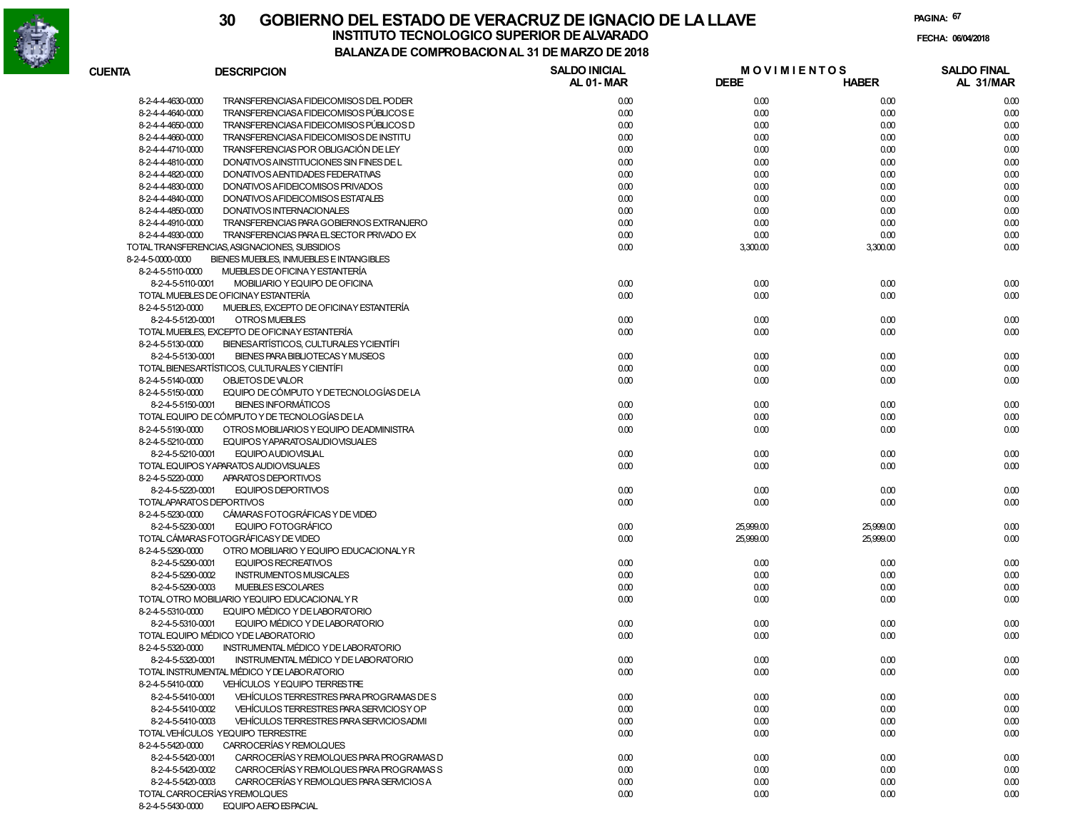# GOBIERNO DEL ESTADO DE VERACRUZ DE IGNACIO DE LA LLAVE

## INSTITUTO TECNOLOGICO SUPERIOR DE ALVARADO

### BALANZA DE COMPROBACION AL 31 DE MARZO DE 2018

FECHA: 06/04/2018

| CUENTA | DESCRIPCION | SALDO INICIAL AL 01-MAR | MOVIMIENTOS DEBE | MOVIMIENTOS HABER | SALDO FINAL AL 31/MAR |
|---|---|---|---|---|---|
| 8-2-4-4-4630-0000 | TRANSFERENCIAS A FIDEICOMISOS DEL PODER | 0.00 | 0.00 | 0.00 | 0.00 |
| 8-2-4-4-4640-0000 | TRANSFERENCIAS A FIDEICOMISOS PÚBLICOS E | 0.00 | 0.00 | 0.00 | 0.00 |
| 8-2-4-4-4650-0000 | TRANSFERENCIAS A FIDEICOMISOS PÚBLICOS D | 0.00 | 0.00 | 0.00 | 0.00 |
| 8-2-4-4-4660-0000 | TRANSFERENCIAS A FIDEICOMISOS DE INSTITU | 0.00 | 0.00 | 0.00 | 0.00 |
| 8-2-4-4-4710-0000 | TRANSFERENCIAS POR OBLIGACIÓN DE LEY | 0.00 | 0.00 | 0.00 | 0.00 |
| 8-2-4-4-4810-0000 | DONATIVOS A INSTITUCIONES SIN FINES DE L | 0.00 | 0.00 | 0.00 | 0.00 |
| 8-2-4-4-4820-0000 | DONATIVOS A ENTIDADES FEDERATIVAS | 0.00 | 0.00 | 0.00 | 0.00 |
| 8-2-4-4-4830-0000 | DONATIVOS A FIDEICOMISOS PRIVADOS | 0.00 | 0.00 | 0.00 | 0.00 |
| 8-2-4-4-4840-0000 | DONATIVOS A FIDEICOMISOS ESTATALES | 0.00 | 0.00 | 0.00 | 0.00 |
| 8-2-4-4-4850-0000 | DONATIVOS INTERNACIONALES | 0.00 | 0.00 | 0.00 | 0.00 |
| 8-2-4-4-4910-0000 | TRANSFERENCIAS PARA GOBIERNOS EXTRANJERO | 0.00 | 0.00 | 0.00 | 0.00 |
| 8-2-4-4-4930-0000 | TRANSFERENCIAS PARA EL SECTOR PRIVADO EX | 0.00 | 0.00 | 0.00 | 0.00 |
| TOTAL TRANSFERENCIAS, ASIGNACIONES, SUBSIDIOS | | 0.00 | 3,300.00 | 3,300.00 | 0.00 |
| 8-2-4-5-0000-0000 | BIENES MUEBLES, INMUEBLES E INTANGIBLES | | | | |
| 8-2-4-5-5110-0000 | MUEBLES DE OFICINA Y ESTANTERÍA | | | | |
| 8-2-4-5-5110-0001 | MOBILIARIO Y EQUIPO DE OFICINA | 0.00 | 0.00 | 0.00 | 0.00 |
| TOTAL MUEBLES DE OFICINA Y ESTANTERÍA | | 0.00 | 0.00 | 0.00 | 0.00 |
| 8-2-4-5-5120-0000 | MUEBLES, EXCEPTO DE OFICINA Y ESTANTERÍA | | | | |
| 8-2-4-5-5120-0001 | OTROS MUEBLES | 0.00 | 0.00 | 0.00 | 0.00 |
| TOTAL MUEBLES, EXCEPTO DE OFICINA Y ESTANTERÍA | | 0.00 | 0.00 | 0.00 | 0.00 |
| 8-2-4-5-5130-0000 | BIENES ARTÍSTICOS, CULTURALES Y CIENTÍFI | | | | |
| 8-2-4-5-5130-0001 | BIENES PARA BIBLIOTECAS Y MUSEOS | 0.00 | 0.00 | 0.00 | 0.00 |
| TOTAL BIENES ARTÍSTICOS, CULTURALES Y CIENTÍFI | | 0.00 | 0.00 | 0.00 | 0.00 |
| 8-2-4-5-5140-0000 | OBJETOS DE VALOR | 0.00 | 0.00 | 0.00 | 0.00 |
| 8-2-4-5-5150-0000 | EQUIPO DE CÓMPUTO Y DE TECNOLOGÍAS DE LA | | | | |
| 8-2-4-5-5150-0001 | BIENES INFORMÁTICOS | 0.00 | 0.00 | 0.00 | 0.00 |
| TOTAL EQUIPO DE CÓMPUTO Y DE TECNOLOGÍAS DE LA | | 0.00 | 0.00 | 0.00 | 0.00 |
| 8-2-4-5-5190-0000 | OTROS MOBILIARIOS Y EQUIPO DE ADMINISTRA | 0.00 | 0.00 | 0.00 | 0.00 |
| 8-2-4-5-5210-0000 | EQUIPOS Y APARATOS AUDIOVISUALES | | | | |
| 8-2-4-5-5210-0001 | EQUIPO AUDIOVISUAL | 0.00 | 0.00 | 0.00 | 0.00 |
| TOTAL EQUIPOS Y APARATOS AUDIOVISUALES | | 0.00 | 0.00 | 0.00 | 0.00 |
| 8-2-4-5-5220-0000 | APARATOS DEPORTIVOS | | | | |
| 8-2-4-5-5220-0001 | EQUIPOS DEPORTIVOS | 0.00 | 0.00 | 0.00 | 0.00 |
| TOTAL APARATOS DEPORTIVOS | | 0.00 | 0.00 | 0.00 | 0.00 |
| 8-2-4-5-5230-0000 | CÁMARAS FOTOGRÁFICAS Y DE VIDEO | | | | |
| 8-2-4-5-5230-0001 | EQUIPO FOTOGRÁFICO | 0.00 | 25,999.00 | 25,999.00 | 0.00 |
| TOTAL CÁMARAS FOTOGRÁFICAS Y DE VIDEO | | 0.00 | 25,999.00 | 25,999.00 | 0.00 |
| 8-2-4-5-5290-0000 | OTRO MOBILIARIO Y EQUIPO EDUCACIONAL Y R | | | | |
| 8-2-4-5-5290-0001 | EQUIPOS RECREATIVOS | 0.00 | 0.00 | 0.00 | 0.00 |
| 8-2-4-5-5290-0002 | INSTRUMENTOS MUSICALES | 0.00 | 0.00 | 0.00 | 0.00 |
| 8-2-4-5-5290-0003 | MUEBLES ESCOLARES | 0.00 | 0.00 | 0.00 | 0.00 |
| TOTAL OTRO MOBILIARIO Y EQUIPO EDUCACIONAL Y R | | 0.00 | 0.00 | 0.00 | 0.00 |
| 8-2-4-5-5310-0000 | EQUIPO MÉDICO Y DE LABORATORIO | | | | |
| 8-2-4-5-5310-0001 | EQUIPO MÉDICO Y DE LABORATORIO | 0.00 | 0.00 | 0.00 | 0.00 |
| TOTAL EQUIPO MÉDICO Y DE LABORATORIO | | 0.00 | 0.00 | 0.00 | 0.00 |
| 8-2-4-5-5320-0000 | INSTRUMENTAL MÉDICO Y DE LABORATORIO | | | | |
| 8-2-4-5-5320-0001 | INSTRUMENTAL MÉDICO Y DE LABORATORIO | 0.00 | 0.00 | 0.00 | 0.00 |
| TOTAL INSTRUMENTAL MÉDICO Y DE LABORATORIO | | 0.00 | 0.00 | 0.00 | 0.00 |
| 8-2-4-5-5410-0000 | VEHÍCULOS Y EQUIPO TERRESTRE | | | | |
| 8-2-4-5-5410-0001 | VEHÍCULOS TERRESTRES PARA PROGRAMAS DE S | 0.00 | 0.00 | 0.00 | 0.00 |
| 8-2-4-5-5410-0002 | VEHÍCULOS TERRESTRES PARA SERVICIOS Y OP | 0.00 | 0.00 | 0.00 | 0.00 |
| 8-2-4-5-5410-0003 | VEHÍCULOS TERRESTRES PARA SERVICIOS ADMI | 0.00 | 0.00 | 0.00 | 0.00 |
| TOTAL VEHÍCULOS Y EQUIPO TERRESTRE | | 0.00 | 0.00 | 0.00 | 0.00 |
| 8-2-4-5-5420-0000 | CARROCERÍAS Y REMOLQUES | | | | |
| 8-2-4-5-5420-0001 | CARROCERÍAS Y REMOLQUES PARA PROGRAMAS D | 0.00 | 0.00 | 0.00 | 0.00 |
| 8-2-4-5-5420-0002 | CARROCERÍAS Y REMOLQUES PARA PROGRAMAS S | 0.00 | 0.00 | 0.00 | 0.00 |
| 8-2-4-5-5420-0003 | CARROCERÍAS Y REMOLQUES PARA SERVICIOS A | 0.00 | 0.00 | 0.00 | 0.00 |
| TOTAL CARROCERÍAS Y REMOLQUES | | 0.00 | 0.00 | 0.00 | 0.00 |
| 8-2-4-5-5430-0000 | EQUIPO AEROESPACIAL | | | | |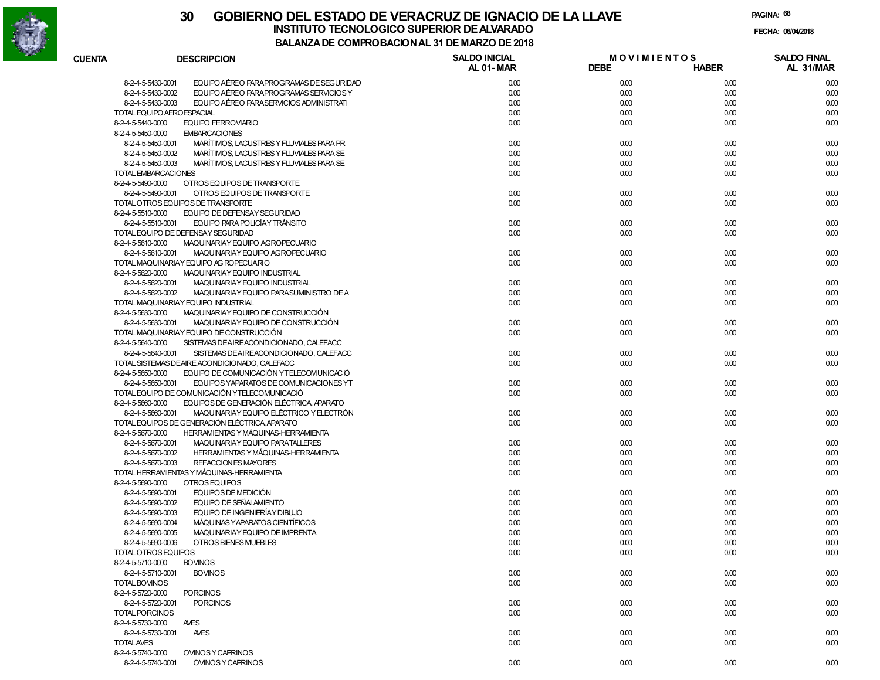# 30 GOBIERNO DEL ESTADO DE VERACRUZ DE IGNACIO DE LA LLAVE

## INSTITUTO TECNOLOGICO SUPERIOR DE ALVARADO

### BALANZA DE COMPROBACION AL 31 DE MARZO DE 2018

FECHA: 06/04/2018

| CUENTA | DESCRIPCION | SALDO INICIAL AL 01-MAR | MOVIMIENTOS DEBE | MOVIMIENTOS HABER | SALDO FINAL AL 31/MAR |
|---|---|---|---|---|---|
| 8-2-4-5-5430-0001 | EQUIPO AÉREO PARA PROGRAMAS DE SEGURIDAD | 0.00 | 0.00 | 0.00 | 0.00 |
| 8-2-4-5-5430-0002 | EQUIPO AÉREO PARA PROGRAMAS SERVICIOS Y | 0.00 | 0.00 | 0.00 | 0.00 |
| 8-2-4-5-5430-0003 | EQUIPO AÉREO PARA SERVICIOS ADMINISTRATI | 0.00 | 0.00 | 0.00 | 0.00 |
| TOTAL EQUIPO AEROESPACIAL | | 0.00 | 0.00 | 0.00 | 0.00 |
| 8-2-4-5-5440-0000 | EQUIPO FERROVIARIO | 0.00 | 0.00 | 0.00 | 0.00 |
| 8-2-4-5-5450-0000 | EMBARCACIONES | | | | |
| 8-2-4-5-5450-0001 | MARÍTIMOS, LACUSTRES Y FLUVIALES PARA PR | 0.00 | 0.00 | 0.00 | 0.00 |
| 8-2-4-5-5450-0002 | MARÍTIMOS, LACUSTRES Y FLUVIALES PARA SE | 0.00 | 0.00 | 0.00 | 0.00 |
| 8-2-4-5-5450-0003 | MARÍTIMOS, LACUSTRES Y FLUVIALES PARA SE | 0.00 | 0.00 | 0.00 | 0.00 |
| TOTAL EMBARCACIONES | | 0.00 | 0.00 | 0.00 | 0.00 |
| 8-2-4-5-5490-0000 | OTROS EQUIPOS DE TRANSPORTE | | | | |
| 8-2-4-5-5490-0001 | OTROS EQUIPOS DE TRANSPORTE | 0.00 | 0.00 | 0.00 | 0.00 |
| TOTAL OTROS EQUIPOS DE TRANSPORTE | | 0.00 | 0.00 | 0.00 | 0.00 |
| 8-2-4-5-5510-0000 | EQUIPO DE DEFENSA Y SEGURIDAD | | | | |
| 8-2-4-5-5510-0001 | EQUIPO PARA POLICÍA Y TRÁNSITO | 0.00 | 0.00 | 0.00 | 0.00 |
| TOTAL EQUIPO DE DEFENSA Y SEGURIDAD | | 0.00 | 0.00 | 0.00 | 0.00 |
| 8-2-4-5-5610-0000 | MAQUINARIA Y EQUIPO AGROPECUARIO | | | | |
| 8-2-4-5-5610-0001 | MAQUINARIA Y EQUIPO AGROPECUARIO | 0.00 | 0.00 | 0.00 | 0.00 |
| TOTAL MAQUINARIA Y EQUIPO AGROPECUARIO | | 0.00 | 0.00 | 0.00 | 0.00 |
| 8-2-4-5-5620-0000 | MAQUINARIA Y EQUIPO INDUSTRIAL | | | | |
| 8-2-4-5-5620-0001 | MAQUINARIA Y EQUIPO INDUSTRIAL | 0.00 | 0.00 | 0.00 | 0.00 |
| 8-2-4-5-5620-0002 | MAQUINARIA Y EQUIPO PARA SUMINISTRO DE A | 0.00 | 0.00 | 0.00 | 0.00 |
| TOTAL MAQUINARIA Y EQUIPO INDUSTRIAL | | 0.00 | 0.00 | 0.00 | 0.00 |
| 8-2-4-5-5630-0000 | MAQUINARIA Y EQUIPO DE CONSTRUCCIÓN | | | | |
| 8-2-4-5-5630-0001 | MAQUINARIA Y EQUIPO DE CONSTRUCCIÓN | 0.00 | 0.00 | 0.00 | 0.00 |
| TOTAL MAQUINARIA Y EQUIPO DE CONSTRUCCIÓN | | 0.00 | 0.00 | 0.00 | 0.00 |
| 8-2-4-5-5640-0000 | SISTEMAS DE AIRE ACONDICIONADO, CALEFACC | | | | |
| 8-2-4-5-5640-0001 | SISTEMAS DE AIRE ACONDICIONADO, CALEFACC | 0.00 | 0.00 | 0.00 | 0.00 |
| TOTAL SISTEMAS DE AIRE ACONDICIONADO, CALEFACC | | 0.00 | 0.00 | 0.00 | 0.00 |
| 8-2-4-5-5650-0000 | EQUIPO DE COMUNICACIÓN Y TELECOMUNICACIÓ | | | | |
| 8-2-4-5-5650-0001 | EQUIPOS Y APARATOS DE COMUNICACIONES Y T | 0.00 | 0.00 | 0.00 | 0.00 |
| TOTAL EQUIPO DE COMUNICACIÓN Y TELECOMUNICACIÓ | | 0.00 | 0.00 | 0.00 | 0.00 |
| 8-2-4-5-5660-0000 | EQUIPOS DE GENERACIÓN ELÉCTRICA, APARATO | | | | |
| 8-2-4-5-5660-0001 | MAQUINARIA Y EQUIPO ELÉCTRICO Y ELECTRÓN | 0.00 | 0.00 | 0.00 | 0.00 |
| TOTAL EQUIPOS DE GENERACIÓN ELÉCTRICA, APARATO | | 0.00 | 0.00 | 0.00 | 0.00 |
| 8-2-4-5-5670-0000 | HERRAMIENTAS Y MÁQUINAS-HERRAMIENTA | | | | |
| 8-2-4-5-5670-0001 | MAQUINARIA Y EQUIPO PARA TALLERES | 0.00 | 0.00 | 0.00 | 0.00 |
| 8-2-4-5-5670-0002 | HERRAMIENTAS Y MÁQUINAS-HERRAMIENTA | 0.00 | 0.00 | 0.00 | 0.00 |
| 8-2-4-5-5670-0003 | REFACCIONES MAYORES | 0.00 | 0.00 | 0.00 | 0.00 |
| TOTAL HERRAMIENTAS Y MÁQUINAS-HERRAMIENTA | | 0.00 | 0.00 | 0.00 | 0.00 |
| 8-2-4-5-5690-0000 | OTROS EQUIPOS | | | | |
| 8-2-4-5-5690-0001 | EQUIPOS DE MEDICIÓN | 0.00 | 0.00 | 0.00 | 0.00 |
| 8-2-4-5-5690-0002 | EQUIPO DE SEÑALAMIENTO | 0.00 | 0.00 | 0.00 | 0.00 |
| 8-2-4-5-5690-0003 | EQUIPO DE INGENIERÍA Y DIBUJO | 0.00 | 0.00 | 0.00 | 0.00 |
| 8-2-4-5-5690-0004 | MÁQUINAS Y APARATOS CIENTÍFICOS | 0.00 | 0.00 | 0.00 | 0.00 |
| 8-2-4-5-5690-0005 | MAQUINARIA Y EQUIPO DE IMPRENTA | 0.00 | 0.00 | 0.00 | 0.00 |
| 8-2-4-5-5690-0006 | OTROS BIENES MUEBLES | 0.00 | 0.00 | 0.00 | 0.00 |
| TOTAL OTROS EQUIPOS | | 0.00 | 0.00 | 0.00 | 0.00 |
| 8-2-4-5-5710-0000 | BOVINOS | | | | |
| 8-2-4-5-5710-0001 | BOVINOS | 0.00 | 0.00 | 0.00 | 0.00 |
| TOTAL BOVINOS | | 0.00 | 0.00 | 0.00 | 0.00 |
| 8-2-4-5-5720-0000 | PORCINOS | | | | |
| 8-2-4-5-5720-0001 | PORCINOS | 0.00 | 0.00 | 0.00 | 0.00 |
| TOTAL PORCINOS | | 0.00 | 0.00 | 0.00 | 0.00 |
| 8-2-4-5-5730-0000 | AVES | | | | |
| 8-2-4-5-5730-0001 | AVES | 0.00 | 0.00 | 0.00 | 0.00 |
| TOTAL AVES | | 0.00 | 0.00 | 0.00 | 0.00 |
| 8-2-4-5-5740-0000 | OVINOS Y CAPRINOS | | | | |
| 8-2-4-5-5740-0001 | OVINOS Y CAPRINOS | 0.00 | 0.00 | 0.00 | 0.00 |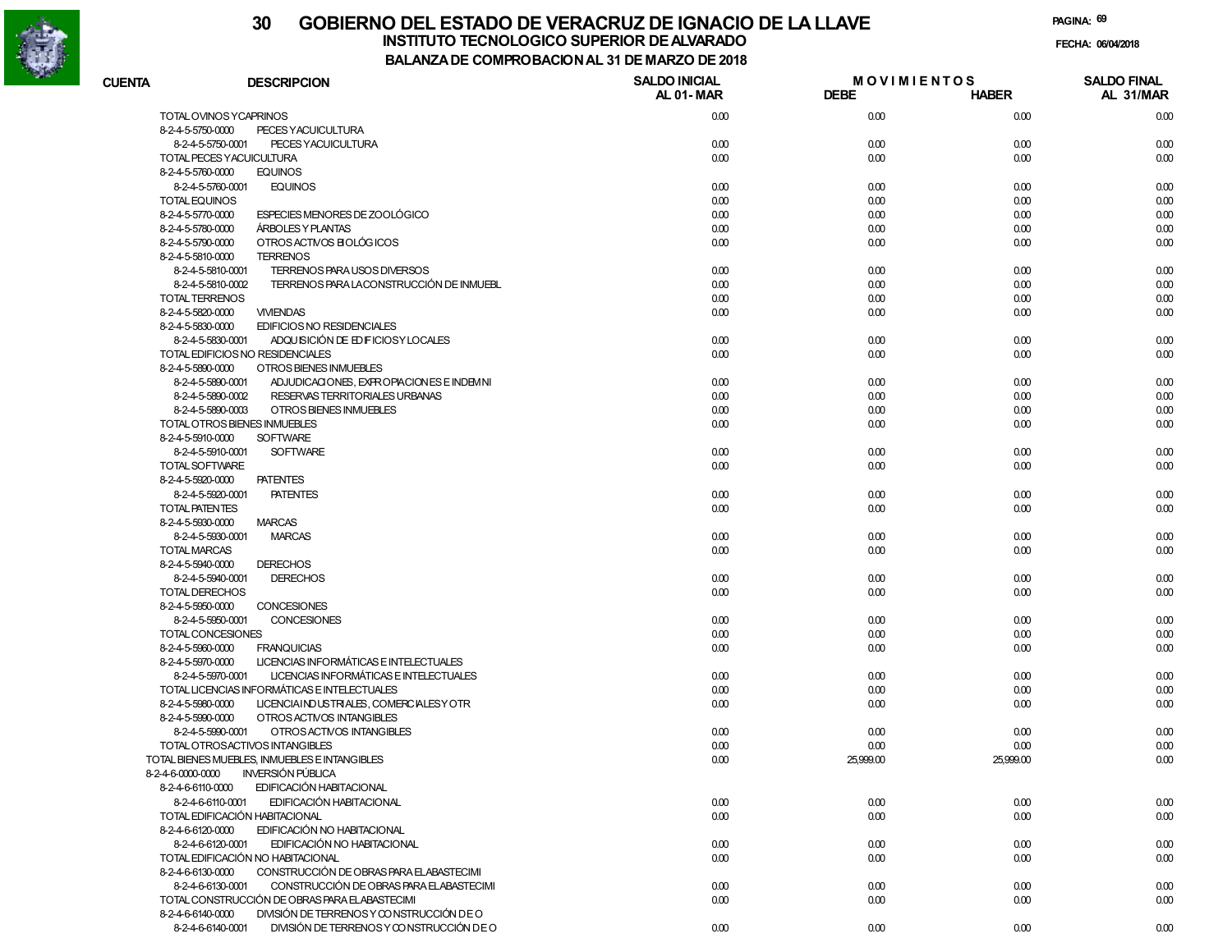# 30 GOBIERNO DEL ESTADO DE VERACRUZ DE IGNACIO DE LA LLAVE

## INSTITUTO TECNOLOGICO SUPERIOR DE ALVARADO

### BALANZA DE COMPROBACION AL 31 DE MARZO DE 2018

FECHA: 06/04/2018

| CUENTA | DESCRIPCION | SALDO INICIAL AL 01-MAR | MOVIMIENTOS DEBE | MOVIMIENTOS HABER | SALDO FINAL AL 31/MAR |
|---|---|---|---|---|---|
| TOTAL OVINOS Y CAPRINOS | | 0.00 | 0.00 | 0.00 | 0.00 |
| 8-2-4-5-5750-0000 | PECES Y ACUICULTURA | | | | |
| 8-2-4-5-5750-0001 | PECES Y ACUICULTURA | 0.00 | 0.00 | 0.00 | 0.00 |
| TOTAL PECES Y ACUICULTURA | | 0.00 | 0.00 | 0.00 | 0.00 |
| 8-2-4-5-5760-0000 | EQUINOS | | | | |
| 8-2-4-5-5760-0001 | EQUINOS | 0.00 | 0.00 | 0.00 | 0.00 |
| TOTAL EQUINOS | | 0.00 | 0.00 | 0.00 | 0.00 |
| 8-2-4-5-5770-0000 | ESPECIES MENORES DE ZOOLÓGICO | 0.00 | 0.00 | 0.00 | 0.00 |
| 8-2-4-5-5780-0000 | ÁRBOLES Y PLANTAS | 0.00 | 0.00 | 0.00 | 0.00 |
| 8-2-4-5-5790-0000 | OTROS ACTIVOS BIOLÓGICOS | 0.00 | 0.00 | 0.00 | 0.00 |
| 8-2-4-5-5810-0000 | TERRENOS | | | | |
| 8-2-4-5-5810-0001 | TERRENOS PARA USOS DIVERSOS | 0.00 | 0.00 | 0.00 | 0.00 |
| 8-2-4-5-5810-0002 | TERRENOS PARA LA CONSTRUCCIÓN DE INMUEBL | 0.00 | 0.00 | 0.00 | 0.00 |
| TOTAL TERRENOS | | 0.00 | 0.00 | 0.00 | 0.00 |
| 8-2-4-5-5820-0000 | VIVIENDAS | 0.00 | 0.00 | 0.00 | 0.00 |
| 8-2-4-5-5830-0000 | EDIFICIOS NO RESIDENCIALES | | | | |
| 8-2-4-5-5830-0001 | ADQUISICIÓN DE EDIFICIOS Y LOCALES | 0.00 | 0.00 | 0.00 | 0.00 |
| TOTAL EDIFICIOS NO RESIDENCIALES | | 0.00 | 0.00 | 0.00 | 0.00 |
| 8-2-4-5-5890-0000 | OTROS BIENES INMUEBLES | | | | |
| 8-2-4-5-5890-0001 | ADJUDICACIONES, EXPROPIACIONES E INDEMNI | 0.00 | 0.00 | 0.00 | 0.00 |
| 8-2-4-5-5890-0002 | RESERVAS TERRITORIALES URBANAS | 0.00 | 0.00 | 0.00 | 0.00 |
| 8-2-4-5-5890-0003 | OTROS BIENES INMUEBLES | 0.00 | 0.00 | 0.00 | 0.00 |
| TOTAL OTROS BIENES INMUEBLES | | 0.00 | 0.00 | 0.00 | 0.00 |
| 8-2-4-5-5910-0000 | SOFTWARE | | | | |
| 8-2-4-5-5910-0001 | SOFTWARE | 0.00 | 0.00 | 0.00 | 0.00 |
| TOTAL SOFTWARE | | 0.00 | 0.00 | 0.00 | 0.00 |
| 8-2-4-5-5920-0000 | PATENTES | | | | |
| 8-2-4-5-5920-0001 | PATENTES | 0.00 | 0.00 | 0.00 | 0.00 |
| TOTAL PATENTES | | 0.00 | 0.00 | 0.00 | 0.00 |
| 8-2-4-5-5930-0000 | MARCAS | | | | |
| 8-2-4-5-5930-0001 | MARCAS | 0.00 | 0.00 | 0.00 | 0.00 |
| TOTAL MARCAS | | 0.00 | 0.00 | 0.00 | 0.00 |
| 8-2-4-5-5940-0000 | DERECHOS | | | | |
| 8-2-4-5-5940-0001 | DERECHOS | 0.00 | 0.00 | 0.00 | 0.00 |
| TOTAL DERECHOS | | 0.00 | 0.00 | 0.00 | 0.00 |
| 8-2-4-5-5950-0000 | CONCESIONES | | | | |
| 8-2-4-5-5950-0001 | CONCESIONES | 0.00 | 0.00 | 0.00 | 0.00 |
| TOTAL CONCESIONES | | 0.00 | 0.00 | 0.00 | 0.00 |
| 8-2-4-5-5960-0000 | FRANQUICIAS | 0.00 | 0.00 | 0.00 | 0.00 |
| 8-2-4-5-5970-0000 | LICENCIAS INFORMÁTICAS E INTELECTUALES | | | | |
| 8-2-4-5-5970-0001 | LICENCIAS INFORMÁTICAS E INTELECTUALES | 0.00 | 0.00 | 0.00 | 0.00 |
| TOTAL LICENCIAS INFORMÁTICAS E INTELECTUALES | | 0.00 | 0.00 | 0.00 | 0.00 |
| 8-2-4-5-5980-0000 | LICENCIA INDUSTRIALES, COMERCIALES Y OTR | 0.00 | 0.00 | 0.00 | 0.00 |
| 8-2-4-5-5990-0000 | OTROS ACTIVOS INTANGIBLES | | | | |
| 8-2-4-5-5990-0001 | OTROS ACTIVOS INTANGIBLES | 0.00 | 0.00 | 0.00 | 0.00 |
| TOTAL OTROS ACTIVOS INTANGIBLES | | 0.00 | 0.00 | 0.00 | 0.00 |
| TOTAL BIENES MUEBLES, INMUEBLES E INTANGIBLES | | 0.00 | 25,999.00 | 25,999.00 | 0.00 |
| 8-2-4-6-0000-0000 | INVERSIÓN PÚBLICA | | | | |
| 8-2-4-6-6110-0000 | EDIFICACIÓN HABITACIONAL | | | | |
| 8-2-4-6-6110-0001 | EDIFICACIÓN HABITACIONAL | 0.00 | 0.00 | 0.00 | 0.00 |
| TOTAL EDIFICACIÓN HABITACIONAL | | 0.00 | 0.00 | 0.00 | 0.00 |
| 8-2-4-6-6120-0000 | EDIFICACIÓN NO HABITACIONAL | | | | |
| 8-2-4-6-6120-0001 | EDIFICACIÓN NO HABITACIONAL | 0.00 | 0.00 | 0.00 | 0.00 |
| TOTAL EDIFICACIÓN NO HABITACIONAL | | 0.00 | 0.00 | 0.00 | 0.00 |
| 8-2-4-6-6130-0000 | CONSTRUCCIÓN DE OBRAS PARA EL ABASTECIMI | | | | |
| 8-2-4-6-6130-0001 | CONSTRUCCIÓN DE OBRAS PARA EL ABASTECIMI | 0.00 | 0.00 | 0.00 | 0.00 |
| TOTAL CONSTRUCCIÓN DE OBRAS PARA EL ABASTECIMI | | 0.00 | 0.00 | 0.00 | 0.00 |
| 8-2-4-6-6140-0000 | DIVISIÓN DE TERRENOS Y CONSTRUCCIÓN DE O | | | | |
| 8-2-4-6-6140-0001 | DIVISIÓN DE TERRENOS Y CONSTRUCCIÓN DE O | 0.00 | 0.00 | 0.00 | 0.00 |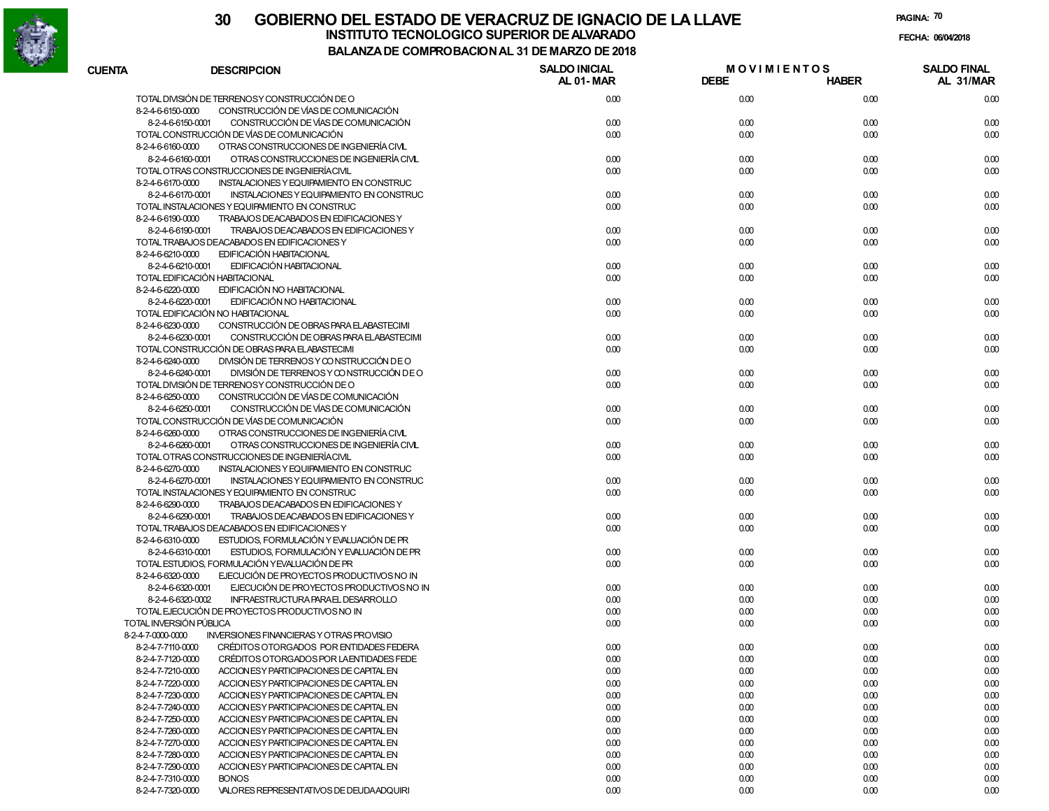# GOBIERNO DEL ESTADO DE VERACRUZ DE IGNACIO DE LA LLAVE

## INSTITUTO TECNOLOGICO SUPERIOR DE ALVARADO

### BALANZA DE COMPROBACION AL 31 DE MARZO DE 2018

FECHA: 06/04/2018

| CUENTA | DESCRIPCION | SALDO INICIAL AL 01- MAR | MOVIMIENTOS DEBE | MOVIMIENTOS HABER | SALDO FINAL AL 31/MAR |
|---|---|---|---|---|---|
| | TOTAL DIVISIÓN DE TERRENOS Y CONSTRUCCIÓN DE O | 0.00 | 0.00 | 0.00 | 0.00 |
| 8-2-4-6-6150-0000 | CONSTRUCCIÓN DE VÍAS DE COMUNICACIÓN | | | | |
| 8-2-4-6-6150-0001 | CONSTRUCCIÓN DE VÍAS DE COMUNICACIÓN | 0.00 | 0.00 | 0.00 | 0.00 |
| | TOTAL CONSTRUCCIÓN DE VÍAS DE COMUNICACIÓN | 0.00 | 0.00 | 0.00 | 0.00 |
| 8-2-4-6-6160-0000 | OTRAS CONSTRUCCIONES DE INGENIERÍA CIVIL | | | | |
| 8-2-4-6-6160-0001 | OTRAS CONSTRUCCIONES DE INGENIERÍA CIVIL | 0.00 | 0.00 | 0.00 | 0.00 |
| | TOTAL OTRAS CONSTRUCCIONES DE INGENIERÍA CIVIL | 0.00 | 0.00 | 0.00 | 0.00 |
| 8-2-4-6-6170-0000 | INSTALACIONES Y EQUIPAMIENTO EN CONSTRUC | | | | |
| 8-2-4-6-6170-0001 | INSTALACIONES Y EQUIPAMIENTO EN CONSTRUC | 0.00 | 0.00 | 0.00 | 0.00 |
| | TOTAL INSTALACIONES Y EQUIPAMIENTO EN CONSTRUC | 0.00 | 0.00 | 0.00 | 0.00 |
| 8-2-4-6-6190-0000 | TRABAJOS DE ACABADOS EN EDIFICACIONES Y | | | | |
| 8-2-4-6-6190-0001 | TRABAJOS DE ACABADOS EN EDIFICACIONES Y | 0.00 | 0.00 | 0.00 | 0.00 |
| | TOTAL TRABAJOS DE ACABADOS EN EDIFICACIONES Y | 0.00 | 0.00 | 0.00 | 0.00 |
| 8-2-4-6-6210-0000 | EDIFICACIÓN HABITACIONAL | | | | |
| 8-2-4-6-6210-0001 | EDIFICACIÓN HABITACIONAL | 0.00 | 0.00 | 0.00 | 0.00 |
| | TOTAL EDIFICACIÓN HABITACIONAL | 0.00 | 0.00 | 0.00 | 0.00 |
| 8-2-4-6-6220-0000 | EDIFICACIÓN NO HABITACIONAL | | | | |
| 8-2-4-6-6220-0001 | EDIFICACIÓN NO HABITACIONAL | 0.00 | 0.00 | 0.00 | 0.00 |
| | TOTAL EDIFICACIÓN NO HABITACIONAL | 0.00 | 0.00 | 0.00 | 0.00 |
| 8-2-4-6-6230-0000 | CONSTRUCCIÓN DE OBRAS PARA EL ABASTECIMI | | | | |
| 8-2-4-6-6230-0001 | CONSTRUCCIÓN DE OBRAS PARA EL ABASTECIMI | 0.00 | 0.00 | 0.00 | 0.00 |
| | TOTAL CONSTRUCCIÓN DE OBRAS PARA EL ABASTECIMI | 0.00 | 0.00 | 0.00 | 0.00 |
| 8-2-4-6-6240-0000 | DIVISIÓN DE TERRENOS Y CONSTRUCCIÓN DE O | | | | |
| 8-2-4-6-6240-0001 | DIVISIÓN DE TERRENOS Y CONSTRUCCIÓN DE O | 0.00 | 0.00 | 0.00 | 0.00 |
| | TOTAL DIVISIÓN DE TERRENOS Y CONSTRUCCIÓN DE O | 0.00 | 0.00 | 0.00 | 0.00 |
| 8-2-4-6-6250-0000 | CONSTRUCCIÓN DE VÍAS DE COMUNICACIÓN | | | | |
| 8-2-4-6-6250-0001 | CONSTRUCCIÓN DE VÍAS DE COMUNICACIÓN | 0.00 | 0.00 | 0.00 | 0.00 |
| | TOTAL CONSTRUCCIÓN DE VÍAS DE COMUNICACIÓN | 0.00 | 0.00 | 0.00 | 0.00 |
| 8-2-4-6-6260-0000 | OTRAS CONSTRUCCIONES DE INGENIERÍA CIVIL | | | | |
| 8-2-4-6-6260-0001 | OTRAS CONSTRUCCIONES DE INGENIERÍA CIVIL | 0.00 | 0.00 | 0.00 | 0.00 |
| | TOTAL OTRAS CONSTRUCCIONES DE INGENIERÍA CIVIL | 0.00 | 0.00 | 0.00 | 0.00 |
| 8-2-4-6-6270-0000 | INSTALACIONES Y EQUIPAMIENTO EN CONSTRUC | | | | |
| 8-2-4-6-6270-0001 | INSTALACIONES Y EQUIPAMIENTO EN CONSTRUC | 0.00 | 0.00 | 0.00 | 0.00 |
| | TOTAL INSTALACIONES Y EQUIPAMIENTO EN CONSTRUC | 0.00 | 0.00 | 0.00 | 0.00 |
| 8-2-4-6-6290-0000 | TRABAJOS DE ACABADOS EN EDIFICACIONES Y | | | | |
| 8-2-4-6-6290-0001 | TRABAJOS DE ACABADOS EN EDIFICACIONES Y | 0.00 | 0.00 | 0.00 | 0.00 |
| | TOTAL TRABAJOS DE ACABADOS EN EDIFICACIONES Y | 0.00 | 0.00 | 0.00 | 0.00 |
| 8-2-4-6-6310-0000 | ESTUDIOS, FORMULACIÓN Y EVALUACIÓN DE PR | | | | |
| 8-2-4-6-6310-0001 | ESTUDIOS, FORMULACIÓN Y EVALUACIÓN DE PR | 0.00 | 0.00 | 0.00 | 0.00 |
| | TOTAL ESTUDIOS, FORMULACIÓN Y EVALUACIÓN DE PR | 0.00 | 0.00 | 0.00 | 0.00 |
| 8-2-4-6-6320-0000 | EJECUCIÓN DE PROYECTOS PRODUCTIVOS NO IN | | | | |
| 8-2-4-6-6320-0001 | EJECUCIÓN DE PROYECTOS PRODUCTIVOS NO IN | 0.00 | 0.00 | 0.00 | 0.00 |
| 8-2-4-6-6320-0002 | INFRAESTRUCTURA PARA EL DESARROLLO | 0.00 | 0.00 | 0.00 | 0.00 |
| | TOTAL EJECUCIÓN DE PROYECTOS PRODUCTIVOS NO IN | 0.00 | 0.00 | 0.00 | 0.00 |
| | TOTAL INVERSIÓN PÚBLICA | 0.00 | 0.00 | 0.00 | 0.00 |
| 8-2-4-7-0000-0000 | INVERSIONES FINANCIERAS Y OTRAS PROVISIO | | | | |
| 8-2-4-7-7110-0000 | CRÉDITOS OTORGADOS POR ENTIDADES FEDERA | 0.00 | 0.00 | 0.00 | 0.00 |
| 8-2-4-7-7120-0000 | CRÉDITOS OTORGADOS POR LA ENTIDADES FEDE | 0.00 | 0.00 | 0.00 | 0.00 |
| 8-2-4-7-7210-0000 | ACCIONES Y PARTICIPACIONES DE CAPITAL EN | 0.00 | 0.00 | 0.00 | 0.00 |
| 8-2-4-7-7220-0000 | ACCIONES Y PARTICIPACIONES DE CAPITAL EN | 0.00 | 0.00 | 0.00 | 0.00 |
| 8-2-4-7-7230-0000 | ACCIONES Y PARTICIPACIONES DE CAPITAL EN | 0.00 | 0.00 | 0.00 | 0.00 |
| 8-2-4-7-7240-0000 | ACCIONES Y PARTICIPACIONES DE CAPITAL EN | 0.00 | 0.00 | 0.00 | 0.00 |
| 8-2-4-7-7250-0000 | ACCIONES Y PARTICIPACIONES DE CAPITAL EN | 0.00 | 0.00 | 0.00 | 0.00 |
| 8-2-4-7-7260-0000 | ACCIONES Y PARTICIPACIONES DE CAPITAL EN | 0.00 | 0.00 | 0.00 | 0.00 |
| 8-2-4-7-7270-0000 | ACCIONES Y PARTICIPACIONES DE CAPITAL EN | 0.00 | 0.00 | 0.00 | 0.00 |
| 8-2-4-7-7280-0000 | ACCIONES Y PARTICIPACIONES DE CAPITAL EN | 0.00 | 0.00 | 0.00 | 0.00 |
| 8-2-4-7-7290-0000 | ACCIONES Y PARTICIPACIONES DE CAPITAL EN | 0.00 | 0.00 | 0.00 | 0.00 |
| 8-2-4-7-7310-0000 | BONOS | 0.00 | 0.00 | 0.00 | 0.00 |
| 8-2-4-7-7320-0000 | VALORES REPRESENTATIVOS DE DEUDA ADQUIRI | 0.00 | 0.00 | 0.00 | 0.00 |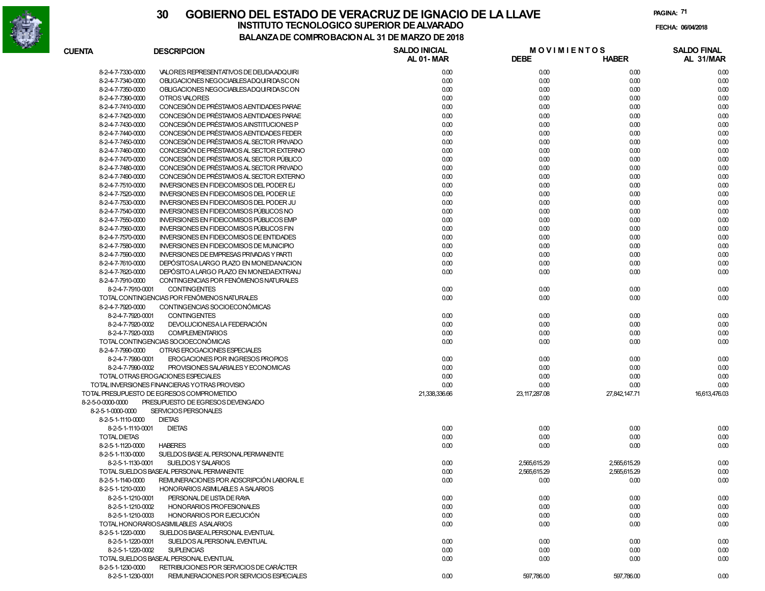# 30 GOBIERNO DEL ESTADO DE VERACRUZ DE IGNACIO DE LA LLAVE

## INSTITUTO TECNOLOGICO SUPERIOR DE ALVARADO

### BALANZA DE COMPROBACION AL 31 DE MARZO DE 2018

FECHA: 06/04/2018

| CUENTA | DESCRIPCION | SALDO INICIAL AL 01- MAR | MOVIMIENTOS DEBE | MOVIMIENTOS HABER | SALDO FINAL AL 31/MAR |
|---|---|---|---|---|---|
| 8-2-4-7-7330-0000 | VALORES REPRESENTATIVOS DE DEUDA ADQUIRI | 0.00 | 0.00 | 0.00 | 0.00 |
| 8-2-4-7-7340-0000 | OBLIGACIONES NEGOCIABLES ADQUIRIDAS CON | 0.00 | 0.00 | 0.00 | 0.00 |
| 8-2-4-7-7350-0000 | OBLIGACIONES NEGOCIABLES ADQUIRIDAS CON | 0.00 | 0.00 | 0.00 | 0.00 |
| 8-2-4-7-7390-0000 | OTROS VALORES | 0.00 | 0.00 | 0.00 | 0.00 |
| 8-2-4-7-7410-0000 | CONCESIÓN DE PRÉSTAMOS A ENTIDADES PARAE | 0.00 | 0.00 | 0.00 | 0.00 |
| 8-2-4-7-7420-0000 | CONCESIÓN DE PRÉSTAMOS A ENTIDADES PARAE | 0.00 | 0.00 | 0.00 | 0.00 |
| 8-2-4-7-7430-0000 | CONCESIÓN DE PRÉSTAMOS A INSTITUCIONES P | 0.00 | 0.00 | 0.00 | 0.00 |
| 8-2-4-7-7440-0000 | CONCESIÓN DE PRÉSTAMOS A ENTIDADES FEDER | 0.00 | 0.00 | 0.00 | 0.00 |
| 8-2-4-7-7450-0000 | CONCESIÓN DE PRÉSTAMOS AL SECTOR PRIVADO | 0.00 | 0.00 | 0.00 | 0.00 |
| 8-2-4-7-7460-0000 | CONCESIÓN DE PRÉSTAMOS AL SECTOR EXTERNO | 0.00 | 0.00 | 0.00 | 0.00 |
| 8-2-4-7-7470-0000 | CONCESIÓN DE PRÉSTAMOS AL SECTOR PÚBLICO | 0.00 | 0.00 | 0.00 | 0.00 |
| 8-2-4-7-7480-0000 | CONCESIÓN DE PRÉSTAMOS AL SECTOR PRIVADO | 0.00 | 0.00 | 0.00 | 0.00 |
| 8-2-4-7-7490-0000 | CONCESIÓN DE PRÉSTAMOS AL SECTOR EXTERNO | 0.00 | 0.00 | 0.00 | 0.00 |
| 8-2-4-7-7510-0000 | INVERSIONES EN FIDEICOMISOS DEL PODER EJ | 0.00 | 0.00 | 0.00 | 0.00 |
| 8-2-4-7-7520-0000 | INVERSIONES EN FIDEICOMISOS DEL PODER LE | 0.00 | 0.00 | 0.00 | 0.00 |
| 8-2-4-7-7530-0000 | INVERSIONES EN FIDEICOMISOS DEL PODER JU | 0.00 | 0.00 | 0.00 | 0.00 |
| 8-2-4-7-7540-0000 | INVERSIONES EN FIDEICOMISOS PÚBLICOS NO | 0.00 | 0.00 | 0.00 | 0.00 |
| 8-2-4-7-7550-0000 | INVERSIONES EN FIDEICOMISOS PÚBLICOS EMP | 0.00 | 0.00 | 0.00 | 0.00 |
| 8-2-4-7-7560-0000 | INVERSIONES EN FIDEICOMISOS PÚBLICOS FIN | 0.00 | 0.00 | 0.00 | 0.00 |
| 8-2-4-7-7570-0000 | INVERSIONES EN FIDEICOMISOS DE ENTIDADES | 0.00 | 0.00 | 0.00 | 0.00 |
| 8-2-4-7-7580-0000 | INVERSIONES EN FIDEICOMISOS DE MUNICIPIO | 0.00 | 0.00 | 0.00 | 0.00 |
| 8-2-4-7-7590-0000 | INVERSIONES DE EMPRESAS PRIVADAS Y PARTI | 0.00 | 0.00 | 0.00 | 0.00 |
| 8-2-4-7-7610-0000 | DEPÓSITOS A LARGO PLAZO EN MONEDA NACION | 0.00 | 0.00 | 0.00 | 0.00 |
| 8-2-4-7-7620-0000 | DEPÓSITO A LARGO PLAZO EN MONEDA EXTRANJ | 0.00 | 0.00 | 0.00 | 0.00 |
| 8-2-4-7-7910-0000 | CONTINGENCIAS POR FENÓMENOS NATURALES | | | | |
| 8-2-4-7-7910-0001 | CONTINGENTES | 0.00 | 0.00 | 0.00 | 0.00 |
| TOTAL CONTINGENCIAS POR FENÓMENOS NATURALES | | 0.00 | 0.00 | 0.00 | 0.00 |
| 8-2-4-7-7920-0000 | CONTINGENCIAS SOCIOECONÓMICAS | | | | |
| 8-2-4-7-7920-0001 | CONTINGENTES | 0.00 | 0.00 | 0.00 | 0.00 |
| 8-2-4-7-7920-0002 | DEVOLUCIONES A LA FEDERACIÓN | 0.00 | 0.00 | 0.00 | 0.00 |
| 8-2-4-7-7920-0003 | COMPLEMENTARIOS | 0.00 | 0.00 | 0.00 | 0.00 |
| TOTAL CONTINGENCIAS SOCIOECONÓMICAS | | 0.00 | 0.00 | 0.00 | 0.00 |
| 8-2-4-7-7990-0000 | OTRAS EROGACIONES ESPECIALES | | | | |
| 8-2-4-7-7990-0001 | EROGACIONES POR INGRESOS PROPIOS | 0.00 | 0.00 | 0.00 | 0.00 |
| 8-2-4-7-7990-0002 | PROVISIONES SALARIALES Y ECONOMICAS | 0.00 | 0.00 | 0.00 | 0.00 |
| TOTAL OTRAS EROGACIONES ESPECIALES | | 0.00 | 0.00 | 0.00 | 0.00 |
| TOTAL INVERSIONES FINANCIERAS Y OTRAS PROVISIO | | 0.00 | 0.00 | 0.00 | 0.00 |
| TOTAL PRESUPUESTO DE EGRESOS COMPROMETIDO | | 21,338,336.66 | 23,117,287.08 | 27,842,147.71 | 16,613,476.03 |
| 8-2-5-0-0000-0000 | PRESUPUESTO DE EGRESOS DEVENGADO | | | | |
| 8-2-5-1-0000-0000 | SERVICIOS PERSONALES | | | | |
| 8-2-5-1-1110-0000 | DIETAS | | | | |
| 8-2-5-1-1110-0001 | DIETAS | 0.00 | 0.00 | 0.00 | 0.00 |
| TOTAL DIETAS | | 0.00 | 0.00 | 0.00 | 0.00 |
| 8-2-5-1-1120-0000 | HABERES | 0.00 | 0.00 | 0.00 | 0.00 |
| 8-2-5-1-1130-0000 | SUELDOS BASE AL PERSONAL PERMANENTE | | | | |
| 8-2-5-1-1130-0001 | SUELDOS Y SALARIOS | 0.00 | 2,565,615.29 | 2,565,615.29 | 0.00 |
| TOTAL SUELDOS BASE AL PERSONAL PERMANENTE | | 0.00 | 2,565,615.29 | 2,565,615.29 | 0.00 |
| 8-2-5-1-1140-0000 | REMUNERACIONES POR ADSCRIPCIÓN LABORAL E | 0.00 | 0.00 | 0.00 | 0.00 |
| 8-2-5-1-1210-0000 | HONORARIOS ASIMILABLES A SALARIOS | | | | |
| 8-2-5-1-1210-0001 | PERSONAL DE LISTA DE RAYA | 0.00 | 0.00 | 0.00 | 0.00 |
| 8-2-5-1-1210-0002 | HONORARIOS PROFESIONALES | 0.00 | 0.00 | 0.00 | 0.00 |
| 8-2-5-1-1210-0003 | HONORARIOS POR EJECUCIÓN | 0.00 | 0.00 | 0.00 | 0.00 |
| TOTAL HONORARIOS ASIMILABLES A SALARIOS | | 0.00 | 0.00 | 0.00 | 0.00 |
| 8-2-5-1-1220-0000 | SUELDOS BASE AL PERSONAL EVENTUAL | | | | |
| 8-2-5-1-1220-0001 | SUELDOS AL PERSONAL EVENTUAL | 0.00 | 0.00 | 0.00 | 0.00 |
| 8-2-5-1-1220-0002 | SUPLENCIAS | 0.00 | 0.00 | 0.00 | 0.00 |
| TOTAL SUELDOS BASE AL PERSONAL EVENTUAL | | 0.00 | 0.00 | 0.00 | 0.00 |
| 8-2-5-1-1230-0000 | RETRIBUCIONES POR SERVICIOS DE CARÁCTER | | | | |
| 8-2-5-1-1230-0001 | REMUNERACIONES POR SERVICIOS ESPECIALES | 0.00 | 597,786.00 | 597,786.00 | 0.00 |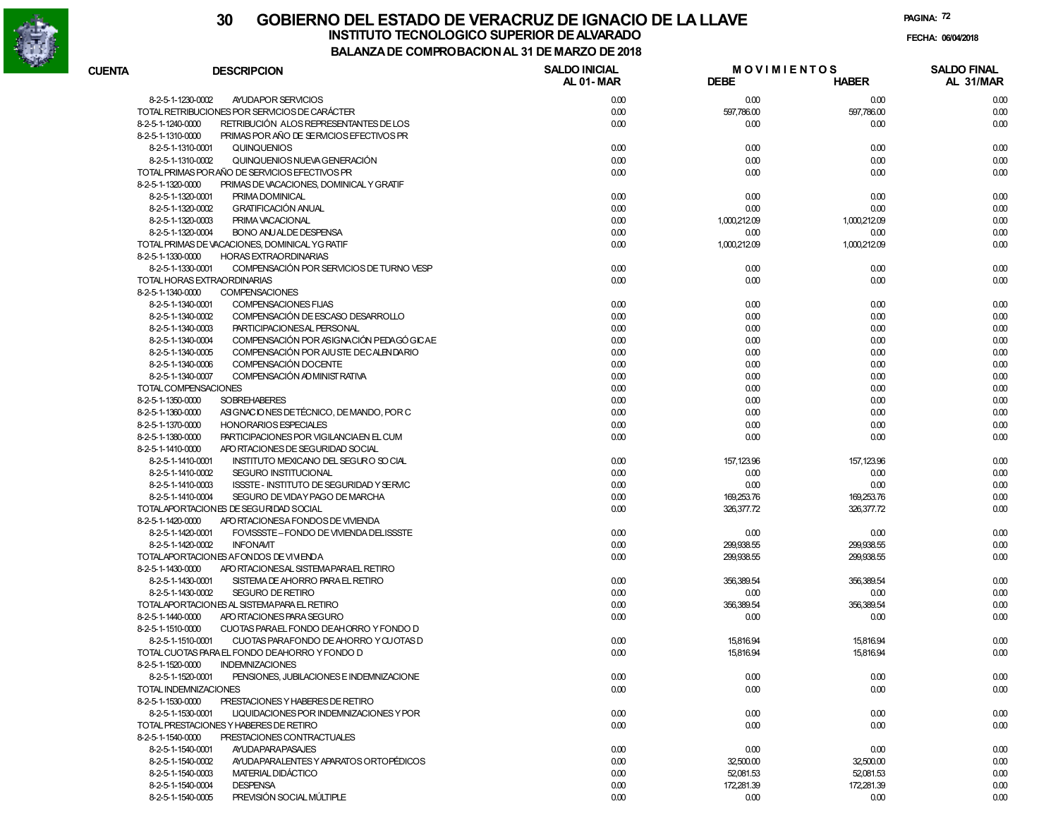# 30 GOBIERNO DEL ESTADO DE VERACRUZ DE IGNACIO DE LA LLAVE

## INSTITUTO TECNOLOGICO SUPERIOR DE ALVARADO

### BALANZA DE COMPROBACION AL 31 DE MARZO DE 2018

PAGINA: 72

FECHA: 06/04/2018

| CUENTA | DESCRIPCION | SALDO INICIAL AL 01-MAR | MOVIMIENTOS DEBE | MOVIMIENTOS HABER | SALDO FINAL AL 31/MAR |
|---|---|---|---|---|---|
| 8-2-5-1-1230-0002 | AYUDA POR SERVICIOS | 0.00 | 0.00 | 0.00 | 0.00 |
| TOTAL RETRIBUCIONES POR SERVICIOS DE CARÁCTER | | 0.00 | 597,786.00 | 597,786.00 | 0.00 |
| 8-2-5-1-1240-0000 | RETRIBUCIÓN A LOS REPRESENTANTES DE LOS | 0.00 | 0.00 | 0.00 | 0.00 |
| 8-2-5-1-1310-0000 | PRIMAS POR AÑO DE SERVICIOS EFECTIVOS PR | | | | |
| 8-2-5-1-1310-0001 | QUINQUENIOS | 0.00 | 0.00 | 0.00 | 0.00 |
| 8-2-5-1-1310-0002 | QUINQUENIOS NUEVA GENERACIÓN | 0.00 | 0.00 | 0.00 | 0.00 |
| TOTAL PRIMAS POR AÑO DE SERVICIOS EFECTIVOS PR | | 0.00 | 0.00 | 0.00 | 0.00 |
| 8-2-5-1-1320-0000 | PRIMAS DE VACACIONES, DOMINICAL Y GRATIF | | | | |
| 8-2-5-1-1320-0001 | PRIMA DOMINICAL | 0.00 | 0.00 | 0.00 | 0.00 |
| 8-2-5-1-1320-0002 | GRATIFICACIÓN ANUAL | 0.00 | 0.00 | 0.00 | 0.00 |
| 8-2-5-1-1320-0003 | PRIMA VACACIONAL | 0.00 | 1,000,212.09 | 1,000,212.09 | 0.00 |
| 8-2-5-1-1320-0004 | BONO ANUAL DE DESPENSA | 0.00 | 0.00 | 0.00 | 0.00 |
| TOTAL PRIMAS DE VACACIONES, DOMINICAL Y GRATIF | | 0.00 | 1,000,212.09 | 1,000,212.09 | 0.00 |
| 8-2-5-1-1330-0000 | HORAS EXTRAORDINARIAS | | | | |
| 8-2-5-1-1330-0001 | COMPENSACIÓN POR SERVICIOS DE TURNO VESP | 0.00 | 0.00 | 0.00 | 0.00 |
| TOTAL HORAS EXTRAORDINARIAS | | 0.00 | 0.00 | 0.00 | 0.00 |
| 8-2-5-1-1340-0000 | COMPENSACIONES | | | | |
| 8-2-5-1-1340-0001 | COMPENSACIONES FIJAS | 0.00 | 0.00 | 0.00 | 0.00 |
| 8-2-5-1-1340-0002 | COMPENSACIÓN DE ESCASO DESARROLLO | 0.00 | 0.00 | 0.00 | 0.00 |
| 8-2-5-1-1340-0003 | PARTICIPACIONES AL PERSONAL | 0.00 | 0.00 | 0.00 | 0.00 |
| 8-2-5-1-1340-0004 | COMPENSACIÓN POR ASIGNACIÓN PEDAGÓGICA E | 0.00 | 0.00 | 0.00 | 0.00 |
| 8-2-5-1-1340-0005 | COMPENSACIÓN POR AJUSTE DE CALENDARIO | 0.00 | 0.00 | 0.00 | 0.00 |
| 8-2-5-1-1340-0006 | COMPENSACIÓN DOCENTE | 0.00 | 0.00 | 0.00 | 0.00 |
| 8-2-5-1-1340-0007 | COMPENSACIÓN ADMINISTRATIVA | 0.00 | 0.00 | 0.00 | 0.00 |
| TOTAL COMPENSACIONES | | 0.00 | 0.00 | 0.00 | 0.00 |
| 8-2-5-1-1350-0000 | SOBREHABERES | 0.00 | 0.00 | 0.00 | 0.00 |
| 8-2-5-1-1360-0000 | ASIGNACIONES DE TÉCNICO, DE MANDO, POR C | 0.00 | 0.00 | 0.00 | 0.00 |
| 8-2-5-1-1370-0000 | HONORARIOS ESPECIALES | 0.00 | 0.00 | 0.00 | 0.00 |
| 8-2-5-1-1380-0000 | PARTICIPACIONES POR VIGILANCIA EN EL CUM | 0.00 | 0.00 | 0.00 | 0.00 |
| 8-2-5-1-1410-0000 | APORTACIONES DE SEGURIDAD SOCIAL | | | | |
| 8-2-5-1-1410-0001 | INSTITUTO MEXICANO DEL SEGURO SOCIAL | 0.00 | 157,123.96 | 157,123.96 | 0.00 |
| 8-2-5-1-1410-0002 | SEGURO INSTITUCIONAL | 0.00 | 0.00 | 0.00 | 0.00 |
| 8-2-5-1-1410-0003 | ISSSTE - INSTITUTO DE SEGURIDAD Y SERVIC | 0.00 | 0.00 | 0.00 | 0.00 |
| 8-2-5-1-1410-0004 | SEGURO DE VIDA Y PAGO DE MARCHA | 0.00 | 169,253.76 | 169,253.76 | 0.00 |
| TOTAL APORTACIONES DE SEGURIDAD SOCIAL | | 0.00 | 326,377.72 | 326,377.72 | 0.00 |
| 8-2-5-1-1420-0000 | APORTACIONES A FONDOS DE VIVIENDA | | | | |
| 8-2-5-1-1420-0001 | FOVISSSTE – FONDO DE VIVIENDA DEL ISSSTE | 0.00 | 0.00 | 0.00 | 0.00 |
| 8-2-5-1-1420-0002 | INFONAVIT | 0.00 | 299,938.55 | 299,938.55 | 0.00 |
| TOTAL APORTACIONES A FONDOS DE VIVIENDA | | 0.00 | 299,938.55 | 299,938.55 | 0.00 |
| 8-2-5-1-1430-0000 | APORTACIONES AL SISTEMA PARA EL RETIRO | | | | |
| 8-2-5-1-1430-0001 | SISTEMA DE AHORRO PARA EL RETIRO | 0.00 | 356,389.54 | 356,389.54 | 0.00 |
| 8-2-5-1-1430-0002 | SEGURO DE RETIRO | 0.00 | 0.00 | 0.00 | 0.00 |
| TOTAL APORTACIONES AL SISTEMA PARA EL RETIRO | | 0.00 | 356,389.54 | 356,389.54 | 0.00 |
| 8-2-5-1-1440-0000 | APORTACIONES PARA SEGURO | 0.00 | 0.00 | 0.00 | 0.00 |
| 8-2-5-1-1510-0000 | CUOTAS PARA EL FONDO DE AHORRO Y FONDO D | | | | |
| 8-2-5-1-1510-0001 | CUOTAS PARA FONDO DE AHORRO Y CUOTAS D | 0.00 | 15,816.94 | 15,816.94 | 0.00 |
| TOTAL CUOTAS PARA EL FONDO DE AHORRO Y FONDO D | | 0.00 | 15,816.94 | 15,816.94 | 0.00 |
| 8-2-5-1-1520-0000 | INDEMNIZACIONES | | | | |
| 8-2-5-1-1520-0001 | PENSIONES, JUBILACIONES E INDEMNIZACIONE | 0.00 | 0.00 | 0.00 | 0.00 |
| TOTAL INDEMNIZACIONES | | 0.00 | 0.00 | 0.00 | 0.00 |
| 8-2-5-1-1530-0000 | PRESTACIONES Y HABERES DE RETIRO | | | | |
| 8-2-5-1-1530-0001 | LIQUIDACIONES POR INDEMNIZACIONES Y POR | 0.00 | 0.00 | 0.00 | 0.00 |
| TOTAL PRESTACIONES Y HABERES DE RETIRO | | 0.00 | 0.00 | 0.00 | 0.00 |
| 8-2-5-1-1540-0000 | PRESTACIONES CONTRACTUALES | | | | |
| 8-2-5-1-1540-0001 | AYUDA PARA PASAJES | 0.00 | 0.00 | 0.00 | 0.00 |
| 8-2-5-1-1540-0002 | AYUDA PARA LENTES Y APARATOS ORTOPÉDICOS | 0.00 | 32,500.00 | 32,500.00 | 0.00 |
| 8-2-5-1-1540-0003 | MATERIAL DIDÁCTICO | 0.00 | 52,081.53 | 52,081.53 | 0.00 |
| 8-2-5-1-1540-0004 | DESPENSA | 0.00 | 172,281.39 | 172,281.39 | 0.00 |
| 8-2-5-1-1540-0005 | PREVISIÓN SOCIAL MÚLTIPLE | 0.00 | 0.00 | 0.00 | 0.00 |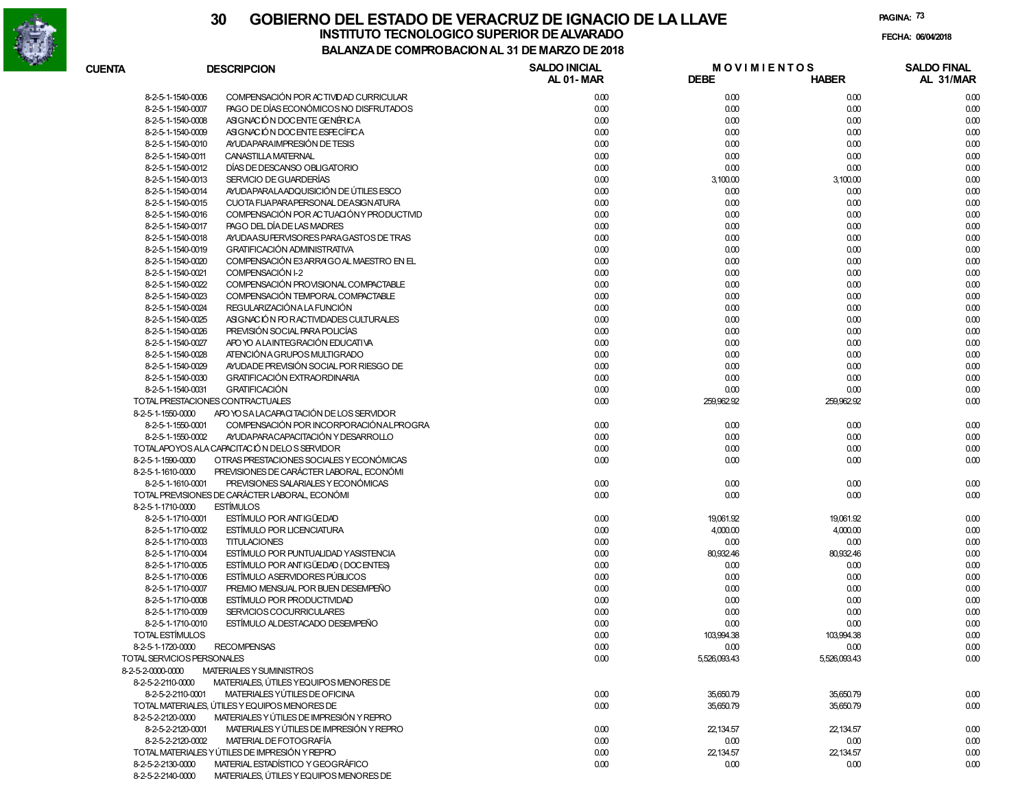# GOBIERNO DEL ESTADO DE VERACRUZ DE IGNACIO DE LA LLAVE

## INSTITUTO TECNOLOGICO SUPERIOR DE ALVARADO

### BALANZA DE COMPROBACION AL 31 DE MARZO DE 2018

FECHA: 06/04/2018

| CUENTA | DESCRIPCION | SALDO INICIAL AL 01-MAR | MOVIMIENTOS DEBE | MOVIMIENTOS HABER | SALDO FINAL AL 31/MAR |
|---|---|---|---|---|---|
| 8-2-5-1-1540-0006 | COMPENSACIÓN POR ACTIVIDAD CURRICULAR | 0.00 | 0.00 | 0.00 | 0.00 |
| 8-2-5-1-1540-0007 | PAGO DE DÍAS ECONÓMICOS NO DISFRUTADOS | 0.00 | 0.00 | 0.00 | 0.00 |
| 8-2-5-1-1540-0008 | ASIGNACIÓN DOCENTE GENÉRICA | 0.00 | 0.00 | 0.00 | 0.00 |
| 8-2-5-1-1540-0009 | ASIGNACIÓN DOCENTE ESPECÍFICA | 0.00 | 0.00 | 0.00 | 0.00 |
| 8-2-5-1-1540-0010 | AYUDA PARA IMPRESIÓN DE TESIS | 0.00 | 0.00 | 0.00 | 0.00 |
| 8-2-5-1-1540-0011 | CANASTILLA MATERNAL | 0.00 | 0.00 | 0.00 | 0.00 |
| 8-2-5-1-1540-0012 | DÍAS DE DESCANSO OBLIGATORIO | 0.00 | 0.00 | 0.00 | 0.00 |
| 8-2-5-1-1540-0013 | SERVICIO DE GUARDERÍAS | 0.00 | 3,100.00 | 3,100.00 | 0.00 |
| 8-2-5-1-1540-0014 | AYUDA PARA LA ADQUISICIÓN DE ÚTILES ESCO | 0.00 | 0.00 | 0.00 | 0.00 |
| 8-2-5-1-1540-0015 | CUOTA FIJA PARA PERSONAL DE ASIGNATURA | 0.00 | 0.00 | 0.00 | 0.00 |
| 8-2-5-1-1540-0016 | COMPENSACIÓN POR ACTUACIÓN Y PRODUCTIVID | 0.00 | 0.00 | 0.00 | 0.00 |
| 8-2-5-1-1540-0017 | PAGO DEL DÍA DE LAS MADRES | 0.00 | 0.00 | 0.00 | 0.00 |
| 8-2-5-1-1540-0018 | AYUDA A SUPERVISORES PARA GASTOS DE TRAS | 0.00 | 0.00 | 0.00 | 0.00 |
| 8-2-5-1-1540-0019 | GRATIFICACIÓN ADMINISTRATIVA | 0.00 | 0.00 | 0.00 | 0.00 |
| 8-2-5-1-1540-0020 | COMPENSACIÓN E3 ARRAIGO AL MAESTRO EN EL | 0.00 | 0.00 | 0.00 | 0.00 |
| 8-2-5-1-1540-0021 | COMPENSACIÓN I-2 | 0.00 | 0.00 | 0.00 | 0.00 |
| 8-2-5-1-1540-0022 | COMPENSACIÓN PROVISIONAL COMPACTABLE | 0.00 | 0.00 | 0.00 | 0.00 |
| 8-2-5-1-1540-0023 | COMPENSACIÓN TEMPORAL COMPACTABLE | 0.00 | 0.00 | 0.00 | 0.00 |
| 8-2-5-1-1540-0024 | REGULARIZACIÓN A LA FUNCIÓN | 0.00 | 0.00 | 0.00 | 0.00 |
| 8-2-5-1-1540-0025 | ASIGNACIÓN PO R ACTIVIDADES CULTURALES | 0.00 | 0.00 | 0.00 | 0.00 |
| 8-2-5-1-1540-0026 | PREVISIÓN SOCIAL PARA POLICÍAS | 0.00 | 0.00 | 0.00 | 0.00 |
| 8-2-5-1-1540-0027 | APOYO A LA INTEGRACIÓN EDUCATIVA | 0.00 | 0.00 | 0.00 | 0.00 |
| 8-2-5-1-1540-0028 | ATENCIÓN A GRUPOS MULTIGRADO | 0.00 | 0.00 | 0.00 | 0.00 |
| 8-2-5-1-1540-0029 | AYUDA DE PREVISIÓN SOCIAL POR RIESGO DE | 0.00 | 0.00 | 0.00 | 0.00 |
| 8-2-5-1-1540-0030 | GRATIFICACIÓN EXTRAORDINARIA | 0.00 | 0.00 | 0.00 | 0.00 |
| 8-2-5-1-1540-0031 | GRATIFICACIÓN | 0.00 | 0.00 | 0.00 | 0.00 |
| TOTAL PRESTACIONES CONTRACTUALES | | 0.00 | 259,962.92 | 259,962.92 | 0.00 |
| 8-2-5-1-1550-0000 | APOYOS A LA CAPACITACIÓN DE LOS SERVIDOR | | | | |
| 8-2-5-1-1550-0001 | COMPENSACIÓN POR INCORPORACIÓN AL PROGRA | 0.00 | 0.00 | 0.00 | 0.00 |
| 8-2-5-1-1550-0002 | AYUDA PARA CAPACITACIÓN Y DESARROLLO | 0.00 | 0.00 | 0.00 | 0.00 |
| TOTAL APOYOS A LA CAPACITACIÓN DE LOS SERVIDOR | | 0.00 | 0.00 | 0.00 | 0.00 |
| 8-2-5-1-1590-0000 | OTRAS PRESTACIONES SOCIALES Y ECONÓMICAS | 0.00 | 0.00 | 0.00 | 0.00 |
| 8-2-5-1-1610-0000 | PREVISIONES DE CARÁCTER LABORAL, ECONÓMI | | | | |
| 8-2-5-1-1610-0001 | PREVISIONES SALARIALES Y ECONÓMICAS | 0.00 | 0.00 | 0.00 | 0.00 |
| TOTAL PREVISIONES DE CARÁCTER LABORAL, ECONÓMI | | 0.00 | 0.00 | 0.00 | 0.00 |
| 8-2-5-1-1710-0000 | ESTÍMULOS | | | | |
| 8-2-5-1-1710-0001 | ESTÍMULO POR ANTIGÜEDAD | 0.00 | 19,061.92 | 19,061.92 | 0.00 |
| 8-2-5-1-1710-0002 | ESTÍMULO POR LICENCIATURA | 0.00 | 4,000.00 | 4,000.00 | 0.00 |
| 8-2-5-1-1710-0003 | TITULACIONES | 0.00 | 0.00 | 0.00 | 0.00 |
| 8-2-5-1-1710-0004 | ESTÍMULO POR PUNTUALIDAD Y ASISTENCIA | 0.00 | 80,932.46 | 80,932.46 | 0.00 |
| 8-2-5-1-1710-0005 | ESTÍMULO POR ANTIGÜEDAD (DOCENTES) | 0.00 | 0.00 | 0.00 | 0.00 |
| 8-2-5-1-1710-0006 | ESTÍMULO A SERVIDORES PÚBLICOS | 0.00 | 0.00 | 0.00 | 0.00 |
| 8-2-5-1-1710-0007 | PREMIO MENSUAL POR BUEN DESEMPEÑO | 0.00 | 0.00 | 0.00 | 0.00 |
| 8-2-5-1-1710-0008 | ESTÍMULO POR PRODUCTIVIDAD | 0.00 | 0.00 | 0.00 | 0.00 |
| 8-2-5-1-1710-0009 | SERVICIOS COCURRICULARES | 0.00 | 0.00 | 0.00 | 0.00 |
| 8-2-5-1-1710-0010 | ESTÍMULO AL DESTACADO DESEMPEÑO | 0.00 | 0.00 | 0.00 | 0.00 |
| TOTAL ESTÍMULOS | | 0.00 | 103,994.38 | 103,994.38 | 0.00 |
| 8-2-5-1-1720-0000 | RECOMPENSAS | 0.00 | 0.00 | 0.00 | 0.00 |
| TOTAL SERVICIOS PERSONALES | | 0.00 | 5,526,093.43 | 5,526,093.43 | 0.00 |
| 8-2-5-2-0000-0000 | MATERIALES Y SUMINISTROS | | | | |
| 8-2-5-2-2110-0000 | MATERIALES, ÚTILES Y EQUIPOS MENORES DE | | | | |
| 8-2-5-2-2110-0001 | MATERIALES Y ÚTILES DE OFICINA | 0.00 | 35,650.79 | 35,650.79 | 0.00 |
| TOTAL MATERIALES, ÚTILES Y EQUIPOS MENORES DE | | 0.00 | 35,650.79 | 35,650.79 | 0.00 |
| 8-2-5-2-2120-0000 | MATERIALES Y ÚTILES DE IMPRESIÓN Y REPRO | | | | |
| 8-2-5-2-2120-0001 | MATERIALES Y ÚTILES DE IMPRESIÓN Y REPRO | 0.00 | 22,134.57 | 22,134.57 | 0.00 |
| 8-2-5-2-2120-0002 | MATERIAL DE FOTOGRAFÍA | 0.00 | 0.00 | 0.00 | 0.00 |
| TOTAL MATERIALES Y ÚTILES DE IMPRESIÓN Y REPRO | | 0.00 | 22,134.57 | 22,134.57 | 0.00 |
| 8-2-5-2-2130-0000 | MATERIAL ESTADÍSTICO Y GEOGRÁFICO | 0.00 | 0.00 | 0.00 | 0.00 |
| 8-2-5-2-2140-0000 | MATERIALES, ÚTILES Y EQUIPOS MENORES DE | | | | |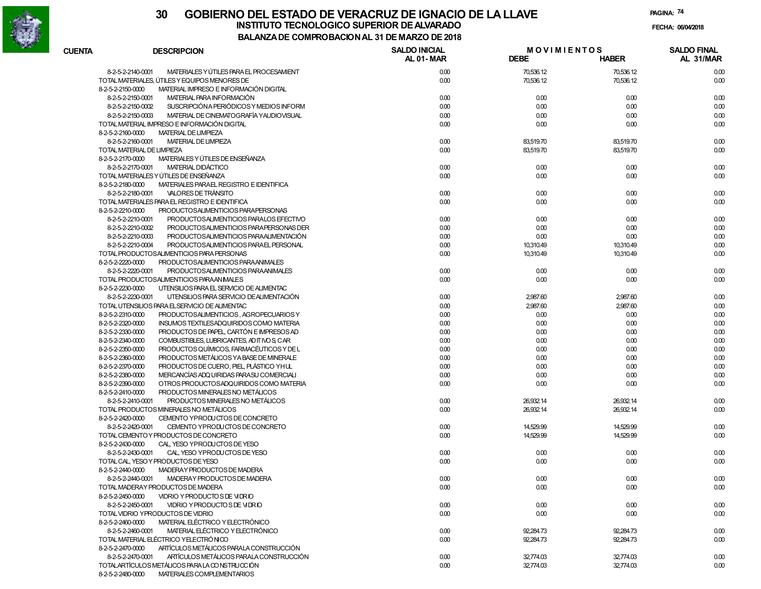# GOBIERNO DEL ESTADO DE VERACRUZ DE IGNACIO DE LA LLAVE

## INSTITUTO TECNOLOGICO SUPERIOR DE ALVARADO

### BALANZA DE COMPROBACION AL 31 DE MARZO DE 2018

PAGINA: 74

FECHA: 06/04/2018

| CUENTA | DESCRIPCION | SALDO INICIAL AL 01- MAR | MOVIMIENTOS DEBE | MOVIMIENTOS HABER | SALDO FINAL AL 31/MAR |
|---|---|---|---|---|---|
| 8-2-5-2-2140-0001 | MATERIALES Y ÚTILES PARA EL PROCESAMIENT | 0.00 | 70,536.12 | 70,536.12 | 0.00 |
| TOTAL MATERIALES, ÚTILES Y EQUIPOS MENORES DE | | 0.00 | 70,536.12 | 70,536.12 | 0.00 |
| 8-2-5-2-2150-0000 | MATERIAL IMPRESO E INFORMACIÓN DIGITAL | | | | |
| 8-2-5-2-2150-0001 | MATERIAL PARA INFORMACIÓN | 0.00 | 0.00 | 0.00 | 0.00 |
| 8-2-5-2-2150-0002 | SUSCRIPCIÓN A PERIÓDICOS Y MEDIOS INFORM | 0.00 | 0.00 | 0.00 | 0.00 |
| 8-2-5-2-2150-0003 | MATERIAL DE CINEMATOGRAFÍA Y AUDIOVISUAL | 0.00 | 0.00 | 0.00 | 0.00 |
| TOTAL MATERIAL IMPRESO E INFORMACIÓN DIGITAL | | 0.00 | 0.00 | 0.00 | 0.00 |
| 8-2-5-2-2160-0000 | MATERIAL DE LIMPIEZA | | | | |
| 8-2-5-2-2160-0001 | MATERIAL DE LIMPIEZA | 0.00 | 83,519.70 | 83,519.70 | 0.00 |
| TOTAL MATERIAL DE LIMPIEZA | | 0.00 | 83,519.70 | 83,519.70 | 0.00 |
| 8-2-5-2-2170-0000 | MATERIALES Y ÚTILES DE ENSEÑANZA | | | | |
| 8-2-5-2-2170-0001 | MATERIAL DIDÁCTICO | 0.00 | 0.00 | 0.00 | 0.00 |
| TOTAL MATERIALES Y ÚTILES DE ENSEÑANZA | | 0.00 | 0.00 | 0.00 | 0.00 |
| 8-2-5-2-2180-0000 | MATERIALES PARA EL REGISTRO E IDENTIFICA | | | | |
| 8-2-5-2-2180-0001 | VALORES DE TRÁNSITO | 0.00 | 0.00 | 0.00 | 0.00 |
| TOTAL MATERIALES PARA EL REGISTRO E IDENTIFICA | | 0.00 | 0.00 | 0.00 | 0.00 |
| 8-2-5-2-2210-0000 | PRODUCTOS ALIMENTICIOS PARA PERSONAS | | | | |
| 8-2-5-2-2210-0001 | PRODUCTOS ALIMENTICIOS PARA LOS EFECTIVO | 0.00 | 0.00 | 0.00 | 0.00 |
| 8-2-5-2-2210-0002 | PRODUCTOS ALIMENTICIOS PARA PERSONAS DER | 0.00 | 0.00 | 0.00 | 0.00 |
| 8-2-5-2-2210-0003 | PRODUCTOS ALIMENTICIOS PARA ALIMENTACIÓN | 0.00 | 0.00 | 0.00 | 0.00 |
| 8-2-5-2-2210-0004 | PRODUCTOS ALIMENTICIOS PARA EL PERSONAL | 0.00 | 10,310.49 | 10,310.49 | 0.00 |
| TOTAL PRODUCTOS ALIMENTICIOS PARA PERSONAS | | 0.00 | 10,310.49 | 10,310.49 | 0.00 |
| 8-2-5-2-2220-0000 | PRODUCTOS ALIMENTICIOS PARA ANIMALES | | | | |
| 8-2-5-2-2220-0001 | PRODUCTOS ALIMENTICIOS PARA ANIMALES | 0.00 | 0.00 | 0.00 | 0.00 |
| TOTAL PRODUCTOS ALIMENTICIOS PARA ANIMALES | | 0.00 | 0.00 | 0.00 | 0.00 |
| 8-2-5-2-2230-0000 | UTENSILIOS PARA EL SERVICIO DE ALIMENTAC | | | | |
| 8-2-5-2-2230-0001 | UTENSILIOS PARA SERVICIO DE ALIMENTACIÓN | 0.00 | 2,987.60 | 2,987.60 | 0.00 |
| TOTAL UTENSILIOS PARA EL SERVICIO DE ALIMENTAC | | 0.00 | 2,987.60 | 2,987.60 | 0.00 |
| 8-2-5-2-2310-0000 | PRODUCTOS ALIMENTICIOS , AGROPECUARIOS Y | 0.00 | 0.00 | 0.00 | 0.00 |
| 8-2-5-2-2320-0000 | INSUMOS TEXTILES ADQUIRIDOS COMO MATERIA | 0.00 | 0.00 | 0.00 | 0.00 |
| 8-2-5-2-2330-0000 | PRODUCTOS DE PAPEL, CARTÓN E IMPRESOS AD | 0.00 | 0.00 | 0.00 | 0.00 |
| 8-2-5-2-2340-0000 | COMBUSTIBLES, LUBRICANTES, ADITIVOS, CAR | 0.00 | 0.00 | 0.00 | 0.00 |
| 8-2-5-2-2350-0000 | PRODUCTOS QUÍMICOS, FARMACÉUTICOS Y DE L | 0.00 | 0.00 | 0.00 | 0.00 |
| 8-2-5-2-2360-0000 | PRODUCTOS METÁLICOS Y A BASE DE MINERALE | 0.00 | 0.00 | 0.00 | 0.00 |
| 8-2-5-2-2370-0000 | PRODUCTOS DE CUERO, PIEL, PLÁSTICO Y HUL | 0.00 | 0.00 | 0.00 | 0.00 |
| 8-2-5-2-2380-0000 | MERCANCÍAS ADQUIRIDAS PARA SU COMERCIALI | 0.00 | 0.00 | 0.00 | 0.00 |
| 8-2-5-2-2390-0000 | OTROS PRODUCTOS ADQUIRIDOS COMO MATERIA | 0.00 | 0.00 | 0.00 | 0.00 |
| 8-2-5-2-2410-0000 | PRODUCTOS MINERALES NO METÁLICOS | | | | |
| 8-2-5-2-2410-0001 | PRODUCTOS MINERALES NO METÁLICOS | 0.00 | 26,932.14 | 26,932.14 | 0.00 |
| TOTAL PRODUCTOS MINERALES NO METÁLICOS | | 0.00 | 26,932.14 | 26,932.14 | 0.00 |
| 8-2-5-2-2420-0000 | CEMENTO Y PRODUCTOS DE CONCRETO | | | | |
| 8-2-5-2-2420-0001 | CEMENTO Y PRODUCTOS DE CONCRETO | 0.00 | 14,529.99 | 14,529.99 | 0.00 |
| TOTAL CEMENTO Y PRODUCTOS DE CONCRETO | | 0.00 | 14,529.99 | 14,529.99 | 0.00 |
| 8-2-5-2-2430-0000 | CAL, YESO Y PRODUCTOS DE YESO | | | | |
| 8-2-5-2-2430-0001 | CAL, YESO Y PRODUCTOS DE YESO | 0.00 | 0.00 | 0.00 | 0.00 |
| TOTAL CAL, YESO Y PRODUCTOS DE YESO | | 0.00 | 0.00 | 0.00 | 0.00 |
| 8-2-5-2-2440-0000 | MADERA Y PRODUCTOS DE MADERA | | | | |
| 8-2-5-2-2440-0001 | MADERA Y PRODUCTOS DE MADERA | 0.00 | 0.00 | 0.00 | 0.00 |
| TOTAL MADERA Y PRODUCTOS DE MADERA | | 0.00 | 0.00 | 0.00 | 0.00 |
| 8-2-5-2-2450-0000 | VIDRIO Y PRODUCTOS DE VIDRIO | | | | |
| 8-2-5-2-2450-0001 | VIDRIO Y PRODUCTOS DE VIDRIO | 0.00 | 0.00 | 0.00 | 0.00 |
| TOTAL VIDRIO Y PRODUCTOS DE VIDRIO | | 0.00 | 0.00 | 0.00 | 0.00 |
| 8-2-5-2-2460-0000 | MATERIAL ELÉCTRICO Y ELECTRÓNICO | | | | |
| 8-2-5-2-2460-0001 | MATERIAL ELÉCTRICO Y ELECTRÓNICO | 0.00 | 92,284.73 | 92,284.73 | 0.00 |
| TOTAL MATERIAL ELÉCTRICO Y ELECTRÓNICO | | 0.00 | 92,284.73 | 92,284.73 | 0.00 |
| 8-2-5-2-2470-0000 | ARTÍCULOS METÁLICOS PARA LA CONSTRUCCIÓN | | | | |
| 8-2-5-2-2470-0001 | ARTÍCULOS METÁLICOS PARA LA CONSTRUCCIÓN | 0.00 | 32,774.03 | 32,774.03 | 0.00 |
| TOTAL ARTÍCULOS METÁLICOS PARA LA CONSTRUCCIÓN | | 0.00 | 32,774.03 | 32,774.03 | 0.00 |
| 8-2-5-2-2480-0000 | MATERIALES COMPLEMENTARIOS | | | | |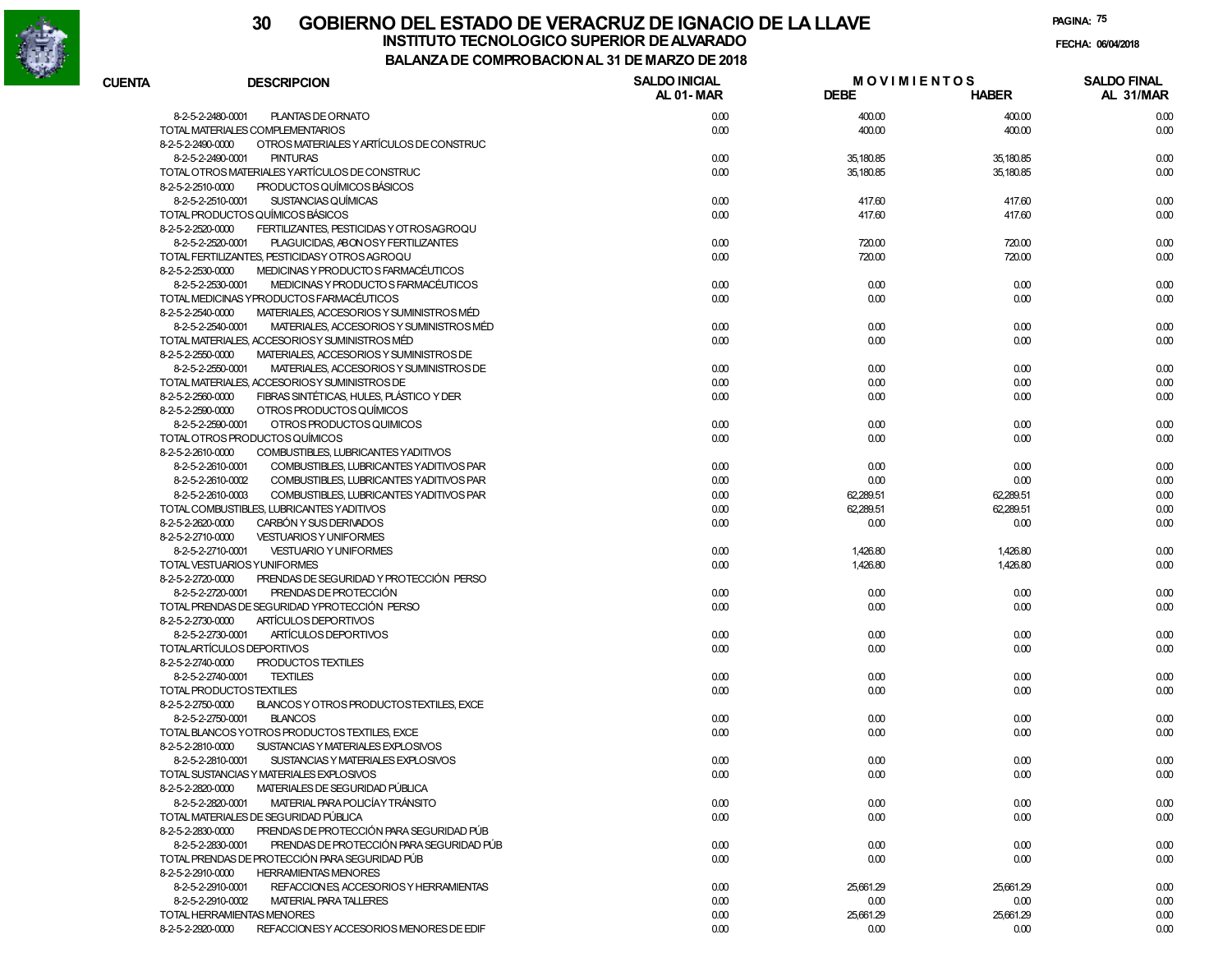# GOBIERNO DEL ESTADO DE VERACRUZ DE IGNACIO DE LA LLAVE

## INSTITUTO TECNOLOGICO SUPERIOR DE ALVARADO

### BALANZA DE COMPROBACION AL 31 DE MARZO DE 2018

FECHA: 06/04/2018

| CUENTA | DESCRIPCION | SALDO INICIAL AL 01-MAR | MOVIMIENTOS DEBE | MOVIMIENTOS HABER | SALDO FINAL AL 31/MAR |
|---|---|---|---|---|---|
| 8-2-5-2-2480-0001 | PLANTAS DE ORNATO | 0.00 | 400.00 | 400.00 | 0.00 |
| | TOTAL MATERIALES COMPLEMENTARIOS | 0.00 | 400.00 | 400.00 | 0.00 |
| 8-2-5-2-2490-0000 | OTROS MATERIALES Y ARTÍCULOS DE CONSTRUC | | | | |
| 8-2-5-2-2490-0001 | PINTURAS | 0.00 | 35,180.85 | 35,180.85 | 0.00 |
| | TOTAL OTROS MATERIALES Y ARTÍCULOS DE CONSTRUC | 0.00 | 35,180.85 | 35,180.85 | 0.00 |
| 8-2-5-2-2510-0000 | PRODUCTOS QUÍMICOS BÁSICOS | | | | |
| 8-2-5-2-2510-0001 | SUSTANCIAS QUÍMICAS | 0.00 | 417.60 | 417.60 | 0.00 |
| | TOTAL PRODUCTOS QUÍMICOS BÁSICOS | 0.00 | 417.60 | 417.60 | 0.00 |
| 8-2-5-2-2520-0000 | FERTILIZANTES, PESTICIDAS Y OTROS AGROQU | | | | |
| 8-2-5-2-2520-0001 | PLAGUICIDAS, ABONOS Y FERTILIZANTES | 0.00 | 720.00 | 720.00 | 0.00 |
| | TOTAL FERTILIZANTES, PESTICIDAS Y OTROS AGROQU | 0.00 | 720.00 | 720.00 | 0.00 |
| 8-2-5-2-2530-0000 | MEDICINAS Y PRODUCTOS FARMACÉUTICOS | | | | |
| 8-2-5-2-2530-0001 | MEDICINAS Y PRODUCTOS FARMACÉUTICOS | 0.00 | 0.00 | 0.00 | 0.00 |
| | TOTAL MEDICINAS Y PRODUCTOS FARMACÉUTICOS | 0.00 | 0.00 | 0.00 | 0.00 |
| 8-2-5-2-2540-0000 | MATERIALES, ACCESORIOS Y SUMINISTROS MÉD | | | | |
| 8-2-5-2-2540-0001 | MATERIALES, ACCESORIOS Y SUMINISTROS MÉD | 0.00 | 0.00 | 0.00 | 0.00 |
| | TOTAL MATERIALES, ACCESORIOS Y SUMINISTROS MÉD | 0.00 | 0.00 | 0.00 | 0.00 |
| 8-2-5-2-2550-0000 | MATERIALES, ACCESORIOS Y SUMINISTROS DE | | | | |
| 8-2-5-2-2550-0001 | MATERIALES, ACCESORIOS Y SUMINISTROS DE | 0.00 | 0.00 | 0.00 | 0.00 |
| | TOTAL MATERIALES, ACCESORIOS Y SUMINISTROS DE | 0.00 | 0.00 | 0.00 | 0.00 |
| 8-2-5-2-2560-0000 | FIBRAS SINTÉTICAS, HULES, PLÁSTICO Y DER | 0.00 | 0.00 | 0.00 | 0.00 |
| 8-2-5-2-2590-0000 | OTROS PRODUCTOS QUÍMICOS | | | | |
| 8-2-5-2-2590-0001 | OTROS PRODUCTOS QUIMICOS | 0.00 | 0.00 | 0.00 | 0.00 |
| | TOTAL OTROS PRODUCTOS QUÍMICOS | 0.00 | 0.00 | 0.00 | 0.00 |
| 8-2-5-2-2610-0000 | COMBUSTIBLES, LUBRICANTES Y ADITIVOS | | | | |
| 8-2-5-2-2610-0001 | COMBUSTIBLES, LUBRICANTES Y ADITIVOS PAR | 0.00 | 0.00 | 0.00 | 0.00 |
| 8-2-5-2-2610-0002 | COMBUSTIBLES, LUBRICANTES Y ADITIVOS PAR | 0.00 | 0.00 | 0.00 | 0.00 |
| 8-2-5-2-2610-0003 | COMBUSTIBLES, LUBRICANTES Y ADITIVOS PAR | 0.00 | 62,289.51 | 62,289.51 | 0.00 |
| | TOTAL COMBUSTIBLES, LUBRICANTES Y ADITIVOS | 0.00 | 62,289.51 | 62,289.51 | 0.00 |
| 8-2-5-2-2620-0000 | CARBÓN Y SUS DERIVADOS | 0.00 | 0.00 | 0.00 | 0.00 |
| 8-2-5-2-2710-0000 | VESTUARIOS Y UNIFORMES | | | | |
| 8-2-5-2-2710-0001 | VESTUARIO Y UNIFORMES | 0.00 | 1,426.80 | 1,426.80 | 0.00 |
| | TOTAL VESTUARIOS Y UNIFORMES | 0.00 | 1,426.80 | 1,426.80 | 0.00 |
| 8-2-5-2-2720-0000 | PRENDAS DE SEGURIDAD Y PROTECCIÓN PERSO | | | | |
| 8-2-5-2-2720-0001 | PRENDAS DE PROTECCIÓN | 0.00 | 0.00 | 0.00 | 0.00 |
| | TOTAL PRENDAS DE SEGURIDAD Y PROTECCIÓN PERSO | 0.00 | 0.00 | 0.00 | 0.00 |
| 8-2-5-2-2730-0000 | ARTÍCULOS DEPORTIVOS | | | | |
| 8-2-5-2-2730-0001 | ARTÍCULOS DEPORTIVOS | 0.00 | 0.00 | 0.00 | 0.00 |
| | TOTAL ARTÍCULOS DEPORTIVOS | 0.00 | 0.00 | 0.00 | 0.00 |
| 8-2-5-2-2740-0000 | PRODUCTOS TEXTILES | | | | |
| 8-2-5-2-2740-0001 | TEXTILES | 0.00 | 0.00 | 0.00 | 0.00 |
| | TOTAL PRODUCTOS TEXTILES | 0.00 | 0.00 | 0.00 | 0.00 |
| 8-2-5-2-2750-0000 | BLANCOS Y OTROS PRODUCTOS TEXTILES, EXCE | | | | |
| 8-2-5-2-2750-0001 | BLANCOS | 0.00 | 0.00 | 0.00 | 0.00 |
| | TOTAL BLANCOS Y OTROS PRODUCTOS TEXTILES, EXCE | 0.00 | 0.00 | 0.00 | 0.00 |
| 8-2-5-2-2810-0000 | SUSTANCIAS Y MATERIALES EXPLOSIVOS | | | | |
| 8-2-5-2-2810-0001 | SUSTANCIAS Y MATERIALES EXPLOSIVOS | 0.00 | 0.00 | 0.00 | 0.00 |
| | TOTAL SUSTANCIAS Y MATERIALES EXPLOSIVOS | 0.00 | 0.00 | 0.00 | 0.00 |
| 8-2-5-2-2820-0000 | MATERIALES DE SEGURIDAD PÚBLICA | | | | |
| 8-2-5-2-2820-0001 | MATERIAL PARA POLICÍA Y TRÁNSITO | 0.00 | 0.00 | 0.00 | 0.00 |
| | TOTAL MATERIALES DE SEGURIDAD PÚBLICA | 0.00 | 0.00 | 0.00 | 0.00 |
| 8-2-5-2-2830-0000 | PRENDAS DE PROTECCIÓN PARA SEGURIDAD PÚB | | | | |
| 8-2-5-2-2830-0001 | PRENDAS DE PROTECCIÓN PARA SEGURIDAD PÚB | 0.00 | 0.00 | 0.00 | 0.00 |
| | TOTAL PRENDAS DE PROTECCIÓN PARA SEGURIDAD PÚB | 0.00 | 0.00 | 0.00 | 0.00 |
| 8-2-5-2-2910-0000 | HERRAMIENTAS MENORES | | | | |
| 8-2-5-2-2910-0001 | REFACCIONES, ACCESORIOS Y HERRAMIENTAS | 0.00 | 25,661.29 | 25,661.29 | 0.00 |
| 8-2-5-2-2910-0002 | MATERIAL PARA TALLERES | 0.00 | 0.00 | 0.00 | 0.00 |
| | TOTAL HERRAMIENTAS MENORES | 0.00 | 25,661.29 | 25,661.29 | 0.00 |
| 8-2-5-2-2920-0000 | REFACCIONES Y ACCESORIOS MENORES DE EDIF | 0.00 | 0.00 | 0.00 | 0.00 |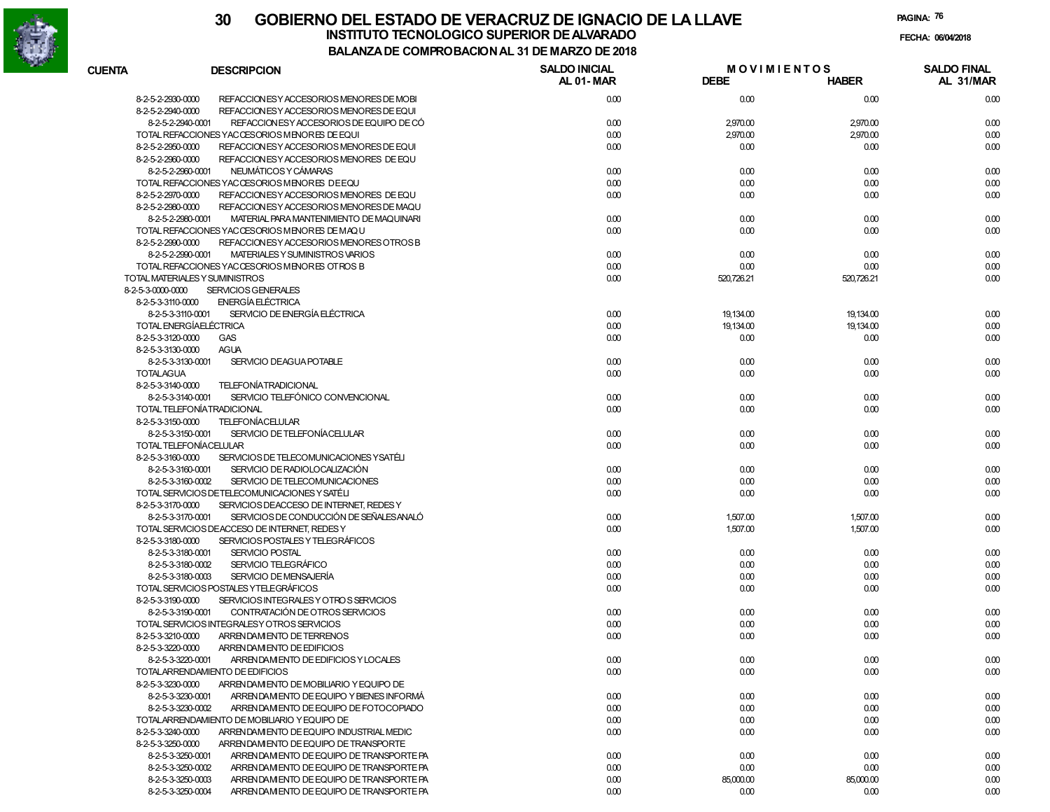# 30 GOBIERNO DEL ESTADO DE VERACRUZ DE IGNACIO DE LA LLAVE

## INSTITUTO TECNOLOGICO SUPERIOR DE ALVARADO

### BALANZA DE COMPROBACION AL 31 DE MARZO DE 2018

FECHA: 06/04/2018

| CUENTA | DESCRIPCION | SALDO INICIAL AL 01-MAR | MOVIMIENTOS DEBE | MOVIMIENTOS HABER | SALDO FINAL AL 31/MAR |
|---|---|---|---|---|---|
| 8-2-5-2-2930-0000 | REFACCIONES Y ACCESORIOS MENORES DE MOBI | 0.00 | 0.00 | 0.00 | 0.00 |
| 8-2-5-2-2940-0000 | REFACCIONES Y ACCESORIOS MENORES DE EQUI | | | | |
| 8-2-5-2-2940-0001 | REFACCIONES Y ACCESORIOS MENORES DE EQUIPO DE CÓ | 0.00 | 2,970.00 | 2,970.00 | 0.00 |
| | TOTAL REFACCIONES Y ACCESORIOS MENORES DE EQUI | 0.00 | 2,970.00 | 2,970.00 | 0.00 |
| 8-2-5-2-2950-0000 | REFACCIONES Y ACCESORIOS MENORES DE EQUI | 0.00 | 0.00 | 0.00 | 0.00 |
| 8-2-5-2-2960-0000 | REFACCIONES Y ACCESORIOS MENORES DE EQU | | | | |
| 8-2-5-2-2960-0001 | NEUMÁTICOS Y CÁMARAS | 0.00 | 0.00 | 0.00 | 0.00 |
| | TOTAL REFACCIONES Y ACCESORIOS MENORES DE EQU | 0.00 | 0.00 | 0.00 | 0.00 |
| 8-2-5-2-2970-0000 | REFACCIONES Y ACCESORIOS MENORES DE EQU | 0.00 | 0.00 | 0.00 | 0.00 |
| 8-2-5-2-2980-0000 | REFACCIONES Y ACCESORIOS MENORES DE MAQU | | | | |
| 8-2-5-2-2980-0001 | MATERIAL PARA MANTENIMIENTO DE MAQUINARI | 0.00 | 0.00 | 0.00 | 0.00 |
| | TOTAL REFACCIONES Y ACCESORIOS MENORES DE MAQU | 0.00 | 0.00 | 0.00 | 0.00 |
| 8-2-5-2-2990-0000 | REFACCIONES Y ACCESORIOS MENORES OTROS B | | | | |
| 8-2-5-2-2990-0001 | MATERIALES Y SUMINISTROS VARIOS | 0.00 | 0.00 | 0.00 | 0.00 |
| | TOTAL REFACCIONES Y ACCESORIOS MENORES OTROS B | 0.00 | 0.00 | 0.00 | 0.00 |
| | TOTAL MATERIALES Y SUMINISTROS | 0.00 | 520,726.21 | 520,726.21 | 0.00 |
| 8-2-5-3-0000-0000 | SERVICIOS GENERALES | | | | |
| 8-2-5-3-3110-0000 | ENERGÍA ELÉCTRICA | | | | |
| 8-2-5-3-3110-0001 | SERVICIO DE ENERGÍA ELÉCTRICA | 0.00 | 19,134.00 | 19,134.00 | 0.00 |
| | TOTAL ENERGÍA ELÉCTRICA | 0.00 | 19,134.00 | 19,134.00 | 0.00 |
| 8-2-5-3-3120-0000 | GAS | 0.00 | 0.00 | 0.00 | 0.00 |
| 8-2-5-3-3130-0000 | AGUA | | | | |
| 8-2-5-3-3130-0001 | SERVICIO DE AGUA POTABLE | 0.00 | 0.00 | 0.00 | 0.00 |
| | TOTAL AGUA | 0.00 | 0.00 | 0.00 | 0.00 |
| 8-2-5-3-3140-0000 | TELEFONÍA TRADICIONAL | | | | |
| 8-2-5-3-3140-0001 | SERVICIO TELEFÓNICO CONVENCIONAL | 0.00 | 0.00 | 0.00 | 0.00 |
| | TOTAL TELEFONÍA TRADICIONAL | 0.00 | 0.00 | 0.00 | 0.00 |
| 8-2-5-3-3150-0000 | TELEFONÍA CELULAR | | | | |
| 8-2-5-3-3150-0001 | SERVICIO DE TELEFONÍA CELULAR | 0.00 | 0.00 | 0.00 | 0.00 |
| | TOTAL TELEFONÍA CELULAR | 0.00 | 0.00 | 0.00 | 0.00 |
| 8-2-5-3-3160-0000 | SERVICIOS DE TELECOMUNICACIONES Y SATÉLI | | | | |
| 8-2-5-3-3160-0001 | SERVICIO DE RADIOLOCALIZACIÓN | 0.00 | 0.00 | 0.00 | 0.00 |
| 8-2-5-3-3160-0002 | SERVICIO DE TELECOMUNICACIONES | 0.00 | 0.00 | 0.00 | 0.00 |
| | TOTAL SERVICIOS DE TELECOMUNICACIONES Y SATÉLI | 0.00 | 0.00 | 0.00 | 0.00 |
| 8-2-5-3-3170-0000 | SERVICIOS DE ACCESO DE INTERNET, REDES Y | | | | |
| 8-2-5-3-3170-0001 | SERVICIOS DE CONDUCCIÓN DE SEÑALES ANALÓ | 0.00 | 1,507.00 | 1,507.00 | 0.00 |
| | TOTAL SERVICIOS DE ACCESO DE INTERNET, REDES Y | 0.00 | 1,507.00 | 1,507.00 | 0.00 |
| 8-2-5-3-3180-0000 | SERVICIOS POSTALES Y TELEGRÁFICOS | | | | |
| 8-2-5-3-3180-0001 | SERVICIO POSTAL | 0.00 | 0.00 | 0.00 | 0.00 |
| 8-2-5-3-3180-0002 | SERVICIO TELEGRÁFICO | 0.00 | 0.00 | 0.00 | 0.00 |
| 8-2-5-3-3180-0003 | SERVICIO DE MENSAJERÍA | 0.00 | 0.00 | 0.00 | 0.00 |
| | TOTAL SERVICIOS POSTALES Y TELEGRÁFICOS | 0.00 | 0.00 | 0.00 | 0.00 |
| 8-2-5-3-3190-0000 | SERVICIOS INTEGRALES Y OTROS SERVICIOS | | | | |
| 8-2-5-3-3190-0001 | CONTRATACIÓN DE OTROS SERVICIOS | 0.00 | 0.00 | 0.00 | 0.00 |
| | TOTAL SERVICIOS INTEGRALES Y OTROS SERVICIOS | 0.00 | 0.00 | 0.00 | 0.00 |
| 8-2-5-3-3210-0000 | ARRENDAMIENTO DE TERRENOS | 0.00 | 0.00 | 0.00 | 0.00 |
| 8-2-5-3-3220-0000 | ARRENDAMIENTO DE EDIFICIOS | | | | |
| 8-2-5-3-3220-0001 | ARRENDAMIENTO DE EDIFICIOS Y LOCALES | 0.00 | 0.00 | 0.00 | 0.00 |
| | TOTAL ARRENDAMIENTO DE EDIFICIOS | 0.00 | 0.00 | 0.00 | 0.00 |
| 8-2-5-3-3230-0000 | ARRENDAMIENTO DE MOBILIARIO Y EQUIPO DE | | | | |
| 8-2-5-3-3230-0001 | ARRENDAMIENTO DE EQUIPO Y BIENES INFORMÁ | 0.00 | 0.00 | 0.00 | 0.00 |
| 8-2-5-3-3230-0002 | ARRENDAMIENTO DE EQUIPO DE FOTOCOPIADO | 0.00 | 0.00 | 0.00 | 0.00 |
| | TOTAL ARRENDAMIENTO DE MOBILIARIO Y EQUIPO DE | 0.00 | 0.00 | 0.00 | 0.00 |
| 8-2-5-3-3240-0000 | ARRENDAMIENTO DE EQUIPO INDUSTRIAL MEDIC | 0.00 | 0.00 | 0.00 | 0.00 |
| 8-2-5-3-3250-0000 | ARRENDAMIENTO DE EQUIPO DE TRANSPORTE | | | | |
| 8-2-5-3-3250-0001 | ARRENDAMIENTO DE EQUIPO DE TRANSPORTE PA | 0.00 | 0.00 | 0.00 | 0.00 |
| 8-2-5-3-3250-0002 | ARRENDAMIENTO DE EQUIPO DE TRANSPORTE PA | 0.00 | 0.00 | 0.00 | 0.00 |
| 8-2-5-3-3250-0003 | ARRENDAMIENTO DE EQUIPO DE TRANSPORTE PA | 0.00 | 85,000.00 | 85,000.00 | 0.00 |
| 8-2-5-3-3250-0004 | ARRENDAMIENTO DE EQUIPO DE TRANSPORTE PA | 0.00 | 0.00 | 0.00 | 0.00 |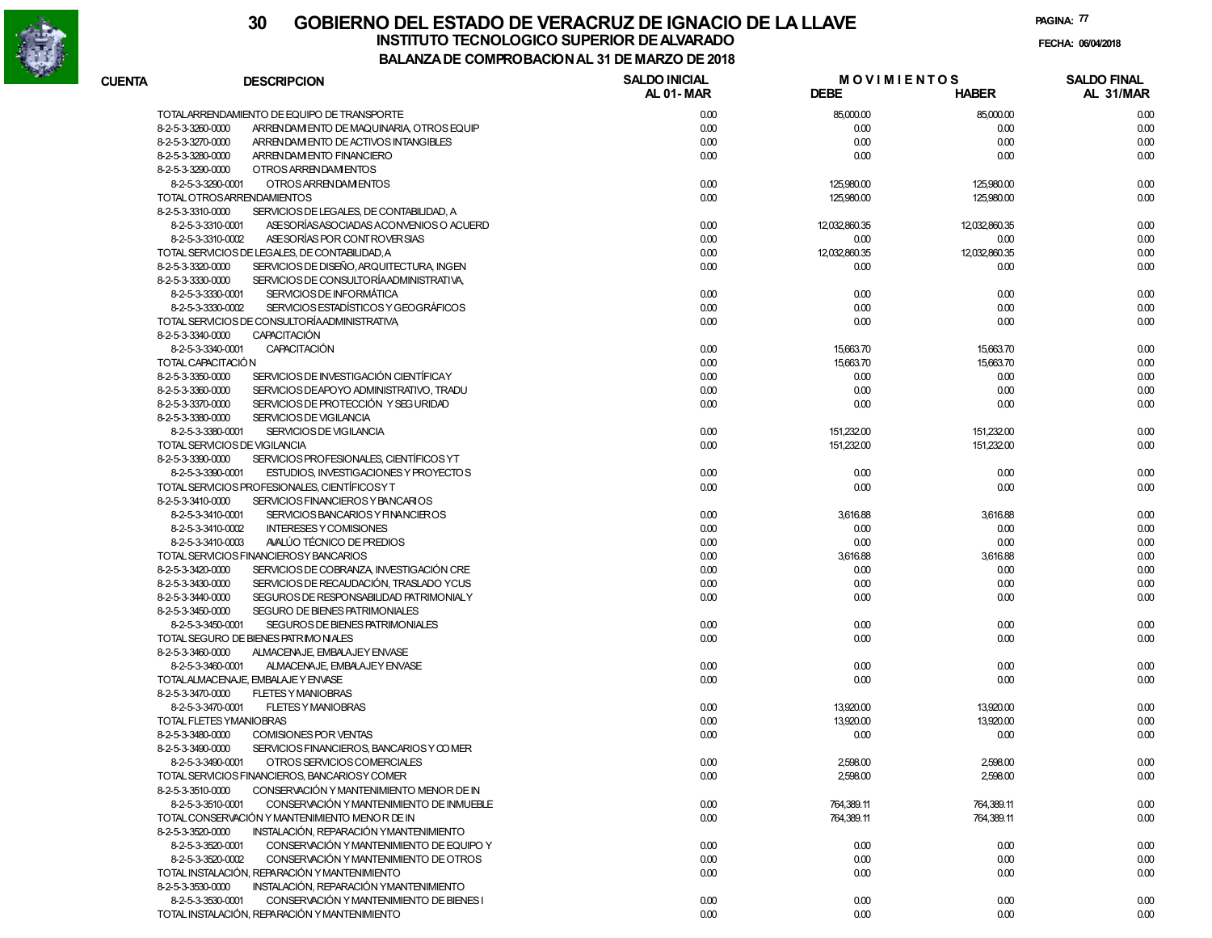# GOBIERNO DEL ESTADO DE VERACRUZ DE IGNACIO DE LA LLAVE

## INSTITUTO TECNOLOGICO SUPERIOR DE ALVARADO

### BALANZA DE COMPROBACION AL 31 DE MARZO DE 2018

FECHA: 06/04/2018

| CUENTA | DESCRIPCION | SALDO INICIAL AL 01-MAR | MOVIMIENTOS DEBE | MOVIMIENTOS HABER | SALDO FINAL AL 31/MAR |
|---|---|---|---|---|---|
| TOTAL ARRENDAMIENTO DE EQUIPO DE TRANSPORTE | | 0.00 | 85,000.00 | 85,000.00 | 0.00 |
| 8-2-5-3-3260-0000 | ARRENDAMIENTO DE MAQUINARIA, OTROS EQUIP | 0.00 | 0.00 | 0.00 | 0.00 |
| 8-2-5-3-3270-0000 | ARRENDAMIENTO DE ACTIVOS INTANGIBLES | 0.00 | 0.00 | 0.00 | 0.00 |
| 8-2-5-3-3280-0000 | ARRENDAMIENTO FINANCIERO | 0.00 | 0.00 | 0.00 | 0.00 |
| 8-2-5-3-3290-0000 | OTROS ARRENDAMIENTOS | | | | |
| 8-2-5-3-3290-0001 | OTROS ARRENDAMIENTOS | 0.00 | 125,980.00 | 125,980.00 | 0.00 |
| TOTAL OTROS ARRENDAMIENTOS | | 0.00 | 125,980.00 | 125,980.00 | 0.00 |
| 8-2-5-3-3310-0000 | SERVICIOS DE LEGALES, DE CONTABILIDAD, A | | | | |
| 8-2-5-3-3310-0001 | ASESORÍAS ASOCIADAS A CONVENIOS O ACUERD | 0.00 | 12,032,860.35 | 12,032,860.35 | 0.00 |
| 8-2-5-3-3310-0002 | ASESORÍAS POR CONTROVERSIAS | 0.00 | 0.00 | 0.00 | 0.00 |
| TOTAL SERVICIOS DE LEGALES, DE CONTABILIDAD, A | | 0.00 | 12,032,860.35 | 12,032,860.35 | 0.00 |
| 8-2-5-3-3320-0000 | SERVICIOS DE DISEÑO, ARQUITECTURA, INGEN | 0.00 | 0.00 | 0.00 | 0.00 |
| 8-2-5-3-3330-0000 | SERVICIOS DE CONSULTORÍA ADMINISTRATIVA, | | | | |
| 8-2-5-3-3330-0001 | SERVICIOS DE INFORMÁTICA | 0.00 | 0.00 | 0.00 | 0.00 |
| 8-2-5-3-3330-0002 | SERVICIOS ESTADÍSTICOS Y GEOGRÁFICOS | 0.00 | 0.00 | 0.00 | 0.00 |
| TOTAL SERVICIOS DE CONSULTORÍA ADMINISTRATIVA, | | 0.00 | 0.00 | 0.00 | 0.00 |
| 8-2-5-3-3340-0000 | CAPACITACIÓN | | | | |
| 8-2-5-3-3340-0001 | CAPACITACIÓN | 0.00 | 15,663.70 | 15,663.70 | 0.00 |
| TOTAL CAPACITACIÓN | | 0.00 | 15,663.70 | 15,663.70 | 0.00 |
| 8-2-5-3-3350-0000 | SERVICIOS DE INVESTIGACIÓN CIENTÍFICA Y | 0.00 | 0.00 | 0.00 | 0.00 |
| 8-2-5-3-3360-0000 | SERVICIOS DE APOYO ADMINISTRATIVO, TRADU | 0.00 | 0.00 | 0.00 | 0.00 |
| 8-2-5-3-3370-0000 | SERVICIOS DE PROTECCIÓN Y SEGURIDAD | 0.00 | 0.00 | 0.00 | 0.00 |
| 8-2-5-3-3380-0000 | SERVICIOS DE VIGILANCIA | | | | |
| 8-2-5-3-3380-0001 | SERVICIOS DE VIGILANCIA | 0.00 | 151,232.00 | 151,232.00 | 0.00 |
| TOTAL SERVICIOS DE VIGILANCIA | | 0.00 | 151,232.00 | 151,232.00 | 0.00 |
| 8-2-5-3-3390-0000 | SERVICIOS PROFESIONALES, CIENTÍFICOS Y T | | | | |
| 8-2-5-3-3390-0001 | ESTUDIOS, INVESTIGACIONES Y PROYECTOS | 0.00 | 0.00 | 0.00 | 0.00 |
| TOTAL SERVICIOS PROFESIONALES, CIENTÍFICOS Y T | | 0.00 | 0.00 | 0.00 | 0.00 |
| 8-2-5-3-3410-0000 | SERVICIOS FINANCIEROS Y BANCARIOS | | | | |
| 8-2-5-3-3410-0001 | SERVICIOS BANCARIOS Y FINANCIEROS | 0.00 | 3,616.88 | 3,616.88 | 0.00 |
| 8-2-5-3-3410-0002 | INTERESES Y COMISIONES | 0.00 | 0.00 | 0.00 | 0.00 |
| 8-2-5-3-3410-0003 | AVALÚO TÉCNICO DE PREDIOS | 0.00 | 0.00 | 0.00 | 0.00 |
| TOTAL SERVICIOS FINANCIEROS Y BANCARIOS | | 0.00 | 3,616.88 | 3,616.88 | 0.00 |
| 8-2-5-3-3420-0000 | SERVICIOS DE COBRANZA, INVESTIGACIÓN CRE | 0.00 | 0.00 | 0.00 | 0.00 |
| 8-2-5-3-3430-0000 | SERVICIOS DE RECAUDACIÓN, TRASLADO Y CUS | 0.00 | 0.00 | 0.00 | 0.00 |
| 8-2-5-3-3440-0000 | SEGUROS DE RESPONSABILIDAD PATRIMONIAL Y | 0.00 | 0.00 | 0.00 | 0.00 |
| 8-2-5-3-3450-0000 | SEGURO DE BIENES PATRIMONIALES | | | | |
| 8-2-5-3-3450-0001 | SEGUROS DE BIENES PATRIMONIALES | 0.00 | 0.00 | 0.00 | 0.00 |
| TOTAL SEGURO DE BIENES PATRIMONIALES | | 0.00 | 0.00 | 0.00 | 0.00 |
| 8-2-5-3-3460-0000 | ALMACENAJE, EMBALAJE Y ENVASE | | | | |
| 8-2-5-3-3460-0001 | ALMACENAJE, EMBALAJE Y ENVASE | 0.00 | 0.00 | 0.00 | 0.00 |
| TOTAL ALMACENAJE, EMBALAJE Y ENVASE | | 0.00 | 0.00 | 0.00 | 0.00 |
| 8-2-5-3-3470-0000 | FLETES Y MANIOBRAS | | | | |
| 8-2-5-3-3470-0001 | FLETES Y MANIOBRAS | 0.00 | 13,920.00 | 13,920.00 | 0.00 |
| TOTAL FLETES Y MANIOBRAS | | 0.00 | 13,920.00 | 13,920.00 | 0.00 |
| 8-2-5-3-3480-0000 | COMISIONES POR VENTAS | 0.00 | 0.00 | 0.00 | 0.00 |
| 8-2-5-3-3490-0000 | SERVICIOS FINANCIEROS, BANCARIOS Y COMER | | | | |
| 8-2-5-3-3490-0001 | OTROS SERVICIOS COMERCIALES | 0.00 | 2,598.00 | 2,598.00 | 0.00 |
| TOTAL SERVICIOS FINANCIEROS, BANCARIOS Y COMER | | 0.00 | 2,598.00 | 2,598.00 | 0.00 |
| 8-2-5-3-3510-0000 | CONSERVACIÓN Y MANTENIMIENTO MENOR DE IN | | | | |
| 8-2-5-3-3510-0001 | CONSERVACIÓN Y MANTENIMIENTO DE INMUEBLE | 0.00 | 764,389.11 | 764,389.11 | 0.00 |
| TOTAL CONSERVACIÓN Y MANTENIMIENTO MENOR DE IN | | 0.00 | 764,389.11 | 764,389.11 | 0.00 |
| 8-2-5-3-3520-0000 | INSTALACIÓN, REPARACIÓN Y MANTENIMIENTO | | | | |
| 8-2-5-3-3520-0001 | CONSERVACIÓN Y MANTENIMIENTO DE EQUIPO Y | 0.00 | 0.00 | 0.00 | 0.00 |
| 8-2-5-3-3520-0002 | CONSERVACIÓN Y MANTENIMIENTO DE OTROS | 0.00 | 0.00 | 0.00 | 0.00 |
| TOTAL INSTALACIÓN, REPARACIÓN Y MANTENIMIENTO | | 0.00 | 0.00 | 0.00 | 0.00 |
| 8-2-5-3-3530-0000 | INSTALACIÓN, REPARACIÓN Y MANTENIMIENTO | | | | |
| 8-2-5-3-3530-0001 | CONSERVACIÓN Y MANTENIMIENTO DE BIENES I | 0.00 | 0.00 | 0.00 | 0.00 |
| TOTAL INSTALACIÓN, REPARACIÓN Y MANTENIMIENTO | | 0.00 | 0.00 | 0.00 | 0.00 |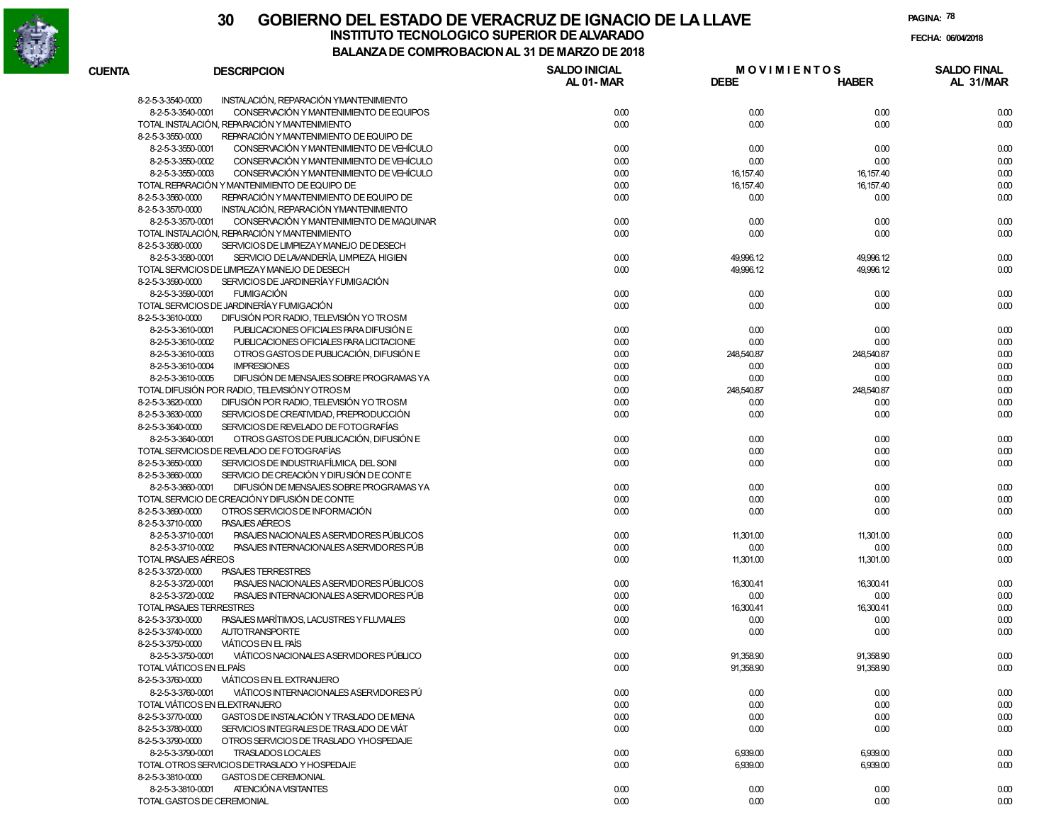# 30 GOBIERNO DEL ESTADO DE VERACRUZ DE IGNACIO DE LA LLAVE

## INSTITUTO TECNOLOGICO SUPERIOR DE ALVARADO

### BALANZA DE COMPROBACION AL 31 DE MARZO DE 2018

PAGINA: 78

FECHA: 06/04/2018

| CUENTA | DESCRIPCION | SALDO INICIAL AL 01- MAR | MOVIMIENTOS DEBE | MOVIMIENTOS HABER | SALDO FINAL AL 31/MAR |
|---|---|---|---|---|---|
| 8-2-5-3-3540-0000 | INSTALACIÓN, REPARACIÓN YMANTENIMIENTO | | | | |
| 8-2-5-3-3540-0001 | CONSERVACIÓN Y MANTENIMIENTO DE EQUIPOS | 0.00 | 0.00 | 0.00 | 0.00 |
| TOTAL INSTALACIÓN, REPARACIÓN Y MANTENIMIENTO | | 0.00 | 0.00 | 0.00 | 0.00 |
| 8-2-5-3-3550-0000 | REPARACIÓN Y MANTENIMIENTO DE EQUIPO DE | | | | |
| 8-2-5-3-3550-0001 | CONSERVACIÓN Y MANTENIMIENTO DE VEHÍCULO | 0.00 | 0.00 | 0.00 | 0.00 |
| 8-2-5-3-3550-0002 | CONSERVACIÓN Y MANTENIMIENTO DE VEHÍCULO | 0.00 | 0.00 | 0.00 | 0.00 |
| 8-2-5-3-3550-0003 | CONSERVACIÓN Y MANTENIMIENTO DE VEHÍCULO | 0.00 | 16,157.40 | 16,157.40 | 0.00 |
| TOTAL REPARACIÓN Y MANTENIMIENTO DE EQUIPO DE | | 0.00 | 16,157.40 | 16,157.40 | 0.00 |
| 8-2-5-3-3560-0000 | REPARACIÓN Y MANTENIMIENTO DE EQUIPO DE | 0.00 | 0.00 | 0.00 | 0.00 |
| 8-2-5-3-3570-0000 | INSTALACIÓN, REPARACIÓN YMANTENIMIENTO | | | | |
| 8-2-5-3-3570-0001 | CONSERVACIÓN Y MANTENIMIENTO DE MAQUINAR | 0.00 | 0.00 | 0.00 | 0.00 |
| TOTAL INSTALACIÓN, REPARACIÓN Y MANTENIMIENTO | | 0.00 | 0.00 | 0.00 | 0.00 |
| 8-2-5-3-3580-0000 | SERVICIOS DE LIMPIEZA Y MANEJO DE DESECH | | | | |
| 8-2-5-3-3580-0001 | SERVICIO DE LAVANDERÍA, LIMPIEZA, HIGIEN | 0.00 | 49,996.12 | 49,996.12 | 0.00 |
| TOTAL SERVICIOS DE LIMPIEZA Y MANEJO DE DESECH | | 0.00 | 49,996.12 | 49,996.12 | 0.00 |
| 8-2-5-3-3590-0000 | SERVICIOS DE JARDINERÍA Y FUMIGACIÓN | | | | |
| 8-2-5-3-3590-0001 | FUMIGACIÓN | 0.00 | 0.00 | 0.00 | 0.00 |
| TOTAL SERVICIOS DE JARDINERÍA Y FUMIGACIÓN | | 0.00 | 0.00 | 0.00 | 0.00 |
| 8-2-5-3-3610-0000 | DIFUSIÓN POR RADIO, TELEVISIÓN YO TROSM | | | | |
| 8-2-5-3-3610-0001 | PUBLICACIONES OFICIALES PARA DIFUSIÓN E | 0.00 | 0.00 | 0.00 | 0.00 |
| 8-2-5-3-3610-0002 | PUBLICACIONES OFICIALES PARA LICITACIONE | 0.00 | 0.00 | 0.00 | 0.00 |
| 8-2-5-3-3610-0003 | OTROS GASTOS DE PUBLICACIÓN, DIFUSIÓN E | 0.00 | 248,540.87 | 248,540.87 | 0.00 |
| 8-2-5-3-3610-0004 | IMPRESIONES | 0.00 | 0.00 | 0.00 | 0.00 |
| 8-2-5-3-3610-0005 | DIFUSIÓN DE MENSAJES SOBRE PROGRAMAS YA | 0.00 | 0.00 | 0.00 | 0.00 |
| TOTAL DIFUSIÓN POR RADIO, TELEVISIÓN Y OTROS M | | 0.00 | 248,540.87 | 248,540.87 | 0.00 |
| 8-2-5-3-3620-0000 | DIFUSIÓN POR RADIO, TELEVISIÓN YO TROSM | 0.00 | 0.00 | 0.00 | 0.00 |
| 8-2-5-3-3630-0000 | SERVICIOS DE CREATIVIDAD, PREPRODUCCIÓN | 0.00 | 0.00 | 0.00 | 0.00 |
| 8-2-5-3-3640-0000 | SERVICIOS DE REVELADO DE FOTOGRAFÍAS | | | | |
| 8-2-5-3-3640-0001 | OTROS GASTOS DE PUBLICACIÓN, DIFUSIÓN E | 0.00 | 0.00 | 0.00 | 0.00 |
| TOTAL SERVICIOS DE REVELADO DE FOTOGRAFÍAS | | 0.00 | 0.00 | 0.00 | 0.00 |
| 8-2-5-3-3650-0000 | SERVICIOS DE INDUSTRIA FÍLMICA, DEL SONI | 0.00 | 0.00 | 0.00 | 0.00 |
| 8-2-5-3-3660-0000 | SERVICIO DE CREACIÓN Y DIFUSIÓN DE CONTE | | | | |
| 8-2-5-3-3660-0001 | DIFUSIÓN DE MENSAJES SOBRE PROGRAMAS YA | 0.00 | 0.00 | 0.00 | 0.00 |
| TOTAL SERVICIO DE CREACIÓN Y DIFUSIÓN DE CONTE | | 0.00 | 0.00 | 0.00 | 0.00 |
| 8-2-5-3-3690-0000 | OTROS SERVICIOS DE INFORMACIÓN | 0.00 | 0.00 | 0.00 | 0.00 |
| 8-2-5-3-3710-0000 | PASAJES AÉREOS | | | | |
| 8-2-5-3-3710-0001 | PASAJES NACIONALES A SERVIDORES PÚBLICOS | 0.00 | 11,301.00 | 11,301.00 | 0.00 |
| 8-2-5-3-3710-0002 | PASAJES INTERNACIONALES A SERVIDORES PÚB | 0.00 | 0.00 | 0.00 | 0.00 |
| TOTAL PASAJES AÉREOS | | 0.00 | 11,301.00 | 11,301.00 | 0.00 |
| 8-2-5-3-3720-0000 | PASAJES TERRESTRES | | | | |
| 8-2-5-3-3720-0001 | PASAJES NACIONALES A SERVIDORES PÚBLICOS | 0.00 | 16,300.41 | 16,300.41 | 0.00 |
| 8-2-5-3-3720-0002 | PASAJES INTERNACIONALES A SERVIDORES PÚB | 0.00 | 0.00 | 0.00 | 0.00 |
| TOTAL PASAJES TERRESTRES | | 0.00 | 16,300.41 | 16,300.41 | 0.00 |
| 8-2-5-3-3730-0000 | PASAJES MARÍTIMOS, LACUSTRES Y FLUVIALES | 0.00 | 0.00 | 0.00 | 0.00 |
| 8-2-5-3-3740-0000 | AUTOTRANSPORTE | 0.00 | 0.00 | 0.00 | 0.00 |
| 8-2-5-3-3750-0000 | VIÁTICOS EN EL PAÍS | | | | |
| 8-2-5-3-3750-0001 | VIÁTICOS NACIONALES A SERVIDORES PÚBLICO | 0.00 | 91,358.90 | 91,358.90 | 0.00 |
| TOTAL VIÁTICOS EN EL PAÍS | | 0.00 | 91,358.90 | 91,358.90 | 0.00 |
| 8-2-5-3-3760-0000 | VIÁTICOS EN EL EXTRANJERO | | | | |
| 8-2-5-3-3760-0001 | VIÁTICOS INTERNACIONALES A SERVIDORES PÚ | 0.00 | 0.00 | 0.00 | 0.00 |
| TOTAL VIÁTICOS EN EL EXTRANJERO | | 0.00 | 0.00 | 0.00 | 0.00 |
| 8-2-5-3-3770-0000 | GASTOS DE INSTALACIÓN Y TRASLADO DE MENA | 0.00 | 0.00 | 0.00 | 0.00 |
| 8-2-5-3-3780-0000 | SERVICIOS INTEGRALES DE TRASLADO DE VIÁT | 0.00 | 0.00 | 0.00 | 0.00 |
| 8-2-5-3-3790-0000 | OTROS SERVICIOS DE TRASLADO Y HOSPEDAJE | | | | |
| 8-2-5-3-3790-0001 | TRASLADOS LOCALES | 0.00 | 6,939.00 | 6,939.00 | 0.00 |
| TOTAL OTROS SERVICIOS DE TRASLADO Y HOSPEDAJE | | 0.00 | 6,939.00 | 6,939.00 | 0.00 |
| 8-2-5-3-3810-0000 | GASTOS DE CEREMONIAL | | | | |
| 8-2-5-3-3810-0001 | ATENCIÓN A VISITANTES | 0.00 | 0.00 | 0.00 | 0.00 |
| TOTAL GASTOS DE CEREMONIAL | | 0.00 | 0.00 | 0.00 | 0.00 |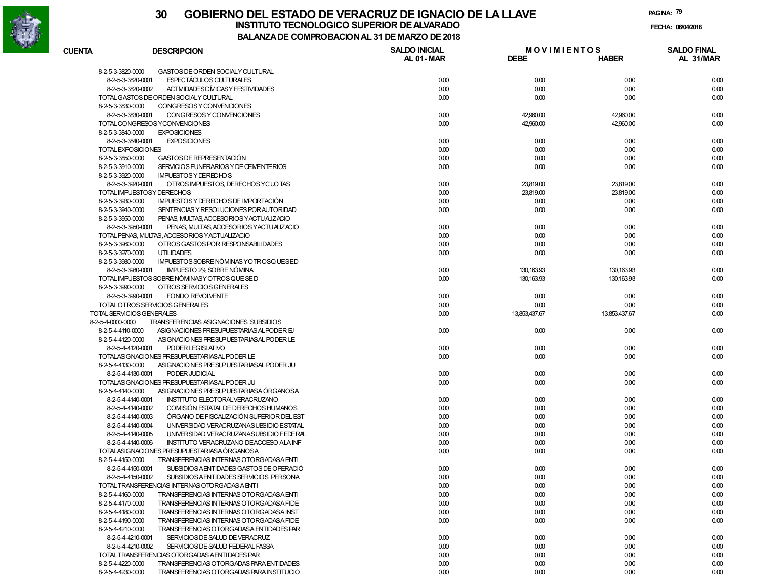# 30 GOBIERNO DEL ESTADO DE VERACRUZ DE IGNACIO DE LA LLAVE

## INSTITUTO TECNOLOGICO SUPERIOR DE ALVARADO

### BALANZA DE COMPROBACION AL 31 DE MARZO DE 2018

FECHA: 06/04/2018

| CUENTA | DESCRIPCION | SALDO INICIAL AL 01- MAR | MOVIMIENTOS DEBE | MOVIMIENTOS HABER | SALDO FINAL AL 31/MAR |
|---|---|---|---|---|---|
| 8-2-5-3-3820-0000 | GASTOS DE ORDEN SOCIAL Y CULTURAL | | | | |
| 8-2-5-3-3820-0001 | ESPECTÁCULOS CULTURALES | 0.00 | 0.00 | 0.00 | 0.00 |
| 8-2-5-3-3820-0002 | ACTIVIDADES CÍVICAS Y FESTIVIDADES | 0.00 | 0.00 | 0.00 | 0.00 |
| | TOTAL GASTOS DE ORDEN SOCIAL Y CULTURAL | 0.00 | 0.00 | 0.00 | 0.00 |
| 8-2-5-3-3830-0000 | CONGRESOS Y CONVENCIONES | | | | |
| 8-2-5-3-3830-0001 | CONGRESOS Y CONVENCIONES | 0.00 | 42,960.00 | 42,960.00 | 0.00 |
| | TOTAL CONGRESOS Y CONVENCIONES | 0.00 | 42,960.00 | 42,960.00 | 0.00 |
| 8-2-5-3-3840-0000 | EXPOSICIONES | | | | |
| 8-2-5-3-3840-0001 | EXPOSICIONES | 0.00 | 0.00 | 0.00 | 0.00 |
| | TOTAL EXPOSICIONES | 0.00 | 0.00 | 0.00 | 0.00 |
| 8-2-5-3-3850-0000 | GASTOS DE REPRESENTACIÓN | 0.00 | 0.00 | 0.00 | 0.00 |
| 8-2-5-3-3910-0000 | SERVICIOS FUNERARIOS Y DE CEMENTERIOS | 0.00 | 0.00 | 0.00 | 0.00 |
| 8-2-5-3-3920-0000 | IMPUESTOS Y DERECHOS | | | | |
| 8-2-5-3-3920-0001 | OTROS IMPUESTOS, DERECHOS Y CUOTAS | 0.00 | 23,819.00 | 23,819.00 | 0.00 |
| | TOTAL IMPUESTOS Y DERECHOS | 0.00 | 23,819.00 | 23,819.00 | 0.00 |
| 8-2-5-3-3930-0000 | IMPUESTOS Y DERECHOS DE IMPORTACIÓN | 0.00 | 0.00 | 0.00 | 0.00 |
| 8-2-5-3-3940-0000 | SENTENCIAS Y RESOLUCIONES POR AUTORIDAD | 0.00 | 0.00 | 0.00 | 0.00 |
| 8-2-5-3-3950-0000 | PENAS, MULTAS, ACCESORIOS Y ACTUALIZACIO | | | | |
| 8-2-5-3-3950-0001 | PENAS, MULTAS, ACCESORIOS Y ACTUALIZACIO | 0.00 | 0.00 | 0.00 | 0.00 |
| | TOTAL PENAS, MULTAS, ACCESORIOS Y ACTUALIZACIO | 0.00 | 0.00 | 0.00 | 0.00 |
| 8-2-5-3-3960-0000 | OTROS GASTOS POR RESPONSABILIDADES | 0.00 | 0.00 | 0.00 | 0.00 |
| 8-2-5-3-3970-0000 | UTILIDADES | 0.00 | 0.00 | 0.00 | 0.00 |
| 8-2-5-3-3980-0000 | IMPUESTOS SOBRE NÓMINAS Y OTROS QUE SE D | | | | |
| 8-2-5-3-3980-0001 | IMPUESTO 2% SOBRE NÓMINA | 0.00 | 130,163.93 | 130,163.93 | 0.00 |
| | TOTAL IMPUESTOS SOBRE NÓMINAS Y OTROS QUE SE D | 0.00 | 130,163.93 | 130,163.93 | 0.00 |
| 8-2-5-3-3990-0000 | OTROS SERVICIOS GENERALES | | | | |
| 8-2-5-3-3990-0001 | FONDO REVOLVENTE | 0.00 | 0.00 | 0.00 | 0.00 |
| | TOTAL OTROS SERVICIOS GENERALES | 0.00 | 0.00 | 0.00 | 0.00 |
| | TOTAL SERVICIOS GENERALES | 0.00 | 13,853,437.67 | 13,853,437.67 | 0.00 |
| 8-2-5-4-0000-0000 | TRANSFERENCIAS, ASIGNACIONES, SUBSIDIOS | | | | |
| 8-2-5-4-4110-0000 | ASIGNACIONES PRESUPUESTARIAS AL PODER EJ | 0.00 | 0.00 | 0.00 | 0.00 |
| 8-2-5-4-4120-0000 | ASIGNACIONES PRESUPUESTARIAS AL PODER LE | | | | |
| 8-2-5-4-4120-0001 | PODER LEGISLATIVO | 0.00 | 0.00 | 0.00 | 0.00 |
| | TOTAL ASIGNACIONES PRESUPUESTARIAS AL PODER LE | 0.00 | 0.00 | 0.00 | 0.00 |
| 8-2-5-4-4130-0000 | ASIGNACIONES PRESUPUESTARIAS AL PODER JU | | | | |
| 8-2-5-4-4130-0001 | PODER JUDICIAL | 0.00 | 0.00 | 0.00 | 0.00 |
| | TOTAL ASIGNACIONES PRESUPUESTARIAS AL PODER JU | 0.00 | 0.00 | 0.00 | 0.00 |
| 8-2-5-4-4140-0000 | ASIGNACIONES PRESUPUESTARIAS A ÓRGANOS A | | | | |
| 8-2-5-4-4140-0001 | INSTITUTO ELECTORAL VERACRUZANO | 0.00 | 0.00 | 0.00 | 0.00 |
| 8-2-5-4-4140-0002 | COMISIÓN ESTATAL DE DERECHOS HUMANOS | 0.00 | 0.00 | 0.00 | 0.00 |
| 8-2-5-4-4140-0003 | ÓRGANO DE FISCALIZACIÓN SUPERIOR DEL EST | 0.00 | 0.00 | 0.00 | 0.00 |
| 8-2-5-4-4140-0004 | UNIVERSIDAD VERACRUZANA SUBSIDIO ESTATAL | 0.00 | 0.00 | 0.00 | 0.00 |
| 8-2-5-4-4140-0005 | UNIVERSIDAD VERACRUZANA SUBSIDIO FEDERAL | 0.00 | 0.00 | 0.00 | 0.00 |
| 8-2-5-4-4140-0006 | INSTITUTO VERACRUZANO DE ACCESO A LA INF | 0.00 | 0.00 | 0.00 | 0.00 |
| | TOTAL ASIGNACIONES PRESUPUESTARIAS A ÓRGANOS A | 0.00 | 0.00 | 0.00 | 0.00 |
| 8-2-5-4-4150-0000 | TRANSFERENCIAS INTERNAS OTORGADAS A ENTI | | | | |
| 8-2-5-4-4150-0001 | SUBSIDIOS A ENTIDADES GASTOS DE OPERACIÓ | 0.00 | 0.00 | 0.00 | 0.00 |
| 8-2-5-4-4150-0002 | SUBSIDIOS A ENTIDADES SERVICIOS PERSONA | 0.00 | 0.00 | 0.00 | 0.00 |
| | TOTAL TRANSFERENCIAS INTERNAS OTORGADAS A ENTI | 0.00 | 0.00 | 0.00 | 0.00 |
| 8-2-5-4-4160-0000 | TRANSFERENCIAS INTERNAS OTORGADAS A ENTI | 0.00 | 0.00 | 0.00 | 0.00 |
| 8-2-5-4-4170-0000 | TRANSFERENCIAS INTERNAS OTORGADAS A FIDE | 0.00 | 0.00 | 0.00 | 0.00 |
| 8-2-5-4-4180-0000 | TRANSFERENCIAS INTERNAS OTORGADAS A INST | 0.00 | 0.00 | 0.00 | 0.00 |
| 8-2-5-4-4190-0000 | TRANSFERENCIAS INTERNAS OTORGADAS A FIDE | 0.00 | 0.00 | 0.00 | 0.00 |
| 8-2-5-4-4210-0000 | TRANSFERENCIAS OTORGADAS A ENTIDADES PAR | | | | |
| 8-2-5-4-4210-0001 | SERVICIOS DE SALUD DE VERACRUZ | 0.00 | 0.00 | 0.00 | 0.00 |
| 8-2-5-4-4210-0002 | SERVICIOS DE SALUD FEDERAL FASSA | 0.00 | 0.00 | 0.00 | 0.00 |
| | TOTAL TRANSFERENCIAS OTORGADAS A ENTIDADES PAR | 0.00 | 0.00 | 0.00 | 0.00 |
| 8-2-5-4-4220-0000 | TRANSFERENCIAS OTORGADAS PARA ENTIDADES | 0.00 | 0.00 | 0.00 | 0.00 |
| 8-2-5-4-4230-0000 | TRANSFERENCIAS OTORGADAS PARA INSTITUCIO | 0.00 | 0.00 | 0.00 | 0.00 |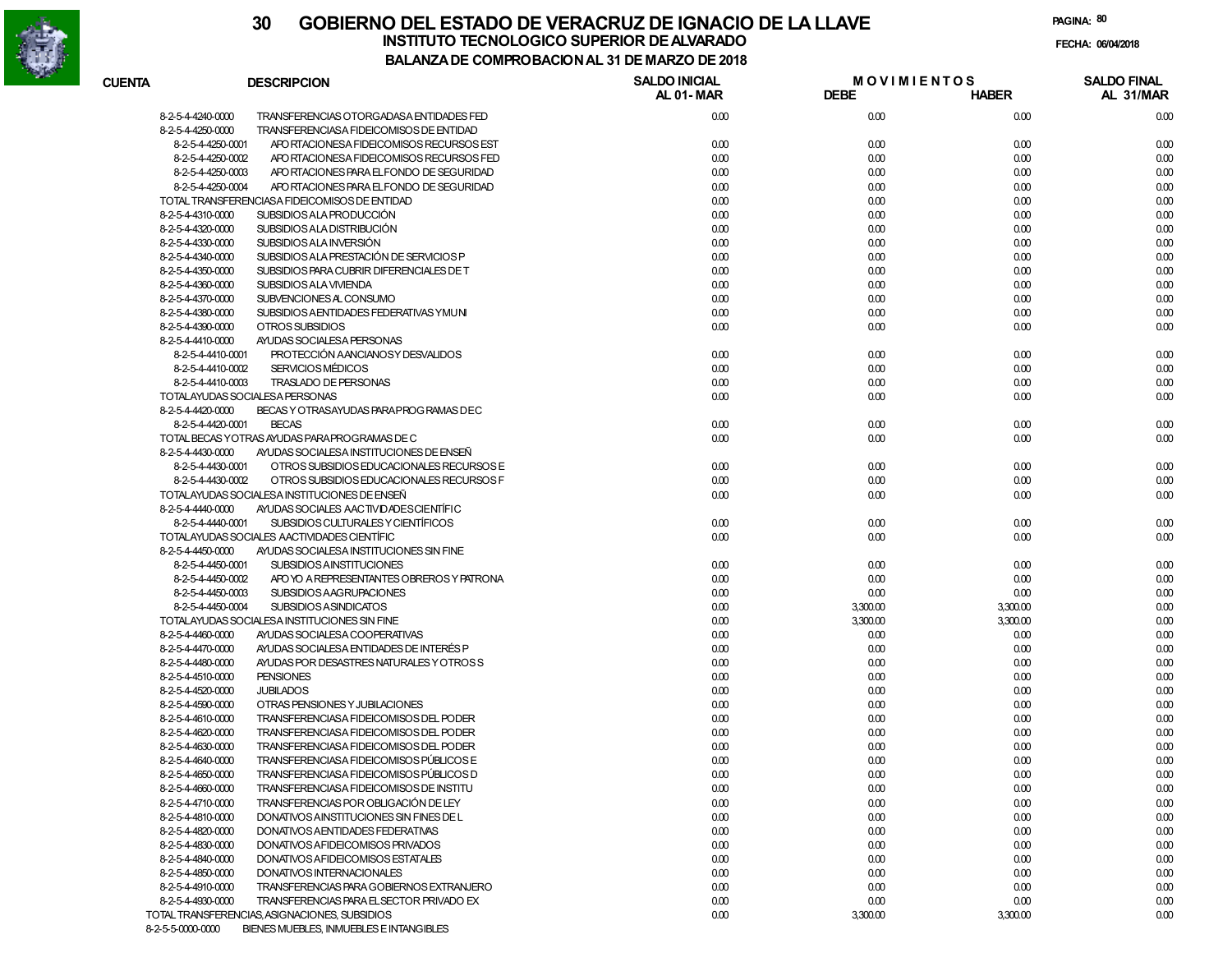# 30 GOBIERNO DEL ESTADO DE VERACRUZ DE IGNACIO DE LA LLAVE

## INSTITUTO TECNOLOGICO SUPERIOR DE ALVARADO

### BALANZA DE COMPROBACION AL 31 DE MARZO DE 2018

PAGINA: 80

FECHA: 06/04/2018

| CUENTA | DESCRIPCION | SALDO INICIAL AL 01-MAR | MOVIMIENTOS DEBE | MOVIMIENTOS HABER | SALDO FINAL AL 31/MAR |
|---|---|---|---|---|---|
| 8-2-5-4-4240-0000 | TRANSFERENCIAS OTORGADAS A ENTIDADES FED | 0.00 | 0.00 | 0.00 | 0.00 |
| 8-2-5-4-4250-0000 | TRANSFERENCIAS A FIDEICOMISOS DE ENTIDAD | | | | |
| 8-2-5-4-4250-0001 | APORTACIONES A FIDEICOMISOS RECURSOS EST | 0.00 | 0.00 | 0.00 | 0.00 |
| 8-2-5-4-4250-0002 | APORTACIONES A FIDEICOMISOS RECURSOS FED | 0.00 | 0.00 | 0.00 | 0.00 |
| 8-2-5-4-4250-0003 | APORTACIONES PARA EL FONDO DE SEGURIDAD | 0.00 | 0.00 | 0.00 | 0.00 |
| 8-2-5-4-4250-0004 | APORTACIONES PARA EL FONDO DE SEGURIDAD | 0.00 | 0.00 | 0.00 | 0.00 |
| TOTAL TRANSFERENCIAS A FIDEICOMISOS DE ENTIDAD | | 0.00 | 0.00 | 0.00 | 0.00 |
| 8-2-5-4-4310-0000 | SUBSIDIOS A LA PRODUCCIÓN | 0.00 | 0.00 | 0.00 | 0.00 |
| 8-2-5-4-4320-0000 | SUBSIDIOS A LA DISTRIBUCIÓN | 0.00 | 0.00 | 0.00 | 0.00 |
| 8-2-5-4-4330-0000 | SUBSIDIOS A LA INVERSIÓN | 0.00 | 0.00 | 0.00 | 0.00 |
| 8-2-5-4-4340-0000 | SUBSIDIOS A LA PRESTACIÓN DE SERVICIOS P | 0.00 | 0.00 | 0.00 | 0.00 |
| 8-2-5-4-4350-0000 | SUBSIDIOS PARA CUBRIR DIFERENCIALES DE T | 0.00 | 0.00 | 0.00 | 0.00 |
| 8-2-5-4-4360-0000 | SUBSIDIOS A LA VIVIENDA | 0.00 | 0.00 | 0.00 | 0.00 |
| 8-2-5-4-4370-0000 | SUBVENCIONES AL CONSUMO | 0.00 | 0.00 | 0.00 | 0.00 |
| 8-2-5-4-4380-0000 | SUBSIDIOS A ENTIDADES FEDERATIVAS Y MUNI | 0.00 | 0.00 | 0.00 | 0.00 |
| 8-2-5-4-4390-0000 | OTROS SUBSIDIOS | 0.00 | 0.00 | 0.00 | 0.00 |
| 8-2-5-4-4410-0000 | AYUDAS SOCIALES A PERSONAS | | | | |
| 8-2-5-4-4410-0001 | PROTECCIÓN A ANCIANOS Y DESVALIDOS | 0.00 | 0.00 | 0.00 | 0.00 |
| 8-2-5-4-4410-0002 | SERVICIOS MÉDICOS | 0.00 | 0.00 | 0.00 | 0.00 |
| 8-2-5-4-4410-0003 | TRASLADO DE PERSONAS | 0.00 | 0.00 | 0.00 | 0.00 |
| TOTAL AYUDAS SOCIALES A PERSONAS | | 0.00 | 0.00 | 0.00 | 0.00 |
| 8-2-5-4-4420-0000 | BECAS Y OTRAS AYUDAS PARA PROGRAMAS DE C | | | | |
| 8-2-5-4-4420-0001 | BECAS | 0.00 | 0.00 | 0.00 | 0.00 |
| TOTAL BECAS Y OTRAS AYUDAS PARA PROGRAMAS DE C | | 0.00 | 0.00 | 0.00 | 0.00 |
| 8-2-5-4-4430-0000 | AYUDAS SOCIALES A INSTITUCIONES DE ENSEÑ | | | | |
| 8-2-5-4-4430-0001 | OTROS SUBSIDIOS EDUCACIONALES RECURSOS E | 0.00 | 0.00 | 0.00 | 0.00 |
| 8-2-5-4-4430-0002 | OTROS SUBSIDIOS EDUCACIONALES RECURSOS F | 0.00 | 0.00 | 0.00 | 0.00 |
| TOTAL AYUDAS SOCIALES A INSTITUCIONES DE ENSEÑ | | 0.00 | 0.00 | 0.00 | 0.00 |
| 8-2-5-4-4440-0000 | AYUDAS SOCIALES A ACTIVIDADES CIENTÍFIC | | | | |
| 8-2-5-4-4440-0001 | SUBSIDIOS CULTURALES Y CIENTÍFICOS | 0.00 | 0.00 | 0.00 | 0.00 |
| TOTAL AYUDAS SOCIALES A ACTIVIDADES CIENTÍFIC | | 0.00 | 0.00 | 0.00 | 0.00 |
| 8-2-5-4-4450-0000 | AYUDAS SOCIALES A INSTITUCIONES SIN FINE | | | | |
| 8-2-5-4-4450-0001 | SUBSIDIOS A INSTITUCIONES | 0.00 | 0.00 | 0.00 | 0.00 |
| 8-2-5-4-4450-0002 | APOYO A REPRESENTANTES OBREROS Y PATRONA | 0.00 | 0.00 | 0.00 | 0.00 |
| 8-2-5-4-4450-0003 | SUBSIDIOS A AGRUPACIONES | 0.00 | 0.00 | 0.00 | 0.00 |
| 8-2-5-4-4450-0004 | SUBSIDIOS A SINDICATOS | 0.00 | 3,300.00 | 3,300.00 | 0.00 |
| TOTAL AYUDAS SOCIALES A INSTITUCIONES SIN FINE | | 0.00 | 3,300.00 | 3,300.00 | 0.00 |
| 8-2-5-4-4460-0000 | AYUDAS SOCIALES A COOPERATIVAS | 0.00 | 0.00 | 0.00 | 0.00 |
| 8-2-5-4-4470-0000 | AYUDAS SOCIALES A ENTIDADES DE INTERÉS P | 0.00 | 0.00 | 0.00 | 0.00 |
| 8-2-5-4-4480-0000 | AYUDAS POR DESASTRES NATURALES Y OTROS S | 0.00 | 0.00 | 0.00 | 0.00 |
| 8-2-5-4-4510-0000 | PENSIONES | 0.00 | 0.00 | 0.00 | 0.00 |
| 8-2-5-4-4520-0000 | JUBILADOS | 0.00 | 0.00 | 0.00 | 0.00 |
| 8-2-5-4-4590-0000 | OTRAS PENSIONES Y JUBILACIONES | 0.00 | 0.00 | 0.00 | 0.00 |
| 8-2-5-4-4610-0000 | TRANSFERENCIAS A FIDEICOMISOS DEL PODER | 0.00 | 0.00 | 0.00 | 0.00 |
| 8-2-5-4-4620-0000 | TRANSFERENCIAS A FIDEICOMISOS DEL PODER | 0.00 | 0.00 | 0.00 | 0.00 |
| 8-2-5-4-4630-0000 | TRANSFERENCIAS A FIDEICOMISOS DEL PODER | 0.00 | 0.00 | 0.00 | 0.00 |
| 8-2-5-4-4640-0000 | TRANSFERENCIAS A FIDEICOMISOS PÚBLICOS E | 0.00 | 0.00 | 0.00 | 0.00 |
| 8-2-5-4-4650-0000 | TRANSFERENCIAS A FIDEICOMISOS PÚBLICOS D | 0.00 | 0.00 | 0.00 | 0.00 |
| 8-2-5-4-4660-0000 | TRANSFERENCIAS A FIDEICOMISOS DE INSTITU | 0.00 | 0.00 | 0.00 | 0.00 |
| 8-2-5-4-4710-0000 | TRANSFERENCIAS POR OBLIGACIÓN DE LEY | 0.00 | 0.00 | 0.00 | 0.00 |
| 8-2-5-4-4810-0000 | DONATIVOS A INSTITUCIONES SIN FINES DE L | 0.00 | 0.00 | 0.00 | 0.00 |
| 8-2-5-4-4820-0000 | DONATIVOS A ENTIDADES FEDERATIVAS | 0.00 | 0.00 | 0.00 | 0.00 |
| 8-2-5-4-4830-0000 | DONATIVOS A FIDEICOMISOS PRIVADOS | 0.00 | 0.00 | 0.00 | 0.00 |
| 8-2-5-4-4840-0000 | DONATIVOS A FIDEICOMISOS ESTATALES | 0.00 | 0.00 | 0.00 | 0.00 |
| 8-2-5-4-4850-0000 | DONATIVOS INTERNACIONALES | 0.00 | 0.00 | 0.00 | 0.00 |
| 8-2-5-4-4910-0000 | TRANSFERENCIAS PARA GOBIERNOS EXTRANJERO | 0.00 | 0.00 | 0.00 | 0.00 |
| 8-2-5-4-4930-0000 | TRANSFERENCIAS PARA EL SECTOR PRIVADO EX | 0.00 | 0.00 | 0.00 | 0.00 |
| TOTAL TRANSFERENCIAS, ASIGNACIONES, SUBSIDIOS | | 0.00 | 3,300.00 | 3,300.00 | 0.00 |
| 8-2-5-5-0000-0000 | BIENES MUEBLES, INMUEBLES E INTANGIBLES | | | | |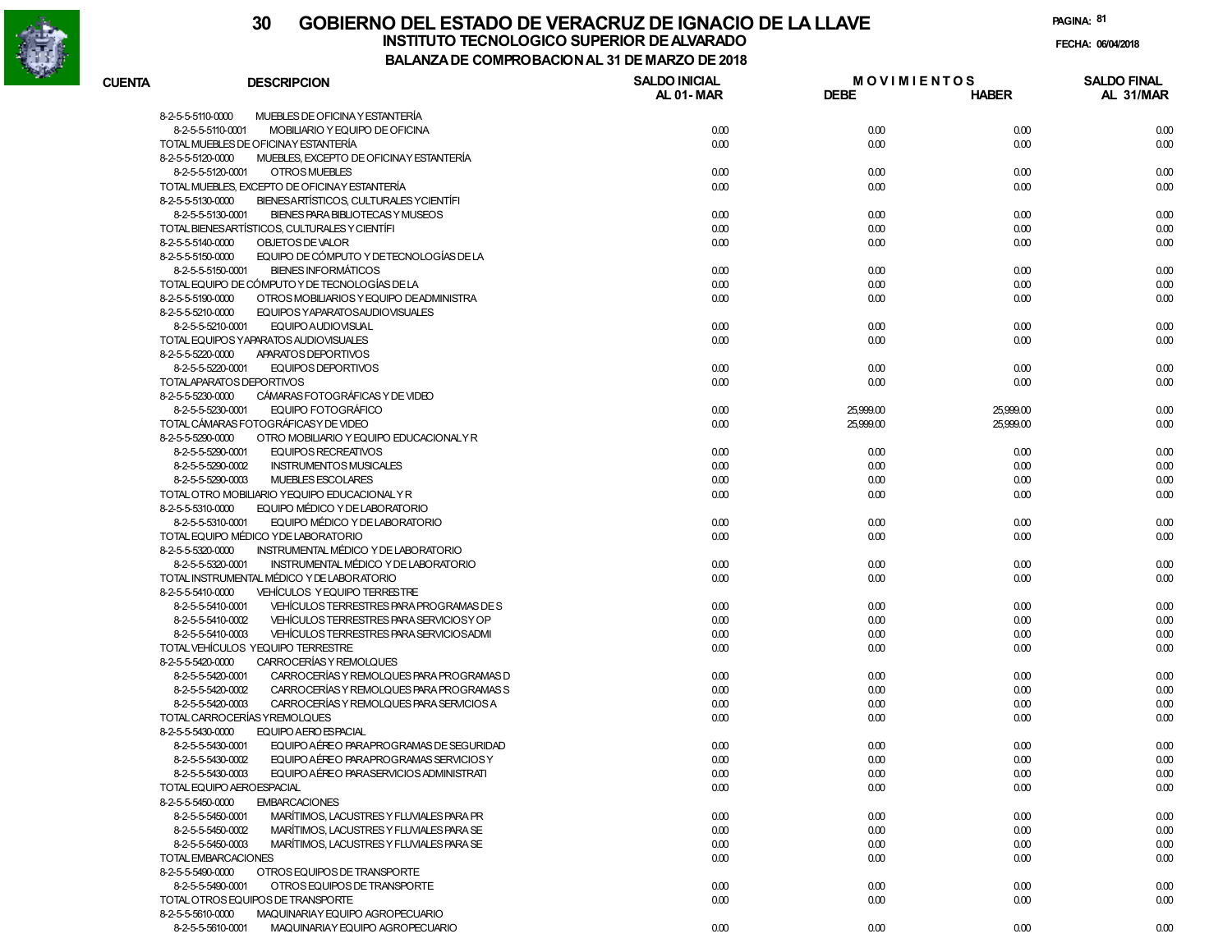# 30 GOBIERNO DEL ESTADO DE VERACRUZ DE IGNACIO DE LA LLAVE

## INSTITUTO TECNOLOGICO SUPERIOR DE ALVARADO

### BALANZA DE COMPROBACION AL 31 DE MARZO DE 2018

FECHA: 06/04/2018

| CUENTA | DESCRIPCION | SALDO INICIAL AL 01-MAR | MOVIMIENTOS DEBE | MOVIMIENTOS HABER | SALDO FINAL AL 31/MAR |
|---|---|---|---|---|---|
| 8-2-5-5-5110-0000 | MUEBLES DE OFICINA Y ESTANTERÍA | | | | |
| 8-2-5-5-5110-0001 | MOBILIARIO Y EQUIPO DE OFICINA | 0.00 | 0.00 | 0.00 | 0.00 |
| TOTAL MUEBLES DE OFICINA Y ESTANTERÍA | | 0.00 | 0.00 | 0.00 | 0.00 |
| 8-2-5-5-5120-0000 | MUEBLES, EXCEPTO DE OFICINA Y ESTANTERÍA | | | | |
| 8-2-5-5-5120-0001 | OTROS MUEBLES | 0.00 | 0.00 | 0.00 | 0.00 |
| TOTAL MUEBLES, EXCEPTO DE OFICINA Y ESTANTERÍA | | 0.00 | 0.00 | 0.00 | 0.00 |
| 8-2-5-5-5130-0000 | BIENES ARTÍSTICOS, CULTURALES Y CIENTÍFI | | | | |
| 8-2-5-5-5130-0001 | BIENES PARA BIBLIOTECAS Y MUSEOS | 0.00 | 0.00 | 0.00 | 0.00 |
| TOTAL BIENES ARTÍSTICOS, CULTURALES Y CIENTÍFI | | 0.00 | 0.00 | 0.00 | 0.00 |
| 8-2-5-5-5140-0000 | OBJETOS DE VALOR | 0.00 | 0.00 | 0.00 | 0.00 |
| 8-2-5-5-5150-0000 | EQUIPO DE CÓMPUTO Y DE TECNOLOGÍAS DE LA | | | | |
| 8-2-5-5-5150-0001 | BIENES INFORMÁTICOS | 0.00 | 0.00 | 0.00 | 0.00 |
| TOTAL EQUIPO DE CÓMPUTO Y DE TECNOLOGÍAS DE LA | | 0.00 | 0.00 | 0.00 | 0.00 |
| 8-2-5-5-5190-0000 | OTROS MOBILIARIOS Y EQUIPO DE ADMINISTRA | 0.00 | 0.00 | 0.00 | 0.00 |
| 8-2-5-5-5210-0000 | EQUIPOS Y APARATOS AUDIOVISUALES | | | | |
| 8-2-5-5-5210-0001 | EQUIPO AUDIOVISUAL | 0.00 | 0.00 | 0.00 | 0.00 |
| TOTAL EQUIPOS Y APARATOS AUDIOVISUALES | | 0.00 | 0.00 | 0.00 | 0.00 |
| 8-2-5-5-5220-0000 | APARATOS DEPORTIVOS | | | | |
| 8-2-5-5-5220-0001 | EQUIPOS DEPORTIVOS | 0.00 | 0.00 | 0.00 | 0.00 |
| TOTAL APARATOS DEPORTIVOS | | 0.00 | 0.00 | 0.00 | 0.00 |
| 8-2-5-5-5230-0000 | CÁMARAS FOTOGRÁFICAS Y DE VIDEO | | | | |
| 8-2-5-5-5230-0001 | EQUIPO FOTOGRÁFICO | 0.00 | 25,999.00 | 25,999.00 | 0.00 |
| TOTAL CÁMARAS FOTOGRÁFICAS Y DE VIDEO | | 0.00 | 25,999.00 | 25,999.00 | 0.00 |
| 8-2-5-5-5290-0000 | OTRO MOBILIARIO Y EQUIPO EDUCACIONAL Y R | | | | |
| 8-2-5-5-5290-0001 | EQUIPOS RECREATIVOS | 0.00 | 0.00 | 0.00 | 0.00 |
| 8-2-5-5-5290-0002 | INSTRUMENTOS MUSICALES | 0.00 | 0.00 | 0.00 | 0.00 |
| 8-2-5-5-5290-0003 | MUEBLES ESCOLARES | 0.00 | 0.00 | 0.00 | 0.00 |
| TOTAL OTRO MOBILIARIO Y EQUIPO EDUCACIONAL Y R | | 0.00 | 0.00 | 0.00 | 0.00 |
| 8-2-5-5-5310-0000 | EQUIPO MÉDICO Y DE LABORATORIO | | | | |
| 8-2-5-5-5310-0001 | EQUIPO MÉDICO Y DE LABORATORIO | 0.00 | 0.00 | 0.00 | 0.00 |
| TOTAL EQUIPO MÉDICO Y DE LABORATORIO | | 0.00 | 0.00 | 0.00 | 0.00 |
| 8-2-5-5-5320-0000 | INSTRUMENTAL MÉDICO Y DE LABORATORIO | | | | |
| 8-2-5-5-5320-0001 | INSTRUMENTAL MÉDICO Y DE LABORATORIO | 0.00 | 0.00 | 0.00 | 0.00 |
| TOTAL INSTRUMENTAL MÉDICO Y DE LABORATORIO | | 0.00 | 0.00 | 0.00 | 0.00 |
| 8-2-5-5-5410-0000 | VEHÍCULOS Y EQUIPO TERRESTRE | | | | |
| 8-2-5-5-5410-0001 | VEHÍCULOS TERRESTRES PARA PROGRAMAS DE S | 0.00 | 0.00 | 0.00 | 0.00 |
| 8-2-5-5-5410-0002 | VEHÍCULOS TERRESTRES PARA SERVICIOS Y OP | 0.00 | 0.00 | 0.00 | 0.00 |
| 8-2-5-5-5410-0003 | VEHÍCULOS TERRESTRES PARA SERVICIOS ADMI | 0.00 | 0.00 | 0.00 | 0.00 |
| TOTAL VEHÍCULOS Y EQUIPO TERRESTRE | | 0.00 | 0.00 | 0.00 | 0.00 |
| 8-2-5-5-5420-0000 | CARROCERÍAS Y REMOLQUES | | | | |
| 8-2-5-5-5420-0001 | CARROCERÍAS Y REMOLQUES PARA PROGRAMAS D | 0.00 | 0.00 | 0.00 | 0.00 |
| 8-2-5-5-5420-0002 | CARROCERÍAS Y REMOLQUES PARA PROGRAMAS S | 0.00 | 0.00 | 0.00 | 0.00 |
| 8-2-5-5-5420-0003 | CARROCERÍAS Y REMOLQUES PARA SERVICIOS A | 0.00 | 0.00 | 0.00 | 0.00 |
| TOTAL CARROCERÍAS Y REMOLQUES | | 0.00 | 0.00 | 0.00 | 0.00 |
| 8-2-5-5-5430-0000 | EQUIPO AEROESPACIAL | | | | |
| 8-2-5-5-5430-0001 | EQUIPO AÉREO PARA PROGRAMAS DE SEGURIDAD | 0.00 | 0.00 | 0.00 | 0.00 |
| 8-2-5-5-5430-0002 | EQUIPO AÉREO PARA PROGRAMAS SERVICIOS Y | 0.00 | 0.00 | 0.00 | 0.00 |
| 8-2-5-5-5430-0003 | EQUIPO AÉREO PARA SERVICIOS ADMINISTRATI | 0.00 | 0.00 | 0.00 | 0.00 |
| TOTAL EQUIPO AEROESPACIAL | | 0.00 | 0.00 | 0.00 | 0.00 |
| 8-2-5-5-5450-0000 | EMBARCACIONES | | | | |
| 8-2-5-5-5450-0001 | MARÍTIMOS, LACUSTRES Y FLUVIALES PARA PR | 0.00 | 0.00 | 0.00 | 0.00 |
| 8-2-5-5-5450-0002 | MARÍTIMOS, LACUSTRES Y FLUVIALES PARA SE | 0.00 | 0.00 | 0.00 | 0.00 |
| 8-2-5-5-5450-0003 | MARÍTIMOS, LACUSTRES Y FLUVIALES PARA SE | 0.00 | 0.00 | 0.00 | 0.00 |
| TOTAL EMBARCACIONES | | 0.00 | 0.00 | 0.00 | 0.00 |
| 8-2-5-5-5490-0000 | OTROS EQUIPOS DE TRANSPORTE | | | | |
| 8-2-5-5-5490-0001 | OTROS EQUIPOS DE TRANSPORTE | 0.00 | 0.00 | 0.00 | 0.00 |
| TOTAL OTROS EQUIPOS DE TRANSPORTE | | 0.00 | 0.00 | 0.00 | 0.00 |
| 8-2-5-5-5610-0000 | MAQUINARIA Y EQUIPO AGROPECUARIO | | | | |
| 8-2-5-5-5610-0001 | MAQUINARIA Y EQUIPO AGROPECUARIO | 0.00 | 0.00 | 0.00 | 0.00 |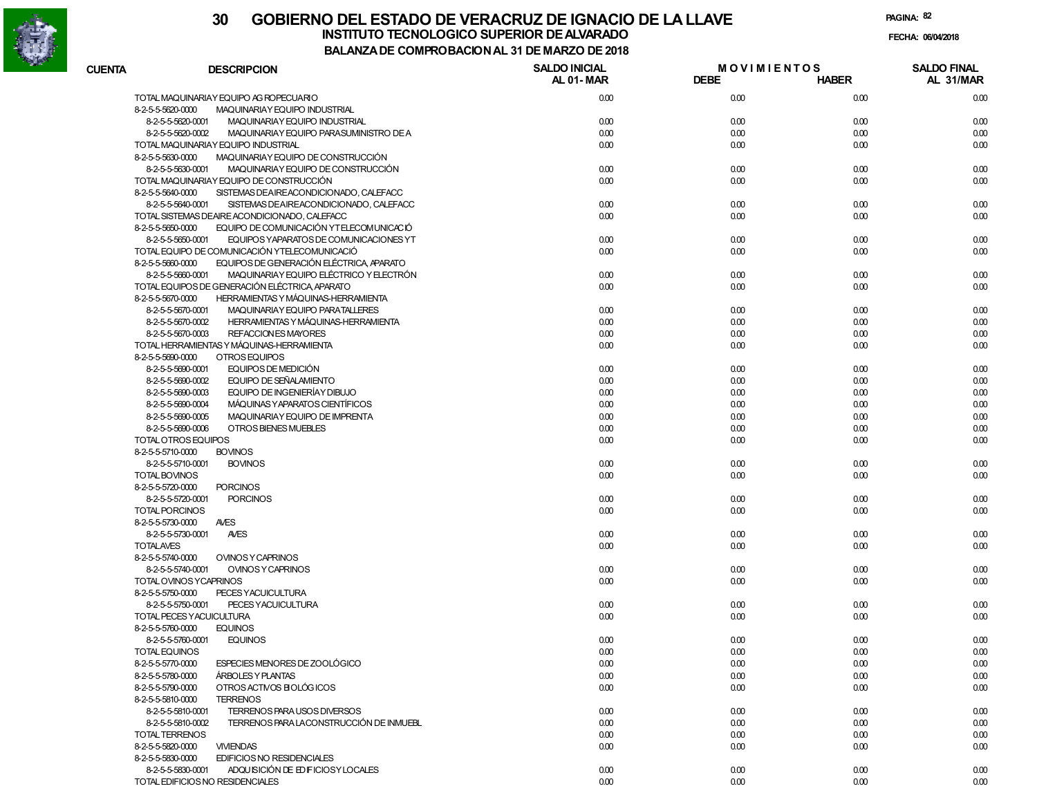# GOBIERNO DEL ESTADO DE VERACRUZ DE IGNACIO DE LA LLAVE

## INSTITUTO TECNOLOGICO SUPERIOR DE ALVARADO

### BALANZA DE COMPROBACION AL 31 DE MARZO DE 2018

FECHA: 06/04/2018

| CUENTA | DESCRIPCION | SALDO INICIAL AL 01- MAR | MOVIMIENTOS DEBE | MOVIMIENTOS HABER | SALDO FINAL AL 31/MAR |
|---|---|---|---|---|---|
| TOTAL MAQUINARIA Y EQUIPO AGROPECUARIO | | 0.00 | 0.00 | 0.00 | 0.00 |
| 8-2-5-5-5620-0000 | MAQUINARIA Y EQUIPO INDUSTRIAL | | | | |
| 8-2-5-5-5620-0001 | MAQUINARIA Y EQUIPO INDUSTRIAL | 0.00 | 0.00 | 0.00 | 0.00 |
| 8-2-5-5-5620-0002 | MAQUINARIA Y EQUIPO PARA SUMINISTRO DE A | 0.00 | 0.00 | 0.00 | 0.00 |
| TOTAL MAQUINARIA Y EQUIPO INDUSTRIAL | | 0.00 | 0.00 | 0.00 | 0.00 |
| 8-2-5-5-5630-0000 | MAQUINARIA Y EQUIPO DE CONSTRUCCIÓN | | | | |
| 8-2-5-5-5630-0001 | MAQUINARIA Y EQUIPO DE CONSTRUCCIÓN | 0.00 | 0.00 | 0.00 | 0.00 |
| TOTAL MAQUINARIA Y EQUIPO DE CONSTRUCCIÓN | | 0.00 | 0.00 | 0.00 | 0.00 |
| 8-2-5-5-5640-0000 | SISTEMAS DE AIRE ACONDICIONADO, CALEFACC | | | | |
| 8-2-5-5-5640-0001 | SISTEMAS DE AIRE ACONDICIONADO, CALEFACC | 0.00 | 0.00 | 0.00 | 0.00 |
| TOTAL SISTEMAS DE AIRE ACONDICIONADO, CALEFACC | | 0.00 | 0.00 | 0.00 | 0.00 |
| 8-2-5-5-5650-0000 | EQUIPO DE COMUNICACIÓN Y TELECOMUNICACIÓ | | | | |
| 8-2-5-5-5650-0001 | EQUIPOS Y APARATOS DE COMUNICACIONES Y T | 0.00 | 0.00 | 0.00 | 0.00 |
| TOTAL EQUIPO DE COMUNICACIÓN Y TELECOMUNICACIÓ | | 0.00 | 0.00 | 0.00 | 0.00 |
| 8-2-5-5-5660-0000 | EQUIPOS DE GENERACIÓN ELÉCTRICA, APARATO | | | | |
| 8-2-5-5-5660-0001 | MAQUINARIA Y EQUIPO ELÉCTRICO Y ELECTRÓN | 0.00 | 0.00 | 0.00 | 0.00 |
| TOTAL EQUIPOS DE GENERACIÓN ELÉCTRICA, APARATO | | 0.00 | 0.00 | 0.00 | 0.00 |
| 8-2-5-5-5670-0000 | HERRAMIENTAS Y MÁQUINAS-HERRAMIENTA | | | | |
| 8-2-5-5-5670-0001 | MAQUINARIA Y EQUIPO PARA TALLERES | 0.00 | 0.00 | 0.00 | 0.00 |
| 8-2-5-5-5670-0002 | HERRAMIENTAS Y MÁQUINAS-HERRAMIENTA | 0.00 | 0.00 | 0.00 | 0.00 |
| 8-2-5-5-5670-0003 | REFACCIONES MAYORES | 0.00 | 0.00 | 0.00 | 0.00 |
| TOTAL HERRAMIENTAS Y MÁQUINAS-HERRAMIENTA | | 0.00 | 0.00 | 0.00 | 0.00 |
| 8-2-5-5-5690-0000 | OTROS EQUIPOS | | | | |
| 8-2-5-5-5690-0001 | EQUIPOS DE MEDICIÓN | 0.00 | 0.00 | 0.00 | 0.00 |
| 8-2-5-5-5690-0002 | EQUIPO DE SEÑALAMIENTO | 0.00 | 0.00 | 0.00 | 0.00 |
| 8-2-5-5-5690-0003 | EQUIPO DE INGENIERÍA Y DIBUJO | 0.00 | 0.00 | 0.00 | 0.00 |
| 8-2-5-5-5690-0004 | MÁQUINAS Y APARATOS CIENTÍFICOS | 0.00 | 0.00 | 0.00 | 0.00 |
| 8-2-5-5-5690-0005 | MAQUINARIA Y EQUIPO DE IMPRENTA | 0.00 | 0.00 | 0.00 | 0.00 |
| 8-2-5-5-5690-0006 | OTROS BIENES MUEBLES | 0.00 | 0.00 | 0.00 | 0.00 |
| TOTAL OTROS EQUIPOS | | 0.00 | 0.00 | 0.00 | 0.00 |
| 8-2-5-5-5710-0000 | BOVINOS | | | | |
| 8-2-5-5-5710-0001 | BOVINOS | 0.00 | 0.00 | 0.00 | 0.00 |
| TOTAL BOVINOS | | 0.00 | 0.00 | 0.00 | 0.00 |
| 8-2-5-5-5720-0000 | PORCINOS | | | | |
| 8-2-5-5-5720-0001 | PORCINOS | 0.00 | 0.00 | 0.00 | 0.00 |
| TOTAL PORCINOS | | 0.00 | 0.00 | 0.00 | 0.00 |
| 8-2-5-5-5730-0000 | AVES | | | | |
| 8-2-5-5-5730-0001 | AVES | 0.00 | 0.00 | 0.00 | 0.00 |
| TOTAL AVES | | 0.00 | 0.00 | 0.00 | 0.00 |
| 8-2-5-5-5740-0000 | OVINOS Y CAPRINOS | | | | |
| 8-2-5-5-5740-0001 | OVINOS Y CAPRINOS | 0.00 | 0.00 | 0.00 | 0.00 |
| TOTAL OVINOS Y CAPRINOS | | 0.00 | 0.00 | 0.00 | 0.00 |
| 8-2-5-5-5750-0000 | PECES Y ACUICULTURA | | | | |
| 8-2-5-5-5750-0001 | PECES Y ACUICULTURA | 0.00 | 0.00 | 0.00 | 0.00 |
| TOTAL PECES Y ACUICULTURA | | 0.00 | 0.00 | 0.00 | 0.00 |
| 8-2-5-5-5760-0000 | EQUINOS | | | | |
| 8-2-5-5-5760-0001 | EQUINOS | 0.00 | 0.00 | 0.00 | 0.00 |
| TOTAL EQUINOS | | 0.00 | 0.00 | 0.00 | 0.00 |
| 8-2-5-5-5770-0000 | ESPECIES MENORES DE ZOOLÓGICO | 0.00 | 0.00 | 0.00 | 0.00 |
| 8-2-5-5-5780-0000 | ÁRBOLES Y PLANTAS | 0.00 | 0.00 | 0.00 | 0.00 |
| 8-2-5-5-5790-0000 | OTROS ACTIVOS BIOLÓGICOS | 0.00 | 0.00 | 0.00 | 0.00 |
| 8-2-5-5-5810-0000 | TERRENOS | | | | |
| 8-2-5-5-5810-0001 | TERRENOS PARA USOS DIVERSOS | 0.00 | 0.00 | 0.00 | 0.00 |
| 8-2-5-5-5810-0002 | TERRENOS PARA LA CONSTRUCCIÓN DE INMUEBL | 0.00 | 0.00 | 0.00 | 0.00 |
| TOTAL TERRENOS | | 0.00 | 0.00 | 0.00 | 0.00 |
| 8-2-5-5-5820-0000 | VIVIENDAS | 0.00 | 0.00 | 0.00 | 0.00 |
| 8-2-5-5-5830-0000 | EDIFICIOS NO RESIDENCIALES | | | | |
| 8-2-5-5-5830-0001 | ADQUISICIÓN DE EDIFICIOS Y LOCALES | 0.00 | 0.00 | 0.00 | 0.00 |
| TOTAL EDIFICIOS NO RESIDENCIALES | | 0.00 | 0.00 | 0.00 | 0.00 |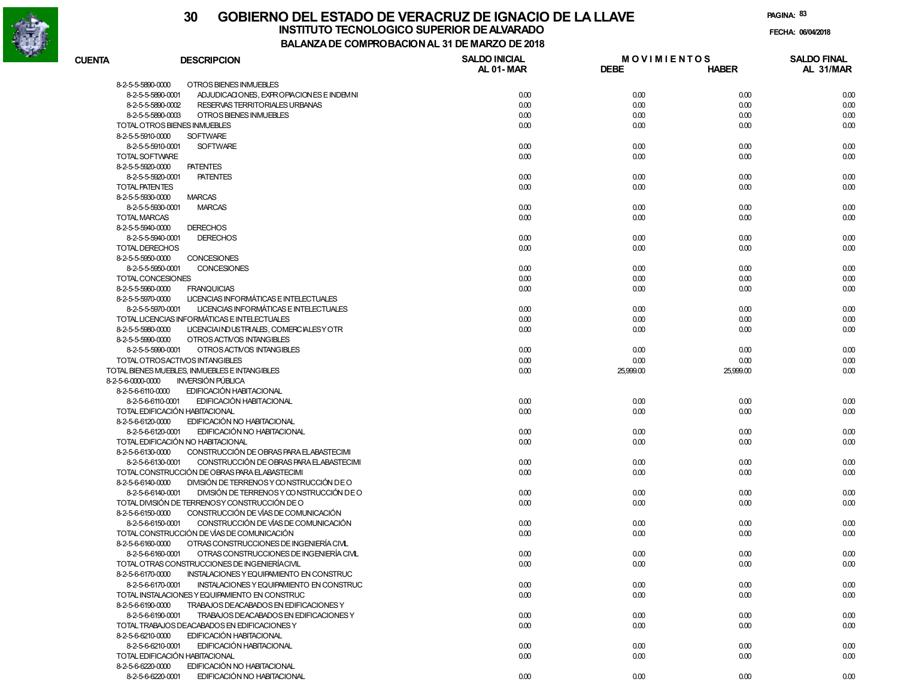# 30 GOBIERNO DEL ESTADO DE VERACRUZ DE IGNACIO DE LA LLAVE

## INSTITUTO TECNOLOGICO SUPERIOR DE ALVARADO

## BALANZA DE COMPROBACION AL 31 DE MARZO DE 2018

FECHA: 06/04/2018

| CUENTA | DESCRIPCION | SALDO INICIAL AL 01-MAR | MOVIMIENTOS DEBE | MOVIMIENTOS HABER | SALDO FINAL AL 31/MAR |
|---|---|---|---|---|---|
| 8-2-5-5-5890-0000 | OTROS BIENES INMUEBLES | | | | |
| 8-2-5-5-5890-0001 | ADJUDICACIONES, EXPROPIACIONES E INDEMNI | 0.00 | 0.00 | 0.00 | 0.00 |
| 8-2-5-5-5890-0002 | RESERVAS TERRITORIALES URBANAS | 0.00 | 0.00 | 0.00 | 0.00 |
| 8-2-5-5-5890-0003 | OTROS BIENES INMUEBLES | 0.00 | 0.00 | 0.00 | 0.00 |
| TOTAL OTROS BIENES INMUEBLES | | 0.00 | 0.00 | 0.00 | 0.00 |
| 8-2-5-5-5910-0000 | SOFTWARE | | | | |
| 8-2-5-5-5910-0001 | SOFTWARE | 0.00 | 0.00 | 0.00 | 0.00 |
| TOTAL SOFTWARE | | 0.00 | 0.00 | 0.00 | 0.00 |
| 8-2-5-5-5920-0000 | PATENTES | | | | |
| 8-2-5-5-5920-0001 | PATENTES | 0.00 | 0.00 | 0.00 | 0.00 |
| TOTAL PATENTES | | 0.00 | 0.00 | 0.00 | 0.00 |
| 8-2-5-5-5930-0000 | MARCAS | | | | |
| 8-2-5-5-5930-0001 | MARCAS | 0.00 | 0.00 | 0.00 | 0.00 |
| TOTAL MARCAS | | 0.00 | 0.00 | 0.00 | 0.00 |
| 8-2-5-5-5940-0000 | DERECHOS | | | | |
| 8-2-5-5-5940-0001 | DERECHOS | 0.00 | 0.00 | 0.00 | 0.00 |
| TOTAL DERECHOS | | 0.00 | 0.00 | 0.00 | 0.00 |
| 8-2-5-5-5950-0000 | CONCESIONES | | | | |
| 8-2-5-5-5950-0001 | CONCESIONES | 0.00 | 0.00 | 0.00 | 0.00 |
| TOTAL CONCESIONES | | 0.00 | 0.00 | 0.00 | 0.00 |
| 8-2-5-5-5960-0000 | FRANQUICIAS | 0.00 | 0.00 | 0.00 | 0.00 |
| 8-2-5-5-5970-0000 | LICENCIAS INFORMÁTICAS E INTELECTUALES | | | | |
| 8-2-5-5-5970-0001 | LICENCIAS INFORMÁTICAS E INTELECTUALES | 0.00 | 0.00 | 0.00 | 0.00 |
| TOTAL LICENCIAS INFORMÁTICAS E INTELECTUALES | | 0.00 | 0.00 | 0.00 | 0.00 |
| 8-2-5-5-5980-0000 | LICENCIA INDUSTRIALES, COMERCIALES Y OTR | 0.00 | 0.00 | 0.00 | 0.00 |
| 8-2-5-5-5990-0000 | OTROS ACTIVOS INTANGIBLES | | | | |
| 8-2-5-5-5990-0001 | OTROS ACTIVOS INTANGIBLES | 0.00 | 0.00 | 0.00 | 0.00 |
| TOTAL OTROS ACTIVOS INTANGIBLES | | 0.00 | 0.00 | 0.00 | 0.00 |
| TOTAL BIENES MUEBLES, INMUEBLES E INTANGIBLES | | 0.00 | 25,999.00 | 25,999.00 | 0.00 |
| 8-2-5-6-0000-0000 | INVERSIÓN PÚBLICA | | | | |
| 8-2-5-6-6110-0000 | EDIFICACIÓN HABITACIONAL | | | | |
| 8-2-5-6-6110-0001 | EDIFICACIÓN HABITACIONAL | 0.00 | 0.00 | 0.00 | 0.00 |
| TOTAL EDIFICACIÓN HABITACIONAL | | 0.00 | 0.00 | 0.00 | 0.00 |
| 8-2-5-6-6120-0000 | EDIFICACIÓN NO HABITACIONAL | | | | |
| 8-2-5-6-6120-0001 | EDIFICACIÓN NO HABITACIONAL | 0.00 | 0.00 | 0.00 | 0.00 |
| TOTAL EDIFICACIÓN NO HABITACIONAL | | 0.00 | 0.00 | 0.00 | 0.00 |
| 8-2-5-6-6130-0000 | CONSTRUCCIÓN DE OBRAS PARA EL ABASTECIMI | | | | |
| 8-2-5-6-6130-0001 | CONSTRUCCIÓN DE OBRAS PARA EL ABASTECIMI | 0.00 | 0.00 | 0.00 | 0.00 |
| TOTAL CONSTRUCCIÓN DE OBRAS PARA EL ABASTECIMI | | 0.00 | 0.00 | 0.00 | 0.00 |
| 8-2-5-6-6140-0000 | DIVISIÓN DE TERRENOS Y CONSTRUCCIÓN DE O | | | | |
| 8-2-5-6-6140-0001 | DIVISIÓN DE TERRENOS Y CONSTRUCCIÓN DE O | 0.00 | 0.00 | 0.00 | 0.00 |
| TOTAL DIVISIÓN DE TERRENOS Y CONSTRUCCIÓN DE O | | 0.00 | 0.00 | 0.00 | 0.00 |
| 8-2-5-6-6150-0000 | CONSTRUCCIÓN DE VÍAS DE COMUNICACIÓN | | | | |
| 8-2-5-6-6150-0001 | CONSTRUCCIÓN DE VÍAS DE COMUNICACIÓN | 0.00 | 0.00 | 0.00 | 0.00 |
| TOTAL CONSTRUCCIÓN DE VÍAS DE COMUNICACIÓN | | 0.00 | 0.00 | 0.00 | 0.00 |
| 8-2-5-6-6160-0000 | OTRAS CONSTRUCCIONES DE INGENIERÍA CIVIL | | | | |
| 8-2-5-6-6160-0001 | OTRAS CONSTRUCCIONES DE INGENIERÍA CIVIL | 0.00 | 0.00 | 0.00 | 0.00 |
| TOTAL OTRAS CONSTRUCCIONES DE INGENIERÍA CIVIL | | 0.00 | 0.00 | 0.00 | 0.00 |
| 8-2-5-6-6170-0000 | INSTALACIONES Y EQUIPAMIENTO EN CONSTRUC | | | | |
| 8-2-5-6-6170-0001 | INSTALACIONES Y EQUIPAMIENTO EN CONSTRUC | 0.00 | 0.00 | 0.00 | 0.00 |
| TOTAL INSTALACIONES Y EQUIPAMIENTO EN CONSTRUC | | 0.00 | 0.00 | 0.00 | 0.00 |
| 8-2-5-6-6190-0000 | TRABAJOS DE ACABADOS EN EDIFICACIONES Y | | | | |
| 8-2-5-6-6190-0001 | TRABAJOS DE ACABADOS EN EDIFICACIONES Y | 0.00 | 0.00 | 0.00 | 0.00 |
| TOTAL TRABAJOS DE ACABADOS EN EDIFICACIONES Y | | 0.00 | 0.00 | 0.00 | 0.00 |
| 8-2-5-6-6210-0000 | EDIFICACIÓN HABITACIONAL | | | | |
| 8-2-5-6-6210-0001 | EDIFICACIÓN HABITACIONAL | 0.00 | 0.00 | 0.00 | 0.00 |
| TOTAL EDIFICACIÓN HABITACIONAL | | 0.00 | 0.00 | 0.00 | 0.00 |
| 8-2-5-6-6220-0000 | EDIFICACIÓN NO HABITACIONAL | | | | |
| 8-2-5-6-6220-0001 | EDIFICACIÓN NO HABITACIONAL | 0.00 | 0.00 | 0.00 | 0.00 |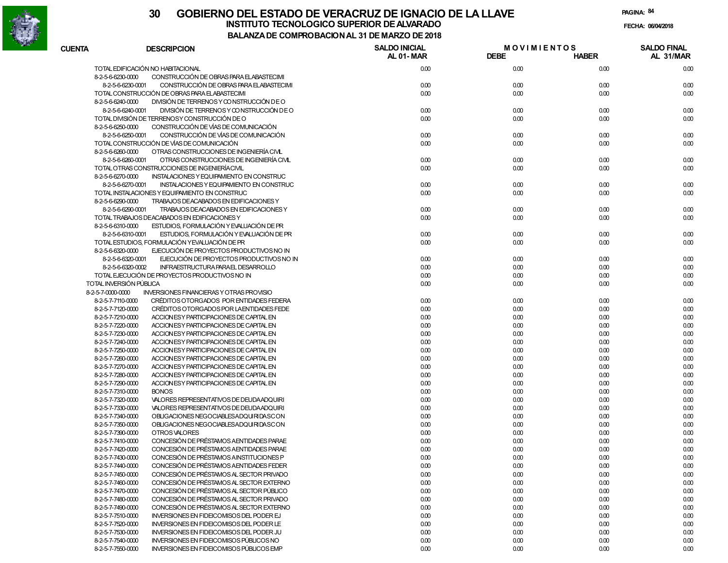# 30 GOBIERNO DEL ESTADO DE VERACRUZ DE IGNACIO DE LA LLAVE

## INSTITUTO TECNOLOGICO SUPERIOR DE ALVARADO

### BALANZA DE COMPROBACION AL 31 DE MARZO DE 2018

PAGINA: 84

FECHA: 06/04/2018

| CUENTA | DESCRIPCION | SALDO INICIAL AL 01-MAR | MOVIMIENTOS DEBE | MOVIMIENTOS HABER | SALDO FINAL AL 31/MAR |
|---|---|---|---|---|---|
| TOTAL EDIFICACIÓN NO HABITACIONAL | | 0.00 | 0.00 | 0.00 | 0.00 |
| 8-2-5-6-6230-0000 | CONSTRUCCIÓN DE OBRAS PARA EL ABASTECIMI | | | | |
| 8-2-5-6-6230-0001 | CONSTRUCCIÓN DE OBRAS PARA EL ABASTECIMI | 0.00 | 0.00 | 0.00 | 0.00 |
| TOTAL CONSTRUCCIÓN DE OBRAS PARA EL ABASTECIMI | | 0.00 | 0.00 | 0.00 | 0.00 |
| 8-2-5-6-6240-0000 | DIVISIÓN DE TERRENOS Y CONSTRUCCIÓN DE O | | | | |
| 8-2-5-6-6240-0001 | DIVISIÓN DE TERRENOS Y CONSTRUCCIÓN DE O | 0.00 | 0.00 | 0.00 | 0.00 |
| TOTAL DIVISIÓN DE TERRENOS Y CONSTRUCCIÓN DE O | | 0.00 | 0.00 | 0.00 | 0.00 |
| 8-2-5-6-6250-0000 | CONSTRUCCIÓN DE VÍAS DE COMUNICACIÓN | | | | |
| 8-2-5-6-6250-0001 | CONSTRUCCIÓN DE VÍAS DE COMUNICACIÓN | 0.00 | 0.00 | 0.00 | 0.00 |
| TOTAL CONSTRUCCIÓN DE VÍAS DE COMUNICACIÓN | | 0.00 | 0.00 | 0.00 | 0.00 |
| 8-2-5-6-6260-0000 | OTRAS CONSTRUCCIONES DE INGENIERÍA CIVIL | | | | |
| 8-2-5-6-6260-0001 | OTRAS CONSTRUCCIONES DE INGENIERÍA CIVIL | 0.00 | 0.00 | 0.00 | 0.00 |
| TOTAL OTRAS CONSTRUCCIONES DE INGENIERÍA CIVIL | | 0.00 | 0.00 | 0.00 | 0.00 |
| 8-2-5-6-6270-0000 | INSTALACIONES Y EQUIPAMIENTO EN CONSTRUC | | | | |
| 8-2-5-6-6270-0001 | INSTALACIONES Y EQUIPAMIENTO EN CONSTRUC | 0.00 | 0.00 | 0.00 | 0.00 |
| TOTAL INSTALACIONES Y EQUIPAMIENTO EN CONSTRUC | | 0.00 | 0.00 | 0.00 | 0.00 |
| 8-2-5-6-6290-0000 | TRABAJOS DE ACABADOS EN EDIFICACIONES Y | | | | |
| 8-2-5-6-6290-0001 | TRABAJOS DE ACABADOS EN EDIFICACIONES Y | 0.00 | 0.00 | 0.00 | 0.00 |
| TOTAL TRABAJOS DE ACABADOS EN EDIFICACIONES Y | | 0.00 | 0.00 | 0.00 | 0.00 |
| 8-2-5-6-6310-0000 | ESTUDIOS, FORMULACIÓN Y EVALUACIÓN DE PR | | | | |
| 8-2-5-6-6310-0001 | ESTUDIOS, FORMULACIÓN Y EVALUACIÓN DE PR | 0.00 | 0.00 | 0.00 | 0.00 |
| TOTAL ESTUDIOS, FORMULACIÓN Y EVALUACIÓN DE PR | | 0.00 | 0.00 | 0.00 | 0.00 |
| 8-2-5-6-6320-0000 | EJECUCIÓN DE PROYECTOS PRODUCTIVOS NO IN | | | | |
| 8-2-5-6-6320-0001 | EJECUCIÓN DE PROYECTOS PRODUCTIVOS NO IN | 0.00 | 0.00 | 0.00 | 0.00 |
| 8-2-5-6-6320-0002 | INFRAESTRUCTURA PARA EL DESARROLLO | 0.00 | 0.00 | 0.00 | 0.00 |
| TOTAL EJECUCIÓN DE PROYECTOS PRODUCTIVOS NO IN | | 0.00 | 0.00 | 0.00 | 0.00 |
| TOTAL INVERSIÓN PÚBLICA | | 0.00 | 0.00 | 0.00 | 0.00 |
| 8-2-5-7-0000-0000 | INVERSIONES FINANCIERAS Y OTRAS PROVISIO | | | | |
| 8-2-5-7-7110-0000 | CRÉDITOS OTORGADOS POR ENTIDADES FEDERA | 0.00 | 0.00 | 0.00 | 0.00 |
| 8-2-5-7-7120-0000 | CRÉDITOS OTORGADOS POR LA ENTIDADES FEDE | 0.00 | 0.00 | 0.00 | 0.00 |
| 8-2-5-7-7210-0000 | ACCIONES Y PARTICIPACIONES DE CAPITAL EN | 0.00 | 0.00 | 0.00 | 0.00 |
| 8-2-5-7-7220-0000 | ACCIONES Y PARTICIPACIONES DE CAPITAL EN | 0.00 | 0.00 | 0.00 | 0.00 |
| 8-2-5-7-7230-0000 | ACCIONES Y PARTICIPACIONES DE CAPITAL EN | 0.00 | 0.00 | 0.00 | 0.00 |
| 8-2-5-7-7240-0000 | ACCIONES Y PARTICIPACIONES DE CAPITAL EN | 0.00 | 0.00 | 0.00 | 0.00 |
| 8-2-5-7-7250-0000 | ACCIONES Y PARTICIPACIONES DE CAPITAL EN | 0.00 | 0.00 | 0.00 | 0.00 |
| 8-2-5-7-7260-0000 | ACCIONES Y PARTICIPACIONES DE CAPITAL EN | 0.00 | 0.00 | 0.00 | 0.00 |
| 8-2-5-7-7270-0000 | ACCIONES Y PARTICIPACIONES DE CAPITAL EN | 0.00 | 0.00 | 0.00 | 0.00 |
| 8-2-5-7-7280-0000 | ACCIONES Y PARTICIPACIONES DE CAPITAL EN | 0.00 | 0.00 | 0.00 | 0.00 |
| 8-2-5-7-7290-0000 | ACCIONES Y PARTICIPACIONES DE CAPITAL EN | 0.00 | 0.00 | 0.00 | 0.00 |
| 8-2-5-7-7310-0000 | BONOS | 0.00 | 0.00 | 0.00 | 0.00 |
| 8-2-5-7-7320-0000 | VALORES REPRESENTATIVOS DE DEUDA ADQUIRI | 0.00 | 0.00 | 0.00 | 0.00 |
| 8-2-5-7-7330-0000 | VALORES REPRESENTATIVOS DE DEUDA ADQUIRI | 0.00 | 0.00 | 0.00 | 0.00 |
| 8-2-5-7-7340-0000 | OBLIGACIONES NEGOCIABLES ADQUIRIDAS CON | 0.00 | 0.00 | 0.00 | 0.00 |
| 8-2-5-7-7350-0000 | OBLIGACIONES NEGOCIABLES ADQUIRIDAS CON | 0.00 | 0.00 | 0.00 | 0.00 |
| 8-2-5-7-7390-0000 | OTROS VALORES | 0.00 | 0.00 | 0.00 | 0.00 |
| 8-2-5-7-7410-0000 | CONCESIÓN DE PRÉSTAMOS A ENTIDADES PARAE | 0.00 | 0.00 | 0.00 | 0.00 |
| 8-2-5-7-7420-0000 | CONCESIÓN DE PRÉSTAMOS A ENTIDADES PARAE | 0.00 | 0.00 | 0.00 | 0.00 |
| 8-2-5-7-7430-0000 | CONCESIÓN DE PRÉSTAMOS A INSTITUCIONES P | 0.00 | 0.00 | 0.00 | 0.00 |
| 8-2-5-7-7440-0000 | CONCESIÓN DE PRÉSTAMOS A ENTIDADES FEDER | 0.00 | 0.00 | 0.00 | 0.00 |
| 8-2-5-7-7450-0000 | CONCESIÓN DE PRÉSTAMOS AL SECTOR PRIVADO | 0.00 | 0.00 | 0.00 | 0.00 |
| 8-2-5-7-7460-0000 | CONCESIÓN DE PRÉSTAMOS AL SECTOR EXTERNO | 0.00 | 0.00 | 0.00 | 0.00 |
| 8-2-5-7-7470-0000 | CONCESIÓN DE PRÉSTAMOS AL SECTOR PÚBLICO | 0.00 | 0.00 | 0.00 | 0.00 |
| 8-2-5-7-7480-0000 | CONCESIÓN DE PRÉSTAMOS AL SECTOR PRIVADO | 0.00 | 0.00 | 0.00 | 0.00 |
| 8-2-5-7-7490-0000 | CONCESIÓN DE PRÉSTAMOS AL SECTOR EXTERNO | 0.00 | 0.00 | 0.00 | 0.00 |
| 8-2-5-7-7510-0000 | INVERSIONES EN FIDEICOMISOS DEL PODER EJ | 0.00 | 0.00 | 0.00 | 0.00 |
| 8-2-5-7-7520-0000 | INVERSIONES EN FIDEICOMISOS DEL PODER LE | 0.00 | 0.00 | 0.00 | 0.00 |
| 8-2-5-7-7530-0000 | INVERSIONES EN FIDEICOMISOS DEL PODER JU | 0.00 | 0.00 | 0.00 | 0.00 |
| 8-2-5-7-7540-0000 | INVERSIONES EN FIDEICOMISOS PÚBLICOS NO | 0.00 | 0.00 | 0.00 | 0.00 |
| 8-2-5-7-7550-0000 | INVERSIONES EN FIDEICOMISOS PÚBLICOS EMP | 0.00 | 0.00 | 0.00 | 0.00 |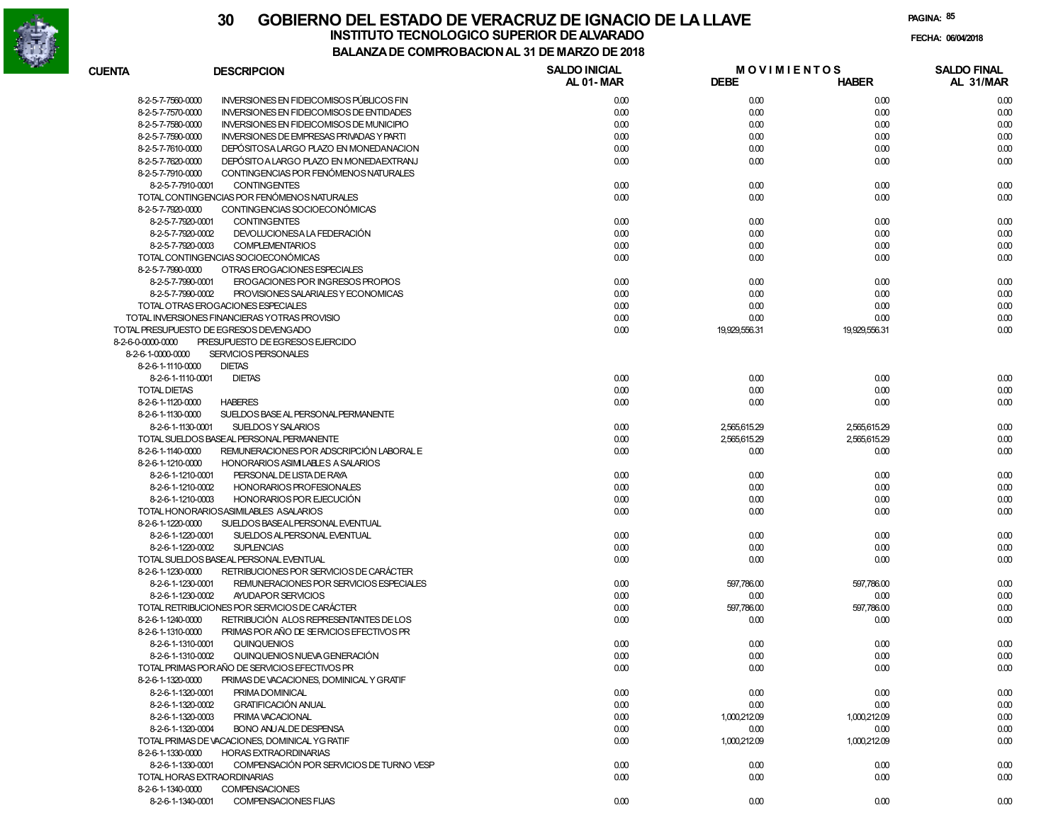# 30 GOBIERNO DEL ESTADO DE VERACRUZ DE IGNACIO DE LA LLAVE

## INSTITUTO TECNOLOGICO SUPERIOR DE ALVARADO

### BALANZA DE COMPROBACION AL 31 DE MARZO DE 2018

FECHA: 06/04/2018

| CUENTA | DESCRIPCION | SALDO INICIAL AL 01- MAR | MOVIMIENTOS DEBE | MOVIMIENTOS HABER | SALDO FINAL AL 31/MAR |
|---|---|---|---|---|---|
| 8-2-5-7-7560-0000 | INVERSIONES EN FIDEICOMISOS PÚBLICOS FIN | 0.00 | 0.00 | 0.00 | 0.00 |
| 8-2-5-7-7570-0000 | INVERSIONES EN FIDEICOMISOS DE ENTIDADES | 0.00 | 0.00 | 0.00 | 0.00 |
| 8-2-5-7-7580-0000 | INVERSIONES EN FIDEICOMISOS DE MUNICIPIO | 0.00 | 0.00 | 0.00 | 0.00 |
| 8-2-5-7-7590-0000 | INVERSIONES DE EMPRESAS PRIVADAS Y PARTI | 0.00 | 0.00 | 0.00 | 0.00 |
| 8-2-5-7-7610-0000 | DEPÓSITOSA LARGO PLAZO EN MONEDANACION | 0.00 | 0.00 | 0.00 | 0.00 |
| 8-2-5-7-7620-0000 | DEPÓSITO A LARGO PLAZO EN MONEDAEXTRANJ | 0.00 | 0.00 | 0.00 | 0.00 |
| 8-2-5-7-7910-0000 | CONTINGENCIAS POR FENÓMENOS NATURALES | | | | |
| 8-2-5-7-7910-0001 | CONTINGENTES | 0.00 | 0.00 | 0.00 | 0.00 |
| | TOTAL CONTINGENCIAS POR FENÓMENOS NATURALES | 0.00 | 0.00 | 0.00 | 0.00 |
| 8-2-5-7-7920-0000 | CONTINGENCIAS SOCIOECONÓMICAS | | | | |
| 8-2-5-7-7920-0001 | CONTINGENTES | 0.00 | 0.00 | 0.00 | 0.00 |
| 8-2-5-7-7920-0002 | DEVOLUCIONESA LA FEDERACIÓN | 0.00 | 0.00 | 0.00 | 0.00 |
| 8-2-5-7-7920-0003 | COMPLEMENTARIOS | 0.00 | 0.00 | 0.00 | 0.00 |
| | TOTAL CONTINGENCIAS SOCIOECONÓMICAS | 0.00 | 0.00 | 0.00 | 0.00 |
| 8-2-5-7-7990-0000 | OTRAS EROGACIONES ESPECIALES | | | | |
| 8-2-5-7-7990-0001 | EROGACIONES POR INGRESOS PROPIOS | 0.00 | 0.00 | 0.00 | 0.00 |
| 8-2-5-7-7990-0002 | PROVISIONES SALARIALES Y ECONOMICAS | 0.00 | 0.00 | 0.00 | 0.00 |
| | TOTAL OTRAS EROGACIONES ESPECIALES | 0.00 | 0.00 | 0.00 | 0.00 |
| | TOTAL INVERSIONES FINANCIERAS YOTRAS PROVISIO | 0.00 | 0.00 | 0.00 | 0.00 |
| | TOTAL PRESUPUESTO DE EGRESOS DEVENGADO | 0.00 | 19,929,556.31 | 19,929,556.31 | 0.00 |
| 8-2-6-0-0000-0000 | PRESUPUESTO DE EGRESOS EJERCIDO | | | | |
| 8-2-6-1-0000-0000 | SERVICIOS PERSONALES | | | | |
| 8-2-6-1-1110-0000 | DIETAS | | | | |
| 8-2-6-1-1110-0001 | DIETAS | 0.00 | 0.00 | 0.00 | 0.00 |
| | TOTAL DIETAS | 0.00 | 0.00 | 0.00 | 0.00 |
| 8-2-6-1-1120-0000 | HABERES | 0.00 | 0.00 | 0.00 | 0.00 |
| 8-2-6-1-1130-0000 | SUELDOS BASE AL PERSONAL PERMANENTE | | | | |
| 8-2-6-1-1130-0001 | SUELDOS Y SALARIOS | 0.00 | 2,565,615.29 | 2,565,615.29 | 0.00 |
| | TOTAL SUELDOS BASEAL PERSONAL PERMANENTE | 0.00 | 2,565,615.29 | 2,565,615.29 | 0.00 |
| 8-2-6-1-1140-0000 | REMUNERACIONES POR ADSCRIPCIÓN LABORAL E | 0.00 | 0.00 | 0.00 | 0.00 |
| 8-2-6-1-1210-0000 | HONORARIOS ASIMILABLES A SALARIOS | | | | |
| 8-2-6-1-1210-0001 | PERSONAL DE LISTA DE RAYA | 0.00 | 0.00 | 0.00 | 0.00 |
| 8-2-6-1-1210-0002 | HONORARIOS PROFESIONALES | 0.00 | 0.00 | 0.00 | 0.00 |
| 8-2-6-1-1210-0003 | HONORARIOS POR EJECUCIÓN | 0.00 | 0.00 | 0.00 | 0.00 |
| | TOTAL HONORARIOSASIMILABLES ASALARIOS | 0.00 | 0.00 | 0.00 | 0.00 |
| 8-2-6-1-1220-0000 | SUELDOS BASEAL PERSONAL EVENTUAL | | | | |
| 8-2-6-1-1220-0001 | SUELDOS AL PERSONAL EVENTUAL | 0.00 | 0.00 | 0.00 | 0.00 |
| 8-2-6-1-1220-0002 | SUPLENCIAS | 0.00 | 0.00 | 0.00 | 0.00 |
| | TOTAL SUELDOS BASEAL PERSONAL EVENTUAL | 0.00 | 0.00 | 0.00 | 0.00 |
| 8-2-6-1-1230-0000 | RETRIBUCIONES POR SERVICIOS DE CARÁCTER | | | | |
| 8-2-6-1-1230-0001 | REMUNERACIONES POR SERVICIOS ESPECIALES | 0.00 | 597,786.00 | 597,786.00 | 0.00 |
| 8-2-6-1-1230-0002 | AYUDAPOR SERVICIOS | 0.00 | 0.00 | 0.00 | 0.00 |
| | TOTAL RETRIBUCIONES POR SERVICIOS DE CARÁCTER | 0.00 | 597,786.00 | 597,786.00 | 0.00 |
| 8-2-6-1-1240-0000 | RETRIBUCIÓN ALOS REPRESENTANTES DE LOS | 0.00 | 0.00 | 0.00 | 0.00 |
| 8-2-6-1-1310-0000 | PRIMAS POR AÑO DE SERVICIOS EFECTIVOS PR | | | | |
| 8-2-6-1-1310-0001 | QUINQUENIOS | 0.00 | 0.00 | 0.00 | 0.00 |
| 8-2-6-1-1310-0002 | QUINQUENIOS NUEVA GENERACIÓN | 0.00 | 0.00 | 0.00 | 0.00 |
| | TOTAL PRIMAS PORAÑO DE SERVICIOS EFECTIVOS PR | 0.00 | 0.00 | 0.00 | 0.00 |
| 8-2-6-1-1320-0000 | PRIMAS DE VACACIONES, DOMINICAL Y GRATIF | | | | |
| 8-2-6-1-1320-0001 | PRIMA DOMINICAL | 0.00 | 0.00 | 0.00 | 0.00 |
| 8-2-6-1-1320-0002 | GRATIFICACIÓN ANUAL | 0.00 | 0.00 | 0.00 | 0.00 |
| 8-2-6-1-1320-0003 | PRIMA VACACIONAL | 0.00 | 1,000,212.09 | 1,000,212.09 | 0.00 |
| 8-2-6-1-1320-0004 | BONO ANUALDE DESPENSA | 0.00 | 0.00 | 0.00 | 0.00 |
| | TOTAL PRIMAS DE VACACIONES, DOMINICAL YGRATIF | 0.00 | 1,000,212.09 | 1,000,212.09 | 0.00 |
| 8-2-6-1-1330-0000 | HORAS EXTRAORDINARIAS | | | | |
| 8-2-6-1-1330-0001 | COMPENSACIÓN POR SERVICIOS DE TURNO VESP | 0.00 | 0.00 | 0.00 | 0.00 |
| | TOTAL HORAS EXTRAORDINARIAS | 0.00 | 0.00 | 0.00 | 0.00 |
| 8-2-6-1-1340-0000 | COMPENSACIONES | | | | |
| 8-2-6-1-1340-0001 | COMPENSACIONES FIJAS | 0.00 | 0.00 | 0.00 | 0.00 |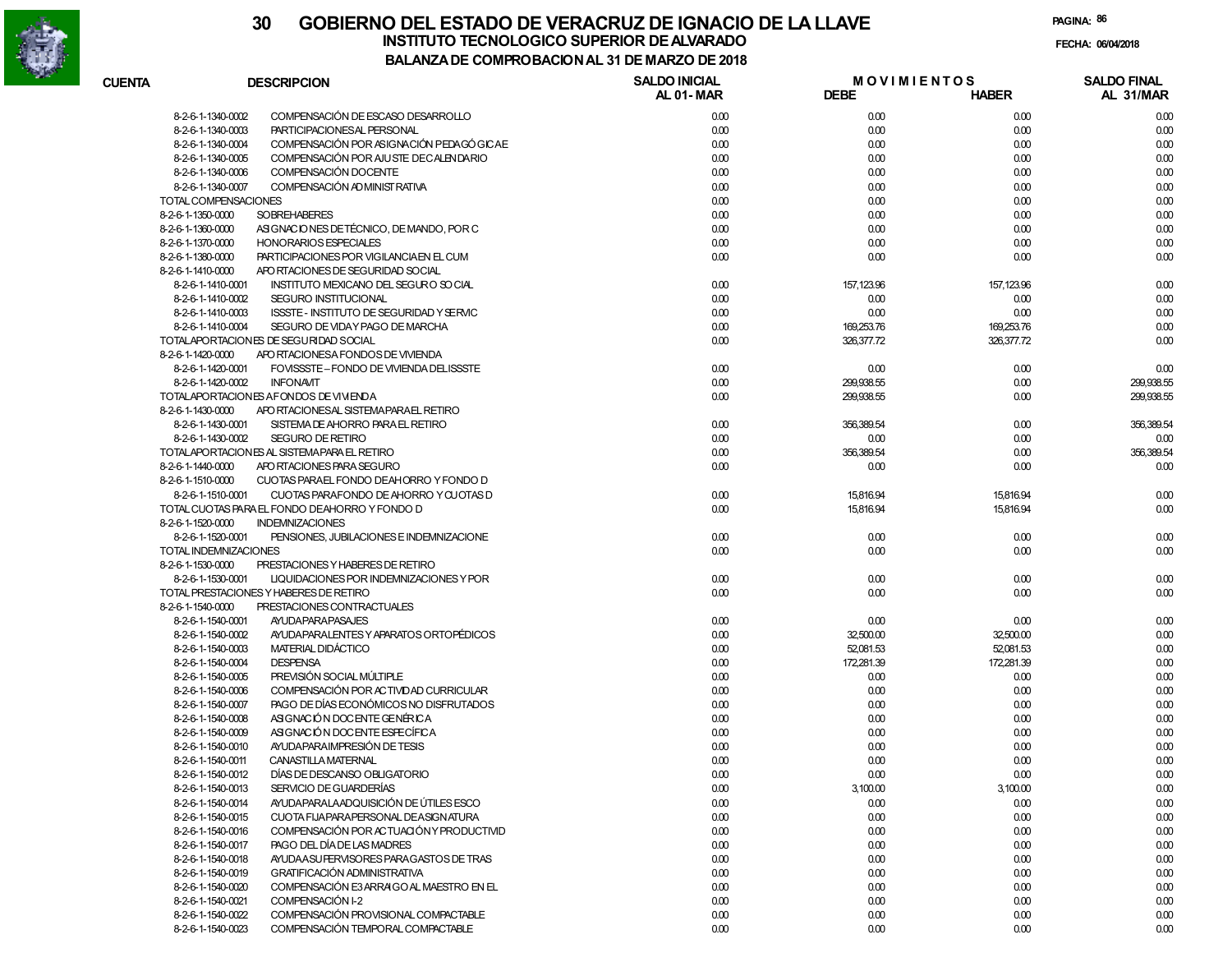# 30 GOBIERNO DEL ESTADO DE VERACRUZ DE IGNACIO DE LA LLAVE

## INSTITUTO TECNOLOGICO SUPERIOR DE ALVARADO

### BALANZA DE COMPROBACION AL 31 DE MARZO DE 2018

FECHA: 06/04/2018

| CUENTA | DESCRIPCION | SALDO INICIAL AL 01-MAR | MOVIMIENTOS DEBE | MOVIMIENTOS HABER | SALDO FINAL AL 31/MAR |
|---|---|---|---|---|---|
| 8-2-6-1-1340-0002 | COMPENSACIÓN DE ESCASO DESARROLLO | 0.00 | 0.00 | 0.00 | 0.00 |
| 8-2-6-1-1340-0003 | PARTICIPACIONES AL PERSONAL | 0.00 | 0.00 | 0.00 | 0.00 |
| 8-2-6-1-1340-0004 | COMPENSACIÓN POR ASIGNACIÓN PEDAGÓGICAE | 0.00 | 0.00 | 0.00 | 0.00 |
| 8-2-6-1-1340-0005 | COMPENSACIÓN POR AJUSTE DE CALENDARIO | 0.00 | 0.00 | 0.00 | 0.00 |
| 8-2-6-1-1340-0006 | COMPENSACIÓN DOCENTE | 0.00 | 0.00 | 0.00 | 0.00 |
| 8-2-6-1-1340-0007 | COMPENSACIÓN ADMINISTRATIVA | 0.00 | 0.00 | 0.00 | 0.00 |
| TOTAL COMPENSACIONES | | 0.00 | 0.00 | 0.00 | 0.00 |
| 8-2-6-1-1350-0000 | SOBREHABERES | 0.00 | 0.00 | 0.00 | 0.00 |
| 8-2-6-1-1360-0000 | ASIGNACIONES DE TÉCNICO, DE MANDO, POR C | 0.00 | 0.00 | 0.00 | 0.00 |
| 8-2-6-1-1370-0000 | HONORARIOS ESPECIALES | 0.00 | 0.00 | 0.00 | 0.00 |
| 8-2-6-1-1380-0000 | PARTICIPACIONES POR VIGILANCIA EN EL CUM | 0.00 | 0.00 | 0.00 | 0.00 |
| 8-2-6-1-1410-0000 | APORTACIONES DE SEGURIDAD SOCIAL | | | | |
| 8-2-6-1-1410-0001 | INSTITUTO MEXICANO DEL SEGURO SOCIAL | 0.00 | 157,123.96 | 157,123.96 | 0.00 |
| 8-2-6-1-1410-0002 | SEGURO INSTITUCIONAL | 0.00 | 0.00 | 0.00 | 0.00 |
| 8-2-6-1-1410-0003 | ISSSTE - INSTITUTO DE SEGURIDAD Y SERVIC | 0.00 | 0.00 | 0.00 | 0.00 |
| 8-2-6-1-1410-0004 | SEGURO DE VIDA Y PAGO DE MARCHA | 0.00 | 169,253.76 | 169,253.76 | 0.00 |
| TOTAL APORTACIONES DE SEGURIDAD SOCIAL | | 0.00 | 326,377.72 | 326,377.72 | 0.00 |
| 8-2-6-1-1420-0000 | APORTACIONES A FONDOS DE VIVIENDA | | | | |
| 8-2-6-1-1420-0001 | FOVISSSTE – FONDO DE VIVIENDA DEL ISSSTE | 0.00 | 0.00 | 0.00 | 0.00 |
| 8-2-6-1-1420-0002 | INFONAVIT | 0.00 | 299,938.55 | 0.00 | 299,938.55 |
| TOTAL APORTACIONES A FONDOS DE VIVIENDA | | 0.00 | 299,938.55 | 0.00 | 299,938.55 |
| 8-2-6-1-1430-0000 | APORTACIONES AL SISTEMA PARA EL RETIRO | | | | |
| 8-2-6-1-1430-0001 | SISTEMA DE AHORRO PARA EL RETIRO | 0.00 | 356,389.54 | 0.00 | 356,389.54 |
| 8-2-6-1-1430-0002 | SEGURO DE RETIRO | 0.00 | 0.00 | 0.00 | 0.00 |
| TOTAL APORTACIONES AL SISTEMA PARA EL RETIRO | | 0.00 | 356,389.54 | 0.00 | 356,389.54 |
| 8-2-6-1-1440-0000 | APORTACIONES PARA SEGURO | 0.00 | 0.00 | 0.00 | 0.00 |
| 8-2-6-1-1510-0000 | CUOTAS PARA EL FONDO DE AHORRO Y FONDO D | | | | |
| 8-2-6-1-1510-0001 | CUOTAS PARA FONDO DE AHORRO Y CUOTAS D | 0.00 | 15,816.94 | 15,816.94 | 0.00 |
| TOTAL CUOTAS PARA EL FONDO DE AHORRO Y FONDO D | | 0.00 | 15,816.94 | 15,816.94 | 0.00 |
| 8-2-6-1-1520-0000 | INDEMNIZACIONES | | | | |
| 8-2-6-1-1520-0001 | PENSIONES, JUBILACIONES E INDEMNIZACIONE | 0.00 | 0.00 | 0.00 | 0.00 |
| TOTAL INDEMNIZACIONES | | 0.00 | 0.00 | 0.00 | 0.00 |
| 8-2-6-1-1530-0000 | PRESTACIONES Y HABERES DE RETIRO | | | | |
| 8-2-6-1-1530-0001 | LIQUIDACIONES POR INDEMNIZACIONES Y POR | 0.00 | 0.00 | 0.00 | 0.00 |
| TOTAL PRESTACIONES Y HABERES DE RETIRO | | 0.00 | 0.00 | 0.00 | 0.00 |
| 8-2-6-1-1540-0000 | PRESTACIONES CONTRACTUALES | | | | |
| 8-2-6-1-1540-0001 | AYUDA PARA PASAJES | 0.00 | 0.00 | 0.00 | 0.00 |
| 8-2-6-1-1540-0002 | AYUDA PARA LENTES Y APARATOS ORTOPÉDICOS | 0.00 | 32,500.00 | 32,500.00 | 0.00 |
| 8-2-6-1-1540-0003 | MATERIAL DIDÁCTICO | 0.00 | 52,081.53 | 52,081.53 | 0.00 |
| 8-2-6-1-1540-0004 | DESPENSA | 0.00 | 172,281.39 | 172,281.39 | 0.00 |
| 8-2-6-1-1540-0005 | PREVISIÓN SOCIAL MÚLTIPLE | 0.00 | 0.00 | 0.00 | 0.00 |
| 8-2-6-1-1540-0006 | COMPENSACIÓN POR ACTIVIDAD CURRICULAR | 0.00 | 0.00 | 0.00 | 0.00 |
| 8-2-6-1-1540-0007 | PAGO DE DÍAS ECONÓMICOS NO DISFRUTADOS | 0.00 | 0.00 | 0.00 | 0.00 |
| 8-2-6-1-1540-0008 | ASIGNACIÓN DOCENTE GENÉRICA | 0.00 | 0.00 | 0.00 | 0.00 |
| 8-2-6-1-1540-0009 | ASIGNACIÓN DOCENTE ESPECÍFICA | 0.00 | 0.00 | 0.00 | 0.00 |
| 8-2-6-1-1540-0010 | AYUDA PARA IMPRESIÓN DE TESIS | 0.00 | 0.00 | 0.00 | 0.00 |
| 8-2-6-1-1540-0011 | CANASTILLA MATERNAL | 0.00 | 0.00 | 0.00 | 0.00 |
| 8-2-6-1-1540-0012 | DÍAS DE DESCANSO OBLIGATORIO | 0.00 | 0.00 | 0.00 | 0.00 |
| 8-2-6-1-1540-0013 | SERVICIO DE GUARDERÍAS | 0.00 | 3,100.00 | 3,100.00 | 0.00 |
| 8-2-6-1-1540-0014 | AYUDA PARA LA ADQUISICIÓN DE ÚTILES ESCO | 0.00 | 0.00 | 0.00 | 0.00 |
| 8-2-6-1-1540-0015 | CUOTA FIJA PARA PERSONAL DE ASIGNATURA | 0.00 | 0.00 | 0.00 | 0.00 |
| 8-2-6-1-1540-0016 | COMPENSACIÓN POR ACTUACIÓN Y PRODUCTIVID | 0.00 | 0.00 | 0.00 | 0.00 |
| 8-2-6-1-1540-0017 | PAGO DEL DÍA DE LAS MADRES | 0.00 | 0.00 | 0.00 | 0.00 |
| 8-2-6-1-1540-0018 | AYUDA A SUPERVISORES PARA GASTOS DE TRAS | 0.00 | 0.00 | 0.00 | 0.00 |
| 8-2-6-1-1540-0019 | GRATIFICACIÓN ADMINISTRATIVA | 0.00 | 0.00 | 0.00 | 0.00 |
| 8-2-6-1-1540-0020 | COMPENSACIÓN E3 ARRAIGO AL MAESTRO EN EL | 0.00 | 0.00 | 0.00 | 0.00 |
| 8-2-6-1-1540-0021 | COMPENSACIÓN I-2 | 0.00 | 0.00 | 0.00 | 0.00 |
| 8-2-6-1-1540-0022 | COMPENSACIÓN PROVISIONAL COMPACTABLE | 0.00 | 0.00 | 0.00 | 0.00 |
| 8-2-6-1-1540-0023 | COMPENSACIÓN TEMPORAL COMPACTABLE | 0.00 | 0.00 | 0.00 | 0.00 |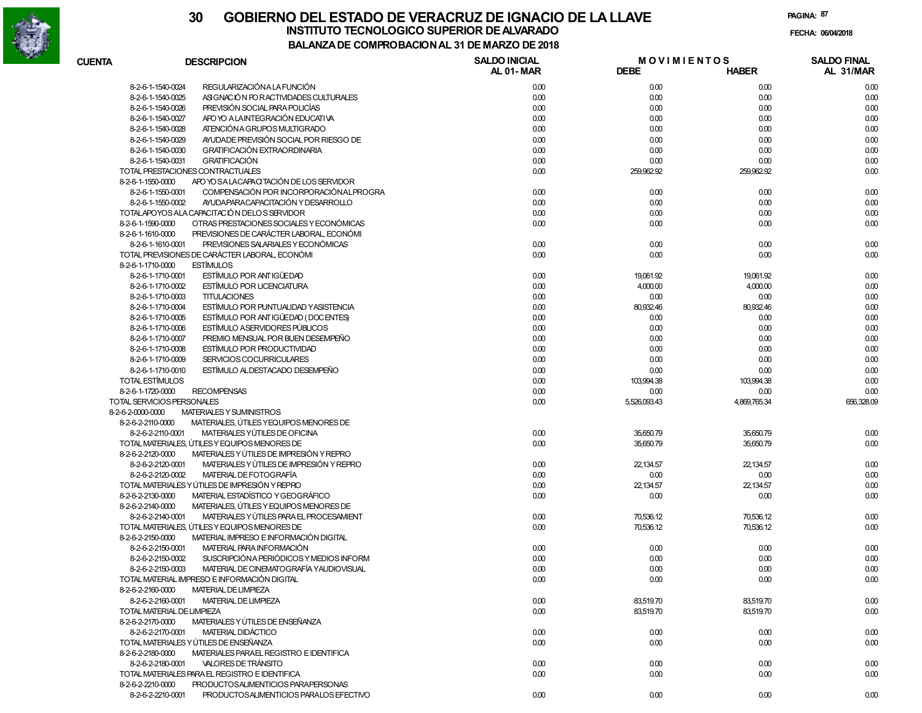# 30 GOBIERNO DEL ESTADO DE VERACRUZ DE IGNACIO DE LA LLAVE

## INSTITUTO TECNOLOGICO SUPERIOR DE ALVARADO

### BALANZA DE COMPROBACION AL 31 DE MARZO DE 2018

FECHA: 06/04/2018

| CUENTA | DESCRIPCION | SALDO INICIAL AL 01-MAR | MOVIMIENTOS DEBE | MOVIMIENTOS HABER | SALDO FINAL AL 31/MAR |
|---|---|---|---|---|---|
| 8-2-6-1-1540-0024 | REGULARIZACIÓN A LA FUNCIÓN | 0.00 | 0.00 | 0.00 | 0.00 |
| 8-2-6-1-1540-0025 | ASIGNACIÓN POR ACTIVIDADES CULTURALES | 0.00 | 0.00 | 0.00 | 0.00 |
| 8-2-6-1-1540-0026 | PREVISIÓN SOCIAL PARA POLICÍAS | 0.00 | 0.00 | 0.00 | 0.00 |
| 8-2-6-1-1540-0027 | APOYO A LA INTEGRACIÓN EDUCATIVA | 0.00 | 0.00 | 0.00 | 0.00 |
| 8-2-6-1-1540-0028 | ATENCIÓN A GRUPOS MULTIGRADO | 0.00 | 0.00 | 0.00 | 0.00 |
| 8-2-6-1-1540-0029 | AYUDA DE PREVISIÓN SOCIAL POR RIESGO DE | 0.00 | 0.00 | 0.00 | 0.00 |
| 8-2-6-1-1540-0030 | GRATIFICACIÓN EXTRAORDINARIA | 0.00 | 0.00 | 0.00 | 0.00 |
| 8-2-6-1-1540-0031 | GRATIFICACIÓN | 0.00 | 0.00 | 0.00 | 0.00 |
| TOTAL PRESTACIONES CONTRACTUALES | | 0.00 | 259,962.92 | 259,962.92 | 0.00 |
| 8-2-6-1-1550-0000 | APOYOS A LA CAPACITACIÓN DE LOS SERVIDOR | | | | |
| 8-2-6-1-1550-0001 | COMPENSACIÓN POR INCORPORACIÓN AL PROGRA | 0.00 | 0.00 | 0.00 | 0.00 |
| 8-2-6-1-1550-0002 | AYUDA PARA CAPACITACIÓN Y DESARROLLO | 0.00 | 0.00 | 0.00 | 0.00 |
| TOTAL APOYOS A LA CAPACITACIÓN DE LOS SERVIDOR | | 0.00 | 0.00 | 0.00 | 0.00 |
| 8-2-6-1-1590-0000 | OTRAS PRESTACIONES SOCIALES Y ECONÓMICAS | 0.00 | 0.00 | 0.00 | 0.00 |
| 8-2-6-1-1610-0000 | PREVISIONES DE CARÁCTER LABORAL, ECONÓMI | | | | |
| 8-2-6-1-1610-0001 | PREVISIONES SALARIALES Y ECONÓMICAS | 0.00 | 0.00 | 0.00 | 0.00 |
| TOTAL PREVISIONES DE CARÁCTER LABORAL, ECONÓMI | | 0.00 | 0.00 | 0.00 | 0.00 |
| 8-2-6-1-1710-0000 | ESTÍMULOS | | | | |
| 8-2-6-1-1710-0001 | ESTÍMULO POR ANTIGÜEDAD | 0.00 | 19,061.92 | 19,061.92 | 0.00 |
| 8-2-6-1-1710-0002 | ESTÍMULO POR LICENCIATURA | 0.00 | 4,000.00 | 4,000.00 | 0.00 |
| 8-2-6-1-1710-0003 | TITULACIONES | 0.00 | 0.00 | 0.00 | 0.00 |
| 8-2-6-1-1710-0004 | ESTÍMULO POR PUNTUALIDAD Y ASISTENCIA | 0.00 | 80,932.46 | 80,932.46 | 0.00 |
| 8-2-6-1-1710-0005 | ESTÍMULO POR ANTIGÜEDAD (DOCENTES) | 0.00 | 0.00 | 0.00 | 0.00 |
| 8-2-6-1-1710-0006 | ESTÍMULO A SERVIDORES PÚBLICOS | 0.00 | 0.00 | 0.00 | 0.00 |
| 8-2-6-1-1710-0007 | PREMIO MENSUAL POR BUEN DESEMPEÑO | 0.00 | 0.00 | 0.00 | 0.00 |
| 8-2-6-1-1710-0008 | ESTÍMULO POR PRODUCTIVIDAD | 0.00 | 0.00 | 0.00 | 0.00 |
| 8-2-6-1-1710-0009 | SERVICIOS COCURRICULARES | 0.00 | 0.00 | 0.00 | 0.00 |
| 8-2-6-1-1710-0010 | ESTÍMULO AL DESTACADO DESEMPEÑO | 0.00 | 0.00 | 0.00 | 0.00 |
| TOTAL ESTÍMULOS | | 0.00 | 103,994.38 | 103,994.38 | 0.00 |
| 8-2-6-1-1720-0000 | RECOMPENSAS | 0.00 | 0.00 | 0.00 | 0.00 |
| TOTAL SERVICIOS PERSONALES | | 0.00 | 5,526,093.43 | 4,869,765.34 | 656,328.09 |
| 8-2-6-2-0000-0000 | MATERIALES Y SUMINISTROS | | | | |
| 8-2-6-2-2110-0000 | MATERIALES, ÚTILES Y EQUIPOS MENORES DE | | | | |
| 8-2-6-2-2110-0001 | MATERIALES Y ÚTILES DE OFICINA | 0.00 | 35,650.79 | 35,650.79 | 0.00 |
| TOTAL MATERIALES, ÚTILES Y EQUIPOS MENORES DE | | 0.00 | 35,650.79 | 35,650.79 | 0.00 |
| 8-2-6-2-2120-0000 | MATERIALES Y ÚTILES DE IMPRESIÓN Y REPRO | | | | |
| 8-2-6-2-2120-0001 | MATERIALES Y ÚTILES DE IMPRESIÓN Y REPRO | 0.00 | 22,134.57 | 22,134.57 | 0.00 |
| 8-2-6-2-2120-0002 | MATERIAL DE FOTOGRAFÍA | 0.00 | 0.00 | 0.00 | 0.00 |
| TOTAL MATERIALES Y ÚTILES DE IMPRESIÓN Y REPRO | | 0.00 | 22,134.57 | 22,134.57 | 0.00 |
| 8-2-6-2-2130-0000 | MATERIAL ESTADÍSTICO Y GEOGRÁFICO | 0.00 | 0.00 | 0.00 | 0.00 |
| 8-2-6-2-2140-0000 | MATERIALES, ÚTILES Y EQUIPOS MENORES DE | | | | |
| 8-2-6-2-2140-0001 | MATERIALES Y ÚTILES PARA EL PROCESAMIENT | 0.00 | 70,536.12 | 70,536.12 | 0.00 |
| TOTAL MATERIALES, ÚTILES Y EQUIPOS MENORES DE | | 0.00 | 70,536.12 | 70,536.12 | 0.00 |
| 8-2-6-2-2150-0000 | MATERIAL IMPRESO E INFORMACIÓN DIGITAL | | | | |
| 8-2-6-2-2150-0001 | MATERIAL PARA INFORMACIÓN | 0.00 | 0.00 | 0.00 | 0.00 |
| 8-2-6-2-2150-0002 | SUSCRIPCIÓN A PERIÓDICOS Y MEDIOS INFORM | 0.00 | 0.00 | 0.00 | 0.00 |
| 8-2-6-2-2150-0003 | MATERIAL DE CINEMATOGRAFÍA Y AUDIOVISUAL | 0.00 | 0.00 | 0.00 | 0.00 |
| TOTAL MATERIAL IMPRESO E INFORMACIÓN DIGITAL | | 0.00 | 0.00 | 0.00 | 0.00 |
| 8-2-6-2-2160-0000 | MATERIAL DE LIMPIEZA | | | | |
| 8-2-6-2-2160-0001 | MATERIAL DE LIMPIEZA | 0.00 | 83,519.70 | 83,519.70 | 0.00 |
| TOTAL MATERIAL DE LIMPIEZA | | 0.00 | 83,519.70 | 83,519.70 | 0.00 |
| 8-2-6-2-2170-0000 | MATERIALES Y ÚTILES DE ENSEÑANZA | | | | |
| 8-2-6-2-2170-0001 | MATERIAL DIDÁCTICO | 0.00 | 0.00 | 0.00 | 0.00 |
| TOTAL MATERIALES Y ÚTILES DE ENSEÑANZA | | 0.00 | 0.00 | 0.00 | 0.00 |
| 8-2-6-2-2180-0000 | MATERIALES PARA EL REGISTRO E IDENTIFICA | | | | |
| 8-2-6-2-2180-0001 | VALORES DE TRÁNSITO | 0.00 | 0.00 | 0.00 | 0.00 |
| TOTAL MATERIALES PARA EL REGISTRO E IDENTIFICA | | 0.00 | 0.00 | 0.00 | 0.00 |
| 8-2-6-2-2210-0000 | PRODUCTOS ALIMENTICIOS PARA PERSONAS | | | | |
| 8-2-6-2-2210-0001 | PRODUCTOS ALIMENTICIOS PARA LOS EFECTIVO | 0.00 | 0.00 | 0.00 | 0.00 |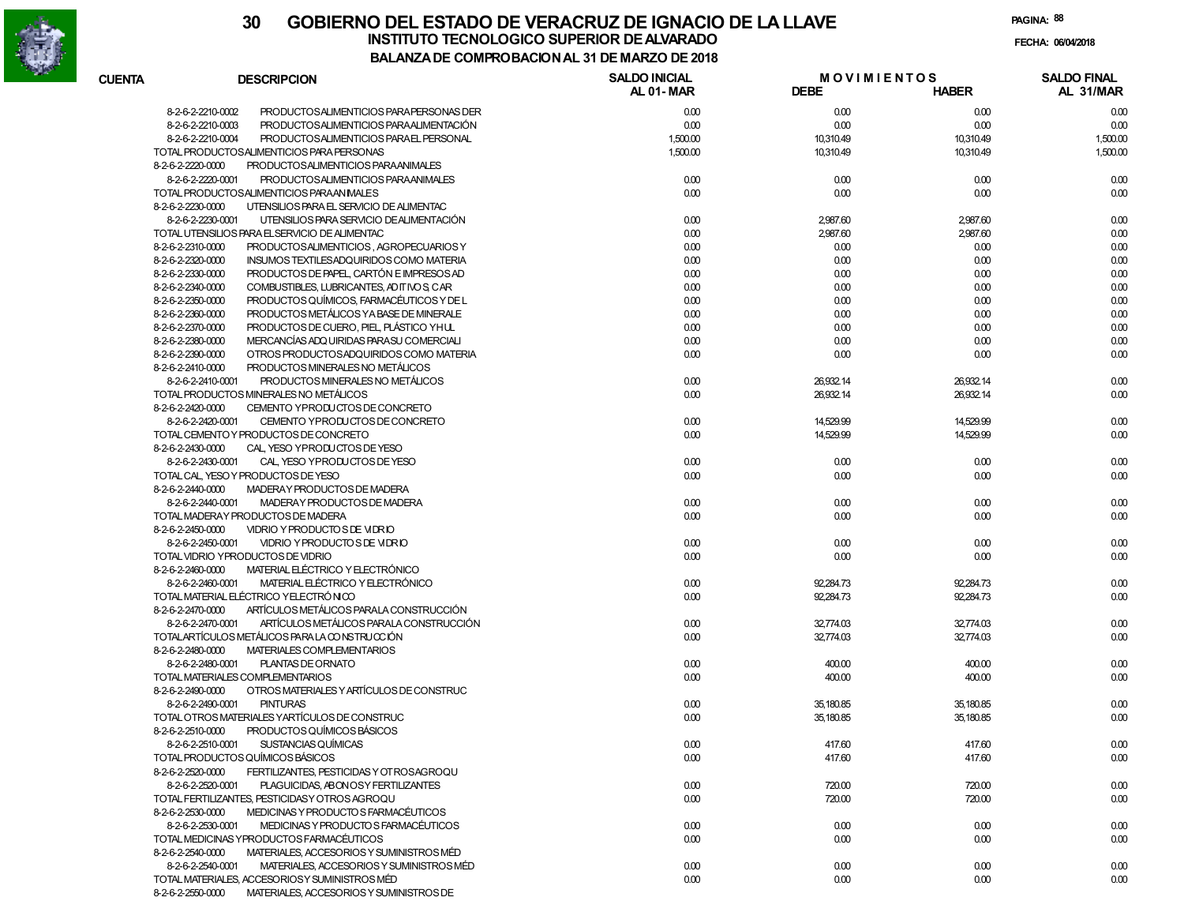# 30 GOBIERNO DEL ESTADO DE VERACRUZ DE IGNACIO DE LA LLAVE

## INSTITUTO TECNOLOGICO SUPERIOR DE ALVARADO

### BALANZA DE COMPROBACION AL 31 DE MARZO DE 2018

FECHA: 06/04/2018

| CUENTA | DESCRIPCION | SALDO INICIAL AL 01- MAR | MOVIMIENTOS DEBE | MOVIMIENTOS HABER | SALDO FINAL AL 31/MAR |
|---|---|---|---|---|---|
| 8-2-6-2-2210-0002 | PRODUCTOS ALIMENTICIOS PARA PERSONAS DER | 0.00 | 0.00 | 0.00 | 0.00 |
| 8-2-6-2-2210-0003 | PRODUCTOS ALIMENTICIOS PARA ALIMENTACIÓN | 0.00 | 0.00 | 0.00 | 0.00 |
| 8-2-6-2-2210-0004 | PRODUCTOS ALIMENTICIOS PARA EL PERSONAL | 1,500.00 | 10,310.49 | 10,310.49 | 1,500.00 |
| TOTAL PRODUCTOS ALIMENTICIOS PARA PERSONAS | | 1,500.00 | 10,310.49 | 10,310.49 | 1,500.00 |
| 8-2-6-2-2220-0000 | PRODUCTOS ALIMENTICIOS PARA ANIMALES | | | | |
| 8-2-6-2-2220-0001 | PRODUCTOS ALIMENTICIOS PARA ANIMALES | 0.00 | 0.00 | 0.00 | 0.00 |
| TOTAL PRODUCTOS ALIMENTICIOS PARA ANIMALES | | 0.00 | 0.00 | 0.00 | 0.00 |
| 8-2-6-2-2230-0000 | UTENSILIOS PARA EL SERVICIO DE ALIMENTAC | | | | |
| 8-2-6-2-2230-0001 | UTENSILIOS PARA SERVICIO DE ALIMENTACIÓN | 0.00 | 2,987.60 | 2,987.60 | 0.00 |
| TOTAL UTENSILIOS PARA EL SERVICIO DE ALIMENTAC | | 0.00 | 2,987.60 | 2,987.60 | 0.00 |
| 8-2-6-2-2310-0000 | PRODUCTOS ALIMENTICIOS , AGROPECUARIOS Y | 0.00 | 0.00 | 0.00 | 0.00 |
| 8-2-6-2-2320-0000 | INSUMOS TEXTILES ADQUIRIDOS COMO MATERIA | 0.00 | 0.00 | 0.00 | 0.00 |
| 8-2-6-2-2330-0000 | PRODUCTOS DE PAPEL, CARTÓN E IMPRESOS AD | 0.00 | 0.00 | 0.00 | 0.00 |
| 8-2-6-2-2340-0000 | COMBUSTIBLES, LUBRICANTES, ADITIVOS, CAR | 0.00 | 0.00 | 0.00 | 0.00 |
| 8-2-6-2-2350-0000 | PRODUCTOS QUÍMICOS, FARMACÉUTICOS Y DE L | 0.00 | 0.00 | 0.00 | 0.00 |
| 8-2-6-2-2360-0000 | PRODUCTOS METÁLICOS Y A BASE DE MINERALE | 0.00 | 0.00 | 0.00 | 0.00 |
| 8-2-6-2-2370-0000 | PRODUCTOS DE CUERO, PIEL, PLÁSTICO Y HUL | 0.00 | 0.00 | 0.00 | 0.00 |
| 8-2-6-2-2380-0000 | MERCANCÍAS ADQUIRIDAS PARA SU COMERCIALI | 0.00 | 0.00 | 0.00 | 0.00 |
| 8-2-6-2-2390-0000 | OTROS PRODUCTOS ADQUIRIDOS COMO MATERIA | 0.00 | 0.00 | 0.00 | 0.00 |
| 8-2-6-2-2410-0000 | PRODUCTOS MINERALES NO METÁLICOS | | | | |
| 8-2-6-2-2410-0001 | PRODUCTOS MINERALES NO METÁLICOS | 0.00 | 26,932.14 | 26,932.14 | 0.00 |
| TOTAL PRODUCTOS MINERALES NO METÁLICOS | | 0.00 | 26,932.14 | 26,932.14 | 0.00 |
| 8-2-6-2-2420-0000 | CEMENTO Y PRODUCTOS DE CONCRETO | | | | |
| 8-2-6-2-2420-0001 | CEMENTO Y PRODUCTOS DE CONCRETO | 0.00 | 14,529.99 | 14,529.99 | 0.00 |
| TOTAL CEMENTO Y PRODUCTOS DE CONCRETO | | 0.00 | 14,529.99 | 14,529.99 | 0.00 |
| 8-2-6-2-2430-0000 | CAL, YESO Y PRODUCTOS DE YESO | | | | |
| 8-2-6-2-2430-0001 | CAL, YESO Y PRODUCTOS DE YESO | 0.00 | 0.00 | 0.00 | 0.00 |
| TOTAL CAL, YESO Y PRODUCTOS DE YESO | | 0.00 | 0.00 | 0.00 | 0.00 |
| 8-2-6-2-2440-0000 | MADERA Y PRODUCTOS DE MADERA | | | | |
| 8-2-6-2-2440-0001 | MADERA Y PRODUCTOS DE MADERA | 0.00 | 0.00 | 0.00 | 0.00 |
| TOTAL MADERA Y PRODUCTOS DE MADERA | | 0.00 | 0.00 | 0.00 | 0.00 |
| 8-2-6-2-2450-0000 | VIDRIO Y PRODUCTOS DE VIDRIO | | | | |
| 8-2-6-2-2450-0001 | VIDRIO Y PRODUCTOS DE VIDRIO | 0.00 | 0.00 | 0.00 | 0.00 |
| TOTAL VIDRIO Y PRODUCTOS DE VIDRIO | | 0.00 | 0.00 | 0.00 | 0.00 |
| 8-2-6-2-2460-0000 | MATERIAL ELÉCTRICO Y ELECTRÓNICO | | | | |
| 8-2-6-2-2460-0001 | MATERIAL ELÉCTRICO Y ELECTRÓNICO | 0.00 | 92,284.73 | 92,284.73 | 0.00 |
| TOTAL MATERIAL ELÉCTRICO Y ELECTRÓNICO | | 0.00 | 92,284.73 | 92,284.73 | 0.00 |
| 8-2-6-2-2470-0000 | ARTÍCULOS METÁLICOS PARA LA CONSTRUCCIÓN | | | | |
| 8-2-6-2-2470-0001 | ARTÍCULOS METÁLICOS PARA LA CONSTRUCCIÓN | 0.00 | 32,774.03 | 32,774.03 | 0.00 |
| TOTAL ARTÍCULOS METÁLICOS PARA LA CONSTRUCCIÓN | | 0.00 | 32,774.03 | 32,774.03 | 0.00 |
| 8-2-6-2-2480-0000 | MATERIALES COMPLEMENTARIOS | | | | |
| 8-2-6-2-2480-0001 | PLANTAS DE ORNATO | 0.00 | 400.00 | 400.00 | 0.00 |
| TOTAL MATERIALES COMPLEMENTARIOS | | 0.00 | 400.00 | 400.00 | 0.00 |
| 8-2-6-2-2490-0000 | OTROS MATERIALES Y ARTÍCULOS DE CONSTRUC | | | | |
| 8-2-6-2-2490-0001 | PINTURAS | 0.00 | 35,180.85 | 35,180.85 | 0.00 |
| TOTAL OTROS MATERIALES Y ARTÍCULOS DE CONSTRUC | | 0.00 | 35,180.85 | 35,180.85 | 0.00 |
| 8-2-6-2-2510-0000 | PRODUCTOS QUÍMICOS BÁSICOS | | | | |
| 8-2-6-2-2510-0001 | SUSTANCIAS QUÍMICAS | 0.00 | 417.60 | 417.60 | 0.00 |
| TOTAL PRODUCTOS QUÍMICOS BÁSICOS | | 0.00 | 417.60 | 417.60 | 0.00 |
| 8-2-6-2-2520-0000 | FERTILIZANTES, PESTICIDAS Y OTROS AGROQU | | | | |
| 8-2-6-2-2520-0001 | PLAGUICIDAS, ABONOS Y FERTILIZANTES | 0.00 | 720.00 | 720.00 | 0.00 |
| TOTAL FERTILIZANTES, PESTICIDAS Y OTROS AGROQU | | 0.00 | 720.00 | 720.00 | 0.00 |
| 8-2-6-2-2530-0000 | MEDICINAS Y PRODUCTOS FARMACÉUTICOS | | | | |
| 8-2-6-2-2530-0001 | MEDICINAS Y PRODUCTOS FARMACÉUTICOS | 0.00 | 0.00 | 0.00 | 0.00 |
| TOTAL MEDICINAS Y PRODUCTOS FARMACÉUTICOS | | 0.00 | 0.00 | 0.00 | 0.00 |
| 8-2-6-2-2540-0000 | MATERIALES, ACCESORIOS Y SUMINISTROS MÉD | | | | |
| 8-2-6-2-2540-0001 | MATERIALES, ACCESORIOS Y SUMINISTROS MÉD | 0.00 | 0.00 | 0.00 | 0.00 |
| TOTAL MATERIALES, ACCESORIOS Y SUMINISTROS MÉD | | 0.00 | 0.00 | 0.00 | 0.00 |
| 8-2-6-2-2550-0000 | MATERIALES, ACCESORIOS Y SUMINISTROS DE | | | | |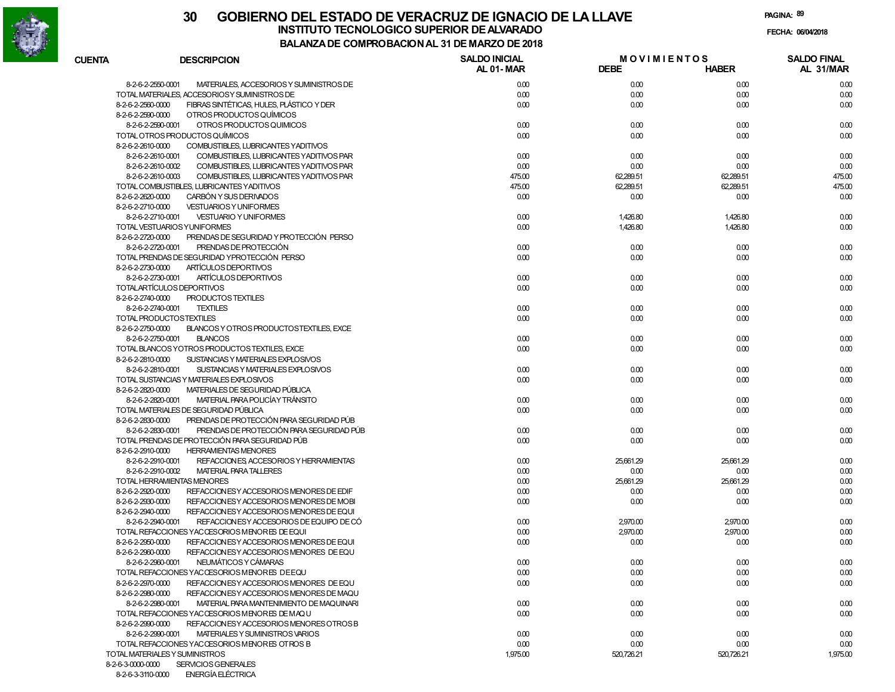# 30 GOBIERNO DEL ESTADO DE VERACRUZ DE IGNACIO DE LA LLAVE

## INSTITUTO TECNOLOGICO SUPERIOR DE ALVARADO

### BALANZA DE COMPROBACION AL 31 DE MARZO DE 2018

FECHA: 06/04/2018

| CUENTA | DESCRIPCION | SALDO INICIAL AL 01-MAR | MOVIMIENTOS DEBE | MOVIMIENTOS HABER | SALDO FINAL AL 31/MAR |
|---|---|---|---|---|---|
| 8-2-6-2-2550-0001 | MATERIALES, ACCESORIOS Y SUMINISTROS DE | 0.00 | 0.00 | 0.00 | 0.00 |
| | TOTAL MATERIALES, ACCESORIOS Y SUMINISTROS DE | 0.00 | 0.00 | 0.00 | 0.00 |
| 8-2-6-2-2560-0000 | FIBRAS SINTÉTICAS, HULES, PLÁSTICO Y DER | 0.00 | 0.00 | 0.00 | 0.00 |
| 8-2-6-2-2590-0000 | OTROS PRODUCTOS QUÍMICOS | | | | |
| 8-2-6-2-2590-0001 | OTROS PRODUCTOS QUIMICOS | 0.00 | 0.00 | 0.00 | 0.00 |
| | TOTAL OTROS PRODUCTOS QUÍMICOS | 0.00 | 0.00 | 0.00 | 0.00 |
| 8-2-6-2-2610-0000 | COMBUSTIBLES, LUBRICANTES Y ADITIVOS | | | | |
| 8-2-6-2-2610-0001 | COMBUSTIBLES, LUBRICANTES Y ADITIVOS PAR | 0.00 | 0.00 | 0.00 | 0.00 |
| 8-2-6-2-2610-0002 | COMBUSTIBLES, LUBRICANTES Y ADITIVOS PAR | 0.00 | 0.00 | 0.00 | 0.00 |
| 8-2-6-2-2610-0003 | COMBUSTIBLES, LUBRICANTES Y ADITIVOS PAR | 475.00 | 62,289.51 | 62,289.51 | 475.00 |
| | TOTAL COMBUSTIBLES, LUBRICANTES Y ADITIVOS | 475.00 | 62,289.51 | 62,289.51 | 475.00 |
| 8-2-6-2-2620-0000 | CARBÓN Y SUS DERIVADOS | 0.00 | 0.00 | 0.00 | 0.00 |
| 8-2-6-2-2710-0000 | VESTUARIOS Y UNIFORMES | | | | |
| 8-2-6-2-2710-0001 | VESTUARIO Y UNIFORMES | 0.00 | 1,426.80 | 1,426.80 | 0.00 |
| | TOTAL VESTUARIOS Y UNIFORMES | 0.00 | 1,426.80 | 1,426.80 | 0.00 |
| 8-2-6-2-2720-0000 | PRENDAS DE SEGURIDAD Y PROTECCIÓN PERSO | | | | |
| 8-2-6-2-2720-0001 | PRENDAS DE PROTECCIÓN | 0.00 | 0.00 | 0.00 | 0.00 |
| | TOTAL PRENDAS DE SEGURIDAD YPROTECCIÓN PERSO | 0.00 | 0.00 | 0.00 | 0.00 |
| 8-2-6-2-2730-0000 | ARTÍCULOS DEPORTIVOS | | | | |
| 8-2-6-2-2730-0001 | ARTÍCULOS DEPORTIVOS | 0.00 | 0.00 | 0.00 | 0.00 |
| | TOTAL ARTÍCULOS DEPORTIVOS | 0.00 | 0.00 | 0.00 | 0.00 |
| 8-2-6-2-2740-0000 | PRODUCTOS TEXTILES | | | | |
| 8-2-6-2-2740-0001 | TEXTILES | 0.00 | 0.00 | 0.00 | 0.00 |
| | TOTAL PRODUCTOS TEXTILES | 0.00 | 0.00 | 0.00 | 0.00 |
| 8-2-6-2-2750-0000 | BLANCOS Y OTROS PRODUCTOS TEXTILES, EXCE | | | | |
| 8-2-6-2-2750-0001 | BLANCOS | 0.00 | 0.00 | 0.00 | 0.00 |
| | TOTAL BLANCOS Y OTROS PRODUCTOS TEXTILES, EXCE | 0.00 | 0.00 | 0.00 | 0.00 |
| 8-2-6-2-2810-0000 | SUSTANCIAS Y MATERIALES EXPLOSIVOS | | | | |
| 8-2-6-2-2810-0001 | SUSTANCIAS Y MATERIALES EXPLOSIVOS | 0.00 | 0.00 | 0.00 | 0.00 |
| | TOTAL SUSTANCIAS Y MATERIALES EXPLOSIVOS | 0.00 | 0.00 | 0.00 | 0.00 |
| 8-2-6-2-2820-0000 | MATERIALES DE SEGURIDAD PÚBLICA | | | | |
| 8-2-6-2-2820-0001 | MATERIAL PARA POLICÍA Y TRÁNSITO | 0.00 | 0.00 | 0.00 | 0.00 |
| | TOTAL MATERIALES DE SEGURIDAD PÚBLICA | 0.00 | 0.00 | 0.00 | 0.00 |
| 8-2-6-2-2830-0000 | PRENDAS DE PROTECCIÓN PARA SEGURIDAD PÚB | | | | |
| 8-2-6-2-2830-0001 | PRENDAS DE PROTECCIÓN PARA SEGURIDAD PÚB | 0.00 | 0.00 | 0.00 | 0.00 |
| | TOTAL PRENDAS DE PROTECCIÓN PARA SEGURIDAD PÚB | 0.00 | 0.00 | 0.00 | 0.00 |
| 8-2-6-2-2910-0000 | HERRAMIENTAS MENORES | | | | |
| 8-2-6-2-2910-0001 | REFACCIONES, ACCESORIOS Y HERRAMIENTAS | 0.00 | 25,661.29 | 25,661.29 | 0.00 |
| 8-2-6-2-2910-0002 | MATERIAL PARA TALLERES | 0.00 | 0.00 | 0.00 | 0.00 |
| | TOTAL HERRAMIENTAS MENORES | 0.00 | 25,661.29 | 25,661.29 | 0.00 |
| 8-2-6-2-2920-0000 | REFACCIONES Y ACCESORIOS MENORES DE EDIF | 0.00 | 0.00 | 0.00 | 0.00 |
| 8-2-6-2-2930-0000 | REFACCIONES Y ACCESORIOS MENORES DE MOBI | 0.00 | 0.00 | 0.00 | 0.00 |
| 8-2-6-2-2940-0000 | REFACCIONES Y ACCESORIOS MENORES DE EQUI | | | | |
| 8-2-6-2-2940-0001 | REFACCIONES Y ACCESORIOS DE EQUIPO DE CÓ | 0.00 | 2,970.00 | 2,970.00 | 0.00 |
| | TOTAL REFACCIONES Y ACCESORIOS MENORES DE EQUI | 0.00 | 2,970.00 | 2,970.00 | 0.00 |
| 8-2-6-2-2950-0000 | REFACCIONES Y ACCESORIOS MENORES DE EQUI | 0.00 | 0.00 | 0.00 | 0.00 |
| 8-2-6-2-2960-0000 | REFACCIONES Y ACCESORIOS MENORES DE EQU | | | | |
| 8-2-6-2-2960-0001 | NEUMÁTICOS Y CÁMARAS | 0.00 | 0.00 | 0.00 | 0.00 |
| | TOTAL REFACCIONES Y ACCESORIOS MENORES DE EQU | 0.00 | 0.00 | 0.00 | 0.00 |
| 8-2-6-2-2970-0000 | REFACCIONES Y ACCESORIOS MENORES DE EQU | 0.00 | 0.00 | 0.00 | 0.00 |
| 8-2-6-2-2980-0000 | REFACCIONES Y ACCESORIOS MENORES DE MAQU | | | | |
| 8-2-6-2-2980-0001 | MATERIAL PARA MANTENIMIENTO DE MAQUINARI | 0.00 | 0.00 | 0.00 | 0.00 |
| | TOTAL REFACCIONES Y ACCESORIOS MENORES DE MAQU | 0.00 | 0.00 | 0.00 | 0.00 |
| 8-2-6-2-2990-0000 | REFACCIONES Y ACCESORIOS MENORES OTROS B | | | | |
| 8-2-6-2-2990-0001 | MATERIALES Y SUMINISTROS VARIOS | 0.00 | 0.00 | 0.00 | 0.00 |
| | TOTAL REFACCIONES Y ACCESORIOS MENORES OTROS B | 0.00 | 0.00 | 0.00 | 0.00 |
| | TOTAL MATERIALES Y SUMINISTROS | 1,975.00 | 520,726.21 | 520,726.21 | 1,975.00 |
| 8-2-6-3-0000-0000 | SERVICIOS GENERALES | | | | |
| 8-2-6-3-3110-0000 | ENERGÍA ELÉCTRICA | | | | |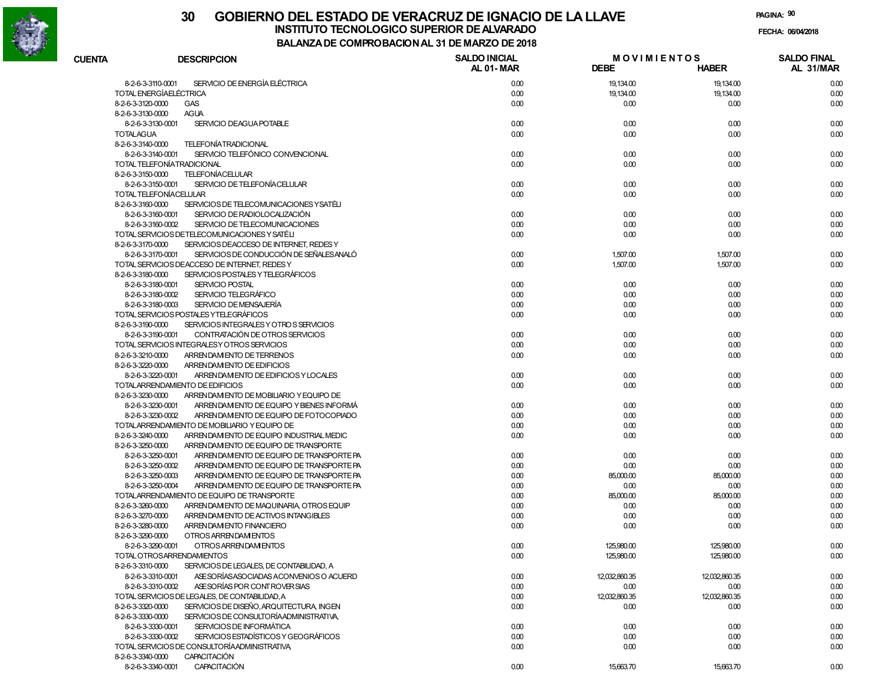# 30 GOBIERNO DEL ESTADO DE VERACRUZ DE IGNACIO DE LA LLAVE

## INSTITUTO TECNOLOGICO SUPERIOR DE ALVARADO

### BALANZA DE COMPROBACION AL 31 DE MARZO DE 2018

PAGINA: 90

FECHA: 06/04/2018

| CUENTA | DESCRIPCION | SALDO INICIAL AL 01- MAR | MOVIMIENTOS DEBE | MOVIMIENTOS HABER | SALDO FINAL AL 31/MAR |
|---|---|---|---|---|---|
| 8-2-6-3-3110-0001 | SERVICIO DE ENERGÍA ELÉCTRICA | 0.00 | 19,134.00 | 19,134.00 | 0.00 |
| TOTAL ENERGÍA ELÉCTRICA | | 0.00 | 19,134.00 | 19,134.00 | 0.00 |
| 8-2-6-3-3120-0000 | GAS | 0.00 | 0.00 | 0.00 | 0.00 |
| 8-2-6-3-3130-0000 | AGUA | | | | |
| 8-2-6-3-3130-0001 | SERVICIO DE AGUA POTABLE | 0.00 | 0.00 | 0.00 | 0.00 |
| TOTAL AGUA | | 0.00 | 0.00 | 0.00 | 0.00 |
| 8-2-6-3-3140-0000 | TELEFONÍA TRADICIONAL | | | | |
| 8-2-6-3-3140-0001 | SERVICIO TELEFÓNICO CONVENCIONAL | 0.00 | 0.00 | 0.00 | 0.00 |
| TOTAL TELEFONÍA TRADICIONAL | | 0.00 | 0.00 | 0.00 | 0.00 |
| 8-2-6-3-3150-0000 | TELEFONÍA CELULAR | | | | |
| 8-2-6-3-3150-0001 | SERVICIO DE TELEFONÍA CELULAR | 0.00 | 0.00 | 0.00 | 0.00 |
| TOTAL TELEFONÍA CELULAR | | 0.00 | 0.00 | 0.00 | 0.00 |
| 8-2-6-3-3160-0000 | SERVICIOS DE TELECOMUNICACIONES Y SATÉLI | | | | |
| 8-2-6-3-3160-0001 | SERVICIO DE RADIOLOCALIZACIÓN | 0.00 | 0.00 | 0.00 | 0.00 |
| 8-2-6-3-3160-0002 | SERVICIO DE TELECOMUNICACIONES | 0.00 | 0.00 | 0.00 | 0.00 |
| TOTAL SERVICIOS DE TELECOMUNICACIONES Y SATÉLI | | 0.00 | 0.00 | 0.00 | 0.00 |
| 8-2-6-3-3170-0000 | SERVICIOS DE ACCESO DE INTERNET, REDES Y | | | | |
| 8-2-6-3-3170-0001 | SERVICIOS DE CONDUCCIÓN DE SEÑALES ANALÓ | 0.00 | 1,507.00 | 1,507.00 | 0.00 |
| TOTAL SERVICIOS DE ACCESO DE INTERNET, REDES Y | | 0.00 | 1,507.00 | 1,507.00 | 0.00 |
| 8-2-6-3-3180-0000 | SERVICIOS POSTALES Y TELEGRÁFICOS | | | | |
| 8-2-6-3-3180-0001 | SERVICIO POSTAL | 0.00 | 0.00 | 0.00 | 0.00 |
| 8-2-6-3-3180-0002 | SERVICIO TELEGRÁFICO | 0.00 | 0.00 | 0.00 | 0.00 |
| 8-2-6-3-3180-0003 | SERVICIO DE MENSAJERÍA | 0.00 | 0.00 | 0.00 | 0.00 |
| TOTAL SERVICIOS POSTALES Y TELEGRÁFICOS | | 0.00 | 0.00 | 0.00 | 0.00 |
| 8-2-6-3-3190-0000 | SERVICIOS INTEGRALES Y OTROS SERVICIOS | | | | |
| 8-2-6-3-3190-0001 | CONTRATACIÓN DE OTROS SERVICIOS | 0.00 | 0.00 | 0.00 | 0.00 |
| TOTAL SERVICIOS INTEGRALES Y OTROS SERVICIOS | | 0.00 | 0.00 | 0.00 | 0.00 |
| 8-2-6-3-3210-0000 | ARRENDAMIENTO DE TERRENOS | 0.00 | 0.00 | 0.00 | 0.00 |
| 8-2-6-3-3220-0000 | ARRENDAMIENTO DE EDIFICIOS | | | | |
| 8-2-6-3-3220-0001 | ARRENDAMIENTO DE EDIFICIOS Y LOCALES | 0.00 | 0.00 | 0.00 | 0.00 |
| TOTAL ARRENDAMIENTO DE EDIFICIOS | | 0.00 | 0.00 | 0.00 | 0.00 |
| 8-2-6-3-3230-0000 | ARRENDAMIENTO DE MOBILIARIO Y EQUIPO DE | | | | |
| 8-2-6-3-3230-0001 | ARRENDAMIENTO DE EQUIPO Y BIENES INFORMÁ | 0.00 | 0.00 | 0.00 | 0.00 |
| 8-2-6-3-3230-0002 | ARRENDAMIENTO DE EQUIPO DE FOTOCOPIADO | 0.00 | 0.00 | 0.00 | 0.00 |
| TOTAL ARRENDAMIENTO DE MOBILIARIO Y EQUIPO DE | | 0.00 | 0.00 | 0.00 | 0.00 |
| 8-2-6-3-3240-0000 | ARRENDAMIENTO DE EQUIPO INDUSTRIAL MEDIC | 0.00 | 0.00 | 0.00 | 0.00 |
| 8-2-6-3-3250-0000 | ARRENDAMIENTO DE EQUIPO DE TRANSPORTE | | | | |
| 8-2-6-3-3250-0001 | ARRENDAMIENTO DE EQUIPO DE TRANSPORTE PA | 0.00 | 0.00 | 0.00 | 0.00 |
| 8-2-6-3-3250-0002 | ARRENDAMIENTO DE EQUIPO DE TRANSPORTE PA | 0.00 | 0.00 | 0.00 | 0.00 |
| 8-2-6-3-3250-0003 | ARRENDAMIENTO DE EQUIPO DE TRANSPORTE PA | 0.00 | 85,000.00 | 85,000.00 | 0.00 |
| 8-2-6-3-3250-0004 | ARRENDAMIENTO DE EQUIPO DE TRANSPORTE PA | 0.00 | 0.00 | 0.00 | 0.00 |
| TOTAL ARRENDAMIENTO DE EQUIPO DE TRANSPORTE | | 0.00 | 85,000.00 | 85,000.00 | 0.00 |
| 8-2-6-3-3260-0000 | ARRENDAMIENTO DE MAQUINARIA, OTROS EQUIP | 0.00 | 0.00 | 0.00 | 0.00 |
| 8-2-6-3-3270-0000 | ARRENDAMIENTO DE ACTIVOS INTANGIBLES | 0.00 | 0.00 | 0.00 | 0.00 |
| 8-2-6-3-3280-0000 | ARRENDAMIENTO FINANCIERO | 0.00 | 0.00 | 0.00 | 0.00 |
| 8-2-6-3-3290-0000 | OTROS ARRENDAMIENTOS | | | | |
| 8-2-6-3-3290-0001 | OTROS ARRENDAMIENTOS | 0.00 | 125,980.00 | 125,980.00 | 0.00 |
| TOTAL OTROS ARRENDAMIENTOS | | 0.00 | 125,980.00 | 125,980.00 | 0.00 |
| 8-2-6-3-3310-0000 | SERVICIOS DE LEGALES, DE CONTABILIDAD, A | | | | |
| 8-2-6-3-3310-0001 | ASESORÍAS ASOCIADAS A CONVENIOS O ACUERD | 0.00 | 12,032,860.35 | 12,032,860.35 | 0.00 |
| 8-2-6-3-3310-0002 | ASESORÍAS POR CONTROVERSIAS | 0.00 | 0.00 | 0.00 | 0.00 |
| TOTAL SERVICIOS DE LEGALES, DE CONTABILIDAD, A | | 0.00 | 12,032,860.35 | 12,032,860.35 | 0.00 |
| 8-2-6-3-3320-0000 | SERVICIOS DE DISEÑO, ARQUITECTURA, INGEN | 0.00 | 0.00 | 0.00 | 0.00 |
| 8-2-6-3-3330-0000 | SERVICIOS DE CONSULTORÍA ADMINISTRATIVA, | | | | |
| 8-2-6-3-3330-0001 | SERVICIOS DE INFORMÁTICA | 0.00 | 0.00 | 0.00 | 0.00 |
| 8-2-6-3-3330-0002 | SERVICIOS ESTADÍSTICOS Y GEOGRÁFICOS | 0.00 | 0.00 | 0.00 | 0.00 |
| TOTAL SERVICIOS DE CONSULTORÍA ADMINISTRATIVA, | | 0.00 | 0.00 | 0.00 | 0.00 |
| 8-2-6-3-3340-0000 | CAPACITACIÓN | | | | |
| 8-2-6-3-3340-0001 | CAPACITACIÓN | 0.00 | 15,663.70 | 15,663.70 | 0.00 |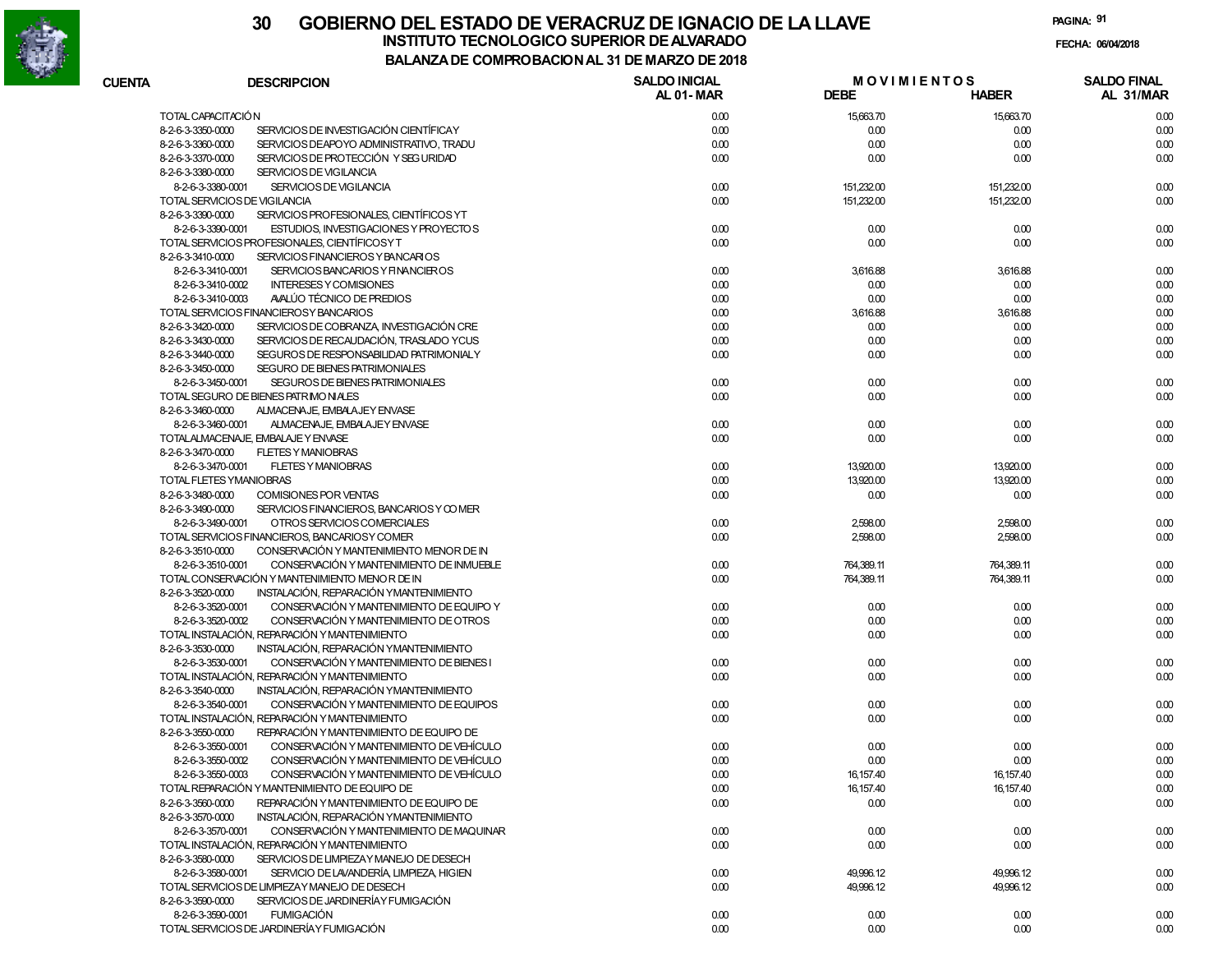# 30 GOBIERNO DEL ESTADO DE VERACRUZ DE IGNACIO DE LA LLAVE

## INSTITUTO TECNOLOGICO SUPERIOR DE ALVARADO

### BALANZA DE COMPROBACION AL 31 DE MARZO DE 2018

FECHA: 06/04/2018

| CUENTA | DESCRIPCION | SALDO INICIAL AL 01-MAR | MOVIMIENTOS DEBE | MOVIMIENTOS HABER | SALDO FINAL AL 31/MAR |
|---|---|---|---|---|---|
| TOTAL CAPACITACIÓN | | 0.00 | 15,663.70 | 15,663.70 | 0.00 |
| 8-2-6-3-3350-0000 | SERVICIOS DE INVESTIGACIÓN CIENTÍFICA Y | 0.00 | 0.00 | 0.00 | 0.00 |
| 8-2-6-3-3360-0000 | SERVICIOS DE APOYO ADMINISTRATIVO, TRADU | 0.00 | 0.00 | 0.00 | 0.00 |
| 8-2-6-3-3370-0000 | SERVICIOS DE PROTECCIÓN Y SEGURIDAD | 0.00 | 0.00 | 0.00 | 0.00 |
| 8-2-6-3-3380-0000 | SERVICIOS DE VIGILANCIA | | | | |
| 8-2-6-3-3380-0001 | SERVICIOS DE VIGILANCIA | 0.00 | 151,232.00 | 151,232.00 | 0.00 |
| TOTAL SERVICIOS DE VIGILANCIA | | 0.00 | 151,232.00 | 151,232.00 | 0.00 |
| 8-2-6-3-3390-0000 | SERVICIOS PROFESIONALES, CIENTÍFICOS Y T | | | | |
| 8-2-6-3-3390-0001 | ESTUDIOS, INVESTIGACIONES Y PROYECTOS | 0.00 | 0.00 | 0.00 | 0.00 |
| TOTAL SERVICIOS PROFESIONALES, CIENTÍFICOS Y T | | 0.00 | 0.00 | 0.00 | 0.00 |
| 8-2-6-3-3410-0000 | SERVICIOS FINANCIEROS Y BANCARIOS | | | | |
| 8-2-6-3-3410-0001 | SERVICIOS BANCARIOS Y FINANCIEROS | 0.00 | 3,616.88 | 3,616.88 | 0.00 |
| 8-2-6-3-3410-0002 | INTERESES Y COMISIONES | 0.00 | 0.00 | 0.00 | 0.00 |
| 8-2-6-3-3410-0003 | AVALÚO TÉCNICO DE PREDIOS | 0.00 | 0.00 | 0.00 | 0.00 |
| TOTAL SERVICIOS FINANCIEROS Y BANCARIOS | | 0.00 | 3,616.88 | 3,616.88 | 0.00 |
| 8-2-6-3-3420-0000 | SERVICIOS DE COBRANZA, INVESTIGACIÓN CRE | 0.00 | 0.00 | 0.00 | 0.00 |
| 8-2-6-3-3430-0000 | SERVICIOS DE RECAUDACIÓN, TRASLADO Y CUS | 0.00 | 0.00 | 0.00 | 0.00 |
| 8-2-6-3-3440-0000 | SEGUROS DE RESPONSABILIDAD PATRIMONIAL Y | 0.00 | 0.00 | 0.00 | 0.00 |
| 8-2-6-3-3450-0000 | SEGURO DE BIENES PATRIMONIALES | | | | |
| 8-2-6-3-3450-0001 | SEGUROS DE BIENES PATRIMONIALES | 0.00 | 0.00 | 0.00 | 0.00 |
| TOTAL SEGURO DE BIENES PATRIMONIALES | | 0.00 | 0.00 | 0.00 | 0.00 |
| 8-2-6-3-3460-0000 | ALMACENAJE, EMBALAJE Y ENVASE | | | | |
| 8-2-6-3-3460-0001 | ALMACENAJE, EMBALAJE Y ENVASE | 0.00 | 0.00 | 0.00 | 0.00 |
| TOTAL ALMACENAJE, EMBALAJE Y ENVASE | | 0.00 | 0.00 | 0.00 | 0.00 |
| 8-2-6-3-3470-0000 | FLETES Y MANIOBRAS | | | | |
| 8-2-6-3-3470-0001 | FLETES Y MANIOBRAS | 0.00 | 13,920.00 | 13,920.00 | 0.00 |
| TOTAL FLETES Y MANIOBRAS | | 0.00 | 13,920.00 | 13,920.00 | 0.00 |
| 8-2-6-3-3480-0000 | COMISIONES POR VENTAS | 0.00 | 0.00 | 0.00 | 0.00 |
| 8-2-6-3-3490-0000 | SERVICIOS FINANCIEROS, BANCARIOS Y COMER | | | | |
| 8-2-6-3-3490-0001 | OTROS SERVICIOS COMERCIALES | 0.00 | 2,598.00 | 2,598.00 | 0.00 |
| TOTAL SERVICIOS FINANCIEROS, BANCARIOS Y COMER | | 0.00 | 2,598.00 | 2,598.00 | 0.00 |
| 8-2-6-3-3510-0000 | CONSERVACIÓN Y MANTENIMIENTO MENOR DE IN | | | | |
| 8-2-6-3-3510-0001 | CONSERVACIÓN Y MANTENIMIENTO DE INMUEBLE | 0.00 | 764,389.11 | 764,389.11 | 0.00 |
| TOTAL CONSERVACIÓN Y MANTENIMIENTO MENOR DE IN | | 0.00 | 764,389.11 | 764,389.11 | 0.00 |
| 8-2-6-3-3520-0000 | INSTALACIÓN, REPARACIÓN Y MANTENIMIENTO | | | | |
| 8-2-6-3-3520-0001 | CONSERVACIÓN Y MANTENIMIENTO DE EQUIPO Y | 0.00 | 0.00 | 0.00 | 0.00 |
| 8-2-6-3-3520-0002 | CONSERVACIÓN Y MANTENIMIENTO DE OTROS | 0.00 | 0.00 | 0.00 | 0.00 |
| TOTAL INSTALACIÓN, REPARACIÓN Y MANTENIMIENTO | | 0.00 | 0.00 | 0.00 | 0.00 |
| 8-2-6-3-3530-0000 | INSTALACIÓN, REPARACIÓN Y MANTENIMIENTO | | | | |
| 8-2-6-3-3530-0001 | CONSERVACIÓN Y MANTENIMIENTO DE BIENES I | 0.00 | 0.00 | 0.00 | 0.00 |
| TOTAL INSTALACIÓN, REPARACIÓN Y MANTENIMIENTO | | 0.00 | 0.00 | 0.00 | 0.00 |
| 8-2-6-3-3540-0000 | INSTALACIÓN, REPARACIÓN Y MANTENIMIENTO | | | | |
| 8-2-6-3-3540-0001 | CONSERVACIÓN Y MANTENIMIENTO DE EQUIPOS | 0.00 | 0.00 | 0.00 | 0.00 |
| TOTAL INSTALACIÓN, REPARACIÓN Y MANTENIMIENTO | | 0.00 | 0.00 | 0.00 | 0.00 |
| 8-2-6-3-3550-0000 | REPARACIÓN Y MANTENIMIENTO DE EQUIPO DE | | | | |
| 8-2-6-3-3550-0001 | CONSERVACIÓN Y MANTENIMIENTO DE VEHÍCULO | 0.00 | 0.00 | 0.00 | 0.00 |
| 8-2-6-3-3550-0002 | CONSERVACIÓN Y MANTENIMIENTO DE VEHÍCULO | 0.00 | 0.00 | 0.00 | 0.00 |
| 8-2-6-3-3550-0003 | CONSERVACIÓN Y MANTENIMIENTO DE VEHÍCULO | 0.00 | 16,157.40 | 16,157.40 | 0.00 |
| TOTAL REPARACIÓN Y MANTENIMIENTO DE EQUIPO DE | | 0.00 | 16,157.40 | 16,157.40 | 0.00 |
| 8-2-6-3-3560-0000 | REPARACIÓN Y MANTENIMIENTO DE EQUIPO DE | 0.00 | 0.00 | 0.00 | 0.00 |
| 8-2-6-3-3570-0000 | INSTALACIÓN, REPARACIÓN Y MANTENIMIENTO | | | | |
| 8-2-6-3-3570-0001 | CONSERVACIÓN Y MANTENIMIENTO DE MAQUINAR | 0.00 | 0.00 | 0.00 | 0.00 |
| TOTAL INSTALACIÓN, REPARACIÓN Y MANTENIMIENTO | | 0.00 | 0.00 | 0.00 | 0.00 |
| 8-2-6-3-3580-0000 | SERVICIOS DE LIMPIEZA Y MANEJO DE DESECH | | | | |
| 8-2-6-3-3580-0001 | SERVICIO DE LAVANDERÍA, LIMPIEZA, HIGIEN | 0.00 | 49,996.12 | 49,996.12 | 0.00 |
| TOTAL SERVICIOS DE LIMPIEZA Y MANEJO DE DESECH | | 0.00 | 49,996.12 | 49,996.12 | 0.00 |
| 8-2-6-3-3590-0000 | SERVICIOS DE JARDINERÍA Y FUMIGACIÓN | | | | |
| 8-2-6-3-3590-0001 | FUMIGACIÓN | 0.00 | 0.00 | 0.00 | 0.00 |
| TOTAL SERVICIOS DE JARDINERÍA Y FUMIGACIÓN | | 0.00 | 0.00 | 0.00 | 0.00 |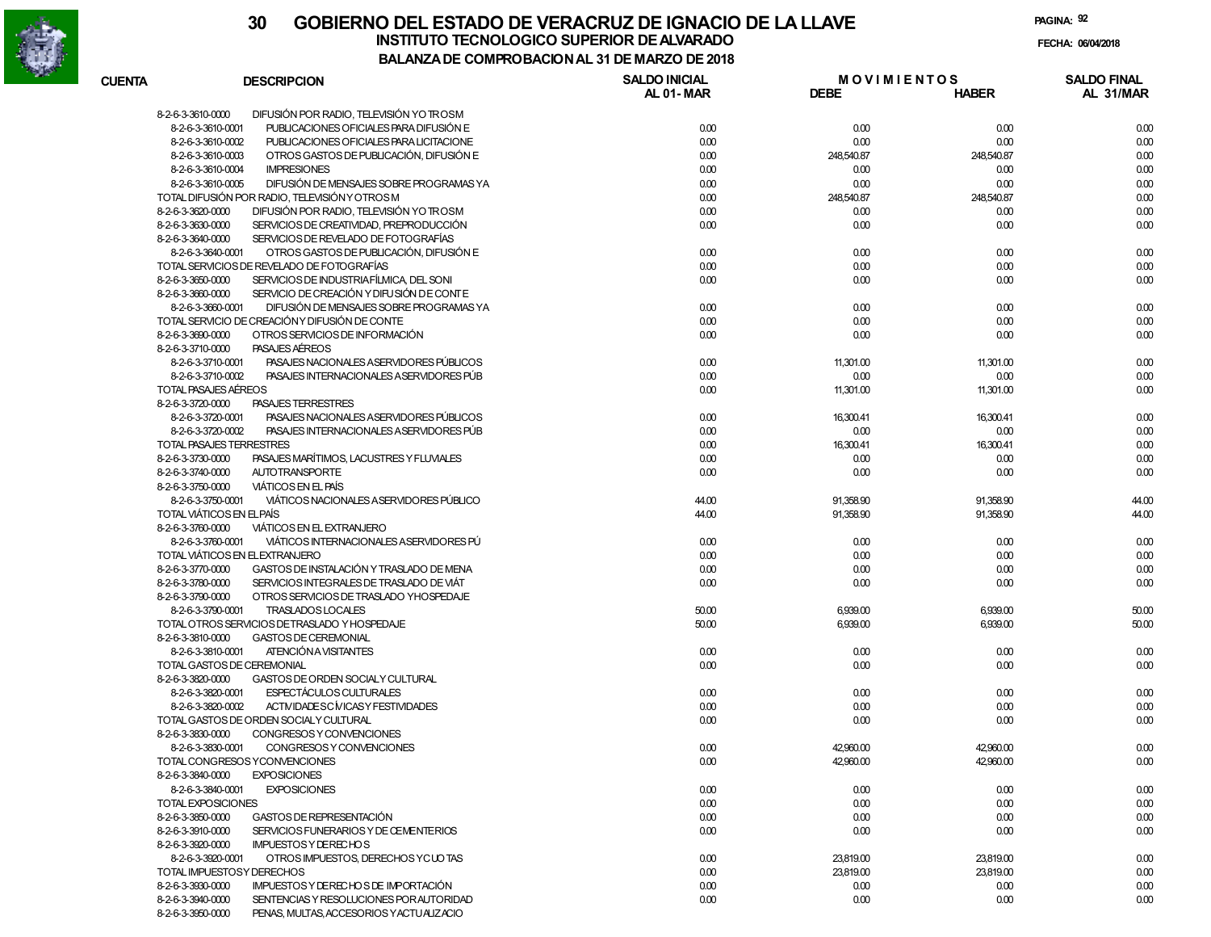# 30 GOBIERNO DEL ESTADO DE VERACRUZ DE IGNACIO DE LA LLAVE

## INSTITUTO TECNOLOGICO SUPERIOR DE ALVARADO

### BALANZA DE COMPROBACION AL 31 DE MARZO DE 2018

PAGINA: 92

FECHA: 06/04/2018

| CUENTA | DESCRIPCION | SALDO INICIAL AL 01-MAR | MOVIMIENTOS DEBE | MOVIMIENTOS HABER | SALDO FINAL AL 31/MAR |
|---|---|---|---|---|---|
| 8-2-6-3-3610-0000 | DIFUSIÓN POR RADIO, TELEVISIÓN Y OTROS M | | | | |
| 8-2-6-3-3610-0001 | PUBLICACIONES OFICIALES PARA DIFUSIÓN E | 0.00 | 0.00 | 0.00 | 0.00 |
| 8-2-6-3-3610-0002 | PUBLICACIONES OFICIALES PARA LICITACIONE | 0.00 | 0.00 | 0.00 | 0.00 |
| 8-2-6-3-3610-0003 | OTROS GASTOS DE PUBLICACIÓN, DIFUSIÓN E | 0.00 | 248,540.87 | 248,540.87 | 0.00 |
| 8-2-6-3-3610-0004 | IMPRESIONES | 0.00 | 0.00 | 0.00 | 0.00 |
| 8-2-6-3-3610-0005 | DIFUSIÓN DE MENSAJES SOBRE PROGRAMAS Y A | 0.00 | 0.00 | 0.00 | 0.00 |
| TOTAL DIFUSIÓN POR RADIO, TELEVISIÓN Y OTROS M | | 0.00 | 248,540.87 | 248,540.87 | 0.00 |
| 8-2-6-3-3620-0000 | DIFUSIÓN POR RADIO, TELEVISIÓN Y OTROS M | 0.00 | 0.00 | 0.00 | 0.00 |
| 8-2-6-3-3630-0000 | SERVICIOS DE CREATIVIDAD, PREPRODUCCIÓN | 0.00 | 0.00 | 0.00 | 0.00 |
| 8-2-6-3-3640-0000 | SERVICIOS DE REVELADO DE FOTOGRAFÍAS | | | | |
| 8-2-6-3-3640-0001 | OTROS GASTOS DE PUBLICACIÓN, DIFUSIÓN E | 0.00 | 0.00 | 0.00 | 0.00 |
| TOTAL SERVICIOS DE REVELADO DE FOTOGRAFÍAS | | 0.00 | 0.00 | 0.00 | 0.00 |
| 8-2-6-3-3650-0000 | SERVICIOS DE INDUSTRIA FÍLMICA, DEL SONI | 0.00 | 0.00 | 0.00 | 0.00 |
| 8-2-6-3-3660-0000 | SERVICIO DE CREACIÓN Y DIFUSIÓN DE CONTE | | | | |
| 8-2-6-3-3660-0001 | DIFUSIÓN DE MENSAJES SOBRE PROGRAMAS Y A | 0.00 | 0.00 | 0.00 | 0.00 |
| TOTAL SERVICIO DE CREACIÓN Y DIFUSIÓN DE CONTE | | 0.00 | 0.00 | 0.00 | 0.00 |
| 8-2-6-3-3690-0000 | OTROS SERVICIOS DE INFORMACIÓN | 0.00 | 0.00 | 0.00 | 0.00 |
| 8-2-6-3-3710-0000 | PASAJES AÉREOS | | | | |
| 8-2-6-3-3710-0001 | PASAJES NACIONALES A SERVIDORES PÚBLICOS | 0.00 | 11,301.00 | 11,301.00 | 0.00 |
| 8-2-6-3-3710-0002 | PASAJES INTERNACIONALES A SERVIDORES PÚB | 0.00 | 0.00 | 0.00 | 0.00 |
| TOTAL PASAJES AÉREOS | | 0.00 | 11,301.00 | 11,301.00 | 0.00 |
| 8-2-6-3-3720-0000 | PASAJES TERRESTRES | | | | |
| 8-2-6-3-3720-0001 | PASAJES NACIONALES A SERVIDORES PÚBLICOS | 0.00 | 16,300.41 | 16,300.41 | 0.00 |
| 8-2-6-3-3720-0002 | PASAJES INTERNACIONALES A SERVIDORES PÚB | 0.00 | 0.00 | 0.00 | 0.00 |
| TOTAL PASAJES TERRESTRES | | 0.00 | 16,300.41 | 16,300.41 | 0.00 |
| 8-2-6-3-3730-0000 | PASAJES MARÍTIMOS, LACUSTRES Y FLUVIALES | 0.00 | 0.00 | 0.00 | 0.00 |
| 8-2-6-3-3740-0000 | AUTOTRANSPORTE | 0.00 | 0.00 | 0.00 | 0.00 |
| 8-2-6-3-3750-0000 | VIÁTICOS EN EL PAÍS | | | | |
| 8-2-6-3-3750-0001 | VIÁTICOS NACIONALES A SERVIDORES PÚBLICO | 44.00 | 91,358.90 | 91,358.90 | 44.00 |
| TOTAL VIÁTICOS EN EL PAÍS | | 44.00 | 91,358.90 | 91,358.90 | 44.00 |
| 8-2-6-3-3760-0000 | VIÁTICOS EN EL EXTRANJERO | | | | |
| 8-2-6-3-3760-0001 | VIÁTICOS INTERNACIONALES A SERVIDORES PÚ | 0.00 | 0.00 | 0.00 | 0.00 |
| TOTAL VIÁTICOS EN EL EXTRANJERO | | 0.00 | 0.00 | 0.00 | 0.00 |
| 8-2-6-3-3770-0000 | GASTOS DE INSTALACIÓN Y TRASLADO DE MENA | 0.00 | 0.00 | 0.00 | 0.00 |
| 8-2-6-3-3780-0000 | SERVICIOS INTEGRALES DE TRASLADO DE VIÁT | 0.00 | 0.00 | 0.00 | 0.00 |
| 8-2-6-3-3790-0000 | OTROS SERVICIOS DE TRASLADO Y HOSPEDAJE | | | | |
| 8-2-6-3-3790-0001 | TRASLADOS LOCALES | 50.00 | 6,939.00 | 6,939.00 | 50.00 |
| TOTAL OTROS SERVICIOS DE TRASLADO Y HOSPEDAJE | | 50.00 | 6,939.00 | 6,939.00 | 50.00 |
| 8-2-6-3-3810-0000 | GASTOS DE CEREMONIAL | | | | |
| 8-2-6-3-3810-0001 | ATENCIÓN A VISITANTES | 0.00 | 0.00 | 0.00 | 0.00 |
| TOTAL GASTOS DE CEREMONIAL | | 0.00 | 0.00 | 0.00 | 0.00 |
| 8-2-6-3-3820-0000 | GASTOS DE ORDEN SOCIAL Y CULTURAL | | | | |
| 8-2-6-3-3820-0001 | ESPECTÁCULOS CULTURALES | 0.00 | 0.00 | 0.00 | 0.00 |
| 8-2-6-3-3820-0002 | ACTIVIDADES CÍVICAS Y FESTIVIDADES | 0.00 | 0.00 | 0.00 | 0.00 |
| TOTAL GASTOS DE ORDEN SOCIAL Y CULTURAL | | 0.00 | 0.00 | 0.00 | 0.00 |
| 8-2-6-3-3830-0000 | CONGRESOS Y CONVENCIONES | | | | |
| 8-2-6-3-3830-0001 | CONGRESOS Y CONVENCIONES | 0.00 | 42,960.00 | 42,960.00 | 0.00 |
| TOTAL CONGRESOS Y CONVENCIONES | | 0.00 | 42,960.00 | 42,960.00 | 0.00 |
| 8-2-6-3-3840-0000 | EXPOSICIONES | | | | |
| 8-2-6-3-3840-0001 | EXPOSICIONES | 0.00 | 0.00 | 0.00 | 0.00 |
| TOTAL EXPOSICIONES | | 0.00 | 0.00 | 0.00 | 0.00 |
| 8-2-6-3-3850-0000 | GASTOS DE REPRESENTACIÓN | 0.00 | 0.00 | 0.00 | 0.00 |
| 8-2-6-3-3910-0000 | SERVICIOS FUNERARIOS Y DE CEMENTERIOS | 0.00 | 0.00 | 0.00 | 0.00 |
| 8-2-6-3-3920-0000 | IMPUESTOS Y DERECHOS | | | | |
| 8-2-6-3-3920-0001 | OTROS IMPUESTOS, DERECHOS Y CUOTAS | 0.00 | 23,819.00 | 23,819.00 | 0.00 |
| TOTAL IMPUESTOS Y DERECHOS | | 0.00 | 23,819.00 | 23,819.00 | 0.00 |
| 8-2-6-3-3930-0000 | IMPUESTOS Y DERECHOS DE IMPORTACIÓN | 0.00 | 0.00 | 0.00 | 0.00 |
| 8-2-6-3-3940-0000 | SENTENCIAS Y RESOLUCIONES POR AUTORIDAD | 0.00 | 0.00 | 0.00 | 0.00 |
| 8-2-6-3-3950-0000 | PENAS, MULTAS, ACCESORIOS Y ACTUALIZACIO | | | | |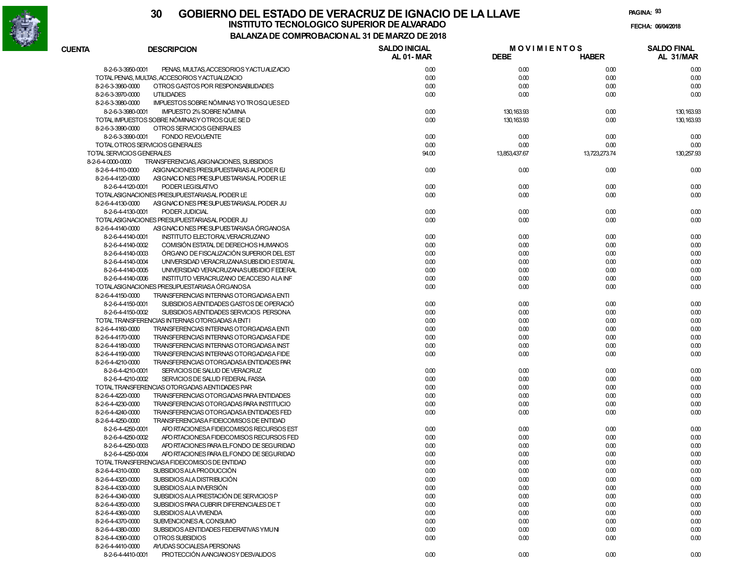# 30 GOBIERNO DEL ESTADO DE VERACRUZ DE IGNACIO DE LA LLAVE

## INSTITUTO TECNOLOGICO SUPERIOR DE ALVARADO

### BALANZA DE COMPROBACION AL 31 DE MARZO DE 2018

FECHA: 06/04/2018

| CUENTA | DESCRIPCION | SALDO INICIAL AL 01-MAR | MOVIMIENTOS DEBE | MOVIMIENTOS HABER | SALDO FINAL AL 31/MAR |
|---|---|---|---|---|---|
| 8-2-6-3-3950-0001 | PENAS, MULTAS, ACCESORIOS Y ACTUALIZACIO | 0.00 | 0.00 | 0.00 | 0.00 |
| | TOTAL PENAS, MULTAS, ACCESORIOS Y ACTUALIZACIO | 0.00 | 0.00 | 0.00 | 0.00 |
| 8-2-6-3-3960-0000 | OTROS GASTOS POR RESPONSABILIDADES | 0.00 | 0.00 | 0.00 | 0.00 |
| 8-2-6-3-3970-0000 | UTILIDADES | 0.00 | 0.00 | 0.00 | 0.00 |
| 8-2-6-3-3980-0000 | IMPUESTOS SOBRE NÓMINAS Y OTROS QUE SE D | | | | |
| 8-2-6-3-3980-0001 | IMPUESTO 2% SOBRE NÓMINA | 0.00 | 130,163.93 | 0.00 | 130,163.93 |
| | TOTAL IMPUESTOS SOBRE NÓMINAS Y OTROS QUE SE D | 0.00 | 130,163.93 | 0.00 | 130,163.93 |
| 8-2-6-3-3990-0000 | OTROS SERVICIOS GENERALES | | | | |
| 8-2-6-3-3990-0001 | FONDO REVOLVENTE | 0.00 | 0.00 | 0.00 | 0.00 |
| | TOTAL OTROS SERVICIOS GENERALES | 0.00 | 0.00 | 0.00 | 0.00 |
| | TOTAL SERVICIOS GENERALES | 94.00 | 13,853,437.67 | 13,723,273.74 | 130,257.93 |
| 8-2-6-4-0000-0000 | TRANSFERENCIAS, ASIGNACIONES, SUBSIDIOS | | | | |
| 8-2-6-4-4110-0000 | ASIGNACIONES PRESUPUESTARIAS AL PODER EJ | 0.00 | 0.00 | 0.00 | 0.00 |
| 8-2-6-4-4120-0000 | ASIGNACIONES PRESUPUESTARIAS AL PODER LE | | | | |
| 8-2-6-4-4120-0001 | PODER LEGISLATIVO | 0.00 | 0.00 | 0.00 | 0.00 |
| | TOTAL ASIGNACIONES PRESUPUESTARIAS AL PODER LE | 0.00 | 0.00 | 0.00 | 0.00 |
| 8-2-6-4-4130-0000 | ASIGNACIONES PRESUPUESTARIAS AL PODER JU | | | | |
| 8-2-6-4-4130-0001 | PODER JUDICIAL | 0.00 | 0.00 | 0.00 | 0.00 |
| | TOTAL ASIGNACIONES PRESUPUESTARIAS AL PODER JU | 0.00 | 0.00 | 0.00 | 0.00 |
| 8-2-6-4-4140-0000 | ASIGNACIONES PRESUPUESTARIAS A ÓRGANOS A | | | | |
| 8-2-6-4-4140-0001 | INSTITUTO ELECTORAL VERACRUZANO | 0.00 | 0.00 | 0.00 | 0.00 |
| 8-2-6-4-4140-0002 | COMISIÓN ESTATAL DE DERECHOS HUMANOS | 0.00 | 0.00 | 0.00 | 0.00 |
| 8-2-6-4-4140-0003 | ÓRGANO DE FISCALIZACIÓN SUPERIOR DEL EST | 0.00 | 0.00 | 0.00 | 0.00 |
| 8-2-6-4-4140-0004 | UNIVERSIDAD VERACRUZANA SUBSIDIO ESTATAL | 0.00 | 0.00 | 0.00 | 0.00 |
| 8-2-6-4-4140-0005 | UNIVERSIDAD VERACRUZANA SUBSIDIO FEDERAL | 0.00 | 0.00 | 0.00 | 0.00 |
| 8-2-6-4-4140-0006 | INSTITUTO VERACRUZANO DE ACCESO A LA INF | 0.00 | 0.00 | 0.00 | 0.00 |
| | TOTAL ASIGNACIONES PRESUPUESTARIAS A ÓRGANOS A | 0.00 | 0.00 | 0.00 | 0.00 |
| 8-2-6-4-4150-0000 | TRANSFERENCIAS INTERNAS OTORGADAS A ENTI | | | | |
| 8-2-6-4-4150-0001 | SUBSIDIOS A ENTIDADES GASTOS DE OPERACIÓ | 0.00 | 0.00 | 0.00 | 0.00 |
| 8-2-6-4-4150-0002 | SUBSIDIOS A ENTIDADES SERVICIOS PERSONA | 0.00 | 0.00 | 0.00 | 0.00 |
| | TOTAL TRANSFERENCIAS INTERNAS OTORGADAS A ENTI | 0.00 | 0.00 | 0.00 | 0.00 |
| 8-2-6-4-4160-0000 | TRANSFERENCIAS INTERNAS OTORGADAS A ENTI | 0.00 | 0.00 | 0.00 | 0.00 |
| 8-2-6-4-4170-0000 | TRANSFERENCIAS INTERNAS OTORGADAS A FIDE | 0.00 | 0.00 | 0.00 | 0.00 |
| 8-2-6-4-4180-0000 | TRANSFERENCIAS INTERNAS OTORGADAS A INST | 0.00 | 0.00 | 0.00 | 0.00 |
| 8-2-6-4-4190-0000 | TRANSFERENCIAS INTERNAS OTORGADAS A FIDE | 0.00 | 0.00 | 0.00 | 0.00 |
| 8-2-6-4-4210-0000 | TRANSFERENCIAS OTORGADAS A ENTIDADES PAR | | | | |
| 8-2-6-4-4210-0001 | SERVICIOS DE SALUD DE VERACRUZ | 0.00 | 0.00 | 0.00 | 0.00 |
| 8-2-6-4-4210-0002 | SERVICIOS DE SALUD FEDERAL FASSA | 0.00 | 0.00 | 0.00 | 0.00 |
| | TOTAL TRANSFERENCIAS OTORGADAS A ENTIDADES PAR | 0.00 | 0.00 | 0.00 | 0.00 |
| 8-2-6-4-4220-0000 | TRANSFERENCIAS OTORGADAS PARA ENTIDADES | 0.00 | 0.00 | 0.00 | 0.00 |
| 8-2-6-4-4230-0000 | TRANSFERENCIAS OTORGADAS PARA INSTITUCIO | 0.00 | 0.00 | 0.00 | 0.00 |
| 8-2-6-4-4240-0000 | TRANSFERENCIAS OTORGADAS A ENTIDADES FED | 0.00 | 0.00 | 0.00 | 0.00 |
| 8-2-6-4-4250-0000 | TRANSFERENCIAS A FIDEICOMISOS DE ENTIDAD | | | | |
| 8-2-6-4-4250-0001 | APORTACIONES A FIDEICOMISOS RECURSOS EST | 0.00 | 0.00 | 0.00 | 0.00 |
| 8-2-6-4-4250-0002 | APORTACIONES A FIDEICOMISOS RECURSOS FED | 0.00 | 0.00 | 0.00 | 0.00 |
| 8-2-6-4-4250-0003 | APORTACIONES PARA EL FONDO DE SEGURIDAD | 0.00 | 0.00 | 0.00 | 0.00 |
| 8-2-6-4-4250-0004 | APORTACIONES PARA EL FONDO DE SEGURIDAD | 0.00 | 0.00 | 0.00 | 0.00 |
| | TOTAL TRANSFERENCIAS A FIDEICOMISOS DE ENTIDAD | 0.00 | 0.00 | 0.00 | 0.00 |
| 8-2-6-4-4310-0000 | SUBSIDIOS A LA PRODUCCIÓN | 0.00 | 0.00 | 0.00 | 0.00 |
| 8-2-6-4-4320-0000 | SUBSIDIOS A LA DISTRIBUCIÓN | 0.00 | 0.00 | 0.00 | 0.00 |
| 8-2-6-4-4330-0000 | SUBSIDIOS A LA INVERSIÓN | 0.00 | 0.00 | 0.00 | 0.00 |
| 8-2-6-4-4340-0000 | SUBSIDIOS A LA PRESTACIÓN DE SERVICIOS P | 0.00 | 0.00 | 0.00 | 0.00 |
| 8-2-6-4-4350-0000 | SUBSIDIOS PARA CUBRIR DIFERENCIALES DE T | 0.00 | 0.00 | 0.00 | 0.00 |
| 8-2-6-4-4360-0000 | SUBSIDIOS A LA VIVIENDA | 0.00 | 0.00 | 0.00 | 0.00 |
| 8-2-6-4-4370-0000 | SUBVENCIONES AL CONSUMO | 0.00 | 0.00 | 0.00 | 0.00 |
| 8-2-6-4-4380-0000 | SUBSIDIOS A ENTIDADES FEDERATIVAS Y MUNI | 0.00 | 0.00 | 0.00 | 0.00 |
| 8-2-6-4-4390-0000 | OTROS SUBSIDIOS | 0.00 | 0.00 | 0.00 | 0.00 |
| 8-2-6-4-4410-0000 | AYUDAS SOCIALES A PERSONAS | | | | |
| 8-2-6-4-4410-0001 | PROTECCIÓN A ANCIANOS Y DESVALIDOS | 0.00 | 0.00 | 0.00 | 0.00 |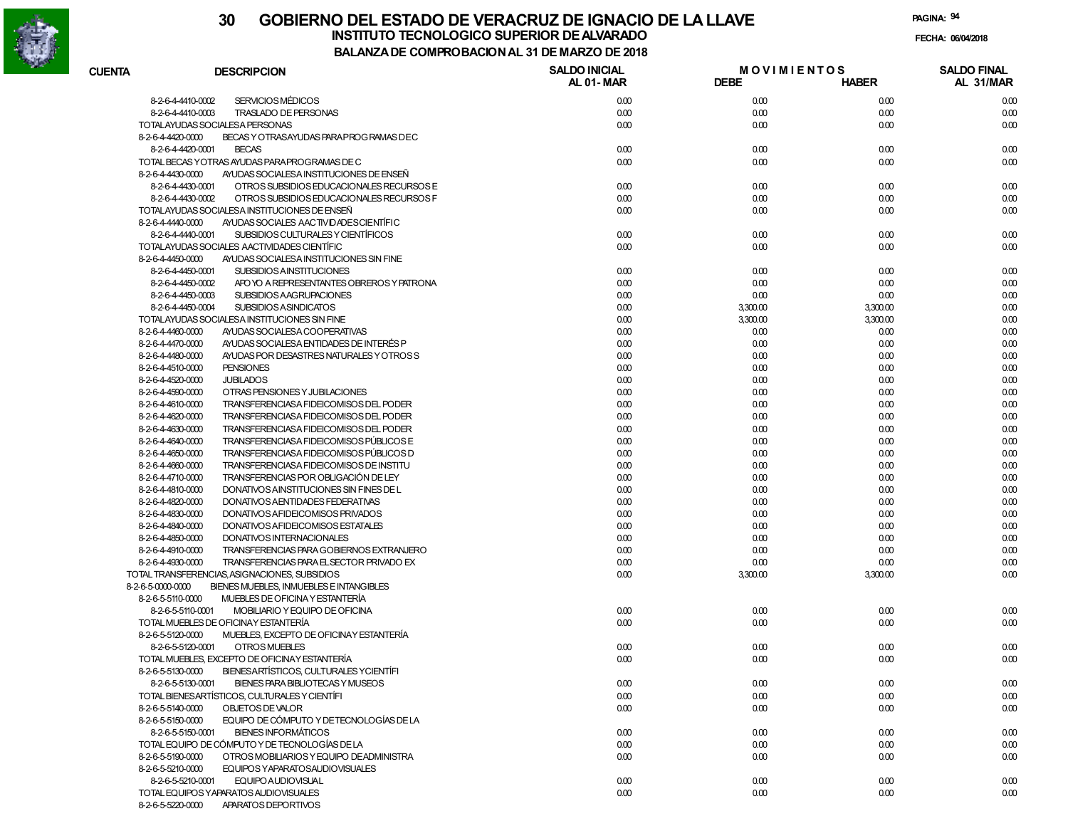# 30 GOBIERNO DEL ESTADO DE VERACRUZ DE IGNACIO DE LA LLAVE

## INSTITUTO TECNOLOGICO SUPERIOR DE ALVARADO

### BALANZA DE COMPROBACION AL 31 DE MARZO DE 2018

FECHA: 06/04/2018

| CUENTA | DESCRIPCION | SALDO INICIAL AL 01- MAR | MOVIMIENTOS DEBE | MOVIMIENTOS HABER | SALDO FINAL AL 31/MAR |
|---|---|---|---|---|---|
| 8-2-6-4-4410-0002 | SERVICIOS MÉDICOS | 0.00 | 0.00 | 0.00 | 0.00 |
| 8-2-6-4-4410-0003 | TRASLADO DE PERSONAS | 0.00 | 0.00 | 0.00 | 0.00 |
| | TOTAL AYUDAS SOCIALES A PERSONAS | 0.00 | 0.00 | 0.00 | 0.00 |
| 8-2-6-4-4420-0000 | BECAS Y OTRAS AYUDAS PARA PROGRAMAS DE C | | | | |
| 8-2-6-4-4420-0001 | BECAS | 0.00 | 0.00 | 0.00 | 0.00 |
| | TOTAL BECAS Y OTRAS AYUDAS PARA PROGRAMAS DE C | 0.00 | 0.00 | 0.00 | 0.00 |
| 8-2-6-4-4430-0000 | AYUDAS SOCIALES A INSTITUCIONES DE ENSEÑ | | | | |
| 8-2-6-4-4430-0001 | OTROS SUBSIDIOS EDUCACIONALES RECURSOS E | 0.00 | 0.00 | 0.00 | 0.00 |
| 8-2-6-4-4430-0002 | OTROS SUBSIDIOS EDUCACIONALES RECURSOS F | 0.00 | 0.00 | 0.00 | 0.00 |
| | TOTAL AYUDAS SOCIALES A INSTITUCIONES DE ENSEÑ | 0.00 | 0.00 | 0.00 | 0.00 |
| 8-2-6-4-4440-0000 | AYUDAS SOCIALES A ACTIVIDADES CIENTÍFIC | | | | |
| 8-2-6-4-4440-0001 | SUBSIDIOS CULTURALES Y CIENTÍFICOS | 0.00 | 0.00 | 0.00 | 0.00 |
| | TOTAL AYUDAS SOCIALES A ACTIVIDADES CIENTÍFIC | 0.00 | 0.00 | 0.00 | 0.00 |
| 8-2-6-4-4450-0000 | AYUDAS SOCIALES A INSTITUCIONES SIN FINE | | | | |
| 8-2-6-4-4450-0001 | SUBSIDIOS A INSTITUCIONES | 0.00 | 0.00 | 0.00 | 0.00 |
| 8-2-6-4-4450-0002 | APOYO A REPRESENTANTES OBREROS Y PATRONA | 0.00 | 0.00 | 0.00 | 0.00 |
| 8-2-6-4-4450-0003 | SUBSIDIOS A AGRUPACIONES | 0.00 | 0.00 | 0.00 | 0.00 |
| 8-2-6-4-4450-0004 | SUBSIDIOS A SINDICATOS | 0.00 | 3,300.00 | 3,300.00 | 0.00 |
| | TOTAL AYUDAS SOCIALES A INSTITUCIONES SIN FINE | 0.00 | 3,300.00 | 3,300.00 | 0.00 |
| 8-2-6-4-4460-0000 | AYUDAS SOCIALES A COOPERATIVAS | 0.00 | 0.00 | 0.00 | 0.00 |
| 8-2-6-4-4470-0000 | AYUDAS SOCIALES A ENTIDADES DE INTERÉS P | 0.00 | 0.00 | 0.00 | 0.00 |
| 8-2-6-4-4480-0000 | AYUDAS POR DESASTRES NATURALES Y OTROS S | 0.00 | 0.00 | 0.00 | 0.00 |
| 8-2-6-4-4510-0000 | PENSIONES | 0.00 | 0.00 | 0.00 | 0.00 |
| 8-2-6-4-4520-0000 | JUBILADOS | 0.00 | 0.00 | 0.00 | 0.00 |
| 8-2-6-4-4590-0000 | OTRAS PENSIONES Y JUBILACIONES | 0.00 | 0.00 | 0.00 | 0.00 |
| 8-2-6-4-4610-0000 | TRANSFERENCIAS A FIDEICOMISOS DEL PODER | 0.00 | 0.00 | 0.00 | 0.00 |
| 8-2-6-4-4620-0000 | TRANSFERENCIAS A FIDEICOMISOS DEL PODER | 0.00 | 0.00 | 0.00 | 0.00 |
| 8-2-6-4-4630-0000 | TRANSFERENCIAS A FIDEICOMISOS DEL PODER | 0.00 | 0.00 | 0.00 | 0.00 |
| 8-2-6-4-4640-0000 | TRANSFERENCIAS A FIDEICOMISOS PÚBLICOS E | 0.00 | 0.00 | 0.00 | 0.00 |
| 8-2-6-4-4650-0000 | TRANSFERENCIAS A FIDEICOMISOS PÚBLICOS D | 0.00 | 0.00 | 0.00 | 0.00 |
| 8-2-6-4-4660-0000 | TRANSFERENCIAS A FIDEICOMISOS DE INSTITU | 0.00 | 0.00 | 0.00 | 0.00 |
| 8-2-6-4-4710-0000 | TRANSFERENCIAS POR OBLIGACIÓN DE LEY | 0.00 | 0.00 | 0.00 | 0.00 |
| 8-2-6-4-4810-0000 | DONATIVOS A INSTITUCIONES SIN FINES DE L | 0.00 | 0.00 | 0.00 | 0.00 |
| 8-2-6-4-4820-0000 | DONATIVOS A ENTIDADES FEDERATIVAS | 0.00 | 0.00 | 0.00 | 0.00 |
| 8-2-6-4-4830-0000 | DONATIVOS A FIDEICOMISOS PRIVADOS | 0.00 | 0.00 | 0.00 | 0.00 |
| 8-2-6-4-4840-0000 | DONATIVOS A FIDEICOMISOS ESTATALES | 0.00 | 0.00 | 0.00 | 0.00 |
| 8-2-6-4-4850-0000 | DONATIVOS INTERNACIONALES | 0.00 | 0.00 | 0.00 | 0.00 |
| 8-2-6-4-4910-0000 | TRANSFERENCIAS PARA GOBIERNOS EXTRANJERO | 0.00 | 0.00 | 0.00 | 0.00 |
| 8-2-6-4-4930-0000 | TRANSFERENCIAS PARA EL SECTOR PRIVADO EX | 0.00 | 0.00 | 0.00 | 0.00 |
| | TOTAL TRANSFERENCIAS, ASIGNACIONES, SUBSIDIOS | 0.00 | 3,300.00 | 3,300.00 | 0.00 |
| 8-2-6-5-0000-0000 | BIENES MUEBLES, INMUEBLES E INTANGIBLES | | | | |
| 8-2-6-5-5110-0000 | MUEBLES DE OFICINA Y ESTANTERÍA | | | | |
| 8-2-6-5-5110-0001 | MOBILIARIO Y EQUIPO DE OFICINA | 0.00 | 0.00 | 0.00 | 0.00 |
| | TOTAL MUEBLES DE OFICINA Y ESTANTERÍA | 0.00 | 0.00 | 0.00 | 0.00 |
| 8-2-6-5-5120-0000 | MUEBLES, EXCEPTO DE OFICINA Y ESTANTERÍA | | | | |
| 8-2-6-5-5120-0001 | OTROS MUEBLES | 0.00 | 0.00 | 0.00 | 0.00 |
| | TOTAL MUEBLES, EXCEPTO DE OFICINA Y ESTANTERÍA | 0.00 | 0.00 | 0.00 | 0.00 |
| 8-2-6-5-5130-0000 | BIENES ARTÍSTICOS, CULTURALES Y CIENTÍFI | | | | |
| 8-2-6-5-5130-0001 | BIENES PARA BIBLIOTECAS Y MUSEOS | 0.00 | 0.00 | 0.00 | 0.00 |
| | TOTAL BIENES ARTÍSTICOS, CULTURALES Y CIENTÍFI | 0.00 | 0.00 | 0.00 | 0.00 |
| 8-2-6-5-5140-0000 | OBJETOS DE VALOR | 0.00 | 0.00 | 0.00 | 0.00 |
| 8-2-6-5-5150-0000 | EQUIPO DE CÓMPUTO Y DE TECNOLOGÍAS DE LA | | | | |
| 8-2-6-5-5150-0001 | BIENES INFORMÁTICOS | 0.00 | 0.00 | 0.00 | 0.00 |
| | TOTAL EQUIPO DE CÓMPUTO Y DE TECNOLOGÍAS DE LA | 0.00 | 0.00 | 0.00 | 0.00 |
| 8-2-6-5-5190-0000 | OTROS MOBILIARIOS Y EQUIPO DE ADMINISTRA | 0.00 | 0.00 | 0.00 | 0.00 |
| 8-2-6-5-5210-0000 | EQUIPOS Y APARATOS AUDIOVISUALES | | | | |
| 8-2-6-5-5210-0001 | EQUIPO AUDIOVISUAL | 0.00 | 0.00 | 0.00 | 0.00 |
| | TOTAL EQUIPOS Y APARATOS AUDIOVISUALES | 0.00 | 0.00 | 0.00 | 0.00 |
| 8-2-6-5-5220-0000 | APARATOS DEPORTIVOS | | | | |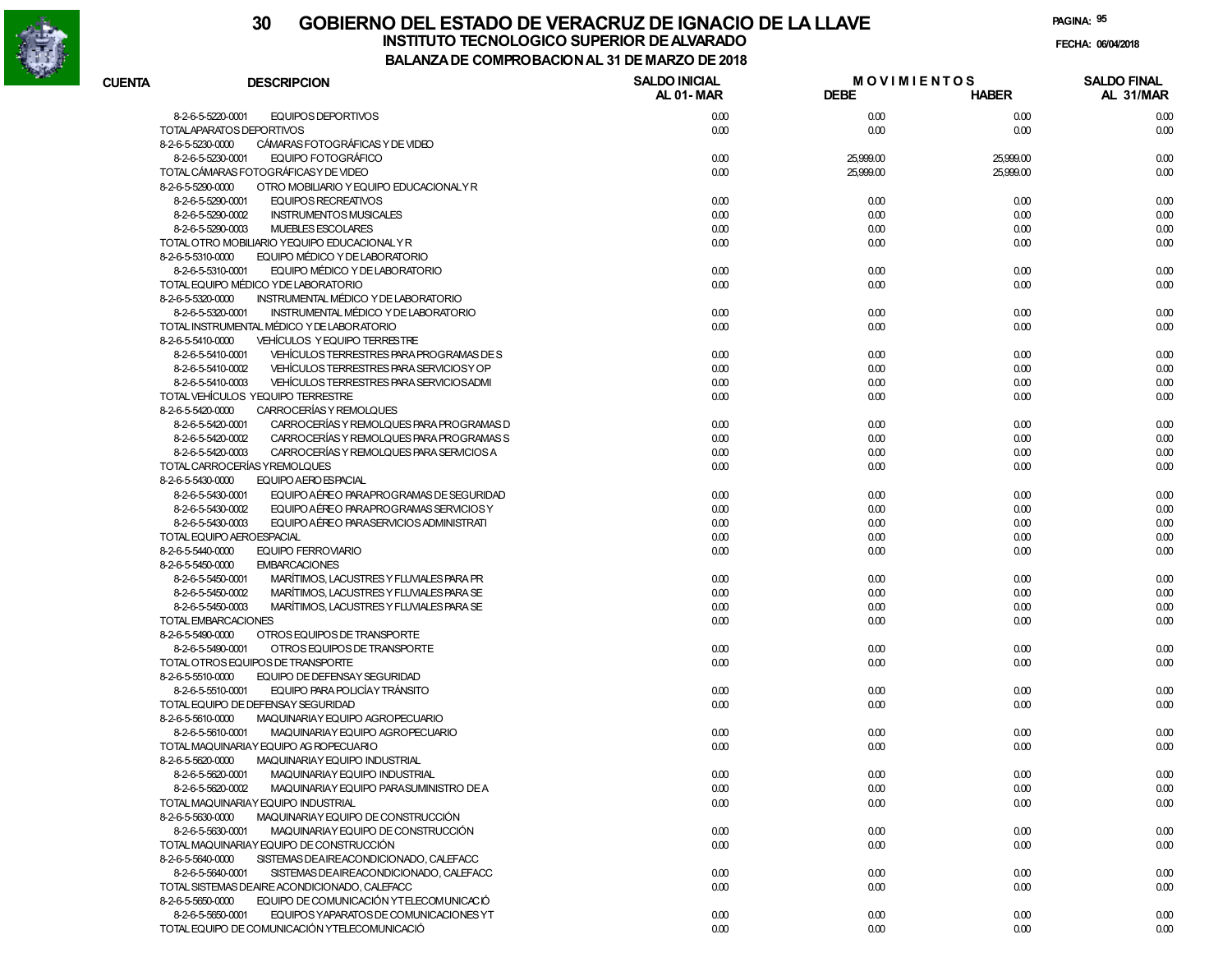# 30 GOBIERNO DEL ESTADO DE VERACRUZ DE IGNACIO DE LA LLAVE

## INSTITUTO TECNOLOGICO SUPERIOR DE ALVARADO

### BALANZA DE COMPROBACION AL 31 DE MARZO DE 2018

FECHA: 06/04/2018

| CUENTA | DESCRIPCION | SALDO INICIAL AL 01-MAR | MOVIMIENTOS DEBE | HABER | SALDO FINAL AL 31/MAR |
|---|---|---|---|---|---|
| 8-2-6-5-5220-0001 | EQUIPOS DEPORTIVOS | 0.00 | 0.00 | 0.00 | 0.00 |
| | TOTAL APARATOS DEPORTIVOS | 0.00 | 0.00 | 0.00 | 0.00 |
| 8-2-6-5-5230-0000 | CÁMARAS FOTOGRÁFICAS Y DE VIDEO | | | | |
| 8-2-6-5-5230-0001 | EQUIPO FOTOGRÁFICO | 0.00 | 25,999.00 | 25,999.00 | 0.00 |
| | TOTAL CÁMARAS FOTOGRÁFICAS Y DE VIDEO | 0.00 | 25,999.00 | 25,999.00 | 0.00 |
| 8-2-6-5-5290-0000 | OTRO MOBILIARIO Y EQUIPO EDUCACIONAL Y R | | | | |
| 8-2-6-5-5290-0001 | EQUIPOS RECREATIVOS | 0.00 | 0.00 | 0.00 | 0.00 |
| 8-2-6-5-5290-0002 | INSTRUMENTOS MUSICALES | 0.00 | 0.00 | 0.00 | 0.00 |
| 8-2-6-5-5290-0003 | MUEBLES ESCOLARES | 0.00 | 0.00 | 0.00 | 0.00 |
| | TOTAL OTRO MOBILIARIO Y EQUIPO EDUCACIONAL Y R | 0.00 | 0.00 | 0.00 | 0.00 |
| 8-2-6-5-5310-0000 | EQUIPO MÉDICO Y DE LABORATORIO | | | | |
| 8-2-6-5-5310-0001 | EQUIPO MÉDICO Y DE LABORATORIO | 0.00 | 0.00 | 0.00 | 0.00 |
| | TOTAL EQUIPO MÉDICO Y DE LABORATORIO | 0.00 | 0.00 | 0.00 | 0.00 |
| 8-2-6-5-5320-0000 | INSTRUMENTAL MÉDICO Y DE LABORATORIO | | | | |
| 8-2-6-5-5320-0001 | INSTRUMENTAL MÉDICO Y DE LABORATORIO | 0.00 | 0.00 | 0.00 | 0.00 |
| | TOTAL INSTRUMENTAL MÉDICO Y DE LABORATORIO | 0.00 | 0.00 | 0.00 | 0.00 |
| 8-2-6-5-5410-0000 | VEHÍCULOS Y EQUIPO TERRESTRE | | | | |
| 8-2-6-5-5410-0001 | VEHÍCULOS TERRESTRES PARA PROGRAMAS DE S | 0.00 | 0.00 | 0.00 | 0.00 |
| 8-2-6-5-5410-0002 | VEHÍCULOS TERRESTRES PARA SERVICIOS Y OP | 0.00 | 0.00 | 0.00 | 0.00 |
| 8-2-6-5-5410-0003 | VEHÍCULOS TERRESTRES PARA SERVICIOS ADMI | 0.00 | 0.00 | 0.00 | 0.00 |
| | TOTAL VEHÍCULOS Y EQUIPO TERRESTRE | 0.00 | 0.00 | 0.00 | 0.00 |
| 8-2-6-5-5420-0000 | CARROCERÍAS Y REMOLQUES | | | | |
| 8-2-6-5-5420-0001 | CARROCERÍAS Y REMOLQUES PARA PROGRAMAS D | 0.00 | 0.00 | 0.00 | 0.00 |
| 8-2-6-5-5420-0002 | CARROCERÍAS Y REMOLQUES PARA PROGRAMAS S | 0.00 | 0.00 | 0.00 | 0.00 |
| 8-2-6-5-5420-0003 | CARROCERÍAS Y REMOLQUES PARA SERVICIOS A | 0.00 | 0.00 | 0.00 | 0.00 |
| | TOTAL CARROCERÍAS Y REMOLQUES | 0.00 | 0.00 | 0.00 | 0.00 |
| 8-2-6-5-5430-0000 | EQUIPO AEROESPACIAL | | | | |
| 8-2-6-5-5430-0001 | EQUIPO AÉREO PARA PROGRAMAS DE SEGURIDAD | 0.00 | 0.00 | 0.00 | 0.00 |
| 8-2-6-5-5430-0002 | EQUIPO AÉREO PARA PROGRAMAS SERVICIOS Y | 0.00 | 0.00 | 0.00 | 0.00 |
| 8-2-6-5-5430-0003 | EQUIPO AÉREO PARA SERVICIOS ADMINISTRATI | 0.00 | 0.00 | 0.00 | 0.00 |
| | TOTAL EQUIPO AEROESPACIAL | 0.00 | 0.00 | 0.00 | 0.00 |
| 8-2-6-5-5440-0000 | EQUIPO FERROVIARIO | 0.00 | 0.00 | 0.00 | 0.00 |
| 8-2-6-5-5450-0000 | EMBARCACIONES | | | | |
| 8-2-6-5-5450-0001 | MARÍTIMOS, LACUSTRES Y FLUVIALES PARA PR | 0.00 | 0.00 | 0.00 | 0.00 |
| 8-2-6-5-5450-0002 | MARÍTIMOS, LACUSTRES Y FLUVIALES PARA SE | 0.00 | 0.00 | 0.00 | 0.00 |
| 8-2-6-5-5450-0003 | MARÍTIMOS, LACUSTRES Y FLUVIALES PARA SE | 0.00 | 0.00 | 0.00 | 0.00 |
| | TOTAL EMBARCACIONES | 0.00 | 0.00 | 0.00 | 0.00 |
| 8-2-6-5-5490-0000 | OTROS EQUIPOS DE TRANSPORTE | | | | |
| 8-2-6-5-5490-0001 | OTROS EQUIPOS DE TRANSPORTE | 0.00 | 0.00 | 0.00 | 0.00 |
| | TOTAL OTROS EQUIPOS DE TRANSPORTE | 0.00 | 0.00 | 0.00 | 0.00 |
| 8-2-6-5-5510-0000 | EQUIPO DE DEFENSA Y SEGURIDAD | | | | |
| 8-2-6-5-5510-0001 | EQUIPO PARA POLICÍA Y TRÁNSITO | 0.00 | 0.00 | 0.00 | 0.00 |
| | TOTAL EQUIPO DE DEFENSA Y SEGURIDAD | 0.00 | 0.00 | 0.00 | 0.00 |
| 8-2-6-5-5610-0000 | MAQUINARIA Y EQUIPO AGROPECUARIO | | | | |
| 8-2-6-5-5610-0001 | MAQUINARIA Y EQUIPO AGROPECUARIO | 0.00 | 0.00 | 0.00 | 0.00 |
| | TOTAL MAQUINARIA Y EQUIPO AGROPECUARIO | 0.00 | 0.00 | 0.00 | 0.00 |
| 8-2-6-5-5620-0000 | MAQUINARIA Y EQUIPO INDUSTRIAL | | | | |
| 8-2-6-5-5620-0001 | MAQUINARIA Y EQUIPO INDUSTRIAL | 0.00 | 0.00 | 0.00 | 0.00 |
| 8-2-6-5-5620-0002 | MAQUINARIA Y EQUIPO PARA SUMINISTRO DE A | 0.00 | 0.00 | 0.00 | 0.00 |
| | TOTAL MAQUINARIA Y EQUIPO INDUSTRIAL | 0.00 | 0.00 | 0.00 | 0.00 |
| 8-2-6-5-5630-0000 | MAQUINARIA Y EQUIPO DE CONSTRUCCIÓN | | | | |
| 8-2-6-5-5630-0001 | MAQUINARIA Y EQUIPO DE CONSTRUCCIÓN | 0.00 | 0.00 | 0.00 | 0.00 |
| | TOTAL MAQUINARIA Y EQUIPO DE CONSTRUCCIÓN | 0.00 | 0.00 | 0.00 | 0.00 |
| 8-2-6-5-5640-0000 | SISTEMAS DE AIRE ACONDICIONADO, CALEFACC | | | | |
| 8-2-6-5-5640-0001 | SISTEMAS DE AIRE ACONDICIONADO, CALEFACC | 0.00 | 0.00 | 0.00 | 0.00 |
| | TOTAL SISTEMAS DE AIRE ACONDICIONADO, CALEFACC | 0.00 | 0.00 | 0.00 | 0.00 |
| 8-2-6-5-5650-0000 | EQUIPO DE COMUNICACIÓN Y TELECOMUNICACIÓ | | | | |
| 8-2-6-5-5650-0001 | EQUIPOS Y APARATOS DE COMUNICACIONES Y T | 0.00 | 0.00 | 0.00 | 0.00 |
| | TOTAL EQUIPO DE COMUNICACIÓN Y TELECOMUNICACIÓ | 0.00 | 0.00 | 0.00 | 0.00 |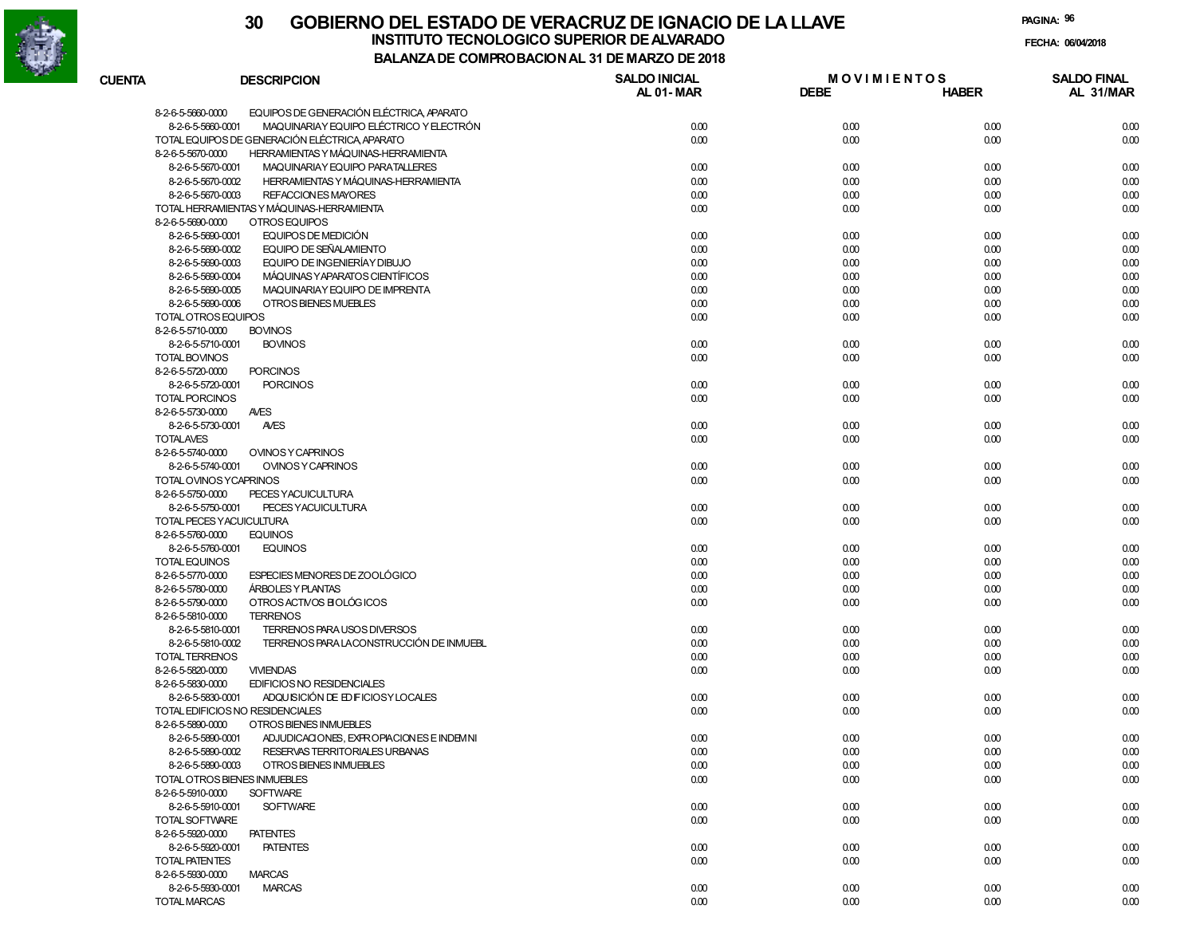# 30 GOBIERNO DEL ESTADO DE VERACRUZ DE IGNACIO DE LA LLAVE

## INSTITUTO TECNOLOGICO SUPERIOR DE ALVARADO

### BALANZA DE COMPROBACION AL 31 DE MARZO DE 2018

FECHA: 06/04/2018

| CUENTA | DESCRIPCION | SALDO INICIAL AL 01- MAR | MOVIMIENTOS DEBE | MOVIMIENTOS HABER | SALDO FINAL AL 31/MAR |
|---|---|---|---|---|---|
| 8-2-6-5-5660-0000 | EQUIPOS DE GENERACIÓN ELÉCTRICA, APARATO | | | | |
| 8-2-6-5-5660-0001 | MAQUINARIA Y EQUIPO ELÉCTRICO Y ELECTRÓN | 0.00 | 0.00 | 0.00 | 0.00 |
| | TOTAL EQUIPOS DE GENERACIÓN ELÉCTRICA, APARATO | 0.00 | 0.00 | 0.00 | 0.00 |
| 8-2-6-5-5670-0000 | HERRAMIENTAS Y MÁQUINAS-HERRAMIENTA | | | | |
| 8-2-6-5-5670-0001 | MAQUINARIA Y EQUIPO PARA TALLERES | 0.00 | 0.00 | 0.00 | 0.00 |
| 8-2-6-5-5670-0002 | HERRAMIENTAS Y MÁQUINAS-HERRAMIENTA | 0.00 | 0.00 | 0.00 | 0.00 |
| 8-2-6-5-5670-0003 | REFACCIONES MAYORES | 0.00 | 0.00 | 0.00 | 0.00 |
| | TOTAL HERRAMIENTAS Y MÁQUINAS-HERRAMIENTA | 0.00 | 0.00 | 0.00 | 0.00 |
| 8-2-6-5-5690-0000 | OTROS EQUIPOS | | | | |
| 8-2-6-5-5690-0001 | EQUIPOS DE MEDICIÓN | 0.00 | 0.00 | 0.00 | 0.00 |
| 8-2-6-5-5690-0002 | EQUIPO DE SEÑALAMIENTO | 0.00 | 0.00 | 0.00 | 0.00 |
| 8-2-6-5-5690-0003 | EQUIPO DE INGENIERÍA Y DIBUJO | 0.00 | 0.00 | 0.00 | 0.00 |
| 8-2-6-5-5690-0004 | MÁQUINAS Y APARATOS CIENTÍFICOS | 0.00 | 0.00 | 0.00 | 0.00 |
| 8-2-6-5-5690-0005 | MAQUINARIA Y EQUIPO DE IMPRENTA | 0.00 | 0.00 | 0.00 | 0.00 |
| 8-2-6-5-5690-0006 | OTROS BIENES MUEBLES | 0.00 | 0.00 | 0.00 | 0.00 |
| | TOTAL OTROS EQUIPOS | 0.00 | 0.00 | 0.00 | 0.00 |
| 8-2-6-5-5710-0000 | BOVINOS | | | | |
| 8-2-6-5-5710-0001 | BOVINOS | 0.00 | 0.00 | 0.00 | 0.00 |
| | TOTAL BOVINOS | 0.00 | 0.00 | 0.00 | 0.00 |
| 8-2-6-5-5720-0000 | PORCINOS | | | | |
| 8-2-6-5-5720-0001 | PORCINOS | 0.00 | 0.00 | 0.00 | 0.00 |
| | TOTAL PORCINOS | 0.00 | 0.00 | 0.00 | 0.00 |
| 8-2-6-5-5730-0000 | AVES | | | | |
| 8-2-6-5-5730-0001 | AVES | 0.00 | 0.00 | 0.00 | 0.00 |
| | TOTAL AVES | 0.00 | 0.00 | 0.00 | 0.00 |
| 8-2-6-5-5740-0000 | OVINOS Y CAPRINOS | | | | |
| 8-2-6-5-5740-0001 | OVINOS Y CAPRINOS | 0.00 | 0.00 | 0.00 | 0.00 |
| | TOTAL OVINOS Y CAPRINOS | 0.00 | 0.00 | 0.00 | 0.00 |
| 8-2-6-5-5750-0000 | PECES Y ACUICULTURA | | | | |
| 8-2-6-5-5750-0001 | PECES Y ACUICULTURA | 0.00 | 0.00 | 0.00 | 0.00 |
| | TOTAL PECES Y ACUICULTURA | 0.00 | 0.00 | 0.00 | 0.00 |
| 8-2-6-5-5760-0000 | EQUINOS | | | | |
| 8-2-6-5-5760-0001 | EQUINOS | 0.00 | 0.00 | 0.00 | 0.00 |
| | TOTAL EQUINOS | 0.00 | 0.00 | 0.00 | 0.00 |
| 8-2-6-5-5770-0000 | ESPECIES MENORES DE ZOOLÓGICO | 0.00 | 0.00 | 0.00 | 0.00 |
| 8-2-6-5-5780-0000 | ÁRBOLES Y PLANTAS | 0.00 | 0.00 | 0.00 | 0.00 |
| 8-2-6-5-5790-0000 | OTROS ACTIVOS BIOLÓGICOS | 0.00 | 0.00 | 0.00 | 0.00 |
| 8-2-6-5-5810-0000 | TERRENOS | | | | |
| 8-2-6-5-5810-0001 | TERRENOS PARA USOS DIVERSOS | 0.00 | 0.00 | 0.00 | 0.00 |
| 8-2-6-5-5810-0002 | TERRENOS PARA LA CONSTRUCCIÓN DE INMUEBL | 0.00 | 0.00 | 0.00 | 0.00 |
| | TOTAL TERRENOS | 0.00 | 0.00 | 0.00 | 0.00 |
| 8-2-6-5-5820-0000 | VIVIENDAS | 0.00 | 0.00 | 0.00 | 0.00 |
| 8-2-6-5-5830-0000 | EDIFICIOS NO RESIDENCIALES | | | | |
| 8-2-6-5-5830-0001 | ADQUISICIÓN DE EDIFICIOS Y LOCALES | 0.00 | 0.00 | 0.00 | 0.00 |
| | TOTAL EDIFICIOS NO RESIDENCIALES | 0.00 | 0.00 | 0.00 | 0.00 |
| 8-2-6-5-5890-0000 | OTROS BIENES INMUEBLES | | | | |
| 8-2-6-5-5890-0001 | ADJUDICACIONES, EXPROPIACIONES E INDEMNI | 0.00 | 0.00 | 0.00 | 0.00 |
| 8-2-6-5-5890-0002 | RESERVAS TERRITORIALES URBANAS | 0.00 | 0.00 | 0.00 | 0.00 |
| 8-2-6-5-5890-0003 | OTROS BIENES INMUEBLES | 0.00 | 0.00 | 0.00 | 0.00 |
| | TOTAL OTROS BIENES INMUEBLES | 0.00 | 0.00 | 0.00 | 0.00 |
| 8-2-6-5-5910-0000 | SOFTWARE | | | | |
| 8-2-6-5-5910-0001 | SOFTWARE | 0.00 | 0.00 | 0.00 | 0.00 |
| | TOTAL SOFTWARE | 0.00 | 0.00 | 0.00 | 0.00 |
| 8-2-6-5-5920-0000 | PATENTES | | | | |
| 8-2-6-5-5920-0001 | PATENTES | 0.00 | 0.00 | 0.00 | 0.00 |
| | TOTAL PATENTES | 0.00 | 0.00 | 0.00 | 0.00 |
| 8-2-6-5-5930-0000 | MARCAS | | | | |
| 8-2-6-5-5930-0001 | MARCAS | 0.00 | 0.00 | 0.00 | 0.00 |
| | TOTAL MARCAS | 0.00 | 0.00 | 0.00 | 0.00 |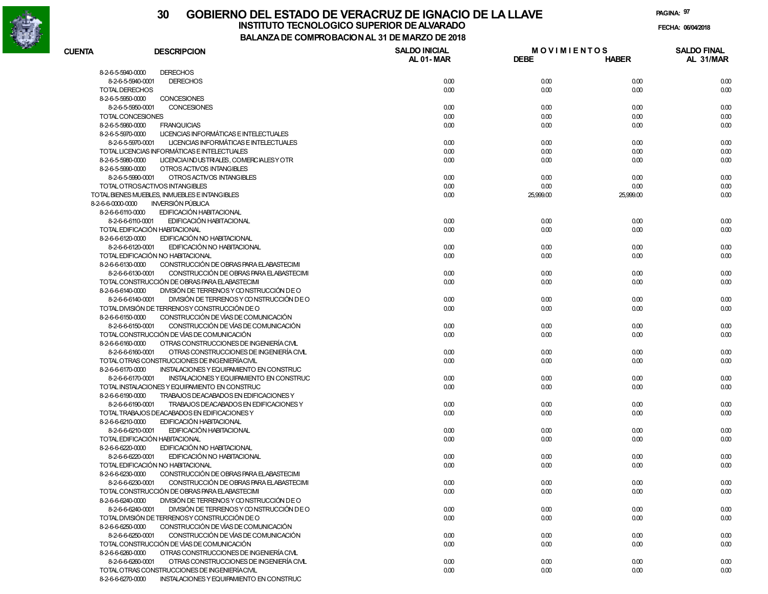# GOBIERNO DEL ESTADO DE VERACRUZ DE IGNACIO DE LA LLAVE

## INSTITUTO TECNOLOGICO SUPERIOR DE ALVARADO

### BALANZA DE COMPROBACION AL 31 DE MARZO DE 2018

FECHA: 06/04/2018

| CUENTA | DESCRIPCION | SALDO INICIAL AL 01-MAR | MOVIMIENTOS DEBE | MOVIMIENTOS HABER | SALDO FINAL AL 31/MAR |
|---|---|---|---|---|---|
| 8-2-6-5-5940-0000 | DERECHOS | | | | |
| 8-2-6-5-5940-0001 | DERECHOS | 0.00 | 0.00 | 0.00 | 0.00 |
| TOTAL DERECHOS | | 0.00 | 0.00 | 0.00 | 0.00 |
| 8-2-6-5-5950-0000 | CONCESIONES | | | | |
| 8-2-6-5-5950-0001 | CONCESIONES | 0.00 | 0.00 | 0.00 | 0.00 |
| TOTAL CONCESIONES | | 0.00 | 0.00 | 0.00 | 0.00 |
| 8-2-6-5-5960-0000 | FRANQUICIAS | 0.00 | 0.00 | 0.00 | 0.00 |
| 8-2-6-5-5970-0000 | LICENCIAS INFORMÁTICAS E INTELECTUALES | | | | |
| 8-2-6-5-5970-0001 | LICENCIAS INFORMÁTICAS E INTELECTUALES | 0.00 | 0.00 | 0.00 | 0.00 |
| TOTAL LICENCIAS INFORMÁTICAS E INTELECTUALES | | 0.00 | 0.00 | 0.00 | 0.00 |
| 8-2-6-5-5980-0000 | LICENCIA INDUSTRIALES, COMERCIALES Y OTR | 0.00 | 0.00 | 0.00 | 0.00 |
| 8-2-6-5-5990-0000 | OTROS ACTIVOS INTANGIBLES | | | | |
| 8-2-6-5-5990-0001 | OTROS ACTIVOS INTANGIBLES | 0.00 | 0.00 | 0.00 | 0.00 |
| TOTAL OTROS ACTIVOS INTANGIBLES | | 0.00 | 0.00 | 0.00 | 0.00 |
| TOTAL BIENES MUEBLES, INMUEBLES E INTANGIBLES | | 0.00 | 25,999.00 | 25,999.00 | 0.00 |
| 8-2-6-6-0000-0000 | INVERSIÓN PÚBLICA | | | | |
| 8-2-6-6-6110-0000 | EDIFICACIÓN HABITACIONAL | | | | |
| 8-2-6-6-6110-0001 | EDIFICACIÓN HABITACIONAL | 0.00 | 0.00 | 0.00 | 0.00 |
| TOTAL EDIFICACIÓN HABITACIONAL | | 0.00 | 0.00 | 0.00 | 0.00 |
| 8-2-6-6-6120-0000 | EDIFICACIÓN NO HABITACIONAL | | | | |
| 8-2-6-6-6120-0001 | EDIFICACIÓN NO HABITACIONAL | 0.00 | 0.00 | 0.00 | 0.00 |
| TOTAL EDIFICACIÓN NO HABITACIONAL | | 0.00 | 0.00 | 0.00 | 0.00 |
| 8-2-6-6-6130-0000 | CONSTRUCCIÓN DE OBRAS PARA EL ABASTECIMI | | | | |
| 8-2-6-6-6130-0001 | CONSTRUCCIÓN DE OBRAS PARA EL ABASTECIMI | 0.00 | 0.00 | 0.00 | 0.00 |
| TOTAL CONSTRUCCIÓN DE OBRAS PARA EL ABASTECIMI | | 0.00 | 0.00 | 0.00 | 0.00 |
| 8-2-6-6-6140-0000 | DIVISIÓN DE TERRENOS Y CONSTRUCCIÓN DE O | | | | |
| 8-2-6-6-6140-0001 | DIVISIÓN DE TERRENOS Y CONSTRUCCIÓN DE O | 0.00 | 0.00 | 0.00 | 0.00 |
| TOTAL DIVISIÓN DE TERRENOS Y CONSTRUCCIÓN DE O | | 0.00 | 0.00 | 0.00 | 0.00 |
| 8-2-6-6-6150-0000 | CONSTRUCCIÓN DE VÍAS DE COMUNICACIÓN | | | | |
| 8-2-6-6-6150-0001 | CONSTRUCCIÓN DE VÍAS DE COMUNICACIÓN | 0.00 | 0.00 | 0.00 | 0.00 |
| TOTAL CONSTRUCCIÓN DE VÍAS DE COMUNICACIÓN | | 0.00 | 0.00 | 0.00 | 0.00 |
| 8-2-6-6-6160-0000 | OTRAS CONSTRUCCIONES DE INGENIERÍA CIVIL | | | | |
| 8-2-6-6-6160-0001 | OTRAS CONSTRUCCIONES DE INGENIERÍA CIVIL | 0.00 | 0.00 | 0.00 | 0.00 |
| TOTAL OTRAS CONSTRUCCIONES DE INGENIERÍA CIVIL | | 0.00 | 0.00 | 0.00 | 0.00 |
| 8-2-6-6-6170-0000 | INSTALACIONES Y EQUIPAMIENTO EN CONSTRUC | | | | |
| 8-2-6-6-6170-0001 | INSTALACIONES Y EQUIPAMIENTO EN CONSTRUC | 0.00 | 0.00 | 0.00 | 0.00 |
| TOTAL INSTALACIONES Y EQUIPAMIENTO EN CONSTRUC | | 0.00 | 0.00 | 0.00 | 0.00 |
| 8-2-6-6-6190-0000 | TRABAJOS DE ACABADOS EN EDIFICACIONES Y | | | | |
| 8-2-6-6-6190-0001 | TRABAJOS DE ACABADOS EN EDIFICACIONES Y | 0.00 | 0.00 | 0.00 | 0.00 |
| TOTAL TRABAJOS DE ACABADOS EN EDIFICACIONES Y | | 0.00 | 0.00 | 0.00 | 0.00 |
| 8-2-6-6-6210-0000 | EDIFICACIÓN HABITACIONAL | | | | |
| 8-2-6-6-6210-0001 | EDIFICACIÓN HABITACIONAL | 0.00 | 0.00 | 0.00 | 0.00 |
| TOTAL EDIFICACIÓN HABITACIONAL | | 0.00 | 0.00 | 0.00 | 0.00 |
| 8-2-6-6-6220-0000 | EDIFICACIÓN NO HABITACIONAL | | | | |
| 8-2-6-6-6220-0001 | EDIFICACIÓN NO HABITACIONAL | 0.00 | 0.00 | 0.00 | 0.00 |
| TOTAL EDIFICACIÓN NO HABITACIONAL | | 0.00 | 0.00 | 0.00 | 0.00 |
| 8-2-6-6-6230-0000 | CONSTRUCCIÓN DE OBRAS PARA EL ABASTECIMI | | | | |
| 8-2-6-6-6230-0001 | CONSTRUCCIÓN DE OBRAS PARA EL ABASTECIMI | 0.00 | 0.00 | 0.00 | 0.00 |
| TOTAL CONSTRUCCIÓN DE OBRAS PARA EL ABASTECIMI | | 0.00 | 0.00 | 0.00 | 0.00 |
| 8-2-6-6-6240-0000 | DIVISIÓN DE TERRENOS Y CONSTRUCCIÓN DE O | | | | |
| 8-2-6-6-6240-0001 | DIVISIÓN DE TERRENOS Y CONSTRUCCIÓN DE O | 0.00 | 0.00 | 0.00 | 0.00 |
| TOTAL DIVISIÓN DE TERRENOS Y CONSTRUCCIÓN DE O | | 0.00 | 0.00 | 0.00 | 0.00 |
| 8-2-6-6-6250-0000 | CONSTRUCCIÓN DE VÍAS DE COMUNICACIÓN | | | | |
| 8-2-6-6-6250-0001 | CONSTRUCCIÓN DE VÍAS DE COMUNICACIÓN | 0.00 | 0.00 | 0.00 | 0.00 |
| TOTAL CONSTRUCCIÓN DE VÍAS DE COMUNICACIÓN | | 0.00 | 0.00 | 0.00 | 0.00 |
| 8-2-6-6-6260-0000 | OTRAS CONSTRUCCIONES DE INGENIERÍA CIVIL | | | | |
| 8-2-6-6-6260-0001 | OTRAS CONSTRUCCIONES DE INGENIERÍA CIVIL | 0.00 | 0.00 | 0.00 | 0.00 |
| TOTAL OTRAS CONSTRUCCIONES DE INGENIERÍA CIVIL | | 0.00 | 0.00 | 0.00 | 0.00 |
| 8-2-6-6-6270-0000 | INSTALACIONES Y EQUIPAMIENTO EN CONSTRUC | | | | |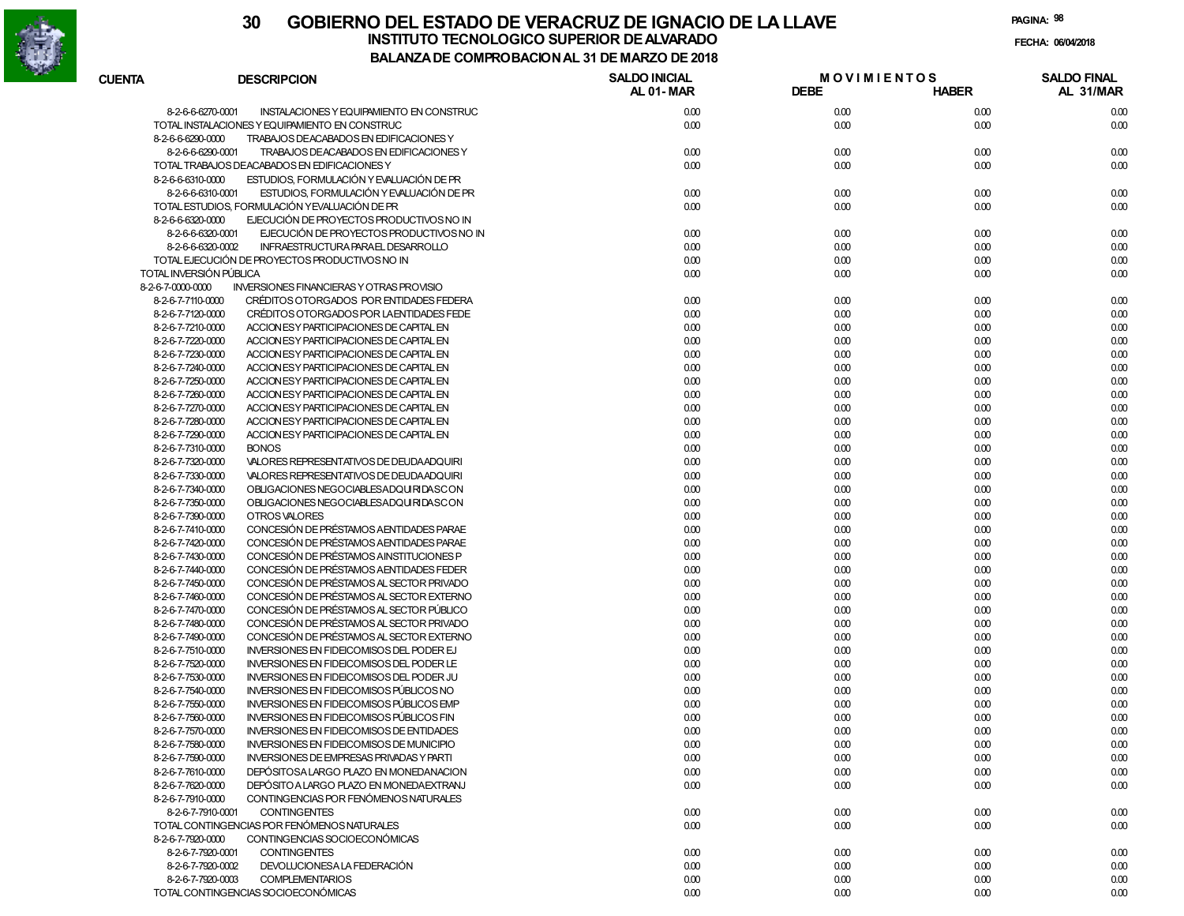# GOBIERNO DEL ESTADO DE VERACRUZ DE IGNACIO DE LA LLAVE

## INSTITUTO TECNOLOGICO SUPERIOR DE ALVARADO

### BALANZA DE COMPROBACION AL 31 DE MARZO DE 2018

FECHA: 06/04/2018

| CUENTA | DESCRIPCION | SALDO INICIAL AL 01-MAR | MOVIMIENTOS DEBE | MOVIMIENTOS HABER | SALDO FINAL AL 31/MAR |
|---|---|---|---|---|---|
| 8-2-6-6-6270-0001 | INSTALACIONES Y EQUIPAMIENTO EN CONSTRUC | 0.00 | 0.00 | 0.00 | 0.00 |
| TOTAL INSTALACIONES Y EQUIPAMIENTO EN CONSTRUC | | 0.00 | 0.00 | 0.00 | 0.00 |
| 8-2-6-6-6290-0000 | TRABAJOS DE ACABADOS EN EDIFICACIONES Y | | | | |
| 8-2-6-6-6290-0001 | TRABAJOS DE ACABADOS EN EDIFICACIONES Y | 0.00 | 0.00 | 0.00 | 0.00 |
| TOTAL TRABAJOS DE ACABADOS EN EDIFICACIONES Y | | 0.00 | 0.00 | 0.00 | 0.00 |
| 8-2-6-6-6310-0000 | ESTUDIOS, FORMULACIÓN Y EVALUACIÓN DE PR | | | | |
| 8-2-6-6-6310-0001 | ESTUDIOS, FORMULACIÓN Y EVALUACIÓN DE PR | 0.00 | 0.00 | 0.00 | 0.00 |
| TOTAL ESTUDIOS, FORMULACIÓN Y EVALUACIÓN DE PR | | 0.00 | 0.00 | 0.00 | 0.00 |
| 8-2-6-6-6320-0000 | EJECUCIÓN DE PROYECTOS PRODUCTIVOS NO IN | | | | |
| 8-2-6-6-6320-0001 | EJECUCIÓN DE PROYECTOS PRODUCTIVOS NO IN | 0.00 | 0.00 | 0.00 | 0.00 |
| 8-2-6-6-6320-0002 | INFRAESTRUCTURA PARA EL DESARROLLO | 0.00 | 0.00 | 0.00 | 0.00 |
| TOTAL EJECUCIÓN DE PROYECTOS PRODUCTIVOS NO IN | | 0.00 | 0.00 | 0.00 | 0.00 |
| TOTAL INVERSIÓN PÚBLICA | | 0.00 | 0.00 | 0.00 | 0.00 |
| 8-2-6-7-0000-0000 | INVERSIONES FINANCIERAS Y OTRAS PROVISIO | | | | |
| 8-2-6-7-7110-0000 | CRÉDITOS OTORGADOS POR ENTIDADES FEDERA | 0.00 | 0.00 | 0.00 | 0.00 |
| 8-2-6-7-7120-0000 | CRÉDITOS OTORGADOS POR LA ENTIDADES FEDE | 0.00 | 0.00 | 0.00 | 0.00 |
| 8-2-6-7-7210-0000 | ACCIONES Y PARTICIPACIONES DE CAPITAL EN | 0.00 | 0.00 | 0.00 | 0.00 |
| 8-2-6-7-7220-0000 | ACCIONES Y PARTICIPACIONES DE CAPITAL EN | 0.00 | 0.00 | 0.00 | 0.00 |
| 8-2-6-7-7230-0000 | ACCIONES Y PARTICIPACIONES DE CAPITAL EN | 0.00 | 0.00 | 0.00 | 0.00 |
| 8-2-6-7-7240-0000 | ACCIONES Y PARTICIPACIONES DE CAPITAL EN | 0.00 | 0.00 | 0.00 | 0.00 |
| 8-2-6-7-7250-0000 | ACCIONES Y PARTICIPACIONES DE CAPITAL EN | 0.00 | 0.00 | 0.00 | 0.00 |
| 8-2-6-7-7260-0000 | ACCIONES Y PARTICIPACIONES DE CAPITAL EN | 0.00 | 0.00 | 0.00 | 0.00 |
| 8-2-6-7-7270-0000 | ACCIONES Y PARTICIPACIONES DE CAPITAL EN | 0.00 | 0.00 | 0.00 | 0.00 |
| 8-2-6-7-7280-0000 | ACCIONES Y PARTICIPACIONES DE CAPITAL EN | 0.00 | 0.00 | 0.00 | 0.00 |
| 8-2-6-7-7290-0000 | ACCIONES Y PARTICIPACIONES DE CAPITAL EN | 0.00 | 0.00 | 0.00 | 0.00 |
| 8-2-6-7-7310-0000 | BONOS | 0.00 | 0.00 | 0.00 | 0.00 |
| 8-2-6-7-7320-0000 | VALORES REPRESENTATIVOS DE DEUDA ADQUIRI | 0.00 | 0.00 | 0.00 | 0.00 |
| 8-2-6-7-7330-0000 | VALORES REPRESENTATIVOS DE DEUDA ADQUIRI | 0.00 | 0.00 | 0.00 | 0.00 |
| 8-2-6-7-7340-0000 | OBLIGACIONES NEGOCIABLES ADQUIRIDAS CON | 0.00 | 0.00 | 0.00 | 0.00 |
| 8-2-6-7-7350-0000 | OBLIGACIONES NEGOCIABLES ADQUIRIDAS CON | 0.00 | 0.00 | 0.00 | 0.00 |
| 8-2-6-7-7390-0000 | OTROS VALORES | 0.00 | 0.00 | 0.00 | 0.00 |
| 8-2-6-7-7410-0000 | CONCESIÓN DE PRÉSTAMOS A ENTIDADES PARAE | 0.00 | 0.00 | 0.00 | 0.00 |
| 8-2-6-7-7420-0000 | CONCESIÓN DE PRÉSTAMOS A ENTIDADES PARAE | 0.00 | 0.00 | 0.00 | 0.00 |
| 8-2-6-7-7430-0000 | CONCESIÓN DE PRÉSTAMOS A INSTITUCIONES P | 0.00 | 0.00 | 0.00 | 0.00 |
| 8-2-6-7-7440-0000 | CONCESIÓN DE PRÉSTAMOS A ENTIDADES FEDER | 0.00 | 0.00 | 0.00 | 0.00 |
| 8-2-6-7-7450-0000 | CONCESIÓN DE PRÉSTAMOS AL SECTOR PRIVADO | 0.00 | 0.00 | 0.00 | 0.00 |
| 8-2-6-7-7460-0000 | CONCESIÓN DE PRÉSTAMOS AL SECTOR EXTERNO | 0.00 | 0.00 | 0.00 | 0.00 |
| 8-2-6-7-7470-0000 | CONCESIÓN DE PRÉSTAMOS AL SECTOR PÚBLICO | 0.00 | 0.00 | 0.00 | 0.00 |
| 8-2-6-7-7480-0000 | CONCESIÓN DE PRÉSTAMOS AL SECTOR PRIVADO | 0.00 | 0.00 | 0.00 | 0.00 |
| 8-2-6-7-7490-0000 | CONCESIÓN DE PRÉSTAMOS AL SECTOR EXTERNO | 0.00 | 0.00 | 0.00 | 0.00 |
| 8-2-6-7-7510-0000 | INVERSIONES EN FIDEICOMISOS DEL PODER EJ | 0.00 | 0.00 | 0.00 | 0.00 |
| 8-2-6-7-7520-0000 | INVERSIONES EN FIDEICOMISOS DEL PODER LE | 0.00 | 0.00 | 0.00 | 0.00 |
| 8-2-6-7-7530-0000 | INVERSIONES EN FIDEICOMISOS DEL PODER JU | 0.00 | 0.00 | 0.00 | 0.00 |
| 8-2-6-7-7540-0000 | INVERSIONES EN FIDEICOMISOS PÚBLICOS NO | 0.00 | 0.00 | 0.00 | 0.00 |
| 8-2-6-7-7550-0000 | INVERSIONES EN FIDEICOMISOS PÚBLICOS EMP | 0.00 | 0.00 | 0.00 | 0.00 |
| 8-2-6-7-7560-0000 | INVERSIONES EN FIDEICOMISOS PÚBLICOS FIN | 0.00 | 0.00 | 0.00 | 0.00 |
| 8-2-6-7-7570-0000 | INVERSIONES EN FIDEICOMISOS DE ENTIDADES | 0.00 | 0.00 | 0.00 | 0.00 |
| 8-2-6-7-7580-0000 | INVERSIONES EN FIDEICOMISOS DE MUNICIPIO | 0.00 | 0.00 | 0.00 | 0.00 |
| 8-2-6-7-7590-0000 | INVERSIONES DE EMPRESAS PRIVADAS Y PARTI | 0.00 | 0.00 | 0.00 | 0.00 |
| 8-2-6-7-7610-0000 | DEPÓSITOS A LARGO PLAZO EN MONEDA NACION | 0.00 | 0.00 | 0.00 | 0.00 |
| 8-2-6-7-7620-0000 | DEPÓSITO A LARGO PLAZO EN MONEDA EXTRANJ | 0.00 | 0.00 | 0.00 | 0.00 |
| 8-2-6-7-7910-0000 | CONTINGENCIAS POR FENÓMENOS NATURALES | | | | |
| 8-2-6-7-7910-0001 | CONTINGENTES | 0.00 | 0.00 | 0.00 | 0.00 |
| TOTAL CONTINGENCIAS POR FENÓMENOS NATURALES | | 0.00 | 0.00 | 0.00 | 0.00 |
| 8-2-6-7-7920-0000 | CONTINGENCIAS SOCIOECONÓMICAS | | | | |
| 8-2-6-7-7920-0001 | CONTINGENTES | 0.00 | 0.00 | 0.00 | 0.00 |
| 8-2-6-7-7920-0002 | DEVOLUCIONES A LA FEDERACIÓN | 0.00 | 0.00 | 0.00 | 0.00 |
| 8-2-6-7-7920-0003 | COMPLEMENTARIOS | 0.00 | 0.00 | 0.00 | 0.00 |
| TOTAL CONTINGENCIAS SOCIOECONÓMICAS | | 0.00 | 0.00 | 0.00 | 0.00 |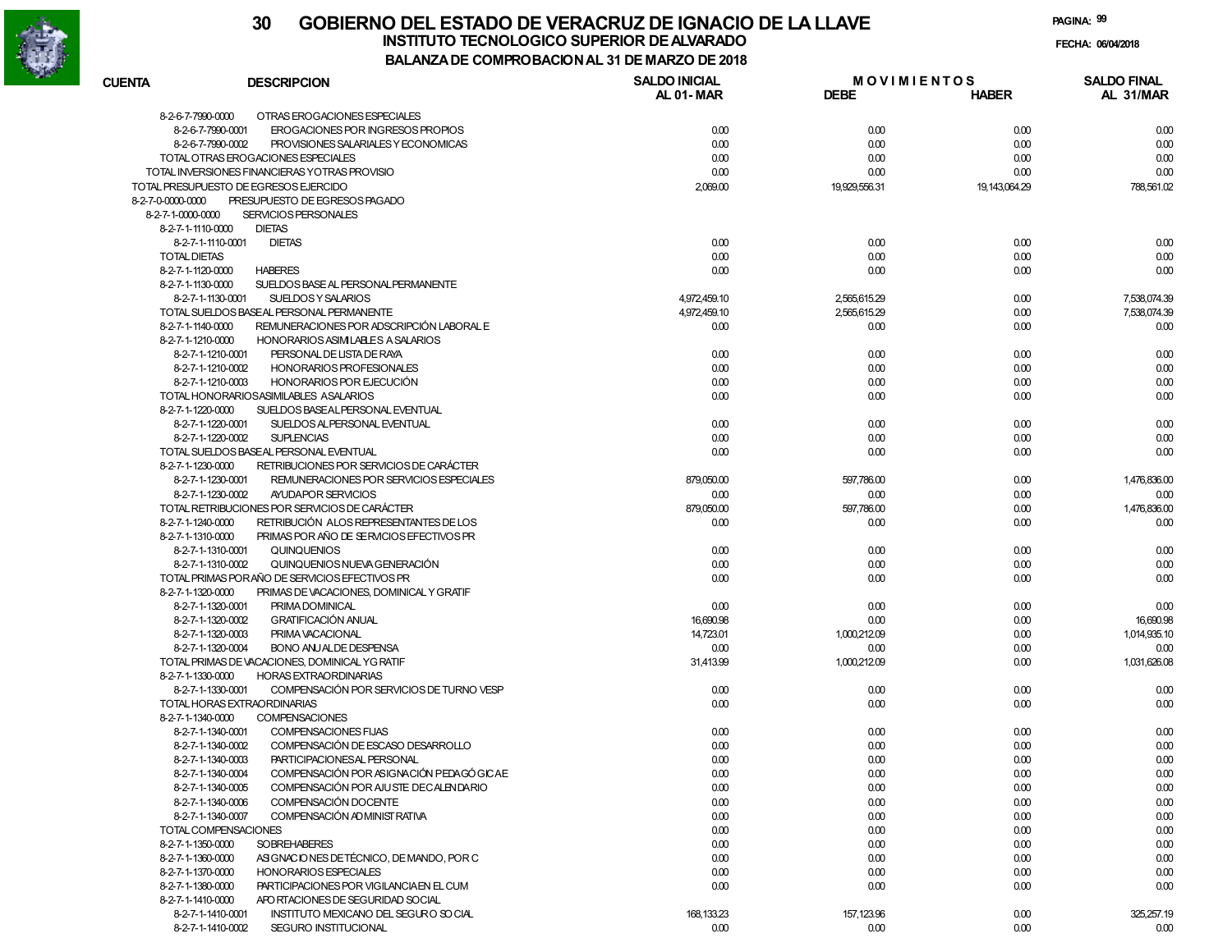# 30 GOBIERNO DEL ESTADO DE VERACRUZ DE IGNACIO DE LA LLAVE

## INSTITUTO TECNOLOGICO SUPERIOR DE ALVARADO

### BALANZA DE COMPROBACION AL 31 DE MARZO DE 2018

PAGINA: 99

FECHA: 06/04/2018

| CUENTA | DESCRIPCION | SALDO INICIAL AL 01-MAR | MOVIMIENTOS DEBE | MOVIMIENTOS HABER | SALDO FINAL AL 31/MAR |
|---|---|---|---|---|---|
| 8-2-6-7-7990-0000 | OTRAS EROGACIONES ESPECIALES | | | | |
| 8-2-6-7-7990-0001 | EROGACIONES POR INGRESOS PROPIOS | 0.00 | 0.00 | 0.00 | 0.00 |
| 8-2-6-7-7990-0002 | PROVISIONES SALARIALES Y ECONOMICAS | 0.00 | 0.00 | 0.00 | 0.00 |
| TOTAL OTRAS EROGACIONES ESPECIALES | | 0.00 | 0.00 | 0.00 | 0.00 |
| TOTAL INVERSIONES FINANCIERAS Y OTRAS PROVISIO | | 0.00 | 0.00 | 0.00 | 0.00 |
| TOTAL PRESUPUESTO DE EGRESOS EJERCIDO | | 2,069.00 | 19,929,556.31 | 19,143,064.29 | 788,561.02 |
| 8-2-7-0-0000-0000 | PRESUPUESTO DE EGRESOS PAGADO | | | | |
| 8-2-7-1-0000-0000 | SERVICIOS PERSONALES | | | | |
| 8-2-7-1-1110-0000 | DIETAS | | | | |
| 8-2-7-1-1110-0001 | DIETAS | 0.00 | 0.00 | 0.00 | 0.00 |
| TOTAL DIETAS | | 0.00 | 0.00 | 0.00 | 0.00 |
| 8-2-7-1-1120-0000 | HABERES | 0.00 | 0.00 | 0.00 | 0.00 |
| 8-2-7-1-1130-0000 | SUELDOS BASE AL PERSONAL PERMANENTE | | | | |
| 8-2-7-1-1130-0001 | SUELDOS Y SALARIOS | 4,972,459.10 | 2,565,615.29 | 0.00 | 7,538,074.39 |
| TOTAL SUELDOS BASE AL PERSONAL PERMANENTE | | 4,972,459.10 | 2,565,615.29 | 0.00 | 7,538,074.39 |
| 8-2-7-1-1140-0000 | REMUNERACIONES POR ADSCRIPCIÓN LABORAL E | 0.00 | 0.00 | 0.00 | 0.00 |
| 8-2-7-1-1210-0000 | HONORARIOS ASIMILABLES A SALARIOS | | | | |
| 8-2-7-1-1210-0001 | PERSONAL DE LISTA DE RAYA | 0.00 | 0.00 | 0.00 | 0.00 |
| 8-2-7-1-1210-0002 | HONORARIOS PROFESIONALES | 0.00 | 0.00 | 0.00 | 0.00 |
| 8-2-7-1-1210-0003 | HONORARIOS POR EJECUCIÓN | 0.00 | 0.00 | 0.00 | 0.00 |
| TOTAL HONORARIOS ASIMILABLES A SALARIOS | | 0.00 | 0.00 | 0.00 | 0.00 |
| 8-2-7-1-1220-0000 | SUELDOS BASE AL PERSONAL EVENTUAL | | | | |
| 8-2-7-1-1220-0001 | SUELDOS AL PERSONAL EVENTUAL | 0.00 | 0.00 | 0.00 | 0.00 |
| 8-2-7-1-1220-0002 | SUPLENCIAS | 0.00 | 0.00 | 0.00 | 0.00 |
| TOTAL SUELDOS BASE AL PERSONAL EVENTUAL | | 0.00 | 0.00 | 0.00 | 0.00 |
| 8-2-7-1-1230-0000 | RETRIBUCIONES POR SERVICIOS DE CARÁCTER | | | | |
| 8-2-7-1-1230-0001 | REMUNERACIONES POR SERVICIOS ESPECIALES | 879,050.00 | 597,786.00 | 0.00 | 1,476,836.00 |
| 8-2-7-1-1230-0002 | AYUDA POR SERVICIOS | 0.00 | 0.00 | 0.00 | 0.00 |
| TOTAL RETRIBUCIONES POR SERVICIOS DE CARÁCTER | | 879,050.00 | 597,786.00 | 0.00 | 1,476,836.00 |
| 8-2-7-1-1240-0000 | RETRIBUCIÓN A LOS REPRESENTANTES DE LOS | 0.00 | 0.00 | 0.00 | 0.00 |
| 8-2-7-1-1310-0000 | PRIMAS POR AÑO DE SERVICIOS EFECTIVOS PR | | | | |
| 8-2-7-1-1310-0001 | QUINQUENIOS | 0.00 | 0.00 | 0.00 | 0.00 |
| 8-2-7-1-1310-0002 | QUINQUENIOS NUEVA GENERACIÓN | 0.00 | 0.00 | 0.00 | 0.00 |
| TOTAL PRIMAS POR AÑO DE SERVICIOS EFECTIVOS PR | | 0.00 | 0.00 | 0.00 | 0.00 |
| 8-2-7-1-1320-0000 | PRIMAS DE VACACIONES, DOMINICAL Y GRATIF | | | | |
| 8-2-7-1-1320-0001 | PRIMA DOMINICAL | 0.00 | 0.00 | 0.00 | 0.00 |
| 8-2-7-1-1320-0002 | GRATIFICACIÓN ANUAL | 16,690.98 | 0.00 | 0.00 | 16,690.98 |
| 8-2-7-1-1320-0003 | PRIMA VACACIONAL | 14,723.01 | 1,000,212.09 | 0.00 | 1,014,935.10 |
| 8-2-7-1-1320-0004 | BONO ANUAL DE DESPENSA | 0.00 | 0.00 | 0.00 | 0.00 |
| TOTAL PRIMAS DE VACACIONES, DOMINICAL Y GRATIF | | 31,413.99 | 1,000,212.09 | 0.00 | 1,031,626.08 |
| 8-2-7-1-1330-0000 | HORAS EXTRAORDINARIAS | | | | |
| 8-2-7-1-1330-0001 | COMPENSACIÓN POR SERVICIOS DE TURNO VESP | 0.00 | 0.00 | 0.00 | 0.00 |
| TOTAL HORAS EXTRAORDINARIAS | | 0.00 | 0.00 | 0.00 | 0.00 |
| 8-2-7-1-1340-0000 | COMPENSACIONES | | | | |
| 8-2-7-1-1340-0001 | COMPENSACIONES FIJAS | 0.00 | 0.00 | 0.00 | 0.00 |
| 8-2-7-1-1340-0002 | COMPENSACIÓN DE ESCASO DESARROLLO | 0.00 | 0.00 | 0.00 | 0.00 |
| 8-2-7-1-1340-0003 | PARTICIPACIONES AL PERSONAL | 0.00 | 0.00 | 0.00 | 0.00 |
| 8-2-7-1-1340-0004 | COMPENSACIÓN POR ASIGNACIÓN PEDAGÓGICA E | 0.00 | 0.00 | 0.00 | 0.00 |
| 8-2-7-1-1340-0005 | COMPENSACIÓN POR AJUSTE DE CALENDARIO | 0.00 | 0.00 | 0.00 | 0.00 |
| 8-2-7-1-1340-0006 | COMPENSACIÓN DOCENTE | 0.00 | 0.00 | 0.00 | 0.00 |
| 8-2-7-1-1340-0007 | COMPENSACIÓN ADMINISTRATIVA | 0.00 | 0.00 | 0.00 | 0.00 |
| TOTAL COMPENSACIONES | | 0.00 | 0.00 | 0.00 | 0.00 |
| 8-2-7-1-1350-0000 | SOBREHABERES | 0.00 | 0.00 | 0.00 | 0.00 |
| 8-2-7-1-1360-0000 | ASIGNACIONES DE TÉCNICO, DE MANDO, POR C | 0.00 | 0.00 | 0.00 | 0.00 |
| 8-2-7-1-1370-0000 | HONORARIOS ESPECIALES | 0.00 | 0.00 | 0.00 | 0.00 |
| 8-2-7-1-1380-0000 | PARTICIPACIONES POR VIGILANCIA EN EL CUM | 0.00 | 0.00 | 0.00 | 0.00 |
| 8-2-7-1-1410-0000 | APORTACIONES DE SEGURIDAD SOCIAL | | | | |
| 8-2-7-1-1410-0001 | INSTITUTO MEXICANO DEL SEGURO SOCIAL | 168,133.23 | 157,123.96 | 0.00 | 325,257.19 |
| 8-2-7-1-1410-0002 | SEGURO INSTITUCIONAL | 0.00 | 0.00 | 0.00 | 0.00 |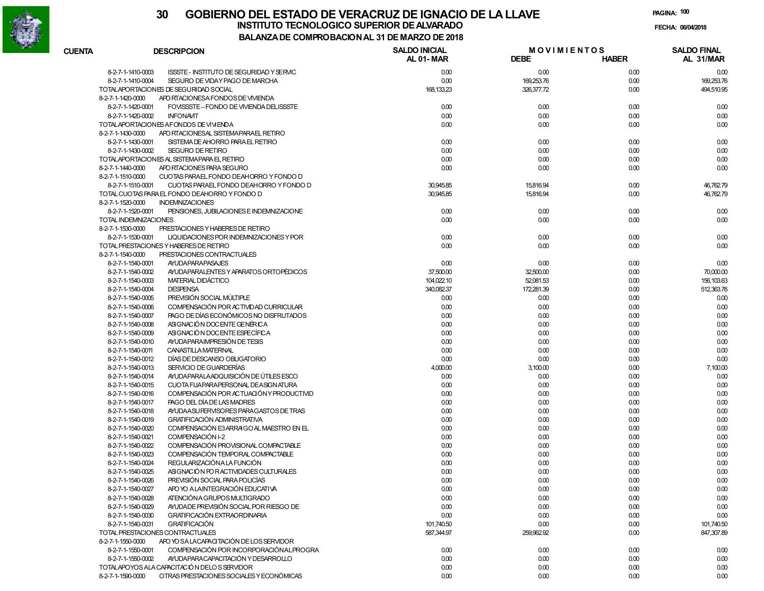# 30 GOBIERNO DEL ESTADO DE VERACRUZ DE IGNACIO DE LA LLAVE

## INSTITUTO TECNOLOGICO SUPERIOR DE ALVARADO

### BALANZA DE COMPROBACION AL 31 DE MARZO DE 2018

FECHA: 06/04/2018

| CUENTA | DESCRIPCION | SALDO INICIAL AL 01-MAR | MOVIMIENTOS DEBE | MOVIMIENTOS HABER | SALDO FINAL AL 31/MAR |
|---|---|---|---|---|---|
| 8-2-7-1-1410-0003 | ISSSTE - INSTITUTO DE SEGURIDAD Y SERVIC | 0.00 | 0.00 | 0.00 | 0.00 |
| 8-2-7-1-1410-0004 | SEGURO DE VIDA Y PAGO DE MARCHA | 0.00 | 169,253.76 | 0.00 | 169,253.76 |
| TOTAL APORTACIONES DE SEGURIDAD SOCIAL | | 168,133.23 | 326,377.72 | 0.00 | 494,510.95 |
| 8-2-7-1-1420-0000 | APORTACIONES A FONDOS DE VIVIENDA | | | | |
| 8-2-7-1-1420-0001 | FOVISSSTE – FONDO DE VIVIENDA DEL ISSSTE | 0.00 | 0.00 | 0.00 | 0.00 |
| 8-2-7-1-1420-0002 | INFONAVIT | 0.00 | 0.00 | 0.00 | 0.00 |
| TOTAL APORTACIONES A FONDOS DE VIVIENDA | | 0.00 | 0.00 | 0.00 | 0.00 |
| 8-2-7-1-1430-0000 | APORTACIONES AL SISTEMA PARA EL RETIRO | | | | |
| 8-2-7-1-1430-0001 | SISTEMA DE AHORRO PARA EL RETIRO | 0.00 | 0.00 | 0.00 | 0.00 |
| 8-2-7-1-1430-0002 | SEGURO DE RETIRO | 0.00 | 0.00 | 0.00 | 0.00 |
| TOTAL APORTACIONES AL SISTEMA PARA EL RETIRO | | 0.00 | 0.00 | 0.00 | 0.00 |
| 8-2-7-1-1440-0000 | APORTACIONES PARA SEGURO | 0.00 | 0.00 | 0.00 | 0.00 |
| 8-2-7-1-1510-0000 | CUOTAS PARA EL FONDO DE AHORRO Y FONDO D | | | | |
| 8-2-7-1-1510-0001 | CUOTAS PARA EL FONDO DE AHORRO Y FONDO D | 30,945.85 | 15,816.94 | 0.00 | 46,762.79 |
| TOTAL CUOTAS PARA EL FONDO DE AHORRO Y FONDO D | | 30,945.85 | 15,816.94 | 0.00 | 46,762.79 |
| 8-2-7-1-1520-0000 | INDEMNIZACIONES | | | | |
| 8-2-7-1-1520-0001 | PENSIONES, JUBILACIONES E INDEMNIZACIONE | 0.00 | 0.00 | 0.00 | 0.00 |
| TOTAL INDEMNIZACIONES | | 0.00 | 0.00 | 0.00 | 0.00 |
| 8-2-7-1-1530-0000 | PRESTACIONES Y HABERES DE RETIRO | | | | |
| 8-2-7-1-1530-0001 | LIQUIDACIONES POR INDEMNIZACIONES Y POR | 0.00 | 0.00 | 0.00 | 0.00 |
| TOTAL PRESTACIONES Y HABERES DE RETIRO | | 0.00 | 0.00 | 0.00 | 0.00 |
| 8-2-7-1-1540-0000 | PRESTACIONES CONTRACTUALES | | | | |
| 8-2-7-1-1540-0001 | AYUDA PARA PASAJES | 0.00 | 0.00 | 0.00 | 0.00 |
| 8-2-7-1-1540-0002 | AYUDA PARA LENTES Y APARATOS ORTOPÉDICOS | 37,500.00 | 32,500.00 | 0.00 | 70,000.00 |
| 8-2-7-1-1540-0003 | MATERIAL DIDÁCTICO | 104,022.10 | 52,081.53 | 0.00 | 156,103.63 |
| 8-2-7-1-1540-0004 | DESPENSA | 340,082.37 | 172,281.39 | 0.00 | 512,363.76 |
| 8-2-7-1-1540-0005 | PREVISIÓN SOCIAL MÚLTIPLE | 0.00 | 0.00 | 0.00 | 0.00 |
| 8-2-7-1-1540-0006 | COMPENSACIÓN POR ACTIVIDAD CURRICULAR | 0.00 | 0.00 | 0.00 | 0.00 |
| 8-2-7-1-1540-0007 | PAGO DE DÍAS ECONÓMICOS NO DISFRUTADOS | 0.00 | 0.00 | 0.00 | 0.00 |
| 8-2-7-1-1540-0008 | ASIGNACIÓN DOCENTE GENÉRICA | 0.00 | 0.00 | 0.00 | 0.00 |
| 8-2-7-1-1540-0009 | ASIGNACIÓN DOCENTE ESPECÍFICA | 0.00 | 0.00 | 0.00 | 0.00 |
| 8-2-7-1-1540-0010 | AYUDA PARA IMPRESIÓN DE TESIS | 0.00 | 0.00 | 0.00 | 0.00 |
| 8-2-7-1-1540-0011 | CANASTILLA MATERNAL | 0.00 | 0.00 | 0.00 | 0.00 |
| 8-2-7-1-1540-0012 | DÍAS DE DESCANSO OBLIGATORIO | 0.00 | 0.00 | 0.00 | 0.00 |
| 8-2-7-1-1540-0013 | SERVICIO DE GUARDERÍAS | 4,000.00 | 3,100.00 | 0.00 | 7,100.00 |
| 8-2-7-1-1540-0014 | AYUDA PARA LA ADQUISICIÓN DE ÚTILES ESCO | 0.00 | 0.00 | 0.00 | 0.00 |
| 8-2-7-1-1540-0015 | CUOTA FIJA PARA PERSONAL DE ASIGNATURA | 0.00 | 0.00 | 0.00 | 0.00 |
| 8-2-7-1-1540-0016 | COMPENSACIÓN POR ACTUACIÓN Y PRODUCTIVID | 0.00 | 0.00 | 0.00 | 0.00 |
| 8-2-7-1-1540-0017 | PAGO DEL DÍA DE LAS MADRES | 0.00 | 0.00 | 0.00 | 0.00 |
| 8-2-7-1-1540-0018 | AYUDA A SUPERVISORES PARA GASTOS DE TRAS | 0.00 | 0.00 | 0.00 | 0.00 |
| 8-2-7-1-1540-0019 | GRATIFICACIÓN ADMINISTRATIVA | 0.00 | 0.00 | 0.00 | 0.00 |
| 8-2-7-1-1540-0020 | COMPENSACIÓN E3 ARRAIGO AL MAESTRO EN EL | 0.00 | 0.00 | 0.00 | 0.00 |
| 8-2-7-1-1540-0021 | COMPENSACIÓN I-2 | 0.00 | 0.00 | 0.00 | 0.00 |
| 8-2-7-1-1540-0022 | COMPENSACIÓN PROVISIONAL COMPACTABLE | 0.00 | 0.00 | 0.00 | 0.00 |
| 8-2-7-1-1540-0023 | COMPENSACIÓN TEMPORAL COMPACTABLE | 0.00 | 0.00 | 0.00 | 0.00 |
| 8-2-7-1-1540-0024 | REGULARIZACIÓN A LA FUNCIÓN | 0.00 | 0.00 | 0.00 | 0.00 |
| 8-2-7-1-1540-0025 | ASIGNACIÓN POR ACTIVIDADES CULTURALES | 0.00 | 0.00 | 0.00 | 0.00 |
| 8-2-7-1-1540-0026 | PREVISIÓN SOCIAL PARA POLICÍAS | 0.00 | 0.00 | 0.00 | 0.00 |
| 8-2-7-1-1540-0027 | APOYO A LA INTEGRACIÓN EDUCATIVA | 0.00 | 0.00 | 0.00 | 0.00 |
| 8-2-7-1-1540-0028 | ATENCIÓN A GRUPOS MULTIGRADO | 0.00 | 0.00 | 0.00 | 0.00 |
| 8-2-7-1-1540-0029 | AYUDA DE PREVISIÓN SOCIAL POR RIESGO DE | 0.00 | 0.00 | 0.00 | 0.00 |
| 8-2-7-1-1540-0030 | GRATIFICACIÓN EXTRAORDINARIA | 0.00 | 0.00 | 0.00 | 0.00 |
| 8-2-7-1-1540-0031 | GRATIFICACIÓN | 101,740.50 | 0.00 | 0.00 | 101,740.50 |
| TOTAL PRESTACIONES CONTRACTUALES | | 587,344.97 | 259,962.92 | 0.00 | 847,307.89 |
| 8-2-7-1-1550-0000 | APOYOS A LA CAPACITACIÓN DE LOS SERVIDOR | | | | |
| 8-2-7-1-1550-0001 | COMPENSACIÓN POR INCORPORACIÓN AL PROGRA | 0.00 | 0.00 | 0.00 | 0.00 |
| 8-2-7-1-1550-0002 | AYUDA PARA CAPACITACIÓN Y DESARROLLO | 0.00 | 0.00 | 0.00 | 0.00 |
| TOTAL APOYOS A LA CAPACITACIÓN DE LOS SERVIDOR | | 0.00 | 0.00 | 0.00 | 0.00 |
| 8-2-7-1-1590-0000 | OTRAS PRESTACIONES SOCIALES Y ECONÓMICAS | 0.00 | 0.00 | 0.00 | 0.00 |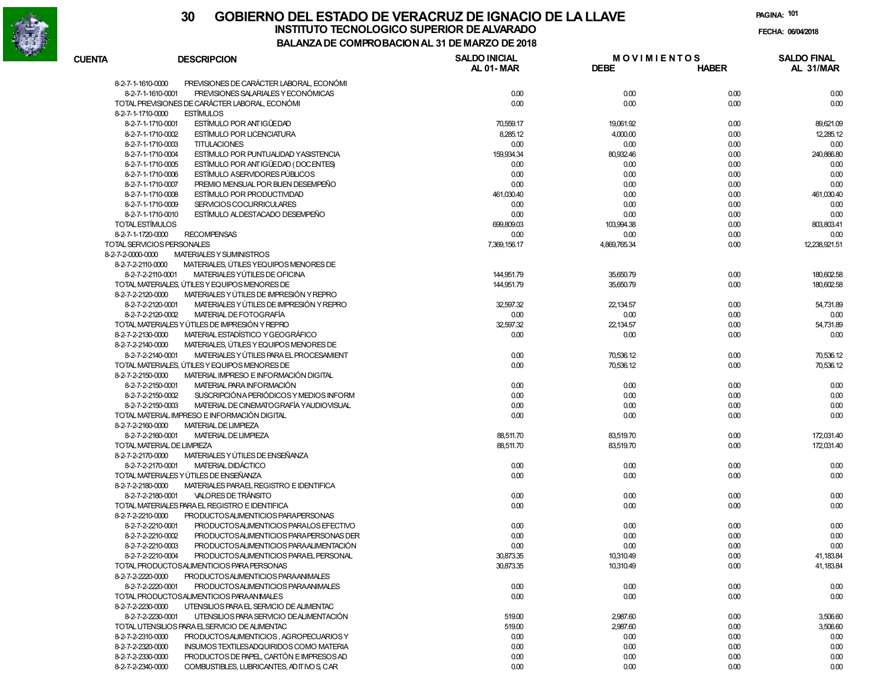# GOBIERNO DEL ESTADO DE VERACRUZ DE IGNACIO DE LA LLAVE

## INSTITUTO TECNOLOGICO SUPERIOR DE ALVARADO

### BALANZA DE COMPROBACION AL 31 DE MARZO DE 2018

FECHA: 06/04/2018

| CUENTA | DESCRIPCION | SALDO INICIAL AL 01- MAR | MOVIMIENTOS DEBE | HABER | SALDO FINAL AL 31/MAR |
|---|---|---|---|---|---|
| 8-2-7-1-1610-0000 | PREVISIONES DE CARÁCTER LABORAL, ECONÓMI | | | | |
| 8-2-7-1-1610-0001 | PREVISIONES SALARIALES Y ECONÓMICAS | 0.00 | 0.00 | 0.00 | 0.00 |
| | TOTAL PREVISIONES DE CARÁCTER LABORAL, ECONÓMI | 0.00 | 0.00 | 0.00 | 0.00 |
| 8-2-7-1-1710-0000 | ESTÍMULOS | | | | |
| 8-2-7-1-1710-0001 | ESTÍMULO POR ANTIGÜEDAD | 70,559.17 | 19,061.92 | 0.00 | 89,621.09 |
| 8-2-7-1-1710-0002 | ESTÍMULO POR LICENCIATURA | 8,285.12 | 4,000.00 | 0.00 | 12,285.12 |
| 8-2-7-1-1710-0003 | TITULACIONES | 0.00 | 0.00 | 0.00 | 0.00 |
| 8-2-7-1-1710-0004 | ESTÍMULO POR PUNTUALIDAD Y ASISTENCIA | 159,934.34 | 80,932.46 | 0.00 | 240,866.80 |
| 8-2-7-1-1710-0005 | ESTÍMULO POR ANTIGÜEDAD (DOCENTES) | 0.00 | 0.00 | 0.00 | 0.00 |
| 8-2-7-1-1710-0006 | ESTÍMULO A SERVIDORES PÚBLICOS | 0.00 | 0.00 | 0.00 | 0.00 |
| 8-2-7-1-1710-0007 | PREMIO MENSUAL POR BUEN DESEMPEÑO | 0.00 | 0.00 | 0.00 | 0.00 |
| 8-2-7-1-1710-0008 | ESTÍMULO POR PRODUCTIVIDAD | 461,030.40 | 0.00 | 0.00 | 461,030.40 |
| 8-2-7-1-1710-0009 | SERVICIOS COCURRICULARES | 0.00 | 0.00 | 0.00 | 0.00 |
| 8-2-7-1-1710-0010 | ESTÍMULO AL DESTACADO DESEMPEÑO | 0.00 | 0.00 | 0.00 | 0.00 |
| | TOTAL ESTÍMULOS | 699,809.03 | 103,994.38 | 0.00 | 803,803.41 |
| 8-2-7-1-1720-0000 | RECOMPENSAS | 0.00 | 0.00 | 0.00 | 0.00 |
| | TOTAL SERVICIOS PERSONALES | 7,369,156.17 | 4,869,765.34 | 0.00 | 12,238,921.51 |
| 8-2-7-2-0000-0000 | MATERIALES Y SUMINISTROS | | | | |
| 8-2-7-2-2110-0000 | MATERIALES, ÚTILES Y EQUIPOS MENORES DE | | | | |
| 8-2-7-2-2110-0001 | MATERIALES Y ÚTILES DE OFICINA | 144,951.79 | 35,650.79 | 0.00 | 180,602.58 |
| | TOTAL MATERIALES, ÚTILES Y EQUIPOS MENORES DE | 144,951.79 | 35,650.79 | 0.00 | 180,602.58 |
| 8-2-7-2-2120-0000 | MATERIALES Y ÚTILES DE IMPRESIÓN Y REPRO | | | | |
| 8-2-7-2-2120-0001 | MATERIALES Y ÚTILES DE IMPRESIÓN Y REPRO | 32,597.32 | 22,134.57 | 0.00 | 54,731.89 |
| 8-2-7-2-2120-0002 | MATERIAL DE FOTOGRAFÍA | 0.00 | 0.00 | 0.00 | 0.00 |
| | TOTAL MATERIALES Y ÚTILES DE IMPRESIÓN Y REPRO | 32,597.32 | 22,134.57 | 0.00 | 54,731.89 |
| 8-2-7-2-2130-0000 | MATERIAL ESTADÍSTICO Y GEOGRÁFICO | 0.00 | 0.00 | 0.00 | 0.00 |
| 8-2-7-2-2140-0000 | MATERIALES, ÚTILES Y EQUIPOS MENORES DE | | | | |
| 8-2-7-2-2140-0001 | MATERIALES Y ÚTILES PARA EL PROCESAMIENT | 0.00 | 70,536.12 | 0.00 | 70,536.12 |
| | TOTAL MATERIALES, ÚTILES Y EQUIPOS MENORES DE | 0.00 | 70,536.12 | 0.00 | 70,536.12 |
| 8-2-7-2-2150-0000 | MATERIAL IMPRESO E INFORMACIÓN DIGITAL | | | | |
| 8-2-7-2-2150-0001 | MATERIAL PARA INFORMACIÓN | 0.00 | 0.00 | 0.00 | 0.00 |
| 8-2-7-2-2150-0002 | SUSCRIPCIÓN A PERIÓDICOS Y MEDIOS INFORM | 0.00 | 0.00 | 0.00 | 0.00 |
| 8-2-7-2-2150-0003 | MATERIAL DE CINEMATOGRAFÍA Y AUDIOVISUAL | 0.00 | 0.00 | 0.00 | 0.00 |
| | TOTAL MATERIAL IMPRESO E INFORMACIÓN DIGITAL | 0.00 | 0.00 | 0.00 | 0.00 |
| 8-2-7-2-2160-0000 | MATERIAL DE LIMPIEZA | | | | |
| 8-2-7-2-2160-0001 | MATERIAL DE LIMPIEZA | 88,511.70 | 83,519.70 | 0.00 | 172,031.40 |
| | TOTAL MATERIAL DE LIMPIEZA | 88,511.70 | 83,519.70 | 0.00 | 172,031.40 |
| 8-2-7-2-2170-0000 | MATERIALES Y ÚTILES DE ENSEÑANZA | | | | |
| 8-2-7-2-2170-0001 | MATERIAL DIDÁCTICO | 0.00 | 0.00 | 0.00 | 0.00 |
| | TOTAL MATERIALES Y ÚTILES DE ENSEÑANZA | 0.00 | 0.00 | 0.00 | 0.00 |
| 8-2-7-2-2180-0000 | MATERIALES PARA EL REGISTRO E IDENTIFICA | | | | |
| 8-2-7-2-2180-0001 | VALORES DE TRÁNSITO | 0.00 | 0.00 | 0.00 | 0.00 |
| | TOTAL MATERIALES PARA EL REGISTRO E IDENTIFICA | 0.00 | 0.00 | 0.00 | 0.00 |
| 8-2-7-2-2210-0000 | PRODUCTOS ALIMENTICIOS PARA PERSONAS | | | | |
| 8-2-7-2-2210-0001 | PRODUCTOS ALIMENTICIOS PARA LOS EFECTIVO | 0.00 | 0.00 | 0.00 | 0.00 |
| 8-2-7-2-2210-0002 | PRODUCTOS ALIMENTICIOS PARA PERSONAS DER | 0.00 | 0.00 | 0.00 | 0.00 |
| 8-2-7-2-2210-0003 | PRODUCTOS ALIMENTICIOS PARA ALIMENTACIÓN | 0.00 | 0.00 | 0.00 | 0.00 |
| 8-2-7-2-2210-0004 | PRODUCTOS ALIMENTICIOS PARA EL PERSONAL | 30,873.35 | 10,310.49 | 0.00 | 41,183.84 |
| | TOTAL PRODUCTOS ALIMENTICIOS PARA PERSONAS | 30,873.35 | 10,310.49 | 0.00 | 41,183.84 |
| 8-2-7-2-2220-0000 | PRODUCTOS ALIMENTICIOS PARA ANIMALES | | | | |
| 8-2-7-2-2220-0001 | PRODUCTOS ALIMENTICIOS PARA ANIMALES | 0.00 | 0.00 | 0.00 | 0.00 |
| | TOTAL PRODUCTOS ALIMENTICIOS PARA ANIMALES | 0.00 | 0.00 | 0.00 | 0.00 |
| 8-2-7-2-2230-0000 | UTENSILIOS PARA EL SERVICIO DE ALIMENTAC | | | | |
| 8-2-7-2-2230-0001 | UTENSILIOS PARA SERVICIO DE ALIMENTACIÓN | 519.00 | 2,987.60 | 0.00 | 3,506.60 |
| | TOTAL UTENSILIOS PARA EL SERVICIO DE ALIMENTAC | 519.00 | 2,987.60 | 0.00 | 3,506.60 |
| 8-2-7-2-2310-0000 | PRODUCTOS ALIMENTICIOS, AGROPECUARIOS Y | 0.00 | 0.00 | 0.00 | 0.00 |
| 8-2-7-2-2320-0000 | INSUMOS TEXTILES ADQUIRIDOS COMO MATERIA | 0.00 | 0.00 | 0.00 | 0.00 |
| 8-2-7-2-2330-0000 | PRODUCTOS DE PAPEL, CARTÓN E IMPRESOS AD | 0.00 | 0.00 | 0.00 | 0.00 |
| 8-2-7-2-2340-0000 | COMBUSTIBLES, LUBRICANTES, ADITIVOS, CAR | 0.00 | 0.00 | 0.00 | 0.00 |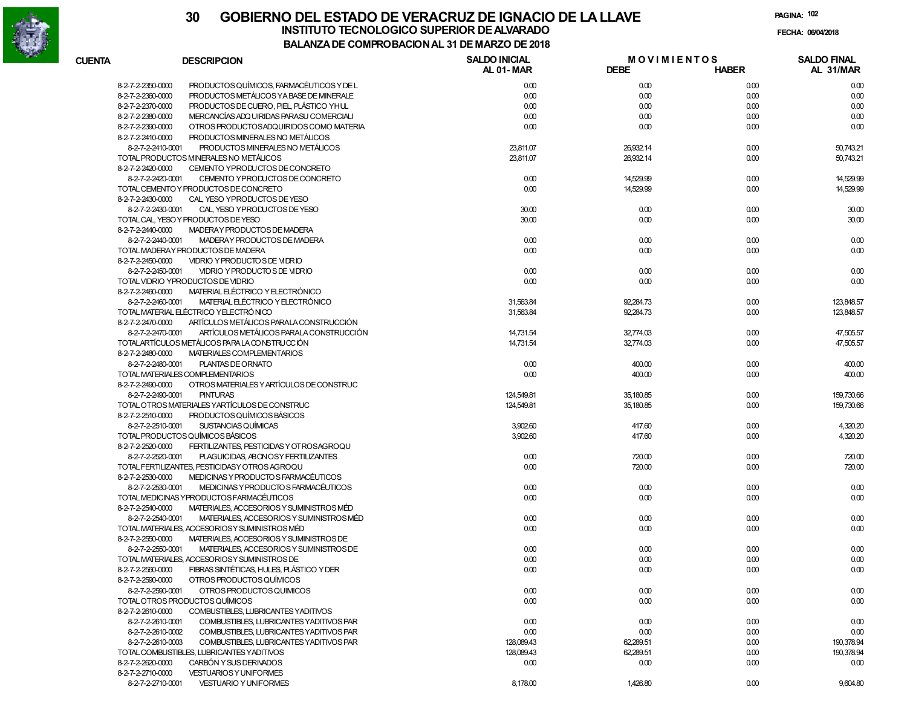# 30 GOBIERNO DEL ESTADO DE VERACRUZ DE IGNACIO DE LA LLAVE

## INSTITUTO TECNOLOGICO SUPERIOR DE ALVARADO

## BALANZA DE COMPROBACION AL 31 DE MARZO DE 2018

FECHA: 06/04/2018

| CUENTA | DESCRIPCION | SALDO INICIAL AL 01-MAR | MOVIMIENTOS DEBE | MOVIMIENTOS HABER | SALDO FINAL AL 31/MAR |
|---|---|---|---|---|---|
| 8-2-7-2-2350-0000 | PRODUCTOS QUÍMICOS, FARMACÉUTICOS Y DE L | 0.00 | 0.00 | 0.00 | 0.00 |
| 8-2-7-2-2360-0000 | PRODUCTOS METÁLICOS Y A BASE DE MINERALE | 0.00 | 0.00 | 0.00 | 0.00 |
| 8-2-7-2-2370-0000 | PRODUCTOS DE CUERO, PIEL, PLÁSTICO Y HUL | 0.00 | 0.00 | 0.00 | 0.00 |
| 8-2-7-2-2380-0000 | MERCANCÍAS ADQUIRIDAS PARA SU COMERCIALI | 0.00 | 0.00 | 0.00 | 0.00 |
| 8-2-7-2-2390-0000 | OTROS PRODUCTOS ADQUIRIDOS COMO MATERIA | 0.00 | 0.00 | 0.00 | 0.00 |
| 8-2-7-2-2410-0000 | PRODUCTOS MINERALES NO METÁLICOS | | | | |
| 8-2-7-2-2410-0001 | PRODUCTOS MINERALES NO METÁLICOS | 23,811.07 | 26,932.14 | 0.00 | 50,743.21 |
| TOTAL PRODUCTOS MINERALES NO METÁLICOS | | 23,811.07 | 26,932.14 | 0.00 | 50,743.21 |
| 8-2-7-2-2420-0000 | CEMENTO Y PRODUCTOS DE CONCRETO | | | | |
| 8-2-7-2-2420-0001 | CEMENTO Y PRODUCTOS DE CONCRETO | 0.00 | 14,529.99 | 0.00 | 14,529.99 |
| TOTAL CEMENTO Y PRODUCTOS DE CONCRETO | | 0.00 | 14,529.99 | 0.00 | 14,529.99 |
| 8-2-7-2-2430-0000 | CAL, YESO Y PRODUCTOS DE YESO | | | | |
| 8-2-7-2-2430-0001 | CAL, YESO Y PRODUCTOS DE YESO | 30.00 | 0.00 | 0.00 | 30.00 |
| TOTAL CAL, YESO Y PRODUCTOS DE YESO | | 30.00 | 0.00 | 0.00 | 30.00 |
| 8-2-7-2-2440-0000 | MADERA Y PRODUCTOS DE MADERA | | | | |
| 8-2-7-2-2440-0001 | MADERA Y PRODUCTOS DE MADERA | 0.00 | 0.00 | 0.00 | 0.00 |
| TOTAL MADERA Y PRODUCTOS DE MADERA | | 0.00 | 0.00 | 0.00 | 0.00 |
| 8-2-7-2-2450-0000 | VIDRIO Y PRODUCTOS DE VIDRIO | | | | |
| 8-2-7-2-2450-0001 | VIDRIO Y PRODUCTOS DE VIDRIO | 0.00 | 0.00 | 0.00 | 0.00 |
| TOTAL VIDRIO Y PRODUCTOS DE VIDRIO | | 0.00 | 0.00 | 0.00 | 0.00 |
| 8-2-7-2-2460-0000 | MATERIAL ELÉCTRICO Y ELECTRÓNICO | | | | |
| 8-2-7-2-2460-0001 | MATERIAL ELÉCTRICO Y ELECTRÓNICO | 31,563.84 | 92,284.73 | 0.00 | 123,848.57 |
| TOTAL MATERIAL ELÉCTRICO Y ELECTRÓNICO | | 31,563.84 | 92,284.73 | 0.00 | 123,848.57 |
| 8-2-7-2-2470-0000 | ARTÍCULOS METÁLICOS PARA LA CONSTRUCCIÓN | | | | |
| 8-2-7-2-2470-0001 | ARTÍCULOS METÁLICOS PARA LA CONSTRUCCIÓN | 14,731.54 | 32,774.03 | 0.00 | 47,505.57 |
| TOTAL ARTÍCULOS METÁLICOS PARA LA CONSTRUCCIÓN | | 14,731.54 | 32,774.03 | 0.00 | 47,505.57 |
| 8-2-7-2-2480-0000 | MATERIALES COMPLEMENTARIOS | | | | |
| 8-2-7-2-2480-0001 | PLANTAS DE ORNATO | 0.00 | 400.00 | 0.00 | 400.00 |
| TOTAL MATERIALES COMPLEMENTARIOS | | 0.00 | 400.00 | 0.00 | 400.00 |
| 8-2-7-2-2490-0000 | OTROS MATERIALES Y ARTÍCULOS DE CONSTRUC | | | | |
| 8-2-7-2-2490-0001 | PINTURAS | 124,549.81 | 35,180.85 | 0.00 | 159,730.66 |
| TOTAL OTROS MATERIALES Y ARTÍCULOS DE CONSTRUC | | 124,549.81 | 35,180.85 | 0.00 | 159,730.66 |
| 8-2-7-2-2510-0000 | PRODUCTOS QUÍMICOS BÁSICOS | | | | |
| 8-2-7-2-2510-0001 | SUSTANCIAS QUÍMICAS | 3,902.60 | 417.60 | 0.00 | 4,320.20 |
| TOTAL PRODUCTOS QUÍMICOS BÁSICOS | | 3,902.60 | 417.60 | 0.00 | 4,320.20 |
| 8-2-7-2-2520-0000 | FERTILIZANTES, PESTICIDAS Y OTROS AGROQU | | | | |
| 8-2-7-2-2520-0001 | PLAGUICIDAS, ABONOS Y FERTILIZANTES | 0.00 | 720.00 | 0.00 | 720.00 |
| TOTAL FERTILIZANTES, PESTICIDAS Y OTROS AGROQU | | 0.00 | 720.00 | 0.00 | 720.00 |
| 8-2-7-2-2530-0000 | MEDICINAS Y PRODUCTOS FARMACÉUTICOS | | | | |
| 8-2-7-2-2530-0001 | MEDICINAS Y PRODUCTOS FARMACÉUTICOS | 0.00 | 0.00 | 0.00 | 0.00 |
| TOTAL MEDICINAS Y PRODUCTOS FARMACÉUTICOS | | 0.00 | 0.00 | 0.00 | 0.00 |
| 8-2-7-2-2540-0000 | MATERIALES, ACCESORIOS Y SUMINISTROS MÉD | | | | |
| 8-2-7-2-2540-0001 | MATERIALES, ACCESORIOS Y SUMINISTROS MÉD | 0.00 | 0.00 | 0.00 | 0.00 |
| TOTAL MATERIALES, ACCESORIOS Y SUMINISTROS MÉD | | 0.00 | 0.00 | 0.00 | 0.00 |
| 8-2-7-2-2550-0000 | MATERIALES, ACCESORIOS Y SUMINISTROS DE | | | | |
| 8-2-7-2-2550-0001 | MATERIALES, ACCESORIOS Y SUMINISTROS DE | 0.00 | 0.00 | 0.00 | 0.00 |
| TOTAL MATERIALES, ACCESORIOS Y SUMINISTROS DE | | 0.00 | 0.00 | 0.00 | 0.00 |
| 8-2-7-2-2560-0000 | FIBRAS SINTÉTICAS, HULES, PLÁSTICO Y DER | 0.00 | 0.00 | 0.00 | 0.00 |
| 8-2-7-2-2590-0000 | OTROS PRODUCTOS QUÍMICOS | | | | |
| 8-2-7-2-2590-0001 | OTROS PRODUCTOS QUIMICOS | 0.00 | 0.00 | 0.00 | 0.00 |
| TOTAL OTROS PRODUCTOS QUÍMICOS | | 0.00 | 0.00 | 0.00 | 0.00 |
| 8-2-7-2-2610-0000 | COMBUSTIBLES, LUBRICANTES Y ADITIVOS | | | | |
| 8-2-7-2-2610-0001 | COMBUSTIBLES, LUBRICANTES Y ADITIVOS PAR | 0.00 | 0.00 | 0.00 | 0.00 |
| 8-2-7-2-2610-0002 | COMBUSTIBLES, LUBRICANTES Y ADITIVOS PAR | 0.00 | 0.00 | 0.00 | 0.00 |
| 8-2-7-2-2610-0003 | COMBUSTIBLES, LUBRICANTES Y ADITIVOS PAR | 128,089.43 | 62,289.51 | 0.00 | 190,378.94 |
| TOTAL COMBUSTIBLES, LUBRICANTES Y ADITIVOS | | 128,089.43 | 62,289.51 | 0.00 | 190,378.94 |
| 8-2-7-2-2620-0000 | CARBÓN Y SUS DERIVADOS | 0.00 | 0.00 | 0.00 | 0.00 |
| 8-2-7-2-2710-0000 | VESTUARIOS Y UNIFORMES | | | | |
| 8-2-7-2-2710-0001 | VESTUARIO Y UNIFORMES | 8,178.00 | 1,426.80 | 0.00 | 9,604.80 |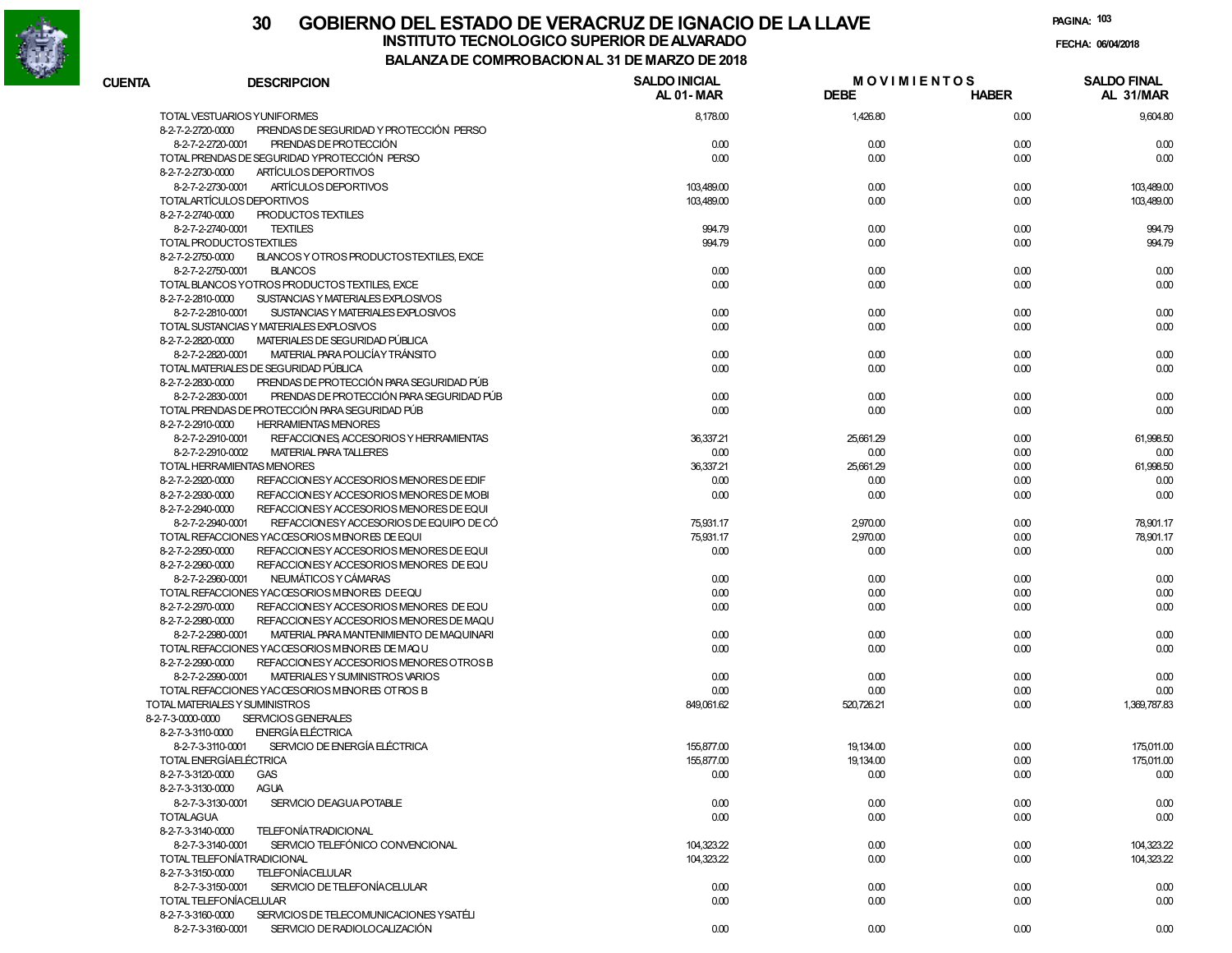# GOBIERNO DEL ESTADO DE VERACRUZ DE IGNACIO DE LA LLAVE

## INSTITUTO TECNOLOGICO SUPERIOR DE ALVARADO

### BALANZA DE COMPROBACION AL 31 DE MARZO DE 2018

FECHA: 06/04/2018

| CUENTA | DESCRIPCION | SALDO INICIAL AL 01-MAR | MOVIMIENTOS DEBE | MOVIMIENTOS HABER | SALDO FINAL AL 31/MAR |
|---|---|---|---|---|---|
| | TOTAL VESTUARIOS Y UNIFORMES | 8,178.00 | 1,426.80 | 0.00 | 9,604.80 |
| 8-2-7-2-2720-0000 | PRENDAS DE SEGURIDAD Y PROTECCIÓN PERSO | | | | |
| 8-2-7-2-2720-0001 | PRENDAS DE PROTECCIÓN | 0.00 | 0.00 | 0.00 | 0.00 |
| | TOTAL PRENDAS DE SEGURIDAD Y PROTECCIÓN PERSO | 0.00 | 0.00 | 0.00 | 0.00 |
| 8-2-7-2-2730-0000 | ARTÍCULOS DEPORTIVOS | | | | |
| 8-2-7-2-2730-0001 | ARTÍCULOS DEPORTIVOS | 103,489.00 | 0.00 | 0.00 | 103,489.00 |
| | TOTAL ARTÍCULOS DEPORTIVOS | 103,489.00 | 0.00 | 0.00 | 103,489.00 |
| 8-2-7-2-2740-0000 | PRODUCTOS TEXTILES | | | | |
| 8-2-7-2-2740-0001 | TEXTILES | 994.79 | 0.00 | 0.00 | 994.79 |
| | TOTAL PRODUCTOS TEXTILES | 994.79 | 0.00 | 0.00 | 994.79 |
| 8-2-7-2-2750-0000 | BLANCOS Y OTROS PRODUCTOS TEXTILES, EXCE | | | | |
| 8-2-7-2-2750-0001 | BLANCOS | 0.00 | 0.00 | 0.00 | 0.00 |
| | TOTAL BLANCOS Y OTROS PRODUCTOS TEXTILES, EXCE | 0.00 | 0.00 | 0.00 | 0.00 |
| 8-2-7-2-2810-0000 | SUSTANCIAS Y MATERIALES EXPLOSIVOS | | | | |
| 8-2-7-2-2810-0001 | SUSTANCIAS Y MATERIALES EXPLOSIVOS | 0.00 | 0.00 | 0.00 | 0.00 |
| | TOTAL SUSTANCIAS Y MATERIALES EXPLOSIVOS | 0.00 | 0.00 | 0.00 | 0.00 |
| 8-2-7-2-2820-0000 | MATERIALES DE SEGURIDAD PÚBLICA | | | | |
| 8-2-7-2-2820-0001 | MATERIAL PARA POLICÍA Y TRÁNSITO | 0.00 | 0.00 | 0.00 | 0.00 |
| | TOTAL MATERIALES DE SEGURIDAD PÚBLICA | 0.00 | 0.00 | 0.00 | 0.00 |
| 8-2-7-2-2830-0000 | PRENDAS DE PROTECCIÓN PARA SEGURIDAD PÚB | | | | |
| 8-2-7-2-2830-0001 | PRENDAS DE PROTECCIÓN PARA SEGURIDAD PÚB | 0.00 | 0.00 | 0.00 | 0.00 |
| | TOTAL PRENDAS DE PROTECCIÓN PARA SEGURIDAD PÚB | 0.00 | 0.00 | 0.00 | 0.00 |
| 8-2-7-2-2910-0000 | HERRAMIENTAS MENORES | | | | |
| 8-2-7-2-2910-0001 | REFACCIONES, ACCESORIOS Y HERRAMIENTAS | 36,337.21 | 25,661.29 | 0.00 | 61,998.50 |
| 8-2-7-2-2910-0002 | MATERIAL PARA TALLERES | 0.00 | 0.00 | 0.00 | 0.00 |
| | TOTAL HERRAMIENTAS MENORES | 36,337.21 | 25,661.29 | 0.00 | 61,998.50 |
| 8-2-7-2-2920-0000 | REFACCIONES Y ACCESORIOS MENORES DE EDIF | 0.00 | 0.00 | 0.00 | 0.00 |
| 8-2-7-2-2930-0000 | REFACCIONES Y ACCESORIOS MENORES DE MOBI | 0.00 | 0.00 | 0.00 | 0.00 |
| 8-2-7-2-2940-0000 | REFACCIONES Y ACCESORIOS MENORES DE EQUI | | | | |
| 8-2-7-2-2940-0001 | REFACCIONES Y ACCESORIOS DE EQUIPO DE CÓ | 75,931.17 | 2,970.00 | 0.00 | 78,901.17 |
| | TOTAL REFACCIONES Y ACCESORIOS MENORES DE EQUI | 75,931.17 | 2,970.00 | 0.00 | 78,901.17 |
| 8-2-7-2-2950-0000 | REFACCIONES Y ACCESORIOS MENORES DE EQUI | 0.00 | 0.00 | 0.00 | 0.00 |
| 8-2-7-2-2960-0000 | REFACCIONES Y ACCESORIOS MENORES DE EQU | | | | |
| 8-2-7-2-2960-0001 | NEUMÁTICOS Y CÁMARAS | 0.00 | 0.00 | 0.00 | 0.00 |
| | TOTAL REFACCIONES Y ACCESORIOS MENORES DE EQU | 0.00 | 0.00 | 0.00 | 0.00 |
| 8-2-7-2-2970-0000 | REFACCIONES Y ACCESORIOS MENORES DE EQU | 0.00 | 0.00 | 0.00 | 0.00 |
| 8-2-7-2-2980-0000 | REFACCIONES Y ACCESORIOS MENORES DE MAQU | | | | |
| 8-2-7-2-2980-0001 | MATERIAL PARA MANTENIMIENTO DE MAQUINARI | 0.00 | 0.00 | 0.00 | 0.00 |
| | TOTAL REFACCIONES Y ACCESORIOS MENORES DE MAQU | 0.00 | 0.00 | 0.00 | 0.00 |
| 8-2-7-2-2990-0000 | REFACCIONES Y ACCESORIOS MENORES OTROS B | | | | |
| 8-2-7-2-2990-0001 | MATERIALES Y SUMINISTROS VARIOS | 0.00 | 0.00 | 0.00 | 0.00 |
| | TOTAL REFACCIONES Y ACCESORIOS MENORES OTROS B | 0.00 | 0.00 | 0.00 | 0.00 |
| | TOTAL MATERIALES Y SUMINISTROS | 849,061.62 | 520,726.21 | 0.00 | 1,369,787.83 |
| 8-2-7-3-0000-0000 | SERVICIOS GENERALES | | | | |
| 8-2-7-3-3110-0000 | ENERGÍA ELÉCTRICA | | | | |
| 8-2-7-3-3110-0001 | SERVICIO DE ENERGÍA ELÉCTRICA | 155,877.00 | 19,134.00 | 0.00 | 175,011.00 |
| | TOTAL ENERGÍA ELÉCTRICA | 155,877.00 | 19,134.00 | 0.00 | 175,011.00 |
| 8-2-7-3-3120-0000 | GAS | 0.00 | 0.00 | 0.00 | 0.00 |
| 8-2-7-3-3130-0000 | AGUA | | | | |
| 8-2-7-3-3130-0001 | SERVICIO DE AGUA POTABLE | 0.00 | 0.00 | 0.00 | 0.00 |
| | TOTAL AGUA | 0.00 | 0.00 | 0.00 | 0.00 |
| 8-2-7-3-3140-0000 | TELEFONÍA TRADICIONAL | | | | |
| 8-2-7-3-3140-0001 | SERVICIO TELEFÓNICO CONVENCIONAL | 104,323.22 | 0.00 | 0.00 | 104,323.22 |
| | TOTAL TELEFONÍA TRADICIONAL | 104,323.22 | 0.00 | 0.00 | 104,323.22 |
| 8-2-7-3-3150-0000 | TELEFONÍA CELULAR | | | | |
| 8-2-7-3-3150-0001 | SERVICIO DE TELEFONÍA CELULAR | 0.00 | 0.00 | 0.00 | 0.00 |
| | TOTAL TELEFONÍA CELULAR | 0.00 | 0.00 | 0.00 | 0.00 |
| 8-2-7-3-3160-0000 | SERVICIOS DE TELECOMUNICACIONES Y SATÉLI | | | | |
| 8-2-7-3-3160-0001 | SERVICIO DE RADIOLOCALIZACIÓN | 0.00 | 0.00 | 0.00 | 0.00 |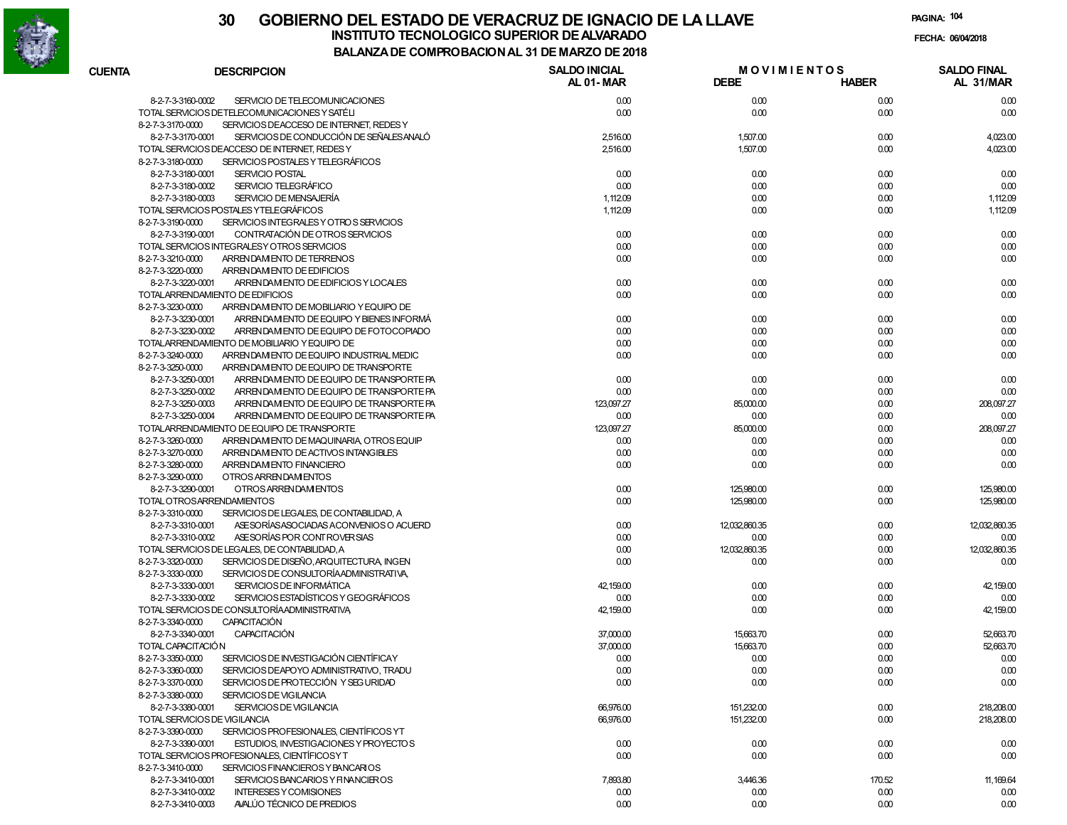# 30 GOBIERNO DEL ESTADO DE VERACRUZ DE IGNACIO DE LA LLAVE

## INSTITUTO TECNOLOGICO SUPERIOR DE ALVARADO

### BALANZA DE COMPROBACION AL 31 DE MARZO DE 2018

FECHA: 06/04/2018

| CUENTA | DESCRIPCION | SALDO INICIAL AL 01-MAR | MOVIMIENTOS DEBE | MOVIMIENTOS HABER | SALDO FINAL AL 31/MAR |
|---|---|---|---|---|---|
| 8-2-7-3-3160-0002 | SERVICIO DE TELECOMUNICACIONES | 0.00 | 0.00 | 0.00 | 0.00 |
| TOTAL SERVICIOS DE TELECOMUNICACIONES Y SATÉLI | | 0.00 | 0.00 | 0.00 | 0.00 |
| 8-2-7-3-3170-0000 | SERVICIOS DE ACCESO DE INTERNET, REDES Y | | | | |
| 8-2-7-3-3170-0001 | SERVICIOS DE CONDUCCIÓN DE SEÑALES ANALÓ | 2,516.00 | 1,507.00 | 0.00 | 4,023.00 |
| TOTAL SERVICIOS DE ACCESO DE INTERNET, REDES Y | | 2,516.00 | 1,507.00 | 0.00 | 4,023.00 |
| 8-2-7-3-3180-0000 | SERVICIOS POSTALES Y TELEGRÁFICOS | | | | |
| 8-2-7-3-3180-0001 | SERVICIO POSTAL | 0.00 | 0.00 | 0.00 | 0.00 |
| 8-2-7-3-3180-0002 | SERVICIO TELEGRÁFICO | 0.00 | 0.00 | 0.00 | 0.00 |
| 8-2-7-3-3180-0003 | SERVICIO DE MENSAJERÍA | 1,112.09 | 0.00 | 0.00 | 1,112.09 |
| TOTAL SERVICIOS POSTALES Y TELEGRÁFICOS | | 1,112.09 | 0.00 | 0.00 | 1,112.09 |
| 8-2-7-3-3190-0000 | SERVICIOS INTEGRALES Y OTROS SERVICIOS | | | | |
| 8-2-7-3-3190-0001 | CONTRATACIÓN DE OTROS SERVICIOS | 0.00 | 0.00 | 0.00 | 0.00 |
| TOTAL SERVICIOS INTEGRALES Y OTROS SERVICIOS | | 0.00 | 0.00 | 0.00 | 0.00 |
| 8-2-7-3-3210-0000 | ARRENDAMIENTO DE TERRENOS | 0.00 | 0.00 | 0.00 | 0.00 |
| 8-2-7-3-3220-0000 | ARRENDAMIENTO DE EDIFICIOS | | | | |
| 8-2-7-3-3220-0001 | ARRENDAMIENTO DE EDIFICIOS Y LOCALES | 0.00 | 0.00 | 0.00 | 0.00 |
| TOTAL ARRENDAMIENTO DE EDIFICIOS | | 0.00 | 0.00 | 0.00 | 0.00 |
| 8-2-7-3-3230-0000 | ARRENDAMIENTO DE MOBILIARIO Y EQUIPO DE | | | | |
| 8-2-7-3-3230-0001 | ARRENDAMIENTO DE EQUIPO Y BIENES INFORMÁ | 0.00 | 0.00 | 0.00 | 0.00 |
| 8-2-7-3-3230-0002 | ARRENDAMIENTO DE EQUIPO DE FOTOCOPIADO | 0.00 | 0.00 | 0.00 | 0.00 |
| TOTAL ARRENDAMIENTO DE MOBILIARIO Y EQUIPO DE | | 0.00 | 0.00 | 0.00 | 0.00 |
| 8-2-7-3-3240-0000 | ARRENDAMIENTO DE EQUIPO INDUSTRIAL MEDIC | 0.00 | 0.00 | 0.00 | 0.00 |
| 8-2-7-3-3250-0000 | ARRENDAMIENTO DE EQUIPO DE TRANSPORTE | | | | |
| 8-2-7-3-3250-0001 | ARRENDAMIENTO DE EQUIPO DE TRANSPORTE PA | 0.00 | 0.00 | 0.00 | 0.00 |
| 8-2-7-3-3250-0002 | ARRENDAMIENTO DE EQUIPO DE TRANSPORTE PA | 0.00 | 0.00 | 0.00 | 0.00 |
| 8-2-7-3-3250-0003 | ARRENDAMIENTO DE EQUIPO DE TRANSPORTE PA | 123,097.27 | 85,000.00 | 0.00 | 208,097.27 |
| 8-2-7-3-3250-0004 | ARRENDAMIENTO DE EQUIPO DE TRANSPORTE PA | 0.00 | 0.00 | 0.00 | 0.00 |
| TOTAL ARRENDAMIENTO DE EQUIPO DE TRANSPORTE | | 123,097.27 | 85,000.00 | 0.00 | 208,097.27 |
| 8-2-7-3-3260-0000 | ARRENDAMIENTO DE MAQUINARIA, OTROS EQUIP | 0.00 | 0.00 | 0.00 | 0.00 |
| 8-2-7-3-3270-0000 | ARRENDAMIENTO DE ACTIVOS INTANGIBLES | 0.00 | 0.00 | 0.00 | 0.00 |
| 8-2-7-3-3280-0000 | ARRENDAMIENTO FINANCIERO | 0.00 | 0.00 | 0.00 | 0.00 |
| 8-2-7-3-3290-0000 | OTROS ARRENDAMIENTOS | | | | |
| 8-2-7-3-3290-0001 | OTROS ARRENDAMIENTOS | 0.00 | 125,980.00 | 0.00 | 125,980.00 |
| TOTAL OTROS ARRENDAMIENTOS | | 0.00 | 125,980.00 | 0.00 | 125,980.00 |
| 8-2-7-3-3310-0000 | SERVICIOS DE LEGALES, DE CONTABILIDAD, A | | | | |
| 8-2-7-3-3310-0001 | ASESORÍAS ASOCIADAS A CONVENIOS O ACUERD | 0.00 | 12,032,860.35 | 0.00 | 12,032,860.35 |
| 8-2-7-3-3310-0002 | ASESORÍAS POR CONTROVERSIAS | 0.00 | 0.00 | 0.00 | 0.00 |
| TOTAL SERVICIOS DE LEGALES, DE CONTABILIDAD, A | | 0.00 | 12,032,860.35 | 0.00 | 12,032,860.35 |
| 8-2-7-3-3320-0000 | SERVICIOS DE DISEÑO, ARQUITECTURA, INGEN | 0.00 | 0.00 | 0.00 | 0.00 |
| 8-2-7-3-3330-0000 | SERVICIOS DE CONSULTORÍA ADMINISTRATIVA, | | | | |
| 8-2-7-3-3330-0001 | SERVICIOS DE INFORMÁTICA | 42,159.00 | 0.00 | 0.00 | 42,159.00 |
| 8-2-7-3-3330-0002 | SERVICIOS ESTADÍSTICOS Y GEOGRÁFICOS | 0.00 | 0.00 | 0.00 | 0.00 |
| TOTAL SERVICIOS DE CONSULTORÍA ADMINISTRATIVA, | | 42,159.00 | 0.00 | 0.00 | 42,159.00 |
| 8-2-7-3-3340-0000 | CAPACITACIÓN | | | | |
| 8-2-7-3-3340-0001 | CAPACITACIÓN | 37,000.00 | 15,663.70 | 0.00 | 52,663.70 |
| TOTAL CAPACITACIÓN | | 37,000.00 | 15,663.70 | 0.00 | 52,663.70 |
| 8-2-7-3-3350-0000 | SERVICIOS DE INVESTIGACIÓN CIENTÍFICA Y | 0.00 | 0.00 | 0.00 | 0.00 |
| 8-2-7-3-3360-0000 | SERVICIOS DE APOYO ADMINISTRATIVO, TRADU | 0.00 | 0.00 | 0.00 | 0.00 |
| 8-2-7-3-3370-0000 | SERVICIOS DE PROTECCIÓN Y SEGURIDAD | 0.00 | 0.00 | 0.00 | 0.00 |
| 8-2-7-3-3380-0000 | SERVICIOS DE VIGILANCIA | | | | |
| 8-2-7-3-3380-0001 | SERVICIOS DE VIGILANCIA | 66,976.00 | 151,232.00 | 0.00 | 218,208.00 |
| TOTAL SERVICIOS DE VIGILANCIA | | 66,976.00 | 151,232.00 | 0.00 | 218,208.00 |
| 8-2-7-3-3390-0000 | SERVICIOS PROFESIONALES, CIENTÍFICOS Y T | | | | |
| 8-2-7-3-3390-0001 | ESTUDIOS, INVESTIGACIONES Y PROYECTOS | 0.00 | 0.00 | 0.00 | 0.00 |
| TOTAL SERVICIOS PROFESIONALES, CIENTÍFICOS Y T | | 0.00 | 0.00 | 0.00 | 0.00 |
| 8-2-7-3-3410-0000 | SERVICIOS FINANCIEROS Y BANCARIOS | | | | |
| 8-2-7-3-3410-0001 | SERVICIOS BANCARIOS Y FINANCIEROS | 7,893.80 | 3,446.36 | 170.52 | 11,169.64 |
| 8-2-7-3-3410-0002 | INTERESES Y COMISIONES | 0.00 | 0.00 | 0.00 | 0.00 |
| 8-2-7-3-3410-0003 | AVALÚO TÉCNICO DE PREDIOS | 0.00 | 0.00 | 0.00 | 0.00 |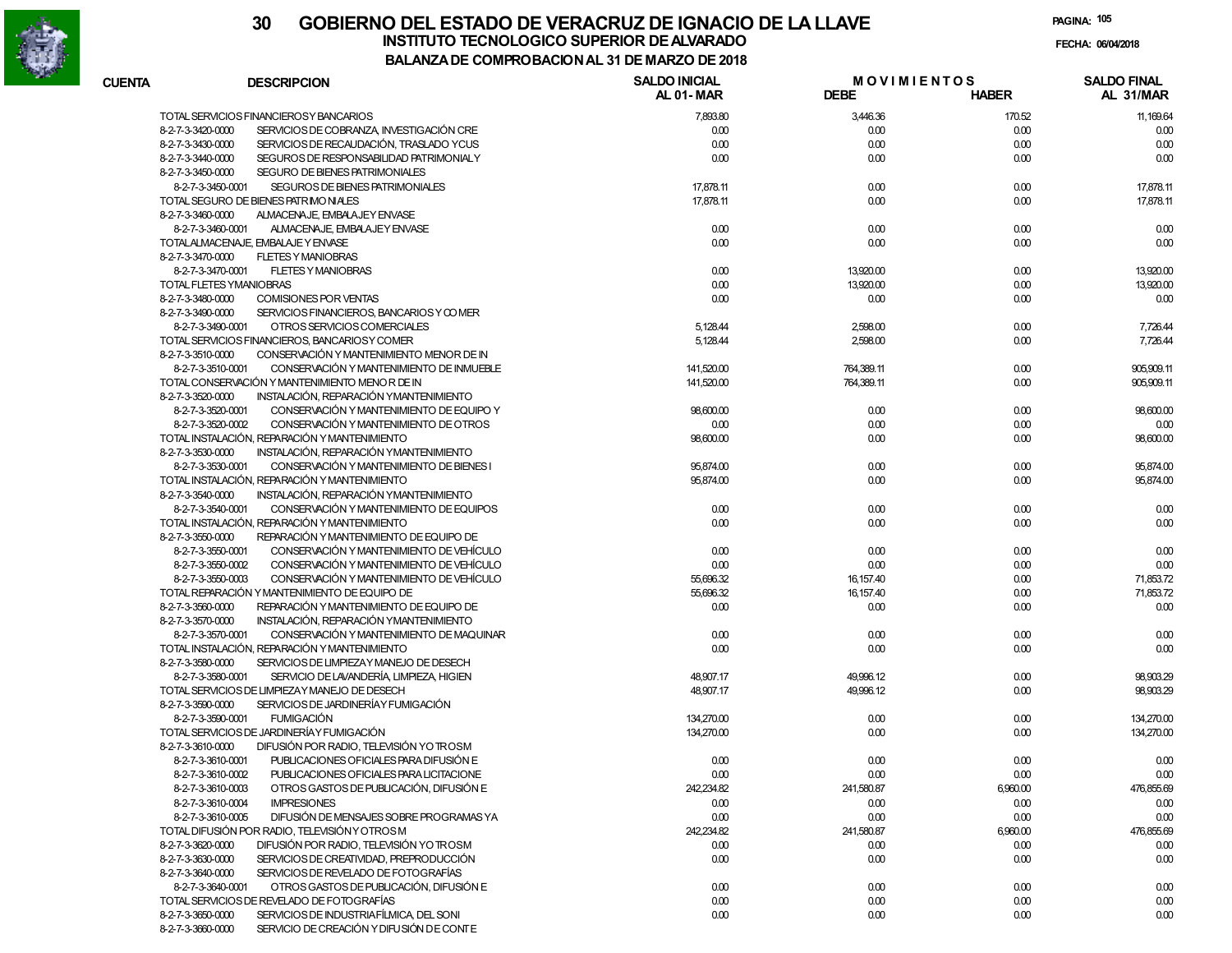# 30 GOBIERNO DEL ESTADO DE VERACRUZ DE IGNACIO DE LA LLAVE

## INSTITUTO TECNOLOGICO SUPERIOR DE ALVARADO

### BALANZA DE COMPROBACION AL 31 DE MARZO DE 2018

FECHA: 06/04/2018

| CUENTA | DESCRIPCION | SALDO INICIAL AL 01-MAR | MOVIMIENTOS DEBE | MOVIMIENTOS HABER | SALDO FINAL AL 31/MAR |
|---|---|---|---|---|---|
| TOTAL SERVICIOS FINANCIEROS Y BANCARIOS | | 7,893.80 | 3,446.36 | 170.52 | 11,169.64 |
| 8-2-7-3-3420-0000 | SERVICIOS DE COBRANZA, INVESTIGACIÓN CRE | 0.00 | 0.00 | 0.00 | 0.00 |
| 8-2-7-3-3430-0000 | SERVICIOS DE RECAUDACIÓN, TRASLADO Y CUS | 0.00 | 0.00 | 0.00 | 0.00 |
| 8-2-7-3-3440-0000 | SEGUROS DE RESPONSABILIDAD PATRIMONIAL Y | 0.00 | 0.00 | 0.00 | 0.00 |
| 8-2-7-3-3450-0000 | SEGURO DE BIENES PATRIMONIALES | | | | |
| 8-2-7-3-3450-0001 | SEGUROS DE BIENES PATRIMONIALES | 17,878.11 | 0.00 | 0.00 | 17,878.11 |
| TOTAL SEGURO DE BIENES PATRIMONIALES | | 17,878.11 | 0.00 | 0.00 | 17,878.11 |
| 8-2-7-3-3460-0000 | ALMACENAJE, EMBALAJE Y ENVASE | | | | |
| 8-2-7-3-3460-0001 | ALMACENAJE, EMBALAJE Y ENVASE | 0.00 | 0.00 | 0.00 | 0.00 |
| TOTAL ALMACENAJE, EMBALAJE Y ENVASE | | 0.00 | 0.00 | 0.00 | 0.00 |
| 8-2-7-3-3470-0000 | FLETES Y MANIOBRAS | | | | |
| 8-2-7-3-3470-0001 | FLETES Y MANIOBRAS | 0.00 | 13,920.00 | 0.00 | 13,920.00 |
| TOTAL FLETES Y MANIOBRAS | | 0.00 | 13,920.00 | 0.00 | 13,920.00 |
| 8-2-7-3-3480-0000 | COMISIONES POR VENTAS | 0.00 | 0.00 | 0.00 | 0.00 |
| 8-2-7-3-3490-0000 | SERVICIOS FINANCIEROS, BANCARIOS Y COMER | | | | |
| 8-2-7-3-3490-0001 | OTROS SERVICIOS COMERCIALES | 5,128.44 | 2,598.00 | 0.00 | 7,726.44 |
| TOTAL SERVICIOS FINANCIEROS, BANCARIOS Y COMER | | 5,128.44 | 2,598.00 | 0.00 | 7,726.44 |
| 8-2-7-3-3510-0000 | CONSERVACIÓN Y MANTENIMIENTO MENOR DE IN | | | | |
| 8-2-7-3-3510-0001 | CONSERVACIÓN Y MANTENIMIENTO DE INMUEBLE | 141,520.00 | 764,389.11 | 0.00 | 905,909.11 |
| TOTAL CONSERVACIÓN Y MANTENIMIENTO MENOR DE IN | | 141,520.00 | 764,389.11 | 0.00 | 905,909.11 |
| 8-2-7-3-3520-0000 | INSTALACIÓN, REPARACIÓN Y MANTENIMIENTO | | | | |
| 8-2-7-3-3520-0001 | CONSERVACIÓN Y MANTENIMIENTO DE EQUIPO Y | 98,600.00 | 0.00 | 0.00 | 98,600.00 |
| 8-2-7-3-3520-0002 | CONSERVACIÓN Y MANTENIMIENTO DE OTROS | 0.00 | 0.00 | 0.00 | 0.00 |
| TOTAL INSTALACIÓN, REPARACIÓN Y MANTENIMIENTO | | 98,600.00 | 0.00 | 0.00 | 98,600.00 |
| 8-2-7-3-3530-0000 | INSTALACIÓN, REPARACIÓN Y MANTENIMIENTO | | | | |
| 8-2-7-3-3530-0001 | CONSERVACIÓN Y MANTENIMIENTO DE BIENES I | 95,874.00 | 0.00 | 0.00 | 95,874.00 |
| TOTAL INSTALACIÓN, REPARACIÓN Y MANTENIMIENTO | | 95,874.00 | 0.00 | 0.00 | 95,874.00 |
| 8-2-7-3-3540-0000 | INSTALACIÓN, REPARACIÓN Y MANTENIMIENTO | | | | |
| 8-2-7-3-3540-0001 | CONSERVACIÓN Y MANTENIMIENTO DE EQUIPOS | 0.00 | 0.00 | 0.00 | 0.00 |
| TOTAL INSTALACIÓN, REPARACIÓN Y MANTENIMIENTO | | 0.00 | 0.00 | 0.00 | 0.00 |
| 8-2-7-3-3550-0000 | REPARACIÓN Y MANTENIMIENTO DE EQUIPO DE | | | | |
| 8-2-7-3-3550-0001 | CONSERVACIÓN Y MANTENIMIENTO DE VEHÍCULO | 0.00 | 0.00 | 0.00 | 0.00 |
| 8-2-7-3-3550-0002 | CONSERVACIÓN Y MANTENIMIENTO DE VEHÍCULO | 0.00 | 0.00 | 0.00 | 0.00 |
| 8-2-7-3-3550-0003 | CONSERVACIÓN Y MANTENIMIENTO DE VEHÍCULO | 55,696.32 | 16,157.40 | 0.00 | 71,853.72 |
| TOTAL REPARACIÓN Y MANTENIMIENTO DE EQUIPO DE | | 55,696.32 | 16,157.40 | 0.00 | 71,853.72 |
| 8-2-7-3-3560-0000 | REPARACIÓN Y MANTENIMIENTO DE EQUIPO DE | 0.00 | 0.00 | 0.00 | 0.00 |
| 8-2-7-3-3570-0000 | INSTALACIÓN, REPARACIÓN Y MANTENIMIENTO | | | | |
| 8-2-7-3-3570-0001 | CONSERVACIÓN Y MANTENIMIENTO DE MAQUINAR | 0.00 | 0.00 | 0.00 | 0.00 |
| TOTAL INSTALACIÓN, REPARACIÓN Y MANTENIMIENTO | | 0.00 | 0.00 | 0.00 | 0.00 |
| 8-2-7-3-3580-0000 | SERVICIOS DE LIMPIEZA Y MANEJO DE DESECH | | | | |
| 8-2-7-3-3580-0001 | SERVICIO DE LAVANDERÍA, LIMPIEZA, HIGIEN | 48,907.17 | 49,996.12 | 0.00 | 98,903.29 |
| TOTAL SERVICIOS DE LIMPIEZA Y MANEJO DE DESECH | | 48,907.17 | 49,996.12 | 0.00 | 98,903.29 |
| 8-2-7-3-3590-0000 | SERVICIOS DE JARDINERÍA Y FUMIGACIÓN | | | | |
| 8-2-7-3-3590-0001 | FUMIGACIÓN | 134,270.00 | 0.00 | 0.00 | 134,270.00 |
| TOTAL SERVICIOS DE JARDINERÍA Y FUMIGACIÓN | | 134,270.00 | 0.00 | 0.00 | 134,270.00 |
| 8-2-7-3-3610-0000 | DIFUSIÓN POR RADIO, TELEVISIÓN Y OTROS M | | | | |
| 8-2-7-3-3610-0001 | PUBLICACIONES OFICIALES PARA DIFUSIÓN E | 0.00 | 0.00 | 0.00 | 0.00 |
| 8-2-7-3-3610-0002 | PUBLICACIONES OFICIALES PARA LICITACIONE | 0.00 | 0.00 | 0.00 | 0.00 |
| 8-2-7-3-3610-0003 | OTROS GASTOS DE PUBLICACIÓN, DIFUSIÓN E | 242,234.82 | 241,580.87 | 6,960.00 | 476,855.69 |
| 8-2-7-3-3610-0004 | IMPRESIONES | 0.00 | 0.00 | 0.00 | 0.00 |
| 8-2-7-3-3610-0005 | DIFUSIÓN DE MENSAJES SOBRE PROGRAMAS Y A | 0.00 | 0.00 | 0.00 | 0.00 |
| TOTAL DIFUSIÓN POR RADIO, TELEVISIÓN Y OTROS M | | 242,234.82 | 241,580.87 | 6,960.00 | 476,855.69 |
| 8-2-7-3-3620-0000 | DIFUSIÓN POR RADIO, TELEVISIÓN Y OTROS M | 0.00 | 0.00 | 0.00 | 0.00 |
| 8-2-7-3-3630-0000 | SERVICIOS DE CREATIVIDAD, PREPRODUCCIÓN | 0.00 | 0.00 | 0.00 | 0.00 |
| 8-2-7-3-3640-0000 | SERVICIOS DE REVELADO DE FOTOGRAFÍAS | | | | |
| 8-2-7-3-3640-0001 | OTROS GASTOS DE PUBLICACIÓN, DIFUSIÓN E | 0.00 | 0.00 | 0.00 | 0.00 |
| TOTAL SERVICIOS DE REVELADO DE FOTOGRAFÍAS | | 0.00 | 0.00 | 0.00 | 0.00 |
| 8-2-7-3-3650-0000 | SERVICIOS DE INDUSTRIA FÍLMICA, DEL SONI | 0.00 | 0.00 | 0.00 | 0.00 |
| 8-2-7-3-3660-0000 | SERVICIO DE CREACIÓN Y DIFUSIÓN DE CONTE | | | | |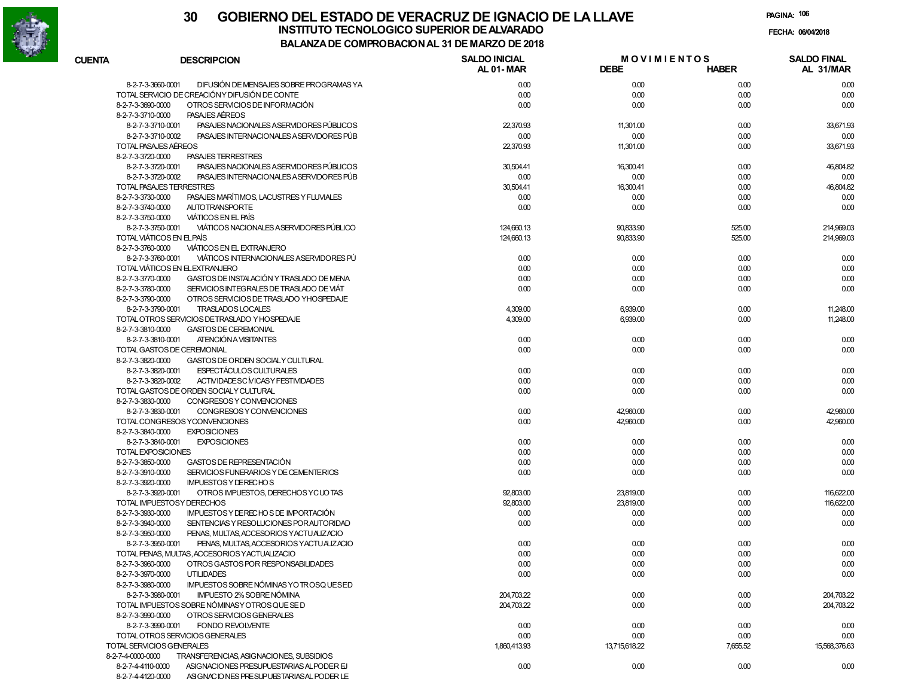# 30 GOBIERNO DEL ESTADO DE VERACRUZ DE IGNACIO DE LA LLAVE

## INSTITUTO TECNOLOGICO SUPERIOR DE ALVARADO

### BALANZA DE COMPROBACION AL 31 DE MARZO DE 2018

FECHA: 06/04/2018

| CUENTA | DESCRIPCION | SALDO INICIAL AL 01-MAR | MOVIMIENTOS DEBE | MOVIMIENTOS HABER | SALDO FINAL AL 31/MAR |
|---|---|---|---|---|---|
| 8-2-7-3-3660-0001 | DIFUSIÓN DE MENSAJES SOBRE PROGRAMAS YA | 0.00 | 0.00 | 0.00 | 0.00 |
| | TOTAL SERVICIO DE CREACIÓN Y DIFUSIÓN DE CONTE | 0.00 | 0.00 | 0.00 | 0.00 |
| 8-2-7-3-3690-0000 | OTROS SERVICIOS DE INFORMACIÓN | 0.00 | 0.00 | 0.00 | 0.00 |
| 8-2-7-3-3710-0000 | PASAJES AÉREOS | | | | |
| 8-2-7-3-3710-0001 | PASAJES NACIONALES A SERVIDORES PÚBLICOS | 22,370.93 | 11,301.00 | 0.00 | 33,671.93 |
| 8-2-7-3-3710-0002 | PASAJES INTERNACIONALES A SERVIDORES PÚB | 0.00 | 0.00 | 0.00 | 0.00 |
| | TOTAL PASAJES AÉREOS | 22,370.93 | 11,301.00 | 0.00 | 33,671.93 |
| 8-2-7-3-3720-0000 | PASAJES TERRESTRES | | | | |
| 8-2-7-3-3720-0001 | PASAJES NACIONALES A SERVIDORES PÚBLICOS | 30,504.41 | 16,300.41 | 0.00 | 46,804.82 |
| 8-2-7-3-3720-0002 | PASAJES INTERNACIONALES A SERVIDORES PÚB | 0.00 | 0.00 | 0.00 | 0.00 |
| | TOTAL PASAJES TERRESTRES | 30,504.41 | 16,300.41 | 0.00 | 46,804.82 |
| 8-2-7-3-3730-0000 | PASAJES MARÍTIMOS, LACUSTRES Y FLUVIALES | 0.00 | 0.00 | 0.00 | 0.00 |
| 8-2-7-3-3740-0000 | AUTOTRANSPORTE | 0.00 | 0.00 | 0.00 | 0.00 |
| 8-2-7-3-3750-0000 | VIÁTICOS EN EL PAÍS | | | | |
| 8-2-7-3-3750-0001 | VIÁTICOS NACIONALES A SERVIDORES PÚBLICO | 124,660.13 | 90,833.90 | 525.00 | 214,969.03 |
| | TOTAL VIÁTICOS EN EL PAÍS | 124,660.13 | 90,833.90 | 525.00 | 214,969.03 |
| 8-2-7-3-3760-0000 | VIÁTICOS EN EL EXTRANJERO | | | | |
| 8-2-7-3-3760-0001 | VIÁTICOS INTERNACIONALES A SERVIDORES PÚ | 0.00 | 0.00 | 0.00 | 0.00 |
| | TOTAL VIÁTICOS EN EL EXTRANJERO | 0.00 | 0.00 | 0.00 | 0.00 |
| 8-2-7-3-3770-0000 | GASTOS DE INSTALACIÓN Y TRASLADO DE MENA | 0.00 | 0.00 | 0.00 | 0.00 |
| 8-2-7-3-3780-0000 | SERVICIOS INTEGRALES DE TRASLADO DE VIÁT | 0.00 | 0.00 | 0.00 | 0.00 |
| 8-2-7-3-3790-0000 | OTROS SERVICIOS DE TRASLADO Y HOSPEDAJE | | | | |
| 8-2-7-3-3790-0001 | TRASLADOS LOCALES | 4,309.00 | 6,939.00 | 0.00 | 11,248.00 |
| | TOTAL OTROS SERVICIOS DE TRASLADO Y HOSPEDAJE | 4,309.00 | 6,939.00 | 0.00 | 11,248.00 |
| 8-2-7-3-3810-0000 | GASTOS DE CEREMONIAL | | | | |
| 8-2-7-3-3810-0001 | ATENCIÓN A VISITANTES | 0.00 | 0.00 | 0.00 | 0.00 |
| | TOTAL GASTOS DE CEREMONIAL | 0.00 | 0.00 | 0.00 | 0.00 |
| 8-2-7-3-3820-0000 | GASTOS DE ORDEN SOCIAL Y CULTURAL | | | | |
| 8-2-7-3-3820-0001 | ESPECTÁCULOS CULTURALES | 0.00 | 0.00 | 0.00 | 0.00 |
| 8-2-7-3-3820-0002 | ACTIVIDADES CÍVICAS Y FESTIVIDADES | 0.00 | 0.00 | 0.00 | 0.00 |
| | TOTAL GASTOS DE ORDEN SOCIAL Y CULTURAL | 0.00 | 0.00 | 0.00 | 0.00 |
| 8-2-7-3-3830-0000 | CONGRESOS Y CONVENCIONES | | | | |
| 8-2-7-3-3830-0001 | CONGRESOS Y CONVENCIONES | 0.00 | 42,960.00 | 0.00 | 42,960.00 |
| | TOTAL CONGRESOS Y CONVENCIONES | 0.00 | 42,960.00 | 0.00 | 42,960.00 |
| 8-2-7-3-3840-0000 | EXPOSICIONES | | | | |
| 8-2-7-3-3840-0001 | EXPOSICIONES | 0.00 | 0.00 | 0.00 | 0.00 |
| | TOTAL EXPOSICIONES | 0.00 | 0.00 | 0.00 | 0.00 |
| 8-2-7-3-3850-0000 | GASTOS DE REPRESENTACIÓN | 0.00 | 0.00 | 0.00 | 0.00 |
| 8-2-7-3-3910-0000 | SERVICIOS FUNERARIOS Y DE CEMENTERIOS | 0.00 | 0.00 | 0.00 | 0.00 |
| 8-2-7-3-3920-0000 | IMPUESTOS Y DERECHOS | | | | |
| 8-2-7-3-3920-0001 | OTROS IMPUESTOS, DERECHOS Y CUOTAS | 92,803.00 | 23,819.00 | 0.00 | 116,622.00 |
| | TOTAL IMPUESTOS Y DERECHOS | 92,803.00 | 23,819.00 | 0.00 | 116,622.00 |
| 8-2-7-3-3930-0000 | IMPUESTOS Y DERECHOS DE IMPORTACIÓN | 0.00 | 0.00 | 0.00 | 0.00 |
| 8-2-7-3-3940-0000 | SENTENCIAS Y RESOLUCIONES POR AUTORIDAD | 0.00 | 0.00 | 0.00 | 0.00 |
| 8-2-7-3-3950-0000 | PENAS, MULTAS, ACCESORIOS Y ACTUALIZACIO | | | | |
| 8-2-7-3-3950-0001 | PENAS, MULTAS, ACCESORIOS Y ACTUALIZACIO | 0.00 | 0.00 | 0.00 | 0.00 |
| | TOTAL PENAS, MULTAS, ACCESORIOS Y ACTUALIZACIO | 0.00 | 0.00 | 0.00 | 0.00 |
| 8-2-7-3-3960-0000 | OTROS GASTOS POR RESPONSABILIDADES | 0.00 | 0.00 | 0.00 | 0.00 |
| 8-2-7-3-3970-0000 | UTILIDADES | 0.00 | 0.00 | 0.00 | 0.00 |
| 8-2-7-3-3980-0000 | IMPUESTOS SOBRE NÓMINAS Y OTROS QUE SED | | | | |
| 8-2-7-3-3980-0001 | IMPUESTO 2% SOBRE NÓMINA | 204,703.22 | 0.00 | 0.00 | 204,703.22 |
| | TOTAL IMPUESTOS SOBRE NÓMINAS Y OTROS QUE SE D | 204,703.22 | 0.00 | 0.00 | 204,703.22 |
| 8-2-7-3-3990-0000 | OTROS SERVICIOS GENERALES | | | | |
| 8-2-7-3-3990-0001 | FONDO REVOLVENTE | 0.00 | 0.00 | 0.00 | 0.00 |
| | TOTAL OTROS SERVICIOS GENERALES | 0.00 | 0.00 | 0.00 | 0.00 |
| | TOTAL SERVICIOS GENERALES | 1,860,413.93 | 13,715,618.22 | 7,655.52 | 15,568,376.63 |
| 8-2-7-4-0000-0000 | TRANSFERENCIAS, ASIGNACIONES, SUBSIDIOS | | | | |
| 8-2-7-4-4110-0000 | ASIGNACIONES PRESUPUESTARIAS AL PODER EJ | 0.00 | 0.00 | 0.00 | 0.00 |
| 8-2-7-4-4120-0000 | ASIGNACIONES PRESUPUESTARIAS AL PODER LE | | | | |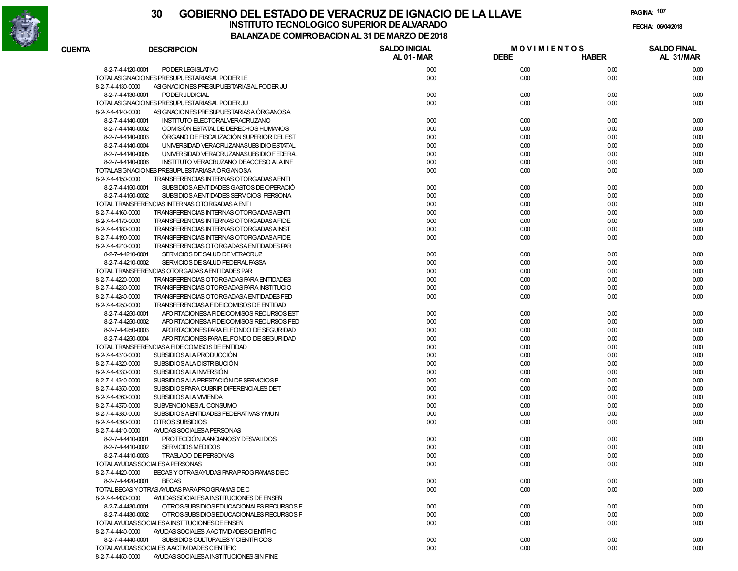# 30 GOBIERNO DEL ESTADO DE VERACRUZ DE IGNACIO DE LA LLAVE

## INSTITUTO TECNOLOGICO SUPERIOR DE ALVARADO

## BALANZA DE COMPROBACION AL 31 DE MARZO DE 2018

PAGINA: 107

FECHA: 06/04/2018

| CUENTA | DESCRIPCION | SALDO INICIAL AL 01- MAR | MOVIMIENTOS DEBE | MOVIMIENTOS HABER | SALDO FINAL AL 31/MAR |
|---|---|---|---|---|---|
| 8-2-7-4-4120-0001 | PODER LEGISLATIVO | 0.00 | 0.00 | 0.00 | 0.00 |
| TOTAL ASIGNACIONES PRESUPUESTARIAS AL PODER LE | | 0.00 | 0.00 | 0.00 | 0.00 |
| 8-2-7-4-4130-0000 | ASIGNACIONES PRESUPUESTARIAS AL PODER JU | | | | |
| 8-2-7-4-4130-0001 | PODER JUDICIAL | 0.00 | 0.00 | 0.00 | 0.00 |
| TOTAL ASIGNACIONES PRESUPUESTARIAS AL PODER JU | | 0.00 | 0.00 | 0.00 | 0.00 |
| 8-2-7-4-4140-0000 | ASIGNACIONES PRESUPUESTARIAS A ÓRGANOS A | | | | |
| 8-2-7-4-4140-0001 | INSTITUTO ELECTORAL VERACRUZANO | 0.00 | 0.00 | 0.00 | 0.00 |
| 8-2-7-4-4140-0002 | COMISIÓN ESTATAL DE DERECHOS HUMANOS | 0.00 | 0.00 | 0.00 | 0.00 |
| 8-2-7-4-4140-0003 | ÓRGANO DE FISCALIZACIÓN SUPERIOR DEL EST | 0.00 | 0.00 | 0.00 | 0.00 |
| 8-2-7-4-4140-0004 | UNIVERSIDAD VERACRUZANA SUBSIDIO ESTATAL | 0.00 | 0.00 | 0.00 | 0.00 |
| 8-2-7-4-4140-0005 | UNIVERSIDAD VERACRUZANA SUBSIDIO FEDERAL | 0.00 | 0.00 | 0.00 | 0.00 |
| 8-2-7-4-4140-0006 | INSTITUTO VERACRUZANO DE ACCESO A LA INF | 0.00 | 0.00 | 0.00 | 0.00 |
| TOTAL ASIGNACIONES PRESUPUESTARIAS A ÓRGANOS A | | 0.00 | 0.00 | 0.00 | 0.00 |
| 8-2-7-4-4150-0000 | TRANSFERENCIAS INTERNAS OTORGADAS A ENTI | | | | |
| 8-2-7-4-4150-0001 | SUBSIDIOS A ENTIDADES GASTOS DE OPERACIÓ | 0.00 | 0.00 | 0.00 | 0.00 |
| 8-2-7-4-4150-0002 | SUBSIDIOS A ENTIDADES SERVICIOS PERSONA | 0.00 | 0.00 | 0.00 | 0.00 |
| TOTAL TRANSFERENCIAS INTERNAS OTORGADAS A ENTI | | 0.00 | 0.00 | 0.00 | 0.00 |
| 8-2-7-4-4160-0000 | TRANSFERENCIAS INTERNAS OTORGADAS A ENTI | 0.00 | 0.00 | 0.00 | 0.00 |
| 8-2-7-4-4170-0000 | TRANSFERENCIAS INTERNAS OTORGADAS A FIDE | 0.00 | 0.00 | 0.00 | 0.00 |
| 8-2-7-4-4180-0000 | TRANSFERENCIAS INTERNAS OTORGADAS A INST | 0.00 | 0.00 | 0.00 | 0.00 |
| 8-2-7-4-4190-0000 | TRANSFERENCIAS INTERNAS OTORGADAS A FIDE | 0.00 | 0.00 | 0.00 | 0.00 |
| 8-2-7-4-4210-0000 | TRANSFERENCIAS OTORGADAS A ENTIDADES PAR | | | | |
| 8-2-7-4-4210-0001 | SERVICIOS DE SALUD DE VERACRUZ | 0.00 | 0.00 | 0.00 | 0.00 |
| 8-2-7-4-4210-0002 | SERVICIOS DE SALUD FEDERAL FASSA | 0.00 | 0.00 | 0.00 | 0.00 |
| TOTAL TRANSFERENCIAS OTORGADAS A ENTIDADES PAR | | 0.00 | 0.00 | 0.00 | 0.00 |
| 8-2-7-4-4220-0000 | TRANSFERENCIAS OTORGADAS PARA ENTIDADES | 0.00 | 0.00 | 0.00 | 0.00 |
| 8-2-7-4-4230-0000 | TRANSFERENCIAS OTORGADAS PARA INSTITUCIO | 0.00 | 0.00 | 0.00 | 0.00 |
| 8-2-7-4-4240-0000 | TRANSFERENCIAS OTORGADAS A ENTIDADES FED | 0.00 | 0.00 | 0.00 | 0.00 |
| 8-2-7-4-4250-0000 | TRANSFERENCIAS A FIDEICOMISOS DE ENTIDAD | | | | |
| 8-2-7-4-4250-0001 | APORTACIONES A FIDEICOMISOS RECURSOS EST | 0.00 | 0.00 | 0.00 | 0.00 |
| 8-2-7-4-4250-0002 | APORTACIONES A FIDEICOMISOS RECURSOS FED | 0.00 | 0.00 | 0.00 | 0.00 |
| 8-2-7-4-4250-0003 | APORTACIONES PARA EL FONDO DE SEGURIDAD | 0.00 | 0.00 | 0.00 | 0.00 |
| 8-2-7-4-4250-0004 | APORTACIONES PARA EL FONDO DE SEGURIDAD | 0.00 | 0.00 | 0.00 | 0.00 |
| TOTAL TRANSFERENCIAS A FIDEICOMISOS DE ENTIDAD | | 0.00 | 0.00 | 0.00 | 0.00 |
| 8-2-7-4-4310-0000 | SUBSIDIOS A LA PRODUCCIÓN | 0.00 | 0.00 | 0.00 | 0.00 |
| 8-2-7-4-4320-0000 | SUBSIDIOS A LA DISTRIBUCIÓN | 0.00 | 0.00 | 0.00 | 0.00 |
| 8-2-7-4-4330-0000 | SUBSIDIOS A LA INVERSIÓN | 0.00 | 0.00 | 0.00 | 0.00 |
| 8-2-7-4-4340-0000 | SUBSIDIOS A LA PRESTACIÓN DE SERVICIOS P | 0.00 | 0.00 | 0.00 | 0.00 |
| 8-2-7-4-4350-0000 | SUBSIDIOS PARA CUBRIR DIFERENCIALES DE T | 0.00 | 0.00 | 0.00 | 0.00 |
| 8-2-7-4-4360-0000 | SUBSIDIOS A LA VIVIENDA | 0.00 | 0.00 | 0.00 | 0.00 |
| 8-2-7-4-4370-0000 | SUBVENCIONES AL CONSUMO | 0.00 | 0.00 | 0.00 | 0.00 |
| 8-2-7-4-4380-0000 | SUBSIDIOS A ENTIDADES FEDERATIVAS Y MUNI | 0.00 | 0.00 | 0.00 | 0.00 |
| 8-2-7-4-4390-0000 | OTROS SUBSIDIOS | 0.00 | 0.00 | 0.00 | 0.00 |
| 8-2-7-4-4410-0000 | AYUDAS SOCIALES A PERSONAS | | | | |
| 8-2-7-4-4410-0001 | PROTECCIÓN A ANCIANOS Y DESVALIDOS | 0.00 | 0.00 | 0.00 | 0.00 |
| 8-2-7-4-4410-0002 | SERVICIOS MÉDICOS | 0.00 | 0.00 | 0.00 | 0.00 |
| 8-2-7-4-4410-0003 | TRASLADO DE PERSONAS | 0.00 | 0.00 | 0.00 | 0.00 |
| TOTAL AYUDAS SOCIALES A PERSONAS | | 0.00 | 0.00 | 0.00 | 0.00 |
| 8-2-7-4-4420-0000 | BECAS Y OTRAS AYUDAS PARA PROGRAMAS DE C | | | | |
| 8-2-7-4-4420-0001 | BECAS | 0.00 | 0.00 | 0.00 | 0.00 |
| TOTAL BECAS Y OTRAS AYUDAS PARA PROGRAMAS DE C | | 0.00 | 0.00 | 0.00 | 0.00 |
| 8-2-7-4-4430-0000 | AYUDAS SOCIALES A INSTITUCIONES DE ENSEÑ | | | | |
| 8-2-7-4-4430-0001 | OTROS SUBSIDIOS EDUCACIONALES RECURSOS E | 0.00 | 0.00 | 0.00 | 0.00 |
| 8-2-7-4-4430-0002 | OTROS SUBSIDIOS EDUCACIONALES RECURSOS F | 0.00 | 0.00 | 0.00 | 0.00 |
| TOTAL AYUDAS SOCIALES A INSTITUCIONES DE ENSEÑ | | 0.00 | 0.00 | 0.00 | 0.00 |
| 8-2-7-4-4440-0000 | AYUDAS SOCIALES A ACTIVIDADES CIENTÍFIC | | | | |
| 8-2-7-4-4440-0001 | SUBSIDIOS CULTURALES Y CIENTÍFICOS | 0.00 | 0.00 | 0.00 | 0.00 |
| TOTAL AYUDAS SOCIALES A ACTIVIDADES CIENTÍFIC | | 0.00 | 0.00 | 0.00 | 0.00 |
| 8-2-7-4-4450-0000 | AYUDAS SOCIALES A INSTITUCIONES SIN FINE | | | | |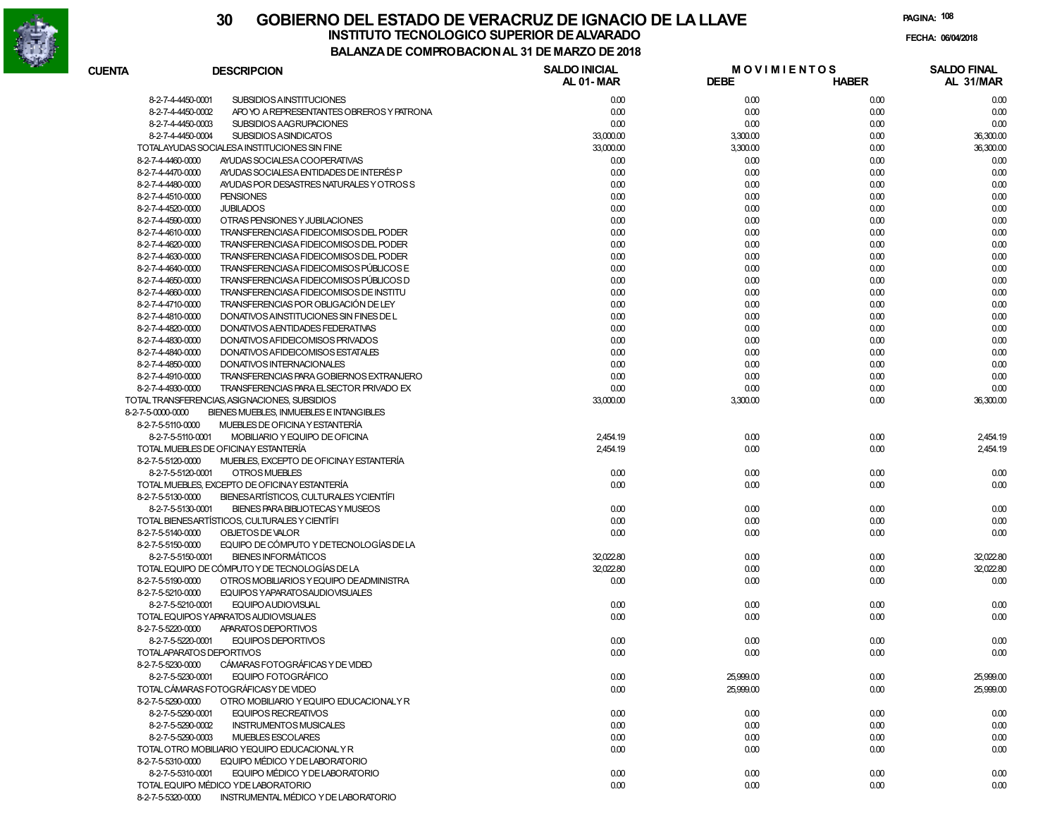# GOBIERNO DEL ESTADO DE VERACRUZ DE IGNACIO DE LA LLAVE

## INSTITUTO TECNOLOGICO SUPERIOR DE ALVARADO

### BALANZA DE COMPROBACION AL 31 DE MARZO DE 2018

FECHA: 06/04/2018

| CUENTA | DESCRIPCION | SALDO INICIAL AL 01-MAR | MOVIMIENTOS DEBE | MOVIMIENTOS HABER | SALDO FINAL AL 31/MAR |
|---|---|---|---|---|---|
| 8-2-7-4-4450-0001 | SUBSIDIOS A INSTITUCIONES | 0.00 | 0.00 | 0.00 | 0.00 |
| 8-2-7-4-4450-0002 | APOYO A REPRESENTANTES OBREROS Y PATRONA | 0.00 | 0.00 | 0.00 | 0.00 |
| 8-2-7-4-4450-0003 | SUBSIDIOS A AGRUPACIONES | 0.00 | 0.00 | 0.00 | 0.00 |
| 8-2-7-4-4450-0004 | SUBSIDIOS A SINDICATOS | 33,000.00 | 3,300.00 | 0.00 | 36,300.00 |
| | TOTAL AYUDAS SOCIALES A INSTITUCIONES SIN FINE | 33,000.00 | 3,300.00 | 0.00 | 36,300.00 |
| 8-2-7-4-4460-0000 | AYUDAS SOCIALES A COOPERATIVAS | 0.00 | 0.00 | 0.00 | 0.00 |
| 8-2-7-4-4470-0000 | AYUDAS SOCIALES A ENTIDADES DE INTERÉS P | 0.00 | 0.00 | 0.00 | 0.00 |
| 8-2-7-4-4480-0000 | AYUDAS POR DESASTRES NATURALES Y OTROS S | 0.00 | 0.00 | 0.00 | 0.00 |
| 8-2-7-4-4510-0000 | PENSIONES | 0.00 | 0.00 | 0.00 | 0.00 |
| 8-2-7-4-4520-0000 | JUBILADOS | 0.00 | 0.00 | 0.00 | 0.00 |
| 8-2-7-4-4590-0000 | OTRAS PENSIONES Y JUBILACIONES | 0.00 | 0.00 | 0.00 | 0.00 |
| 8-2-7-4-4610-0000 | TRANSFERENCIAS A FIDEICOMISOS DEL PODER | 0.00 | 0.00 | 0.00 | 0.00 |
| 8-2-7-4-4620-0000 | TRANSFERENCIAS A FIDEICOMISOS DEL PODER | 0.00 | 0.00 | 0.00 | 0.00 |
| 8-2-7-4-4630-0000 | TRANSFERENCIAS A FIDEICOMISOS DEL PODER | 0.00 | 0.00 | 0.00 | 0.00 |
| 8-2-7-4-4640-0000 | TRANSFERENCIAS A FIDEICOMISOS PÚBLICOS E | 0.00 | 0.00 | 0.00 | 0.00 |
| 8-2-7-4-4650-0000 | TRANSFERENCIAS A FIDEICOMISOS PÚBLICOS D | 0.00 | 0.00 | 0.00 | 0.00 |
| 8-2-7-4-4660-0000 | TRANSFERENCIAS A FIDEICOMISOS DE INSTITU | 0.00 | 0.00 | 0.00 | 0.00 |
| 8-2-7-4-4710-0000 | TRANSFERENCIAS POR OBLIGACIÓN DE LEY | 0.00 | 0.00 | 0.00 | 0.00 |
| 8-2-7-4-4810-0000 | DONATIVOS A INSTITUCIONES SIN FINES DE L | 0.00 | 0.00 | 0.00 | 0.00 |
| 8-2-7-4-4820-0000 | DONATIVOS A ENTIDADES FEDERATIVAS | 0.00 | 0.00 | 0.00 | 0.00 |
| 8-2-7-4-4830-0000 | DONATIVOS A FIDEICOMISOS PRIVADOS | 0.00 | 0.00 | 0.00 | 0.00 |
| 8-2-7-4-4840-0000 | DONATIVOS A FIDEICOMISOS ESTATALES | 0.00 | 0.00 | 0.00 | 0.00 |
| 8-2-7-4-4850-0000 | DONATIVOS INTERNACIONALES | 0.00 | 0.00 | 0.00 | 0.00 |
| 8-2-7-4-4910-0000 | TRANSFERENCIAS PARA GOBIERNOS EXTRANJERO | 0.00 | 0.00 | 0.00 | 0.00 |
| 8-2-7-4-4930-0000 | TRANSFERENCIAS PARA EL SECTOR PRIVADO EX | 0.00 | 0.00 | 0.00 | 0.00 |
| | TOTAL TRANSFERENCIAS, ASIGNACIONES, SUBSIDIOS | 33,000.00 | 3,300.00 | 0.00 | 36,300.00 |
| 8-2-7-5-0000-0000 | BIENES MUEBLES, INMUEBLES E INTANGIBLES | | | | |
| 8-2-7-5-5110-0000 | MUEBLES DE OFICINA Y ESTANTERÍA | | | | |
| 8-2-7-5-5110-0001 | MOBILIARIO Y EQUIPO DE OFICINA | 2,454.19 | 0.00 | 0.00 | 2,454.19 |
| | TOTAL MUEBLES DE OFICINA Y ESTANTERÍA | 2,454.19 | 0.00 | 0.00 | 2,454.19 |
| 8-2-7-5-5120-0000 | MUEBLES, EXCEPTO DE OFICINA Y ESTANTERÍA | | | | |
| 8-2-7-5-5120-0001 | OTROS MUEBLES | 0.00 | 0.00 | 0.00 | 0.00 |
| | TOTAL MUEBLES, EXCEPTO DE OFICINA Y ESTANTERÍA | 0.00 | 0.00 | 0.00 | 0.00 |
| 8-2-7-5-5130-0000 | BIENES ARTÍSTICOS, CULTURALES Y CIENTÍFI | | | | |
| 8-2-7-5-5130-0001 | BIENES PARA BIBLIOTECAS Y MUSEOS | 0.00 | 0.00 | 0.00 | 0.00 |
| | TOTAL BIENES ARTÍSTICOS, CULTURALES Y CIENTÍFI | 0.00 | 0.00 | 0.00 | 0.00 |
| 8-2-7-5-5140-0000 | OBJETOS DE VALOR | 0.00 | 0.00 | 0.00 | 0.00 |
| 8-2-7-5-5150-0000 | EQUIPO DE CÓMPUTO Y DE TECNOLOGÍAS DE LA | | | | |
| 8-2-7-5-5150-0001 | BIENES INFORMÁTICOS | 32,022.80 | 0.00 | 0.00 | 32,022.80 |
| | TOTAL EQUIPO DE CÓMPUTO Y DE TECNOLOGÍAS DE LA | 32,022.80 | 0.00 | 0.00 | 32,022.80 |
| 8-2-7-5-5190-0000 | OTROS MOBILIARIOS Y EQUIPO DE ADMINISTRA | 0.00 | 0.00 | 0.00 | 0.00 |
| 8-2-7-5-5210-0000 | EQUIPOS Y APARATOS AUDIOVISUALES | | | | |
| 8-2-7-5-5210-0001 | EQUIPO AUDIOVISUAL | 0.00 | 0.00 | 0.00 | 0.00 |
| | TOTAL EQUIPOS Y APARATOS AUDIOVISUALES | 0.00 | 0.00 | 0.00 | 0.00 |
| 8-2-7-5-5220-0000 | APARATOS DEPORTIVOS | | | | |
| 8-2-7-5-5220-0001 | EQUIPOS DEPORTIVOS | 0.00 | 0.00 | 0.00 | 0.00 |
| | TOTAL APARATOS DEPORTIVOS | 0.00 | 0.00 | 0.00 | 0.00 |
| 8-2-7-5-5230-0000 | CÁMARAS FOTOGRÁFICAS Y DE VIDEO | | | | |
| 8-2-7-5-5230-0001 | EQUIPO FOTOGRÁFICO | 0.00 | 25,999.00 | 0.00 | 25,999.00 |
| | TOTAL CÁMARAS FOTOGRÁFICAS Y DE VIDEO | 0.00 | 25,999.00 | 0.00 | 25,999.00 |
| 8-2-7-5-5290-0000 | OTRO MOBILIARIO Y EQUIPO EDUCACIONAL Y R | | | | |
| 8-2-7-5-5290-0001 | EQUIPOS RECREATIVOS | 0.00 | 0.00 | 0.00 | 0.00 |
| 8-2-7-5-5290-0002 | INSTRUMENTOS MUSICALES | 0.00 | 0.00 | 0.00 | 0.00 |
| 8-2-7-5-5290-0003 | MUEBLES ESCOLARES | 0.00 | 0.00 | 0.00 | 0.00 |
| | TOTAL OTRO MOBILIARIO Y EQUIPO EDUCACIONAL Y R | 0.00 | 0.00 | 0.00 | 0.00 |
| 8-2-7-5-5310-0000 | EQUIPO MÉDICO Y DE LABORATORIO | | | | |
| 8-2-7-5-5310-0001 | EQUIPO MÉDICO Y DE LABORATORIO | 0.00 | 0.00 | 0.00 | 0.00 |
| | TOTAL EQUIPO MÉDICO Y DE LABORATORIO | 0.00 | 0.00 | 0.00 | 0.00 |
| 8-2-7-5-5320-0000 | INSTRUMENTAL MÉDICO Y DE LABORATORIO | | | | |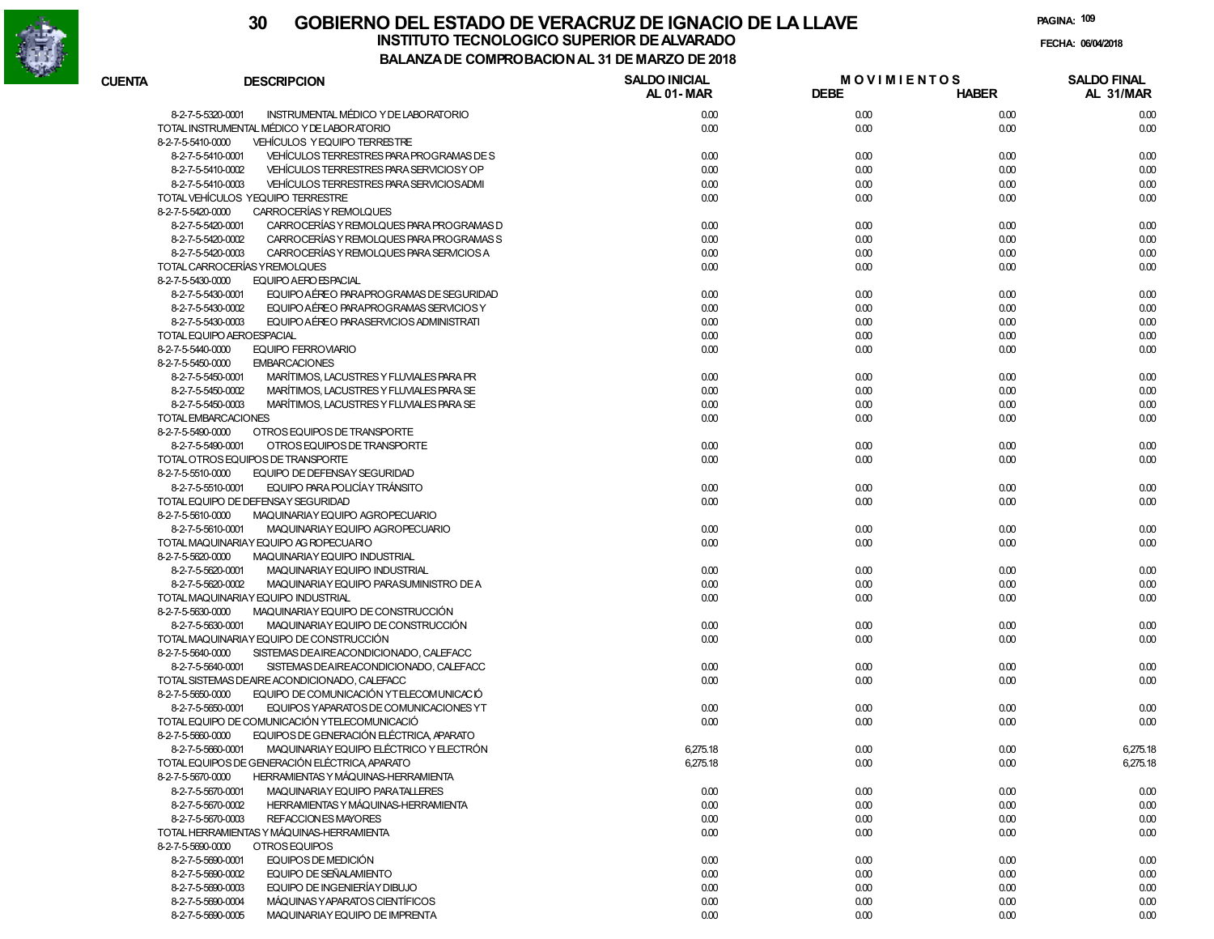# 30 GOBIERNO DEL ESTADO DE VERACRUZ DE IGNACIO DE LA LLAVE

## INSTITUTO TECNOLOGICO SUPERIOR DE ALVARADO

### BALANZA DE COMPROBACION AL 31 DE MARZO DE 2018

FECHA: 06/04/2018

| CUENTA | DESCRIPCION | SALDO INICIAL AL 01-MAR | MOVIMIENTOS DEBE | MOVIMIENTOS HABER | SALDO FINAL AL 31/MAR |
|---|---|---|---|---|---|
| 8-2-7-5-5320-0001 | INSTRUMENTAL MÉDICO Y DE LABORATORIO | 0.00 | 0.00 | 0.00 | 0.00 |
| | TOTAL INSTRUMENTAL MÉDICO Y DE LABORATORIO | 0.00 | 0.00 | 0.00 | 0.00 |
| 8-2-7-5-5410-0000 | VEHÍCULOS Y EQUIPO TERRESTRE | | | | |
| 8-2-7-5-5410-0001 | VEHÍCULOS TERRESTRES PARA PROGRAMAS DE S | 0.00 | 0.00 | 0.00 | 0.00 |
| 8-2-7-5-5410-0002 | VEHÍCULOS TERRESTRES PARA SERVICIOS Y OP | 0.00 | 0.00 | 0.00 | 0.00 |
| 8-2-7-5-5410-0003 | VEHÍCULOS TERRESTRES PARA SERVICIOS ADMI | 0.00 | 0.00 | 0.00 | 0.00 |
| | TOTAL VEHÍCULOS Y EQUIPO TERRESTRE | 0.00 | 0.00 | 0.00 | 0.00 |
| 8-2-7-5-5420-0000 | CARROCERÍAS Y REMOLQUES | | | | |
| 8-2-7-5-5420-0001 | CARROCERÍAS Y REMOLQUES PARA PROGRAMAS D | 0.00 | 0.00 | 0.00 | 0.00 |
| 8-2-7-5-5420-0002 | CARROCERÍAS Y REMOLQUES PARA PROGRAMAS S | 0.00 | 0.00 | 0.00 | 0.00 |
| 8-2-7-5-5420-0003 | CARROCERÍAS Y REMOLQUES PARA SERVICIOS A | 0.00 | 0.00 | 0.00 | 0.00 |
| | TOTAL CARROCERÍAS Y REMOLQUES | 0.00 | 0.00 | 0.00 | 0.00 |
| 8-2-7-5-5430-0000 | EQUIPO AEROESPACIAL | | | | |
| 8-2-7-5-5430-0001 | EQUIPO AÉREO PARA PROGRAMAS DE SEGURIDAD | 0.00 | 0.00 | 0.00 | 0.00 |
| 8-2-7-5-5430-0002 | EQUIPO AÉREO PARA PROGRAMAS SERVICIOS Y | 0.00 | 0.00 | 0.00 | 0.00 |
| 8-2-7-5-5430-0003 | EQUIPO AÉREO PARA SERVICIOS ADMINISTRATI | 0.00 | 0.00 | 0.00 | 0.00 |
| | TOTAL EQUIPO AEROESPACIAL | 0.00 | 0.00 | 0.00 | 0.00 |
| 8-2-7-5-5440-0000 | EQUIPO FERROVIARIO | 0.00 | 0.00 | 0.00 | 0.00 |
| 8-2-7-5-5450-0000 | EMBARCACIONES | | | | |
| 8-2-7-5-5450-0001 | MARÍTIMOS, LACUSTRES Y FLUVIALES PARA PR | 0.00 | 0.00 | 0.00 | 0.00 |
| 8-2-7-5-5450-0002 | MARÍTIMOS, LACUSTRES Y FLUVIALES PARA SE | 0.00 | 0.00 | 0.00 | 0.00 |
| 8-2-7-5-5450-0003 | MARÍTIMOS, LACUSTRES Y FLUVIALES PARA SE | 0.00 | 0.00 | 0.00 | 0.00 |
| | TOTAL EMBARCACIONES | 0.00 | 0.00 | 0.00 | 0.00 |
| 8-2-7-5-5490-0000 | OTROS EQUIPOS DE TRANSPORTE | | | | |
| 8-2-7-5-5490-0001 | OTROS EQUIPOS DE TRANSPORTE | 0.00 | 0.00 | 0.00 | 0.00 |
| | TOTAL OTROS EQUIPOS DE TRANSPORTE | 0.00 | 0.00 | 0.00 | 0.00 |
| 8-2-7-5-5510-0000 | EQUIPO DE DEFENSA Y SEGURIDAD | | | | |
| 8-2-7-5-5510-0001 | EQUIPO PARA POLICÍA Y TRÁNSITO | 0.00 | 0.00 | 0.00 | 0.00 |
| | TOTAL EQUIPO DE DEFENSA Y SEGURIDAD | 0.00 | 0.00 | 0.00 | 0.00 |
| 8-2-7-5-5610-0000 | MAQUINARIA Y EQUIPO AGROPECUARIO | | | | |
| 8-2-7-5-5610-0001 | MAQUINARIA Y EQUIPO AGROPECUARIO | 0.00 | 0.00 | 0.00 | 0.00 |
| | TOTAL MAQUINARIA Y EQUIPO AGROPECUARIO | 0.00 | 0.00 | 0.00 | 0.00 |
| 8-2-7-5-5620-0000 | MAQUINARIA Y EQUIPO INDUSTRIAL | | | | |
| 8-2-7-5-5620-0001 | MAQUINARIA Y EQUIPO INDUSTRIAL | 0.00 | 0.00 | 0.00 | 0.00 |
| 8-2-7-5-5620-0002 | MAQUINARIA Y EQUIPO PARA SUMINISTRO DE A | 0.00 | 0.00 | 0.00 | 0.00 |
| | TOTAL MAQUINARIA Y EQUIPO INDUSTRIAL | 0.00 | 0.00 | 0.00 | 0.00 |
| 8-2-7-5-5630-0000 | MAQUINARIA Y EQUIPO DE CONSTRUCCIÓN | | | | |
| 8-2-7-5-5630-0001 | MAQUINARIA Y EQUIPO DE CONSTRUCCIÓN | 0.00 | 0.00 | 0.00 | 0.00 |
| | TOTAL MAQUINARIA Y EQUIPO DE CONSTRUCCIÓN | 0.00 | 0.00 | 0.00 | 0.00 |
| 8-2-7-5-5640-0000 | SISTEMAS DE AIRE ACONDICIONADO, CALEFACC | | | | |
| 8-2-7-5-5640-0001 | SISTEMAS DE AIRE ACONDICIONADO, CALEFACC | 0.00 | 0.00 | 0.00 | 0.00 |
| | TOTAL SISTEMAS DE AIRE ACONDICIONADO, CALEFACC | 0.00 | 0.00 | 0.00 | 0.00 |
| 8-2-7-5-5650-0000 | EQUIPO DE COMUNICACIÓN Y TELECOMUNICACIÓ | | | | |
| 8-2-7-5-5650-0001 | EQUIPOS Y APARATOS DE COMUNICACIONES Y T | 0.00 | 0.00 | 0.00 | 0.00 |
| | TOTAL EQUIPO DE COMUNICACIÓN Y TELECOMUNICACIÓ | 0.00 | 0.00 | 0.00 | 0.00 |
| 8-2-7-5-5660-0000 | EQUIPOS DE GENERACIÓN ELÉCTRICA, APARATO | | | | |
| 8-2-7-5-5660-0001 | MAQUINARIA Y EQUIPO ELÉCTRICO Y ELECTRÓN | 6,275.18 | 0.00 | 0.00 | 6,275.18 |
| | TOTAL EQUIPOS DE GENERACIÓN ELÉCTRICA, APARATO | 6,275.18 | 0.00 | 0.00 | 6,275.18 |
| 8-2-7-5-5670-0000 | HERRAMIENTAS Y MÁQUINAS-HERRAMIENTA | | | | |
| 8-2-7-5-5670-0001 | MAQUINARIA Y EQUIPO PARA TALLERES | 0.00 | 0.00 | 0.00 | 0.00 |
| 8-2-7-5-5670-0002 | HERRAMIENTAS Y MÁQUINAS-HERRAMIENTA | 0.00 | 0.00 | 0.00 | 0.00 |
| 8-2-7-5-5670-0003 | REFACCIONES MAYORES | 0.00 | 0.00 | 0.00 | 0.00 |
| | TOTAL HERRAMIENTAS Y MÁQUINAS-HERRAMIENTA | 0.00 | 0.00 | 0.00 | 0.00 |
| 8-2-7-5-5690-0000 | OTROS EQUIPOS | | | | |
| 8-2-7-5-5690-0001 | EQUIPOS DE MEDICIÓN | 0.00 | 0.00 | 0.00 | 0.00 |
| 8-2-7-5-5690-0002 | EQUIPO DE SEÑALAMIENTO | 0.00 | 0.00 | 0.00 | 0.00 |
| 8-2-7-5-5690-0003 | EQUIPO DE INGENIERÍA Y DIBUJO | 0.00 | 0.00 | 0.00 | 0.00 |
| 8-2-7-5-5690-0004 | MÁQUINAS Y APARATOS CIENTÍFICOS | 0.00 | 0.00 | 0.00 | 0.00 |
| 8-2-7-5-5690-0005 | MAQUINARIA Y EQUIPO DE IMPRENTA | 0.00 | 0.00 | 0.00 | 0.00 |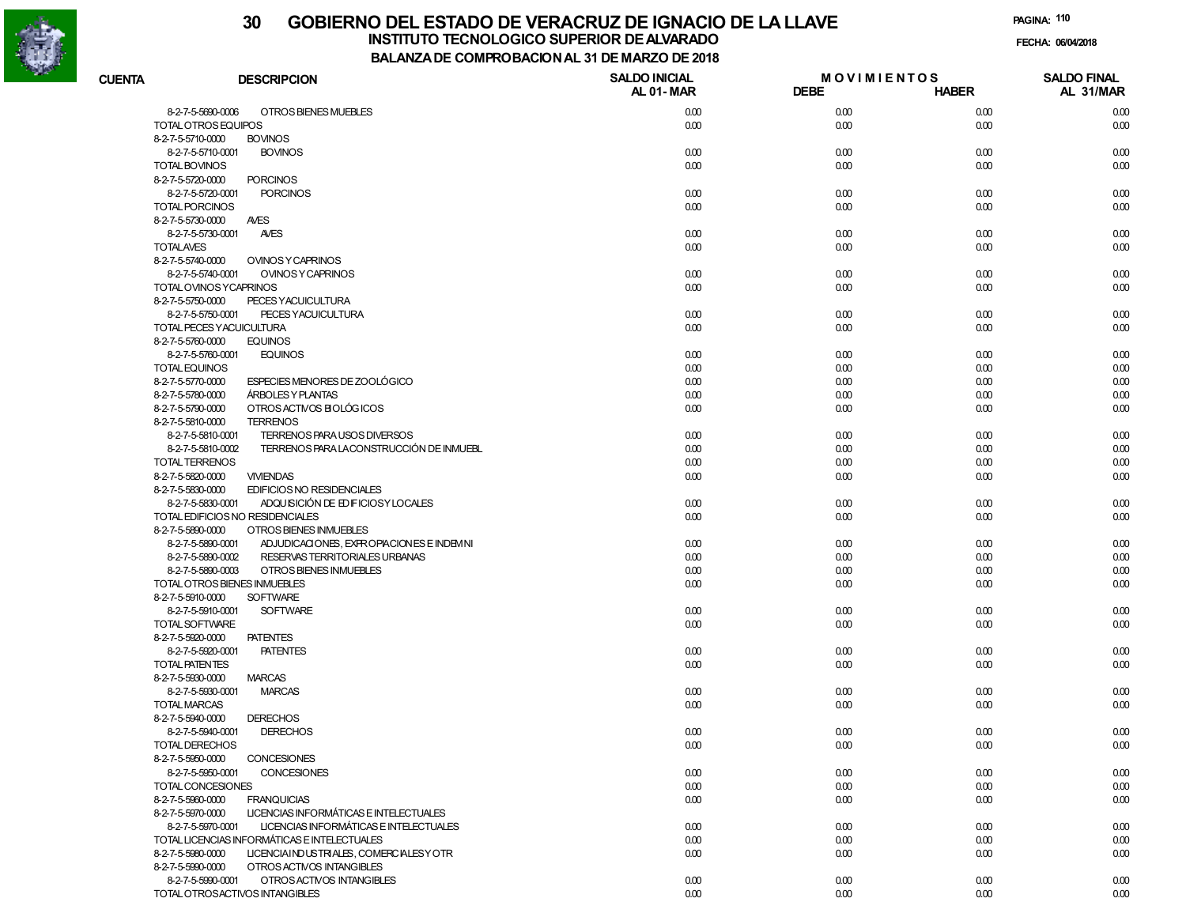# 30 GOBIERNO DEL ESTADO DE VERACRUZ DE IGNACIO DE LA LLAVE

## INSTITUTO TECNOLOGICO SUPERIOR DE ALVARADO

### BALANZA DE COMPROBACION AL 31 DE MARZO DE 2018

PAGINA: 110

FECHA: 06/04/2018

| CUENTA | DESCRIPCION | SALDO INICIAL AL 01- MAR | MOVIMIENTOS DEBE | MOVIMIENTOS HABER | SALDO FINAL AL 31/MAR |
|---|---|---|---|---|---|
| 8-2-7-5-5690-0006 | OTROS BIENES MUEBLES | 0.00 | 0.00 | 0.00 | 0.00 |
| TOTAL OTROS EQUIPOS | | 0.00 | 0.00 | 0.00 | 0.00 |
| 8-2-7-5-5710-0000 | BOVINOS | | | | |
| 8-2-7-5-5710-0001 | BOVINOS | 0.00 | 0.00 | 0.00 | 0.00 |
| TOTAL BOVINOS | | 0.00 | 0.00 | 0.00 | 0.00 |
| 8-2-7-5-5720-0000 | PORCINOS | | | | |
| 8-2-7-5-5720-0001 | PORCINOS | 0.00 | 0.00 | 0.00 | 0.00 |
| TOTAL PORCINOS | | 0.00 | 0.00 | 0.00 | 0.00 |
| 8-2-7-5-5730-0000 | AVES | | | | |
| 8-2-7-5-5730-0001 | AVES | 0.00 | 0.00 | 0.00 | 0.00 |
| TOTAL AVES | | 0.00 | 0.00 | 0.00 | 0.00 |
| 8-2-7-5-5740-0000 | OVINOS Y CAPRINOS | | | | |
| 8-2-7-5-5740-0001 | OVINOS Y CAPRINOS | 0.00 | 0.00 | 0.00 | 0.00 |
| TOTAL OVINOS Y CAPRINOS | | 0.00 | 0.00 | 0.00 | 0.00 |
| 8-2-7-5-5750-0000 | PECES Y ACUICULTURA | | | | |
| 8-2-7-5-5750-0001 | PECES Y ACUICULTURA | 0.00 | 0.00 | 0.00 | 0.00 |
| TOTAL PECES Y ACUICULTURA | | 0.00 | 0.00 | 0.00 | 0.00 |
| 8-2-7-5-5760-0000 | EQUINOS | | | | |
| 8-2-7-5-5760-0001 | EQUINOS | 0.00 | 0.00 | 0.00 | 0.00 |
| TOTAL EQUINOS | | 0.00 | 0.00 | 0.00 | 0.00 |
| 8-2-7-5-5770-0000 | ESPECIES MENORES DE ZOOLÓGICO | 0.00 | 0.00 | 0.00 | 0.00 |
| 8-2-7-5-5780-0000 | ÁRBOLES Y PLANTAS | 0.00 | 0.00 | 0.00 | 0.00 |
| 8-2-7-5-5790-0000 | OTROS ACTIVOS BIOLÓGICOS | 0.00 | 0.00 | 0.00 | 0.00 |
| 8-2-7-5-5810-0000 | TERRENOS | | | | |
| 8-2-7-5-5810-0001 | TERRENOS PARA USOS DIVERSOS | 0.00 | 0.00 | 0.00 | 0.00 |
| 8-2-7-5-5810-0002 | TERRENOS PARA LA CONSTRUCCIÓN DE INMUEBL | 0.00 | 0.00 | 0.00 | 0.00 |
| TOTAL TERRENOS | | 0.00 | 0.00 | 0.00 | 0.00 |
| 8-2-7-5-5820-0000 | VIVIENDAS | 0.00 | 0.00 | 0.00 | 0.00 |
| 8-2-7-5-5830-0000 | EDIFICIOS NO RESIDENCIALES | | | | |
| 8-2-7-5-5830-0001 | ADQUISICIÓN DE EDIFICIOS Y LOCALES | 0.00 | 0.00 | 0.00 | 0.00 |
| TOTAL EDIFICIOS NO RESIDENCIALES | | 0.00 | 0.00 | 0.00 | 0.00 |
| 8-2-7-5-5890-0000 | OTROS BIENES INMUEBLES | | | | |
| 8-2-7-5-5890-0001 | ADJUDICACIONES, EXPROPIACIONES E INDEMNI | 0.00 | 0.00 | 0.00 | 0.00 |
| 8-2-7-5-5890-0002 | RESERVAS TERRITORIALES URBANAS | 0.00 | 0.00 | 0.00 | 0.00 |
| 8-2-7-5-5890-0003 | OTROS BIENES INMUEBLES | 0.00 | 0.00 | 0.00 | 0.00 |
| TOTAL OTROS BIENES INMUEBLES | | 0.00 | 0.00 | 0.00 | 0.00 |
| 8-2-7-5-5910-0000 | SOFTWARE | | | | |
| 8-2-7-5-5910-0001 | SOFTWARE | 0.00 | 0.00 | 0.00 | 0.00 |
| TOTAL SOFTWARE | | 0.00 | 0.00 | 0.00 | 0.00 |
| 8-2-7-5-5920-0000 | PATENTES | | | | |
| 8-2-7-5-5920-0001 | PATENTES | 0.00 | 0.00 | 0.00 | 0.00 |
| TOTAL PATENTES | | 0.00 | 0.00 | 0.00 | 0.00 |
| 8-2-7-5-5930-0000 | MARCAS | | | | |
| 8-2-7-5-5930-0001 | MARCAS | 0.00 | 0.00 | 0.00 | 0.00 |
| TOTAL MARCAS | | 0.00 | 0.00 | 0.00 | 0.00 |
| 8-2-7-5-5940-0000 | DERECHOS | | | | |
| 8-2-7-5-5940-0001 | DERECHOS | 0.00 | 0.00 | 0.00 | 0.00 |
| TOTAL DERECHOS | | 0.00 | 0.00 | 0.00 | 0.00 |
| 8-2-7-5-5950-0000 | CONCESIONES | | | | |
| 8-2-7-5-5950-0001 | CONCESIONES | 0.00 | 0.00 | 0.00 | 0.00 |
| TOTAL CONCESIONES | | 0.00 | 0.00 | 0.00 | 0.00 |
| 8-2-7-5-5960-0000 | FRANQUICIAS | 0.00 | 0.00 | 0.00 | 0.00 |
| 8-2-7-5-5970-0000 | LICENCIAS INFORMÁTICAS E INTELECTUALES | | | | |
| 8-2-7-5-5970-0001 | LICENCIAS INFORMÁTICAS E INTELECTUALES | 0.00 | 0.00 | 0.00 | 0.00 |
| TOTAL LICENCIAS INFORMÁTICAS E INTELECTUALES | | 0.00 | 0.00 | 0.00 | 0.00 |
| 8-2-7-5-5980-0000 | LICENCIA INDUSTRIALES, COMERCIALES Y OTR | 0.00 | 0.00 | 0.00 | 0.00 |
| 8-2-7-5-5990-0000 | OTROS ACTIVOS INTANGIBLES | | | | |
| 8-2-7-5-5990-0001 | OTROS ACTIVOS INTANGIBLES | 0.00 | 0.00 | 0.00 | 0.00 |
| TOTAL OTROS ACTIVOS INTANGIBLES | | 0.00 | 0.00 | 0.00 | 0.00 |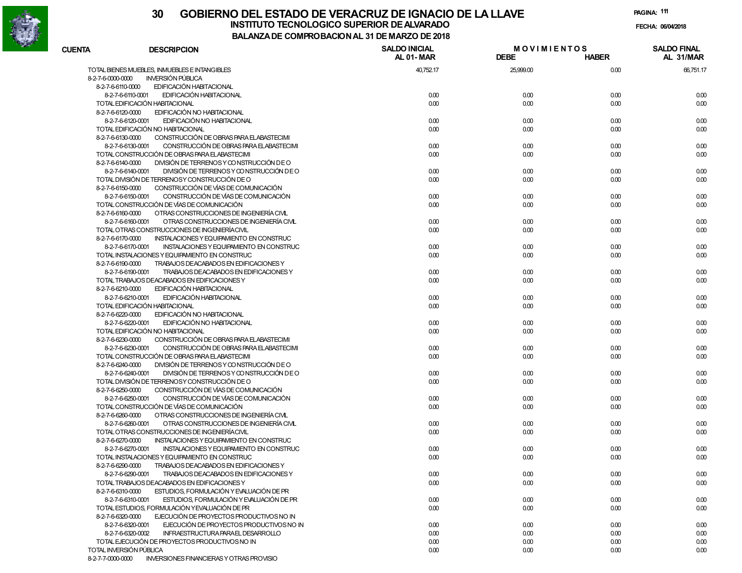# 30 GOBIERNO DEL ESTADO DE VERACRUZ DE IGNACIO DE LA LLAVE

## INSTITUTO TECNOLOGICO SUPERIOR DE ALVARADO

## BALANZA DE COMPROBACION AL 31 DE MARZO DE 2018

PAGINA: 111

FECHA: 06/04/2018

| CUENTA | DESCRIPCION | SALDO INICIAL AL 01-MAR | MOVIMIENTOS DEBE | MOVIMIENTOS HABER | SALDO FINAL AL 31/MAR |
|---|---|---|---|---|---|
| | TOTAL BIENES MUEBLES, INMUEBLES E INTANGIBLES | 40,752.17 | 25,999.00 | 0.00 | 66,751.17 |
| 8-2-7-6-0000-0000 | INVERSIÓN PÚBLICA | | | | |
| 8-2-7-6-6110-0000 | EDIFICACIÓN HABITACIONAL | | | | |
| 8-2-7-6-6110-0001 | EDIFICACIÓN HABITACIONAL | 0.00 | 0.00 | 0.00 | 0.00 |
| | TOTAL EDIFICACIÓN HABITACIONAL | 0.00 | 0.00 | 0.00 | 0.00 |
| 8-2-7-6-6120-0000 | EDIFICACIÓN NO HABITACIONAL | | | | |
| 8-2-7-6-6120-0001 | EDIFICACIÓN NO HABITACIONAL | 0.00 | 0.00 | 0.00 | 0.00 |
| | TOTAL EDIFICACIÓN NO HABITACIONAL | 0.00 | 0.00 | 0.00 | 0.00 |
| 8-2-7-6-6130-0000 | CONSTRUCCIÓN DE OBRAS PARA EL ABASTECIMI | | | | |
| 8-2-7-6-6130-0001 | CONSTRUCCIÓN DE OBRAS PARA EL ABASTECIMI | 0.00 | 0.00 | 0.00 | 0.00 |
| | TOTAL CONSTRUCCIÓN DE OBRAS PARA EL ABASTECIMI | 0.00 | 0.00 | 0.00 | 0.00 |
| 8-2-7-6-6140-0000 | DIVISIÓN DE TERRENOS Y CONSTRUCCIÓN DE O | | | | |
| 8-2-7-6-6140-0001 | DIVISIÓN DE TERRENOS Y CONSTRUCCIÓN DE O | 0.00 | 0.00 | 0.00 | 0.00 |
| | TOTAL DIVISIÓN DE TERRENOS Y CONSTRUCCIÓN DE O | 0.00 | 0.00 | 0.00 | 0.00 |
| 8-2-7-6-6150-0000 | CONSTRUCCIÓN DE VÍAS DE COMUNICACIÓN | | | | |
| 8-2-7-6-6150-0001 | CONSTRUCCIÓN DE VÍAS DE COMUNICACIÓN | 0.00 | 0.00 | 0.00 | 0.00 |
| | TOTAL CONSTRUCCIÓN DE VÍAS DE COMUNICACIÓN | 0.00 | 0.00 | 0.00 | 0.00 |
| 8-2-7-6-6160-0000 | OTRAS CONSTRUCCIONES DE INGENIERÍA CIVIL | | | | |
| 8-2-7-6-6160-0001 | OTRAS CONSTRUCCIONES DE INGENIERÍA CIVIL | 0.00 | 0.00 | 0.00 | 0.00 |
| | TOTAL OTRAS CONSTRUCCIONES DE INGENIERÍA CIVIL | 0.00 | 0.00 | 0.00 | 0.00 |
| 8-2-7-6-6170-0000 | INSTALACIONES Y EQUIPAMIENTO EN CONSTRUC | | | | |
| 8-2-7-6-6170-0001 | INSTALACIONES Y EQUIPAMIENTO EN CONSTRUC | 0.00 | 0.00 | 0.00 | 0.00 |
| | TOTAL INSTALACIONES Y EQUIPAMIENTO EN CONSTRUC | 0.00 | 0.00 | 0.00 | 0.00 |
| 8-2-7-6-6190-0000 | TRABAJOS DE ACABADOS EN EDIFICACIONES Y | | | | |
| 8-2-7-6-6190-0001 | TRABAJOS DE ACABADOS EN EDIFICACIONES Y | 0.00 | 0.00 | 0.00 | 0.00 |
| | TOTAL TRABAJOS DE ACABADOS EN EDIFICACIONES Y | 0.00 | 0.00 | 0.00 | 0.00 |
| 8-2-7-6-6210-0000 | EDIFICACIÓN HABITACIONAL | | | | |
| 8-2-7-6-6210-0001 | EDIFICACIÓN HABITACIONAL | 0.00 | 0.00 | 0.00 | 0.00 |
| | TOTAL EDIFICACIÓN HABITACIONAL | 0.00 | 0.00 | 0.00 | 0.00 |
| 8-2-7-6-6220-0000 | EDIFICACIÓN NO HABITACIONAL | | | | |
| 8-2-7-6-6220-0001 | EDIFICACIÓN NO HABITACIONAL | 0.00 | 0.00 | 0.00 | 0.00 |
| | TOTAL EDIFICACIÓN NO HABITACIONAL | 0.00 | 0.00 | 0.00 | 0.00 |
| 8-2-7-6-6230-0000 | CONSTRUCCIÓN DE OBRAS PARA EL ABASTECIMI | | | | |
| 8-2-7-6-6230-0001 | CONSTRUCCIÓN DE OBRAS PARA EL ABASTECIMI | 0.00 | 0.00 | 0.00 | 0.00 |
| | TOTAL CONSTRUCCIÓN DE OBRAS PARA EL ABASTECIMI | 0.00 | 0.00 | 0.00 | 0.00 |
| 8-2-7-6-6240-0000 | DIVISIÓN DE TERRENOS Y CONSTRUCCIÓN DE O | | | | |
| 8-2-7-6-6240-0001 | DIVISIÓN DE TERRENOS Y CONSTRUCCIÓN DE O | 0.00 | 0.00 | 0.00 | 0.00 |
| | TOTAL DIVISIÓN DE TERRENOS Y CONSTRUCCIÓN DE O | 0.00 | 0.00 | 0.00 | 0.00 |
| 8-2-7-6-6250-0000 | CONSTRUCCIÓN DE VÍAS DE COMUNICACIÓN | | | | |
| 8-2-7-6-6250-0001 | CONSTRUCCIÓN DE VÍAS DE COMUNICACIÓN | 0.00 | 0.00 | 0.00 | 0.00 |
| | TOTAL CONSTRUCCIÓN DE VÍAS DE COMUNICACIÓN | 0.00 | 0.00 | 0.00 | 0.00 |
| 8-2-7-6-6260-0000 | OTRAS CONSTRUCCIONES DE INGENIERÍA CIVIL | | | | |
| 8-2-7-6-6260-0001 | OTRAS CONSTRUCCIONES DE INGENIERÍA CIVIL | 0.00 | 0.00 | 0.00 | 0.00 |
| | TOTAL OTRAS CONSTRUCCIONES DE INGENIERÍA CIVIL | 0.00 | 0.00 | 0.00 | 0.00 |
| 8-2-7-6-6270-0000 | INSTALACIONES Y EQUIPAMIENTO EN CONSTRUC | | | | |
| 8-2-7-6-6270-0001 | INSTALACIONES Y EQUIPAMIENTO EN CONSTRUC | 0.00 | 0.00 | 0.00 | 0.00 |
| | TOTAL INSTALACIONES Y EQUIPAMIENTO EN CONSTRUC | 0.00 | 0.00 | 0.00 | 0.00 |
| 8-2-7-6-6290-0000 | TRABAJOS DE ACABADOS EN EDIFICACIONES Y | | | | |
| 8-2-7-6-6290-0001 | TRABAJOS DE ACABADOS EN EDIFICACIONES Y | 0.00 | 0.00 | 0.00 | 0.00 |
| | TOTAL TRABAJOS DE ACABADOS EN EDIFICACIONES Y | 0.00 | 0.00 | 0.00 | 0.00 |
| 8-2-7-6-6310-0000 | ESTUDIOS, FORMULACIÓN Y EVALUACIÓN DE PR | | | | |
| 8-2-7-6-6310-0001 | ESTUDIOS, FORMULACIÓN Y EVALUACIÓN DE PR | 0.00 | 0.00 | 0.00 | 0.00 |
| | TOTAL ESTUDIOS, FORMULACIÓN Y EVALUACIÓN DE PR | 0.00 | 0.00 | 0.00 | 0.00 |
| 8-2-7-6-6320-0000 | EJECUCIÓN DE PROYECTOS PRODUCTIVOS NO IN | | | | |
| 8-2-7-6-6320-0001 | EJECUCIÓN DE PROYECTOS PRODUCTIVOS NO IN | 0.00 | 0.00 | 0.00 | 0.00 |
| 8-2-7-6-6320-0002 | INFRAESTRUCTURA PARA EL DESARROLLO | 0.00 | 0.00 | 0.00 | 0.00 |
| | TOTAL EJECUCIÓN DE PROYECTOS PRODUCTIVOS NO IN | 0.00 | 0.00 | 0.00 | 0.00 |
| | TOTAL INVERSIÓN PÚBLICA | 0.00 | 0.00 | 0.00 | 0.00 |
| 8-2-7-7-0000-0000 | INVERSIONES FINANCIERAS Y OTRAS PROVISIO | | | | |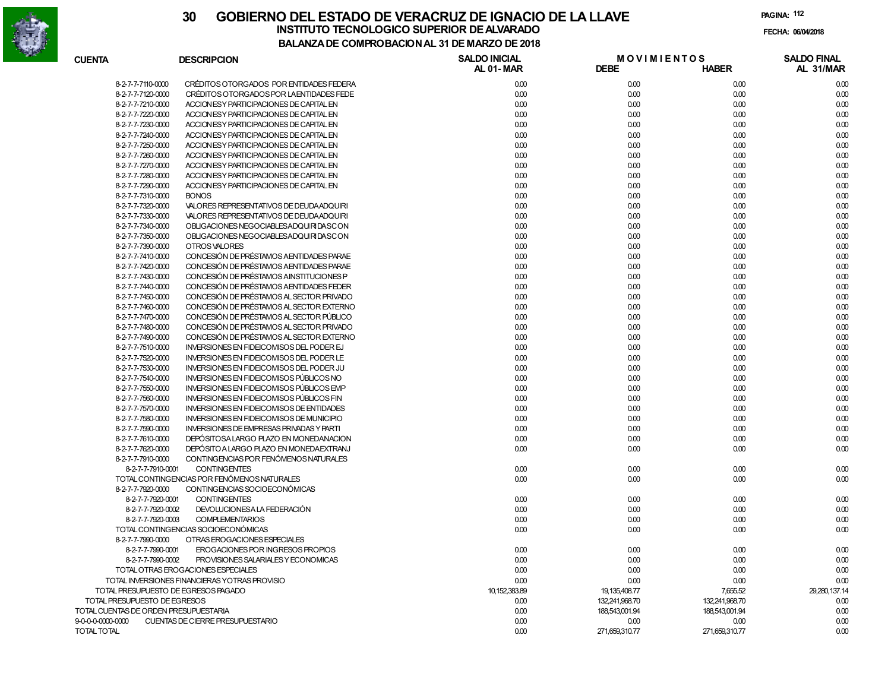# 30 GOBIERNO DEL ESTADO DE VERACRUZ DE IGNACIO DE LA LLAVE

## INSTITUTO TECNOLOGICO SUPERIOR DE ALVARADO

### BALANZA DE COMPROBACION AL 31 DE MARZO DE 2018

FECHA: 06/04/2018

| CUENTA | DESCRIPCION | SALDO INICIAL AL 01-MAR | MOVIMIENTOS DEBE | MOVIMIENTOS HABER | SALDO FINAL AL 31/MAR |
|---|---|---|---|---|---|
| 8-2-7-7-7110-0000 | CRÉDITOS OTORGADOS POR ENTIDADES FEDERA | 0.00 | 0.00 | 0.00 | 0.00 |
| 8-2-7-7-7120-0000 | CRÉDITOS OTORGADOS POR LA ENTIDADES FEDE | 0.00 | 0.00 | 0.00 | 0.00 |
| 8-2-7-7-7210-0000 | ACCIONES Y PARTICIPACIONES DE CAPITAL EN | 0.00 | 0.00 | 0.00 | 0.00 |
| 8-2-7-7-7220-0000 | ACCIONES Y PARTICIPACIONES DE CAPITAL EN | 0.00 | 0.00 | 0.00 | 0.00 |
| 8-2-7-7-7230-0000 | ACCIONES Y PARTICIPACIONES DE CAPITAL EN | 0.00 | 0.00 | 0.00 | 0.00 |
| 8-2-7-7-7240-0000 | ACCIONES Y PARTICIPACIONES DE CAPITAL EN | 0.00 | 0.00 | 0.00 | 0.00 |
| 8-2-7-7-7250-0000 | ACCIONES Y PARTICIPACIONES DE CAPITAL EN | 0.00 | 0.00 | 0.00 | 0.00 |
| 8-2-7-7-7260-0000 | ACCIONES Y PARTICIPACIONES DE CAPITAL EN | 0.00 | 0.00 | 0.00 | 0.00 |
| 8-2-7-7-7270-0000 | ACCIONES Y PARTICIPACIONES DE CAPITAL EN | 0.00 | 0.00 | 0.00 | 0.00 |
| 8-2-7-7-7280-0000 | ACCIONES Y PARTICIPACIONES DE CAPITAL EN | 0.00 | 0.00 | 0.00 | 0.00 |
| 8-2-7-7-7290-0000 | ACCIONES Y PARTICIPACIONES DE CAPITAL EN | 0.00 | 0.00 | 0.00 | 0.00 |
| 8-2-7-7-7310-0000 | BONOS | 0.00 | 0.00 | 0.00 | 0.00 |
| 8-2-7-7-7320-0000 | VALORES REPRESENTATIVOS DE DEUDA ADQUIRI | 0.00 | 0.00 | 0.00 | 0.00 |
| 8-2-7-7-7330-0000 | VALORES REPRESENTATIVOS DE DEUDA ADQUIRI | 0.00 | 0.00 | 0.00 | 0.00 |
| 8-2-7-7-7340-0000 | OBLIGACIONES NEGOCIABLES ADQUIRIDAS CON | 0.00 | 0.00 | 0.00 | 0.00 |
| 8-2-7-7-7350-0000 | OBLIGACIONES NEGOCIABLES ADQUIRIDAS CON | 0.00 | 0.00 | 0.00 | 0.00 |
| 8-2-7-7-7390-0000 | OTROS VALORES | 0.00 | 0.00 | 0.00 | 0.00 |
| 8-2-7-7-7410-0000 | CONCESIÓN DE PRÉSTAMOS A ENTIDADES PARAE | 0.00 | 0.00 | 0.00 | 0.00 |
| 8-2-7-7-7420-0000 | CONCESIÓN DE PRÉSTAMOS A ENTIDADES PARAE | 0.00 | 0.00 | 0.00 | 0.00 |
| 8-2-7-7-7430-0000 | CONCESIÓN DE PRÉSTAMOS A INSTITUCIONES P | 0.00 | 0.00 | 0.00 | 0.00 |
| 8-2-7-7-7440-0000 | CONCESIÓN DE PRÉSTAMOS A ENTIDADES FEDER | 0.00 | 0.00 | 0.00 | 0.00 |
| 8-2-7-7-7450-0000 | CONCESIÓN DE PRÉSTAMOS AL SECTOR PRIVADO | 0.00 | 0.00 | 0.00 | 0.00 |
| 8-2-7-7-7460-0000 | CONCESIÓN DE PRÉSTAMOS AL SECTOR EXTERNO | 0.00 | 0.00 | 0.00 | 0.00 |
| 8-2-7-7-7470-0000 | CONCESIÓN DE PRÉSTAMOS AL SECTOR PÚBLICO | 0.00 | 0.00 | 0.00 | 0.00 |
| 8-2-7-7-7480-0000 | CONCESIÓN DE PRÉSTAMOS AL SECTOR PRIVADO | 0.00 | 0.00 | 0.00 | 0.00 |
| 8-2-7-7-7490-0000 | CONCESIÓN DE PRÉSTAMOS AL SECTOR EXTERNO | 0.00 | 0.00 | 0.00 | 0.00 |
| 8-2-7-7-7510-0000 | INVERSIONES EN FIDEICOMISOS DEL PODER EJ | 0.00 | 0.00 | 0.00 | 0.00 |
| 8-2-7-7-7520-0000 | INVERSIONES EN FIDEICOMISOS DEL PODER LE | 0.00 | 0.00 | 0.00 | 0.00 |
| 8-2-7-7-7530-0000 | INVERSIONES EN FIDEICOMISOS DEL PODER JU | 0.00 | 0.00 | 0.00 | 0.00 |
| 8-2-7-7-7540-0000 | INVERSIONES EN FIDEICOMISOS PÚBLICOS NO | 0.00 | 0.00 | 0.00 | 0.00 |
| 8-2-7-7-7550-0000 | INVERSIONES EN FIDEICOMISOS PÚBLICOS EMP | 0.00 | 0.00 | 0.00 | 0.00 |
| 8-2-7-7-7560-0000 | INVERSIONES EN FIDEICOMISOS PÚBLICOS FIN | 0.00 | 0.00 | 0.00 | 0.00 |
| 8-2-7-7-7570-0000 | INVERSIONES EN FIDEICOMISOS DE ENTIDADES | 0.00 | 0.00 | 0.00 | 0.00 |
| 8-2-7-7-7580-0000 | INVERSIONES EN FIDEICOMISOS DE MUNICIPIO | 0.00 | 0.00 | 0.00 | 0.00 |
| 8-2-7-7-7590-0000 | INVERSIONES DE EMPRESAS PRIVADAS Y PARTI | 0.00 | 0.00 | 0.00 | 0.00 |
| 8-2-7-7-7610-0000 | DEPÓSITOS A LARGO PLAZO EN MONEDA NACION | 0.00 | 0.00 | 0.00 | 0.00 |
| 8-2-7-7-7620-0000 | DEPÓSITO A LARGO PLAZO EN MONEDA EXTRANJ | 0.00 | 0.00 | 0.00 | 0.00 |
| 8-2-7-7-7910-0000 | CONTINGENCIAS POR FENÓMENOS NATURALES | | | | |
| 8-2-7-7-7910-0001 | CONTINGENTES | 0.00 | 0.00 | 0.00 | 0.00 |
| TOTAL CONTINGENCIAS POR FENÓMENOS NATURALES | | 0.00 | 0.00 | 0.00 | 0.00 |
| 8-2-7-7-7920-0000 | CONTINGENCIAS SOCIOECONÓMICAS | | | | |
| 8-2-7-7-7920-0001 | CONTINGENTES | 0.00 | 0.00 | 0.00 | 0.00 |
| 8-2-7-7-7920-0002 | DEVOLUCIONES A LA FEDERACIÓN | 0.00 | 0.00 | 0.00 | 0.00 |
| 8-2-7-7-7920-0003 | COMPLEMENTARIOS | 0.00 | 0.00 | 0.00 | 0.00 |
| TOTAL CONTINGENCIAS SOCIOECONÓMICAS | | 0.00 | 0.00 | 0.00 | 0.00 |
| 8-2-7-7-7990-0000 | OTRAS EROGACIONES ESPECIALES | | | | |
| 8-2-7-7-7990-0001 | EROGACIONES POR INGRESOS PROPIOS | 0.00 | 0.00 | 0.00 | 0.00 |
| 8-2-7-7-7990-0002 | PROVISIONES SALARIALES Y ECONOMICAS | 0.00 | 0.00 | 0.00 | 0.00 |
| TOTAL OTRAS EROGACIONES ESPECIALES | | 0.00 | 0.00 | 0.00 | 0.00 |
| TOTAL INVERSIONES FINANCIERAS Y OTRAS PROVISIO | | 0.00 | 0.00 | 0.00 | 0.00 |
| TOTAL PRESUPUESTO DE EGRESOS PAGADO | | 10,152,383.89 | 19,135,408.77 | 7,655.52 | 29,280,137.14 |
| TOTAL PRESUPUESTO DE EGRESOS | | 0.00 | 132,241,968.70 | 132,241,968.70 | 0.00 |
| TOTAL CUENTAS DE ORDEN PRESUPUESTARIA | | 0.00 | 188,543,001.94 | 188,543,001.94 | 0.00 |
| 9-0-0-0-0000-0000 | CUENTAS DE CIERRE PRESUPUESTARIO | 0.00 | 0.00 | 0.00 | 0.00 |
| TOTAL TOTAL | | 0.00 | 271,659,310.77 | 271,659,310.77 | 0.00 |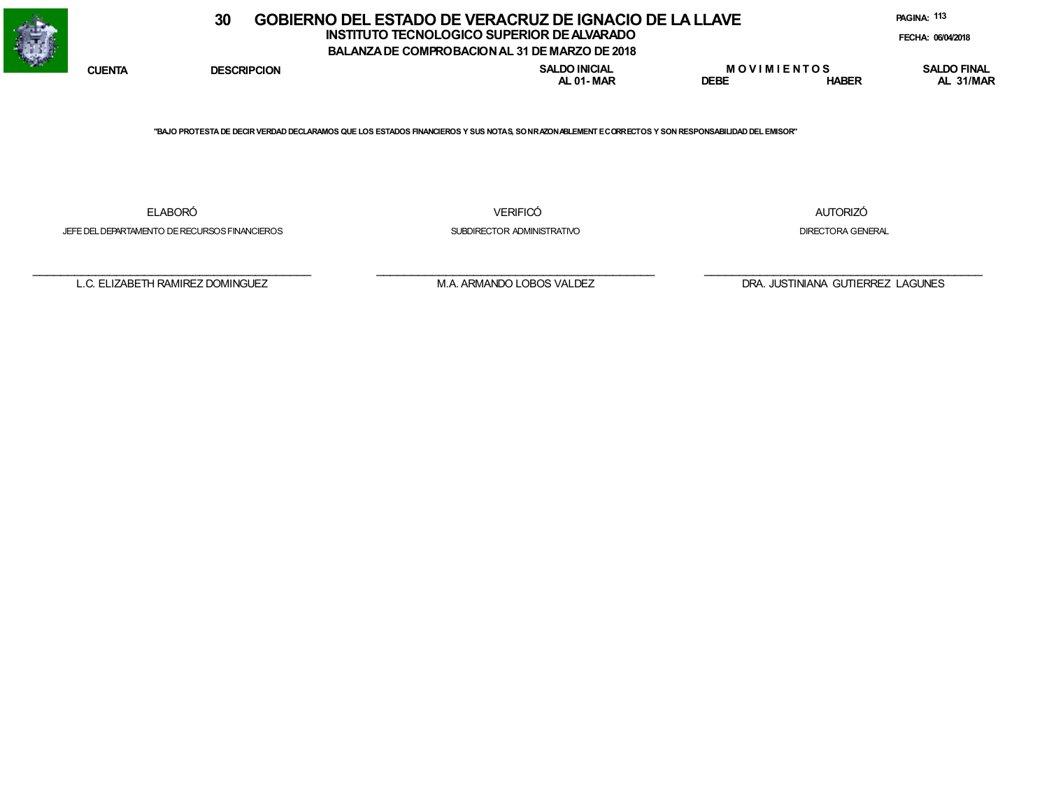# 30 GOBIERNO DEL ESTADO DE VERACRUZ DE IGNACIO DE LA LLAVE

## INSTITUTO TECNOLOGICO SUPERIOR DE ALVARADO

### BALANZA DE COMPROBACION AL 31 DE MARZO DE 2018

FECHA: 06/04/2018

| CUENTA | DESCRIPCION | SALDO INICIAL AL 01- MAR | MOVIMIENTOS DEBE | HABER | SALDO FINAL AL 31/MAR |
|---|---|---|---|---|---|

**"BAJO PROTESTA DE DECIR VERDAD DECLARAMOS QUE LOS ESTADOS FINANCIEROS Y SUS NOTAS, SON RAZONABLEMENTE CORRECTOS Y SON RESPONSABILIDAD DEL EMISOR"**

| ELABORÓ | VERIFICÓ | AUTORIZÓ |
|---|---|---|
| JEFE DEL DEPARTAMENTO DE RECURSOS FINANCIEROS | SUBDIRECTOR ADMINISTRATIVO | DIRECTORA GENERAL |
| L.C. ELIZABETH RAMIREZ DOMINGUEZ | M.A. ARMANDO LOBOS VALDEZ | DRA. JUSTINIANA GUTIERREZ LAGUNES |